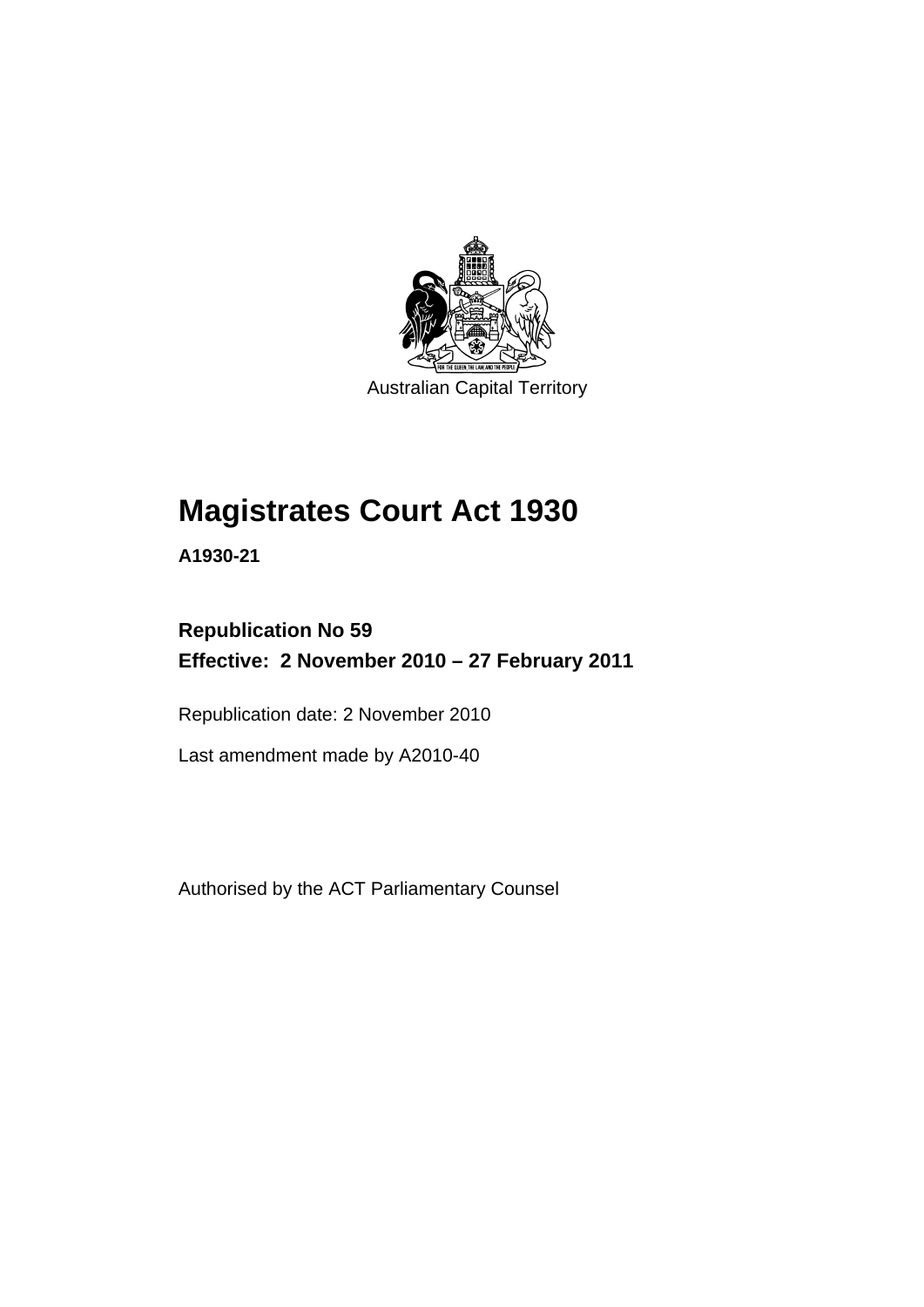Australian Capital Territory

# Magistrates Court Act 1930

**A1930-21**

**Republication No 59**
**Effective: 2 November 2010 – 27 February 2011**

Republication date: 2 November 2010

Last amendment made by A2010-40

Authorised by the ACT Parliamentary Counsel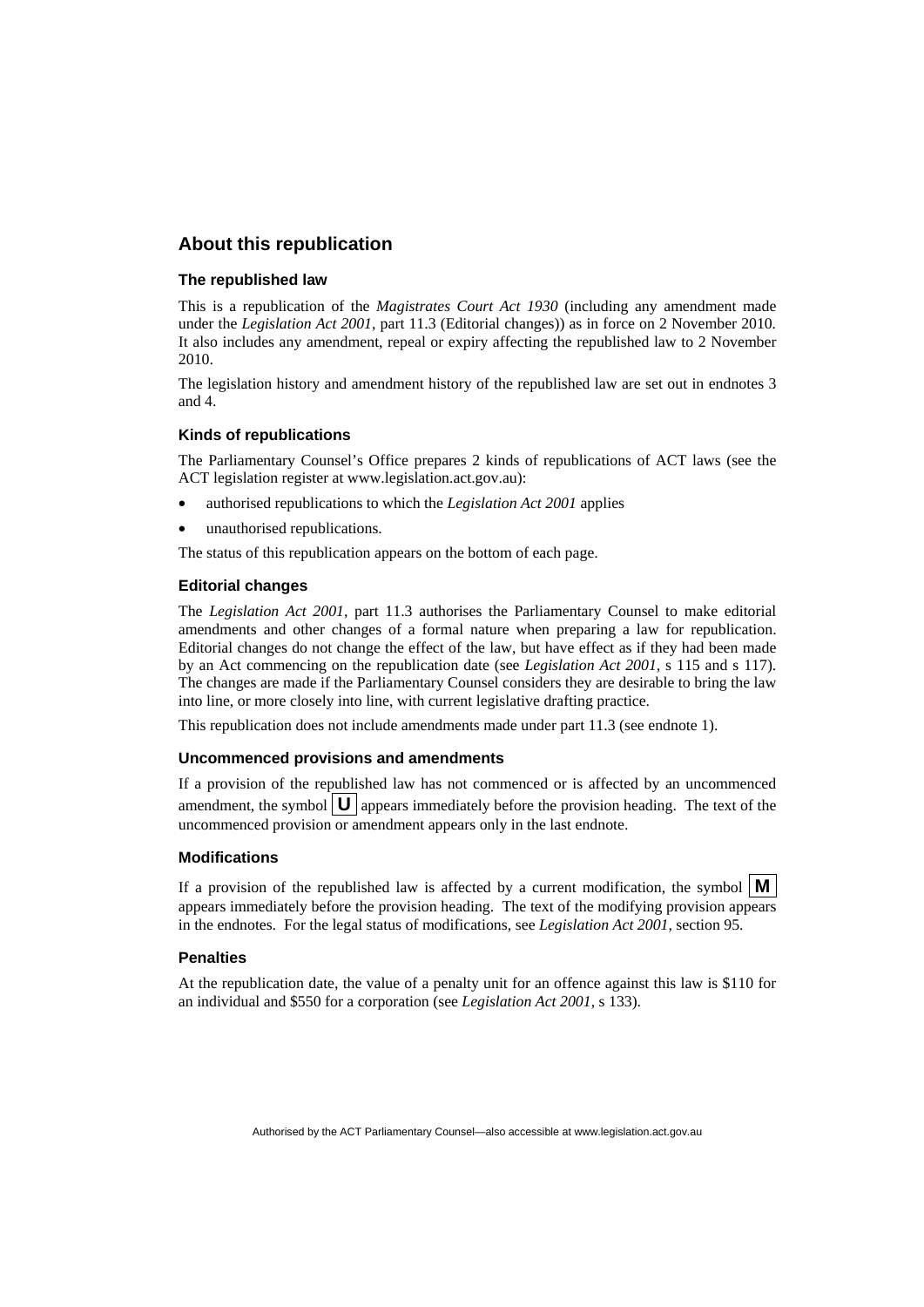## About this republication

### The republished law

This is a republication of the *Magistrates Court Act 1930* (including any amendment made under the *Legislation Act 2001*, part 11.3 (Editorial changes)) as in force on 2 November 2010*.* It also includes any amendment, repeal or expiry affecting the republished law to 2 November 2010.

The legislation history and amendment history of the republished law are set out in endnotes 3 and 4.

### Kinds of republications

The Parliamentary Counsel's Office prepares 2 kinds of republications of ACT laws (see the ACT legislation register at www.legislation.act.gov.au):

- authorised republications to which the *Legislation Act 2001* applies
- unauthorised republications.

The status of this republication appears on the bottom of each page.

### Editorial changes

The *Legislation Act 2001*, part 11.3 authorises the Parliamentary Counsel to make editorial amendments and other changes of a formal nature when preparing a law for republication. Editorial changes do not change the effect of the law, but have effect as if they had been made by an Act commencing on the republication date (see *Legislation Act 2001*, s 115 and s 117). The changes are made if the Parliamentary Counsel considers they are desirable to bring the law into line, or more closely into line, with current legislative drafting practice.

This republication does not include amendments made under part 11.3 (see endnote 1).

### Uncommenced provisions and amendments

If a provision of the republished law has not commenced or is affected by an uncommenced amendment, the symbol **U** appears immediately before the provision heading. The text of the uncommenced provision or amendment appears only in the last endnote.

### Modifications

If a provision of the republished law is affected by a current modification, the symbol **M** appears immediately before the provision heading. The text of the modifying provision appears in the endnotes. For the legal status of modifications, see *Legislation Act 2001*, section 95.

### Penalties

At the republication date, the value of a penalty unit for an offence against this law is $110 for an individual and $550 for a corporation (see *Legislation Act 2001*, s 133).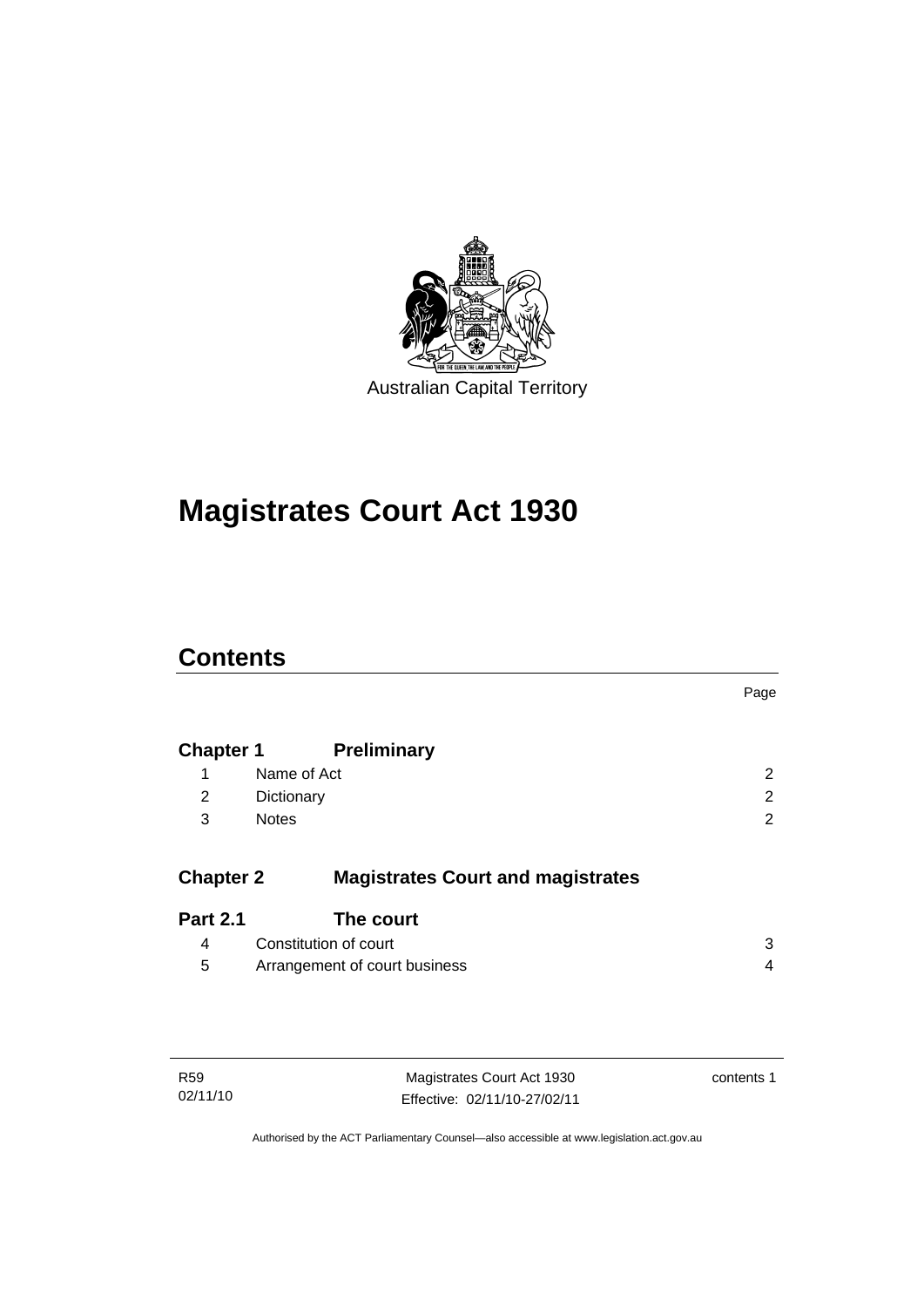Australian Capital Territory

# Magistrates Court Act 1930

## Contents

| | | Page |
|---|---|---|
| **Chapter 1** | **Preliminary** | |
| 1 | Name of Act | 2 |
| 2 | Dictionary | 2 |
| 3 | Notes | 2 |
| **Chapter 2** | **Magistrates Court and magistrates** | |
| **Part 2.1** | **The court** | |
| 4 | Constitution of court | 3 |
| 5 | Arrangement of court business | 4 |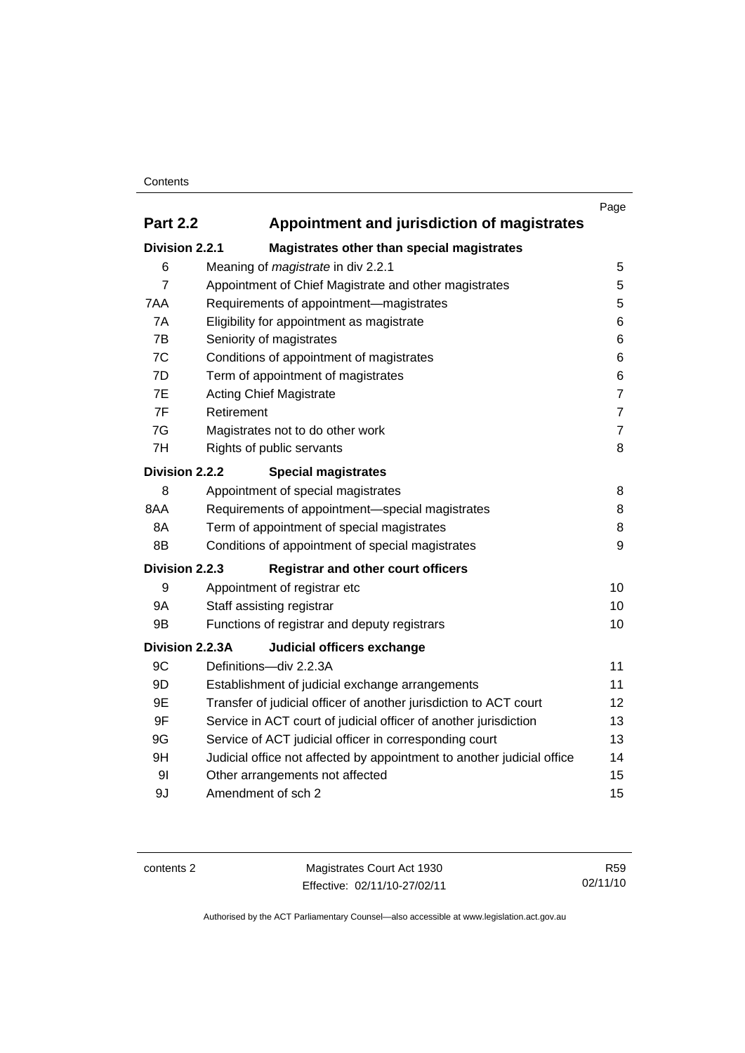| | | Page |
|---|---|---|
| **Part 2.2** | **Appointment and jurisdiction of magistrates** | |
| **Division 2.2.1** | **Magistrates other than special magistrates** | |
| 6 | Meaning of *magistrate* in div 2.2.1 | 5 |
| 7 | Appointment of Chief Magistrate and other magistrates | 5 |
| 7AA | Requirements of appointment—magistrates | 5 |
| 7A | Eligibility for appointment as magistrate | 6 |
| 7B | Seniority of magistrates | 6 |
| 7C | Conditions of appointment of magistrates | 6 |
| 7D | Term of appointment of magistrates | 6 |
| 7E | Acting Chief Magistrate | 7 |
| 7F | Retirement | 7 |
| 7G | Magistrates not to do other work | 7 |
| 7H | Rights of public servants | 8 |
| **Division 2.2.2** | **Special magistrates** | |
| 8 | Appointment of special magistrates | 8 |
| 8AA | Requirements of appointment—special magistrates | 8 |
| 8A | Term of appointment of special magistrates | 8 |
| 8B | Conditions of appointment of special magistrates | 9 |
| **Division 2.2.3** | **Registrar and other court officers** | |
| 9 | Appointment of registrar etc | 10 |
| 9A | Staff assisting registrar | 10 |
| 9B | Functions of registrar and deputy registrars | 10 |
| **Division 2.2.3A** | **Judicial officers exchange** | |
| 9C | Definitions—div 2.2.3A | 11 |
| 9D | Establishment of judicial exchange arrangements | 11 |
| 9E | Transfer of judicial officer of another jurisdiction to ACT court | 12 |
| 9F | Service in ACT court of judicial officer of another jurisdiction | 13 |
| 9G | Service of ACT judicial officer in corresponding court | 13 |
| 9H | Judicial office not affected by appointment to another judicial office | 14 |
| 9I | Other arrangements not affected | 15 |
| 9J | Amendment of sch 2 | 15 |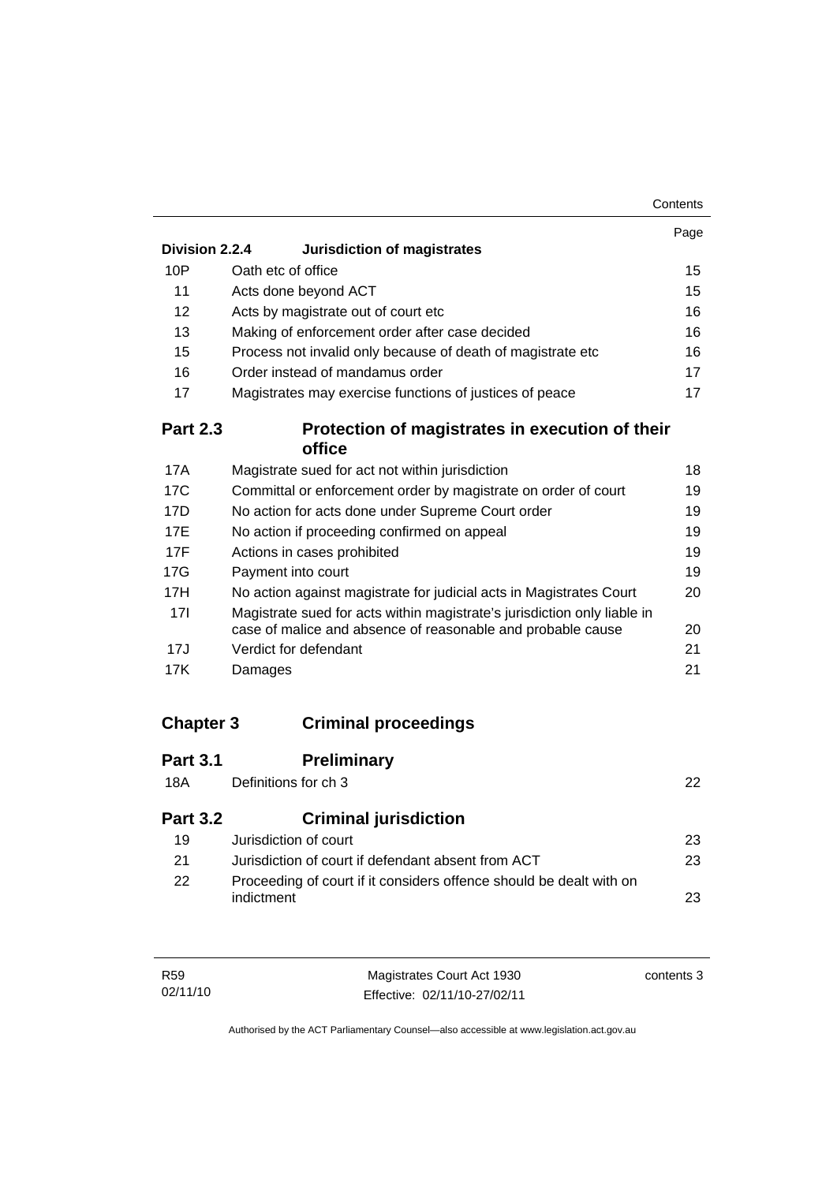| | | Page |
|---|---|---|
| **Division 2.2.4** | **Jurisdiction of magistrates** | |
| 10P | Oath etc of office | 15 |
| 11 | Acts done beyond ACT | 15 |
| 12 | Acts by magistrate out of court etc | 16 |
| 13 | Making of enforcement order after case decided | 16 |
| 15 | Process not invalid only because of death of magistrate etc | 16 |
| 16 | Order instead of mandamus order | 17 |
| 17 | Magistrates may exercise functions of justices of peace | 17 |

## Part 2.3 Protection of magistrates in execution of their office

| | | |
|---|---|---|
| 17A | Magistrate sued for act not within jurisdiction | 18 |
| 17C | Committal or enforcement order by magistrate on order of court | 19 |
| 17D | No action for acts done under Supreme Court order | 19 |
| 17E | No action if proceeding confirmed on appeal | 19 |
| 17F | Actions in cases prohibited | 19 |
| 17G | Payment into court | 19 |
| 17H | No action against magistrate for judicial acts in Magistrates Court | 20 |
| 17I | Magistrate sued for acts within magistrate's jurisdiction only liable in case of malice and absence of reasonable and probable cause | 20 |
| 17J | Verdict for defendant | 21 |
| 17K | Damages | 21 |

# Chapter 3 Criminal proceedings

## Part 3.1 Preliminary

| | | |
|---|---|---|
| 18A | Definitions for ch 3 | 22 |

## Part 3.2 Criminal jurisdiction

| | | |
|---|---|---|
| 19 | Jurisdiction of court | 23 |
| 21 | Jurisdiction of court if defendant absent from ACT | 23 |
| 22 | Proceeding of court if it considers offence should be dealt with on indictment | 23 |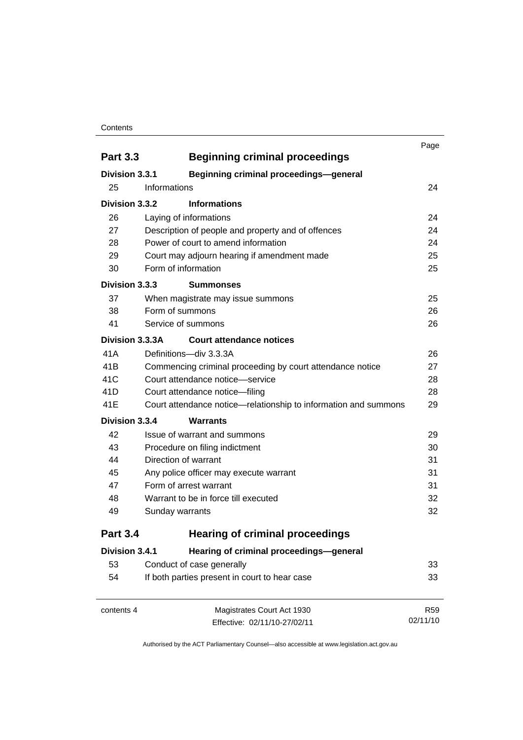| | | Page |
|---|---|---|
| **Part 3.3** | **Beginning criminal proceedings** | |
| **Division 3.3.1** | **Beginning criminal proceedings—general** | |
| 25 | Informations | 24 |
| **Division 3.3.2** | **Informations** | |
| 26 | Laying of informations | 24 |
| 27 | Description of people and property and of offences | 24 |
| 28 | Power of court to amend information | 24 |
| 29 | Court may adjourn hearing if amendment made | 25 |
| 30 | Form of information | 25 |
| **Division 3.3.3** | **Summonses** | |
| 37 | When magistrate may issue summons | 25 |
| 38 | Form of summons | 26 |
| 41 | Service of summons | 26 |
| **Division 3.3.3A** | **Court attendance notices** | |
| 41A | Definitions—div 3.3.3A | 26 |
| 41B | Commencing criminal proceeding by court attendance notice | 27 |
| 41C | Court attendance notice—service | 28 |
| 41D | Court attendance notice—filing | 28 |
| 41E | Court attendance notice—relationship to information and summons | 29 |
| **Division 3.3.4** | **Warrants** | |
| 42 | Issue of warrant and summons | 29 |
| 43 | Procedure on filing indictment | 30 |
| 44 | Direction of warrant | 31 |
| 45 | Any police officer may execute warrant | 31 |
| 47 | Form of arrest warrant | 31 |
| 48 | Warrant to be in force till executed | 32 |
| 49 | Sunday warrants | 32 |
| **Part 3.4** | **Hearing of criminal proceedings** | |
| **Division 3.4.1** | **Hearing of criminal proceedings—general** | |
| 53 | Conduct of case generally | 33 |
| 54 | If both parties present in court to hear case | 33 |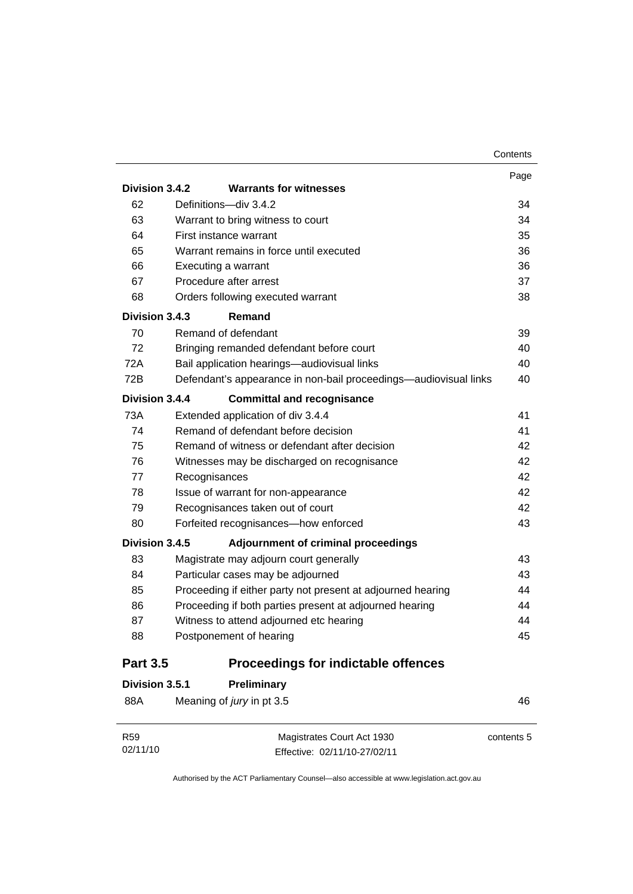| | | Page |
|---|---|---|
| **Division 3.4.2** | **Warrants for witnesses** | |
| 62 | Definitions—div 3.4.2 | 34 |
| 63 | Warrant to bring witness to court | 34 |
| 64 | First instance warrant | 35 |
| 65 | Warrant remains in force until executed | 36 |
| 66 | Executing a warrant | 36 |
| 67 | Procedure after arrest | 37 |
| 68 | Orders following executed warrant | 38 |
| **Division 3.4.3** | **Remand** | |
| 70 | Remand of defendant | 39 |
| 72 | Bringing remanded defendant before court | 40 |
| 72A | Bail application hearings—audiovisual links | 40 |
| 72B | Defendant's appearance in non-bail proceedings—audiovisual links | 40 |
| **Division 3.4.4** | **Committal and recognisance** | |
| 73A | Extended application of div 3.4.4 | 41 |
| 74 | Remand of defendant before decision | 41 |
| 75 | Remand of witness or defendant after decision | 42 |
| 76 | Witnesses may be discharged on recognisance | 42 |
| 77 | Recognisances | 42 |
| 78 | Issue of warrant for non-appearance | 42 |
| 79 | Recognisances taken out of court | 42 |
| 80 | Forfeited recognisances—how enforced | 43 |
| **Division 3.4.5** | **Adjournment of criminal proceedings** | |
| 83 | Magistrate may adjourn court generally | 43 |
| 84 | Particular cases may be adjourned | 43 |
| 85 | Proceeding if either party not present at adjourned hearing | 44 |
| 86 | Proceeding if both parties present at adjourned hearing | 44 |
| 87 | Witness to attend adjourned etc hearing | 44 |
| 88 | Postponement of hearing | 45 |
| **Part 3.5** | **Proceedings for indictable offences** | |
| **Division 3.5.1** | **Preliminary** | |
| 88A | Meaning of *jury* in pt 3.5 | 46 |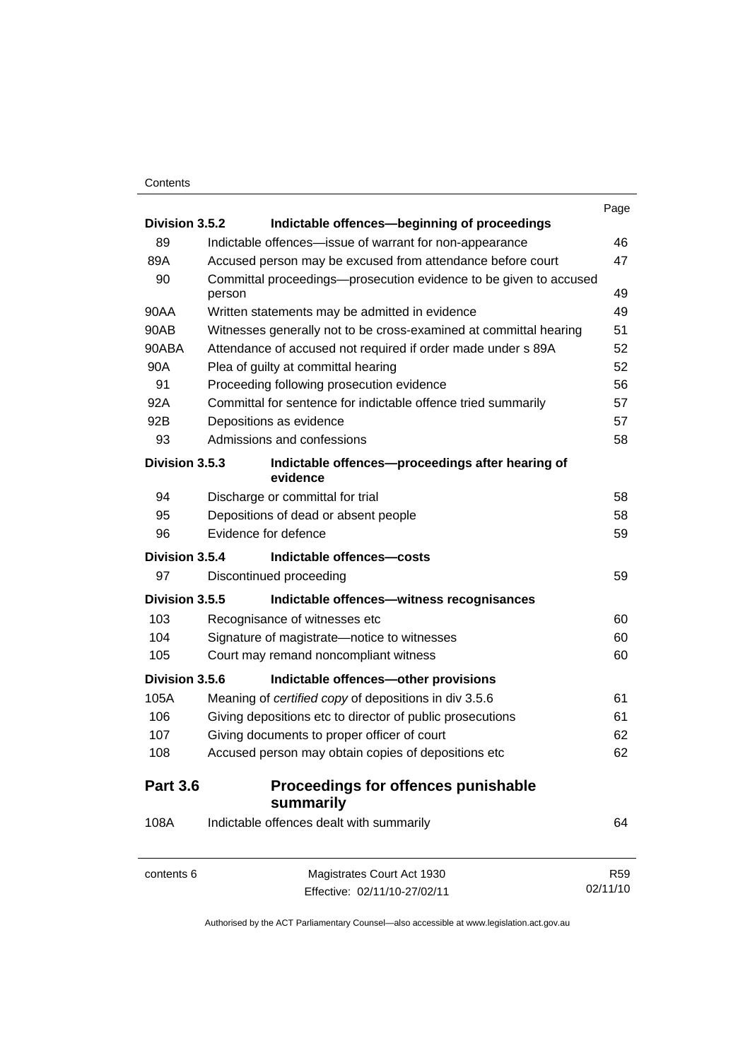| | | Page |
|---|---|---|
| **Division 3.5.2** | **Indictable offences—beginning of proceedings** | |
| 89 | Indictable offences—issue of warrant for non-appearance | 46 |
| 89A | Accused person may be excused from attendance before court | 47 |
| 90 | Committal proceedings—prosecution evidence to be given to accused person | 49 |
| 90AA | Written statements may be admitted in evidence | 49 |
| 90AB | Witnesses generally not to be cross-examined at committal hearing | 51 |
| 90ABA | Attendance of accused not required if order made under s 89A | 52 |
| 90A | Plea of guilty at committal hearing | 52 |
| 91 | Proceeding following prosecution evidence | 56 |
| 92A | Committal for sentence for indictable offence tried summarily | 57 |
| 92B | Depositions as evidence | 57 |
| 93 | Admissions and confessions | 58 |
| **Division 3.5.3** | **Indictable offences—proceedings after hearing of evidence** | |
| 94 | Discharge or committal for trial | 58 |
| 95 | Depositions of dead or absent people | 58 |
| 96 | Evidence for defence | 59 |
| **Division 3.5.4** | **Indictable offences—costs** | |
| 97 | Discontinued proceeding | 59 |
| **Division 3.5.5** | **Indictable offences—witness recognisances** | |
| 103 | Recognisance of witnesses etc | 60 |
| 104 | Signature of magistrate—notice to witnesses | 60 |
| 105 | Court may remand noncompliant witness | 60 |
| **Division 3.5.6** | **Indictable offences—other provisions** | |
| 105A | Meaning of *certified copy* of depositions in div 3.5.6 | 61 |
| 106 | Giving depositions etc to director of public prosecutions | 61 |
| 107 | Giving documents to proper officer of court | 62 |
| 108 | Accused person may obtain copies of depositions etc | 62 |
| **Part 3.6** | **Proceedings for offences punishable summarily** | |
| 108A | Indictable offences dealt with summarily | 64 |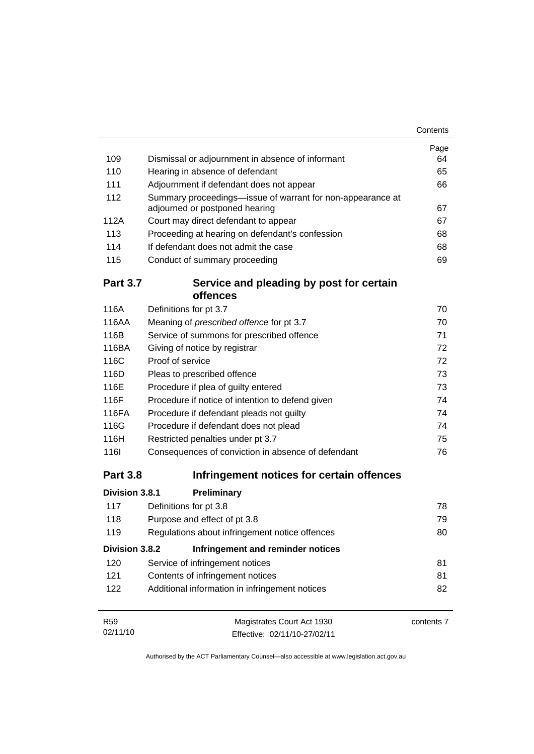| | | Page |
|---|---|---|
| 109 | Dismissal or adjournment in absence of informant | 64 |
| 110 | Hearing in absence of defendant | 65 |
| 111 | Adjournment if defendant does not appear | 66 |
| 112 | Summary proceedings—issue of warrant for non-appearance at adjourned or postponed hearing | 67 |
| 112A | Court may direct defendant to appear | 67 |
| 113 | Proceeding at hearing on defendant's confession | 68 |
| 114 | If defendant does not admit the case | 68 |
| 115 | Conduct of summary proceeding | 69 |

## Part 3.7 Service and pleading by post for certain offences

| | | |
|---|---|---|
| 116A | Definitions for pt 3.7 | 70 |
| 116AA | Meaning of *prescribed offence* for pt 3.7 | 70 |
| 116B | Service of summons for prescribed offence | 71 |
| 116BA | Giving of notice by registrar | 72 |
| 116C | Proof of service | 72 |
| 116D | Pleas to prescribed offence | 73 |
| 116E | Procedure if plea of guilty entered | 73 |
| 116F | Procedure if notice of intention to defend given | 74 |
| 116FA | Procedure if defendant pleads not guilty | 74 |
| 116G | Procedure if defendant does not plead | 74 |
| 116H | Restricted penalties under pt 3.7 | 75 |
| 116I | Consequences of conviction in absence of defendant | 76 |

## Part 3.8 Infringement notices for certain offences

### Division 3.8.1 Preliminary

| | | |
|---|---|---|
| 117 | Definitions for pt 3.8 | 78 |
| 118 | Purpose and effect of pt 3.8 | 79 |
| 119 | Regulations about infringement notice offences | 80 |

### Division 3.8.2 Infringement and reminder notices

| | | |
|---|---|---|
| 120 | Service of infringement notices | 81 |
| 121 | Contents of infringement notices | 81 |
| 122 | Additional information in infringement notices | 82 |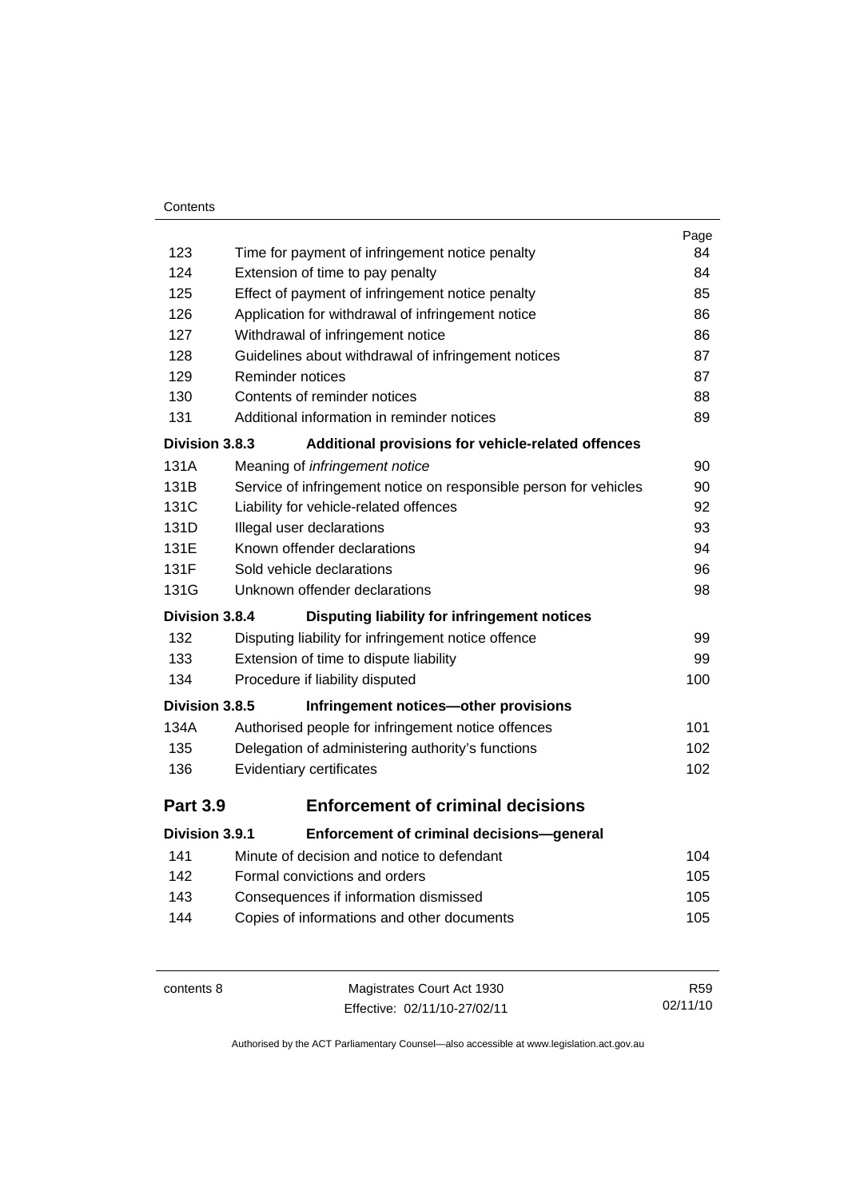| | | Page |
|---|---|---|
| 123 | Time for payment of infringement notice penalty | 84 |
| 124 | Extension of time to pay penalty | 84 |
| 125 | Effect of payment of infringement notice penalty | 85 |
| 126 | Application for withdrawal of infringement notice | 86 |
| 127 | Withdrawal of infringement notice | 86 |
| 128 | Guidelines about withdrawal of infringement notices | 87 |
| 129 | Reminder notices | 87 |
| 130 | Contents of reminder notices | 88 |
| 131 | Additional information in reminder notices | 89 |
| **Division 3.8.3** | **Additional provisions for vehicle-related offences** | |
| 131A | Meaning of *infringement notice* | 90 |
| 131B | Service of infringement notice on responsible person for vehicles | 90 |
| 131C | Liability for vehicle-related offences | 92 |
| 131D | Illegal user declarations | 93 |
| 131E | Known offender declarations | 94 |
| 131F | Sold vehicle declarations | 96 |
| 131G | Unknown offender declarations | 98 |
| **Division 3.8.4** | **Disputing liability for infringement notices** | |
| 132 | Disputing liability for infringement notice offence | 99 |
| 133 | Extension of time to dispute liability | 99 |
| 134 | Procedure if liability disputed | 100 |
| **Division 3.8.5** | **Infringement notices—other provisions** | |
| 134A | Authorised people for infringement notice offences | 101 |
| 135 | Delegation of administering authority's functions | 102 |
| 136 | Evidentiary certificates | 102 |
| **Part 3.9** | **Enforcement of criminal decisions** | |
| **Division 3.9.1** | **Enforcement of criminal decisions—general** | |
| 141 | Minute of decision and notice to defendant | 104 |
| 142 | Formal convictions and orders | 105 |
| 143 | Consequences if information dismissed | 105 |
| 144 | Copies of informations and other documents | 105 |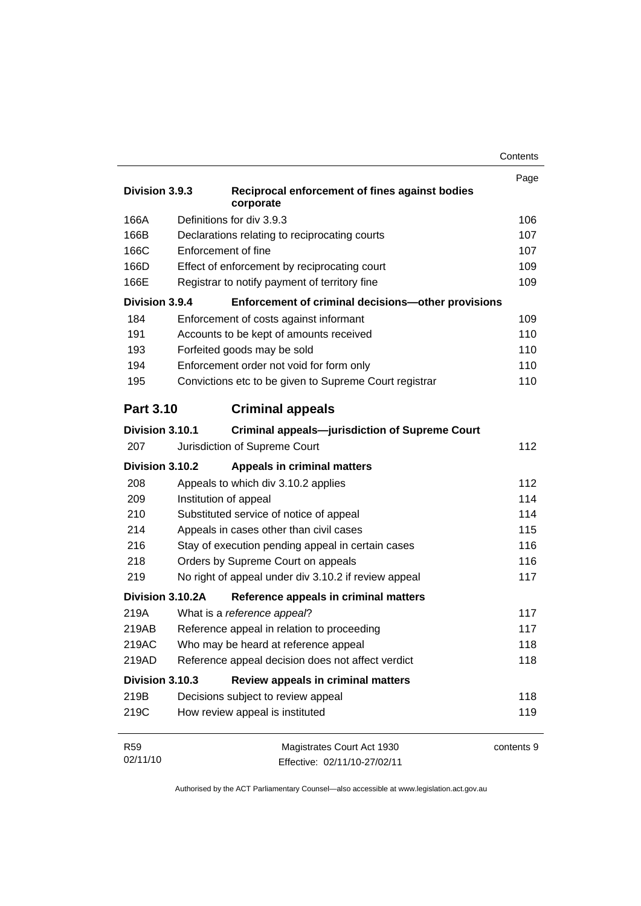| | | Page |
|---|---|---|
| **Division 3.9.3** | **Reciprocal enforcement of fines against bodies corporate** | |
| 166A | Definitions for div 3.9.3 | 106 |
| 166B | Declarations relating to reciprocating courts | 107 |
| 166C | Enforcement of fine | 107 |
| 166D | Effect of enforcement by reciprocating court | 109 |
| 166E | Registrar to notify payment of territory fine | 109 |
| **Division 3.9.4** | **Enforcement of criminal decisions—other provisions** | |
| 184 | Enforcement of costs against informant | 109 |
| 191 | Accounts to be kept of amounts received | 110 |
| 193 | Forfeited goods may be sold | 110 |
| 194 | Enforcement order not void for form only | 110 |
| 195 | Convictions etc to be given to Supreme Court registrar | 110 |
| **Part 3.10** | **Criminal appeals** | |
| **Division 3.10.1** | **Criminal appeals—jurisdiction of Supreme Court** | |
| 207 | Jurisdiction of Supreme Court | 112 |
| **Division 3.10.2** | **Appeals in criminal matters** | |
| 208 | Appeals to which div 3.10.2 applies | 112 |
| 209 | Institution of appeal | 114 |
| 210 | Substituted service of notice of appeal | 114 |
| 214 | Appeals in cases other than civil cases | 115 |
| 216 | Stay of execution pending appeal in certain cases | 116 |
| 218 | Orders by Supreme Court on appeals | 116 |
| 219 | No right of appeal under div 3.10.2 if review appeal | 117 |
| **Division 3.10.2A** | **Reference appeals in criminal matters** | |
| 219A | What is a *reference appeal*? | 117 |
| 219AB | Reference appeal in relation to proceeding | 117 |
| 219AC | Who may be heard at reference appeal | 118 |
| 219AD | Reference appeal decision does not affect verdict | 118 |
| **Division 3.10.3** | **Review appeals in criminal matters** | |
| 219B | Decisions subject to review appeal | 118 |
| 219C | How review appeal is instituted | 119 |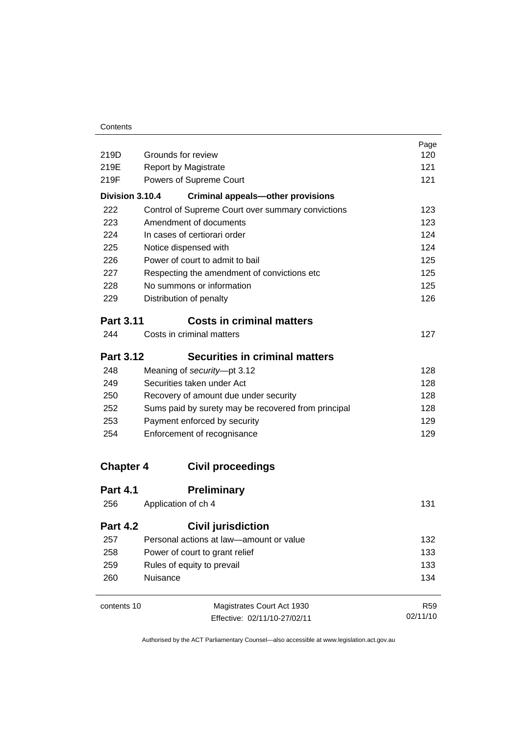| | | Page |
|---|---|---|
| 219D | Grounds for review | 120 |
| 219E | Report by Magistrate | 121 |
| 219F | Powers of Supreme Court | 121 |
| **Division 3.10.4** | **Criminal appeals—other provisions** | |
| 222 | Control of Supreme Court over summary convictions | 123 |
| 223 | Amendment of documents | 123 |
| 224 | In cases of certiorari order | 124 |
| 225 | Notice dispensed with | 124 |
| 226 | Power of court to admit to bail | 125 |
| 227 | Respecting the amendment of convictions etc | 125 |
| 228 | No summons or information | 125 |
| 229 | Distribution of penalty | 126 |

## Part 3.11 Costs in criminal matters

| | | |
|---|---|---|
| 244 | Costs in criminal matters | 127 |

## Part 3.12 Securities in criminal matters

| | | |
|---|---|---|
| 248 | Meaning of *security*—pt 3.12 | 128 |
| 249 | Securities taken under Act | 128 |
| 250 | Recovery of amount due under security | 128 |
| 252 | Sums paid by surety may be recovered from principal | 128 |
| 253 | Payment enforced by security | 129 |
| 254 | Enforcement of recognisance | 129 |

# Chapter 4 Civil proceedings

## Part 4.1 Preliminary

| | | |
|---|---|---|
| 256 | Application of ch 4 | 131 |

## Part 4.2 Civil jurisdiction

| | | |
|---|---|---|
| 257 | Personal actions at law—amount or value | 132 |
| 258 | Power of court to grant relief | 133 |
| 259 | Rules of equity to prevail | 133 |
| 260 | Nuisance | 134 |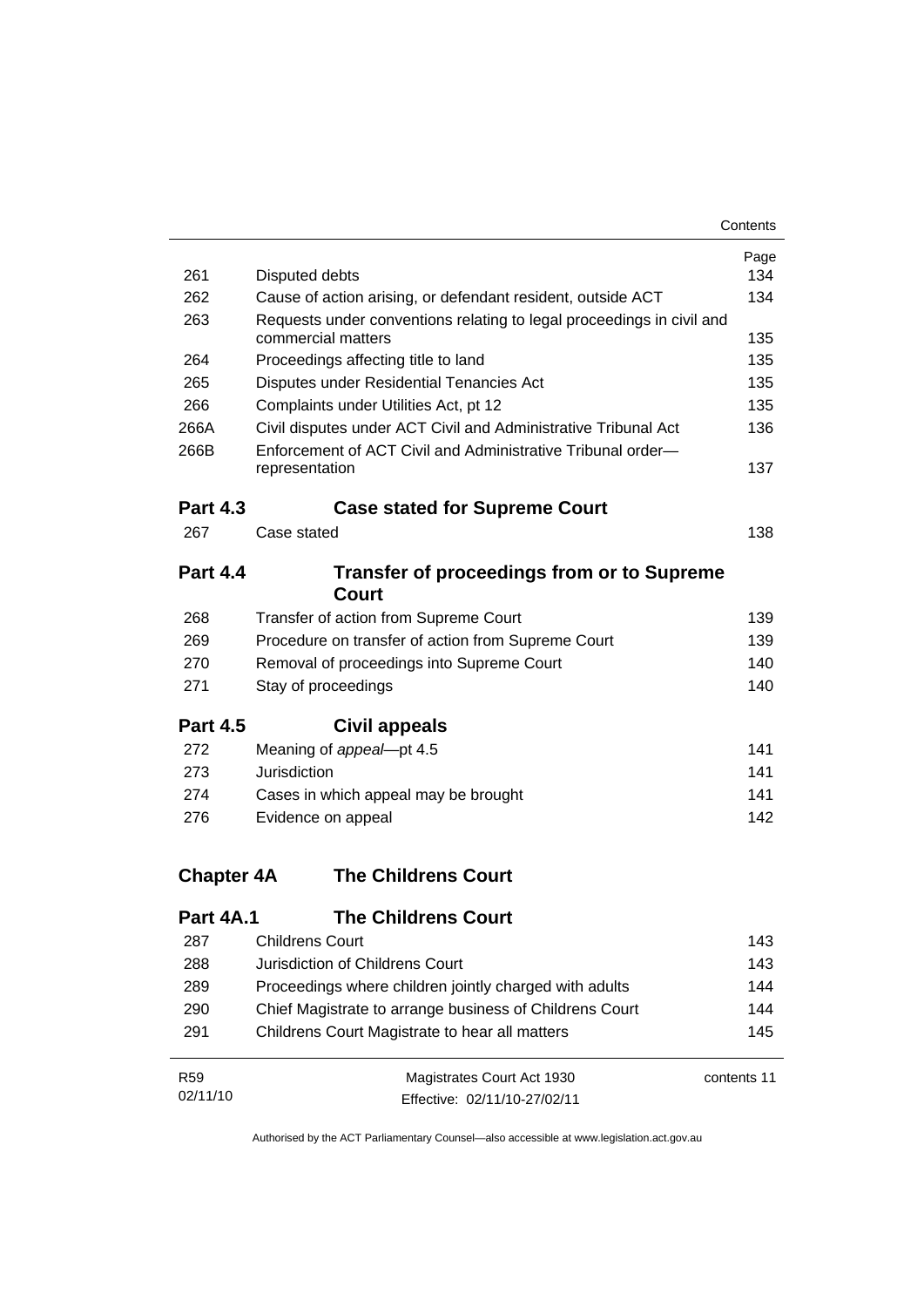| | | Page |
|---|---|---|
| 261 | Disputed debts | 134 |
| 262 | Cause of action arising, or defendant resident, outside ACT | 134 |
| 263 | Requests under conventions relating to legal proceedings in civil and commercial matters | 135 |
| 264 | Proceedings affecting title to land | 135 |
| 265 | Disputes under Residential Tenancies Act | 135 |
| 266 | Complaints under Utilities Act, pt 12 | 135 |
| 266A | Civil disputes under ACT Civil and Administrative Tribunal Act | 136 |
| 266B | Enforcement of ACT Civil and Administrative Tribunal order—representation | 137 |

**Part 4.3 Case stated for Supreme Court**

| | | |
|---|---|---|
| 267 | Case stated | 138 |

**Part 4.4 Transfer of proceedings from or to Supreme Court**

| | | |
|---|---|---|
| 268 | Transfer of action from Supreme Court | 139 |
| 269 | Procedure on transfer of action from Supreme Court | 139 |
| 270 | Removal of proceedings into Supreme Court | 140 |
| 271 | Stay of proceedings | 140 |

**Part 4.5 Civil appeals**

| | | |
|---|---|---|
| 272 | Meaning of *appeal*—pt 4.5 | 141 |
| 273 | Jurisdiction | 141 |
| 274 | Cases in which appeal may be brought | 141 |
| 276 | Evidence on appeal | 142 |

**Chapter 4A The Childrens Court**

**Part 4A.1 The Childrens Court**

| | | |
|---|---|---|
| 287 | Childrens Court | 143 |
| 288 | Jurisdiction of Childrens Court | 143 |
| 289 | Proceedings where children jointly charged with adults | 144 |
| 290 | Chief Magistrate to arrange business of Childrens Court | 144 |
| 291 | Childrens Court Magistrate to hear all matters | 145 |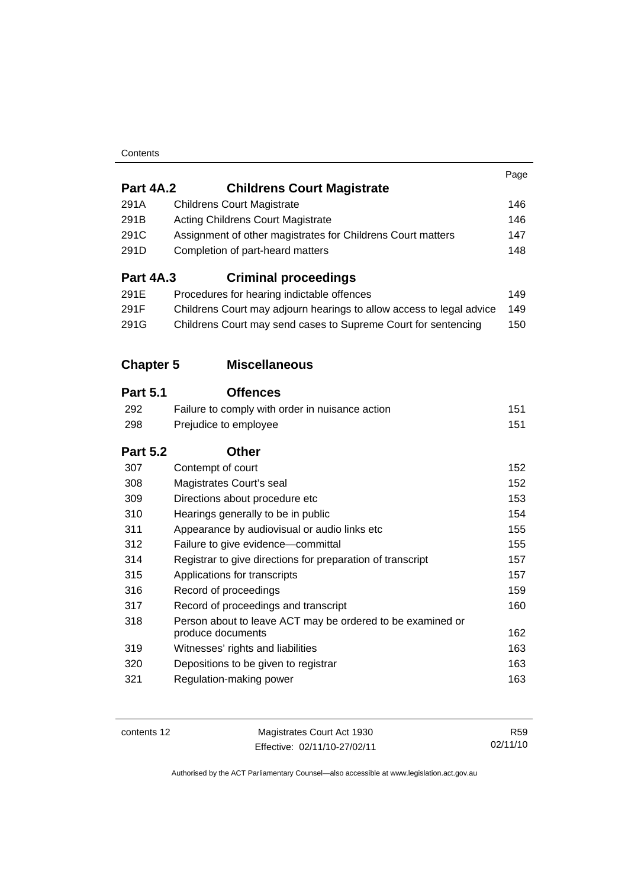| | | Page |
|---|---|---|
| **Part 4A.2** | **Childrens Court Magistrate** | |
| 291A | Childrens Court Magistrate | 146 |
| 291B | Acting Childrens Court Magistrate | 146 |
| 291C | Assignment of other magistrates for Childrens Court matters | 147 |
| 291D | Completion of part-heard matters | 148 |
| **Part 4A.3** | **Criminal proceedings** | |
| 291E | Procedures for hearing indictable offences | 149 |
| 291F | Childrens Court may adjourn hearings to allow access to legal advice | 149 |
| 291G | Childrens Court may send cases to Supreme Court for sentencing | 150 |
| **Chapter 5** | **Miscellaneous** | |
| **Part 5.1** | **Offences** | |
| 292 | Failure to comply with order in nuisance action | 151 |
| 298 | Prejudice to employee | 151 |
| **Part 5.2** | **Other** | |
| 307 | Contempt of court | 152 |
| 308 | Magistrates Court's seal | 152 |
| 309 | Directions about procedure etc | 153 |
| 310 | Hearings generally to be in public | 154 |
| 311 | Appearance by audiovisual or audio links etc | 155 |
| 312 | Failure to give evidence—committal | 155 |
| 314 | Registrar to give directions for preparation of transcript | 157 |
| 315 | Applications for transcripts | 157 |
| 316 | Record of proceedings | 159 |
| 317 | Record of proceedings and transcript | 160 |
| 318 | Person about to leave ACT may be ordered to be examined or produce documents | 162 |
| 319 | Witnesses' rights and liabilities | 163 |
| 320 | Depositions to be given to registrar | 163 |
| 321 | Regulation-making power | 163 |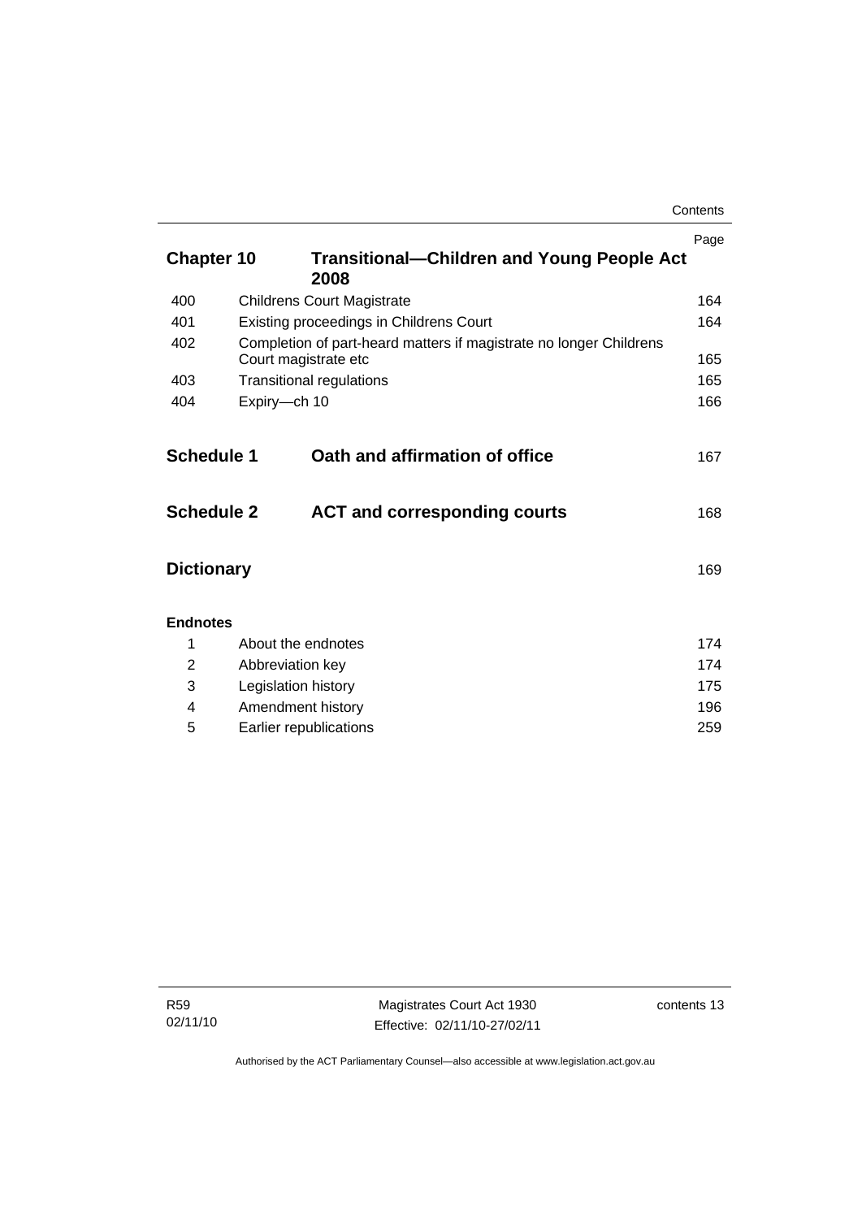| | | Page |
|---|---|---|
| **Chapter 10** | **Transitional—Children and Young People Act 2008** | |
| 400 | Childrens Court Magistrate | 164 |
| 401 | Existing proceedings in Childrens Court | 164 |
| 402 | Completion of part-heard matters if magistrate no longer Childrens Court magistrate etc | 165 |
| 403 | Transitional regulations | 165 |
| 404 | Expiry—ch 10 | 166 |
| **Schedule 1** | **Oath and affirmation of office** | 167 |
| **Schedule 2** | **ACT and corresponding courts** | 168 |
| **Dictionary** | | 169 |

**Endnotes**

| | | |
|---|---|---|
| 1 | About the endnotes | 174 |
| 2 | Abbreviation key | 174 |
| 3 | Legislation history | 175 |
| 4 | Amendment history | 196 |
| 5 | Earlier republications | 259 |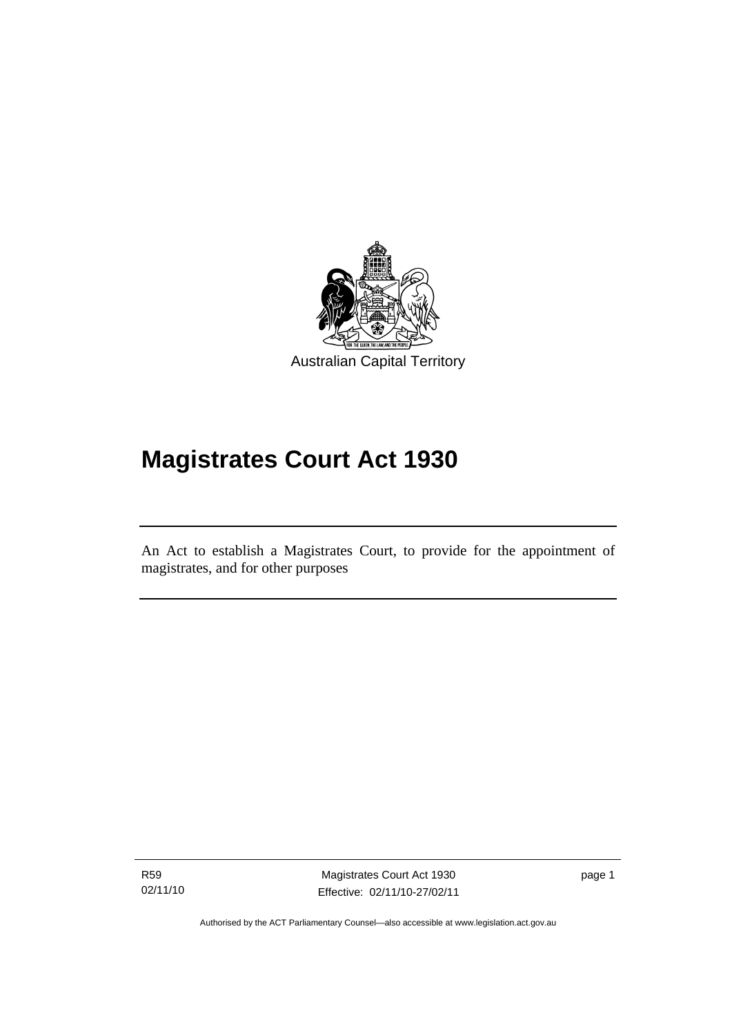Australian Capital Territory

# Magistrates Court Act 1930

An Act to establish a Magistrates Court, to provide for the appointment of magistrates, and for other purposes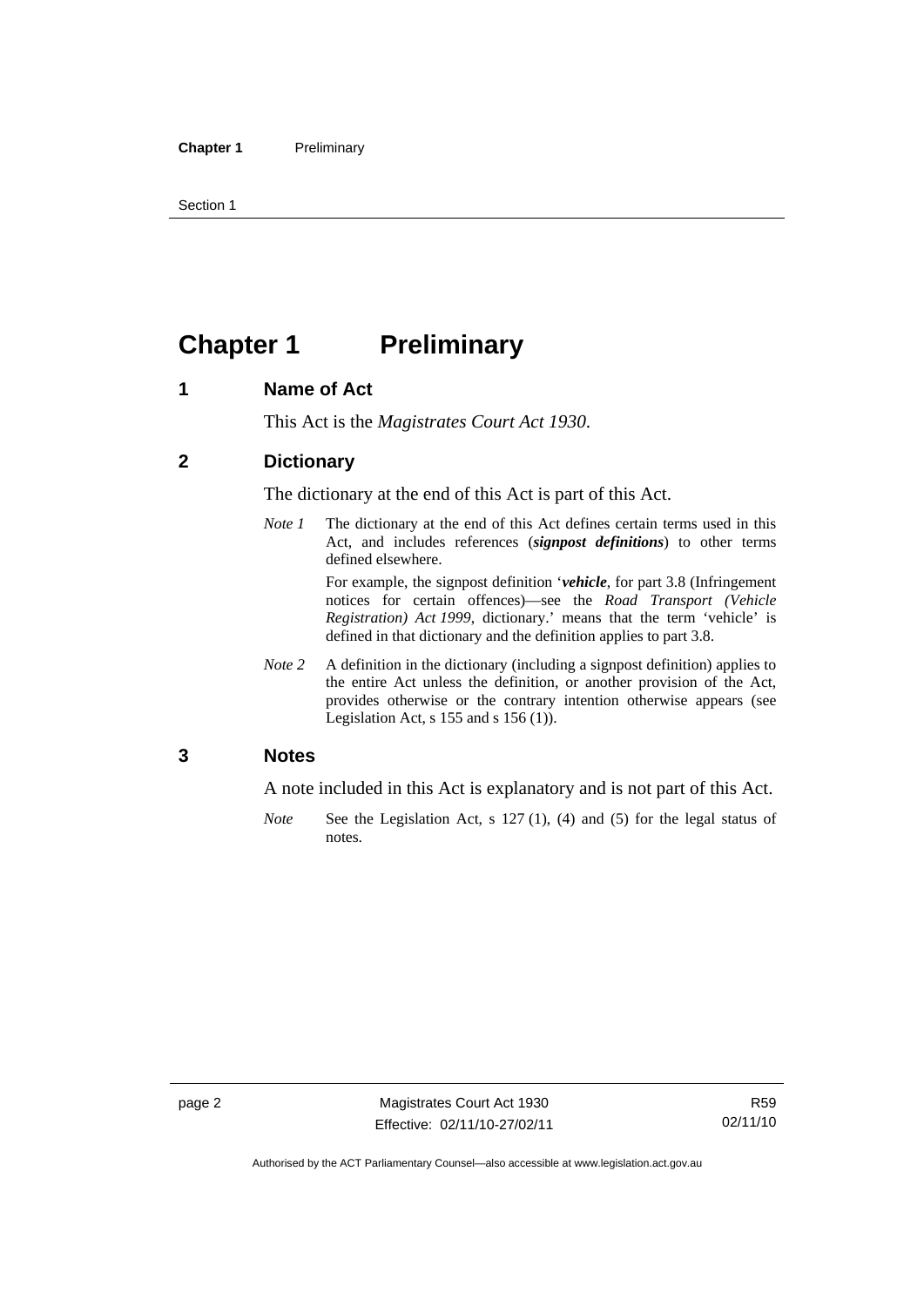# Chapter 1 Preliminary

## 1 Name of Act

This Act is the *Magistrates Court Act 1930*.

## 2 Dictionary

The dictionary at the end of this Act is part of this Act.

*Note 1* The dictionary at the end of this Act defines certain terms used in this Act, and includes references (***signpost definitions***) to other terms defined elsewhere.

For example, the signpost definition '***vehicle***, for part 3.8 (Infringement notices for certain offences)—see the *Road Transport (Vehicle Registration) Act 1999*, dictionary.' means that the term 'vehicle' is defined in that dictionary and the definition applies to part 3.8.

*Note 2* A definition in the dictionary (including a signpost definition) applies to the entire Act unless the definition, or another provision of the Act, provides otherwise or the contrary intention otherwise appears (see Legislation Act, s 155 and s 156 (1)).

## 3 Notes

A note included in this Act is explanatory and is not part of this Act.

*Note* See the Legislation Act, s 127 (1), (4) and (5) for the legal status of notes.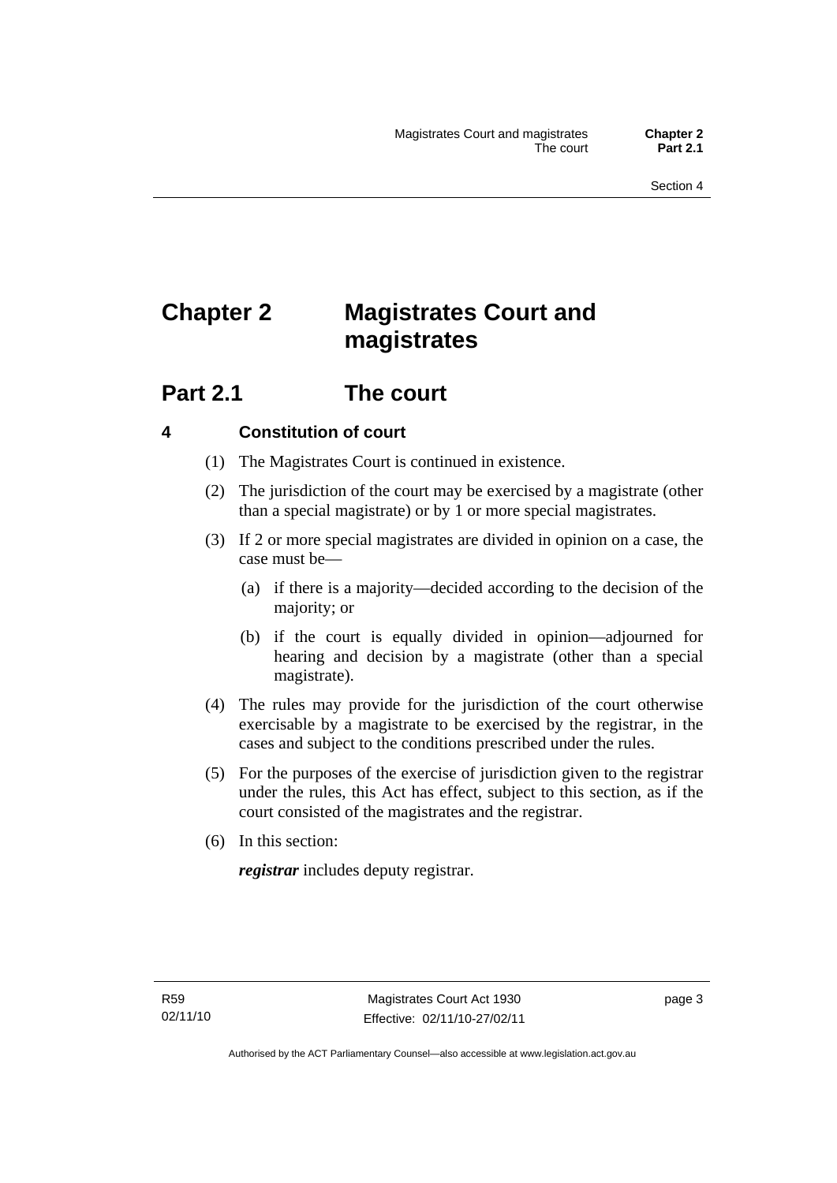# Chapter 2 Magistrates Court and magistrates

## Part 2.1 The court

### 4 Constitution of court

(1) The Magistrates Court is continued in existence.

(2) The jurisdiction of the court may be exercised by a magistrate (other than a special magistrate) or by 1 or more special magistrates.

(3) If 2 or more special magistrates are divided in opinion on a case, the case must be—

(a) if there is a majority—decided according to the decision of the majority; or

(b) if the court is equally divided in opinion—adjourned for hearing and decision by a magistrate (other than a special magistrate).

(4) The rules may provide for the jurisdiction of the court otherwise exercisable by a magistrate to be exercised by the registrar, in the cases and subject to the conditions prescribed under the rules.

(5) For the purposes of the exercise of jurisdiction given to the registrar under the rules, this Act has effect, subject to this section, as if the court consisted of the magistrates and the registrar.

(6) In this section:

***registrar*** includes deputy registrar.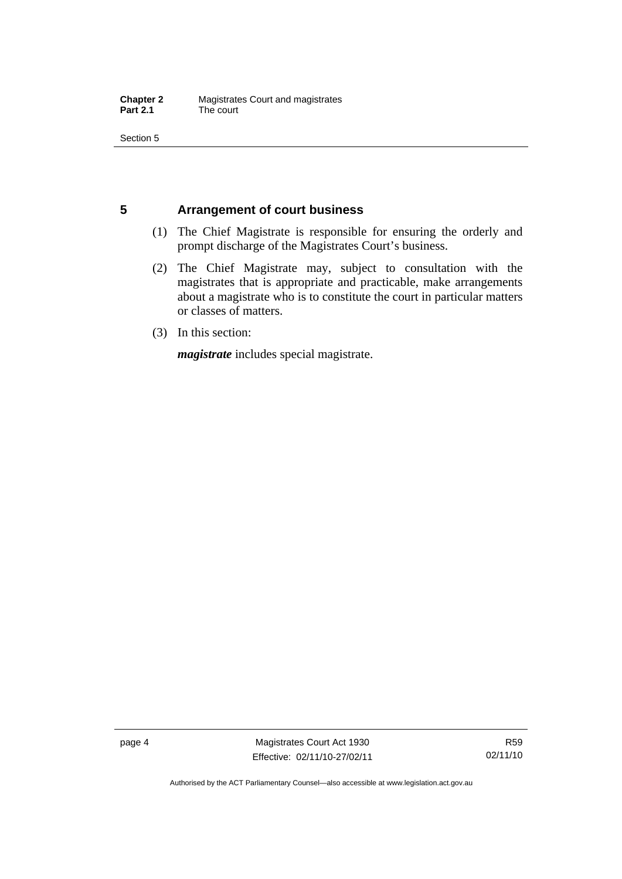## 5 Arrangement of court business

(1) The Chief Magistrate is responsible for ensuring the orderly and prompt discharge of the Magistrates Court's business.

(2) The Chief Magistrate may, subject to consultation with the magistrates that is appropriate and practicable, make arrangements about a magistrate who is to constitute the court in particular matters or classes of matters.

(3) In this section:

***magistrate*** includes special magistrate.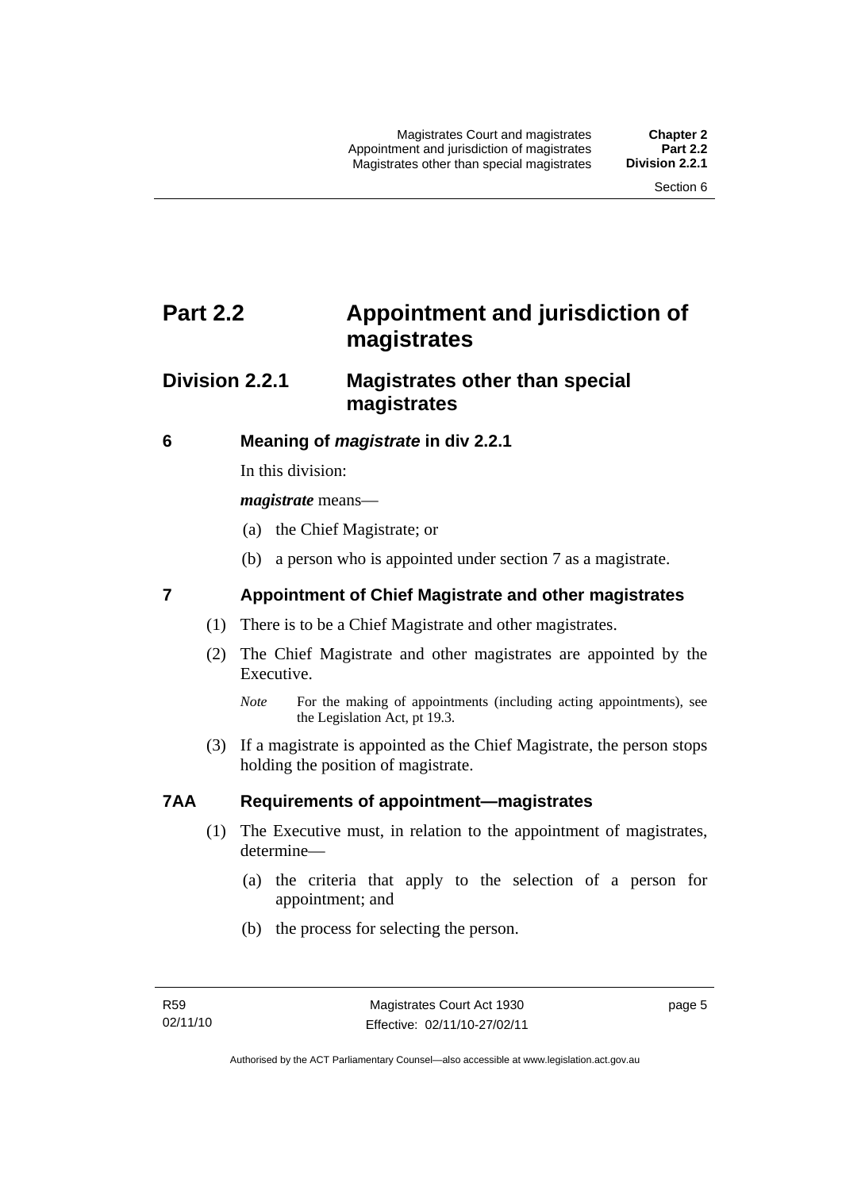# Part 2.2 Appointment and jurisdiction of magistrates

## Division 2.2.1 Magistrates other than special magistrates

### 6 Meaning of *magistrate* in div 2.2.1

In this division:

***magistrate*** means—

(a) the Chief Magistrate; or

(b) a person who is appointed under section 7 as a magistrate.

### 7 Appointment of Chief Magistrate and other magistrates

(1) There is to be a Chief Magistrate and other magistrates.

(2) The Chief Magistrate and other magistrates are appointed by the Executive.

*Note* For the making of appointments (including acting appointments), see the Legislation Act, pt 19.3.

(3) If a magistrate is appointed as the Chief Magistrate, the person stops holding the position of magistrate.

### 7AA Requirements of appointment—magistrates

(1) The Executive must, in relation to the appointment of magistrates, determine—

(a) the criteria that apply to the selection of a person for appointment; and

(b) the process for selecting the person.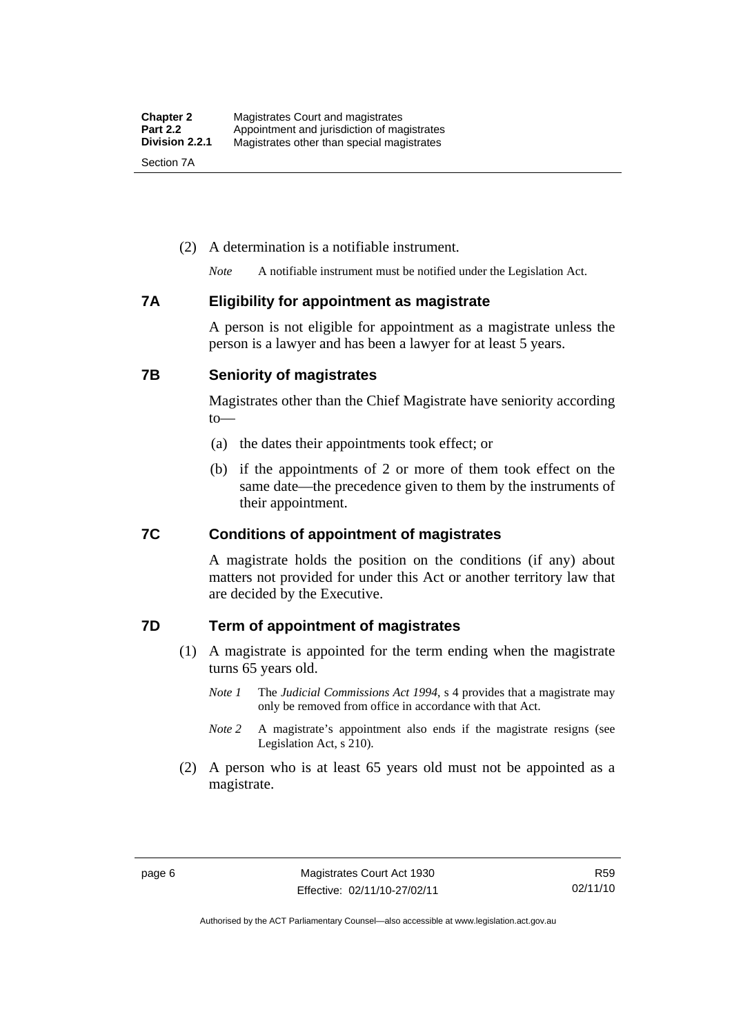(2) A determination is a notifiable instrument.

*Note* A notifiable instrument must be notified under the Legislation Act.

### 7A Eligibility for appointment as magistrate

A person is not eligible for appointment as a magistrate unless the person is a lawyer and has been a lawyer for at least 5 years.

### 7B Seniority of magistrates

Magistrates other than the Chief Magistrate have seniority according to—

(a) the dates their appointments took effect; or

(b) if the appointments of 2 or more of them took effect on the same date—the precedence given to them by the instruments of their appointment.

### 7C Conditions of appointment of magistrates

A magistrate holds the position on the conditions (if any) about matters not provided for under this Act or another territory law that are decided by the Executive.

### 7D Term of appointment of magistrates

(1) A magistrate is appointed for the term ending when the magistrate turns 65 years old.

*Note 1* The *Judicial Commissions Act 1994*, s 4 provides that a magistrate may only be removed from office in accordance with that Act.

*Note 2* A magistrate's appointment also ends if the magistrate resigns (see Legislation Act, s 210).

(2) A person who is at least 65 years old must not be appointed as a magistrate.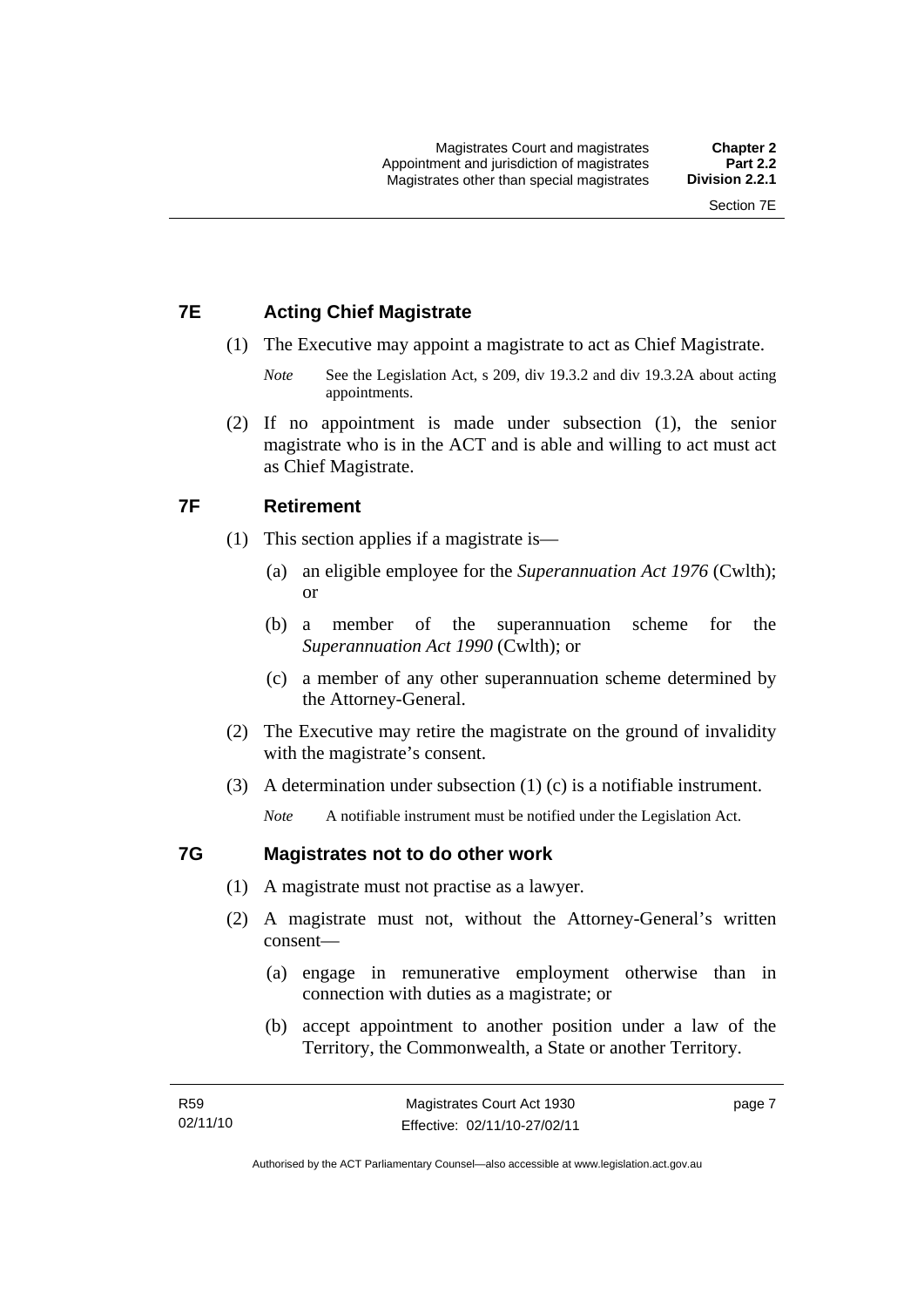## 7E Acting Chief Magistrate

(1) The Executive may appoint a magistrate to act as Chief Magistrate.

*Note* See the Legislation Act, s 209, div 19.3.2 and div 19.3.2A about acting appointments.

(2) If no appointment is made under subsection (1), the senior magistrate who is in the ACT and is able and willing to act must act as Chief Magistrate.

## 7F Retirement

(1) This section applies if a magistrate is—

(a) an eligible employee for the *Superannuation Act 1976* (Cwlth); or

(b) a member of the superannuation scheme for the *Superannuation Act 1990* (Cwlth); or

(c) a member of any other superannuation scheme determined by the Attorney-General.

(2) The Executive may retire the magistrate on the ground of invalidity with the magistrate's consent.

(3) A determination under subsection (1) (c) is a notifiable instrument.

*Note* A notifiable instrument must be notified under the Legislation Act.

## 7G Magistrates not to do other work

(1) A magistrate must not practise as a lawyer.

(2) A magistrate must not, without the Attorney-General's written consent—

(a) engage in remunerative employment otherwise than in connection with duties as a magistrate; or

(b) accept appointment to another position under a law of the Territory, the Commonwealth, a State or another Territory.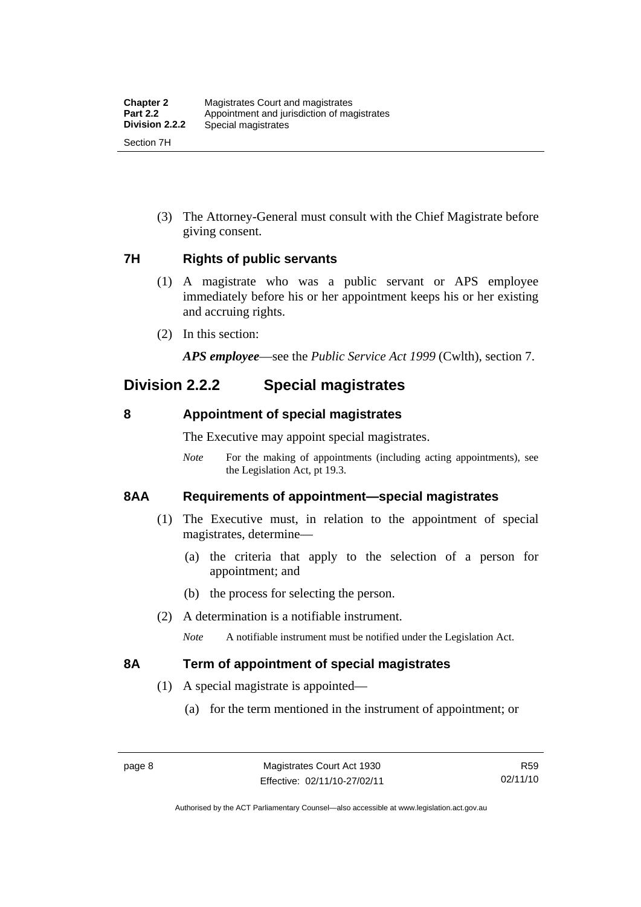(3) The Attorney-General must consult with the Chief Magistrate before giving consent.

### 7H Rights of public servants

(1) A magistrate who was a public servant or APS employee immediately before his or her appointment keeps his or her existing and accruing rights.

(2) In this section:

***APS employee***—see the *Public Service Act 1999* (Cwlth), section 7.

## Division 2.2.2 Special magistrates

### 8 Appointment of special magistrates

The Executive may appoint special magistrates.

*Note* For the making of appointments (including acting appointments), see the Legislation Act, pt 19.3.

### 8AA Requirements of appointment—special magistrates

(1) The Executive must, in relation to the appointment of special magistrates, determine—

(a) the criteria that apply to the selection of a person for appointment; and

(b) the process for selecting the person.

(2) A determination is a notifiable instrument.

*Note* A notifiable instrument must be notified under the Legislation Act.

### 8A Term of appointment of special magistrates

(1) A special magistrate is appointed—

(a) for the term mentioned in the instrument of appointment; or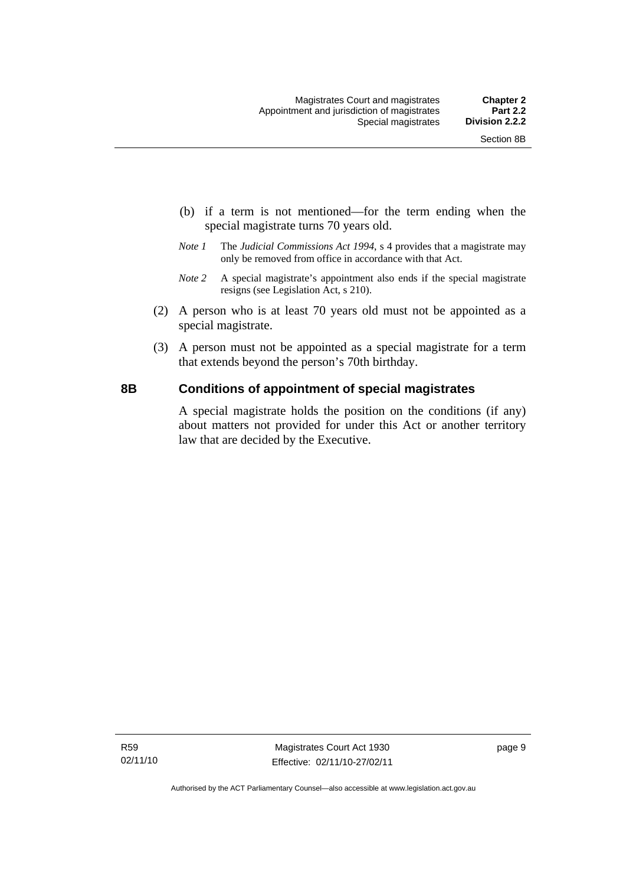(b) if a term is not mentioned—for the term ending when the special magistrate turns 70 years old.

*Note 1* The *Judicial Commissions Act 1994*, s 4 provides that a magistrate may only be removed from office in accordance with that Act.

*Note 2* A special magistrate's appointment also ends if the special magistrate resigns (see Legislation Act, s 210).

(2) A person who is at least 70 years old must not be appointed as a special magistrate.

(3) A person must not be appointed as a special magistrate for a term that extends beyond the person's 70th birthday.

### 8B Conditions of appointment of special magistrates

A special magistrate holds the position on the conditions (if any) about matters not provided for under this Act or another territory law that are decided by the Executive.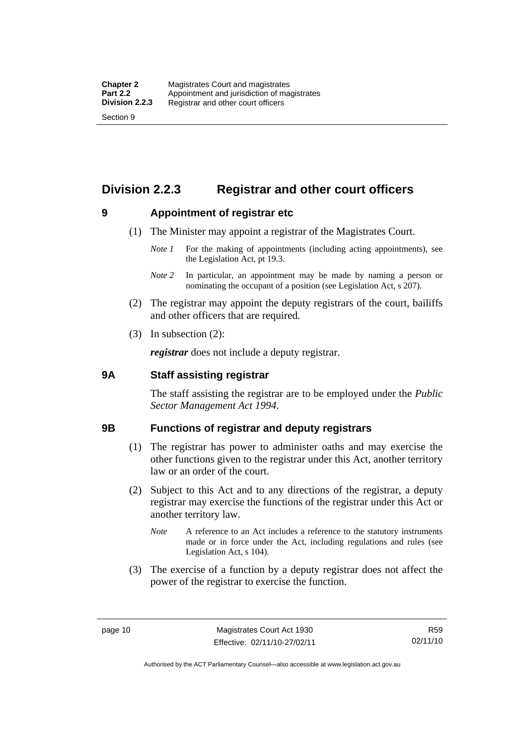# Division 2.2.3 Registrar and other court officers

## 9 Appointment of registrar etc

(1) The Minister may appoint a registrar of the Magistrates Court.

*Note 1* For the making of appointments (including acting appointments), see the Legislation Act, pt 19.3.

*Note 2* In particular, an appointment may be made by naming a person or nominating the occupant of a position (see Legislation Act, s 207).

(2) The registrar may appoint the deputy registrars of the court, bailiffs and other officers that are required.

(3) In subsection (2):

***registrar*** does not include a deputy registrar.

## 9A Staff assisting registrar

The staff assisting the registrar are to be employed under the *Public Sector Management Act 1994*.

## 9B Functions of registrar and deputy registrars

(1) The registrar has power to administer oaths and may exercise the other functions given to the registrar under this Act, another territory law or an order of the court.

(2) Subject to this Act and to any directions of the registrar, a deputy registrar may exercise the functions of the registrar under this Act or another territory law.

*Note* A reference to an Act includes a reference to the statutory instruments made or in force under the Act, including regulations and rules (see Legislation Act, s 104).

(3) The exercise of a function by a deputy registrar does not affect the power of the registrar to exercise the function.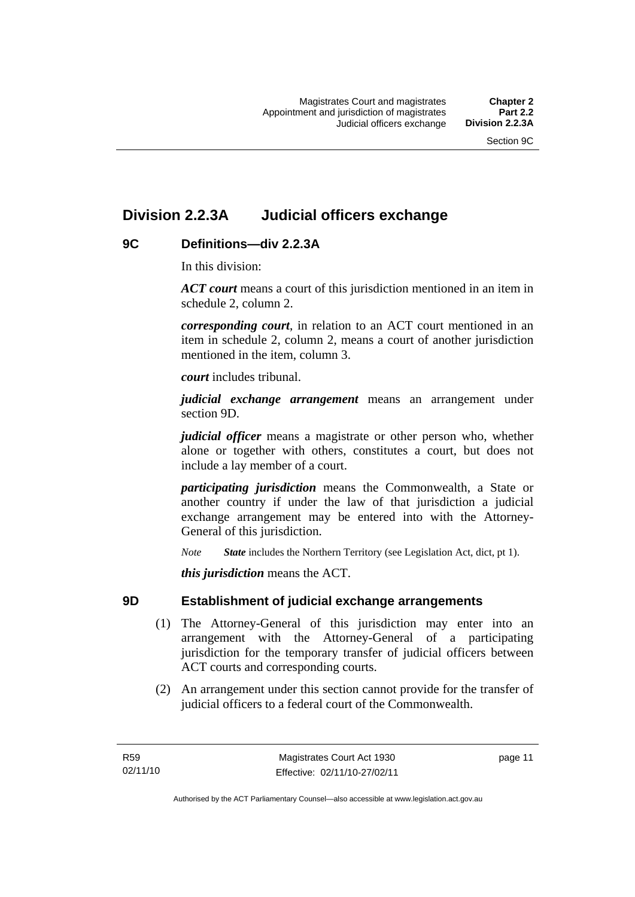## Division 2.2.3A Judicial officers exchange

### 9C Definitions—div 2.2.3A

In this division:

***ACT court*** means a court of this jurisdiction mentioned in an item in schedule 2, column 2.

***corresponding court***, in relation to an ACT court mentioned in an item in schedule 2, column 2, means a court of another jurisdiction mentioned in the item, column 3.

***court*** includes tribunal.

***judicial exchange arrangement*** means an arrangement under section 9D.

***judicial officer*** means a magistrate or other person who, whether alone or together with others, constitutes a court, but does not include a lay member of a court.

***participating jurisdiction*** means the Commonwealth, a State or another country if under the law of that jurisdiction a judicial exchange arrangement may be entered into with the Attorney-General of this jurisdiction.

*Note* ***State*** includes the Northern Territory (see Legislation Act, dict, pt 1).

***this jurisdiction*** means the ACT.

### 9D Establishment of judicial exchange arrangements

(1) The Attorney-General of this jurisdiction may enter into an arrangement with the Attorney-General of a participating jurisdiction for the temporary transfer of judicial officers between ACT courts and corresponding courts.

(2) An arrangement under this section cannot provide for the transfer of judicial officers to a federal court of the Commonwealth.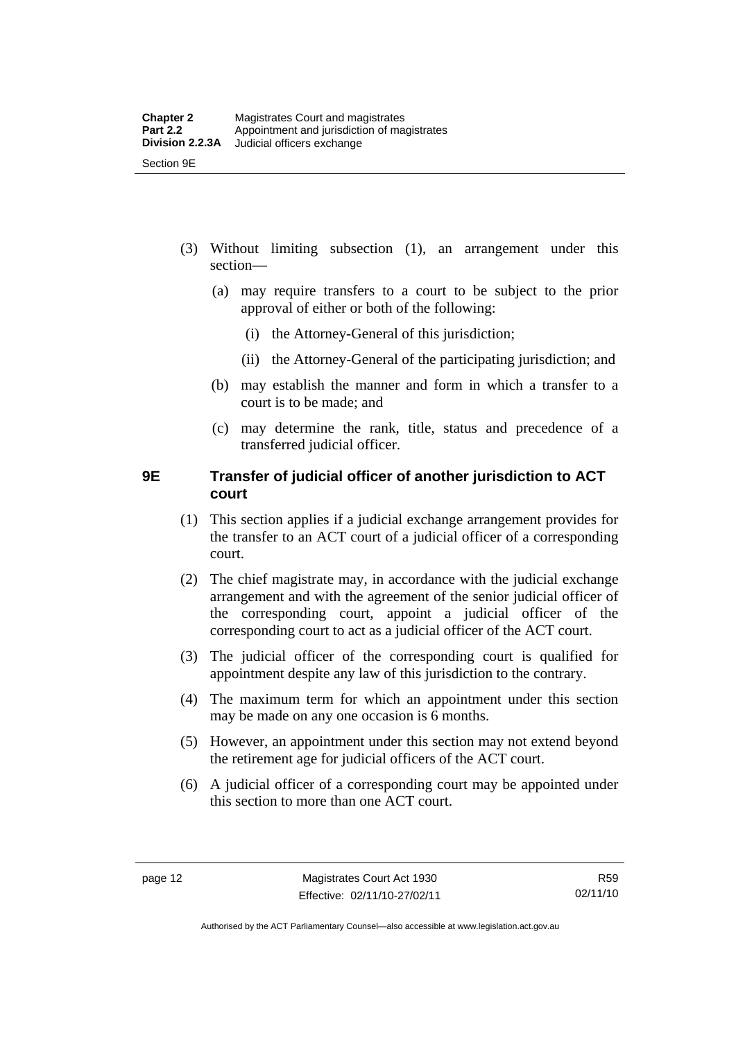(3) Without limiting subsection (1), an arrangement under this section—

(a) may require transfers to a court to be subject to the prior approval of either or both of the following:

(i) the Attorney-General of this jurisdiction;

(ii) the Attorney-General of the participating jurisdiction; and

(b) may establish the manner and form in which a transfer to a court is to be made; and

(c) may determine the rank, title, status and precedence of a transferred judicial officer.

## 9E Transfer of judicial officer of another jurisdiction to ACT court

(1) This section applies if a judicial exchange arrangement provides for the transfer to an ACT court of a judicial officer of a corresponding court.

(2) The chief magistrate may, in accordance with the judicial exchange arrangement and with the agreement of the senior judicial officer of the corresponding court, appoint a judicial officer of the corresponding court to act as a judicial officer of the ACT court.

(3) The judicial officer of the corresponding court is qualified for appointment despite any law of this jurisdiction to the contrary.

(4) The maximum term for which an appointment under this section may be made on any one occasion is 6 months.

(5) However, an appointment under this section may not extend beyond the retirement age for judicial officers of the ACT court.

(6) A judicial officer of a corresponding court may be appointed under this section to more than one ACT court.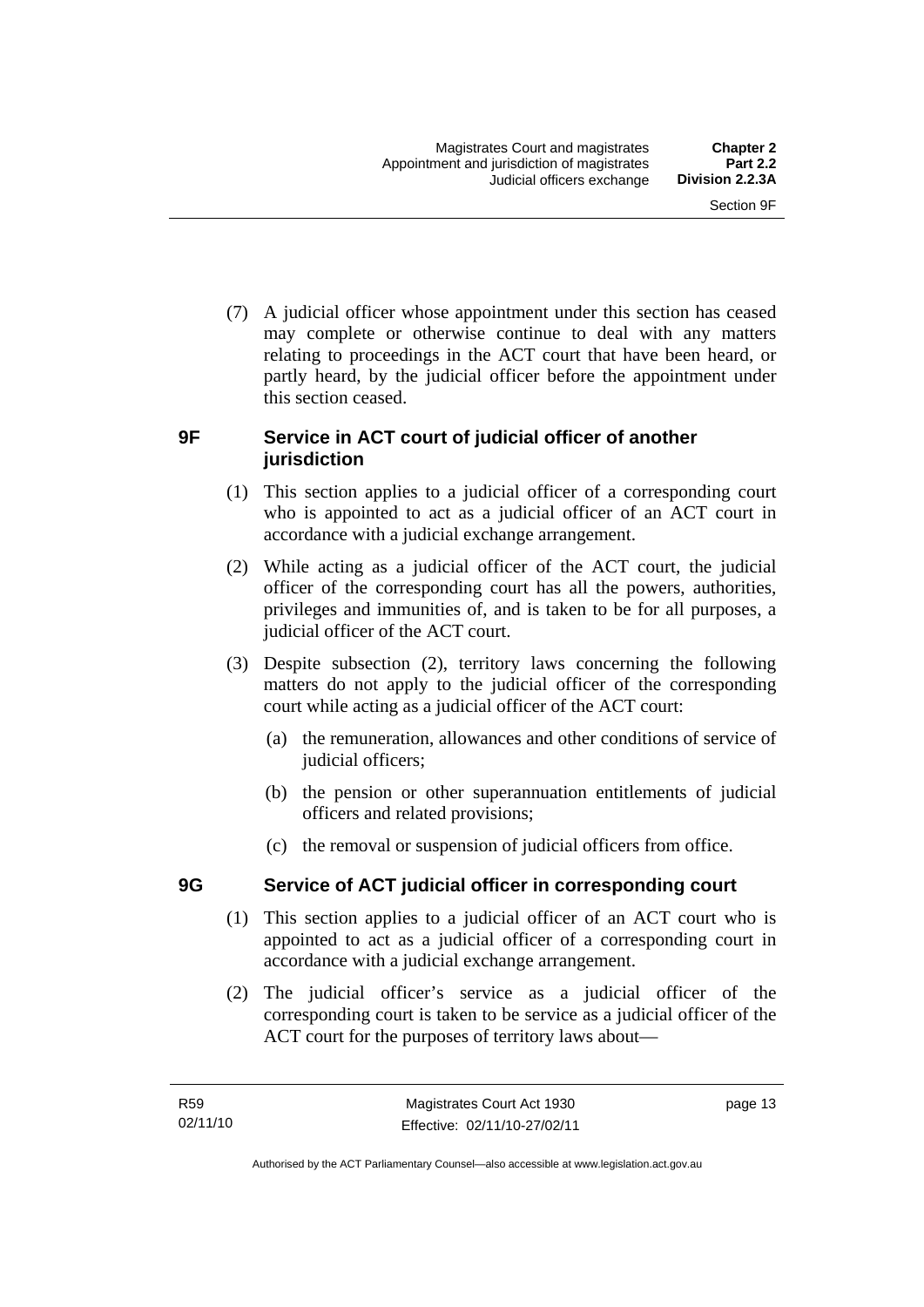(7) A judicial officer whose appointment under this section has ceased may complete or otherwise continue to deal with any matters relating to proceedings in the ACT court that have been heard, or partly heard, by the judicial officer before the appointment under this section ceased.

## 9F Service in ACT court of judicial officer of another jurisdiction

(1) This section applies to a judicial officer of a corresponding court who is appointed to act as a judicial officer of an ACT court in accordance with a judicial exchange arrangement.

(2) While acting as a judicial officer of the ACT court, the judicial officer of the corresponding court has all the powers, authorities, privileges and immunities of, and is taken to be for all purposes, a judicial officer of the ACT court.

(3) Despite subsection (2), territory laws concerning the following matters do not apply to the judicial officer of the corresponding court while acting as a judicial officer of the ACT court:

(a) the remuneration, allowances and other conditions of service of judicial officers;

(b) the pension or other superannuation entitlements of judicial officers and related provisions;

(c) the removal or suspension of judicial officers from office.

## 9G Service of ACT judicial officer in corresponding court

(1) This section applies to a judicial officer of an ACT court who is appointed to act as a judicial officer of a corresponding court in accordance with a judicial exchange arrangement.

(2) The judicial officer's service as a judicial officer of the corresponding court is taken to be service as a judicial officer of the ACT court for the purposes of territory laws about—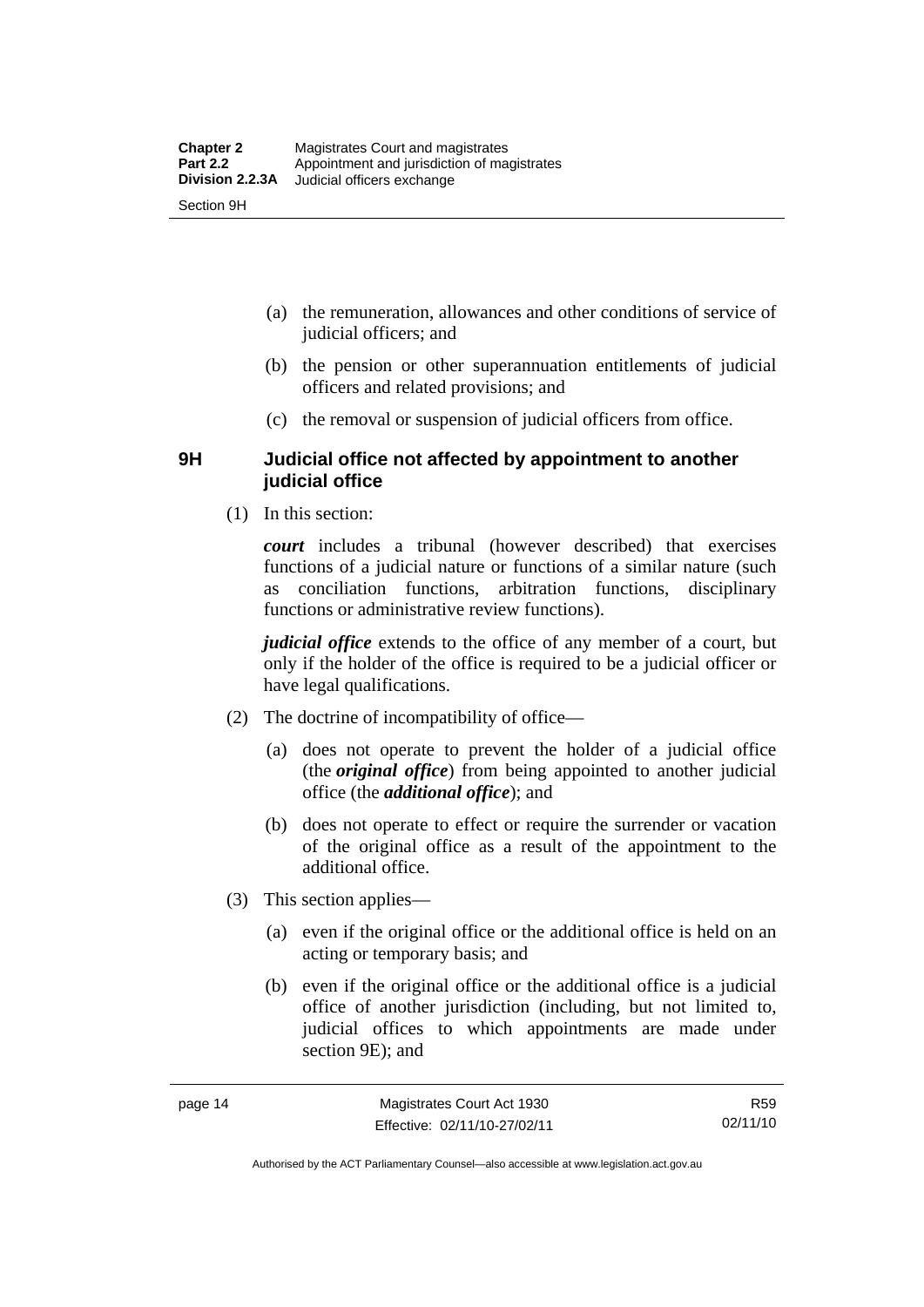(a) the remuneration, allowances and other conditions of service of judicial officers; and

(b) the pension or other superannuation entitlements of judicial officers and related provisions; and

(c) the removal or suspension of judicial officers from office.

### 9H Judicial office not affected by appointment to another judicial office

(1) In this section:

***court*** includes a tribunal (however described) that exercises functions of a judicial nature or functions of a similar nature (such as conciliation functions, arbitration functions, disciplinary functions or administrative review functions).

***judicial office*** extends to the office of any member of a court, but only if the holder of the office is required to be a judicial officer or have legal qualifications.

(2) The doctrine of incompatibility of office—

(a) does not operate to prevent the holder of a judicial office (the ***original office***) from being appointed to another judicial office (the ***additional office***); and

(b) does not operate to effect or require the surrender or vacation of the original office as a result of the appointment to the additional office.

(3) This section applies—

(a) even if the original office or the additional office is held on an acting or temporary basis; and

(b) even if the original office or the additional office is a judicial office of another jurisdiction (including, but not limited to, judicial offices to which appointments are made under section 9E); and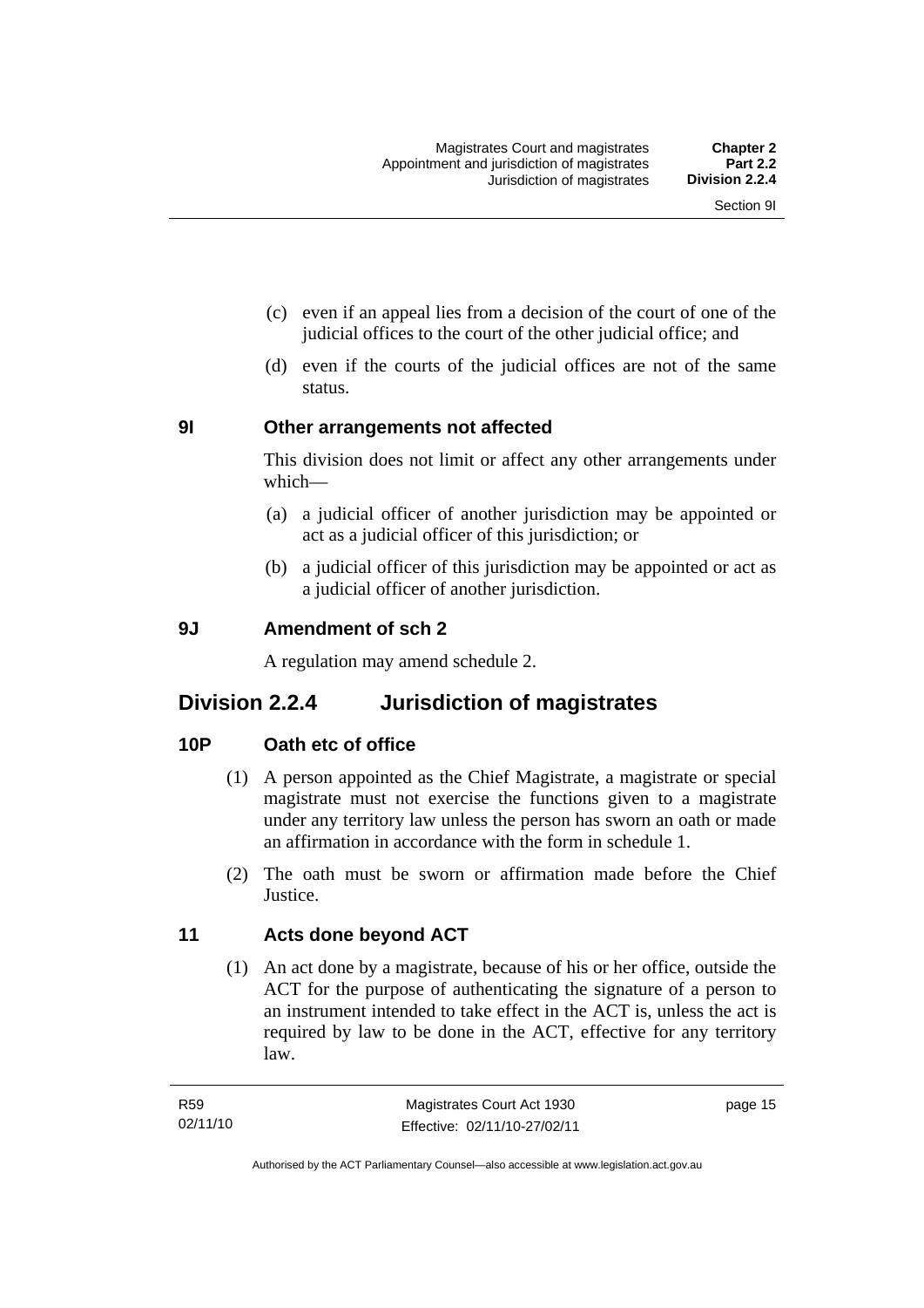(c) even if an appeal lies from a decision of the court of one of the judicial offices to the court of the other judicial office; and

(d) even if the courts of the judicial offices are not of the same status.

### 9I Other arrangements not affected

This division does not limit or affect any other arrangements under which—

(a) a judicial officer of another jurisdiction may be appointed or act as a judicial officer of this jurisdiction; or

(b) a judicial officer of this jurisdiction may be appointed or act as a judicial officer of another jurisdiction.

### 9J Amendment of sch 2

A regulation may amend schedule 2.

## Division 2.2.4 Jurisdiction of magistrates

### 10P Oath etc of office

(1) A person appointed as the Chief Magistrate, a magistrate or special magistrate must not exercise the functions given to a magistrate under any territory law unless the person has sworn an oath or made an affirmation in accordance with the form in schedule 1.

(2) The oath must be sworn or affirmation made before the Chief Justice.

### 11 Acts done beyond ACT

(1) An act done by a magistrate, because of his or her office, outside the ACT for the purpose of authenticating the signature of a person to an instrument intended to take effect in the ACT is, unless the act is required by law to be done in the ACT, effective for any territory law.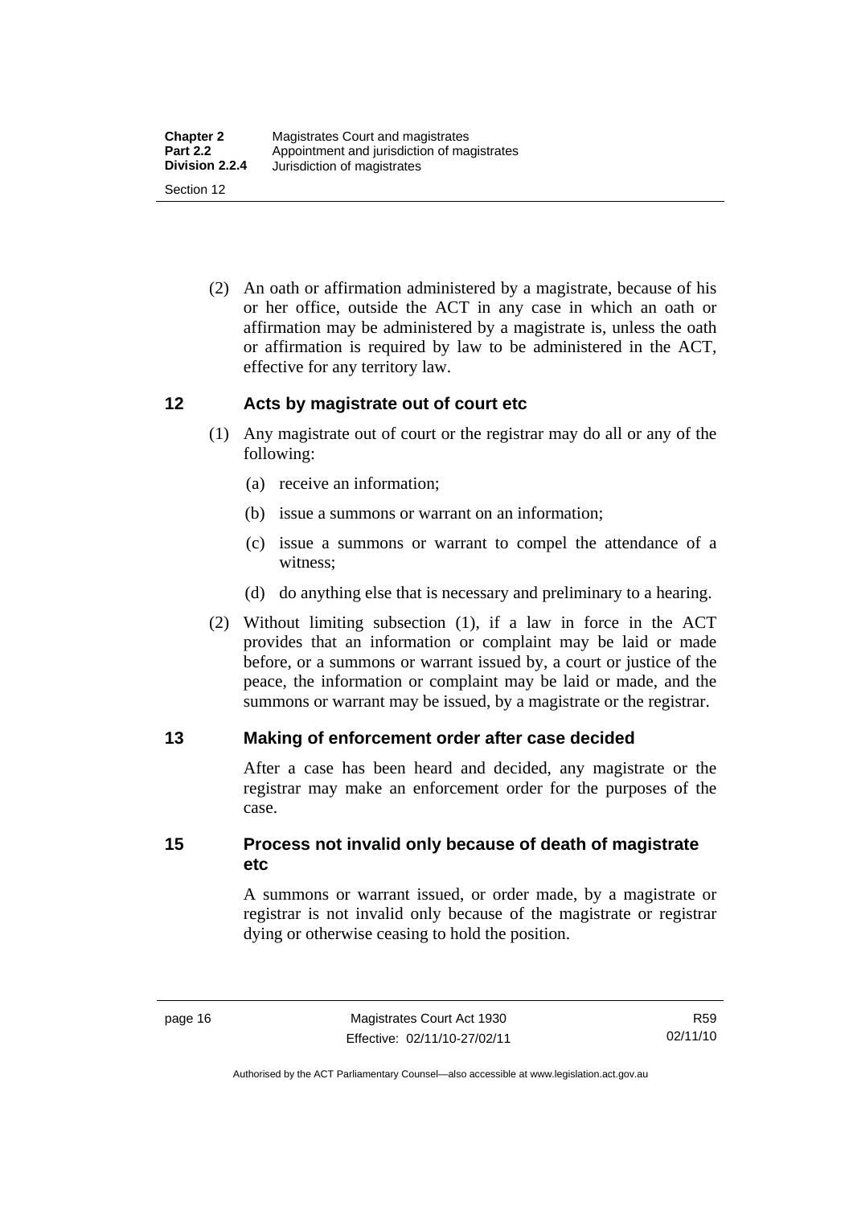(2) An oath or affirmation administered by a magistrate, because of his or her office, outside the ACT in any case in which an oath or affirmation may be administered by a magistrate is, unless the oath or affirmation is required by law to be administered in the ACT, effective for any territory law.

## 12 Acts by magistrate out of court etc

(1) Any magistrate out of court or the registrar may do all or any of the following:

(a) receive an information;

(b) issue a summons or warrant on an information;

(c) issue a summons or warrant to compel the attendance of a witness;

(d) do anything else that is necessary and preliminary to a hearing.

(2) Without limiting subsection (1), if a law in force in the ACT provides that an information or complaint may be laid or made before, or a summons or warrant issued by, a court or justice of the peace, the information or complaint may be laid or made, and the summons or warrant may be issued, by a magistrate or the registrar.

## 13 Making of enforcement order after case decided

After a case has been heard and decided, any magistrate or the registrar may make an enforcement order for the purposes of the case.

## 15 Process not invalid only because of death of magistrate etc

A summons or warrant issued, or order made, by a magistrate or registrar is not invalid only because of the magistrate or registrar dying or otherwise ceasing to hold the position.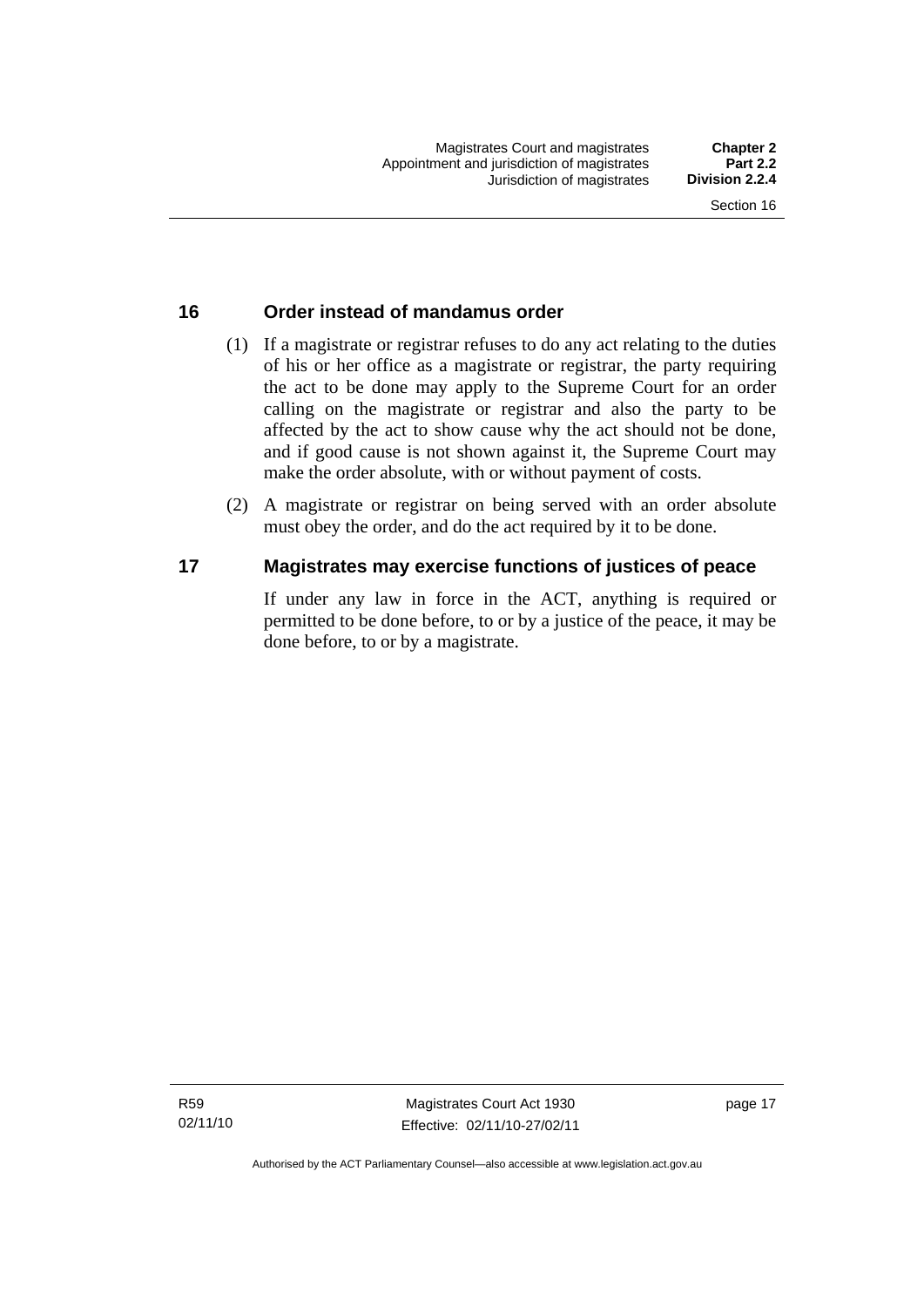## 16 Order instead of mandamus order

(1) If a magistrate or registrar refuses to do any act relating to the duties of his or her office as a magistrate or registrar, the party requiring the act to be done may apply to the Supreme Court for an order calling on the magistrate or registrar and also the party to be affected by the act to show cause why the act should not be done, and if good cause is not shown against it, the Supreme Court may make the order absolute, with or without payment of costs.

(2) A magistrate or registrar on being served with an order absolute must obey the order, and do the act required by it to be done.

## 17 Magistrates may exercise functions of justices of peace

If under any law in force in the ACT, anything is required or permitted to be done before, to or by a justice of the peace, it may be done before, to or by a magistrate.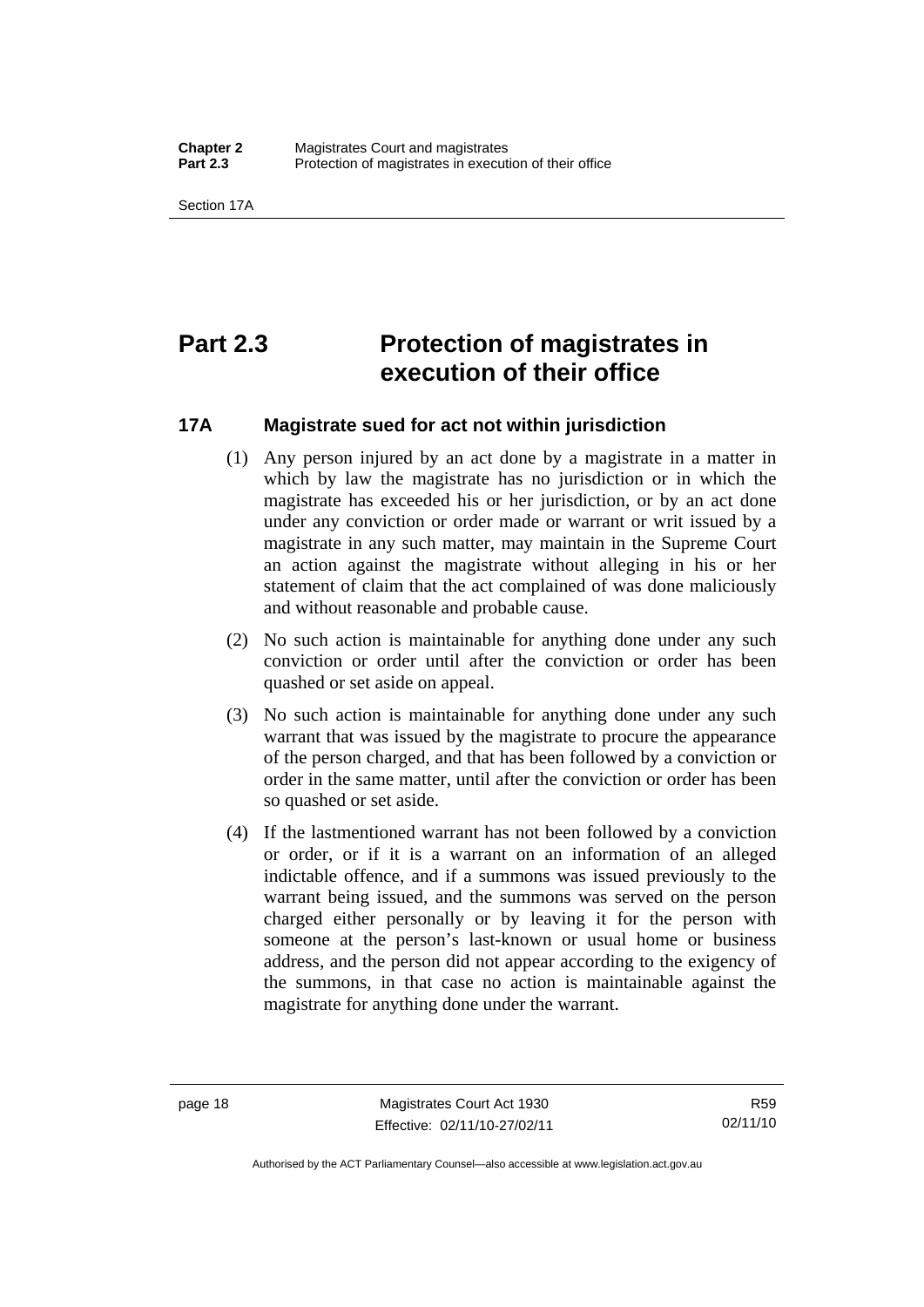# Part 2.3 Protection of magistrates in execution of their office

## 17A Magistrate sued for act not within jurisdiction

(1) Any person injured by an act done by a magistrate in a matter in which by law the magistrate has no jurisdiction or in which the magistrate has exceeded his or her jurisdiction, or by an act done under any conviction or order made or warrant or writ issued by a magistrate in any such matter, may maintain in the Supreme Court an action against the magistrate without alleging in his or her statement of claim that the act complained of was done maliciously and without reasonable and probable cause.

(2) No such action is maintainable for anything done under any such conviction or order until after the conviction or order has been quashed or set aside on appeal.

(3) No such action is maintainable for anything done under any such warrant that was issued by the magistrate to procure the appearance of the person charged, and that has been followed by a conviction or order in the same matter, until after the conviction or order has been so quashed or set aside.

(4) If the lastmentioned warrant has not been followed by a conviction or order, or if it is a warrant on an information of an alleged indictable offence, and if a summons was issued previously to the warrant being issued, and the summons was served on the person charged either personally or by leaving it for the person with someone at the person's last-known or usual home or business address, and the person did not appear according to the exigency of the summons, in that case no action is maintainable against the magistrate for anything done under the warrant.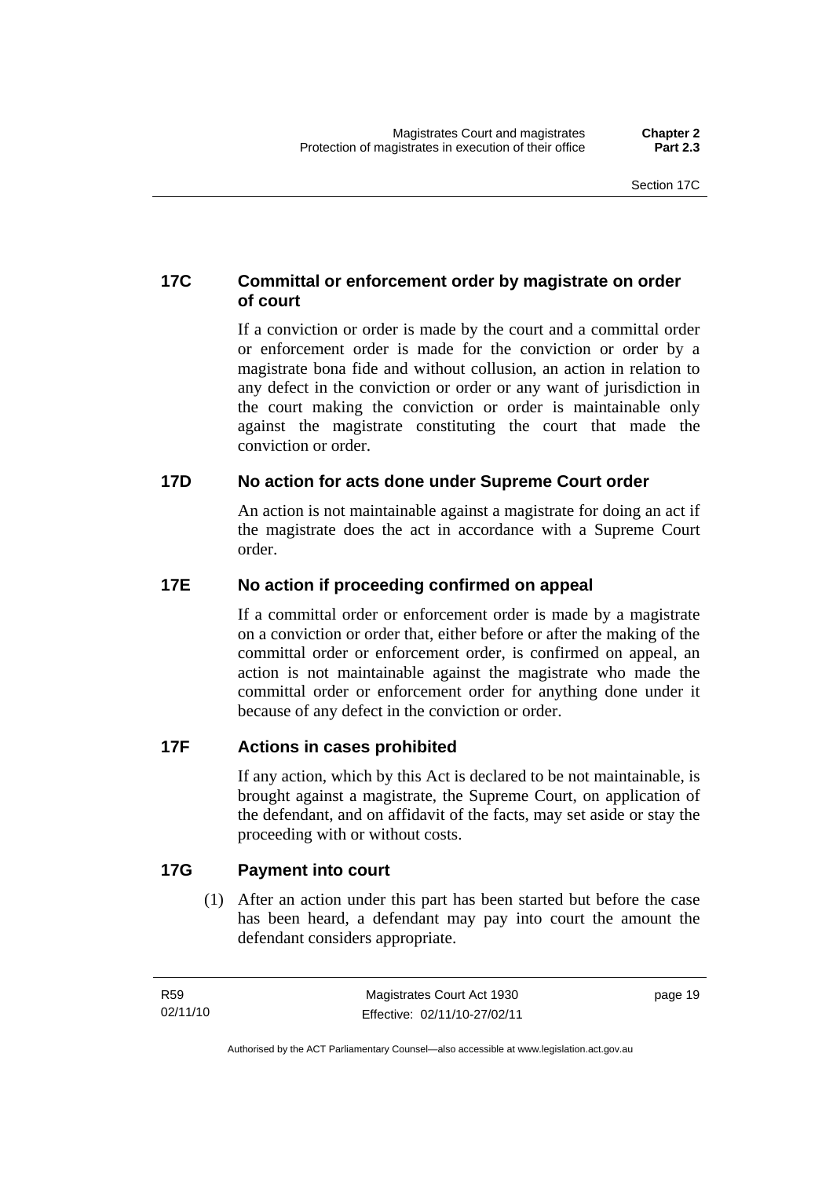## 17C Committal or enforcement order by magistrate on order of court

If a conviction or order is made by the court and a committal order or enforcement order is made for the conviction or order by a magistrate bona fide and without collusion, an action in relation to any defect in the conviction or order or any want of jurisdiction in the court making the conviction or order is maintainable only against the magistrate constituting the court that made the conviction or order.

## 17D No action for acts done under Supreme Court order

An action is not maintainable against a magistrate for doing an act if the magistrate does the act in accordance with a Supreme Court order.

## 17E No action if proceeding confirmed on appeal

If a committal order or enforcement order is made by a magistrate on a conviction or order that, either before or after the making of the committal order or enforcement order, is confirmed on appeal, an action is not maintainable against the magistrate who made the committal order or enforcement order for anything done under it because of any defect in the conviction or order.

## 17F Actions in cases prohibited

If any action, which by this Act is declared to be not maintainable, is brought against a magistrate, the Supreme Court, on application of the defendant, and on affidavit of the facts, may set aside or stay the proceeding with or without costs.

## 17G Payment into court

(1) After an action under this part has been started but before the case has been heard, a defendant may pay into court the amount the defendant considers appropriate.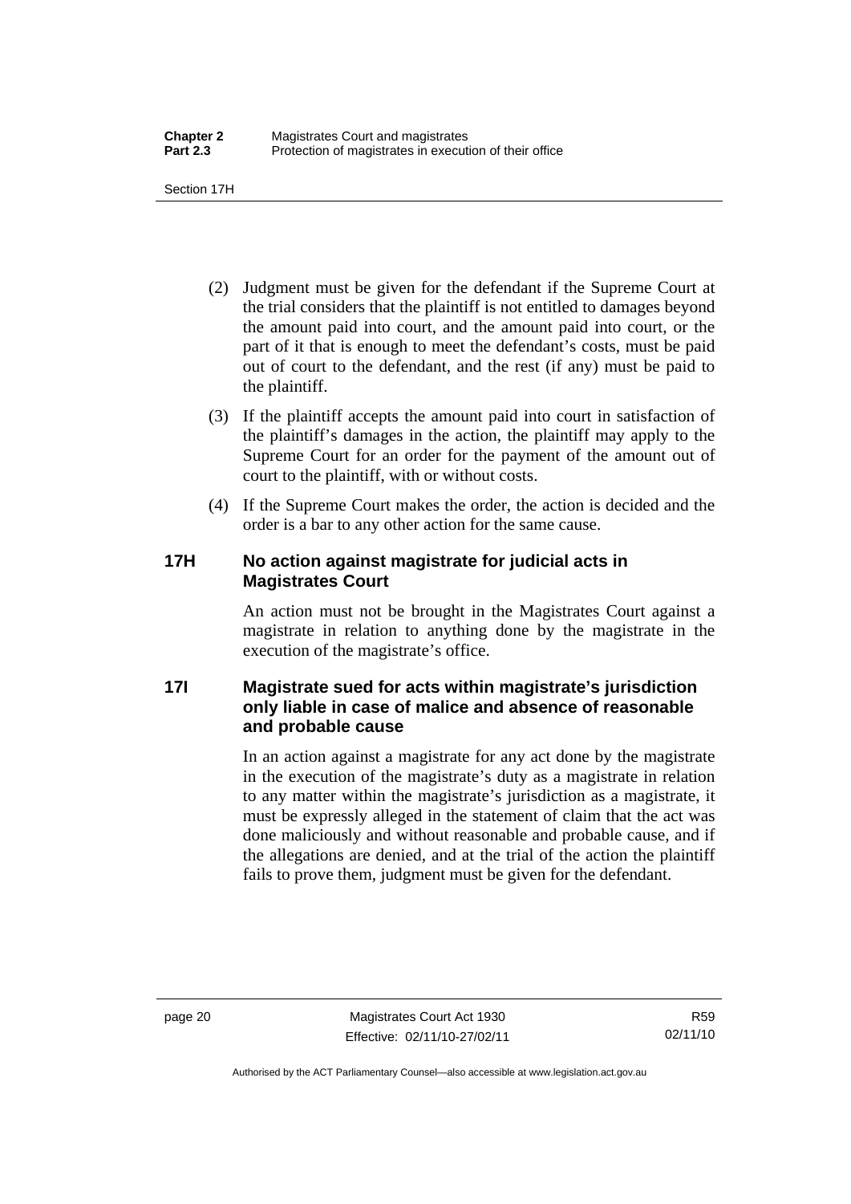(2) Judgment must be given for the defendant if the Supreme Court at the trial considers that the plaintiff is not entitled to damages beyond the amount paid into court, and the amount paid into court, or the part of it that is enough to meet the defendant's costs, must be paid out of court to the defendant, and the rest (if any) must be paid to the plaintiff.

(3) If the plaintiff accepts the amount paid into court in satisfaction of the plaintiff's damages in the action, the plaintiff may apply to the Supreme Court for an order for the payment of the amount out of court to the plaintiff, with or without costs.

(4) If the Supreme Court makes the order, the action is decided and the order is a bar to any other action for the same cause.

### 17H No action against magistrate for judicial acts in Magistrates Court

An action must not be brought in the Magistrates Court against a magistrate in relation to anything done by the magistrate in the execution of the magistrate's office.

### 17I Magistrate sued for acts within magistrate's jurisdiction only liable in case of malice and absence of reasonable and probable cause

In an action against a magistrate for any act done by the magistrate in the execution of the magistrate's duty as a magistrate in relation to any matter within the magistrate's jurisdiction as a magistrate, it must be expressly alleged in the statement of claim that the act was done maliciously and without reasonable and probable cause, and if the allegations are denied, and at the trial of the action the plaintiff fails to prove them, judgment must be given for the defendant.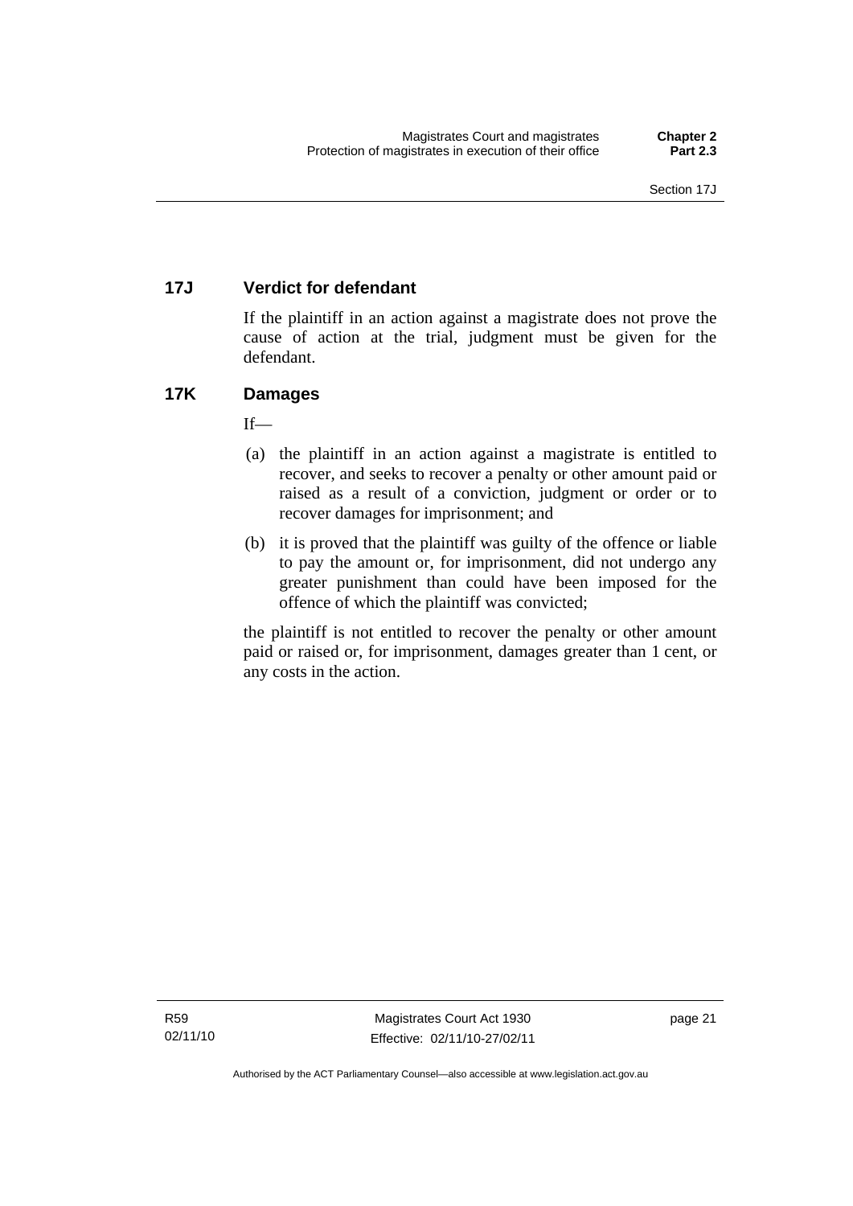### 17J Verdict for defendant

If the plaintiff in an action against a magistrate does not prove the cause of action at the trial, judgment must be given for the defendant.

### 17K Damages

If—

(a) the plaintiff in an action against a magistrate is entitled to recover, and seeks to recover a penalty or other amount paid or raised as a result of a conviction, judgment or order or to recover damages for imprisonment; and

(b) it is proved that the plaintiff was guilty of the offence or liable to pay the amount or, for imprisonment, did not undergo any greater punishment than could have been imposed for the offence of which the plaintiff was convicted;

the plaintiff is not entitled to recover the penalty or other amount paid or raised or, for imprisonment, damages greater than 1 cent, or any costs in the action.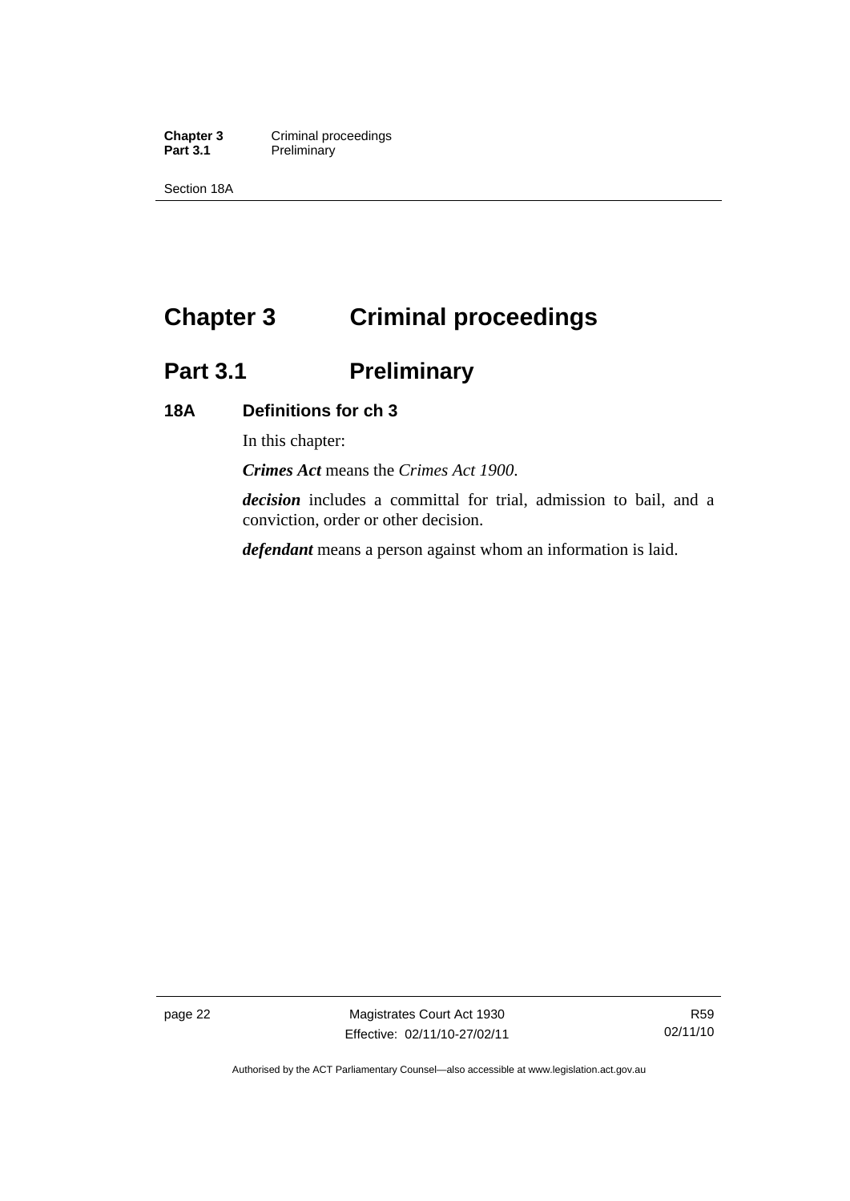# Chapter 3 Criminal proceedings

## Part 3.1 Preliminary

### 18A Definitions for ch 3

In this chapter:

***Crimes Act*** means the *Crimes Act 1900*.

***decision*** includes a committal for trial, admission to bail, and a conviction, order or other decision.

***defendant*** means a person against whom an information is laid.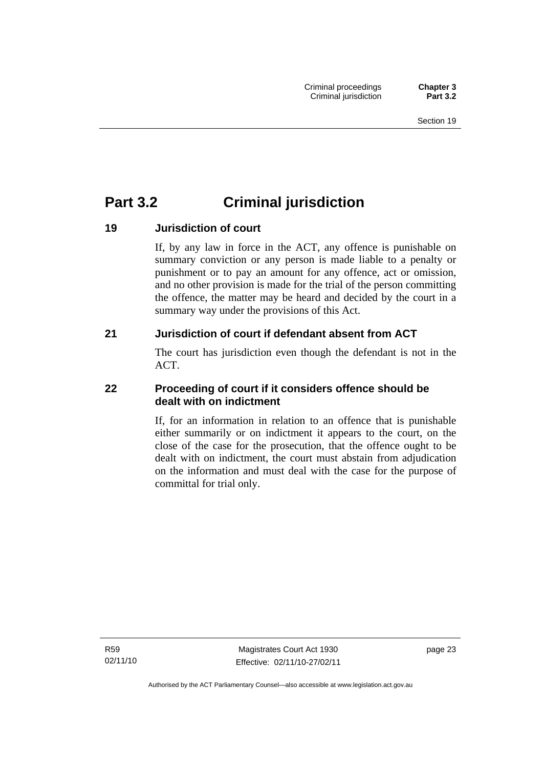# Part 3.2 Criminal jurisdiction

### 19 Jurisdiction of court

If, by any law in force in the ACT, any offence is punishable on summary conviction or any person is made liable to a penalty or punishment or to pay an amount for any offence, act or omission, and no other provision is made for the trial of the person committing the offence, the matter may be heard and decided by the court in a summary way under the provisions of this Act.

### 21 Jurisdiction of court if defendant absent from ACT

The court has jurisdiction even though the defendant is not in the ACT.

### 22 Proceeding of court if it considers offence should be dealt with on indictment

If, for an information in relation to an offence that is punishable either summarily or on indictment it appears to the court, on the close of the case for the prosecution, that the offence ought to be dealt with on indictment, the court must abstain from adjudication on the information and must deal with the case for the purpose of committal for trial only.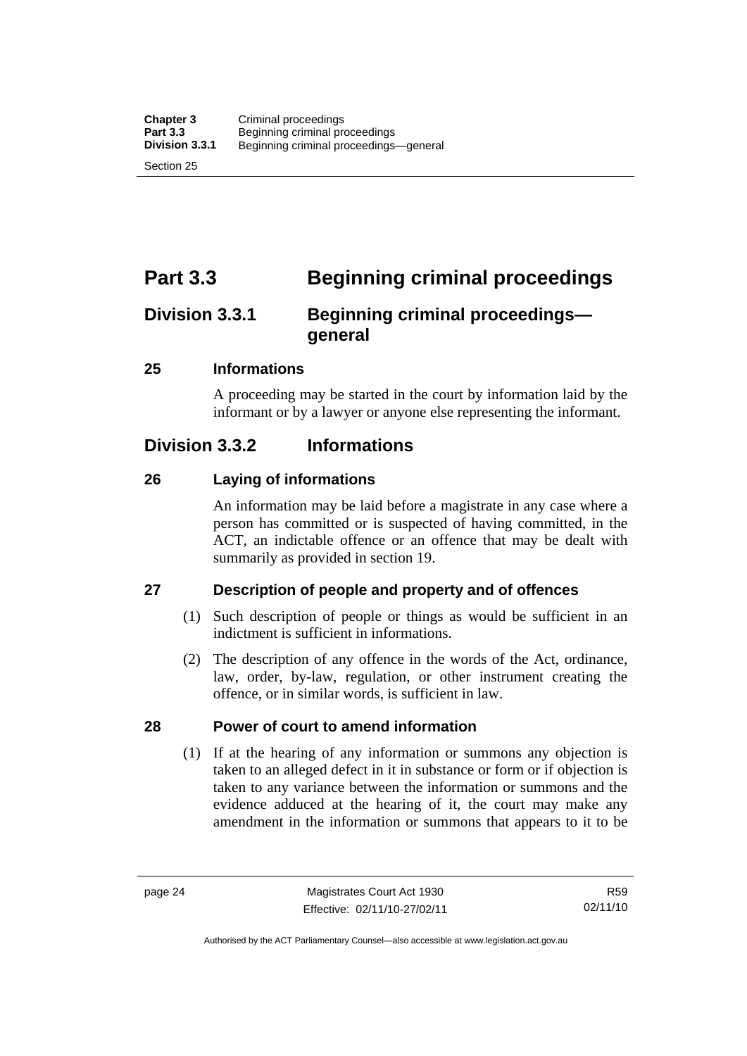# Part 3.3 Beginning criminal proceedings

## Division 3.3.1 Beginning criminal proceedings—general

### 25 Informations

A proceeding may be started in the court by information laid by the informant or by a lawyer or anyone else representing the informant.

## Division 3.3.2 Informations

### 26 Laying of informations

An information may be laid before a magistrate in any case where a person has committed or is suspected of having committed, in the ACT, an indictable offence or an offence that may be dealt with summarily as provided in section 19.

### 27 Description of people and property and of offences

(1) Such description of people or things as would be sufficient in an indictment is sufficient in informations.

(2) The description of any offence in the words of the Act, ordinance, law, order, by-law, regulation, or other instrument creating the offence, or in similar words, is sufficient in law.

### 28 Power of court to amend information

(1) If at the hearing of any information or summons any objection is taken to an alleged defect in it in substance or form or if objection is taken to any variance between the information or summons and the evidence adduced at the hearing of it, the court may make any amendment in the information or summons that appears to it to be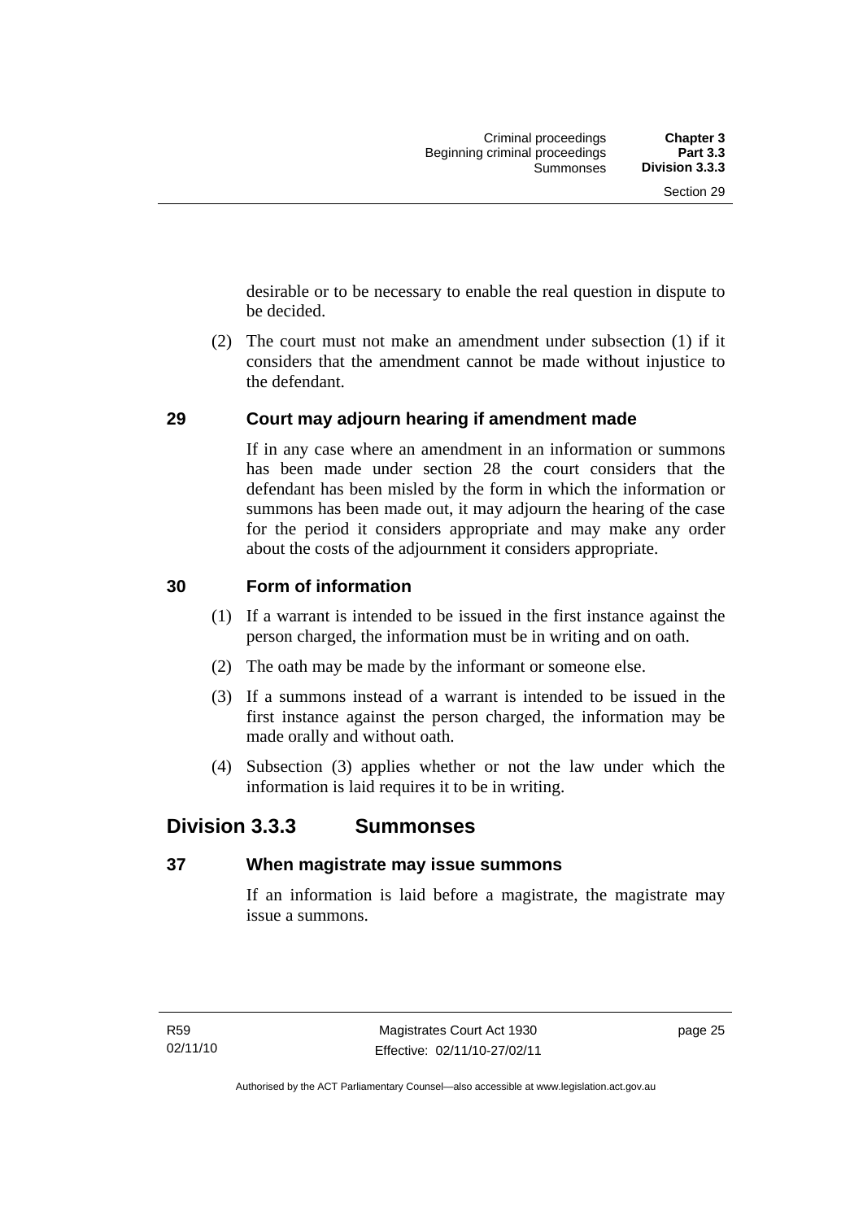desirable or to be necessary to enable the real question in dispute to be decided.

(2) The court must not make an amendment under subsection (1) if it considers that the amendment cannot be made without injustice to the defendant.

### 29 Court may adjourn hearing if amendment made

If in any case where an amendment in an information or summons has been made under section 28 the court considers that the defendant has been misled by the form in which the information or summons has been made out, it may adjourn the hearing of the case for the period it considers appropriate and may make any order about the costs of the adjournment it considers appropriate.

### 30 Form of information

(1) If a warrant is intended to be issued in the first instance against the person charged, the information must be in writing and on oath.

(2) The oath may be made by the informant or someone else.

(3) If a summons instead of a warrant is intended to be issued in the first instance against the person charged, the information may be made orally and without oath.

(4) Subsection (3) applies whether or not the law under which the information is laid requires it to be in writing.

## Division 3.3.3 Summonses

### 37 When magistrate may issue summons

If an information is laid before a magistrate, the magistrate may issue a summons.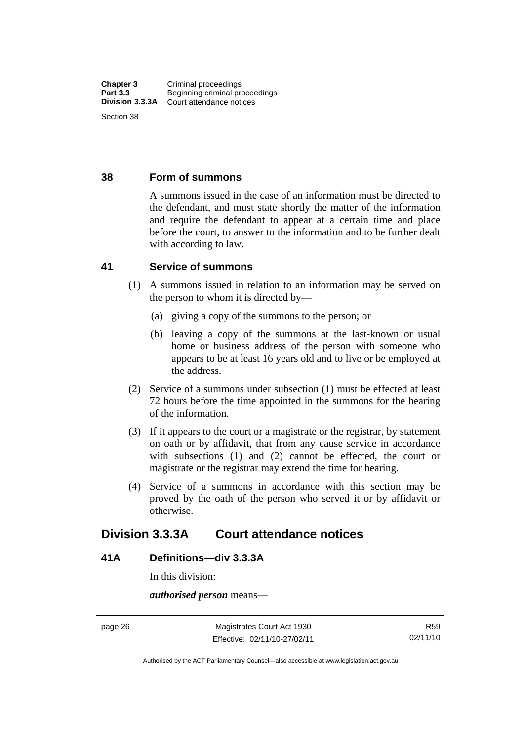### 38 Form of summons

A summons issued in the case of an information must be directed to the defendant, and must state shortly the matter of the information and require the defendant to appear at a certain time and place before the court, to answer to the information and to be further dealt with according to law.

### 41 Service of summons

(1) A summons issued in relation to an information may be served on the person to whom it is directed by—

(a) giving a copy of the summons to the person; or

(b) leaving a copy of the summons at the last-known or usual home or business address of the person with someone who appears to be at least 16 years old and to live or be employed at the address.

(2) Service of a summons under subsection (1) must be effected at least 72 hours before the time appointed in the summons for the hearing of the information.

(3) If it appears to the court or a magistrate or the registrar, by statement on oath or by affidavit, that from any cause service in accordance with subsections (1) and (2) cannot be effected, the court or magistrate or the registrar may extend the time for hearing.

(4) Service of a summons in accordance with this section may be proved by the oath of the person who served it or by affidavit or otherwise.

## Division 3.3.3A Court attendance notices

### 41A Definitions—div 3.3.3A

In this division:

***authorised person*** means—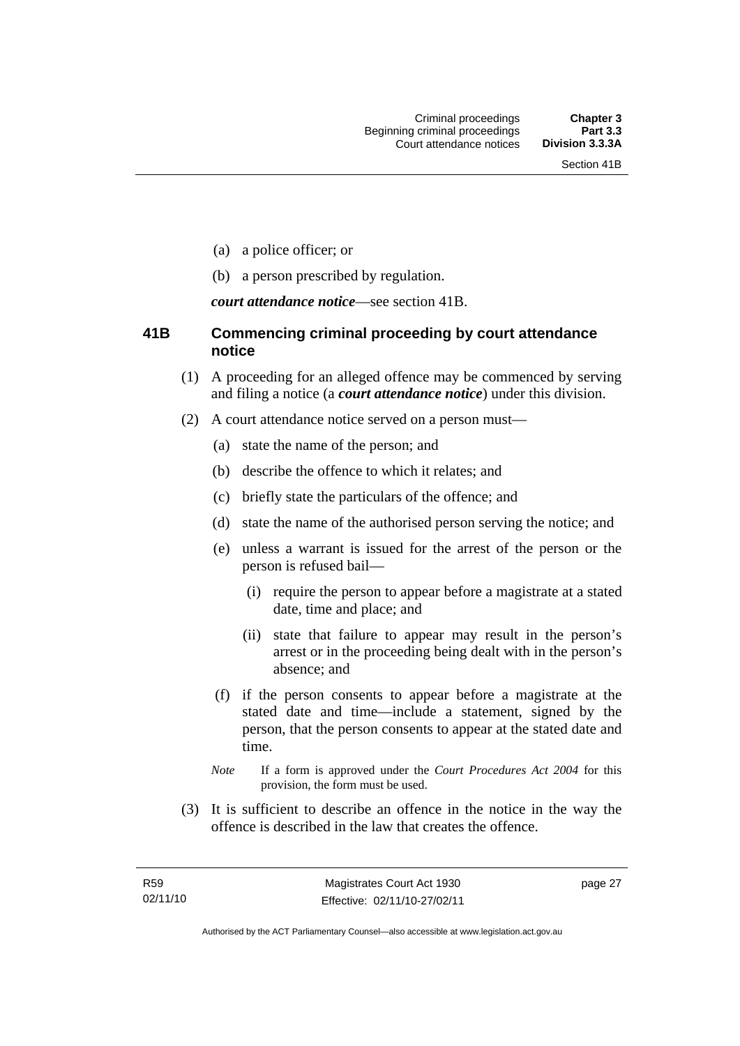(a) a police officer; or

(b) a person prescribed by regulation.

***court attendance notice***—see section 41B.

### 41B Commencing criminal proceeding by court attendance notice

(1) A proceeding for an alleged offence may be commenced by serving and filing a notice (a ***court attendance notice***) under this division.

(2) A court attendance notice served on a person must—

  (a) state the name of the person; and

  (b) describe the offence to which it relates; and

  (c) briefly state the particulars of the offence; and

  (d) state the name of the authorised person serving the notice; and

  (e) unless a warrant is issued for the arrest of the person or the person is refused bail—

    (i) require the person to appear before a magistrate at a stated date, time and place; and

    (ii) state that failure to appear may result in the person's arrest or in the proceeding being dealt with in the person's absence; and

  (f) if the person consents to appear before a magistrate at the stated date and time—include a statement, signed by the person, that the person consents to appear at the stated date and time.

*Note* If a form is approved under the *Court Procedures Act 2004* for this provision, the form must be used.

(3) It is sufficient to describe an offence in the notice in the way the offence is described in the law that creates the offence.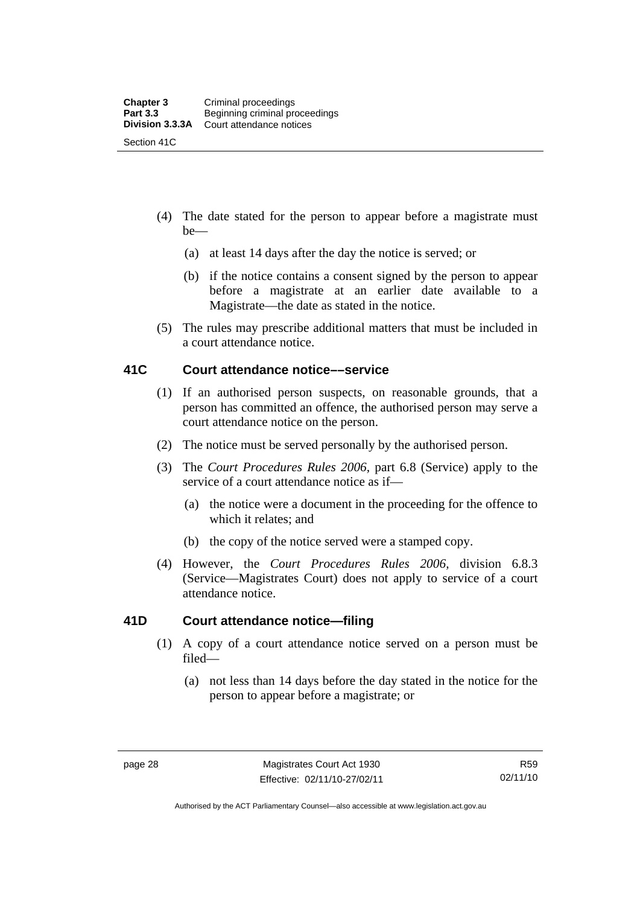(4) The date stated for the person to appear before a magistrate must be—

(a) at least 14 days after the day the notice is served; or

(b) if the notice contains a consent signed by the person to appear before a magistrate at an earlier date available to a Magistrate—the date as stated in the notice.

(5) The rules may prescribe additional matters that must be included in a court attendance notice.

## 41C Court attendance notice––service

(1) If an authorised person suspects, on reasonable grounds, that a person has committed an offence, the authorised person may serve a court attendance notice on the person.

(2) The notice must be served personally by the authorised person.

(3) The *Court Procedures Rules 2006*, part 6.8 (Service) apply to the service of a court attendance notice as if—

(a) the notice were a document in the proceeding for the offence to which it relates; and

(b) the copy of the notice served were a stamped copy.

(4) However, the *Court Procedures Rules 2006*, division 6.8.3 (Service—Magistrates Court) does not apply to service of a court attendance notice.

## 41D Court attendance notice—filing

(1) A copy of a court attendance notice served on a person must be filed—

(a) not less than 14 days before the day stated in the notice for the person to appear before a magistrate; or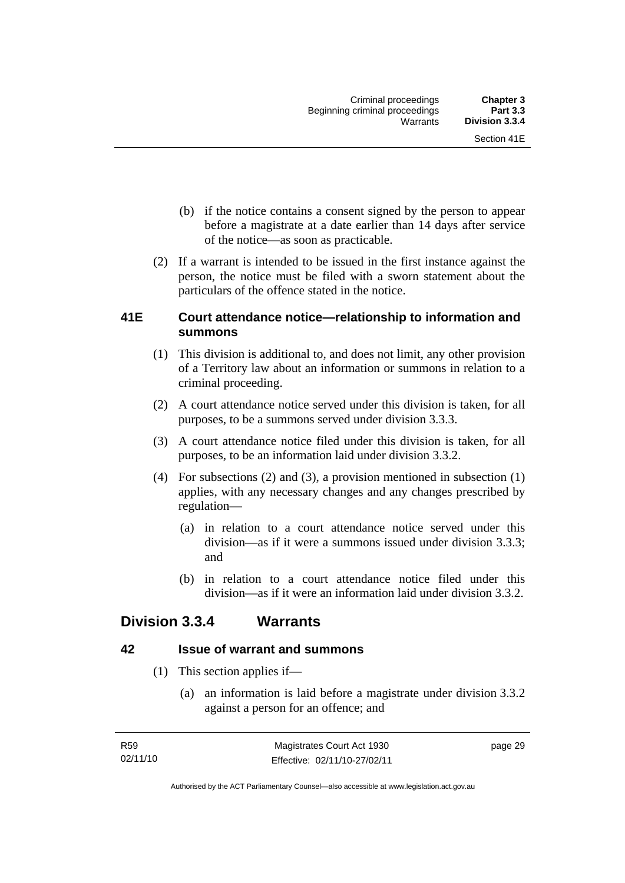(b) if the notice contains a consent signed by the person to appear before a magistrate at a date earlier than 14 days after service of the notice—as soon as practicable.

(2) If a warrant is intended to be issued in the first instance against the person, the notice must be filed with a sworn statement about the particulars of the offence stated in the notice.

### 41E Court attendance notice—relationship to information and summons

(1) This division is additional to, and does not limit, any other provision of a Territory law about an information or summons in relation to a criminal proceeding.

(2) A court attendance notice served under this division is taken, for all purposes, to be a summons served under division 3.3.3.

(3) A court attendance notice filed under this division is taken, for all purposes, to be an information laid under division 3.3.2.

(4) For subsections (2) and (3), a provision mentioned in subsection (1) applies, with any necessary changes and any changes prescribed by regulation—

(a) in relation to a court attendance notice served under this division—as if it were a summons issued under division 3.3.3; and

(b) in relation to a court attendance notice filed under this division—as if it were an information laid under division 3.3.2.

## Division 3.3.4 Warrants

### 42 Issue of warrant and summons

(1) This section applies if—

(a) an information is laid before a magistrate under division 3.3.2 against a person for an offence; and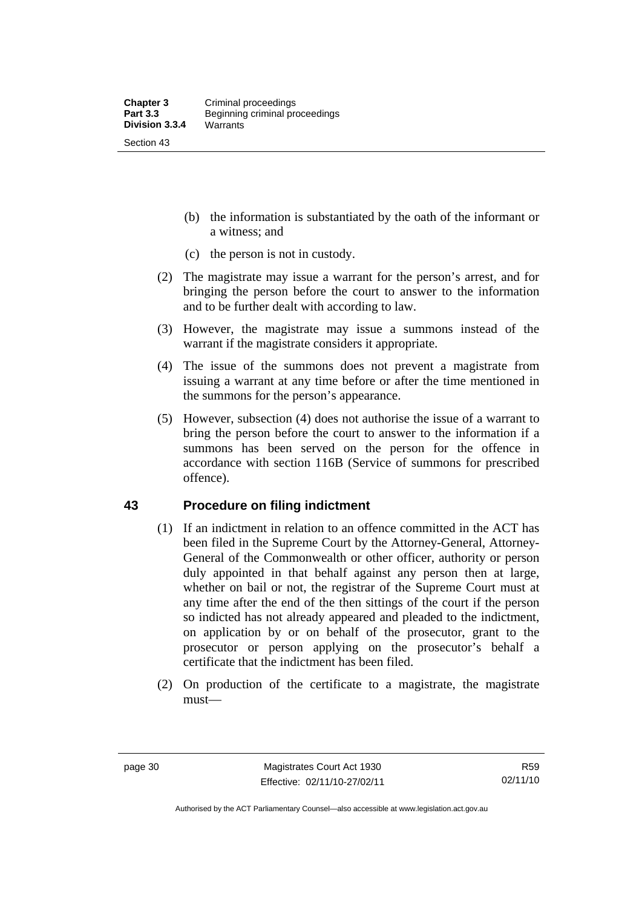(b) the information is substantiated by the oath of the informant or a witness; and

(c) the person is not in custody.

(2) The magistrate may issue a warrant for the person's arrest, and for bringing the person before the court to answer to the information and to be further dealt with according to law.

(3) However, the magistrate may issue a summons instead of the warrant if the magistrate considers it appropriate.

(4) The issue of the summons does not prevent a magistrate from issuing a warrant at any time before or after the time mentioned in the summons for the person's appearance.

(5) However, subsection (4) does not authorise the issue of a warrant to bring the person before the court to answer to the information if a summons has been served on the person for the offence in accordance with section 116B (Service of summons for prescribed offence).

## 43 Procedure on filing indictment

(1) If an indictment in relation to an offence committed in the ACT has been filed in the Supreme Court by the Attorney-General, Attorney-General of the Commonwealth or other officer, authority or person duly appointed in that behalf against any person then at large, whether on bail or not, the registrar of the Supreme Court must at any time after the end of the then sittings of the court if the person so indicted has not already appeared and pleaded to the indictment, on application by or on behalf of the prosecutor, grant to the prosecutor or person applying on the prosecutor's behalf a certificate that the indictment has been filed.

(2) On production of the certificate to a magistrate, the magistrate must—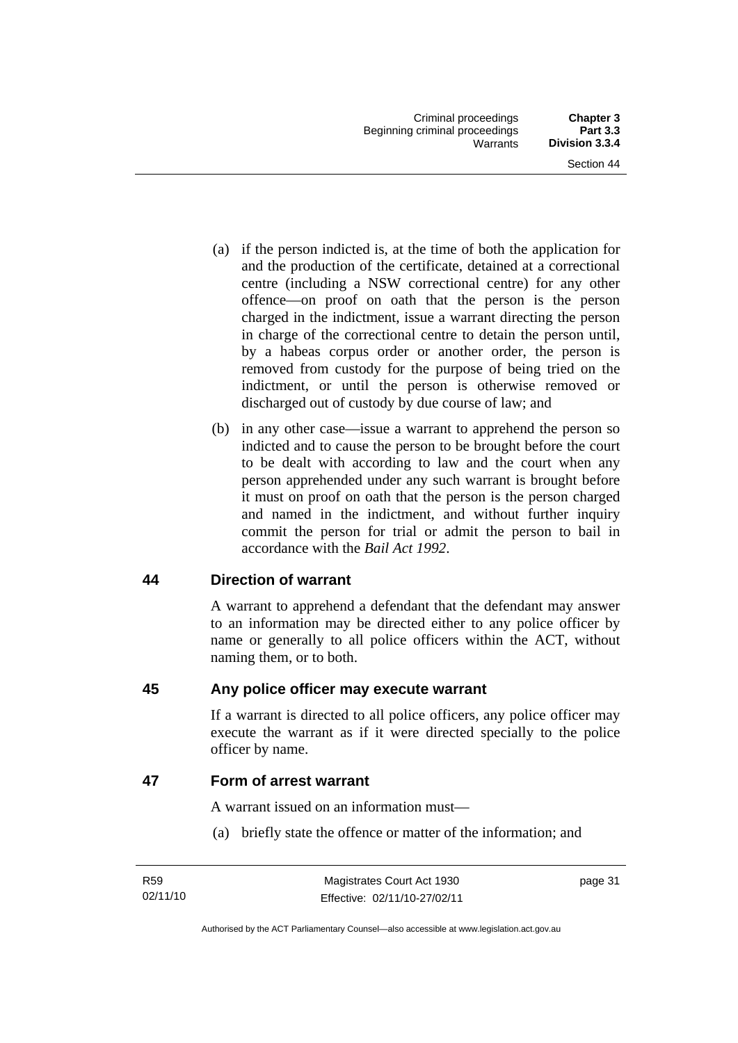(a) if the person indicted is, at the time of both the application for and the production of the certificate, detained at a correctional centre (including a NSW correctional centre) for any other offence—on proof on oath that the person is the person charged in the indictment, issue a warrant directing the person in charge of the correctional centre to detain the person until, by a habeas corpus order or another order, the person is removed from custody for the purpose of being tried on the indictment, or until the person is otherwise removed or discharged out of custody by due course of law; and

(b) in any other case—issue a warrant to apprehend the person so indicted and to cause the person to be brought before the court to be dealt with according to law and the court when any person apprehended under any such warrant is brought before it must on proof on oath that the person is the person charged and named in the indictment, and without further inquiry commit the person for trial or admit the person to bail in accordance with the *Bail Act 1992*.

## 44 Direction of warrant

A warrant to apprehend a defendant that the defendant may answer to an information may be directed either to any police officer by name or generally to all police officers within the ACT, without naming them, or to both.

## 45 Any police officer may execute warrant

If a warrant is directed to all police officers, any police officer may execute the warrant as if it were directed specially to the police officer by name.

## 47 Form of arrest warrant

A warrant issued on an information must—

(a) briefly state the offence or matter of the information; and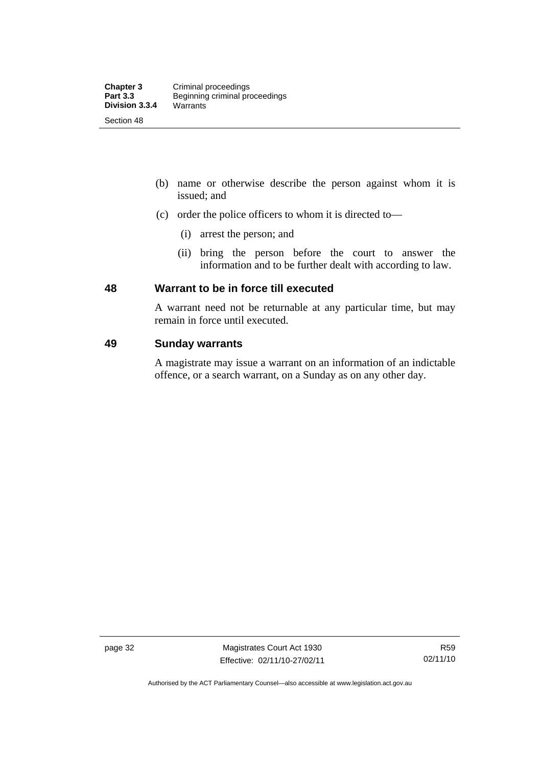(b) name or otherwise describe the person against whom it is issued; and

(c) order the police officers to whom it is directed to—

   (i) arrest the person; and

   (ii) bring the person before the court to answer the information and to be further dealt with according to law.

## 48 Warrant to be in force till executed

A warrant need not be returnable at any particular time, but may remain in force until executed.

## 49 Sunday warrants

A magistrate may issue a warrant on an information of an indictable offence, or a search warrant, on a Sunday as on any other day.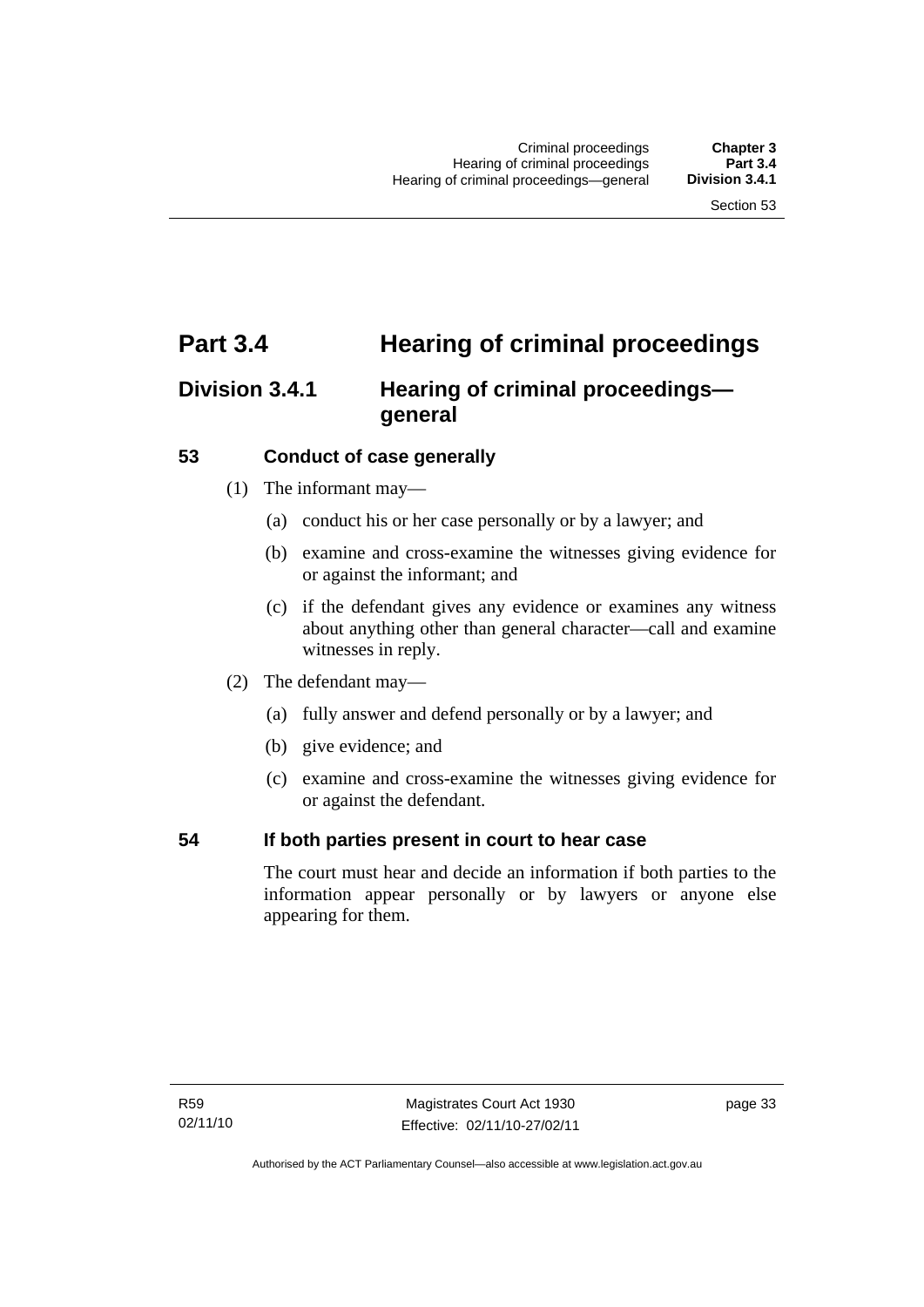# Part 3.4 Hearing of criminal proceedings

## Division 3.4.1 Hearing of criminal proceedings—general

### 53 Conduct of case generally

(1) The informant may—

(a) conduct his or her case personally or by a lawyer; and

(b) examine and cross-examine the witnesses giving evidence for or against the informant; and

(c) if the defendant gives any evidence or examines any witness about anything other than general character—call and examine witnesses in reply.

(2) The defendant may—

(a) fully answer and defend personally or by a lawyer; and

(b) give evidence; and

(c) examine and cross-examine the witnesses giving evidence for or against the defendant.

### 54 If both parties present in court to hear case

The court must hear and decide an information if both parties to the information appear personally or by lawyers or anyone else appearing for them.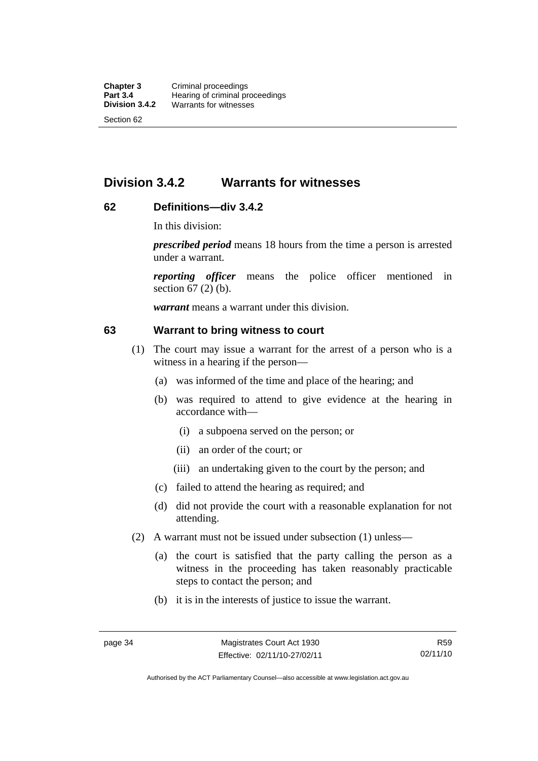## Division 3.4.2 Warrants for witnesses

### 62 Definitions—div 3.4.2

In this division:

***prescribed period*** means 18 hours from the time a person is arrested under a warrant.

***reporting officer*** means the police officer mentioned in section 67 (2) (b).

***warrant*** means a warrant under this division.

### 63 Warrant to bring witness to court

(1) The court may issue a warrant for the arrest of a person who is a witness in a hearing if the person—

- (a) was informed of the time and place of the hearing; and
- (b) was required to attend to give evidence at the hearing in accordance with—
  - (i) a subpoena served on the person; or
  - (ii) an order of the court; or
  - (iii) an undertaking given to the court by the person; and
- (c) failed to attend the hearing as required; and
- (d) did not provide the court with a reasonable explanation for not attending.

(2) A warrant must not be issued under subsection (1) unless—

- (a) the court is satisfied that the party calling the person as a witness in the proceeding has taken reasonably practicable steps to contact the person; and
- (b) it is in the interests of justice to issue the warrant.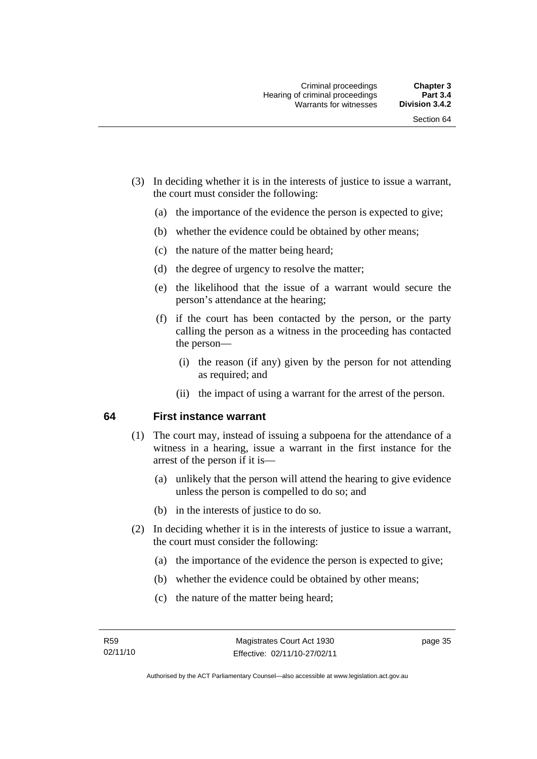(3) In deciding whether it is in the interests of justice to issue a warrant, the court must consider the following:

(a) the importance of the evidence the person is expected to give;

(b) whether the evidence could be obtained by other means;

(c) the nature of the matter being heard;

(d) the degree of urgency to resolve the matter;

(e) the likelihood that the issue of a warrant would secure the person's attendance at the hearing;

(f) if the court has been contacted by the person, or the party calling the person as a witness in the proceeding has contacted the person—

(i) the reason (if any) given by the person for not attending as required; and

(ii) the impact of using a warrant for the arrest of the person.

## 64 First instance warrant

(1) The court may, instead of issuing a subpoena for the attendance of a witness in a hearing, issue a warrant in the first instance for the arrest of the person if it is—

(a) unlikely that the person will attend the hearing to give evidence unless the person is compelled to do so; and

(b) in the interests of justice to do so.

(2) In deciding whether it is in the interests of justice to issue a warrant, the court must consider the following:

(a) the importance of the evidence the person is expected to give;

(b) whether the evidence could be obtained by other means;

(c) the nature of the matter being heard;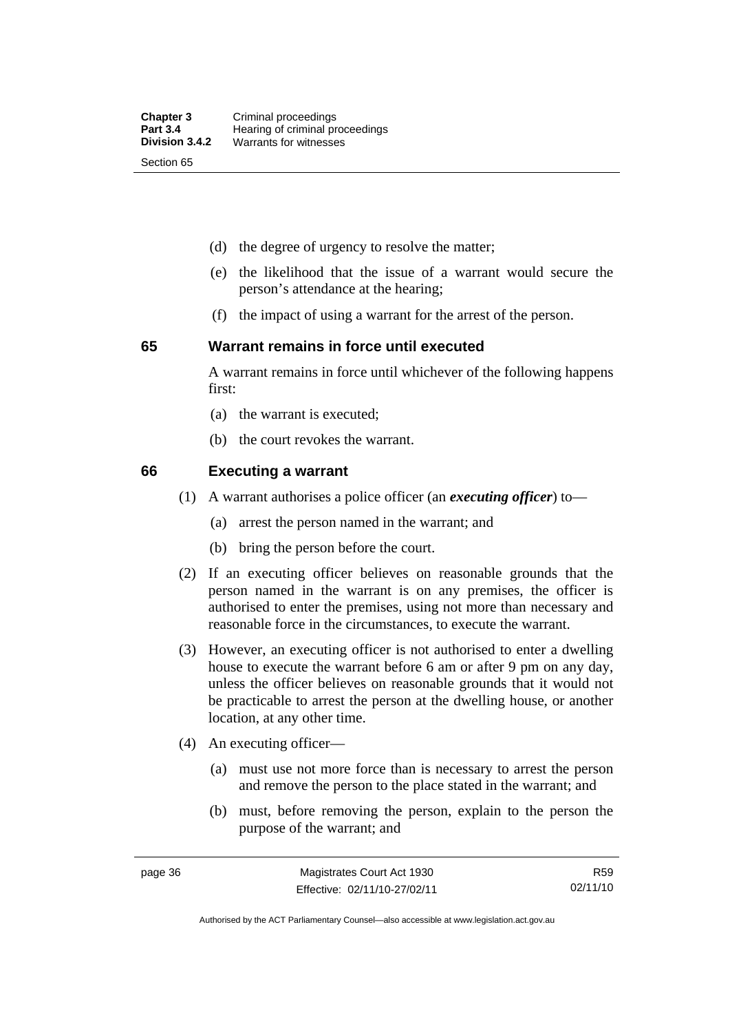(d) the degree of urgency to resolve the matter;

(e) the likelihood that the issue of a warrant would secure the person's attendance at the hearing;

(f) the impact of using a warrant for the arrest of the person.

## 65 Warrant remains in force until executed

A warrant remains in force until whichever of the following happens first:

(a) the warrant is executed;

(b) the court revokes the warrant.

## 66 Executing a warrant

(1) A warrant authorises a police officer (an ***executing officer***) to—

(a) arrest the person named in the warrant; and

(b) bring the person before the court.

(2) If an executing officer believes on reasonable grounds that the person named in the warrant is on any premises, the officer is authorised to enter the premises, using not more than necessary and reasonable force in the circumstances, to execute the warrant.

(3) However, an executing officer is not authorised to enter a dwelling house to execute the warrant before 6 am or after 9 pm on any day, unless the officer believes on reasonable grounds that it would not be practicable to arrest the person at the dwelling house, or another location, at any other time.

(4) An executing officer—

(a) must use not more force than is necessary to arrest the person and remove the person to the place stated in the warrant; and

(b) must, before removing the person, explain to the person the purpose of the warrant; and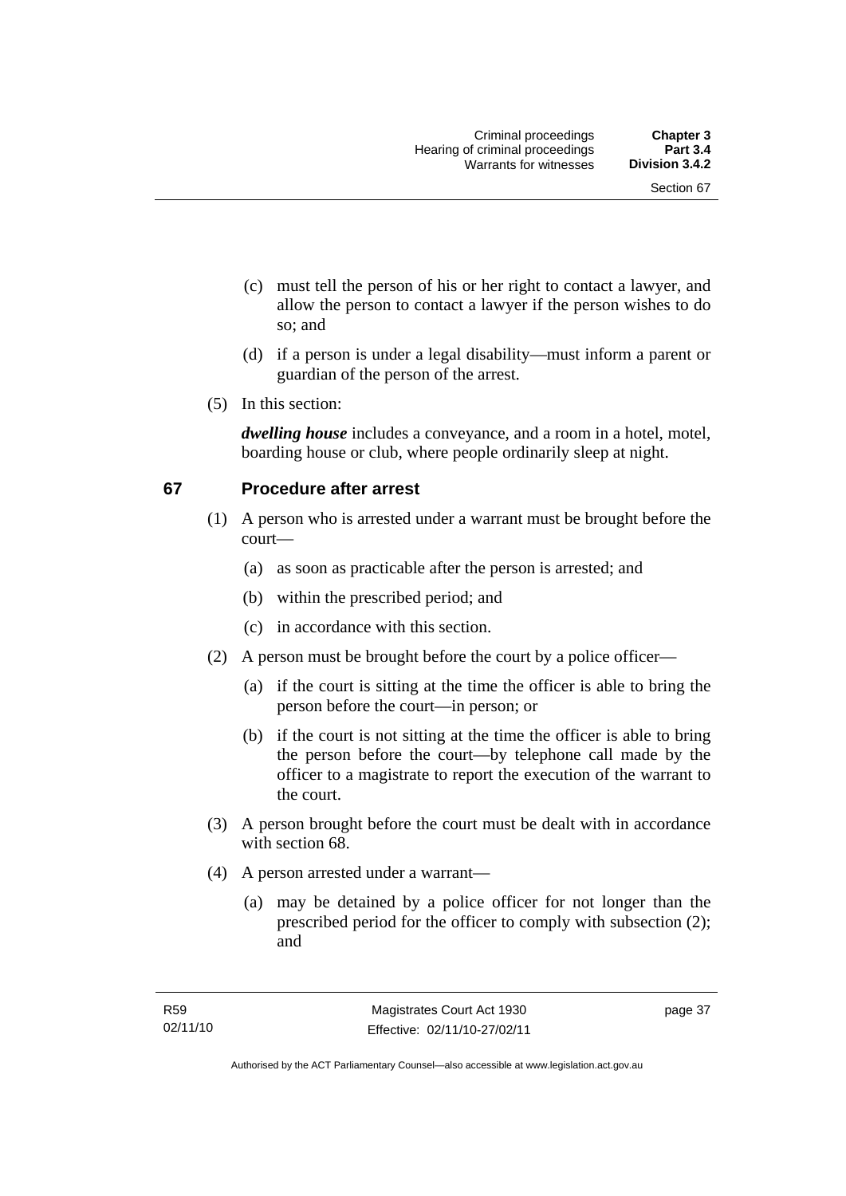(c) must tell the person of his or her right to contact a lawyer, and allow the person to contact a lawyer if the person wishes to do so; and

(d) if a person is under a legal disability—must inform a parent or guardian of the person of the arrest.

(5) In this section:

***dwelling house*** includes a conveyance, and a room in a hotel, motel, boarding house or club, where people ordinarily sleep at night.

## 67 Procedure after arrest

(1) A person who is arrested under a warrant must be brought before the court—

(a) as soon as practicable after the person is arrested; and

(b) within the prescribed period; and

(c) in accordance with this section.

(2) A person must be brought before the court by a police officer—

(a) if the court is sitting at the time the officer is able to bring the person before the court—in person; or

(b) if the court is not sitting at the time the officer is able to bring the person before the court—by telephone call made by the officer to a magistrate to report the execution of the warrant to the court.

(3) A person brought before the court must be dealt with in accordance with section 68.

(4) A person arrested under a warrant—

(a) may be detained by a police officer for not longer than the prescribed period for the officer to comply with subsection (2); and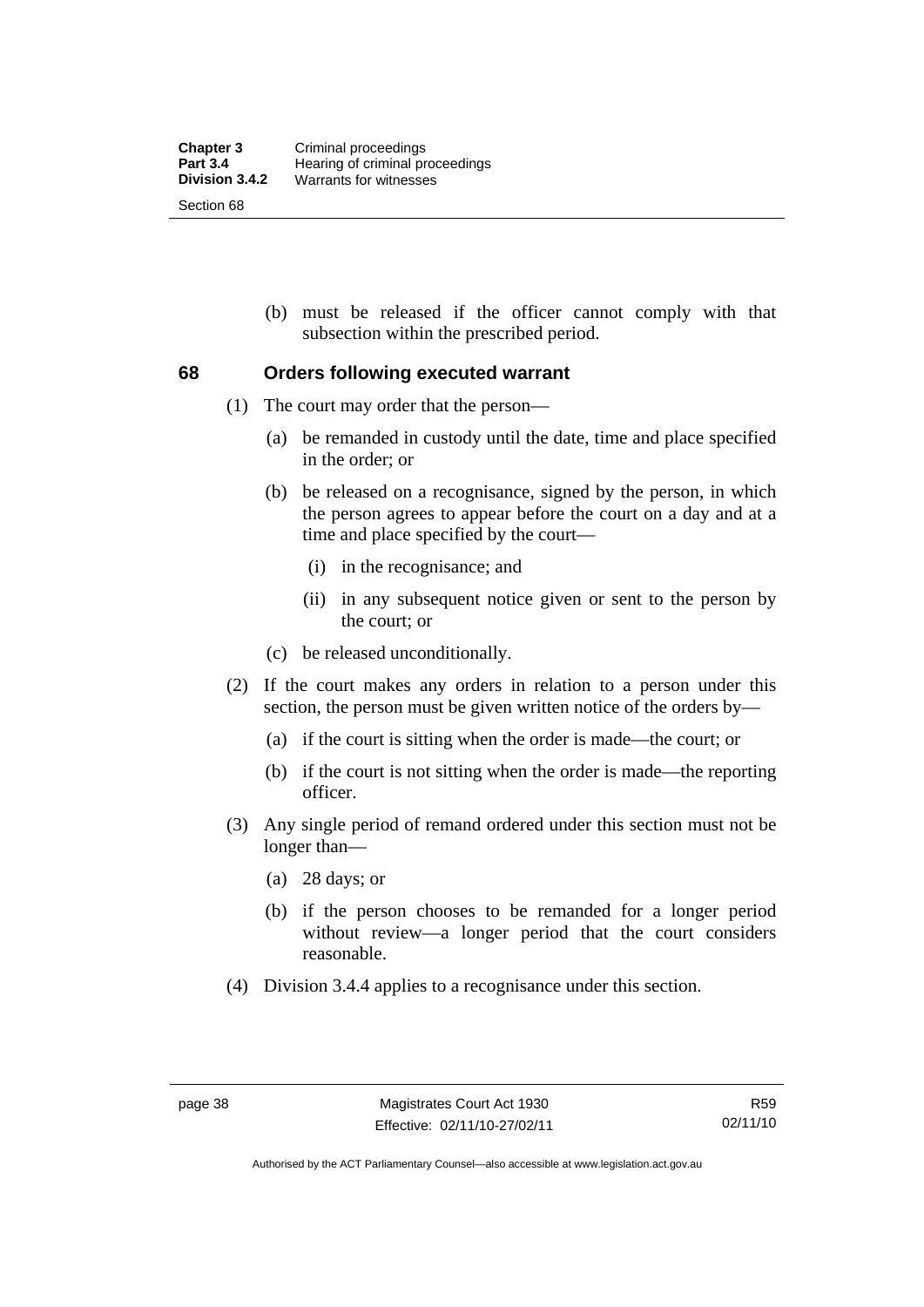(b) must be released if the officer cannot comply with that subsection within the prescribed period.

## 68 Orders following executed warrant

(1) The court may order that the person—

(a) be remanded in custody until the date, time and place specified in the order; or

(b) be released on a recognisance, signed by the person, in which the person agrees to appear before the court on a day and at a time and place specified by the court—

(i) in the recognisance; and

(ii) in any subsequent notice given or sent to the person by the court; or

(c) be released unconditionally.

(2) If the court makes any orders in relation to a person under this section, the person must be given written notice of the orders by—

(a) if the court is sitting when the order is made—the court; or

(b) if the court is not sitting when the order is made—the reporting officer.

(3) Any single period of remand ordered under this section must not be longer than—

(a) 28 days; or

(b) if the person chooses to be remanded for a longer period without review—a longer period that the court considers reasonable.

(4) Division 3.4.4 applies to a recognisance under this section.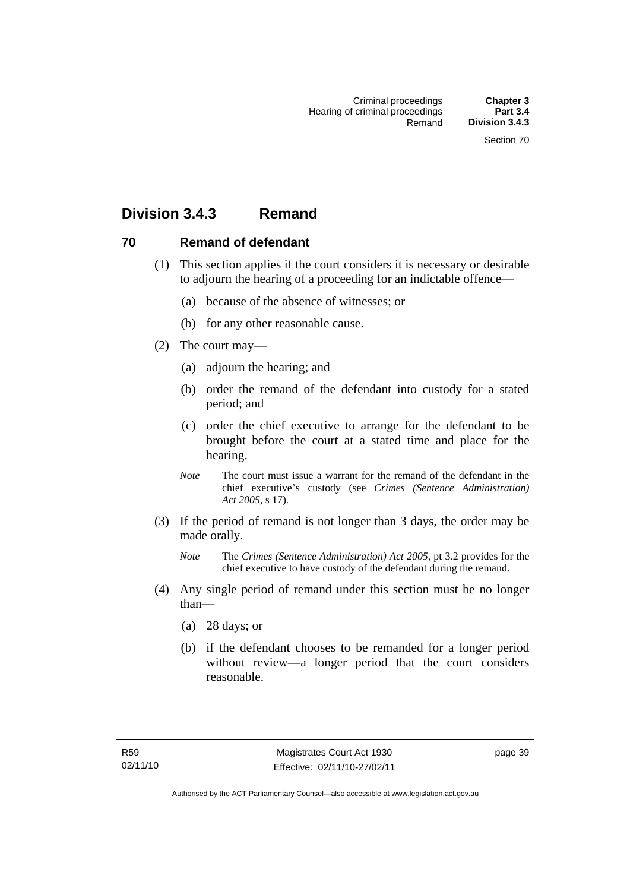## Division 3.4.3 Remand

### 70 Remand of defendant

(1) This section applies if the court considers it is necessary or desirable to adjourn the hearing of a proceeding for an indictable offence—

(a) because of the absence of witnesses; or

(b) for any other reasonable cause.

(2) The court may—

(a) adjourn the hearing; and

(b) order the remand of the defendant into custody for a stated period; and

(c) order the chief executive to arrange for the defendant to be brought before the court at a stated time and place for the hearing.

*Note* The court must issue a warrant for the remand of the defendant in the chief executive's custody (see *Crimes (Sentence Administration) Act 2005*, s 17).

(3) If the period of remand is not longer than 3 days, the order may be made orally.

*Note* The *Crimes (Sentence Administration) Act 2005*, pt 3.2 provides for the chief executive to have custody of the defendant during the remand.

(4) Any single period of remand under this section must be no longer than—

(a) 28 days; or

(b) if the defendant chooses to be remanded for a longer period without review—a longer period that the court considers reasonable.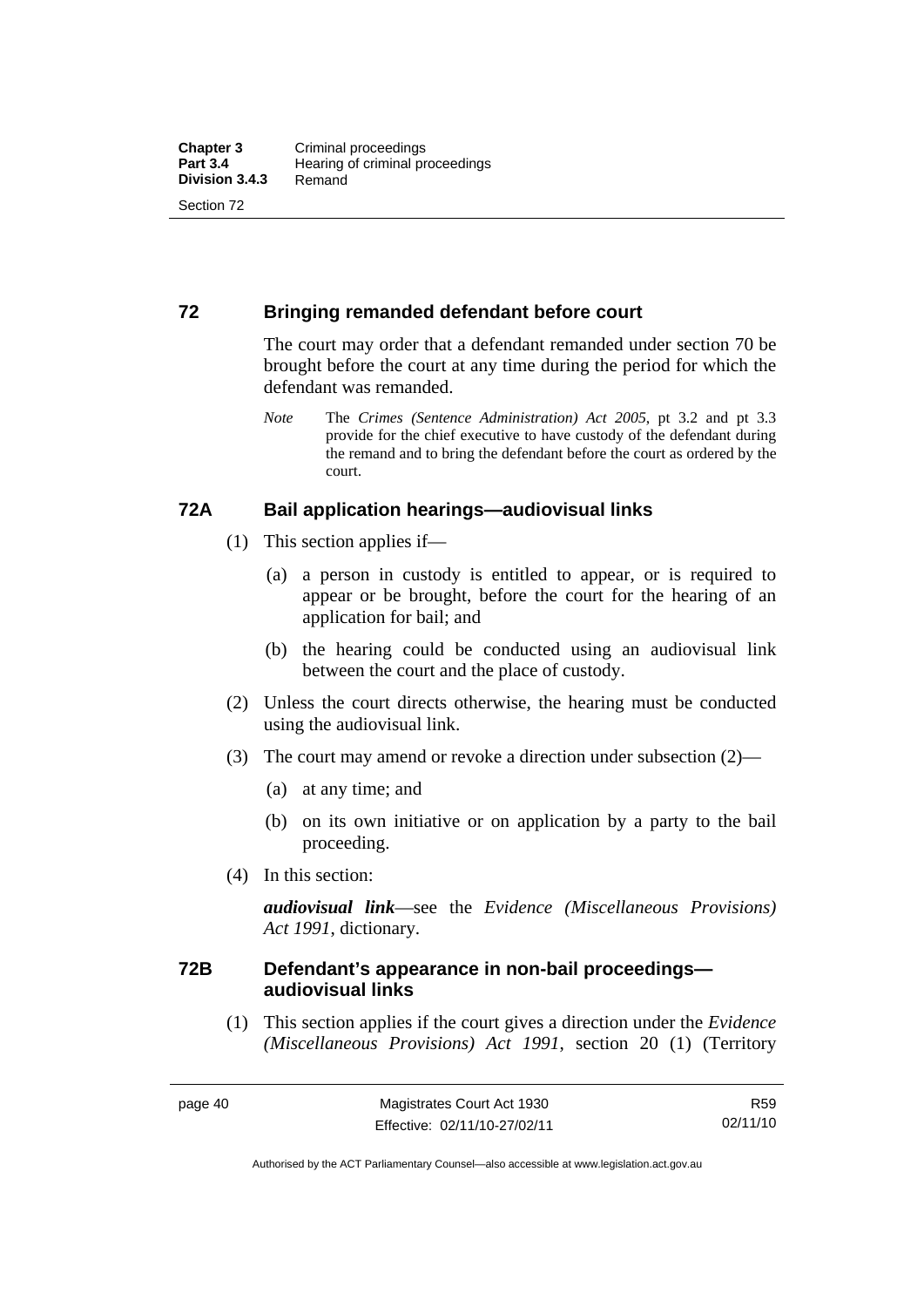## 72 Bringing remanded defendant before court

The court may order that a defendant remanded under section 70 be brought before the court at any time during the period for which the defendant was remanded.

*Note* The *Crimes (Sentence Administration) Act 2005*, pt 3.2 and pt 3.3 provide for the chief executive to have custody of the defendant during the remand and to bring the defendant before the court as ordered by the court.

## 72A Bail application hearings—audiovisual links

(1) This section applies if—

(a) a person in custody is entitled to appear, or is required to appear or be brought, before the court for the hearing of an application for bail; and

(b) the hearing could be conducted using an audiovisual link between the court and the place of custody.

(2) Unless the court directs otherwise, the hearing must be conducted using the audiovisual link.

(3) The court may amend or revoke a direction under subsection (2)—

(a) at any time; and

(b) on its own initiative or on application by a party to the bail proceeding.

(4) In this section:

***audiovisual link***—see the *Evidence (Miscellaneous Provisions) Act 1991*, dictionary.

## 72B Defendant's appearance in non-bail proceedings—audiovisual links

(1) This section applies if the court gives a direction under the *Evidence (Miscellaneous Provisions) Act 1991*, section 20 (1) (Territory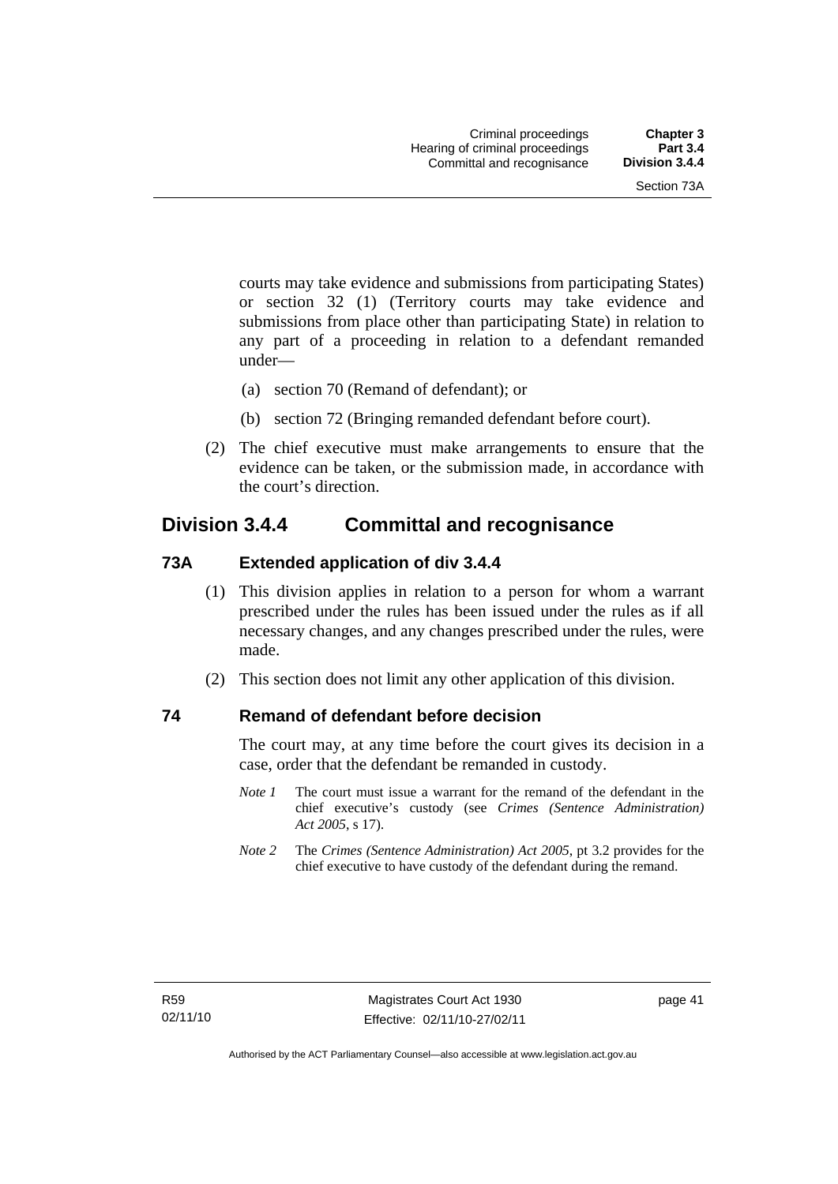courts may take evidence and submissions from participating States) or section 32 (1) (Territory courts may take evidence and submissions from place other than participating State) in relation to any part of a proceeding in relation to a defendant remanded under—

(a) section 70 (Remand of defendant); or

(b) section 72 (Bringing remanded defendant before court).

(2) The chief executive must make arrangements to ensure that the evidence can be taken, or the submission made, in accordance with the court's direction.

## Division 3.4.4 Committal and recognisance

### 73A Extended application of div 3.4.4

(1) This division applies in relation to a person for whom a warrant prescribed under the rules has been issued under the rules as if all necessary changes, and any changes prescribed under the rules, were made.

(2) This section does not limit any other application of this division.

### 74 Remand of defendant before decision

The court may, at any time before the court gives its decision in a case, order that the defendant be remanded in custody.

*Note 1* The court must issue a warrant for the remand of the defendant in the chief executive's custody (see *Crimes (Sentence Administration) Act 2005*, s 17).

*Note 2* The *Crimes (Sentence Administration) Act 2005*, pt 3.2 provides for the chief executive to have custody of the defendant during the remand.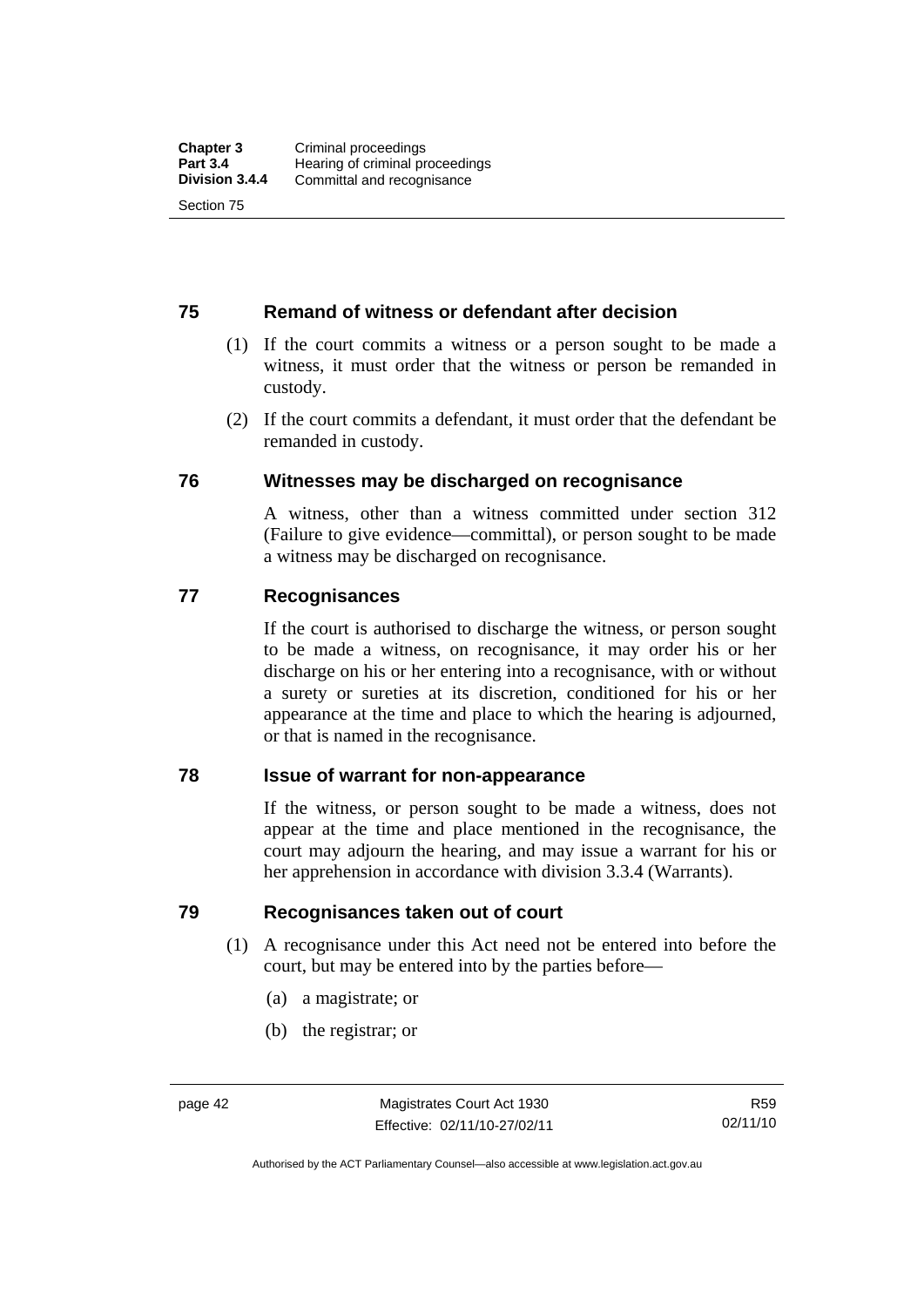## 75 Remand of witness or defendant after decision

(1) If the court commits a witness or a person sought to be made a witness, it must order that the witness or person be remanded in custody.

(2) If the court commits a defendant, it must order that the defendant be remanded in custody.

## 76 Witnesses may be discharged on recognisance

A witness, other than a witness committed under section 312 (Failure to give evidence—committal), or person sought to be made a witness may be discharged on recognisance.

## 77 Recognisances

If the court is authorised to discharge the witness, or person sought to be made a witness, on recognisance, it may order his or her discharge on his or her entering into a recognisance, with or without a surety or sureties at its discretion, conditioned for his or her appearance at the time and place to which the hearing is adjourned, or that is named in the recognisance.

## 78 Issue of warrant for non-appearance

If the witness, or person sought to be made a witness, does not appear at the time and place mentioned in the recognisance, the court may adjourn the hearing, and may issue a warrant for his or her apprehension in accordance with division 3.3.4 (Warrants).

## 79 Recognisances taken out of court

(1) A recognisance under this Act need not be entered into before the court, but may be entered into by the parties before—

(a) a magistrate; or

(b) the registrar; or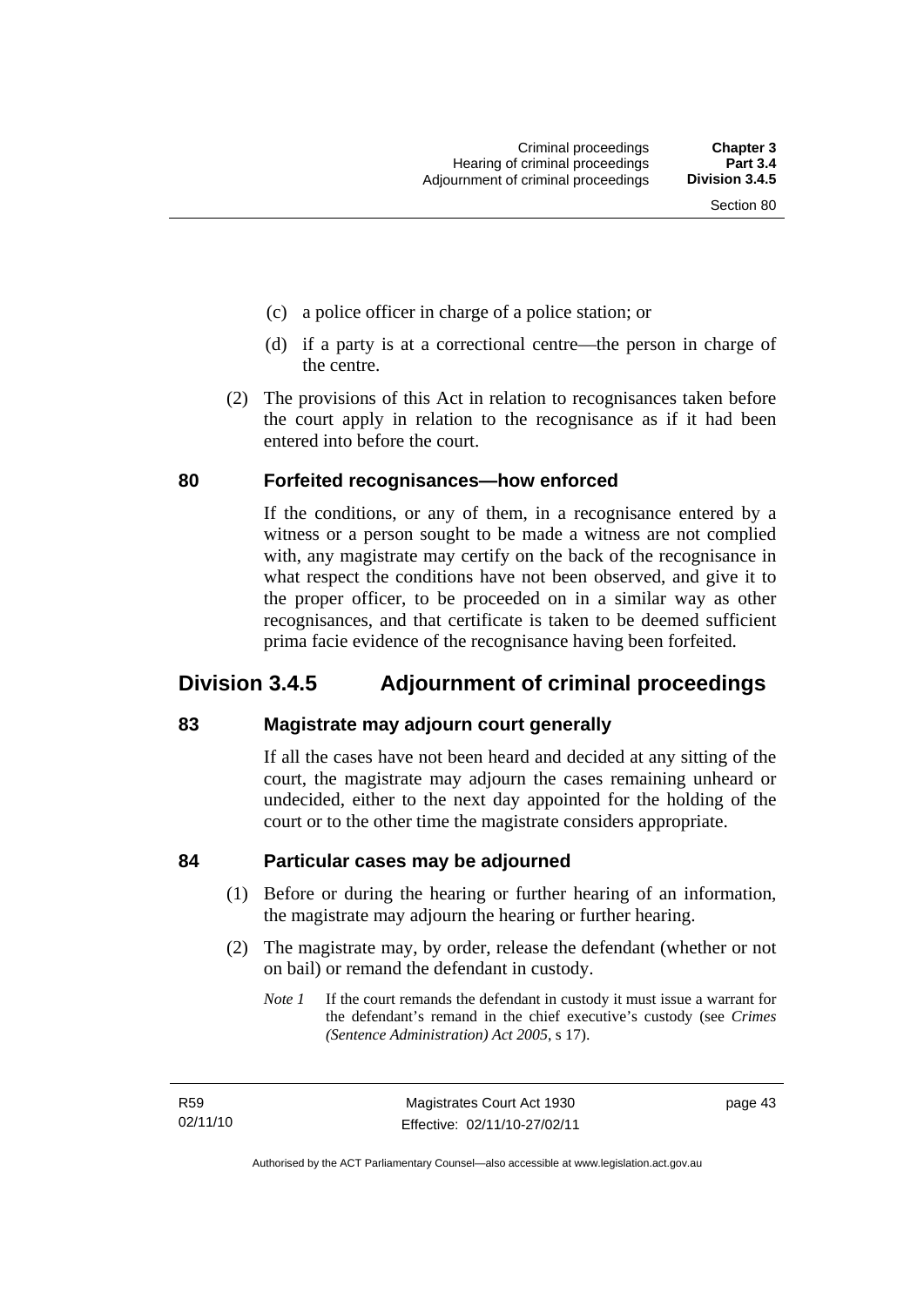(c) a police officer in charge of a police station; or

(d) if a party is at a correctional centre—the person in charge of the centre.

(2) The provisions of this Act in relation to recognisances taken before the court apply in relation to the recognisance as if it had been entered into before the court.

### 80 Forfeited recognisances—how enforced

If the conditions, or any of them, in a recognisance entered by a witness or a person sought to be made a witness are not complied with, any magistrate may certify on the back of the recognisance in what respect the conditions have not been observed, and give it to the proper officer, to be proceeded on in a similar way as other recognisances, and that certificate is taken to be deemed sufficient prima facie evidence of the recognisance having been forfeited.

## Division 3.4.5 Adjournment of criminal proceedings

### 83 Magistrate may adjourn court generally

If all the cases have not been heard and decided at any sitting of the court, the magistrate may adjourn the cases remaining unheard or undecided, either to the next day appointed for the holding of the court or to the other time the magistrate considers appropriate.

### 84 Particular cases may be adjourned

(1) Before or during the hearing or further hearing of an information, the magistrate may adjourn the hearing or further hearing.

(2) The magistrate may, by order, release the defendant (whether or not on bail) or remand the defendant in custody.

*Note 1* If the court remands the defendant in custody it must issue a warrant for the defendant's remand in the chief executive's custody (see *Crimes (Sentence Administration) Act 2005*, s 17).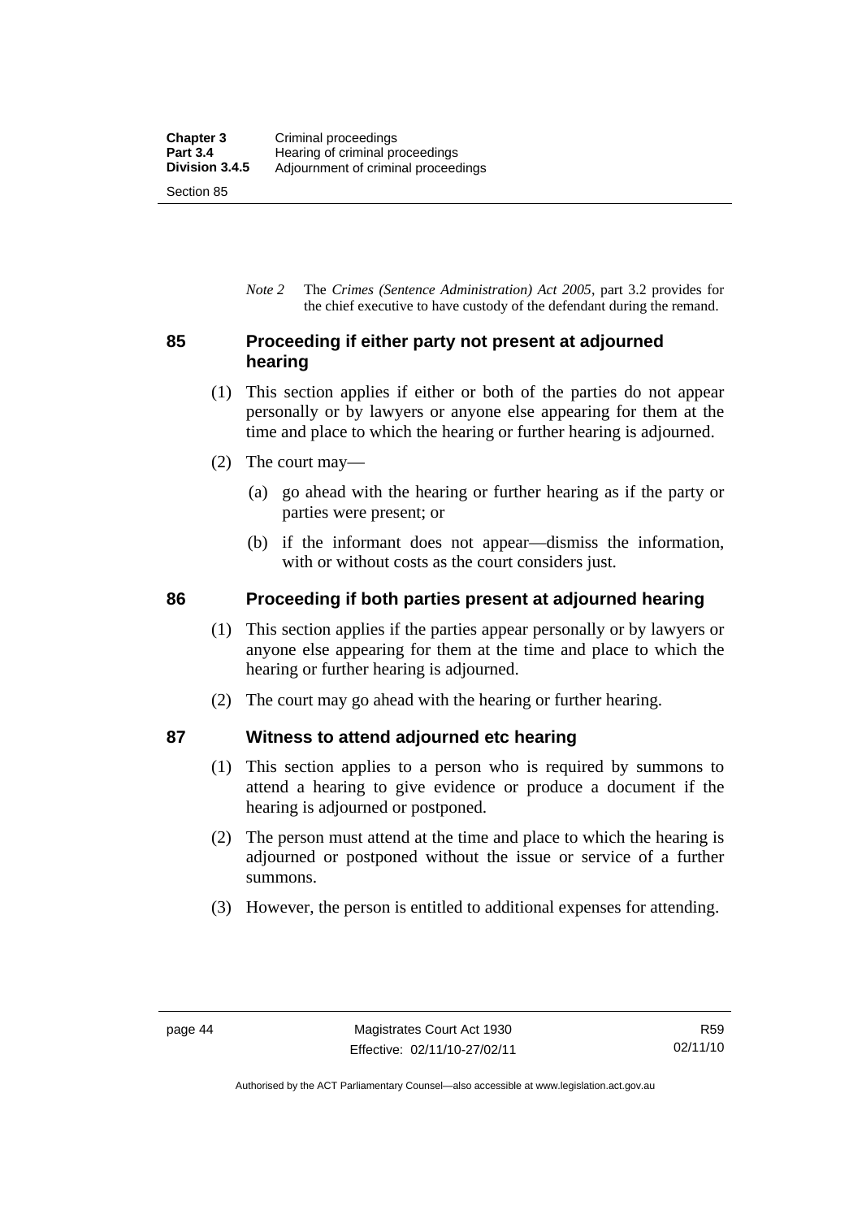*Note 2* The *Crimes (Sentence Administration) Act 2005*, part 3.2 provides for the chief executive to have custody of the defendant during the remand.

## 85 Proceeding if either party not present at adjourned hearing

(1) This section applies if either or both of the parties do not appear personally or by lawyers or anyone else appearing for them at the time and place to which the hearing or further hearing is adjourned.

(2) The court may—

(a) go ahead with the hearing or further hearing as if the party or parties were present; or

(b) if the informant does not appear—dismiss the information, with or without costs as the court considers just.

## 86 Proceeding if both parties present at adjourned hearing

(1) This section applies if the parties appear personally or by lawyers or anyone else appearing for them at the time and place to which the hearing or further hearing is adjourned.

(2) The court may go ahead with the hearing or further hearing.

## 87 Witness to attend adjourned etc hearing

(1) This section applies to a person who is required by summons to attend a hearing to give evidence or produce a document if the hearing is adjourned or postponed.

(2) The person must attend at the time and place to which the hearing is adjourned or postponed without the issue or service of a further summons.

(3) However, the person is entitled to additional expenses for attending.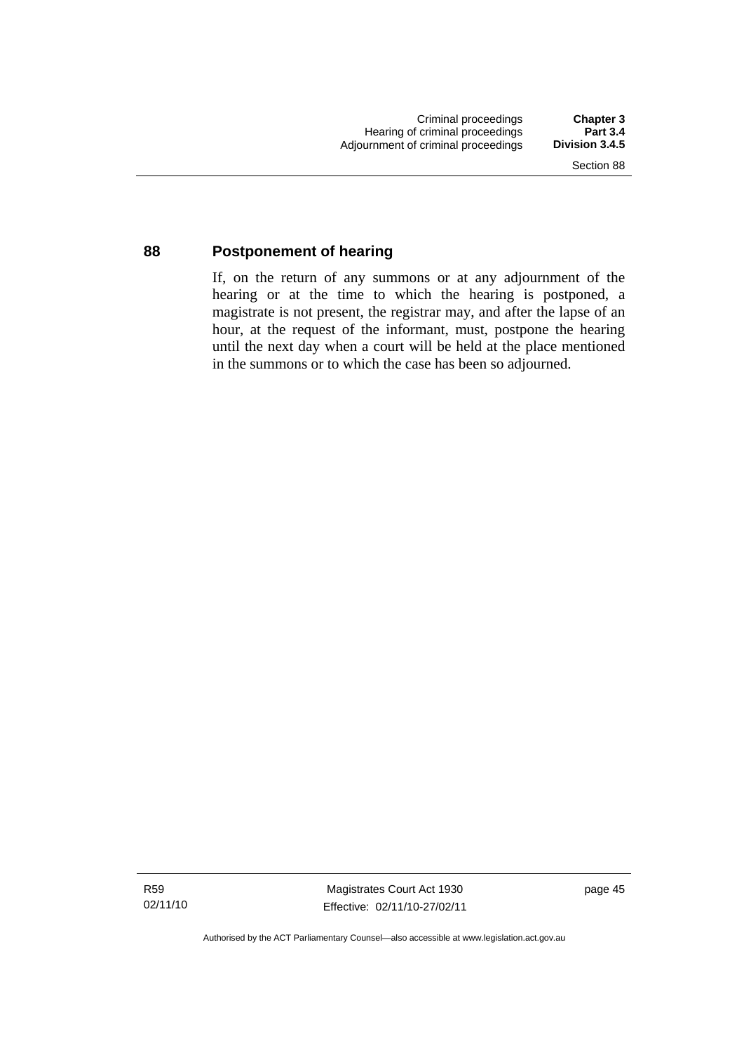## 88 Postponement of hearing

If, on the return of any summons or at any adjournment of the hearing or at the time to which the hearing is postponed, a magistrate is not present, the registrar may, and after the lapse of an hour, at the request of the informant, must, postpone the hearing until the next day when a court will be held at the place mentioned in the summons or to which the case has been so adjourned.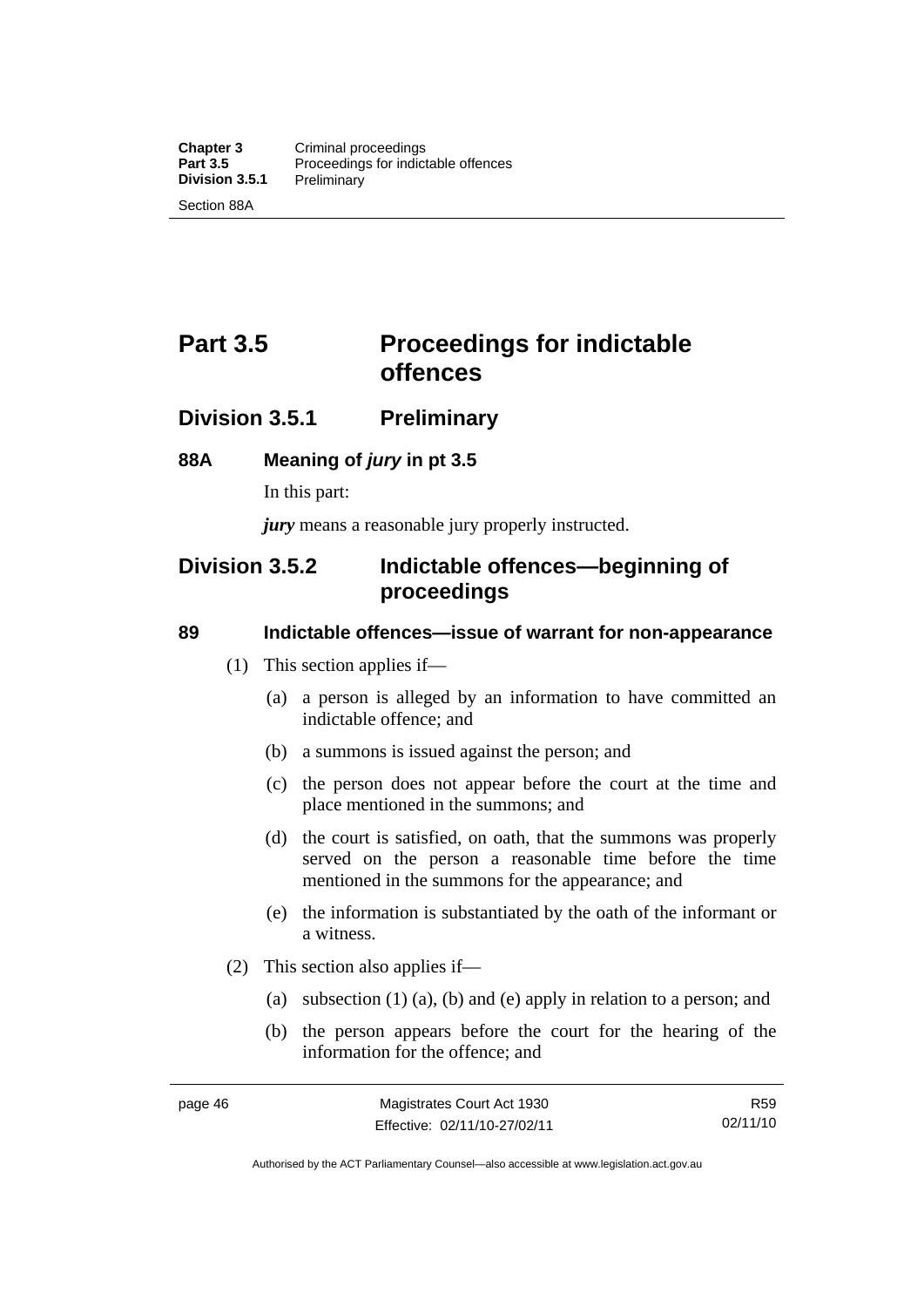# Part 3.5 Proceedings for indictable offences

## Division 3.5.1 Preliminary

### 88A Meaning of *jury* in pt 3.5

In this part:

***jury*** means a reasonable jury properly instructed.

## Division 3.5.2 Indictable offences—beginning of proceedings

### 89 Indictable offences—issue of warrant for non-appearance

(1) This section applies if—

(a) a person is alleged by an information to have committed an indictable offence; and

(b) a summons is issued against the person; and

(c) the person does not appear before the court at the time and place mentioned in the summons; and

(d) the court is satisfied, on oath, that the summons was properly served on the person a reasonable time before the time mentioned in the summons for the appearance; and

(e) the information is substantiated by the oath of the informant or a witness.

(2) This section also applies if—

(a) subsection (1) (a), (b) and (e) apply in relation to a person; and

(b) the person appears before the court for the hearing of the information for the offence; and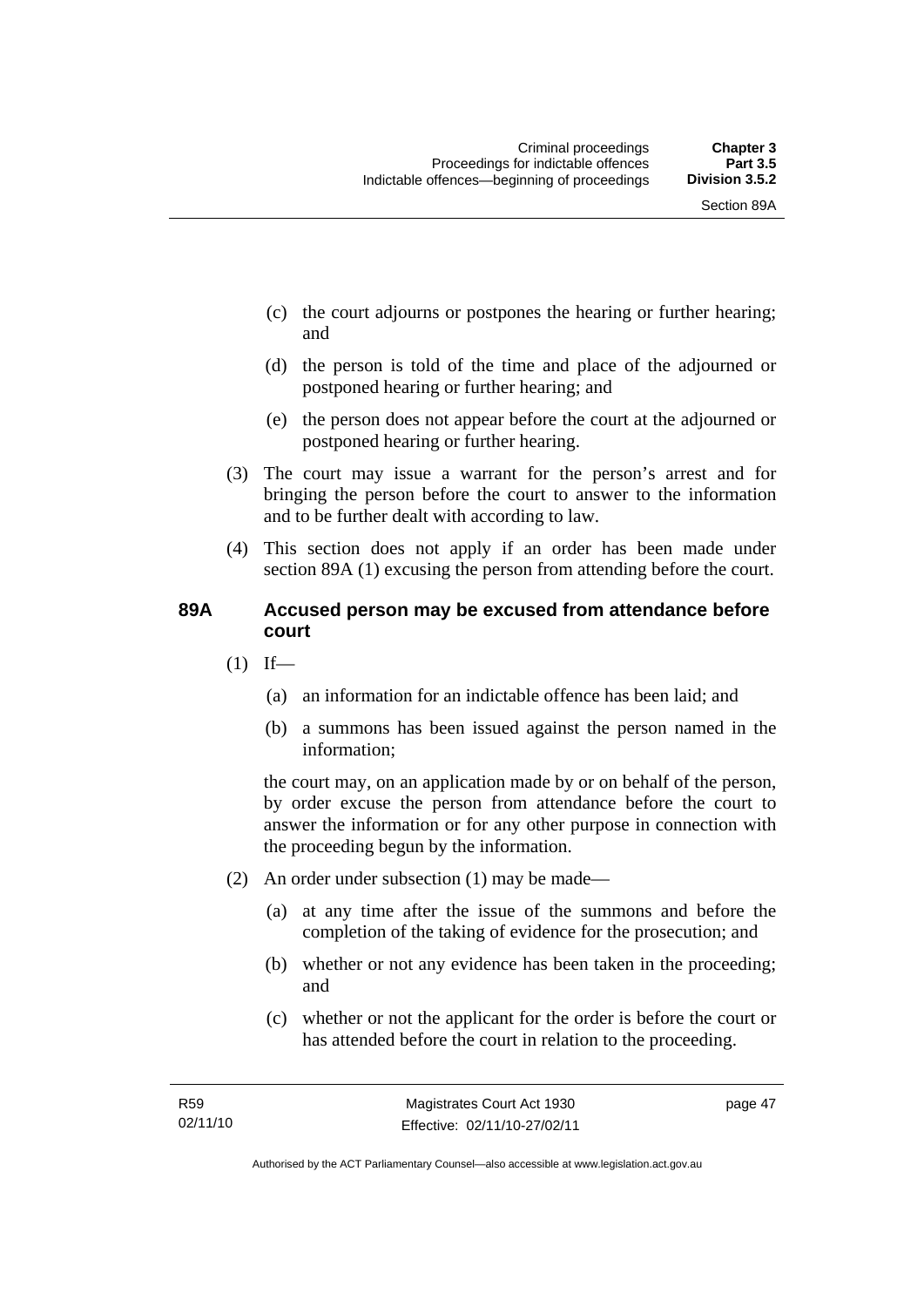(c) the court adjourns or postpones the hearing or further hearing; and

(d) the person is told of the time and place of the adjourned or postponed hearing or further hearing; and

(e) the person does not appear before the court at the adjourned or postponed hearing or further hearing.

(3) The court may issue a warrant for the person's arrest and for bringing the person before the court to answer to the information and to be further dealt with according to law.

(4) This section does not apply if an order has been made under section 89A (1) excusing the person from attending before the court.

## 89A Accused person may be excused from attendance before court

(1) If—

(a) an information for an indictable offence has been laid; and

(b) a summons has been issued against the person named in the information;

the court may, on an application made by or on behalf of the person, by order excuse the person from attendance before the court to answer the information or for any other purpose in connection with the proceeding begun by the information.

(2) An order under subsection (1) may be made—

(a) at any time after the issue of the summons and before the completion of the taking of evidence for the prosecution; and

(b) whether or not any evidence has been taken in the proceeding; and

(c) whether or not the applicant for the order is before the court or has attended before the court in relation to the proceeding.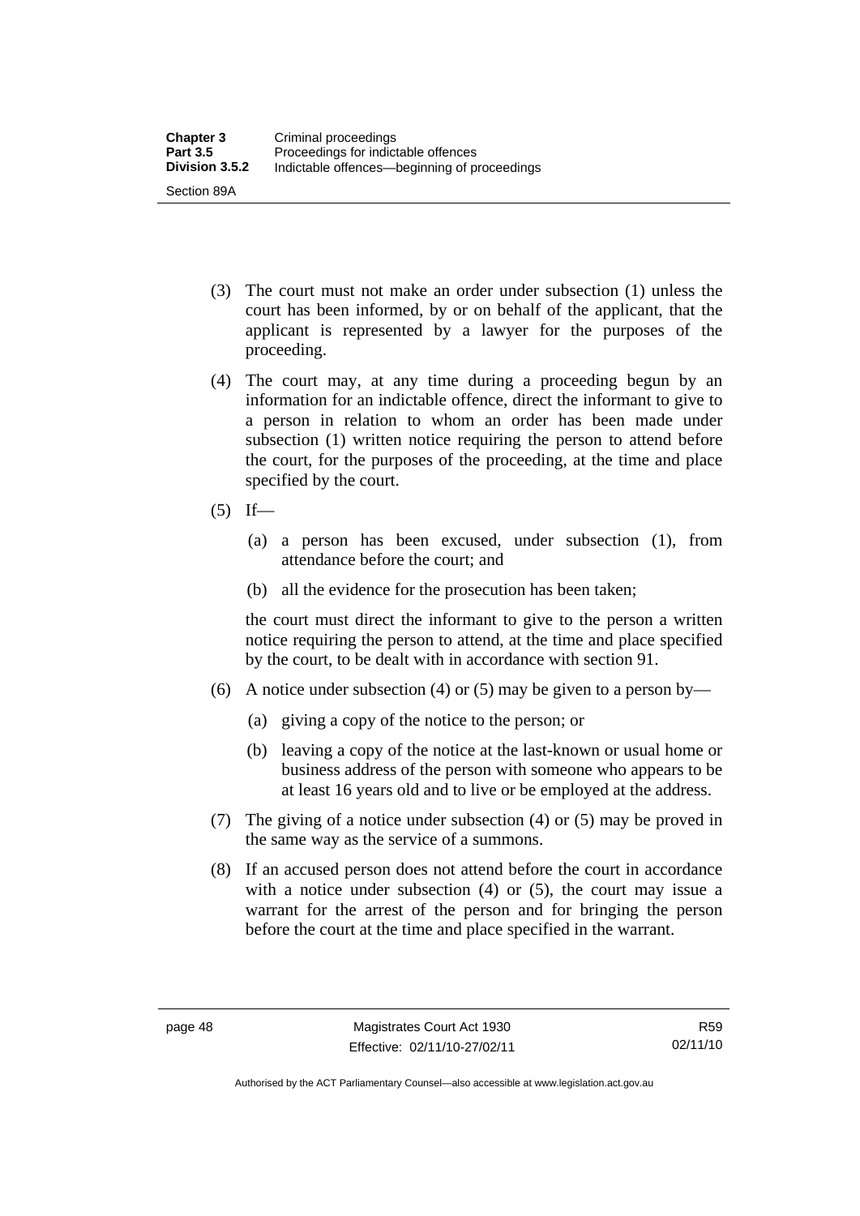(3) The court must not make an order under subsection (1) unless the court has been informed, by or on behalf of the applicant, that the applicant is represented by a lawyer for the purposes of the proceeding.

(4) The court may, at any time during a proceeding begun by an information for an indictable offence, direct the informant to give to a person in relation to whom an order has been made under subsection (1) written notice requiring the person to attend before the court, for the purposes of the proceeding, at the time and place specified by the court.

(5) If—

   (a) a person has been excused, under subsection (1), from attendance before the court; and

   (b) all the evidence for the prosecution has been taken;

   the court must direct the informant to give to the person a written notice requiring the person to attend, at the time and place specified by the court, to be dealt with in accordance with section 91.

(6) A notice under subsection (4) or (5) may be given to a person by—

   (a) giving a copy of the notice to the person; or

   (b) leaving a copy of the notice at the last-known or usual home or business address of the person with someone who appears to be at least 16 years old and to live or be employed at the address.

(7) The giving of a notice under subsection (4) or (5) may be proved in the same way as the service of a summons.

(8) If an accused person does not attend before the court in accordance with a notice under subsection (4) or (5), the court may issue a warrant for the arrest of the person and for bringing the person before the court at the time and place specified in the warrant.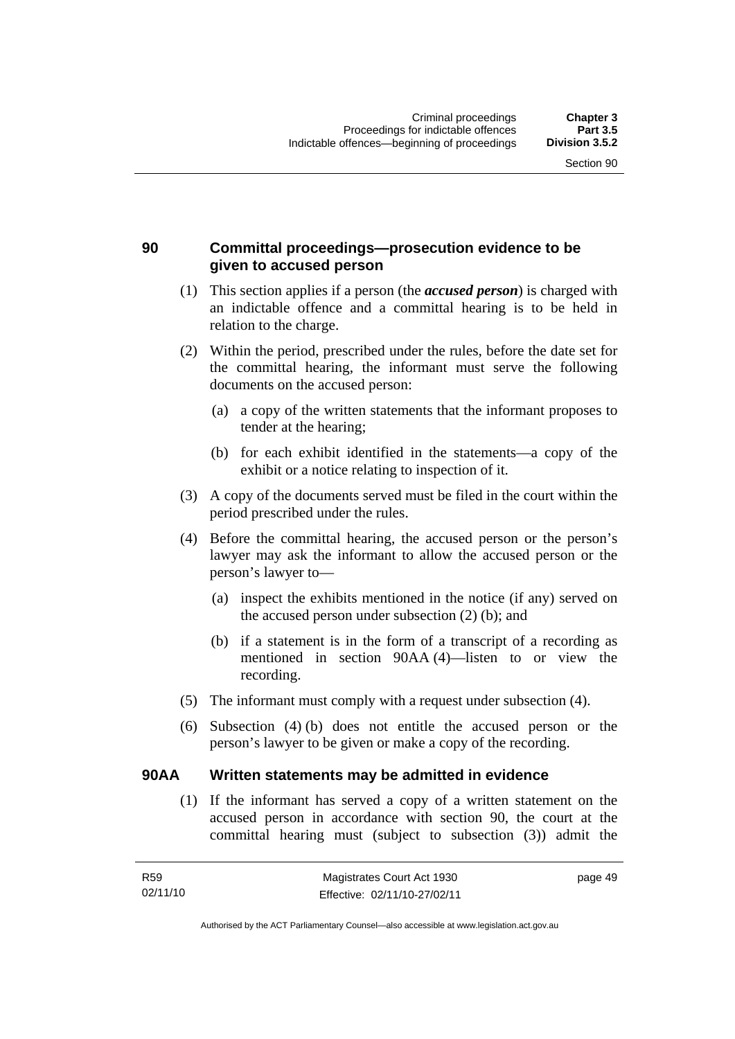## 90 Committal proceedings—prosecution evidence to be given to accused person

(1) This section applies if a person (the ***accused person***) is charged with an indictable offence and a committal hearing is to be held in relation to the charge.

(2) Within the period, prescribed under the rules, before the date set for the committal hearing, the informant must serve the following documents on the accused person:

- (a) a copy of the written statements that the informant proposes to tender at the hearing;
- (b) for each exhibit identified in the statements—a copy of the exhibit or a notice relating to inspection of it.

(3) A copy of the documents served must be filed in the court within the period prescribed under the rules.

(4) Before the committal hearing, the accused person or the person's lawyer may ask the informant to allow the accused person or the person's lawyer to—

- (a) inspect the exhibits mentioned in the notice (if any) served on the accused person under subsection (2) (b); and
- (b) if a statement is in the form of a transcript of a recording as mentioned in section 90AA (4)—listen to or view the recording.

(5) The informant must comply with a request under subsection (4).

(6) Subsection (4) (b) does not entitle the accused person or the person's lawyer to be given or make a copy of the recording.

## 90AA Written statements may be admitted in evidence

(1) If the informant has served a copy of a written statement on the accused person in accordance with section 90, the court at the committal hearing must (subject to subsection (3)) admit the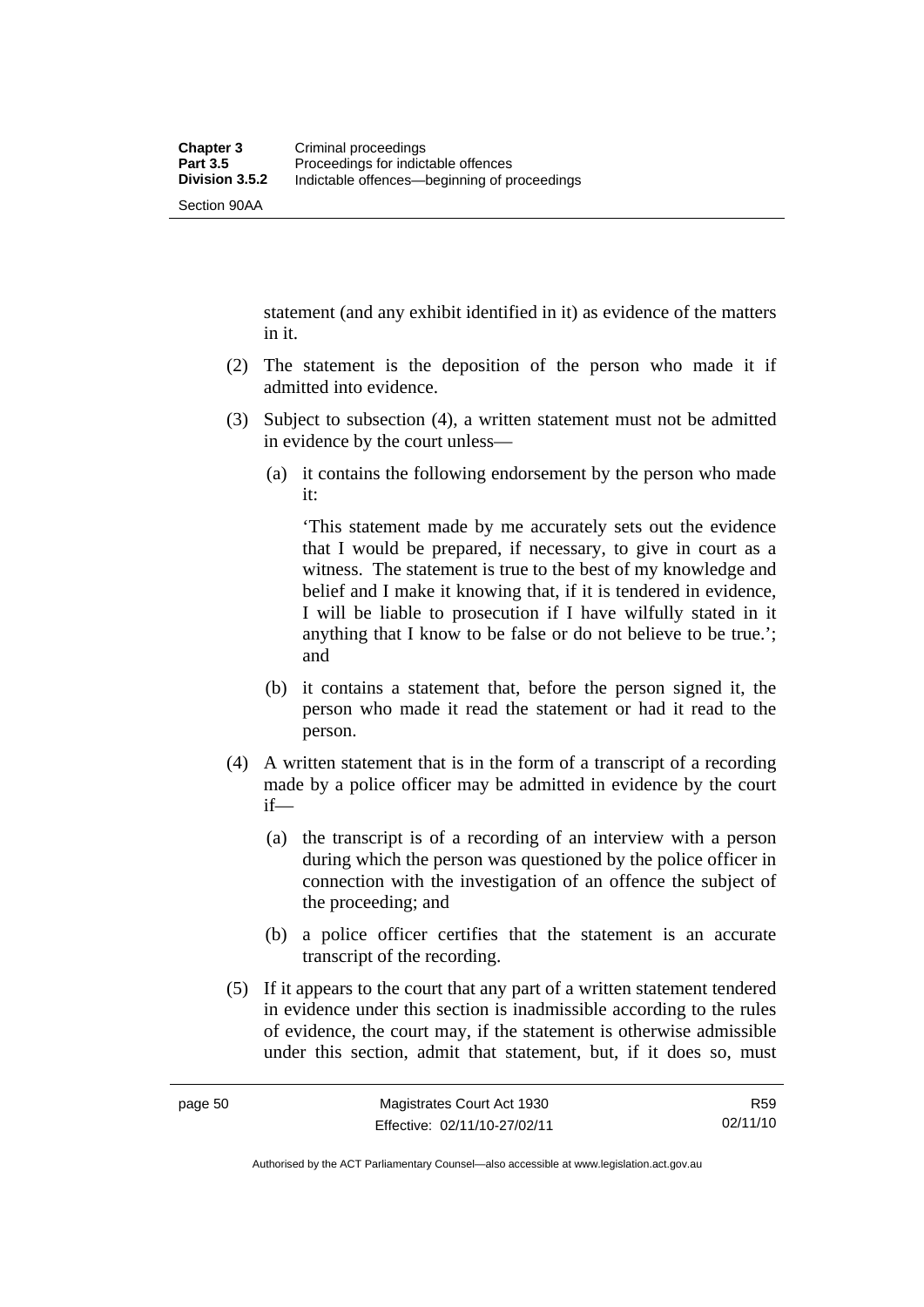statement (and any exhibit identified in it) as evidence of the matters in it.

(2) The statement is the deposition of the person who made it if admitted into evidence.

(3) Subject to subsection (4), a written statement must not be admitted in evidence by the court unless—

(a) it contains the following endorsement by the person who made it:

'This statement made by me accurately sets out the evidence that I would be prepared, if necessary, to give in court as a witness. The statement is true to the best of my knowledge and belief and I make it knowing that, if it is tendered in evidence, I will be liable to prosecution if I have wilfully stated in it anything that I know to be false or do not believe to be true.'; and

(b) it contains a statement that, before the person signed it, the person who made it read the statement or had it read to the person.

(4) A written statement that is in the form of a transcript of a recording made by a police officer may be admitted in evidence by the court if—

(a) the transcript is of a recording of an interview with a person during which the person was questioned by the police officer in connection with the investigation of an offence the subject of the proceeding; and

(b) a police officer certifies that the statement is an accurate transcript of the recording.

(5) If it appears to the court that any part of a written statement tendered in evidence under this section is inadmissible according to the rules of evidence, the court may, if the statement is otherwise admissible under this section, admit that statement, but, if it does so, must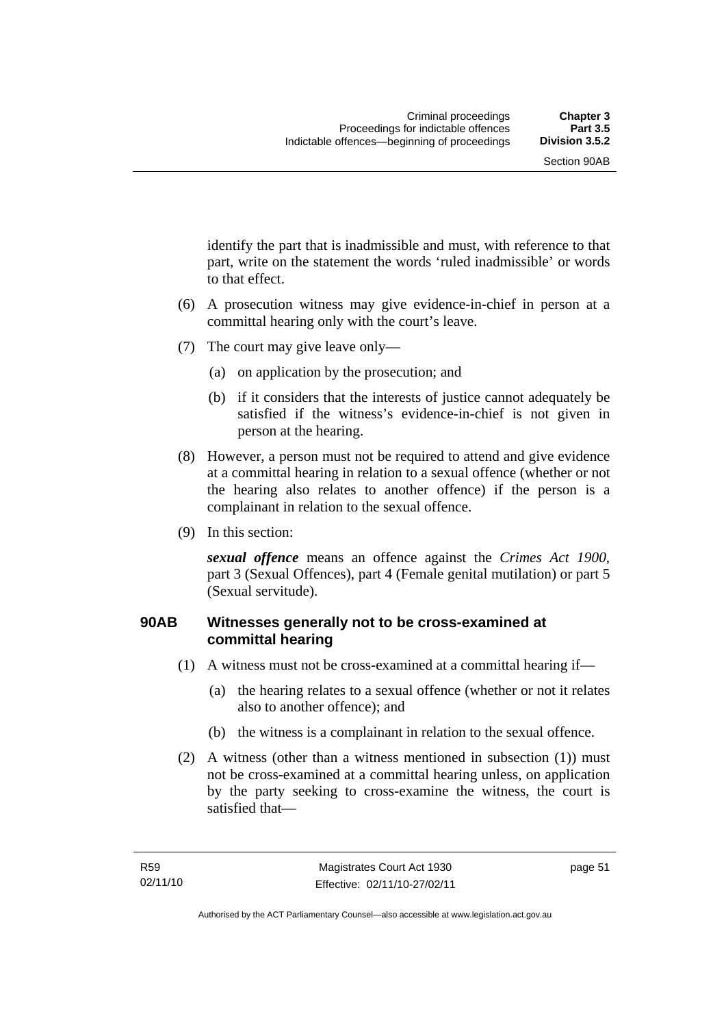identify the part that is inadmissible and must, with reference to that part, write on the statement the words 'ruled inadmissible' or words to that effect.

(6) A prosecution witness may give evidence-in-chief in person at a committal hearing only with the court's leave.

(7) The court may give leave only—

(a) on application by the prosecution; and

(b) if it considers that the interests of justice cannot adequately be satisfied if the witness's evidence-in-chief is not given in person at the hearing.

(8) However, a person must not be required to attend and give evidence at a committal hearing in relation to a sexual offence (whether or not the hearing also relates to another offence) if the person is a complainant in relation to the sexual offence.

(9) In this section:

***sexual offence*** means an offence against the *Crimes Act 1900*, part 3 (Sexual Offences), part 4 (Female genital mutilation) or part 5 (Sexual servitude).

### 90AB Witnesses generally not to be cross-examined at committal hearing

(1) A witness must not be cross-examined at a committal hearing if—

(a) the hearing relates to a sexual offence (whether or not it relates also to another offence); and

(b) the witness is a complainant in relation to the sexual offence.

(2) A witness (other than a witness mentioned in subsection (1)) must not be cross-examined at a committal hearing unless, on application by the party seeking to cross-examine the witness, the court is satisfied that—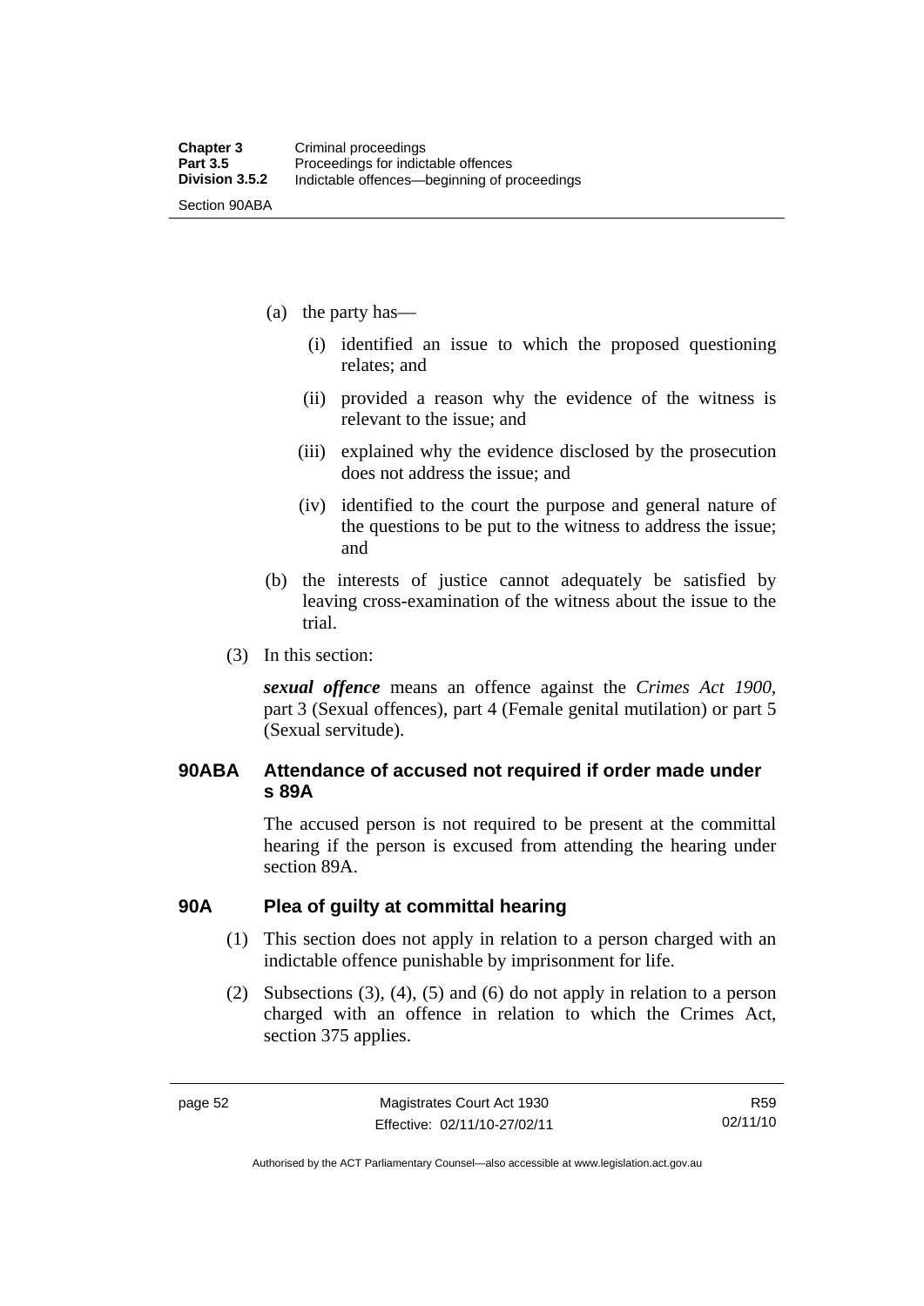(a) the party has—

  (i) identified an issue to which the proposed questioning relates; and

  (ii) provided a reason why the evidence of the witness is relevant to the issue; and

  (iii) explained why the evidence disclosed by the prosecution does not address the issue; and

  (iv) identified to the court the purpose and general nature of the questions to be put to the witness to address the issue; and

(b) the interests of justice cannot adequately be satisfied by leaving cross-examination of the witness about the issue to the trial.

(3) In this section:

***sexual offence*** means an offence against the *Crimes Act 1900*, part 3 (Sexual offences), part 4 (Female genital mutilation) or part 5 (Sexual servitude).

## 90ABA Attendance of accused not required if order made under s 89A

The accused person is not required to be present at the committal hearing if the person is excused from attending the hearing under section 89A.

## 90A Plea of guilty at committal hearing

(1) This section does not apply in relation to a person charged with an indictable offence punishable by imprisonment for life.

(2) Subsections (3), (4), (5) and (6) do not apply in relation to a person charged with an offence in relation to which the Crimes Act, section 375 applies.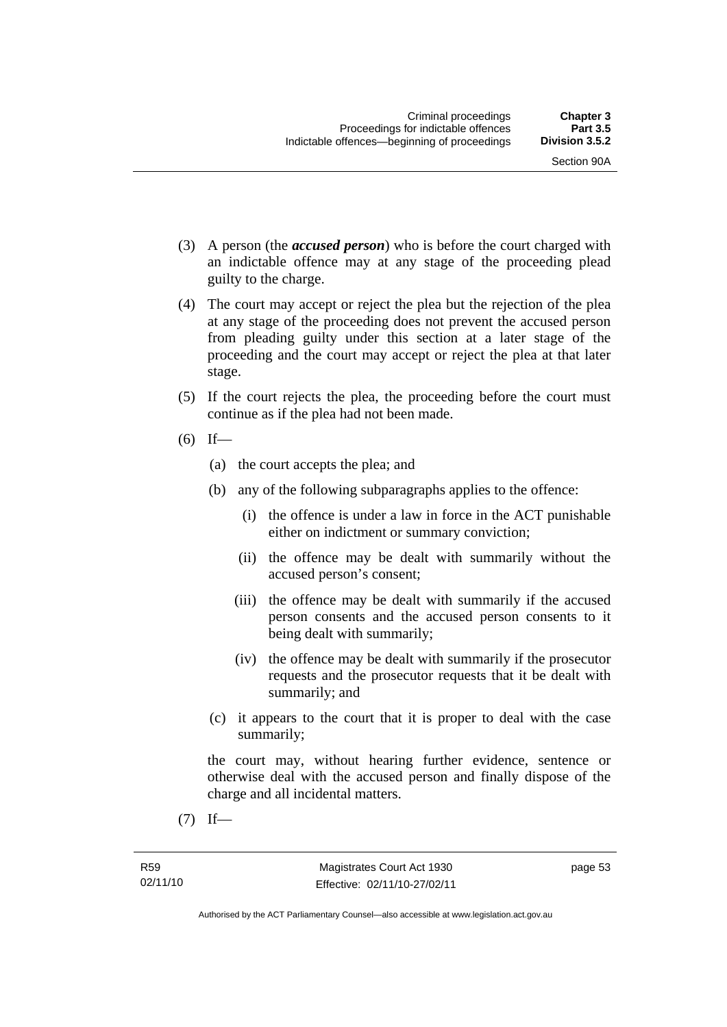(3) A person (the ***accused person***) who is before the court charged with an indictable offence may at any stage of the proceeding plead guilty to the charge.

(4) The court may accept or reject the plea but the rejection of the plea at any stage of the proceeding does not prevent the accused person from pleading guilty under this section at a later stage of the proceeding and the court may accept or reject the plea at that later stage.

(5) If the court rejects the plea, the proceeding before the court must continue as if the plea had not been made.

(6) If—

- (a) the court accepts the plea; and
- (b) any of the following subparagraphs applies to the offence:
  - (i) the offence is under a law in force in the ACT punishable either on indictment or summary conviction;
  - (ii) the offence may be dealt with summarily without the accused person's consent;
  - (iii) the offence may be dealt with summarily if the accused person consents and the accused person consents to it being dealt with summarily;
  - (iv) the offence may be dealt with summarily if the prosecutor requests and the prosecutor requests that it be dealt with summarily; and
- (c) it appears to the court that it is proper to deal with the case summarily;

the court may, without hearing further evidence, sentence or otherwise deal with the accused person and finally dispose of the charge and all incidental matters.

(7) If—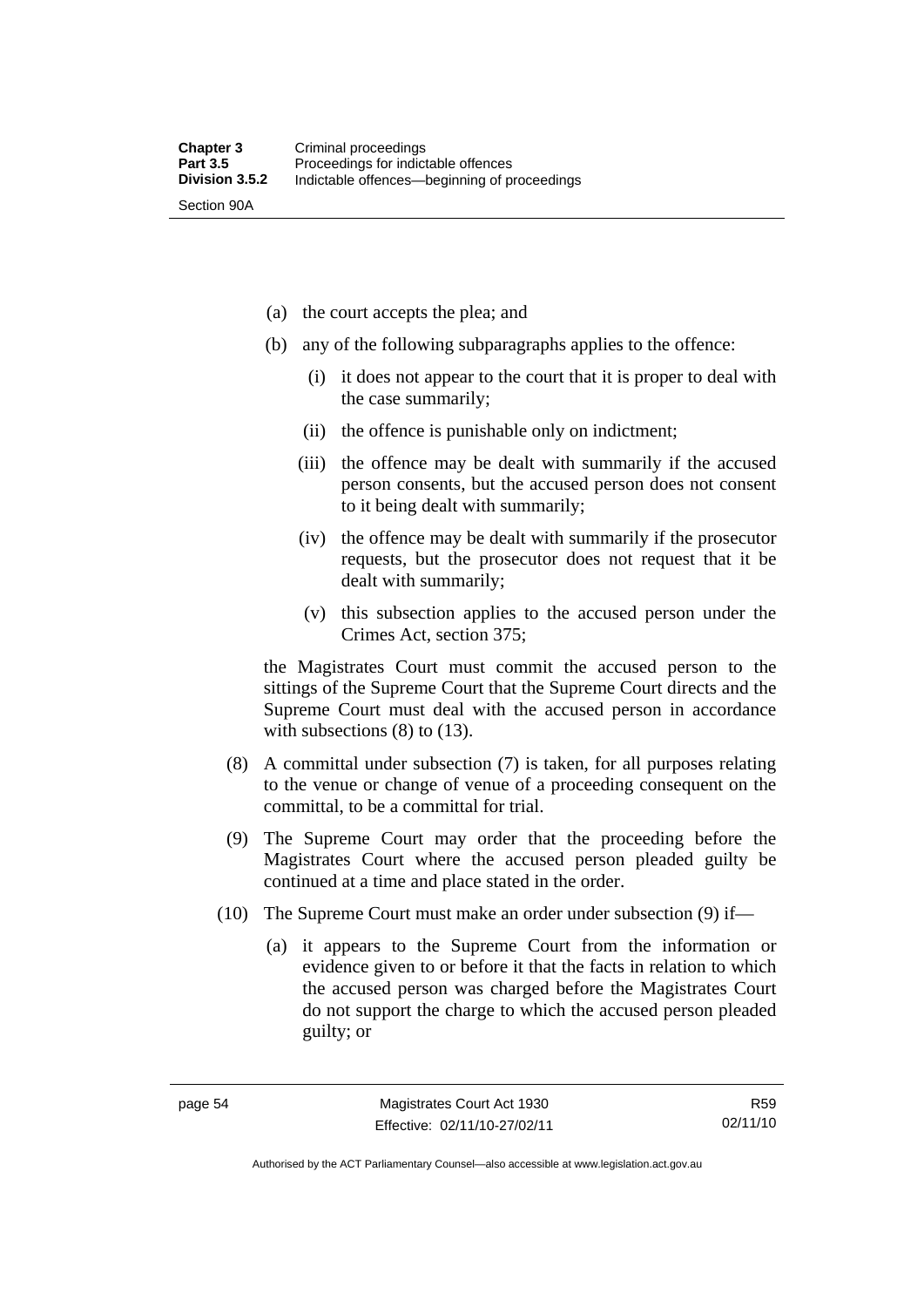(a) the court accepts the plea; and

(b) any of the following subparagraphs applies to the offence:

   (i) it does not appear to the court that it is proper to deal with the case summarily;

   (ii) the offence is punishable only on indictment;

   (iii) the offence may be dealt with summarily if the accused person consents, but the accused person does not consent to it being dealt with summarily;

   (iv) the offence may be dealt with summarily if the prosecutor requests, but the prosecutor does not request that it be dealt with summarily;

   (v) this subsection applies to the accused person under the Crimes Act, section 375;

the Magistrates Court must commit the accused person to the sittings of the Supreme Court that the Supreme Court directs and the Supreme Court must deal with the accused person in accordance with subsections (8) to (13).

(8) A committal under subsection (7) is taken, for all purposes relating to the venue or change of venue of a proceeding consequent on the committal, to be a committal for trial.

(9) The Supreme Court may order that the proceeding before the Magistrates Court where the accused person pleaded guilty be continued at a time and place stated in the order.

(10) The Supreme Court must make an order under subsection (9) if—

   (a) it appears to the Supreme Court from the information or evidence given to or before it that the facts in relation to which the accused person was charged before the Magistrates Court do not support the charge to which the accused person pleaded guilty; or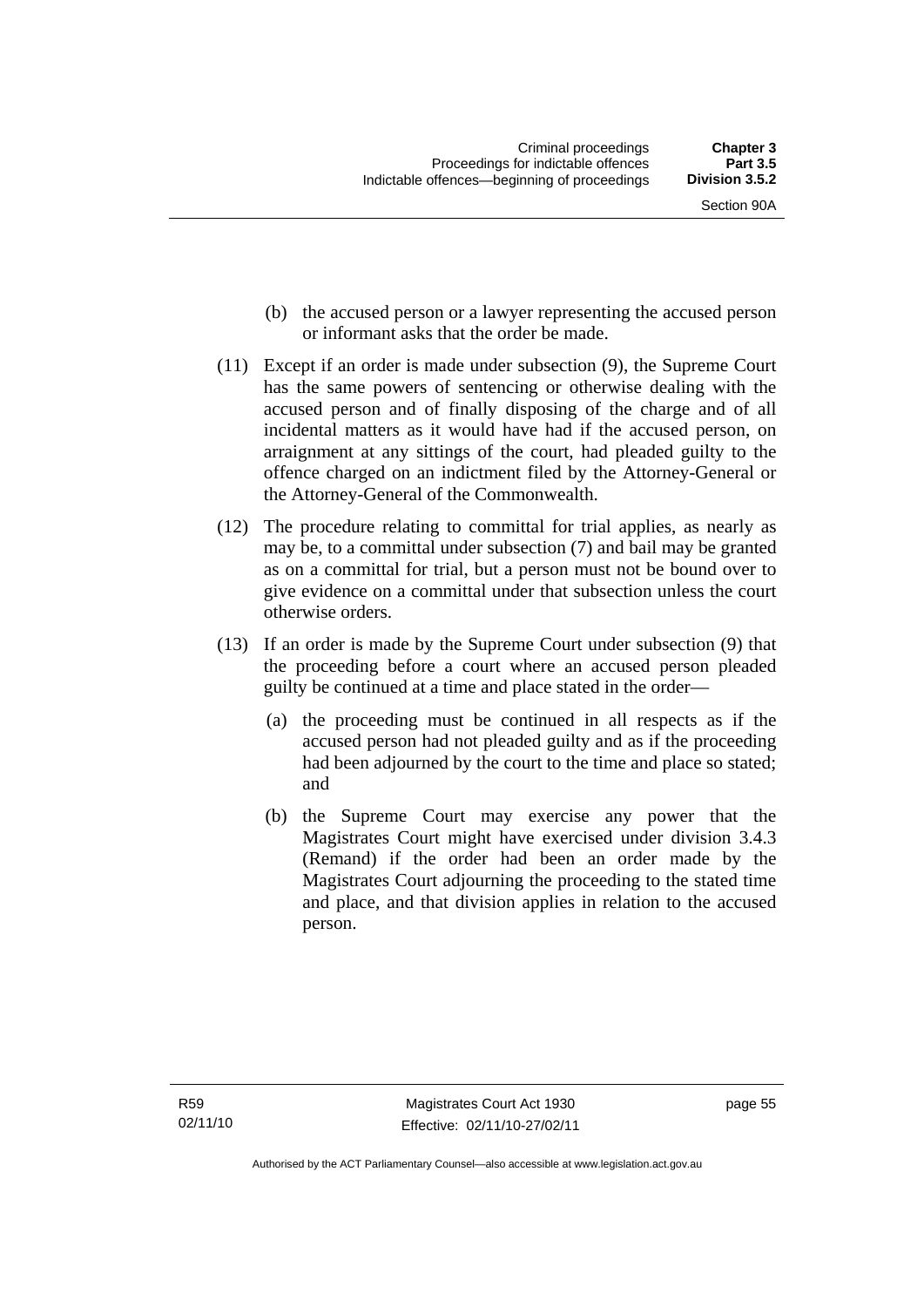(b) the accused person or a lawyer representing the accused person or informant asks that the order be made.

(11) Except if an order is made under subsection (9), the Supreme Court has the same powers of sentencing or otherwise dealing with the accused person and of finally disposing of the charge and of all incidental matters as it would have had if the accused person, on arraignment at any sittings of the court, had pleaded guilty to the offence charged on an indictment filed by the Attorney-General or the Attorney-General of the Commonwealth.

(12) The procedure relating to committal for trial applies, as nearly as may be, to a committal under subsection (7) and bail may be granted as on a committal for trial, but a person must not be bound over to give evidence on a committal under that subsection unless the court otherwise orders.

(13) If an order is made by the Supreme Court under subsection (9) that the proceeding before a court where an accused person pleaded guilty be continued at a time and place stated in the order—

(a) the proceeding must be continued in all respects as if the accused person had not pleaded guilty and as if the proceeding had been adjourned by the court to the time and place so stated; and

(b) the Supreme Court may exercise any power that the Magistrates Court might have exercised under division 3.4.3 (Remand) if the order had been an order made by the Magistrates Court adjourning the proceeding to the stated time and place, and that division applies in relation to the accused person.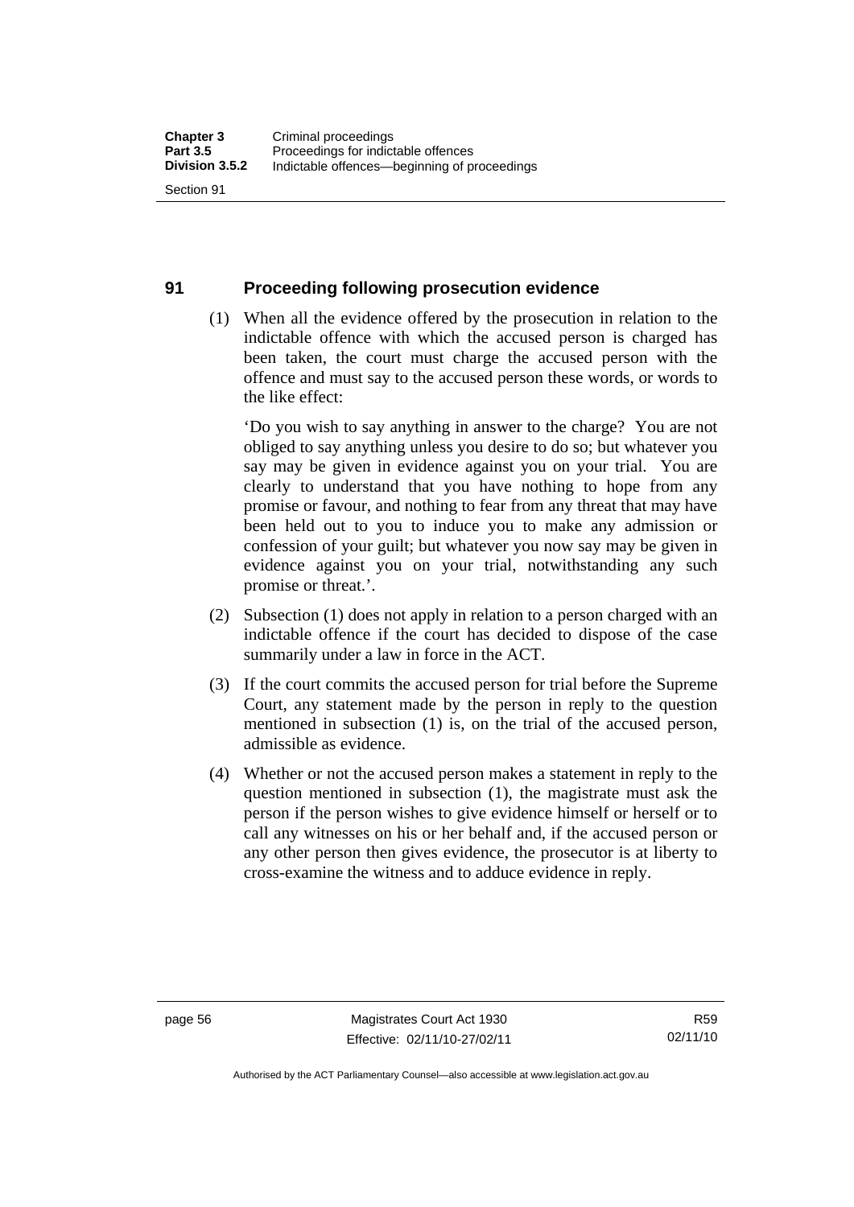## 91 Proceeding following prosecution evidence

(1) When all the evidence offered by the prosecution in relation to the indictable offence with which the accused person is charged has been taken, the court must charge the accused person with the offence and must say to the accused person these words, or words to the like effect:

'Do you wish to say anything in answer to the charge? You are not obliged to say anything unless you desire to do so; but whatever you say may be given in evidence against you on your trial. You are clearly to understand that you have nothing to hope from any promise or favour, and nothing to fear from any threat that may have been held out to you to induce you to make any admission or confession of your guilt; but whatever you now say may be given in evidence against you on your trial, notwithstanding any such promise or threat.'.

(2) Subsection (1) does not apply in relation to a person charged with an indictable offence if the court has decided to dispose of the case summarily under a law in force in the ACT.

(3) If the court commits the accused person for trial before the Supreme Court, any statement made by the person in reply to the question mentioned in subsection (1) is, on the trial of the accused person, admissible as evidence.

(4) Whether or not the accused person makes a statement in reply to the question mentioned in subsection (1), the magistrate must ask the person if the person wishes to give evidence himself or herself or to call any witnesses on his or her behalf and, if the accused person or any other person then gives evidence, the prosecutor is at liberty to cross-examine the witness and to adduce evidence in reply.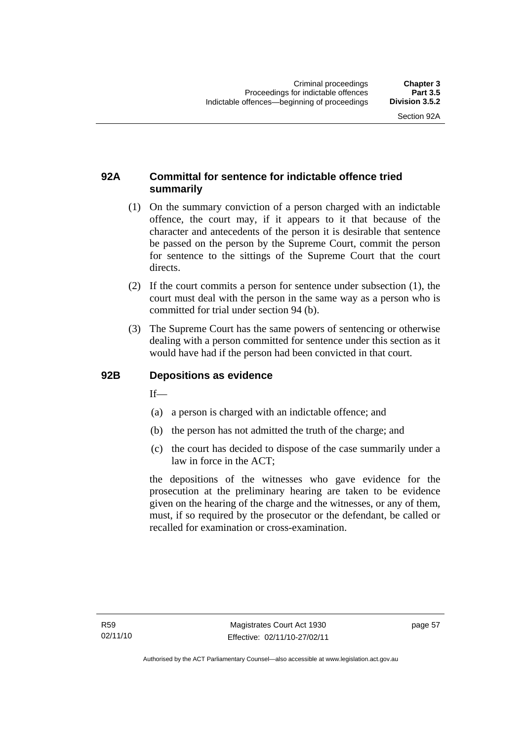## 92A Committal for sentence for indictable offence tried summarily

(1) On the summary conviction of a person charged with an indictable offence, the court may, if it appears to it that because of the character and antecedents of the person it is desirable that sentence be passed on the person by the Supreme Court, commit the person for sentence to the sittings of the Supreme Court that the court directs.

(2) If the court commits a person for sentence under subsection (1), the court must deal with the person in the same way as a person who is committed for trial under section 94 (b).

(3) The Supreme Court has the same powers of sentencing or otherwise dealing with a person committed for sentence under this section as it would have had if the person had been convicted in that court.

## 92B Depositions as evidence

If—

(a) a person is charged with an indictable offence; and

(b) the person has not admitted the truth of the charge; and

(c) the court has decided to dispose of the case summarily under a law in force in the ACT;

the depositions of the witnesses who gave evidence for the prosecution at the preliminary hearing are taken to be evidence given on the hearing of the charge and the witnesses, or any of them, must, if so required by the prosecutor or the defendant, be called or recalled for examination or cross-examination.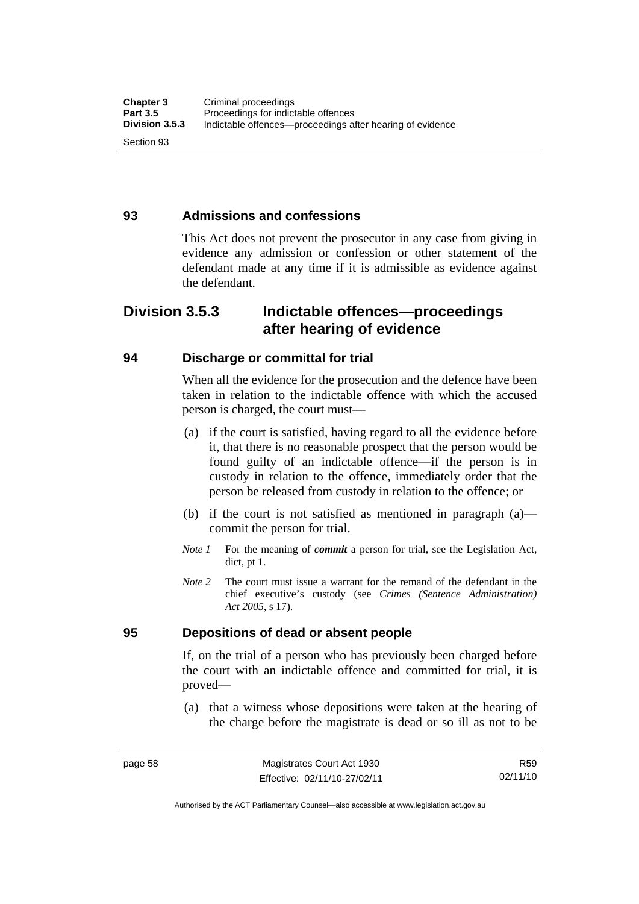## 93 Admissions and confessions

This Act does not prevent the prosecutor in any case from giving in evidence any admission or confession or other statement of the defendant made at any time if it is admissible as evidence against the defendant.

# Division 3.5.3 Indictable offences—proceedings after hearing of evidence

## 94 Discharge or committal for trial

When all the evidence for the prosecution and the defence have been taken in relation to the indictable offence with which the accused person is charged, the court must—

(a) if the court is satisfied, having regard to all the evidence before it, that there is no reasonable prospect that the person would be found guilty of an indictable offence—if the person is in custody in relation to the offence, immediately order that the person be released from custody in relation to the offence; or

(b) if the court is not satisfied as mentioned in paragraph (a)—commit the person for trial.

*Note 1* For the meaning of ***commit*** a person for trial, see the Legislation Act, dict, pt 1.

*Note 2* The court must issue a warrant for the remand of the defendant in the chief executive's custody (see *Crimes (Sentence Administration) Act 2005*, s 17).

## 95 Depositions of dead or absent people

If, on the trial of a person who has previously been charged before the court with an indictable offence and committed for trial, it is proved—

(a) that a witness whose depositions were taken at the hearing of the charge before the magistrate is dead or so ill as not to be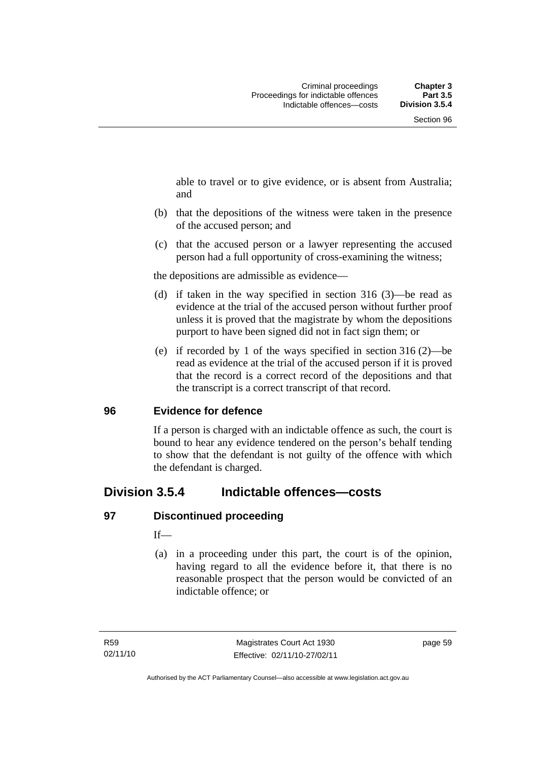able to travel or to give evidence, or is absent from Australia; and

(b) that the depositions of the witness were taken in the presence of the accused person; and

(c) that the accused person or a lawyer representing the accused person had a full opportunity of cross-examining the witness;

the depositions are admissible as evidence—

(d) if taken in the way specified in section 316 (3)—be read as evidence at the trial of the accused person without further proof unless it is proved that the magistrate by whom the depositions purport to have been signed did not in fact sign them; or

(e) if recorded by 1 of the ways specified in section 316 (2)—be read as evidence at the trial of the accused person if it is proved that the record is a correct record of the depositions and that the transcript is a correct transcript of that record.

### 96 Evidence for defence

If a person is charged with an indictable offence as such, the court is bound to hear any evidence tendered on the person's behalf tending to show that the defendant is not guilty of the offence with which the defendant is charged.

## Division 3.5.4 Indictable offences—costs

### 97 Discontinued proceeding

If—

(a) in a proceeding under this part, the court is of the opinion, having regard to all the evidence before it, that there is no reasonable prospect that the person would be convicted of an indictable offence; or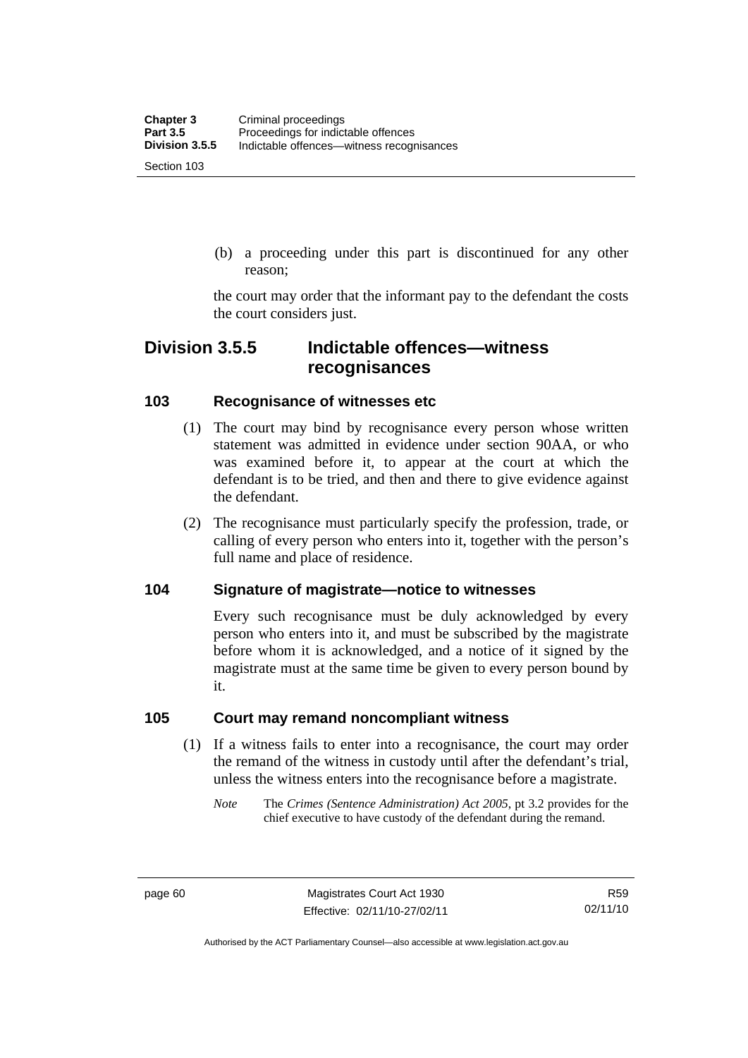(b) a proceeding under this part is discontinued for any other reason;

the court may order that the informant pay to the defendant the costs the court considers just.

## Division 3.5.5 Indictable offences—witness recognisances

### 103 Recognisance of witnesses etc

(1) The court may bind by recognisance every person whose written statement was admitted in evidence under section 90AA, or who was examined before it, to appear at the court at which the defendant is to be tried, and then and there to give evidence against the defendant.

(2) The recognisance must particularly specify the profession, trade, or calling of every person who enters into it, together with the person's full name and place of residence.

### 104 Signature of magistrate—notice to witnesses

Every such recognisance must be duly acknowledged by every person who enters into it, and must be subscribed by the magistrate before whom it is acknowledged, and a notice of it signed by the magistrate must at the same time be given to every person bound by it.

### 105 Court may remand noncompliant witness

(1) If a witness fails to enter into a recognisance, the court may order the remand of the witness in custody until after the defendant's trial, unless the witness enters into the recognisance before a magistrate.

*Note* The *Crimes (Sentence Administration) Act 2005*, pt 3.2 provides for the chief executive to have custody of the defendant during the remand.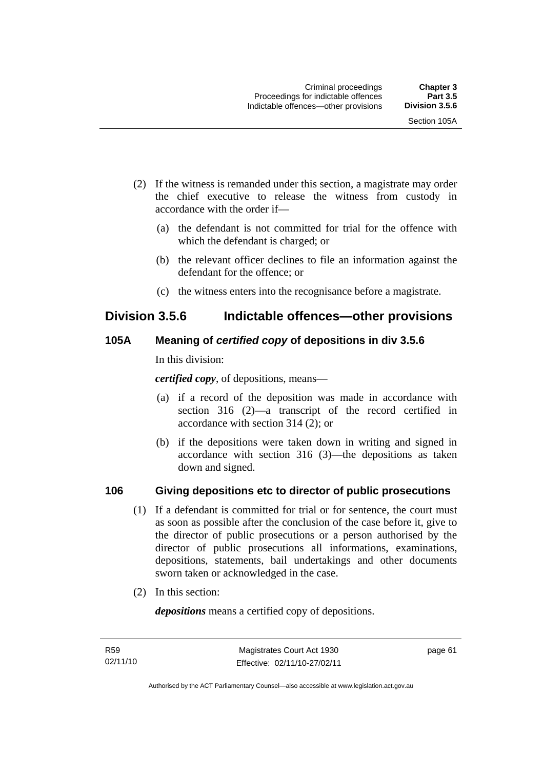(2) If the witness is remanded under this section, a magistrate may order the chief executive to release the witness from custody in accordance with the order if—

(a) the defendant is not committed for trial for the offence with which the defendant is charged; or

(b) the relevant officer declines to file an information against the defendant for the offence; or

(c) the witness enters into the recognisance before a magistrate.

## Division 3.5.6 Indictable offences—other provisions

### 105A Meaning of *certified copy* of depositions in div 3.5.6

In this division:

***certified copy***, of depositions, means—

(a) if a record of the deposition was made in accordance with section 316 (2)—a transcript of the record certified in accordance with section 314 (2); or

(b) if the depositions were taken down in writing and signed in accordance with section 316 (3)—the depositions as taken down and signed.

### 106 Giving depositions etc to director of public prosecutions

(1) If a defendant is committed for trial or for sentence, the court must as soon as possible after the conclusion of the case before it, give to the director of public prosecutions or a person authorised by the director of public prosecutions all informations, examinations, depositions, statements, bail undertakings and other documents sworn taken or acknowledged in the case.

(2) In this section:

***depositions*** means a certified copy of depositions.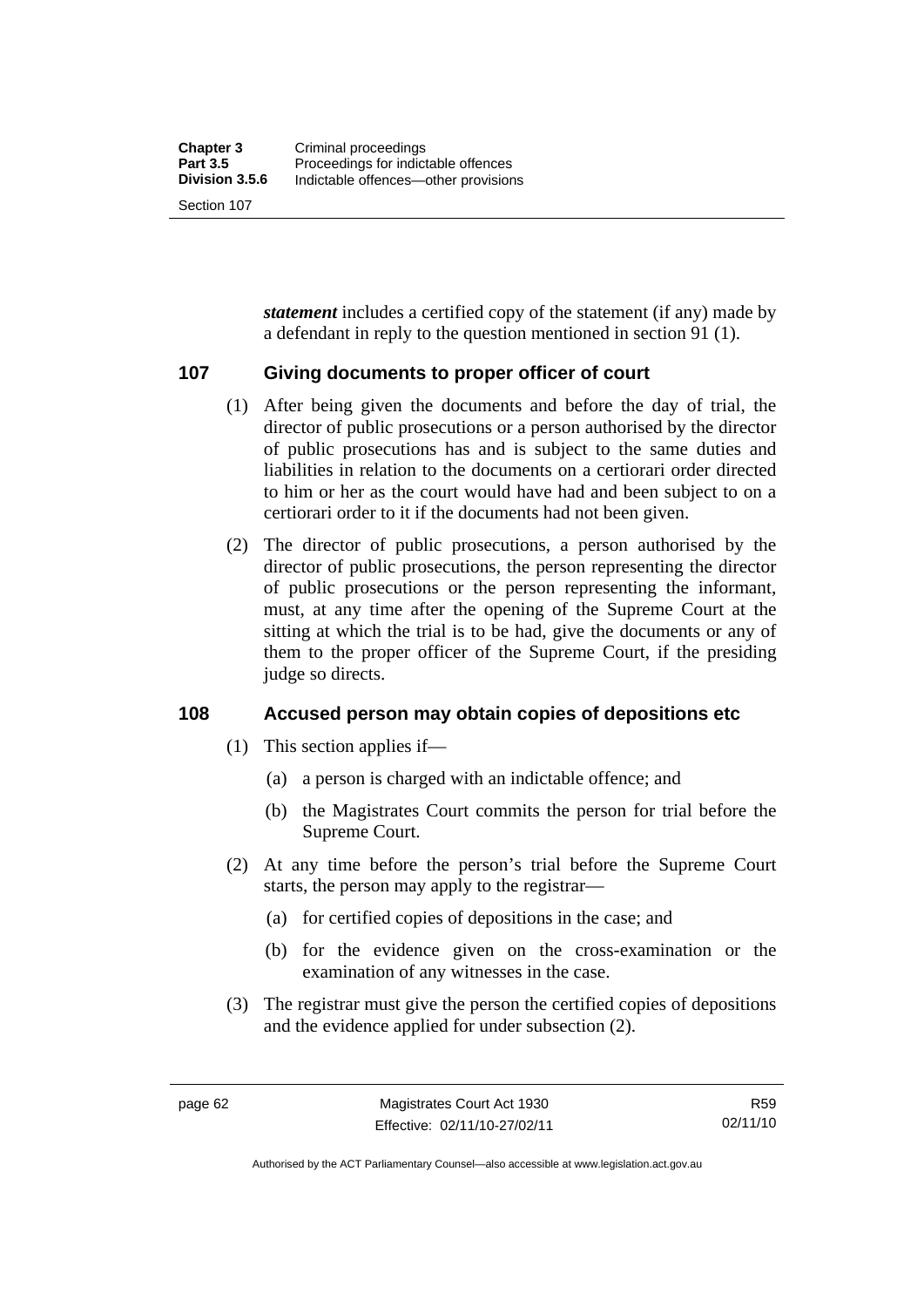***statement*** includes a certified copy of the statement (if any) made by a defendant in reply to the question mentioned in section 91 (1).

## 107 Giving documents to proper officer of court

(1) After being given the documents and before the day of trial, the director of public prosecutions or a person authorised by the director of public prosecutions has and is subject to the same duties and liabilities in relation to the documents on a certiorari order directed to him or her as the court would have had and been subject to on a certiorari order to it if the documents had not been given.

(2) The director of public prosecutions, a person authorised by the director of public prosecutions, the person representing the director of public prosecutions or the person representing the informant, must, at any time after the opening of the Supreme Court at the sitting at which the trial is to be had, give the documents or any of them to the proper officer of the Supreme Court, if the presiding judge so directs.

## 108 Accused person may obtain copies of depositions etc

(1) This section applies if—

(a) a person is charged with an indictable offence; and

(b) the Magistrates Court commits the person for trial before the Supreme Court.

(2) At any time before the person's trial before the Supreme Court starts, the person may apply to the registrar—

(a) for certified copies of depositions in the case; and

(b) for the evidence given on the cross-examination or the examination of any witnesses in the case.

(3) The registrar must give the person the certified copies of depositions and the evidence applied for under subsection (2).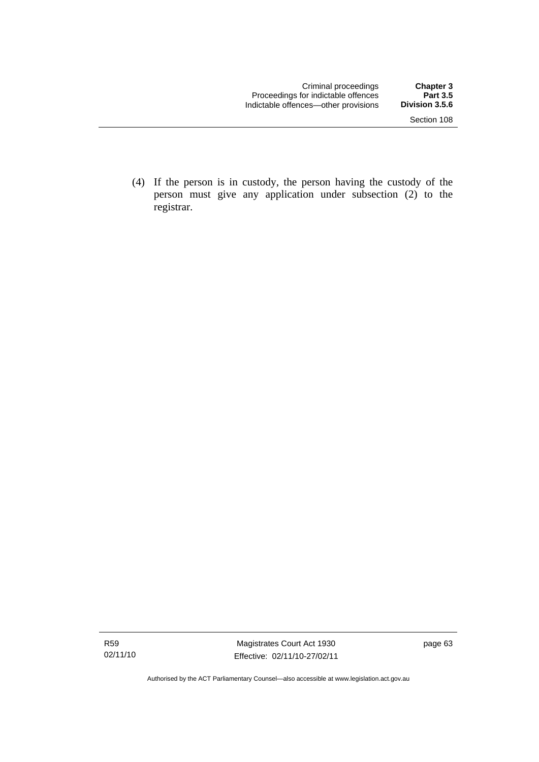(4) If the person is in custody, the person having the custody of the person must give any application under subsection (2) to the registrar.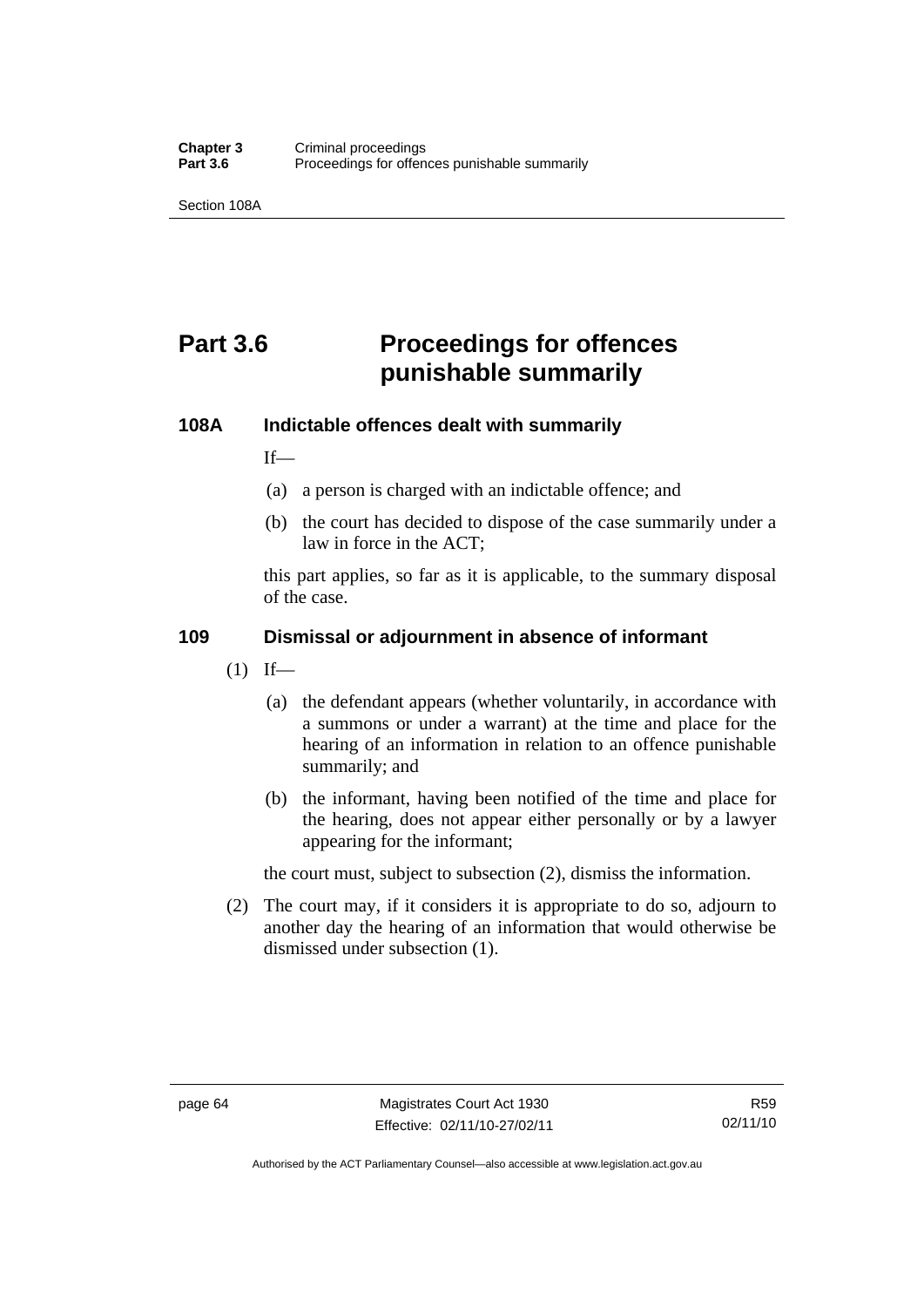# Part 3.6 Proceedings for offences punishable summarily

### 108A Indictable offences dealt with summarily

If—

(a) a person is charged with an indictable offence; and

(b) the court has decided to dispose of the case summarily under a law in force in the ACT;

this part applies, so far as it is applicable, to the summary disposal of the case.

### 109 Dismissal or adjournment in absence of informant

(1) If—

(a) the defendant appears (whether voluntarily, in accordance with a summons or under a warrant) at the time and place for the hearing of an information in relation to an offence punishable summarily; and

(b) the informant, having been notified of the time and place for the hearing, does not appear either personally or by a lawyer appearing for the informant;

the court must, subject to subsection (2), dismiss the information.

(2) The court may, if it considers it is appropriate to do so, adjourn to another day the hearing of an information that would otherwise be dismissed under subsection (1).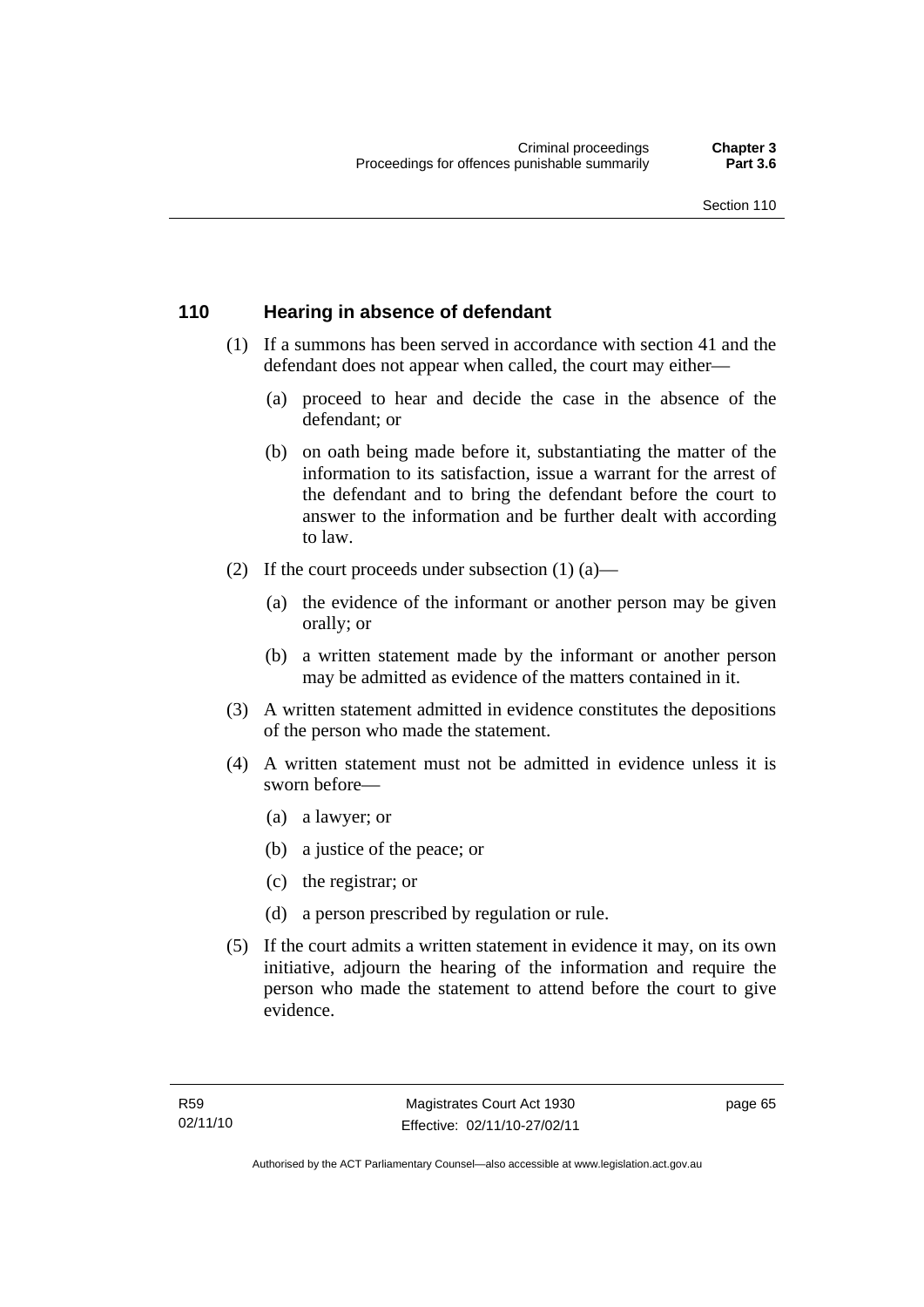## 110 Hearing in absence of defendant

(1) If a summons has been served in accordance with section 41 and the defendant does not appear when called, the court may either—

  (a) proceed to hear and decide the case in the absence of the defendant; or

  (b) on oath being made before it, substantiating the matter of the information to its satisfaction, issue a warrant for the arrest of the defendant and to bring the defendant before the court to answer to the information and be further dealt with according to law.

(2) If the court proceeds under subsection (1) (a)—

  (a) the evidence of the informant or another person may be given orally; or

  (b) a written statement made by the informant or another person may be admitted as evidence of the matters contained in it.

(3) A written statement admitted in evidence constitutes the depositions of the person who made the statement.

(4) A written statement must not be admitted in evidence unless it is sworn before—

  (a) a lawyer; or

  (b) a justice of the peace; or

  (c) the registrar; or

  (d) a person prescribed by regulation or rule.

(5) If the court admits a written statement in evidence it may, on its own initiative, adjourn the hearing of the information and require the person who made the statement to attend before the court to give evidence.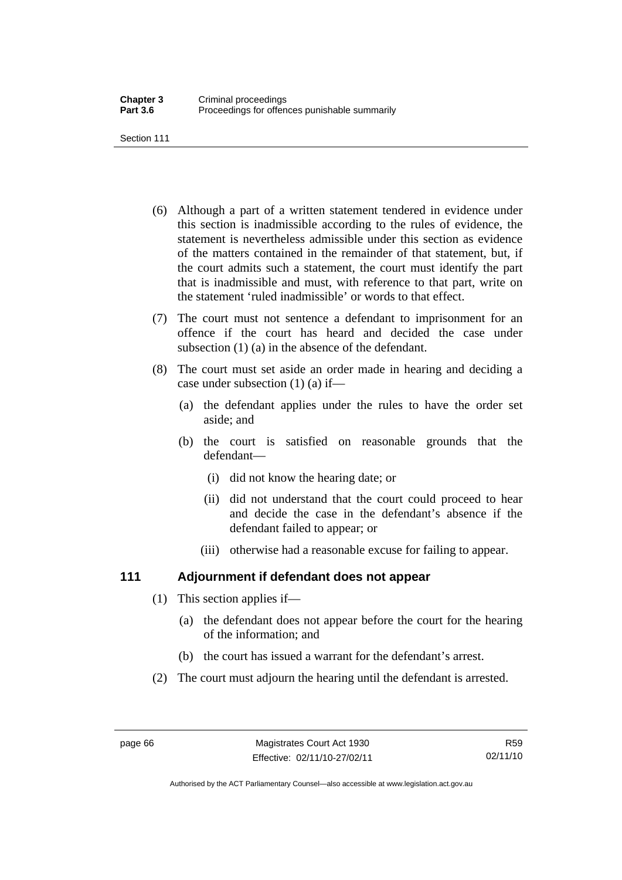(6) Although a part of a written statement tendered in evidence under this section is inadmissible according to the rules of evidence, the statement is nevertheless admissible under this section as evidence of the matters contained in the remainder of that statement, but, if the court admits such a statement, the court must identify the part that is inadmissible and must, with reference to that part, write on the statement 'ruled inadmissible' or words to that effect.

(7) The court must not sentence a defendant to imprisonment for an offence if the court has heard and decided the case under subsection (1) (a) in the absence of the defendant.

(8) The court must set aside an order made in hearing and deciding a case under subsection (1) (a) if—

- (a) the defendant applies under the rules to have the order set aside; and
- (b) the court is satisfied on reasonable grounds that the defendant—
  - (i) did not know the hearing date; or
  - (ii) did not understand that the court could proceed to hear and decide the case in the defendant's absence if the defendant failed to appear; or
  - (iii) otherwise had a reasonable excuse for failing to appear.

## 111 Adjournment if defendant does not appear

(1) This section applies if—

- (a) the defendant does not appear before the court for the hearing of the information; and
- (b) the court has issued a warrant for the defendant's arrest.

(2) The court must adjourn the hearing until the defendant is arrested.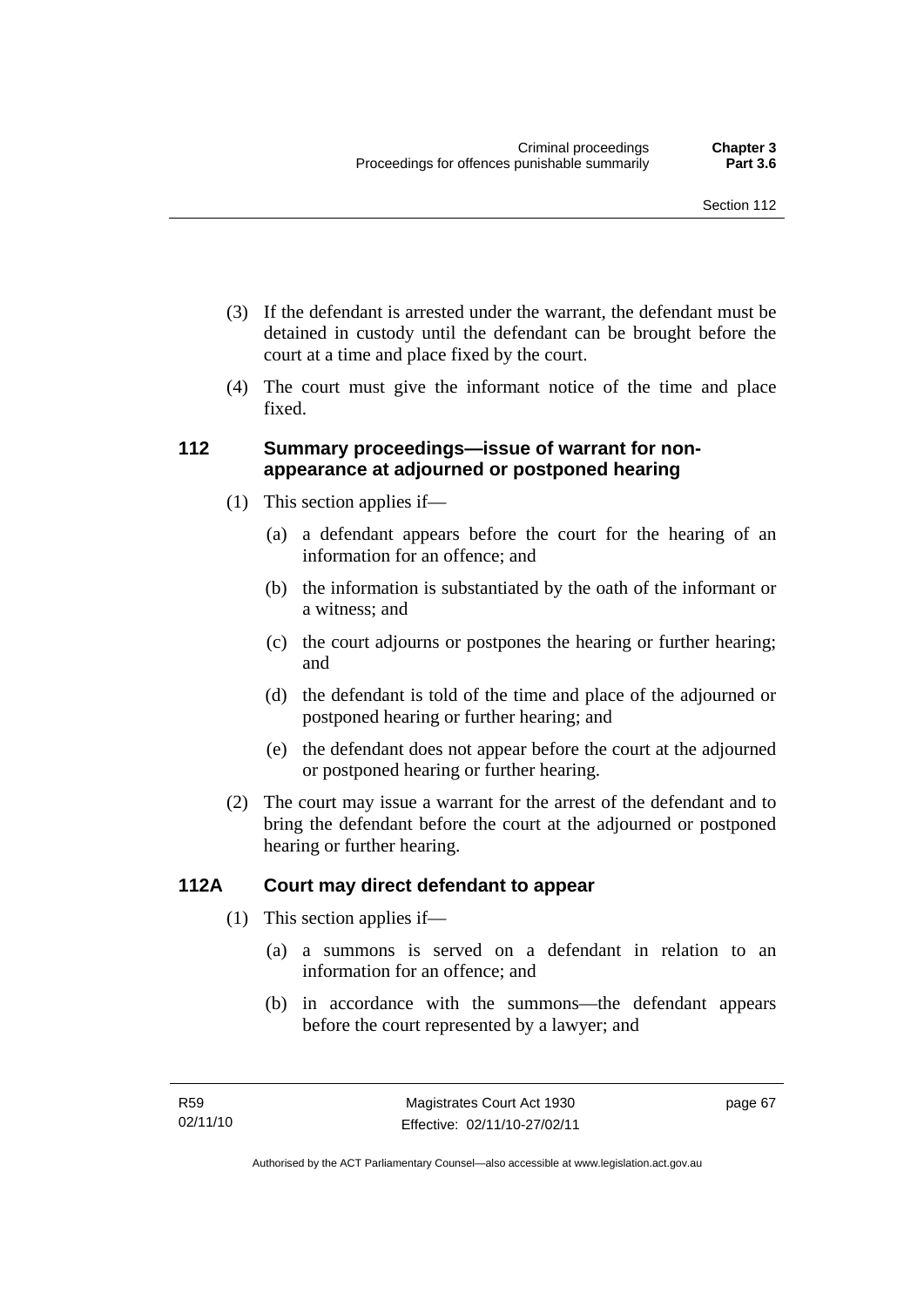(3) If the defendant is arrested under the warrant, the defendant must be detained in custody until the defendant can be brought before the court at a time and place fixed by the court.

(4) The court must give the informant notice of the time and place fixed.

## 112 Summary proceedings—issue of warrant for non-appearance at adjourned or postponed hearing

(1) This section applies if—

(a) a defendant appears before the court for the hearing of an information for an offence; and

(b) the information is substantiated by the oath of the informant or a witness; and

(c) the court adjourns or postpones the hearing or further hearing; and

(d) the defendant is told of the time and place of the adjourned or postponed hearing or further hearing; and

(e) the defendant does not appear before the court at the adjourned or postponed hearing or further hearing.

(2) The court may issue a warrant for the arrest of the defendant and to bring the defendant before the court at the adjourned or postponed hearing or further hearing.

## 112A Court may direct defendant to appear

(1) This section applies if—

(a) a summons is served on a defendant in relation to an information for an offence; and

(b) in accordance with the summons—the defendant appears before the court represented by a lawyer; and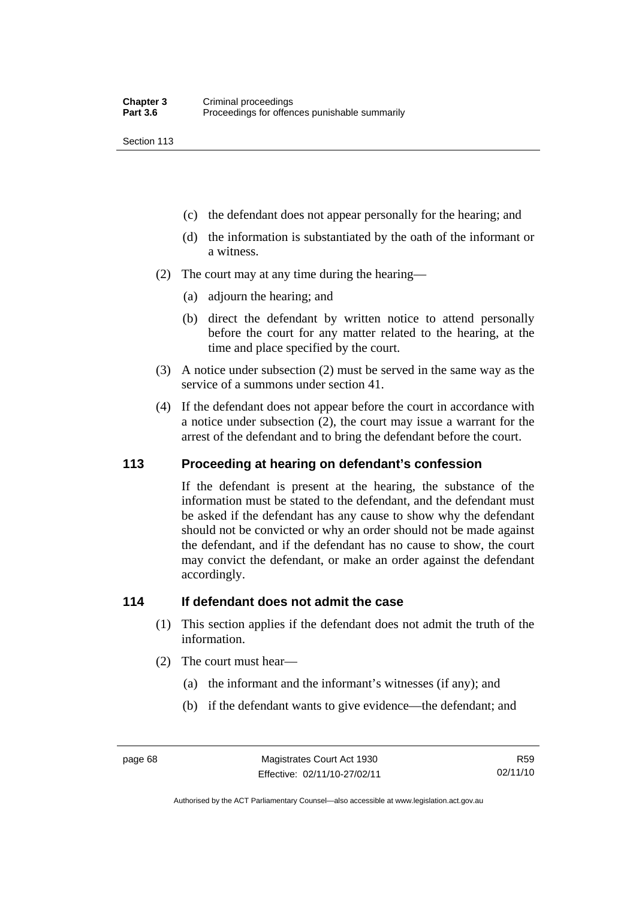(c) the defendant does not appear personally for the hearing; and

(d) the information is substantiated by the oath of the informant or a witness.

(2) The court may at any time during the hearing—

(a) adjourn the hearing; and

(b) direct the defendant by written notice to attend personally before the court for any matter related to the hearing, at the time and place specified by the court.

(3) A notice under subsection (2) must be served in the same way as the service of a summons under section 41.

(4) If the defendant does not appear before the court in accordance with a notice under subsection (2), the court may issue a warrant for the arrest of the defendant and to bring the defendant before the court.

## 113 Proceeding at hearing on defendant's confession

If the defendant is present at the hearing, the substance of the information must be stated to the defendant, and the defendant must be asked if the defendant has any cause to show why the defendant should not be convicted or why an order should not be made against the defendant, and if the defendant has no cause to show, the court may convict the defendant, or make an order against the defendant accordingly.

## 114 If defendant does not admit the case

(1) This section applies if the defendant does not admit the truth of the information.

(2) The court must hear—

(a) the informant and the informant's witnesses (if any); and

(b) if the defendant wants to give evidence—the defendant; and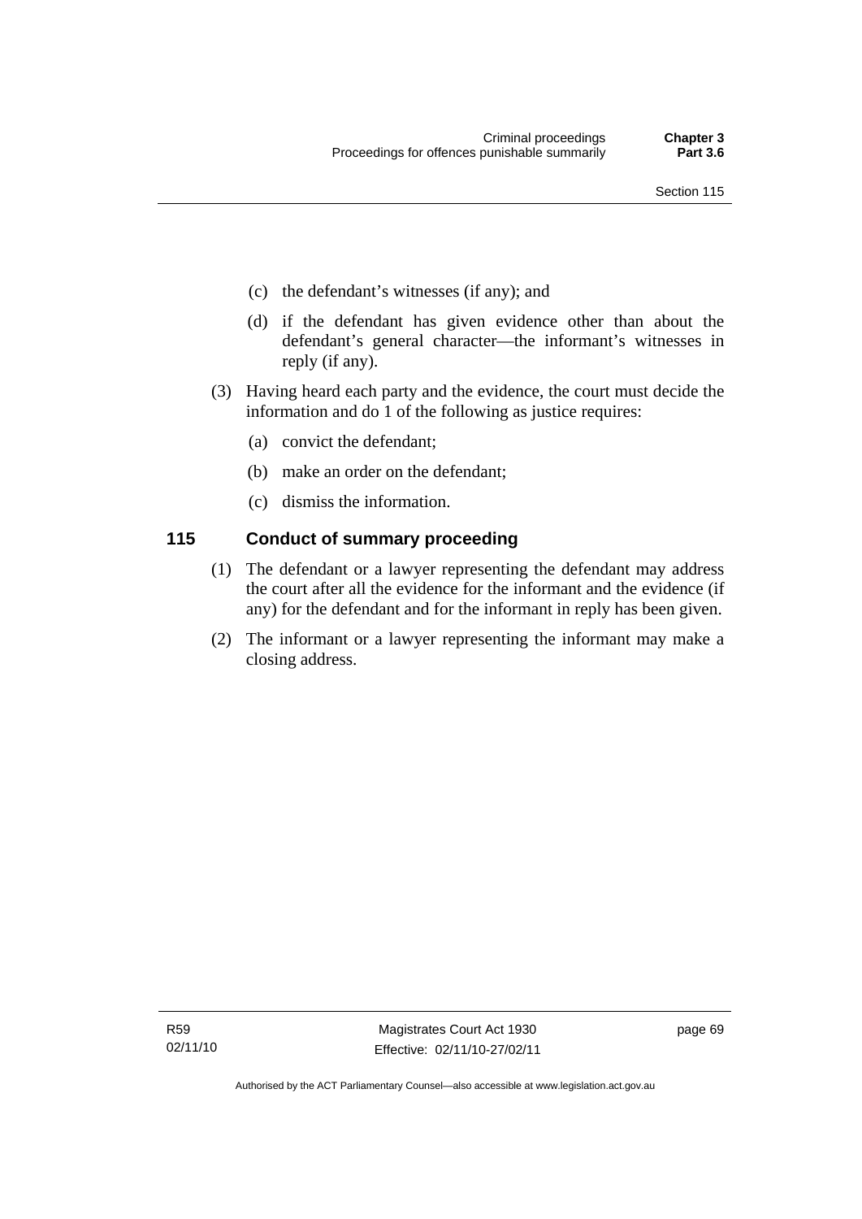(c) the defendant's witnesses (if any); and

(d) if the defendant has given evidence other than about the defendant's general character—the informant's witnesses in reply (if any).

(3) Having heard each party and the evidence, the court must decide the information and do 1 of the following as justice requires:

(a) convict the defendant;

(b) make an order on the defendant;

(c) dismiss the information.

## 115 Conduct of summary proceeding

(1) The defendant or a lawyer representing the defendant may address the court after all the evidence for the informant and the evidence (if any) for the defendant and for the informant in reply has been given.

(2) The informant or a lawyer representing the informant may make a closing address.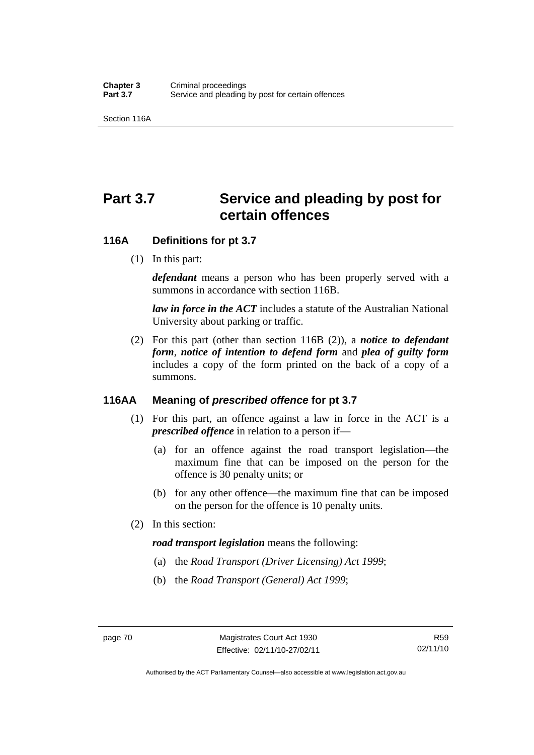# Part 3.7 Service and pleading by post for certain offences

## 116A Definitions for pt 3.7

(1) In this part:

***defendant*** means a person who has been properly served with a summons in accordance with section 116B.

***law in force in the ACT*** includes a statute of the Australian National University about parking or traffic.

(2) For this part (other than section 116B (2)), a ***notice to defendant form***, ***notice of intention to defend form*** and ***plea of guilty form*** includes a copy of the form printed on the back of a copy of a summons.

## 116AA Meaning of *prescribed offence* for pt 3.7

(1) For this part, an offence against a law in force in the ACT is a ***prescribed offence*** in relation to a person if—

(a) for an offence against the road transport legislation—the maximum fine that can be imposed on the person for the offence is 30 penalty units; or

(b) for any other offence—the maximum fine that can be imposed on the person for the offence is 10 penalty units.

(2) In this section:

***road transport legislation*** means the following:

(a) the *Road Transport (Driver Licensing) Act 1999*;

(b) the *Road Transport (General) Act 1999*;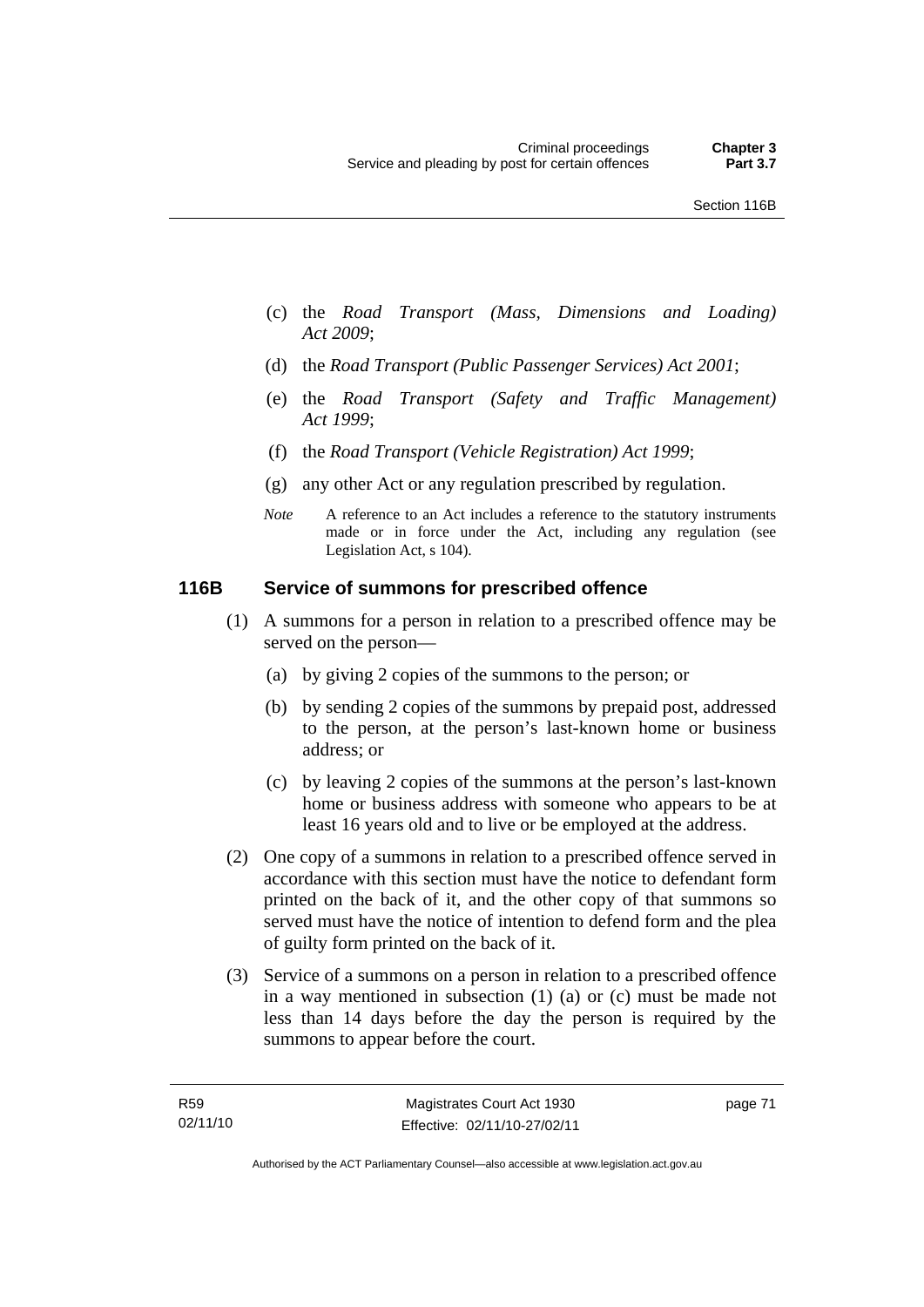(c) the *Road Transport (Mass, Dimensions and Loading) Act 2009*;

(d) the *Road Transport (Public Passenger Services) Act 2001*;

(e) the *Road Transport (Safety and Traffic Management) Act 1999*;

(f) the *Road Transport (Vehicle Registration) Act 1999*;

(g) any other Act or any regulation prescribed by regulation.

*Note* A reference to an Act includes a reference to the statutory instruments made or in force under the Act, including any regulation (see Legislation Act, s 104).

### 116B Service of summons for prescribed offence

(1) A summons for a person in relation to a prescribed offence may be served on the person—

(a) by giving 2 copies of the summons to the person; or

(b) by sending 2 copies of the summons by prepaid post, addressed to the person, at the person's last-known home or business address; or

(c) by leaving 2 copies of the summons at the person's last-known home or business address with someone who appears to be at least 16 years old and to live or be employed at the address.

(2) One copy of a summons in relation to a prescribed offence served in accordance with this section must have the notice to defendant form printed on the back of it, and the other copy of that summons so served must have the notice of intention to defend form and the plea of guilty form printed on the back of it.

(3) Service of a summons on a person in relation to a prescribed offence in a way mentioned in subsection (1) (a) or (c) must be made not less than 14 days before the day the person is required by the summons to appear before the court.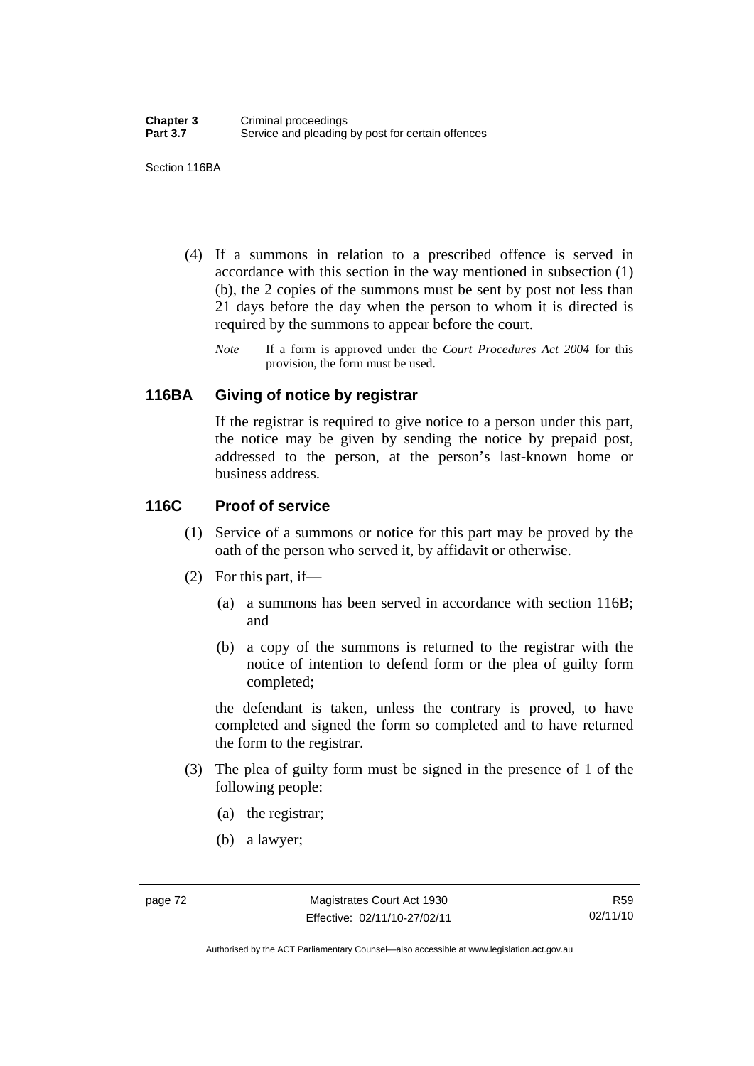(4) If a summons in relation to a prescribed offence is served in accordance with this section in the way mentioned in subsection (1) (b), the 2 copies of the summons must be sent by post not less than 21 days before the day when the person to whom it is directed is required by the summons to appear before the court.

*Note* If a form is approved under the *Court Procedures Act 2004* for this provision, the form must be used.

## 116BA Giving of notice by registrar

If the registrar is required to give notice to a person under this part, the notice may be given by sending the notice by prepaid post, addressed to the person, at the person's last-known home or business address.

## 116C Proof of service

(1) Service of a summons or notice for this part may be proved by the oath of the person who served it, by affidavit or otherwise.

(2) For this part, if—

(a) a summons has been served in accordance with section 116B; and

(b) a copy of the summons is returned to the registrar with the notice of intention to defend form or the plea of guilty form completed;

the defendant is taken, unless the contrary is proved, to have completed and signed the form so completed and to have returned the form to the registrar.

(3) The plea of guilty form must be signed in the presence of 1 of the following people:

(a) the registrar;

(b) a lawyer;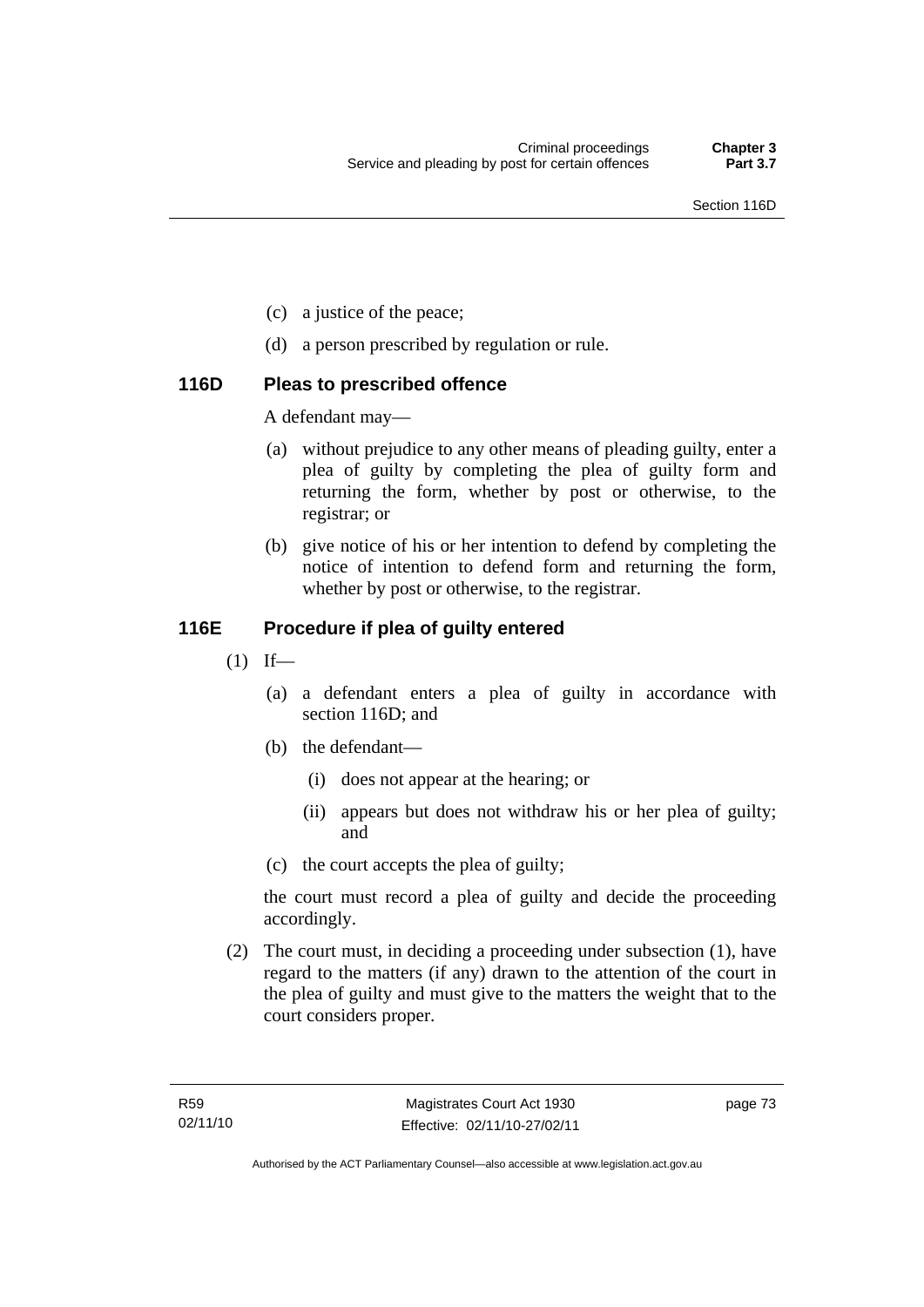(c) a justice of the peace;

(d) a person prescribed by regulation or rule.

### 116D Pleas to prescribed offence

A defendant may—

(a) without prejudice to any other means of pleading guilty, enter a plea of guilty by completing the plea of guilty form and returning the form, whether by post or otherwise, to the registrar; or

(b) give notice of his or her intention to defend by completing the notice of intention to defend form and returning the form, whether by post or otherwise, to the registrar.

### 116E Procedure if plea of guilty entered

(1) If—

(a) a defendant enters a plea of guilty in accordance with section 116D; and

(b) the defendant—

(i) does not appear at the hearing; or

(ii) appears but does not withdraw his or her plea of guilty; and

(c) the court accepts the plea of guilty;

the court must record a plea of guilty and decide the proceeding accordingly.

(2) The court must, in deciding a proceeding under subsection (1), have regard to the matters (if any) drawn to the attention of the court in the plea of guilty and must give to the matters the weight that to the court considers proper.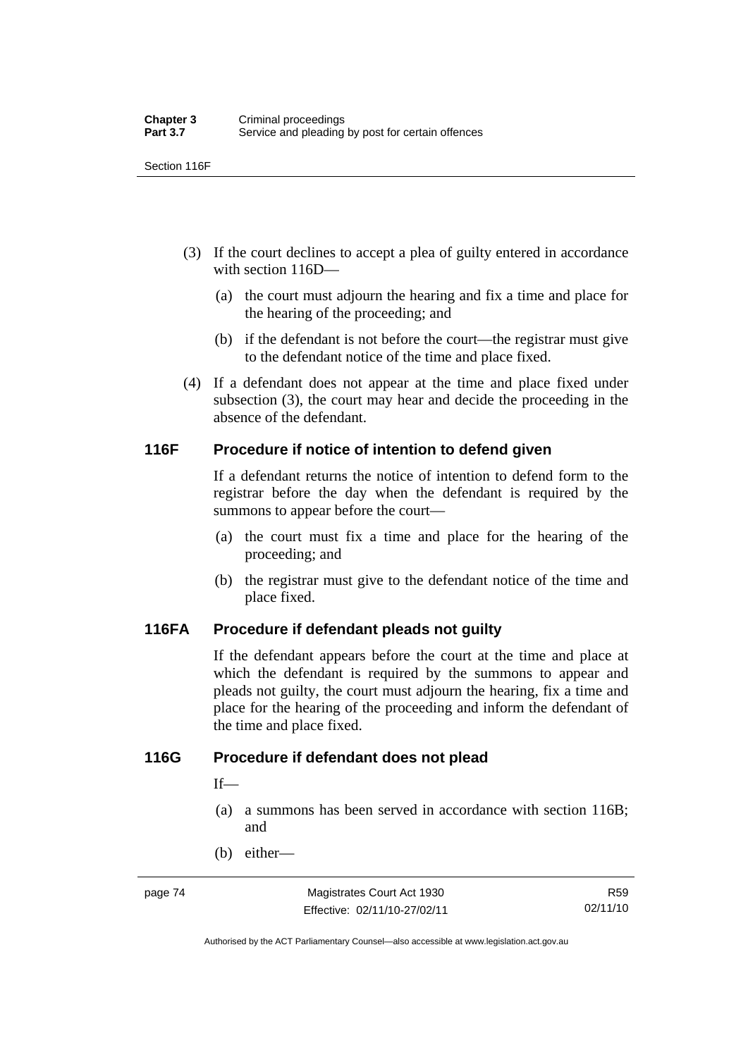(3) If the court declines to accept a plea of guilty entered in accordance with section 116D—

(a) the court must adjourn the hearing and fix a time and place for the hearing of the proceeding; and

(b) if the defendant is not before the court—the registrar must give to the defendant notice of the time and place fixed.

(4) If a defendant does not appear at the time and place fixed under subsection (3), the court may hear and decide the proceeding in the absence of the defendant.

## 116F Procedure if notice of intention to defend given

If a defendant returns the notice of intention to defend form to the registrar before the day when the defendant is required by the summons to appear before the court—

(a) the court must fix a time and place for the hearing of the proceeding; and

(b) the registrar must give to the defendant notice of the time and place fixed.

## 116FA Procedure if defendant pleads not guilty

If the defendant appears before the court at the time and place at which the defendant is required by the summons to appear and pleads not guilty, the court must adjourn the hearing, fix a time and place for the hearing of the proceeding and inform the defendant of the time and place fixed.

## 116G Procedure if defendant does not plead

If—

(a) a summons has been served in accordance with section 116B; and

(b) either—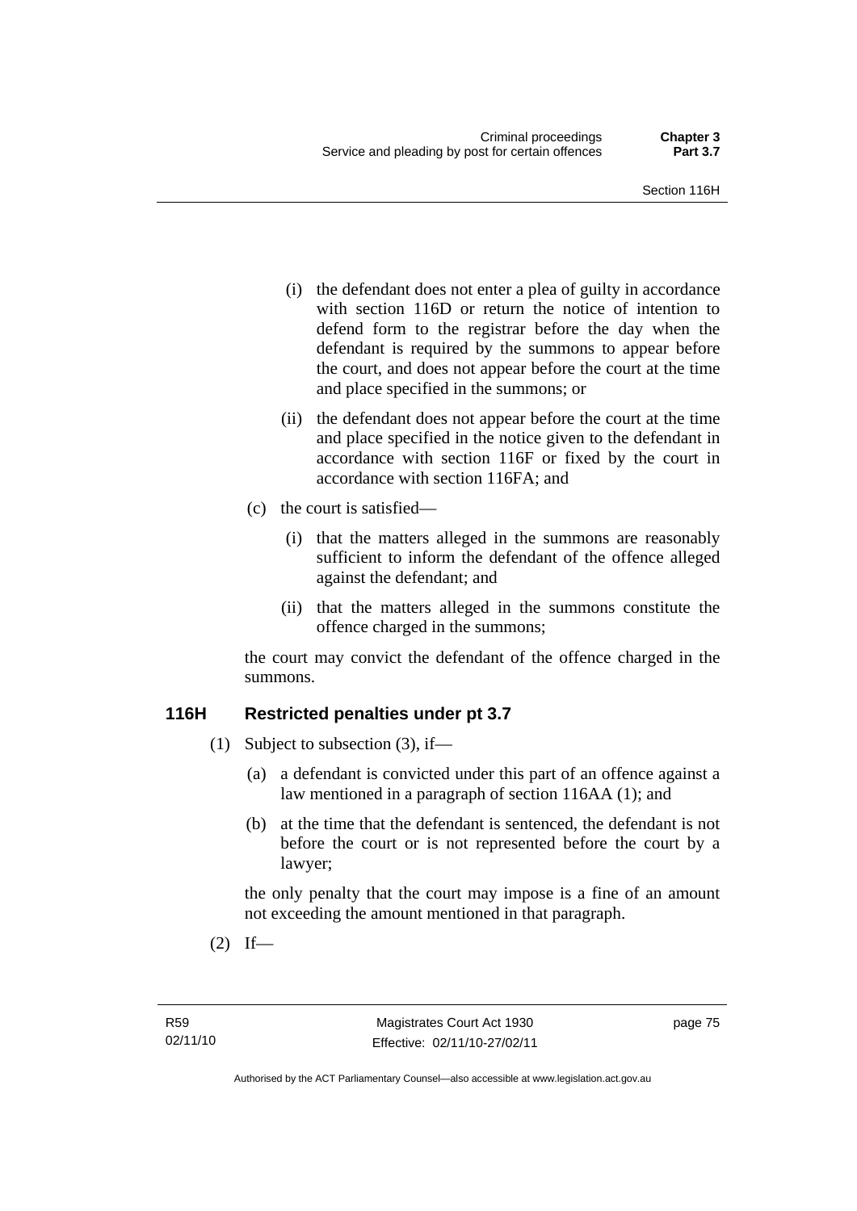(i) the defendant does not enter a plea of guilty in accordance with section 116D or return the notice of intention to defend form to the registrar before the day when the defendant is required by the summons to appear before the court, and does not appear before the court at the time and place specified in the summons; or

(ii) the defendant does not appear before the court at the time and place specified in the notice given to the defendant in accordance with section 116F or fixed by the court in accordance with section 116FA; and

(c) the court is satisfied—

(i) that the matters alleged in the summons are reasonably sufficient to inform the defendant of the offence alleged against the defendant; and

(ii) that the matters alleged in the summons constitute the offence charged in the summons;

the court may convict the defendant of the offence charged in the summons.

## 116H Restricted penalties under pt 3.7

(1) Subject to subsection (3), if—

(a) a defendant is convicted under this part of an offence against a law mentioned in a paragraph of section 116AA (1); and

(b) at the time that the defendant is sentenced, the defendant is not before the court or is not represented before the court by a lawyer;

the only penalty that the court may impose is a fine of an amount not exceeding the amount mentioned in that paragraph.

(2) If—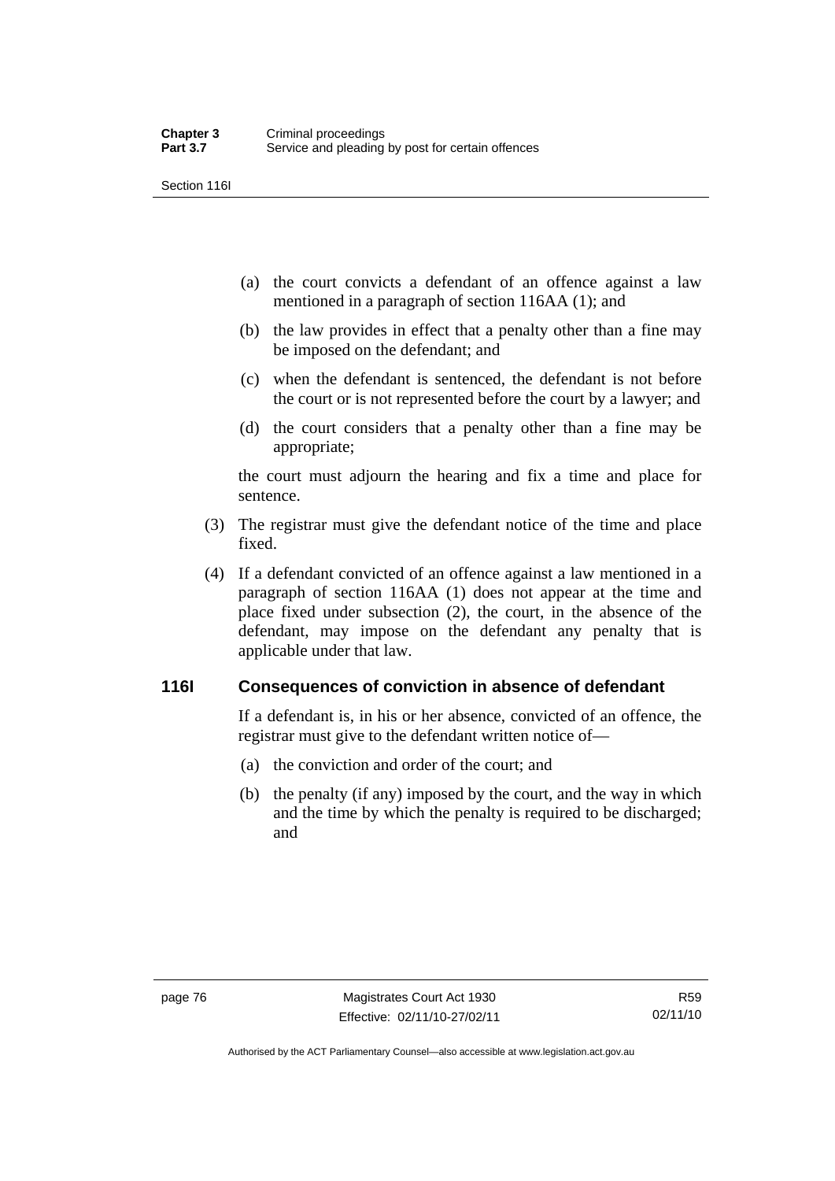(a) the court convicts a defendant of an offence against a law mentioned in a paragraph of section 116AA (1); and

(b) the law provides in effect that a penalty other than a fine may be imposed on the defendant; and

(c) when the defendant is sentenced, the defendant is not before the court or is not represented before the court by a lawyer; and

(d) the court considers that a penalty other than a fine may be appropriate;

the court must adjourn the hearing and fix a time and place for sentence.

(3) The registrar must give the defendant notice of the time and place fixed.

(4) If a defendant convicted of an offence against a law mentioned in a paragraph of section 116AA (1) does not appear at the time and place fixed under subsection (2), the court, in the absence of the defendant, may impose on the defendant any penalty that is applicable under that law.

## 116I Consequences of conviction in absence of defendant

If a defendant is, in his or her absence, convicted of an offence, the registrar must give to the defendant written notice of—

(a) the conviction and order of the court; and

(b) the penalty (if any) imposed by the court, and the way in which and the time by which the penalty is required to be discharged; and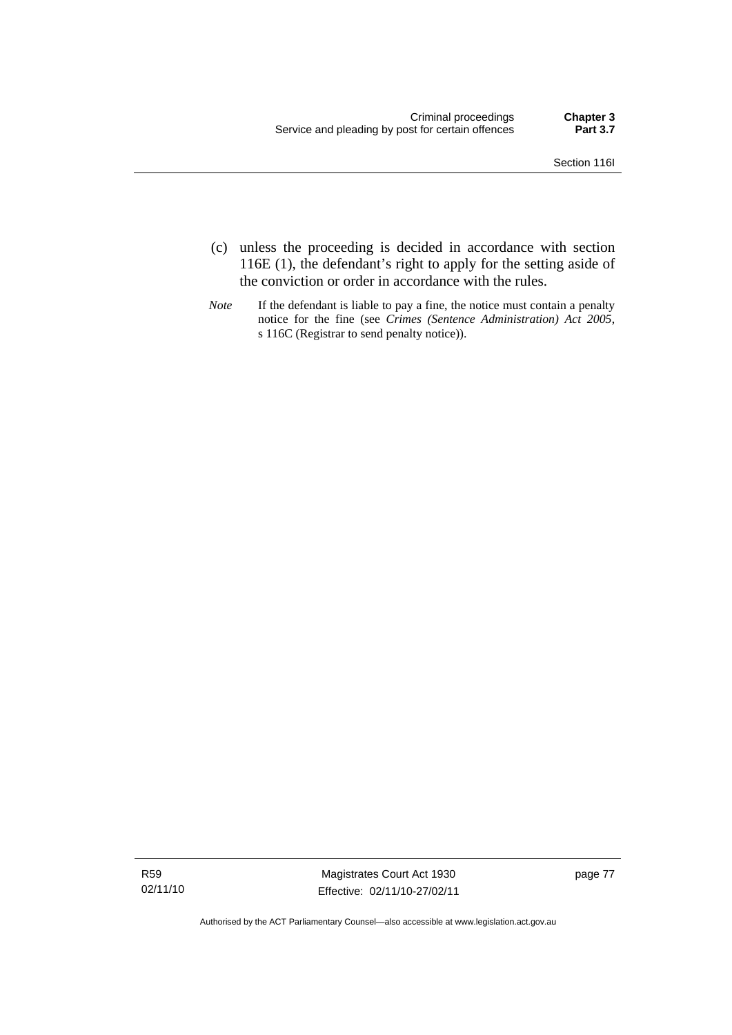(c) unless the proceeding is decided in accordance with section 116E (1), the defendant's right to apply for the setting aside of the conviction or order in accordance with the rules.

*Note* If the defendant is liable to pay a fine, the notice must contain a penalty notice for the fine (see *Crimes (Sentence Administration) Act 2005*, s 116C (Registrar to send penalty notice)).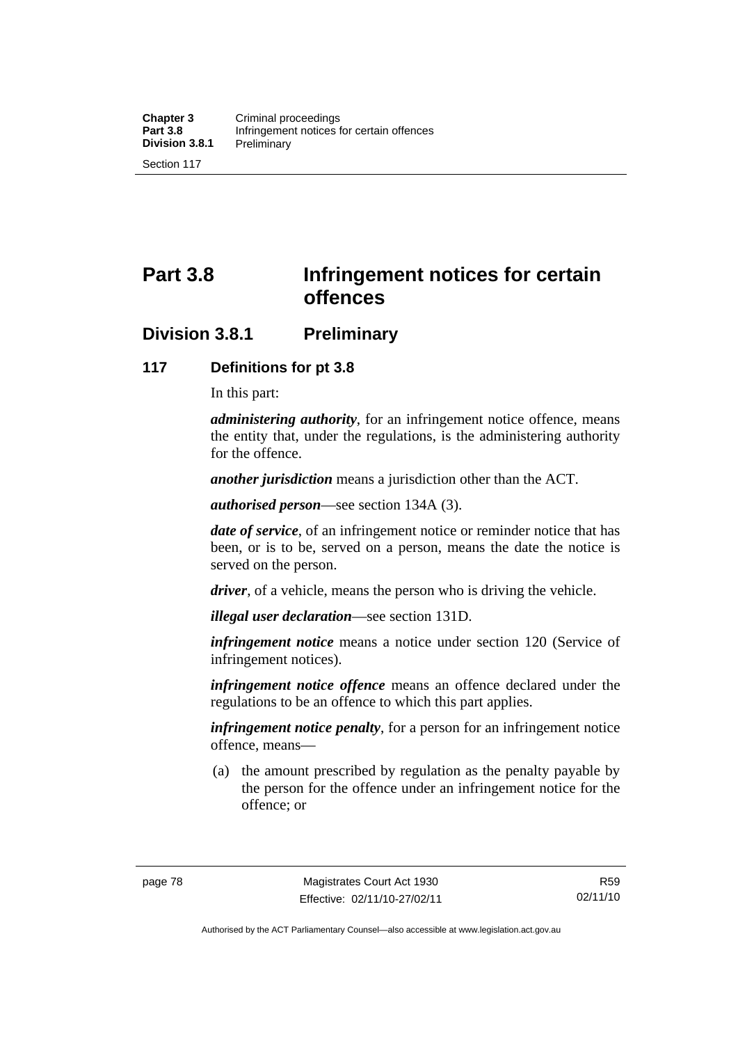# Part 3.8 Infringement notices for certain offences

## Division 3.8.1 Preliminary

### 117 Definitions for pt 3.8

In this part:

***administering authority***, for an infringement notice offence, means the entity that, under the regulations, is the administering authority for the offence.

***another jurisdiction*** means a jurisdiction other than the ACT.

***authorised person***—see section 134A (3).

***date of service***, of an infringement notice or reminder notice that has been, or is to be, served on a person, means the date the notice is served on the person.

***driver***, of a vehicle, means the person who is driving the vehicle.

***illegal user declaration***—see section 131D.

***infringement notice*** means a notice under section 120 (Service of infringement notices).

***infringement notice offence*** means an offence declared under the regulations to be an offence to which this part applies.

***infringement notice penalty***, for a person for an infringement notice offence, means—

(a) the amount prescribed by regulation as the penalty payable by the person for the offence under an infringement notice for the offence; or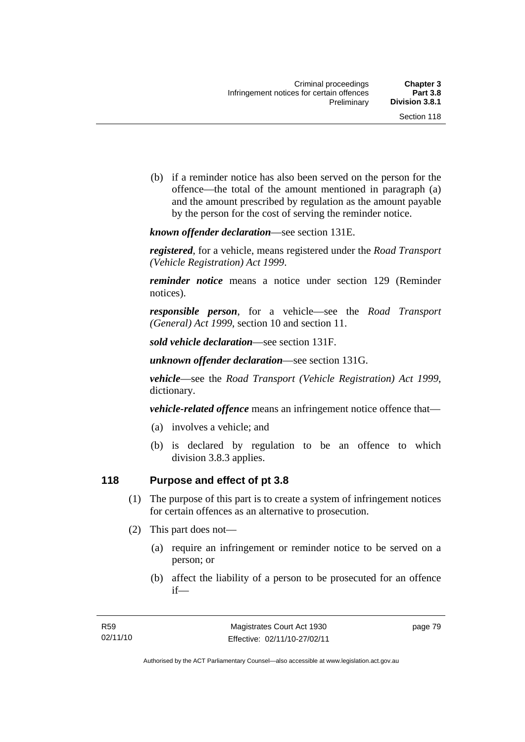(b) if a reminder notice has also been served on the person for the offence—the total of the amount mentioned in paragraph (a) and the amount prescribed by regulation as the amount payable by the person for the cost of serving the reminder notice.

***known offender declaration***—see section 131E.

***registered***, for a vehicle, means registered under the *Road Transport (Vehicle Registration) Act 1999*.

***reminder notice*** means a notice under section 129 (Reminder notices).

***responsible person***, for a vehicle—see the *Road Transport (General) Act 1999*, section 10 and section 11.

***sold vehicle declaration***—see section 131F.

***unknown offender declaration***—see section 131G.

***vehicle***—see the *Road Transport (Vehicle Registration) Act 1999*, dictionary.

***vehicle-related offence*** means an infringement notice offence that—

(a) involves a vehicle; and

(b) is declared by regulation to be an offence to which division 3.8.3 applies.

## 118 Purpose and effect of pt 3.8

(1) The purpose of this part is to create a system of infringement notices for certain offences as an alternative to prosecution.

(2) This part does not—

(a) require an infringement or reminder notice to be served on a person; or

(b) affect the liability of a person to be prosecuted for an offence if—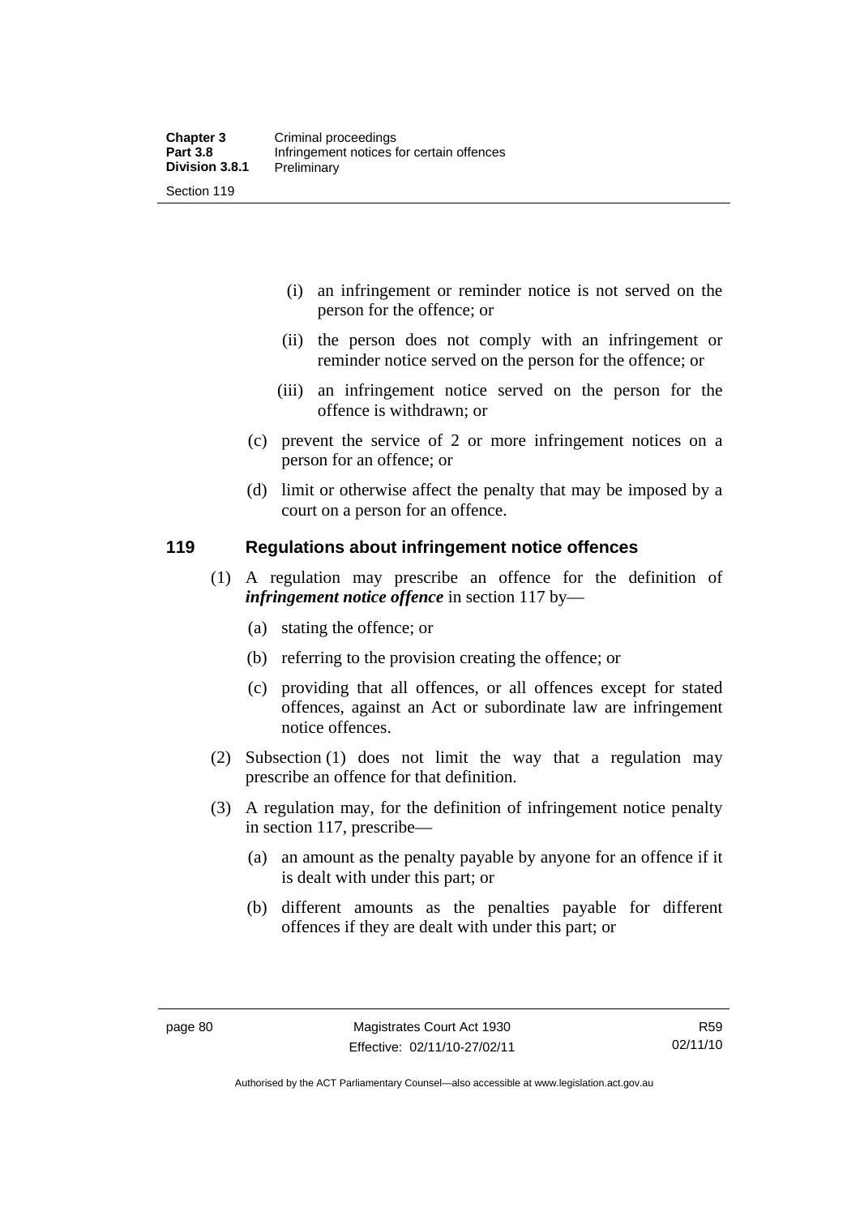(i) an infringement or reminder notice is not served on the person for the offence; or

(ii) the person does not comply with an infringement or reminder notice served on the person for the offence; or

(iii) an infringement notice served on the person for the offence is withdrawn; or

(c) prevent the service of 2 or more infringement notices on a person for an offence; or

(d) limit or otherwise affect the penalty that may be imposed by a court on a person for an offence.

## 119 Regulations about infringement notice offences

(1) A regulation may prescribe an offence for the definition of ***infringement notice offence*** in section 117 by—

(a) stating the offence; or

(b) referring to the provision creating the offence; or

(c) providing that all offences, or all offences except for stated offences, against an Act or subordinate law are infringement notice offences.

(2) Subsection (1) does not limit the way that a regulation may prescribe an offence for that definition.

(3) A regulation may, for the definition of infringement notice penalty in section 117, prescribe—

(a) an amount as the penalty payable by anyone for an offence if it is dealt with under this part; or

(b) different amounts as the penalties payable for different offences if they are dealt with under this part; or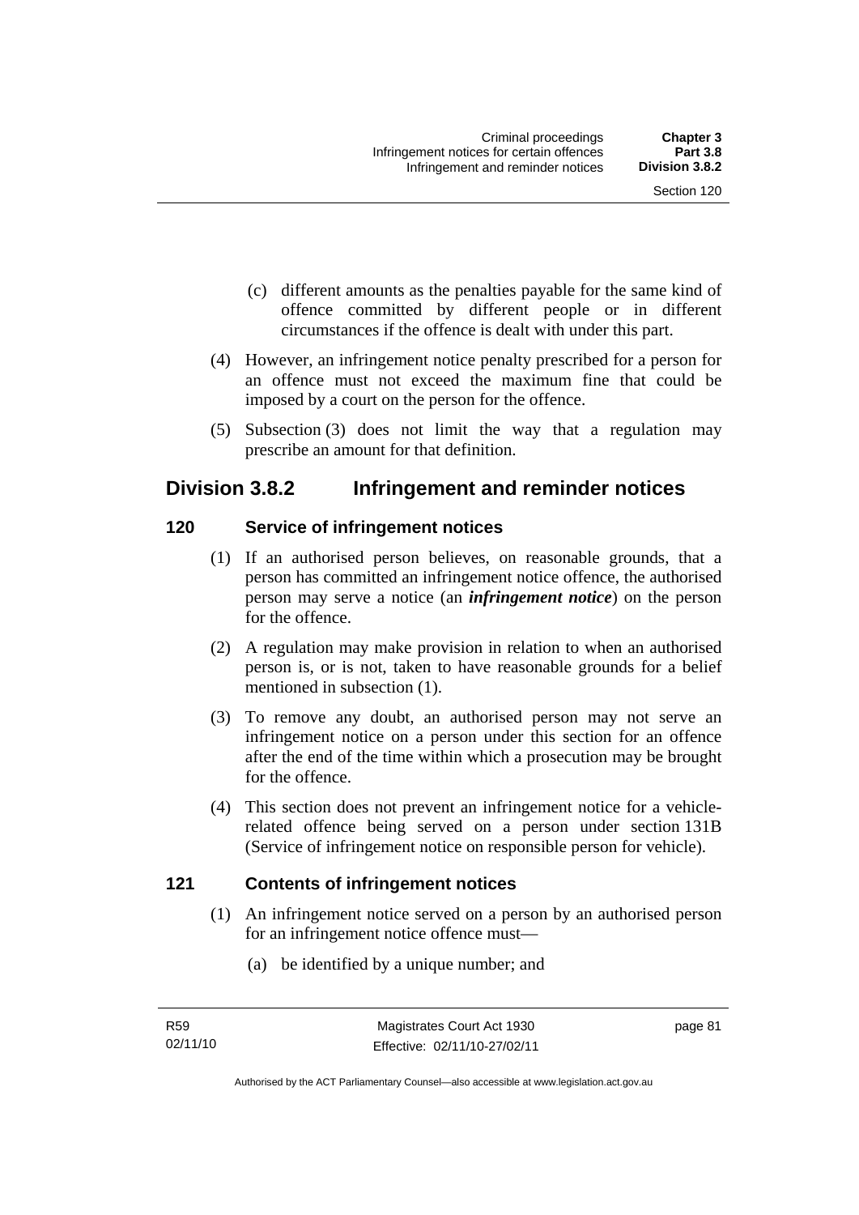(c) different amounts as the penalties payable for the same kind of offence committed by different people or in different circumstances if the offence is dealt with under this part.

(4) However, an infringement notice penalty prescribed for a person for an offence must not exceed the maximum fine that could be imposed by a court on the person for the offence.

(5) Subsection (3) does not limit the way that a regulation may prescribe an amount for that definition.

## Division 3.8.2 Infringement and reminder notices

### 120 Service of infringement notices

(1) If an authorised person believes, on reasonable grounds, that a person has committed an infringement notice offence, the authorised person may serve a notice (an ***infringement notice***) on the person for the offence.

(2) A regulation may make provision in relation to when an authorised person is, or is not, taken to have reasonable grounds for a belief mentioned in subsection (1).

(3) To remove any doubt, an authorised person may not serve an infringement notice on a person under this section for an offence after the end of the time within which a prosecution may be brought for the offence.

(4) This section does not prevent an infringement notice for a vehicle-related offence being served on a person under section 131B (Service of infringement notice on responsible person for vehicle).

### 121 Contents of infringement notices

(1) An infringement notice served on a person by an authorised person for an infringement notice offence must—

(a) be identified by a unique number; and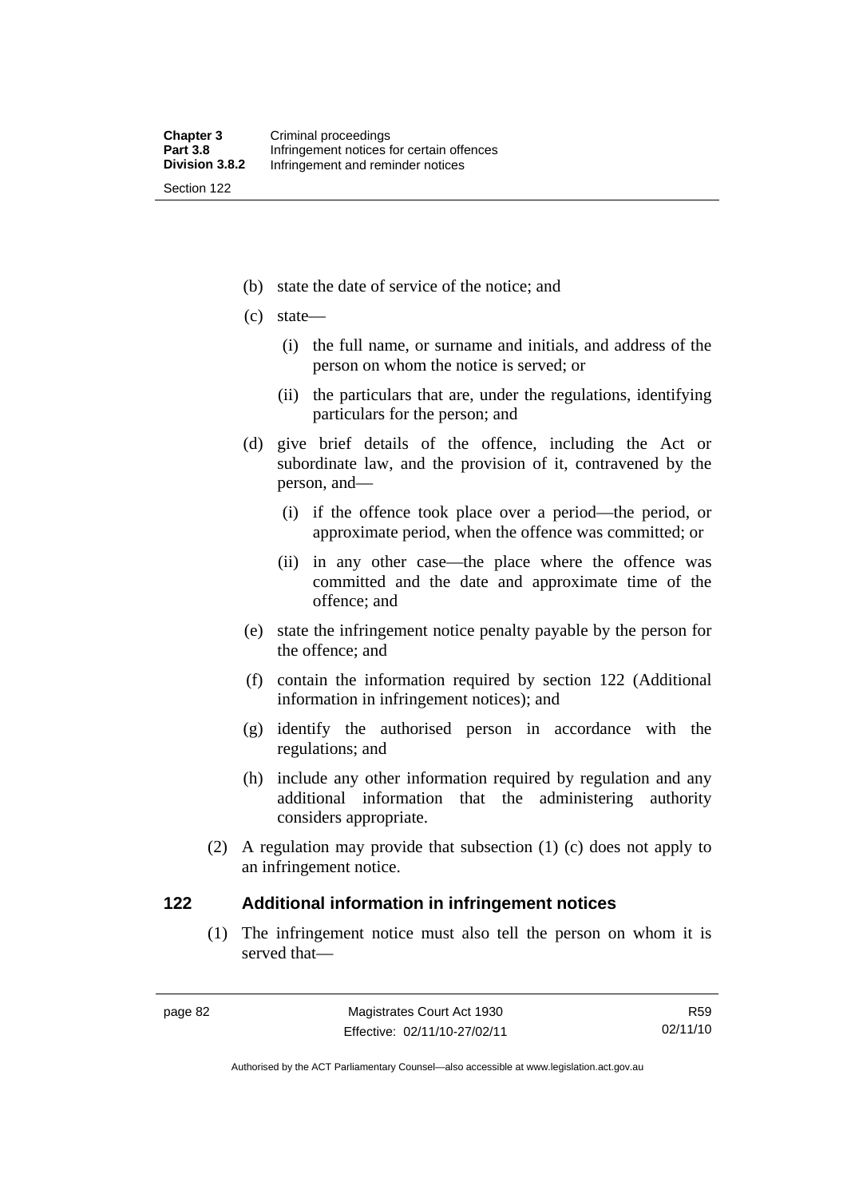(b) state the date of service of the notice; and

(c) state—

  (i) the full name, or surname and initials, and address of the person on whom the notice is served; or

  (ii) the particulars that are, under the regulations, identifying particulars for the person; and

(d) give brief details of the offence, including the Act or subordinate law, and the provision of it, contravened by the person, and—

  (i) if the offence took place over a period—the period, or approximate period, when the offence was committed; or

  (ii) in any other case—the place where the offence was committed and the date and approximate time of the offence; and

(e) state the infringement notice penalty payable by the person for the offence; and

(f) contain the information required by section 122 (Additional information in infringement notices); and

(g) identify the authorised person in accordance with the regulations; and

(h) include any other information required by regulation and any additional information that the administering authority considers appropriate.

(2) A regulation may provide that subsection (1) (c) does not apply to an infringement notice.

## 122 Additional information in infringement notices

(1) The infringement notice must also tell the person on whom it is served that—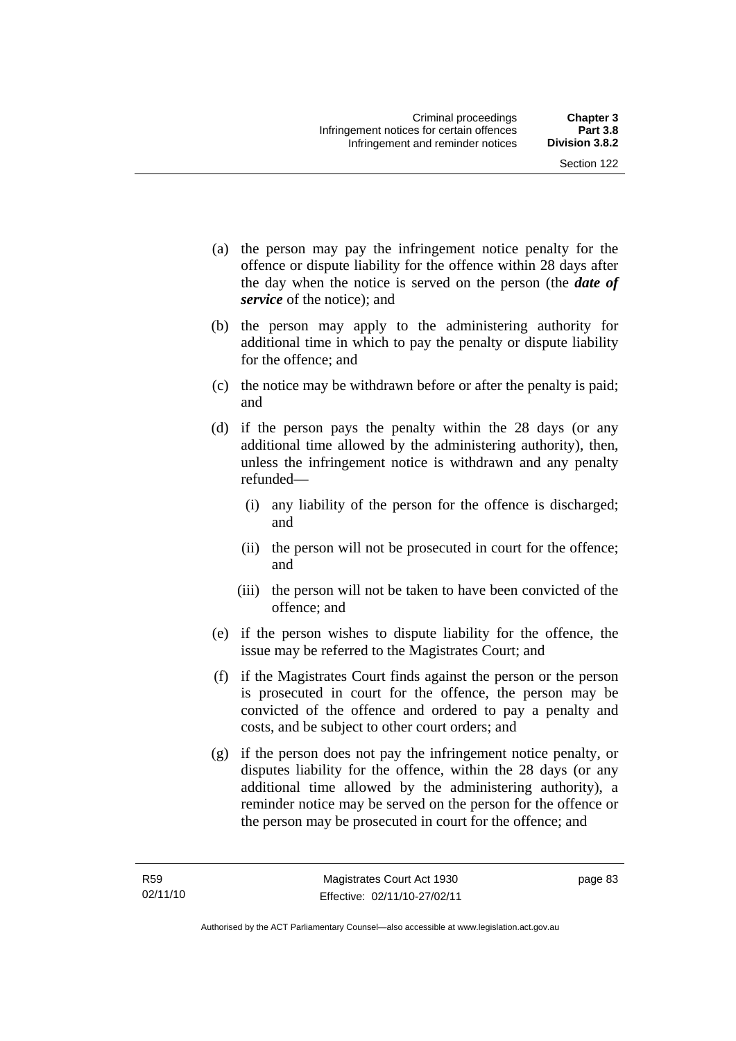(a) the person may pay the infringement notice penalty for the offence or dispute liability for the offence within 28 days after the day when the notice is served on the person (the ***date of service*** of the notice); and

(b) the person may apply to the administering authority for additional time in which to pay the penalty or dispute liability for the offence; and

(c) the notice may be withdrawn before or after the penalty is paid; and

(d) if the person pays the penalty within the 28 days (or any additional time allowed by the administering authority), then, unless the infringement notice is withdrawn and any penalty refunded—

  (i) any liability of the person for the offence is discharged; and

  (ii) the person will not be prosecuted in court for the offence; and

  (iii) the person will not be taken to have been convicted of the offence; and

(e) if the person wishes to dispute liability for the offence, the issue may be referred to the Magistrates Court; and

(f) if the Magistrates Court finds against the person or the person is prosecuted in court for the offence, the person may be convicted of the offence and ordered to pay a penalty and costs, and be subject to other court orders; and

(g) if the person does not pay the infringement notice penalty, or disputes liability for the offence, within the 28 days (or any additional time allowed by the administering authority), a reminder notice may be served on the person for the offence or the person may be prosecuted in court for the offence; and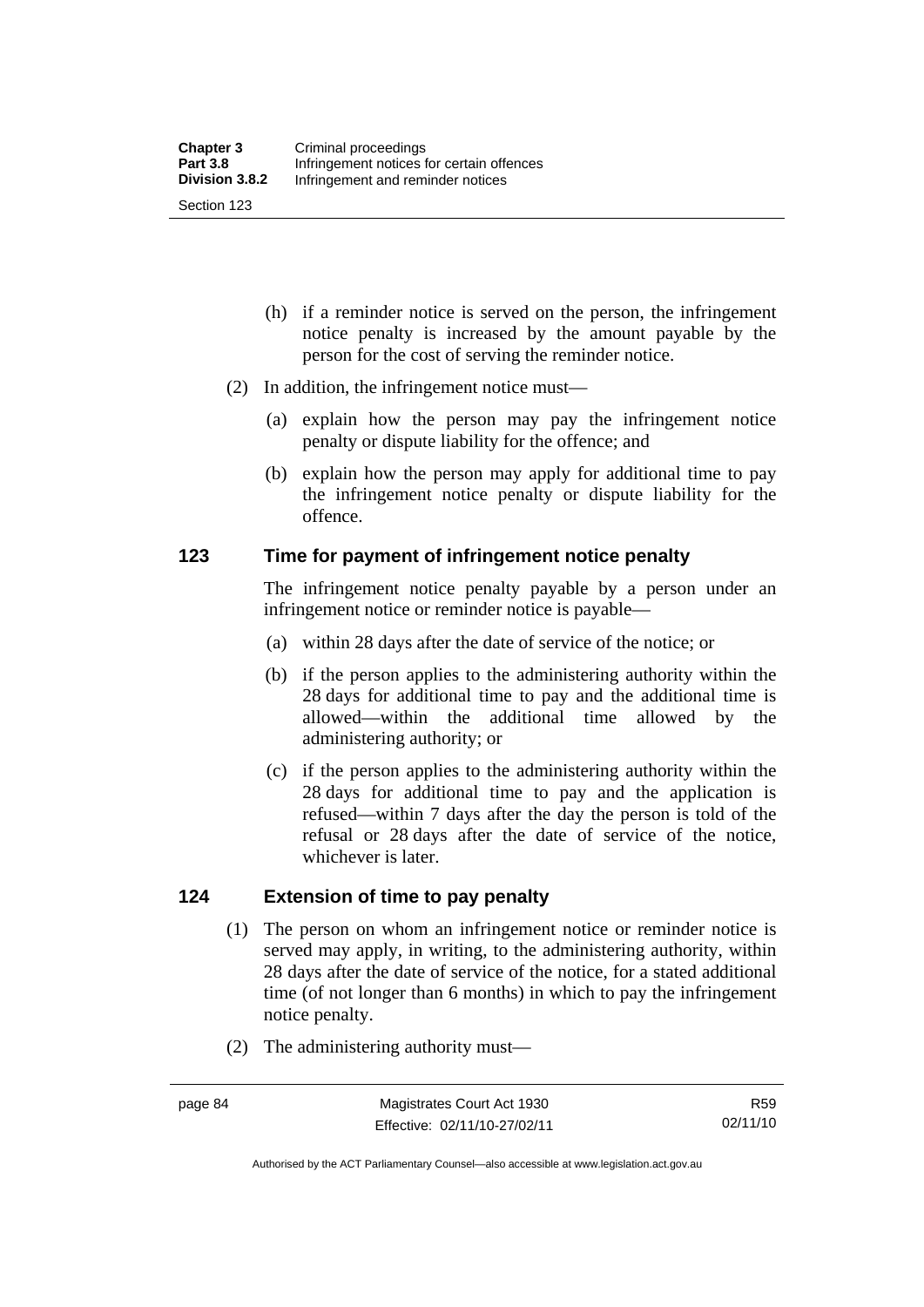(h) if a reminder notice is served on the person, the infringement notice penalty is increased by the amount payable by the person for the cost of serving the reminder notice.

(2) In addition, the infringement notice must—

(a) explain how the person may pay the infringement notice penalty or dispute liability for the offence; and

(b) explain how the person may apply for additional time to pay the infringement notice penalty or dispute liability for the offence.

## 123 Time for payment of infringement notice penalty

The infringement notice penalty payable by a person under an infringement notice or reminder notice is payable—

(a) within 28 days after the date of service of the notice; or

(b) if the person applies to the administering authority within the 28 days for additional time to pay and the additional time is allowed—within the additional time allowed by the administering authority; or

(c) if the person applies to the administering authority within the 28 days for additional time to pay and the application is refused—within 7 days after the day the person is told of the refusal or 28 days after the date of service of the notice, whichever is later.

## 124 Extension of time to pay penalty

(1) The person on whom an infringement notice or reminder notice is served may apply, in writing, to the administering authority, within 28 days after the date of service of the notice, for a stated additional time (of not longer than 6 months) in which to pay the infringement notice penalty.

(2) The administering authority must—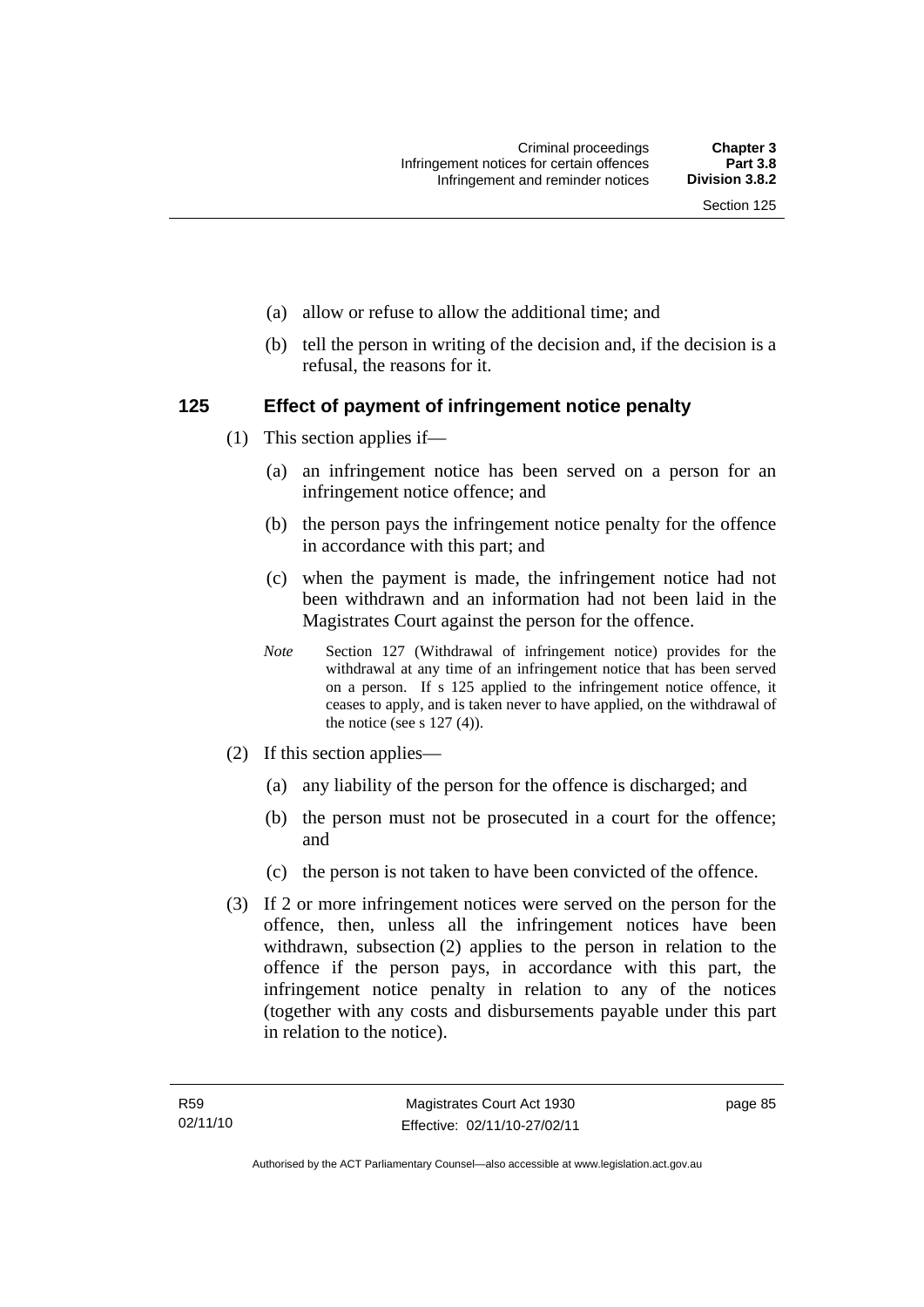(a) allow or refuse to allow the additional time; and

(b) tell the person in writing of the decision and, if the decision is a refusal, the reasons for it.

### 125 Effect of payment of infringement notice penalty

(1) This section applies if—

(a) an infringement notice has been served on a person for an infringement notice offence; and

(b) the person pays the infringement notice penalty for the offence in accordance with this part; and

(c) when the payment is made, the infringement notice had not been withdrawn and an information had not been laid in the Magistrates Court against the person for the offence.

*Note* Section 127 (Withdrawal of infringement notice) provides for the withdrawal at any time of an infringement notice that has been served on a person. If s 125 applied to the infringement notice offence, it ceases to apply, and is taken never to have applied, on the withdrawal of the notice (see s 127 (4)).

(2) If this section applies—

(a) any liability of the person for the offence is discharged; and

(b) the person must not be prosecuted in a court for the offence; and

(c) the person is not taken to have been convicted of the offence.

(3) If 2 or more infringement notices were served on the person for the offence, then, unless all the infringement notices have been withdrawn, subsection (2) applies to the person in relation to the offence if the person pays, in accordance with this part, the infringement notice penalty in relation to any of the notices (together with any costs and disbursements payable under this part in relation to the notice).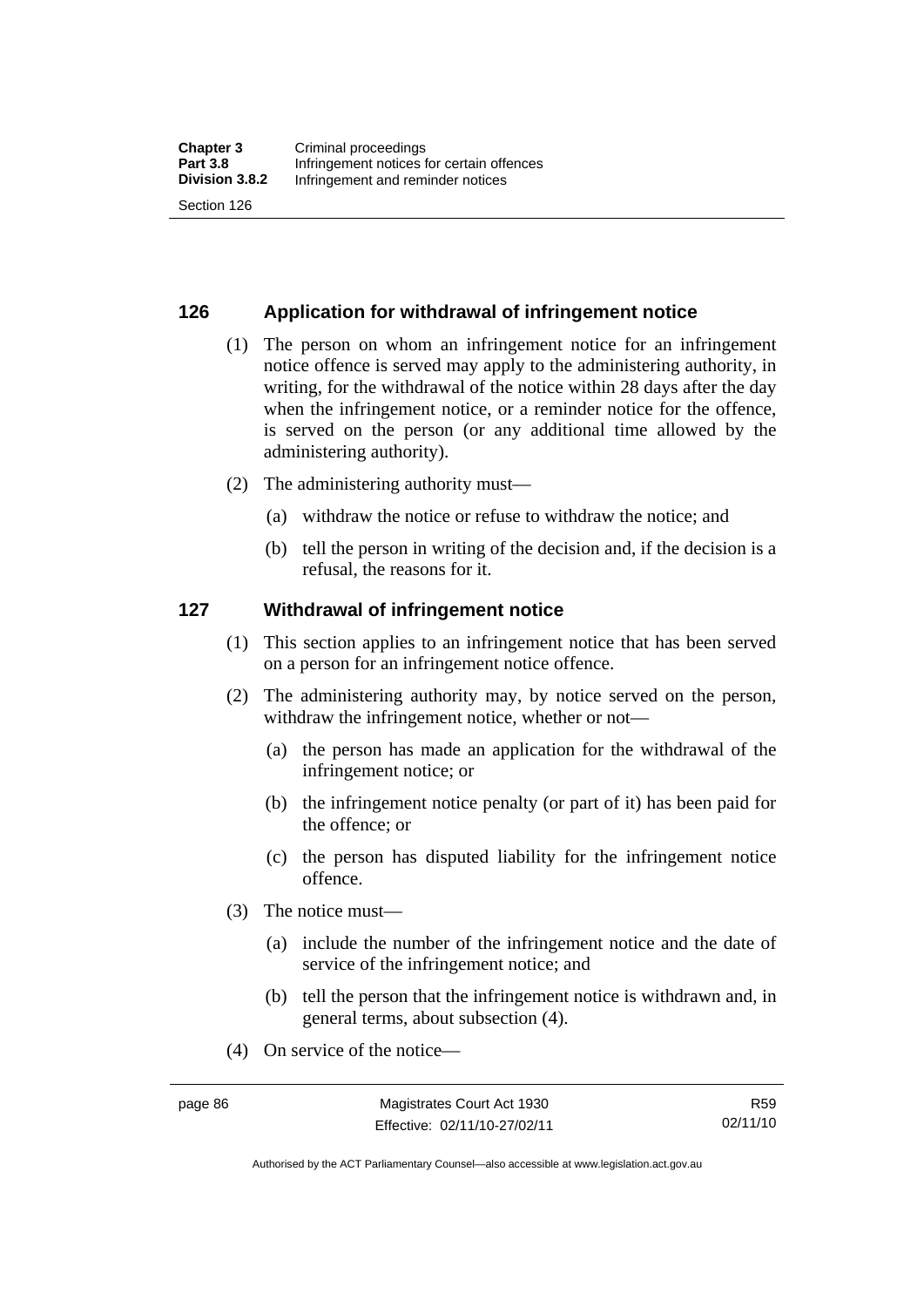## 126 Application for withdrawal of infringement notice

(1) The person on whom an infringement notice for an infringement notice offence is served may apply to the administering authority, in writing, for the withdrawal of the notice within 28 days after the day when the infringement notice, or a reminder notice for the offence, is served on the person (or any additional time allowed by the administering authority).

(2) The administering authority must—

(a) withdraw the notice or refuse to withdraw the notice; and

(b) tell the person in writing of the decision and, if the decision is a refusal, the reasons for it.

## 127 Withdrawal of infringement notice

(1) This section applies to an infringement notice that has been served on a person for an infringement notice offence.

(2) The administering authority may, by notice served on the person, withdraw the infringement notice, whether or not—

(a) the person has made an application for the withdrawal of the infringement notice; or

(b) the infringement notice penalty (or part of it) has been paid for the offence; or

(c) the person has disputed liability for the infringement notice offence.

(3) The notice must—

(a) include the number of the infringement notice and the date of service of the infringement notice; and

(b) tell the person that the infringement notice is withdrawn and, in general terms, about subsection (4).

(4) On service of the notice—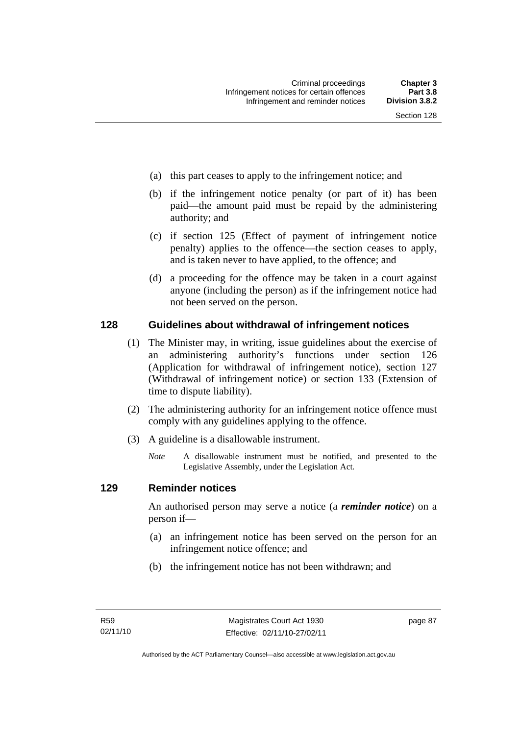(a) this part ceases to apply to the infringement notice; and

(b) if the infringement notice penalty (or part of it) has been paid—the amount paid must be repaid by the administering authority; and

(c) if section 125 (Effect of payment of infringement notice penalty) applies to the offence—the section ceases to apply, and is taken never to have applied, to the offence; and

(d) a proceeding for the offence may be taken in a court against anyone (including the person) as if the infringement notice had not been served on the person.

## 128 Guidelines about withdrawal of infringement notices

(1) The Minister may, in writing, issue guidelines about the exercise of an administering authority's functions under section 126 (Application for withdrawal of infringement notice), section 127 (Withdrawal of infringement notice) or section 133 (Extension of time to dispute liability).

(2) The administering authority for an infringement notice offence must comply with any guidelines applying to the offence.

(3) A guideline is a disallowable instrument.

*Note* A disallowable instrument must be notified, and presented to the Legislative Assembly, under the Legislation Act*.*

## 129 Reminder notices

An authorised person may serve a notice (a ***reminder notice***) on a person if—

(a) an infringement notice has been served on the person for an infringement notice offence; and

(b) the infringement notice has not been withdrawn; and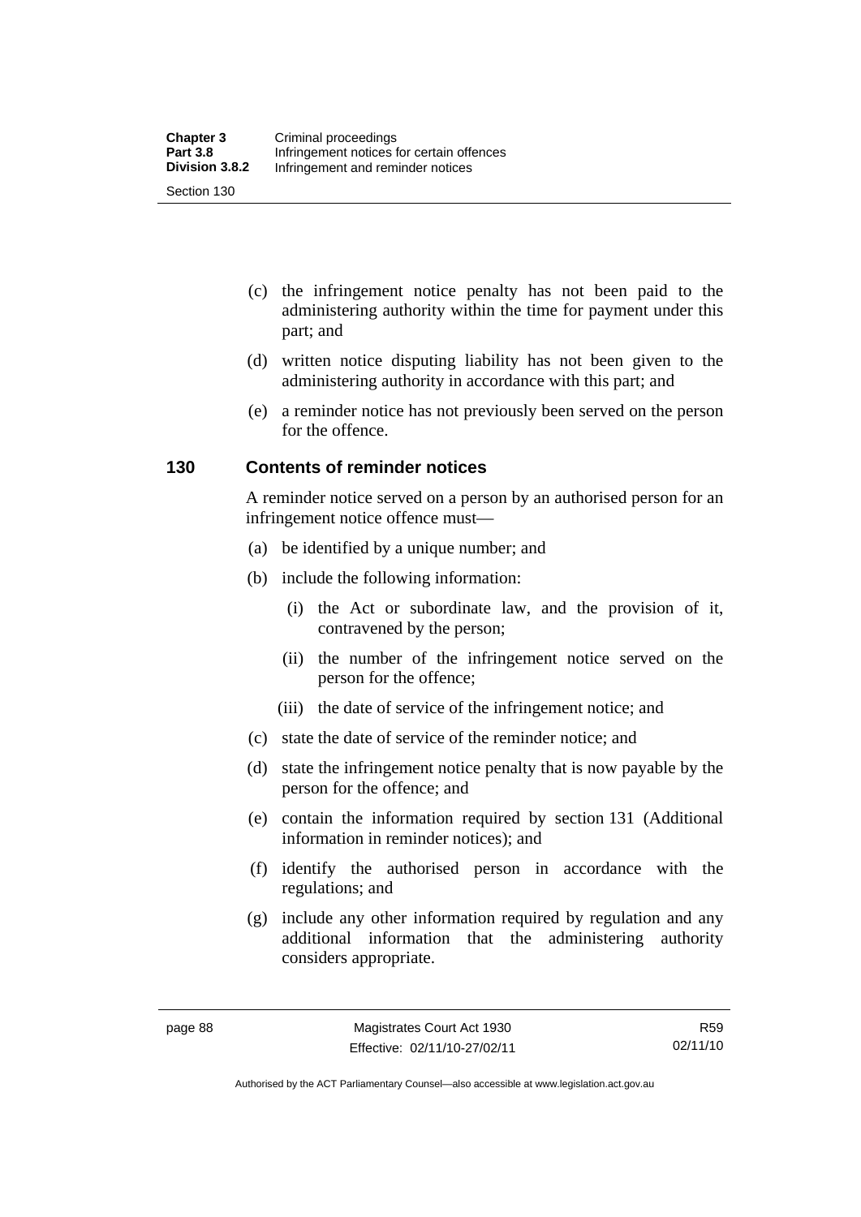(c) the infringement notice penalty has not been paid to the administering authority within the time for payment under this part; and

(d) written notice disputing liability has not been given to the administering authority in accordance with this part; and

(e) a reminder notice has not previously been served on the person for the offence.

## 130 Contents of reminder notices

A reminder notice served on a person by an authorised person for an infringement notice offence must—

(a) be identified by a unique number; and

(b) include the following information:

(i) the Act or subordinate law, and the provision of it, contravened by the person;

(ii) the number of the infringement notice served on the person for the offence;

(iii) the date of service of the infringement notice; and

(c) state the date of service of the reminder notice; and

(d) state the infringement notice penalty that is now payable by the person for the offence; and

(e) contain the information required by section 131 (Additional information in reminder notices); and

(f) identify the authorised person in accordance with the regulations; and

(g) include any other information required by regulation and any additional information that the administering authority considers appropriate.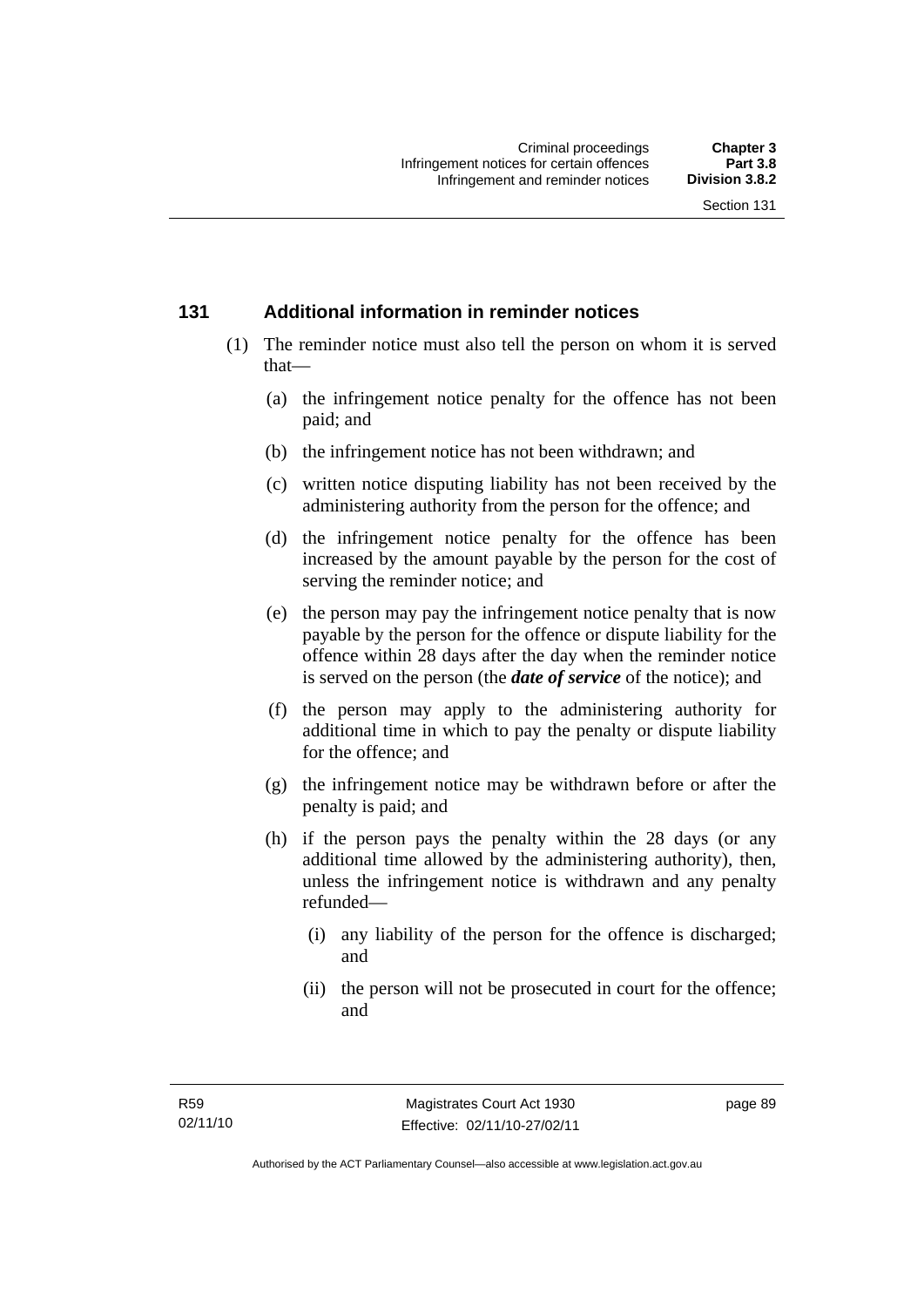## 131 Additional information in reminder notices

(1) The reminder notice must also tell the person on whom it is served that—

(a) the infringement notice penalty for the offence has not been paid; and

(b) the infringement notice has not been withdrawn; and

(c) written notice disputing liability has not been received by the administering authority from the person for the offence; and

(d) the infringement notice penalty for the offence has been increased by the amount payable by the person for the cost of serving the reminder notice; and

(e) the person may pay the infringement notice penalty that is now payable by the person for the offence or dispute liability for the offence within 28 days after the day when the reminder notice is served on the person (the ***date of service*** of the notice); and

(f) the person may apply to the administering authority for additional time in which to pay the penalty or dispute liability for the offence; and

(g) the infringement notice may be withdrawn before or after the penalty is paid; and

(h) if the person pays the penalty within the 28 days (or any additional time allowed by the administering authority), then, unless the infringement notice is withdrawn and any penalty refunded—

(i) any liability of the person for the offence is discharged; and

(ii) the person will not be prosecuted in court for the offence; and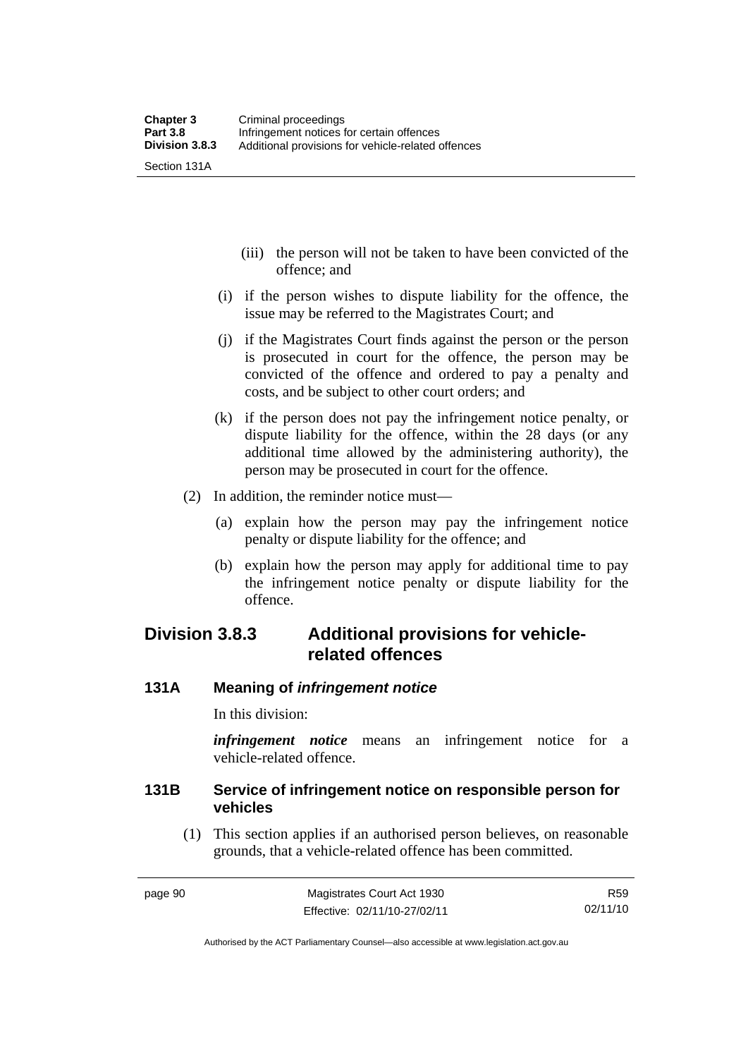(iii) the person will not be taken to have been convicted of the offence; and

(i) if the person wishes to dispute liability for the offence, the issue may be referred to the Magistrates Court; and

(j) if the Magistrates Court finds against the person or the person is prosecuted in court for the offence, the person may be convicted of the offence and ordered to pay a penalty and costs, and be subject to other court orders; and

(k) if the person does not pay the infringement notice penalty, or dispute liability for the offence, within the 28 days (or any additional time allowed by the administering authority), the person may be prosecuted in court for the offence.

(2) In addition, the reminder notice must—

(a) explain how the person may pay the infringement notice penalty or dispute liability for the offence; and

(b) explain how the person may apply for additional time to pay the infringement notice penalty or dispute liability for the offence.

## Division 3.8.3 Additional provisions for vehicle-related offences

### 131A Meaning of *infringement notice*

In this division:

***infringement notice*** means an infringement notice for a vehicle-related offence.

### 131B Service of infringement notice on responsible person for vehicles

(1) This section applies if an authorised person believes, on reasonable grounds, that a vehicle-related offence has been committed.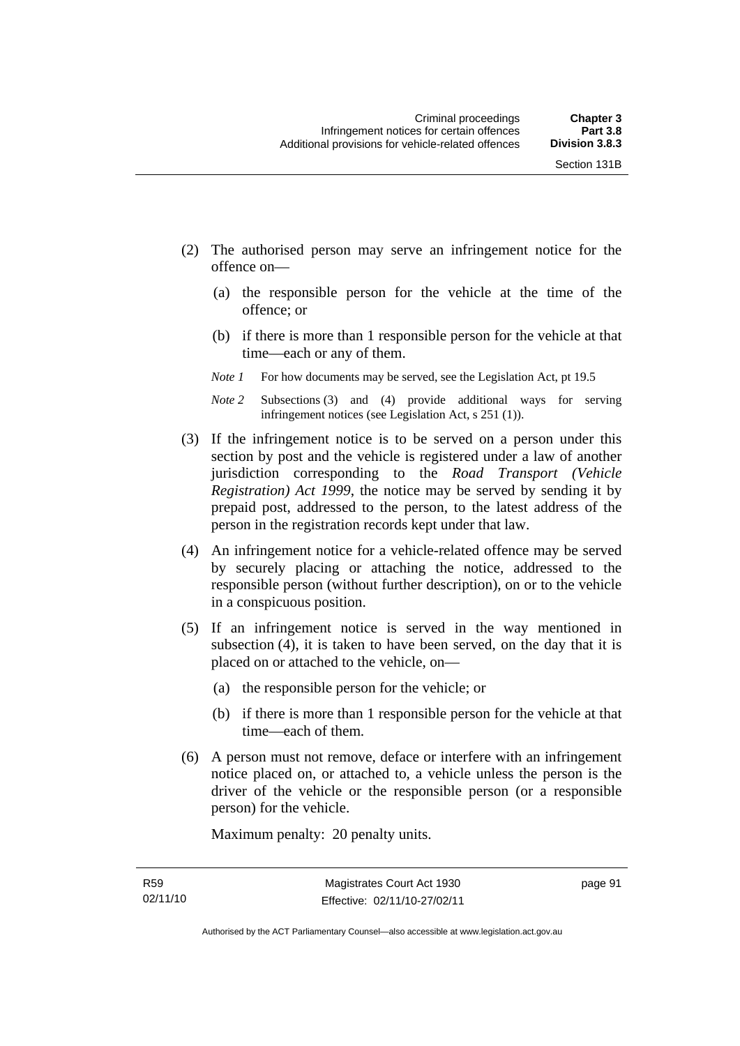(2) The authorised person may serve an infringement notice for the offence on—

  (a) the responsible person for the vehicle at the time of the offence; or

  (b) if there is more than 1 responsible person for the vehicle at that time—each or any of them.

*Note 1* For how documents may be served, see the Legislation Act, pt 19.5

*Note 2* Subsections (3) and (4) provide additional ways for serving infringement notices (see Legislation Act, s 251 (1)).

(3) If the infringement notice is to be served on a person under this section by post and the vehicle is registered under a law of another jurisdiction corresponding to the *Road Transport (Vehicle Registration) Act 1999*, the notice may be served by sending it by prepaid post, addressed to the person, to the latest address of the person in the registration records kept under that law.

(4) An infringement notice for a vehicle-related offence may be served by securely placing or attaching the notice, addressed to the responsible person (without further description), on or to the vehicle in a conspicuous position.

(5) If an infringement notice is served in the way mentioned in subsection (4), it is taken to have been served, on the day that it is placed on or attached to the vehicle, on—

  (a) the responsible person for the vehicle; or

  (b) if there is more than 1 responsible person for the vehicle at that time—each of them.

(6) A person must not remove, deface or interfere with an infringement notice placed on, or attached to, a vehicle unless the person is the driver of the vehicle or the responsible person (or a responsible person) for the vehicle.

Maximum penalty: 20 penalty units.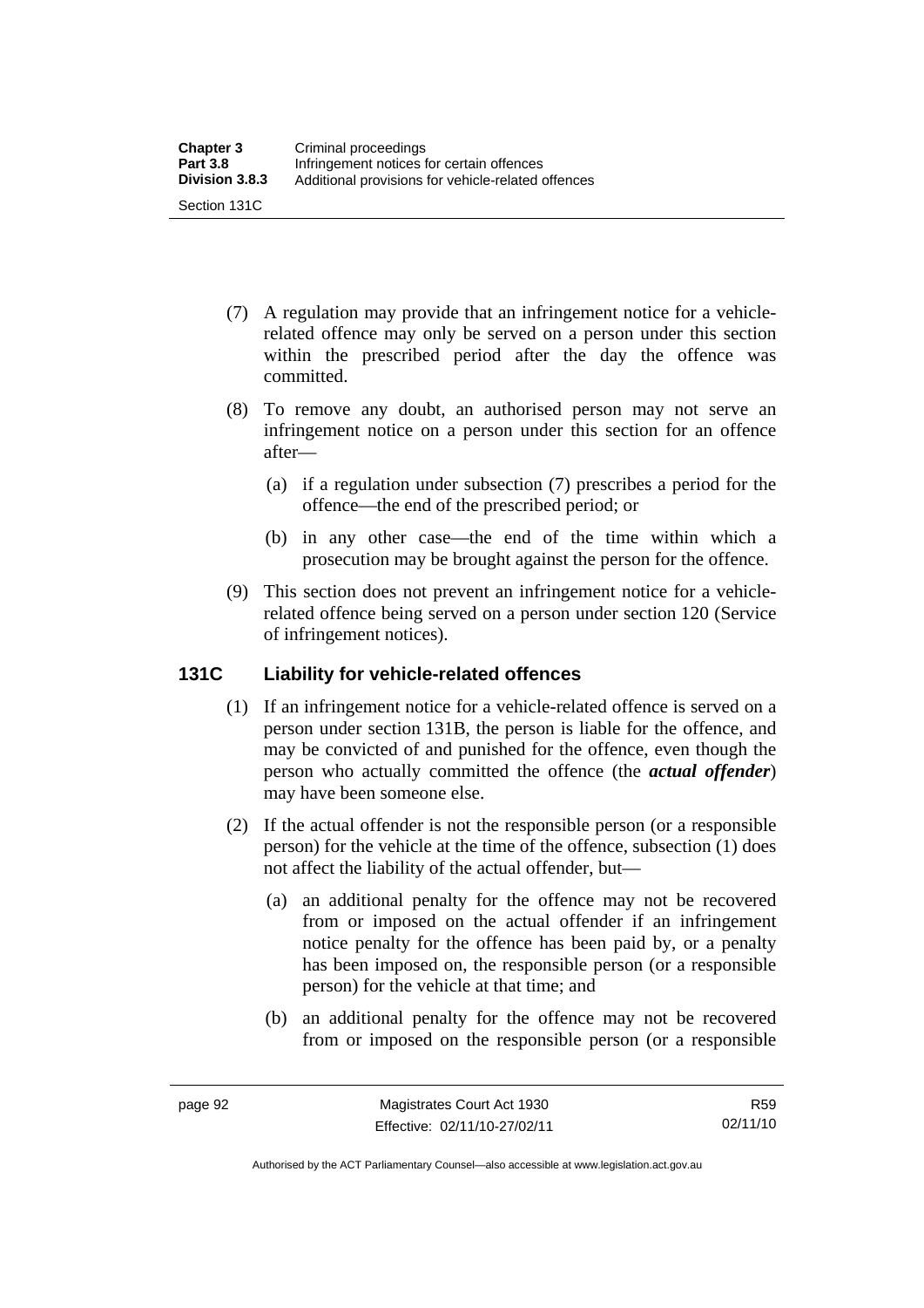(7) A regulation may provide that an infringement notice for a vehicle-related offence may only be served on a person under this section within the prescribed period after the day the offence was committed.

(8) To remove any doubt, an authorised person may not serve an infringement notice on a person under this section for an offence after—

   (a) if a regulation under subsection (7) prescribes a period for the offence—the end of the prescribed period; or

   (b) in any other case—the end of the time within which a prosecution may be brought against the person for the offence.

(9) This section does not prevent an infringement notice for a vehicle-related offence being served on a person under section 120 (Service of infringement notices).

## 131C Liability for vehicle-related offences

(1) If an infringement notice for a vehicle-related offence is served on a person under section 131B, the person is liable for the offence, and may be convicted of and punished for the offence, even though the person who actually committed the offence (the ***actual offender***) may have been someone else.

(2) If the actual offender is not the responsible person (or a responsible person) for the vehicle at the time of the offence, subsection (1) does not affect the liability of the actual offender, but—

   (a) an additional penalty for the offence may not be recovered from or imposed on the actual offender if an infringement notice penalty for the offence has been paid by, or a penalty has been imposed on, the responsible person (or a responsible person) for the vehicle at that time; and

   (b) an additional penalty for the offence may not be recovered from or imposed on the responsible person (or a responsible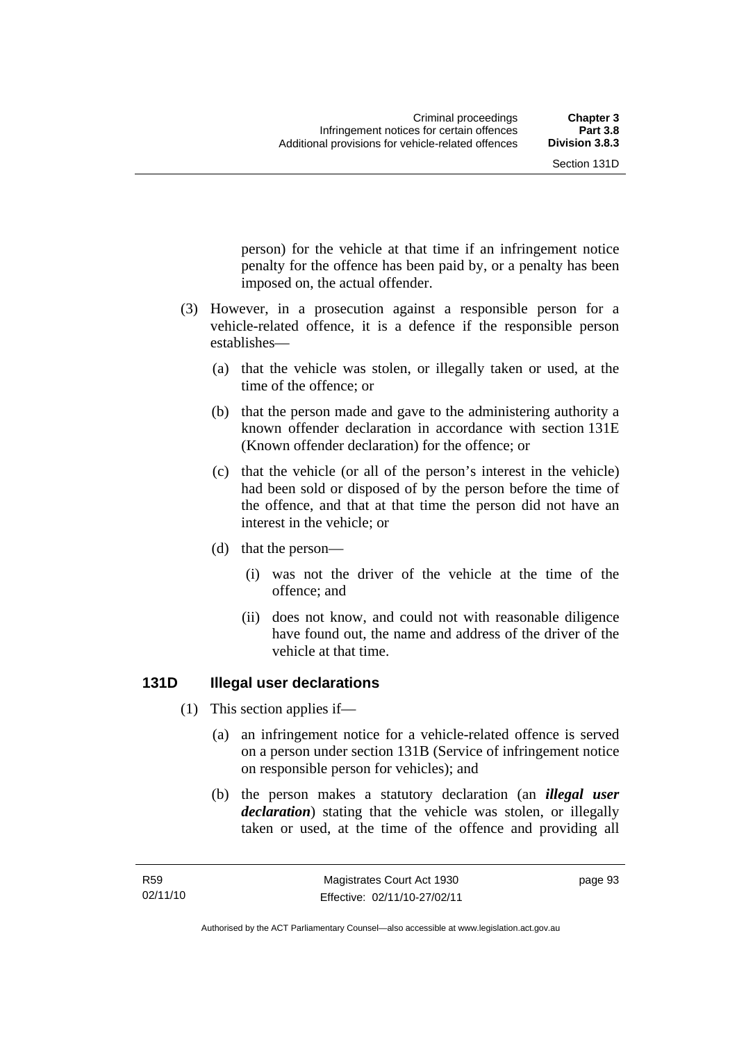person) for the vehicle at that time if an infringement notice penalty for the offence has been paid by, or a penalty has been imposed on, the actual offender.

(3) However, in a prosecution against a responsible person for a vehicle-related offence, it is a defence if the responsible person establishes—

(a) that the vehicle was stolen, or illegally taken or used, at the time of the offence; or

(b) that the person made and gave to the administering authority a known offender declaration in accordance with section 131E (Known offender declaration) for the offence; or

(c) that the vehicle (or all of the person's interest in the vehicle) had been sold or disposed of by the person before the time of the offence, and that at that time the person did not have an interest in the vehicle; or

(d) that the person—

(i) was not the driver of the vehicle at the time of the offence; and

(ii) does not know, and could not with reasonable diligence have found out, the name and address of the driver of the vehicle at that time.

### 131D Illegal user declarations

(1) This section applies if—

(a) an infringement notice for a vehicle-related offence is served on a person under section 131B (Service of infringement notice on responsible person for vehicles); and

(b) the person makes a statutory declaration (an ***illegal user declaration***) stating that the vehicle was stolen, or illegally taken or used, at the time of the offence and providing all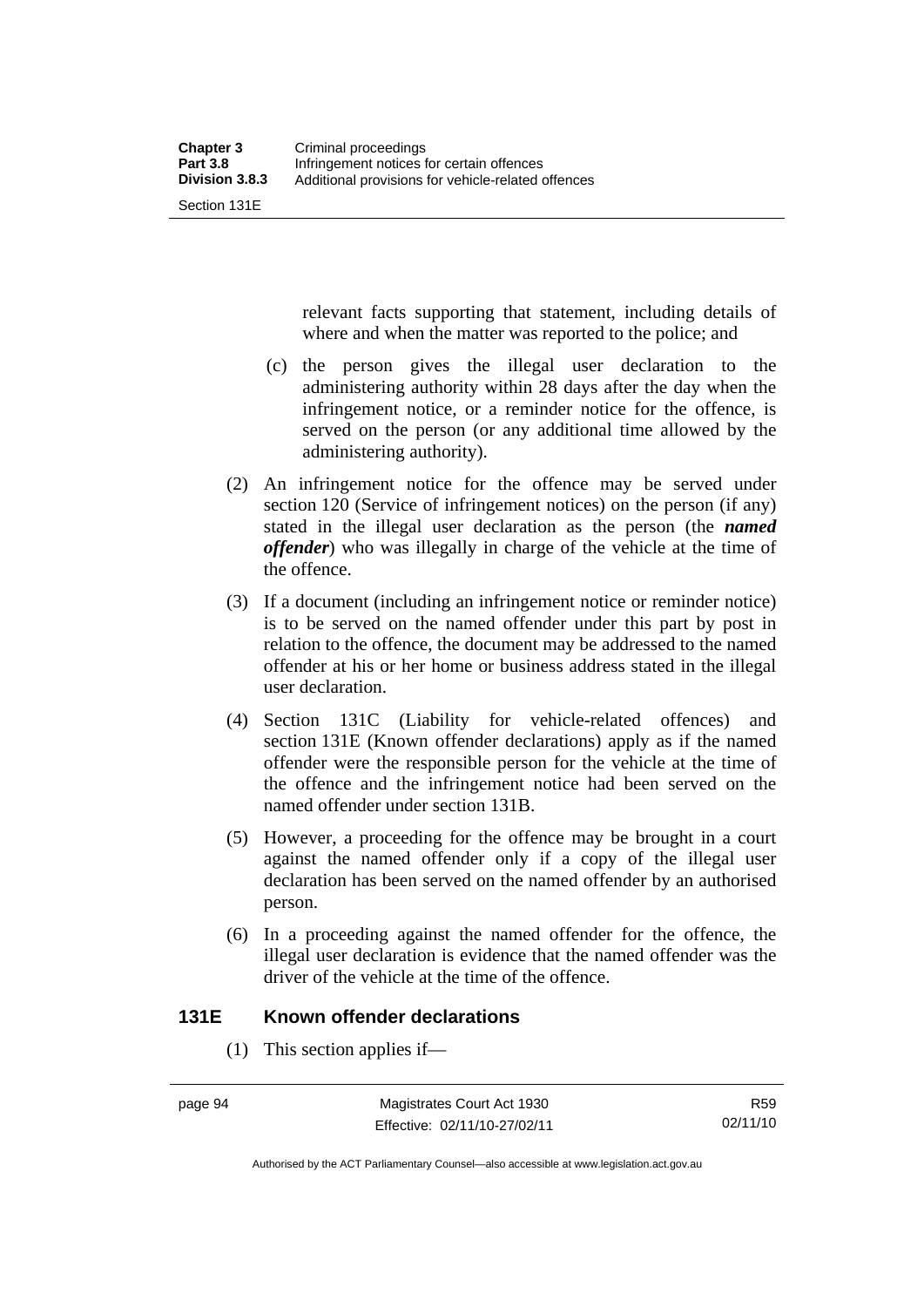relevant facts supporting that statement, including details of where and when the matter was reported to the police; and

(c) the person gives the illegal user declaration to the administering authority within 28 days after the day when the infringement notice, or a reminder notice for the offence, is served on the person (or any additional time allowed by the administering authority).

(2) An infringement notice for the offence may be served under section 120 (Service of infringement notices) on the person (if any) stated in the illegal user declaration as the person (the ***named offender***) who was illegally in charge of the vehicle at the time of the offence.

(3) If a document (including an infringement notice or reminder notice) is to be served on the named offender under this part by post in relation to the offence, the document may be addressed to the named offender at his or her home or business address stated in the illegal user declaration.

(4) Section 131C (Liability for vehicle-related offences) and section 131E (Known offender declarations) apply as if the named offender were the responsible person for the vehicle at the time of the offence and the infringement notice had been served on the named offender under section 131B.

(5) However, a proceeding for the offence may be brought in a court against the named offender only if a copy of the illegal user declaration has been served on the named offender by an authorised person.

(6) In a proceeding against the named offender for the offence, the illegal user declaration is evidence that the named offender was the driver of the vehicle at the time of the offence.

### 131E Known offender declarations

(1) This section applies if—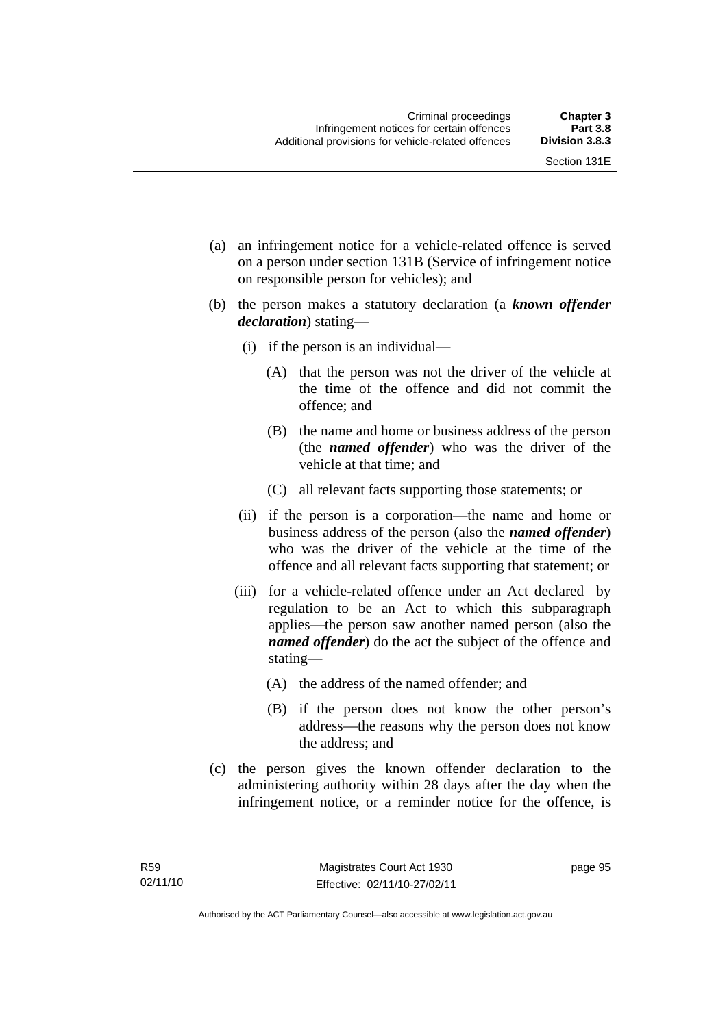(a) an infringement notice for a vehicle-related offence is served on a person under section 131B (Service of infringement notice on responsible person for vehicles); and

(b) the person makes a statutory declaration (a ***known offender declaration***) stating—

  (i) if the person is an individual—

    (A) that the person was not the driver of the vehicle at the time of the offence and did not commit the offence; and

    (B) the name and home or business address of the person (the ***named offender***) who was the driver of the vehicle at that time; and

    (C) all relevant facts supporting those statements; or

  (ii) if the person is a corporation—the name and home or business address of the person (also the ***named offender***) who was the driver of the vehicle at the time of the offence and all relevant facts supporting that statement; or

  (iii) for a vehicle-related offence under an Act declared by regulation to be an Act to which this subparagraph applies—the person saw another named person (also the ***named offender***) do the act the subject of the offence and stating—

    (A) the address of the named offender; and

    (B) if the person does not know the other person's address—the reasons why the person does not know the address; and

(c) the person gives the known offender declaration to the administering authority within 28 days after the day when the infringement notice, or a reminder notice for the offence, is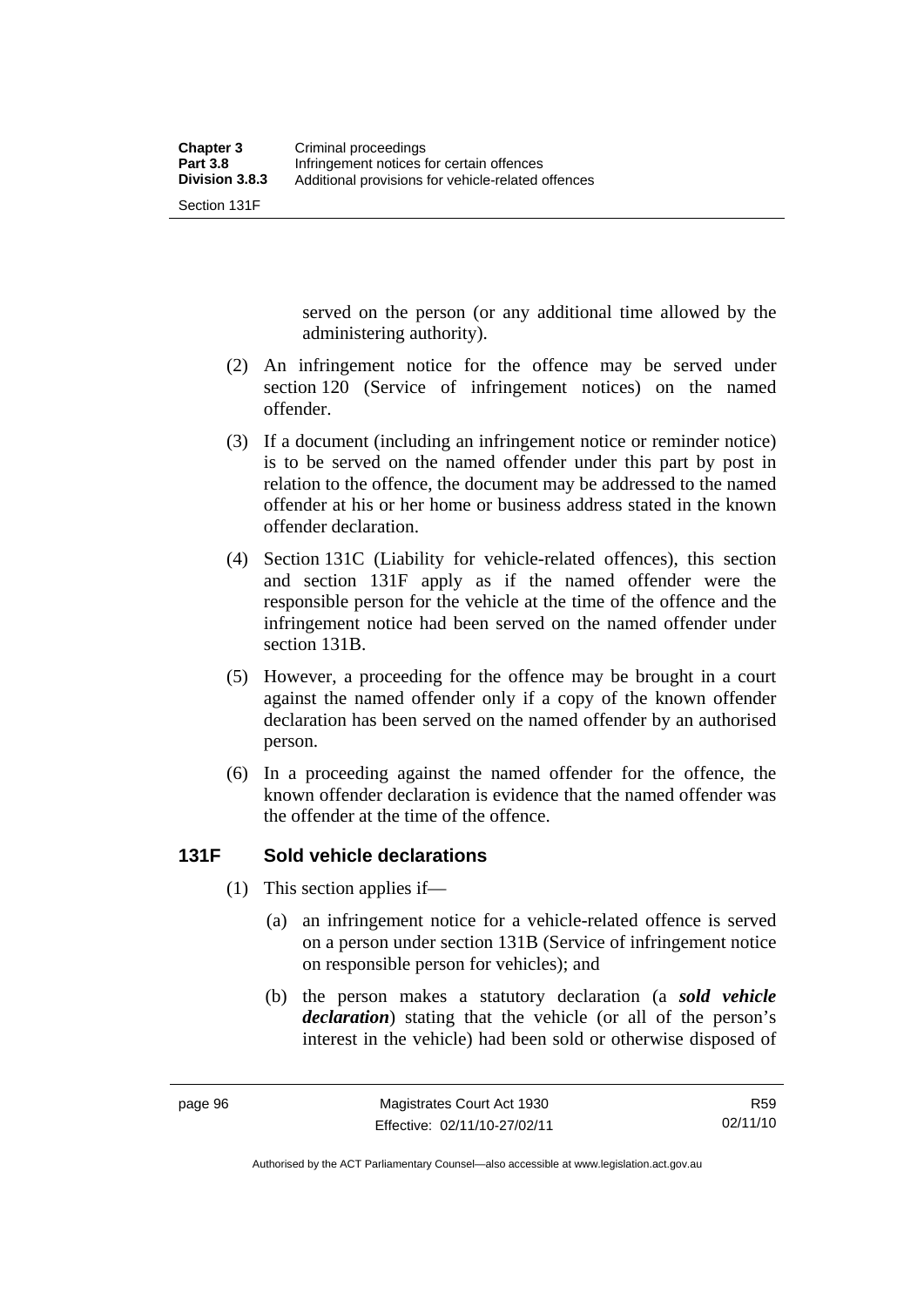served on the person (or any additional time allowed by the administering authority).

(2) An infringement notice for the offence may be served under section 120 (Service of infringement notices) on the named offender.

(3) If a document (including an infringement notice or reminder notice) is to be served on the named offender under this part by post in relation to the offence, the document may be addressed to the named offender at his or her home or business address stated in the known offender declaration.

(4) Section 131C (Liability for vehicle-related offences), this section and section 131F apply as if the named offender were the responsible person for the vehicle at the time of the offence and the infringement notice had been served on the named offender under section 131B.

(5) However, a proceeding for the offence may be brought in a court against the named offender only if a copy of the known offender declaration has been served on the named offender by an authorised person.

(6) In a proceeding against the named offender for the offence, the known offender declaration is evidence that the named offender was the offender at the time of the offence.

### 131F Sold vehicle declarations

(1) This section applies if—

(a) an infringement notice for a vehicle-related offence is served on a person under section 131B (Service of infringement notice on responsible person for vehicles); and

(b) the person makes a statutory declaration (a ***sold vehicle declaration***) stating that the vehicle (or all of the person's interest in the vehicle) had been sold or otherwise disposed of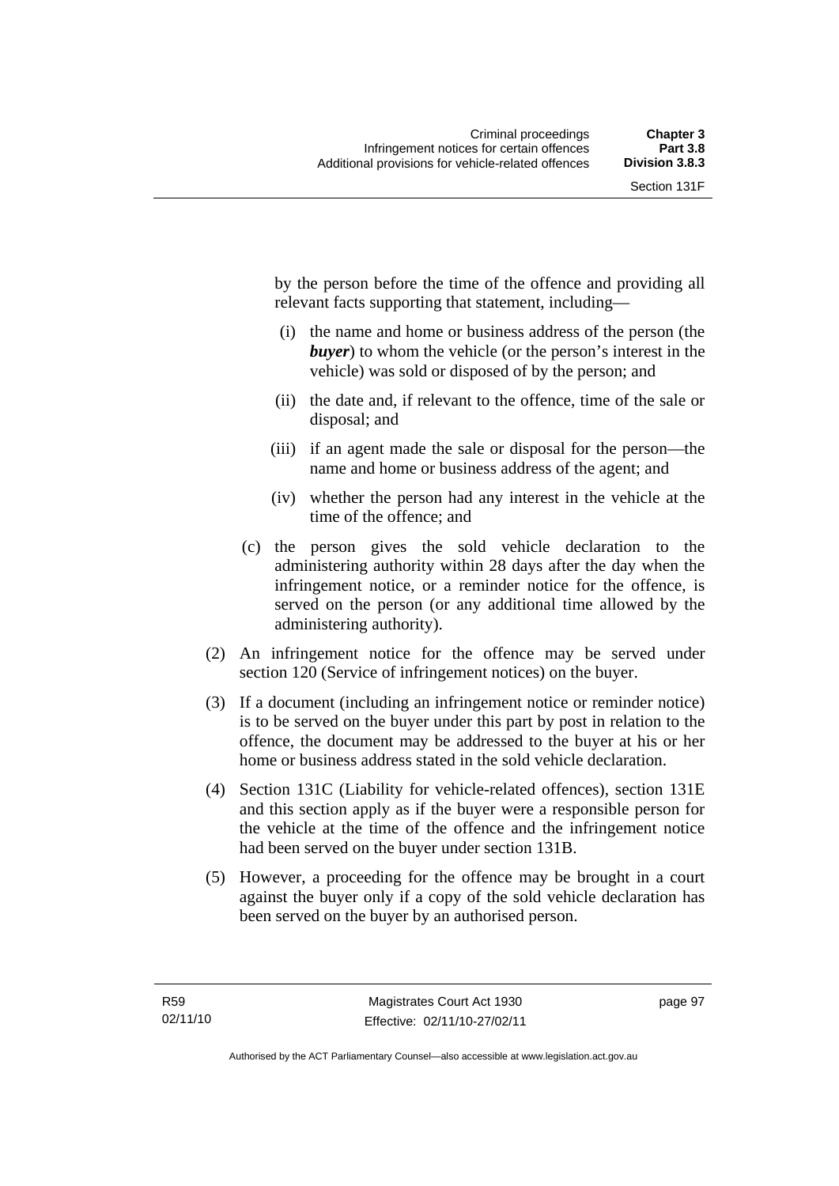by the person before the time of the offence and providing all relevant facts supporting that statement, including—

 (i) the name and home or business address of the person (the ***buyer***) to whom the vehicle (or the person's interest in the vehicle) was sold or disposed of by the person; and

 (ii) the date and, if relevant to the offence, time of the sale or disposal; and

 (iii) if an agent made the sale or disposal for the person—the name and home or business address of the agent; and

 (iv) whether the person had any interest in the vehicle at the time of the offence; and

 (c) the person gives the sold vehicle declaration to the administering authority within 28 days after the day when the infringement notice, or a reminder notice for the offence, is served on the person (or any additional time allowed by the administering authority).

 (2) An infringement notice for the offence may be served under section 120 (Service of infringement notices) on the buyer.

 (3) If a document (including an infringement notice or reminder notice) is to be served on the buyer under this part by post in relation to the offence, the document may be addressed to the buyer at his or her home or business address stated in the sold vehicle declaration.

 (4) Section 131C (Liability for vehicle-related offences), section 131E and this section apply as if the buyer were a responsible person for the vehicle at the time of the offence and the infringement notice had been served on the buyer under section 131B.

 (5) However, a proceeding for the offence may be brought in a court against the buyer only if a copy of the sold vehicle declaration has been served on the buyer by an authorised person.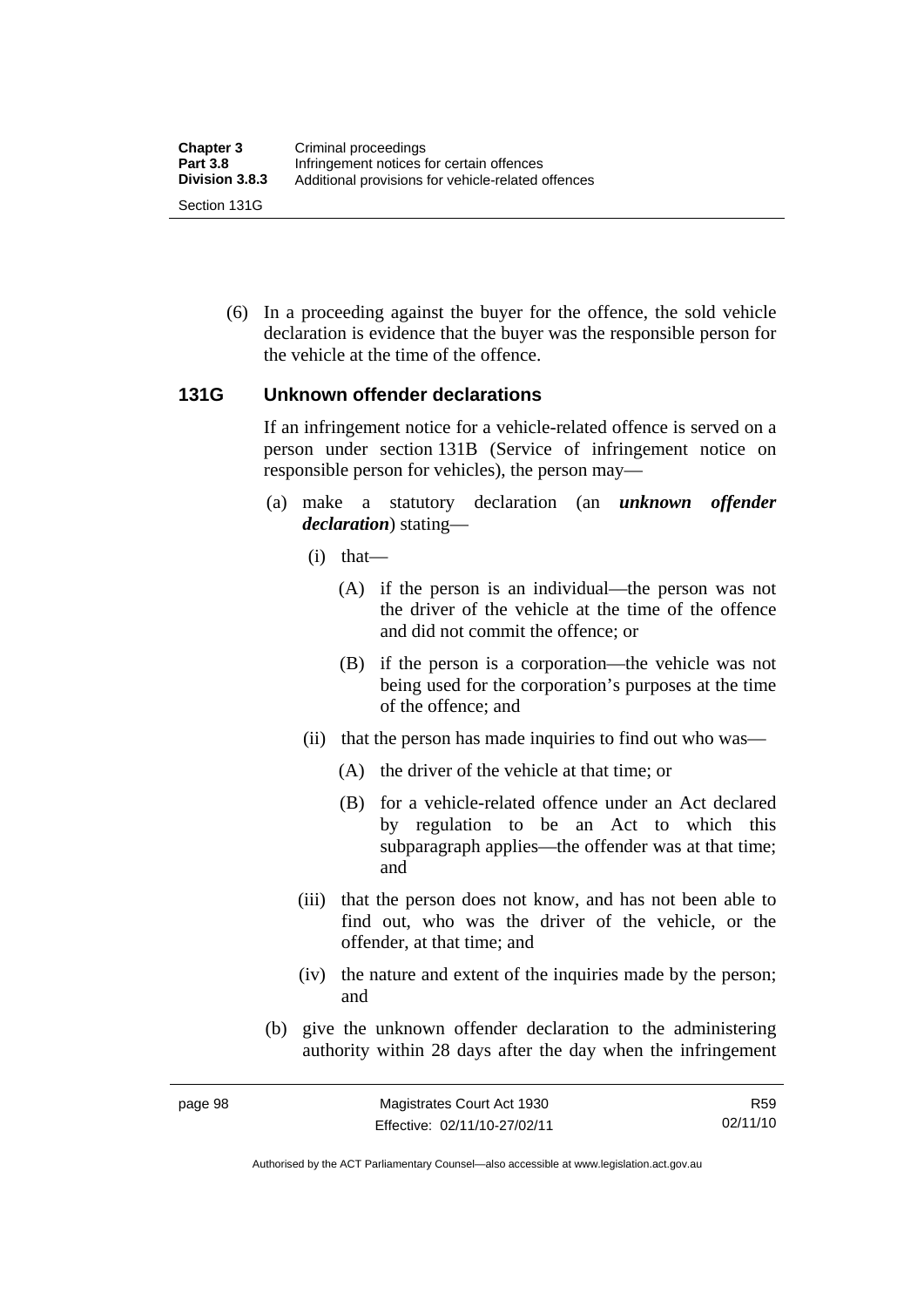(6) In a proceeding against the buyer for the offence, the sold vehicle declaration is evidence that the buyer was the responsible person for the vehicle at the time of the offence.

## 131G Unknown offender declarations

If an infringement notice for a vehicle-related offence is served on a person under section 131B (Service of infringement notice on responsible person for vehicles), the person may—

(a) make a statutory declaration (an ***unknown offender declaration***) stating—

(i) that—

(A) if the person is an individual—the person was not the driver of the vehicle at the time of the offence and did not commit the offence; or

(B) if the person is a corporation—the vehicle was not being used for the corporation's purposes at the time of the offence; and

(ii) that the person has made inquiries to find out who was—

(A) the driver of the vehicle at that time; or

(B) for a vehicle-related offence under an Act declared by regulation to be an Act to which this subparagraph applies—the offender was at that time; and

(iii) that the person does not know, and has not been able to find out, who was the driver of the vehicle, or the offender, at that time; and

(iv) the nature and extent of the inquiries made by the person; and

(b) give the unknown offender declaration to the administering authority within 28 days after the day when the infringement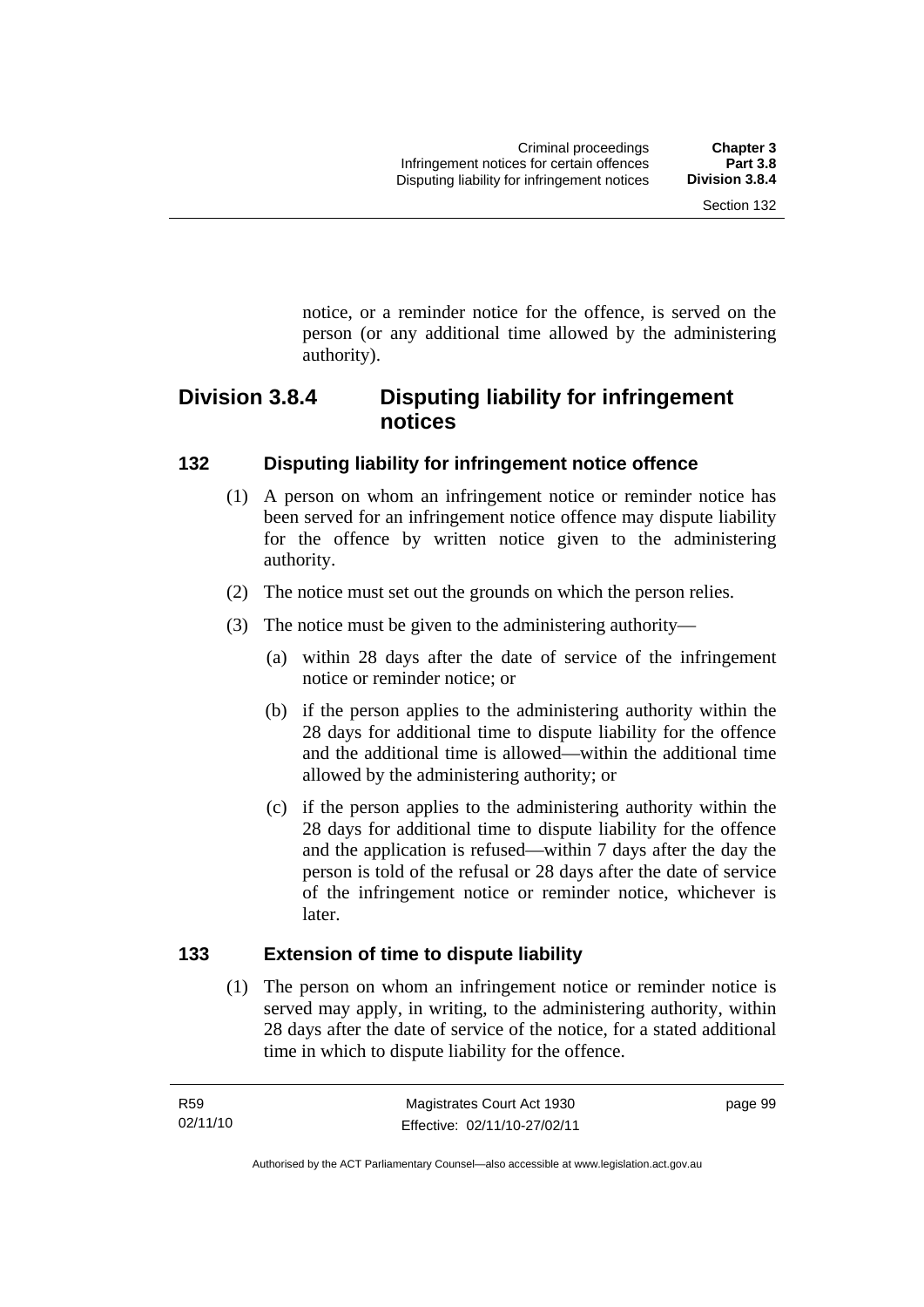notice, or a reminder notice for the offence, is served on the person (or any additional time allowed by the administering authority).

## Division 3.8.4 Disputing liability for infringement notices

### 132 Disputing liability for infringement notice offence

(1) A person on whom an infringement notice or reminder notice has been served for an infringement notice offence may dispute liability for the offence by written notice given to the administering authority.

(2) The notice must set out the grounds on which the person relies.

(3) The notice must be given to the administering authority—

(a) within 28 days after the date of service of the infringement notice or reminder notice; or

(b) if the person applies to the administering authority within the 28 days for additional time to dispute liability for the offence and the additional time is allowed—within the additional time allowed by the administering authority; or

(c) if the person applies to the administering authority within the 28 days for additional time to dispute liability for the offence and the application is refused—within 7 days after the day the person is told of the refusal or 28 days after the date of service of the infringement notice or reminder notice, whichever is later.

### 133 Extension of time to dispute liability

(1) The person on whom an infringement notice or reminder notice is served may apply, in writing, to the administering authority, within 28 days after the date of service of the notice, for a stated additional time in which to dispute liability for the offence.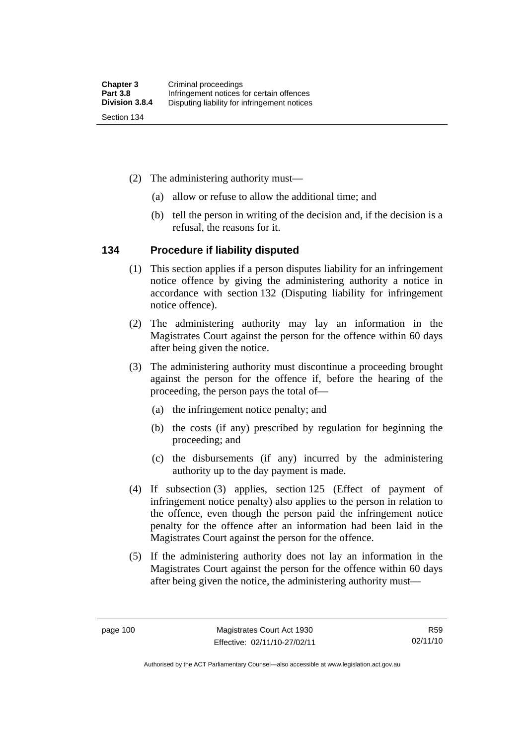(2) The administering authority must—

(a) allow or refuse to allow the additional time; and

(b) tell the person in writing of the decision and, if the decision is a refusal, the reasons for it.

## 134 Procedure if liability disputed

(1) This section applies if a person disputes liability for an infringement notice offence by giving the administering authority a notice in accordance with section 132 (Disputing liability for infringement notice offence).

(2) The administering authority may lay an information in the Magistrates Court against the person for the offence within 60 days after being given the notice.

(3) The administering authority must discontinue a proceeding brought against the person for the offence if, before the hearing of the proceeding, the person pays the total of—

(a) the infringement notice penalty; and

(b) the costs (if any) prescribed by regulation for beginning the proceeding; and

(c) the disbursements (if any) incurred by the administering authority up to the day payment is made.

(4) If subsection (3) applies, section 125 (Effect of payment of infringement notice penalty) also applies to the person in relation to the offence, even though the person paid the infringement notice penalty for the offence after an information had been laid in the Magistrates Court against the person for the offence.

(5) If the administering authority does not lay an information in the Magistrates Court against the person for the offence within 60 days after being given the notice, the administering authority must—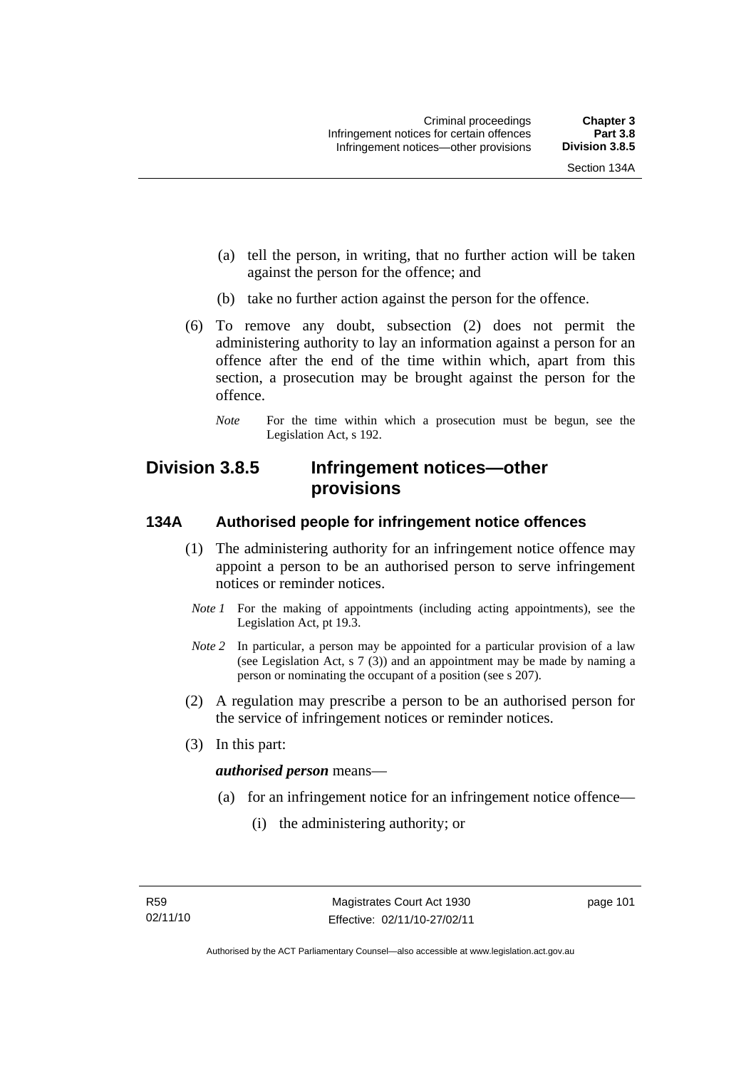(a) tell the person, in writing, that no further action will be taken against the person for the offence; and

(b) take no further action against the person for the offence.

(6) To remove any doubt, subsection (2) does not permit the administering authority to lay an information against a person for an offence after the end of the time within which, apart from this section, a prosecution may be brought against the person for the offence.

*Note* For the time within which a prosecution must be begun, see the Legislation Act, s 192.

## Division 3.8.5 Infringement notices—other provisions

### 134A Authorised people for infringement notice offences

(1) The administering authority for an infringement notice offence may appoint a person to be an authorised person to serve infringement notices or reminder notices.

*Note 1* For the making of appointments (including acting appointments), see the Legislation Act, pt 19.3.

*Note 2* In particular, a person may be appointed for a particular provision of a law (see Legislation Act, s 7 (3)) and an appointment may be made by naming a person or nominating the occupant of a position (see s 207).

(2) A regulation may prescribe a person to be an authorised person for the service of infringement notices or reminder notices.

(3) In this part:

***authorised person*** means—

(a) for an infringement notice for an infringement notice offence—

(i) the administering authority; or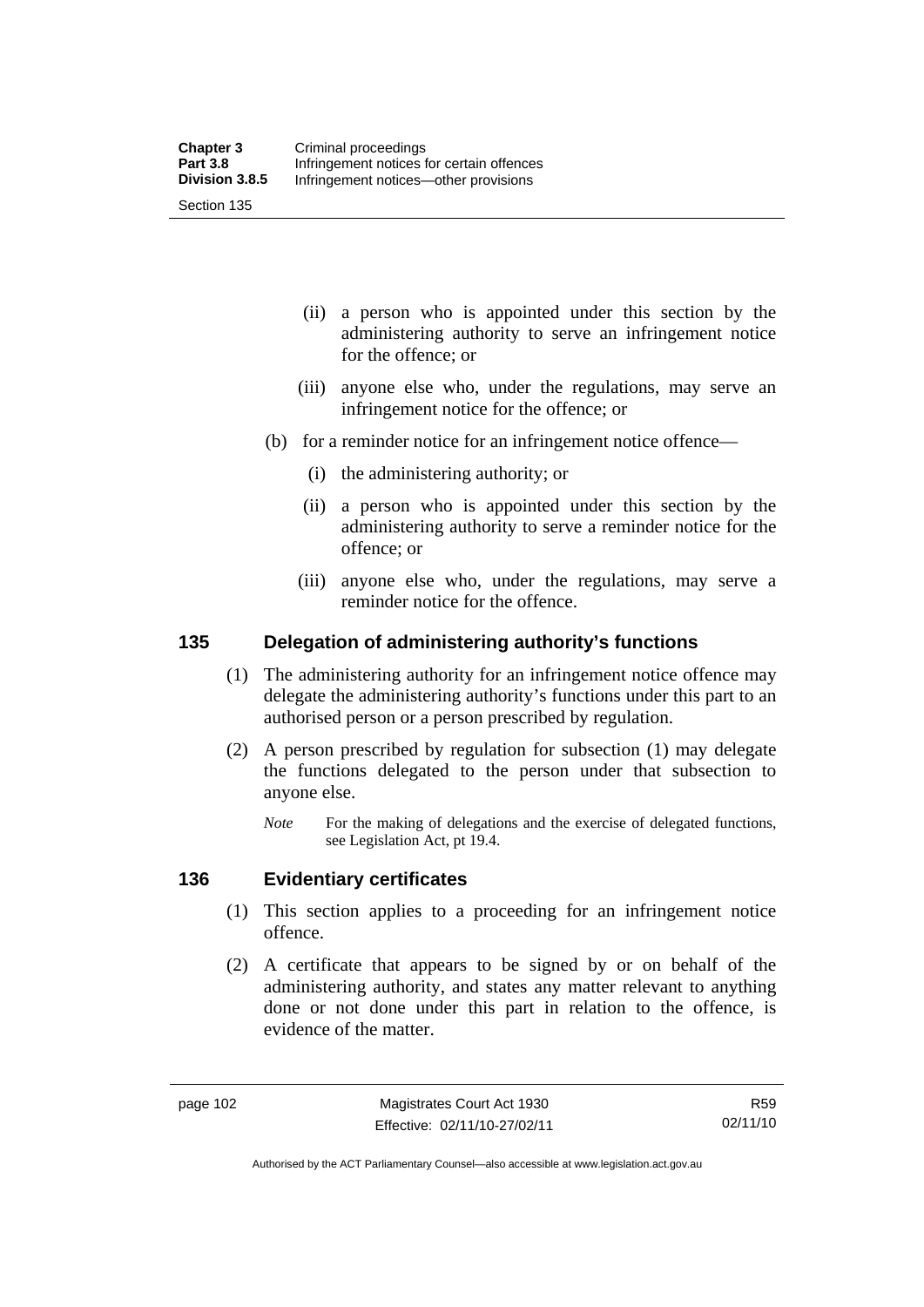(ii) a person who is appointed under this section by the administering authority to serve an infringement notice for the offence; or

(iii) anyone else who, under the regulations, may serve an infringement notice for the offence; or

(b) for a reminder notice for an infringement notice offence—

(i) the administering authority; or

(ii) a person who is appointed under this section by the administering authority to serve a reminder notice for the offence; or

(iii) anyone else who, under the regulations, may serve a reminder notice for the offence.

## 135 Delegation of administering authority's functions

(1) The administering authority for an infringement notice offence may delegate the administering authority's functions under this part to an authorised person or a person prescribed by regulation.

(2) A person prescribed by regulation for subsection (1) may delegate the functions delegated to the person under that subsection to anyone else.

*Note* For the making of delegations and the exercise of delegated functions, see Legislation Act, pt 19.4.

## 136 Evidentiary certificates

(1) This section applies to a proceeding for an infringement notice offence.

(2) A certificate that appears to be signed by or on behalf of the administering authority, and states any matter relevant to anything done or not done under this part in relation to the offence, is evidence of the matter.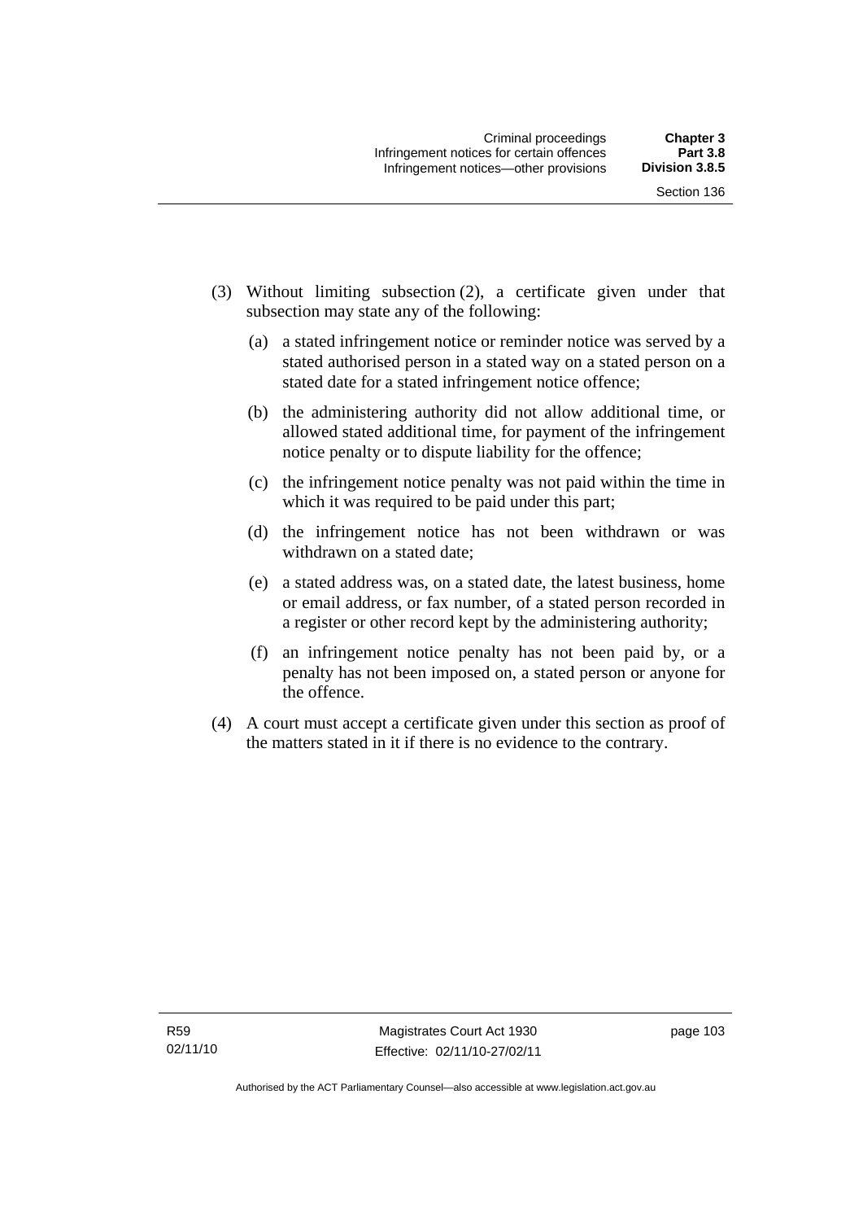(3) Without limiting subsection (2), a certificate given under that subsection may state any of the following:

   (a) a stated infringement notice or reminder notice was served by a stated authorised person in a stated way on a stated person on a stated date for a stated infringement notice offence;

   (b) the administering authority did not allow additional time, or allowed stated additional time, for payment of the infringement notice penalty or to dispute liability for the offence;

   (c) the infringement notice penalty was not paid within the time in which it was required to be paid under this part;

   (d) the infringement notice has not been withdrawn or was withdrawn on a stated date;

   (e) a stated address was, on a stated date, the latest business, home or email address, or fax number, of a stated person recorded in a register or other record kept by the administering authority;

   (f) an infringement notice penalty has not been paid by, or a penalty has not been imposed on, a stated person or anyone for the offence.

(4) A court must accept a certificate given under this section as proof of the matters stated in it if there is no evidence to the contrary.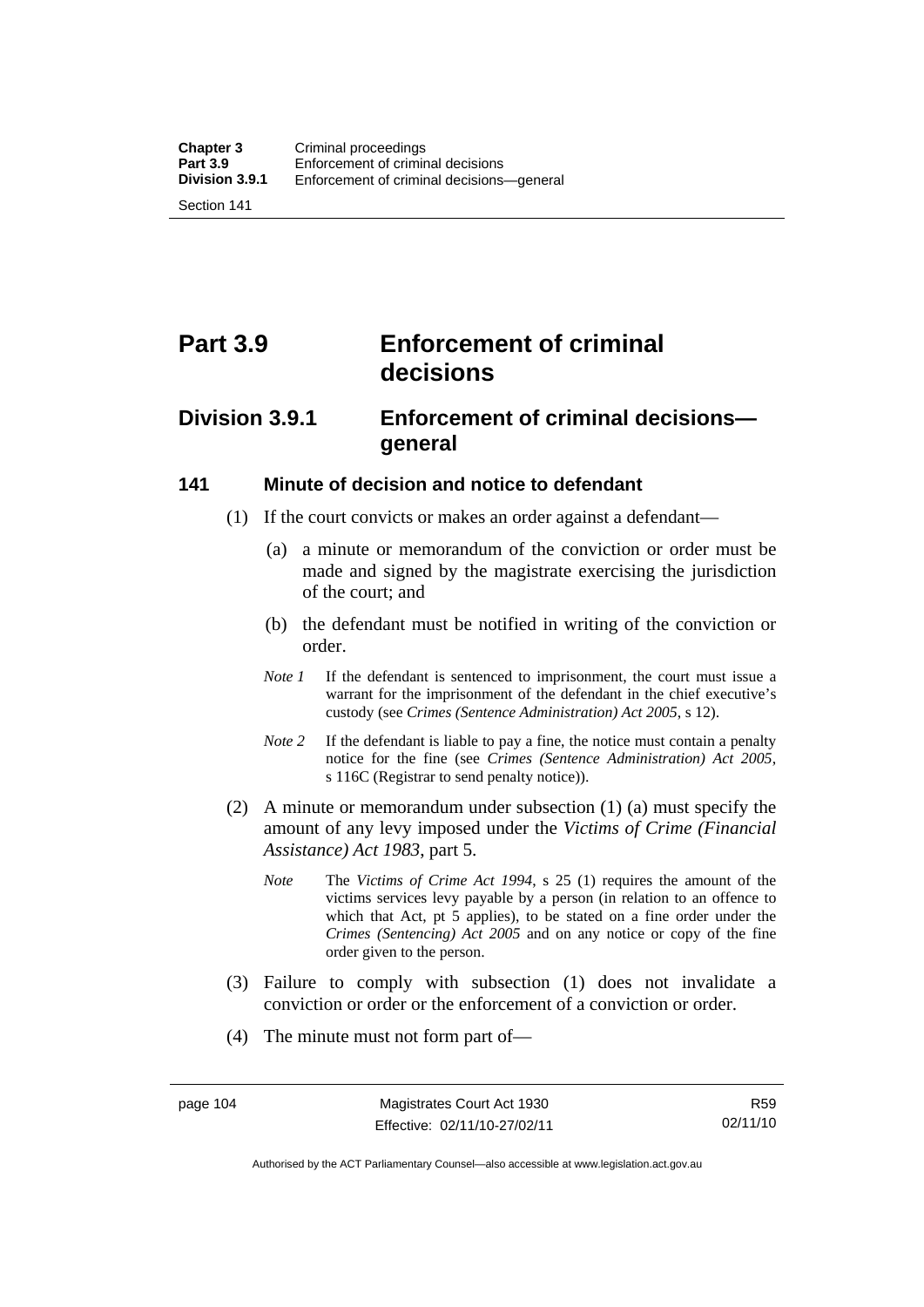# Part 3.9 Enforcement of criminal decisions

## Division 3.9.1 Enforcement of criminal decisions—general

### 141 Minute of decision and notice to defendant

(1) If the court convicts or makes an order against a defendant—

(a) a minute or memorandum of the conviction or order must be made and signed by the magistrate exercising the jurisdiction of the court; and

(b) the defendant must be notified in writing of the conviction or order.

*Note 1* If the defendant is sentenced to imprisonment, the court must issue a warrant for the imprisonment of the defendant in the chief executive's custody (see *Crimes (Sentence Administration) Act 2005*, s 12).

*Note 2* If the defendant is liable to pay a fine, the notice must contain a penalty notice for the fine (see *Crimes (Sentence Administration) Act 2005*, s 116C (Registrar to send penalty notice)).

(2) A minute or memorandum under subsection (1) (a) must specify the amount of any levy imposed under the *Victims of Crime (Financial Assistance) Act 1983*, part 5.

*Note* The *Victims of Crime Act 1994*, s 25 (1) requires the amount of the victims services levy payable by a person (in relation to an offence to which that Act, pt 5 applies), to be stated on a fine order under the *Crimes (Sentencing) Act 2005* and on any notice or copy of the fine order given to the person.

(3) Failure to comply with subsection (1) does not invalidate a conviction or order or the enforcement of a conviction or order.

(4) The minute must not form part of—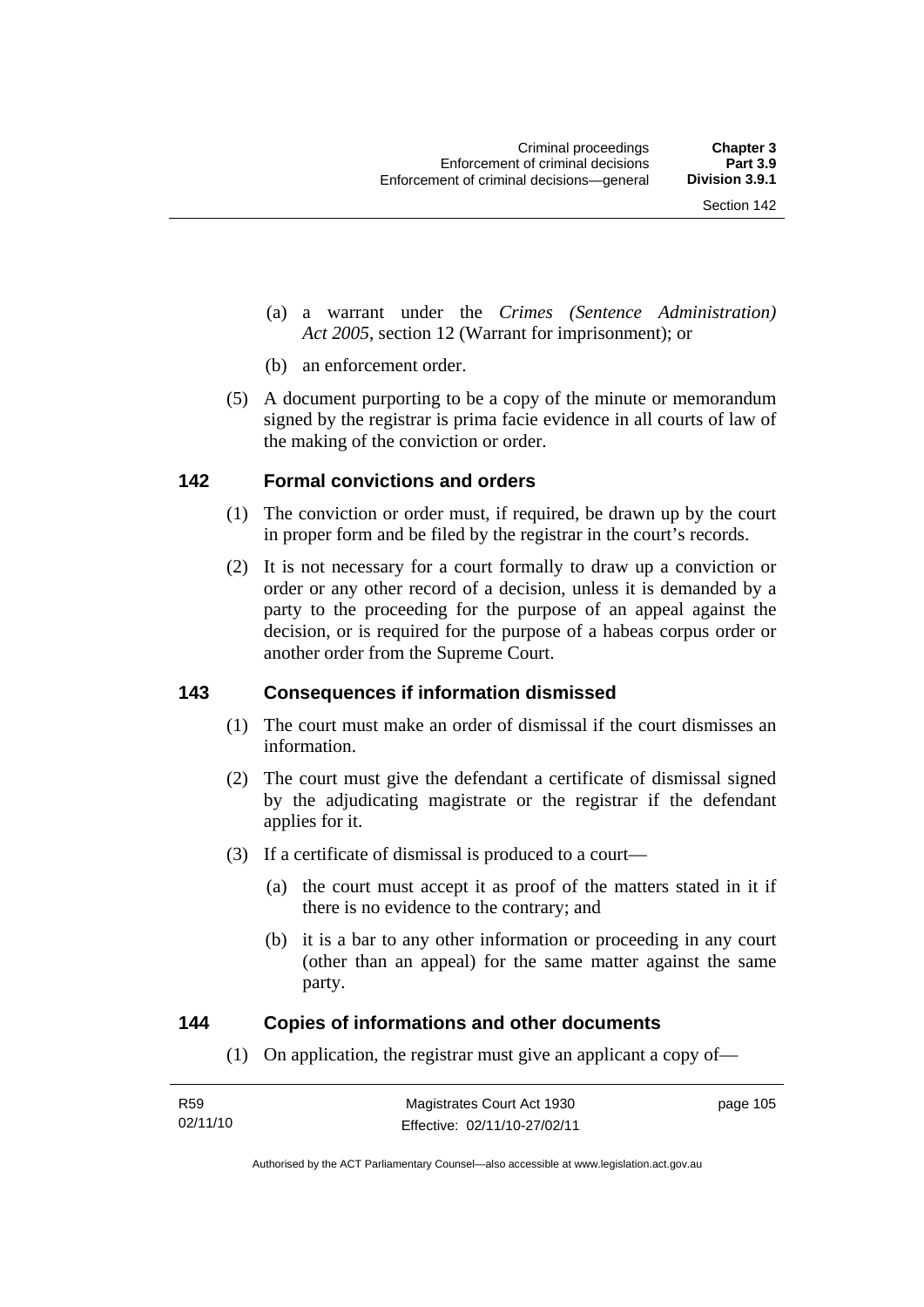(a) a warrant under the *Crimes (Sentence Administration) Act 2005*, section 12 (Warrant for imprisonment); or

(b) an enforcement order.

(5) A document purporting to be a copy of the minute or memorandum signed by the registrar is prima facie evidence in all courts of law of the making of the conviction or order.

## 142 Formal convictions and orders

(1) The conviction or order must, if required, be drawn up by the court in proper form and be filed by the registrar in the court's records.

(2) It is not necessary for a court formally to draw up a conviction or order or any other record of a decision, unless it is demanded by a party to the proceeding for the purpose of an appeal against the decision, or is required for the purpose of a habeas corpus order or another order from the Supreme Court.

## 143 Consequences if information dismissed

(1) The court must make an order of dismissal if the court dismisses an information.

(2) The court must give the defendant a certificate of dismissal signed by the adjudicating magistrate or the registrar if the defendant applies for it.

(3) If a certificate of dismissal is produced to a court—

(a) the court must accept it as proof of the matters stated in it if there is no evidence to the contrary; and

(b) it is a bar to any other information or proceeding in any court (other than an appeal) for the same matter against the same party.

## 144 Copies of informations and other documents

(1) On application, the registrar must give an applicant a copy of—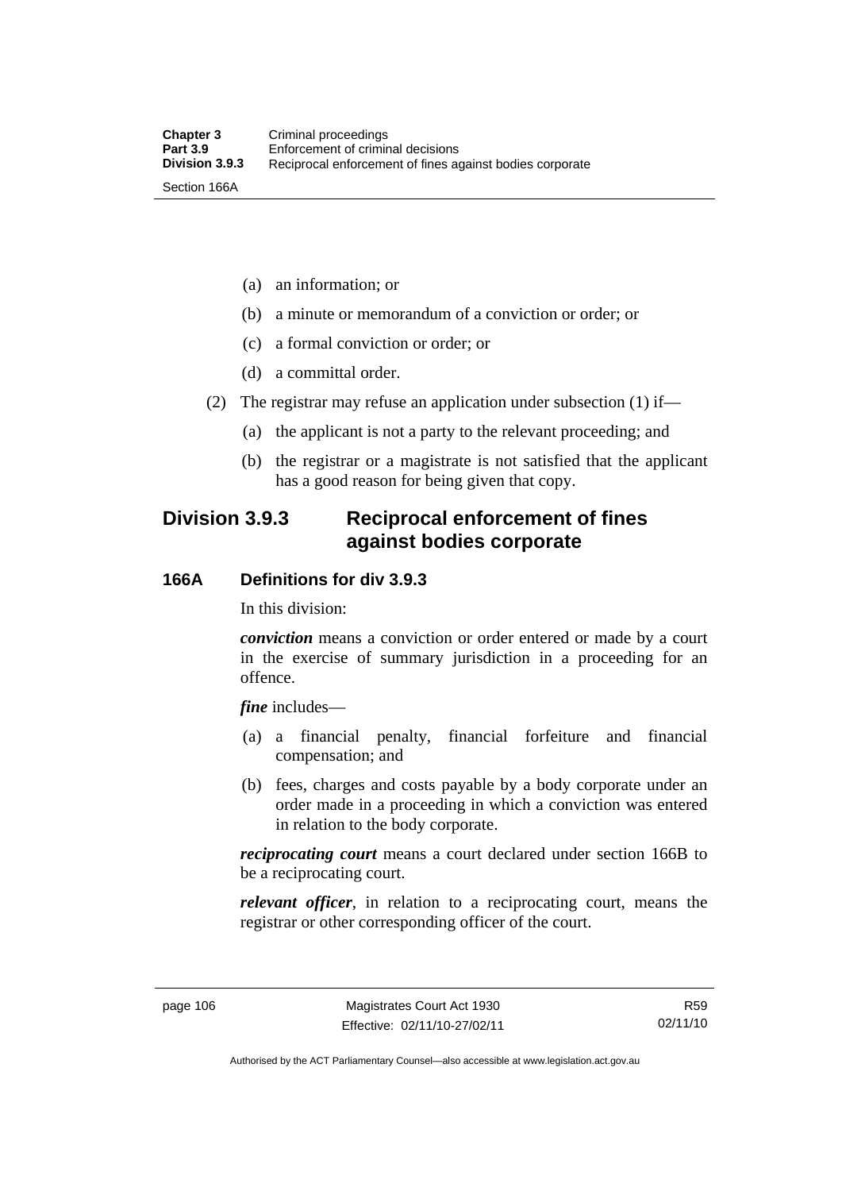(a) an information; or

(b) a minute or memorandum of a conviction or order; or

(c) a formal conviction or order; or

(d) a committal order.

(2) The registrar may refuse an application under subsection (1) if—

(a) the applicant is not a party to the relevant proceeding; and

(b) the registrar or a magistrate is not satisfied that the applicant has a good reason for being given that copy.

## Division 3.9.3 Reciprocal enforcement of fines against bodies corporate

### 166A Definitions for div 3.9.3

In this division:

***conviction*** means a conviction or order entered or made by a court in the exercise of summary jurisdiction in a proceeding for an offence.

***fine*** includes—

(a) a financial penalty, financial forfeiture and financial compensation; and

(b) fees, charges and costs payable by a body corporate under an order made in a proceeding in which a conviction was entered in relation to the body corporate.

***reciprocating court*** means a court declared under section 166B to be a reciprocating court.

***relevant officer***, in relation to a reciprocating court, means the registrar or other corresponding officer of the court.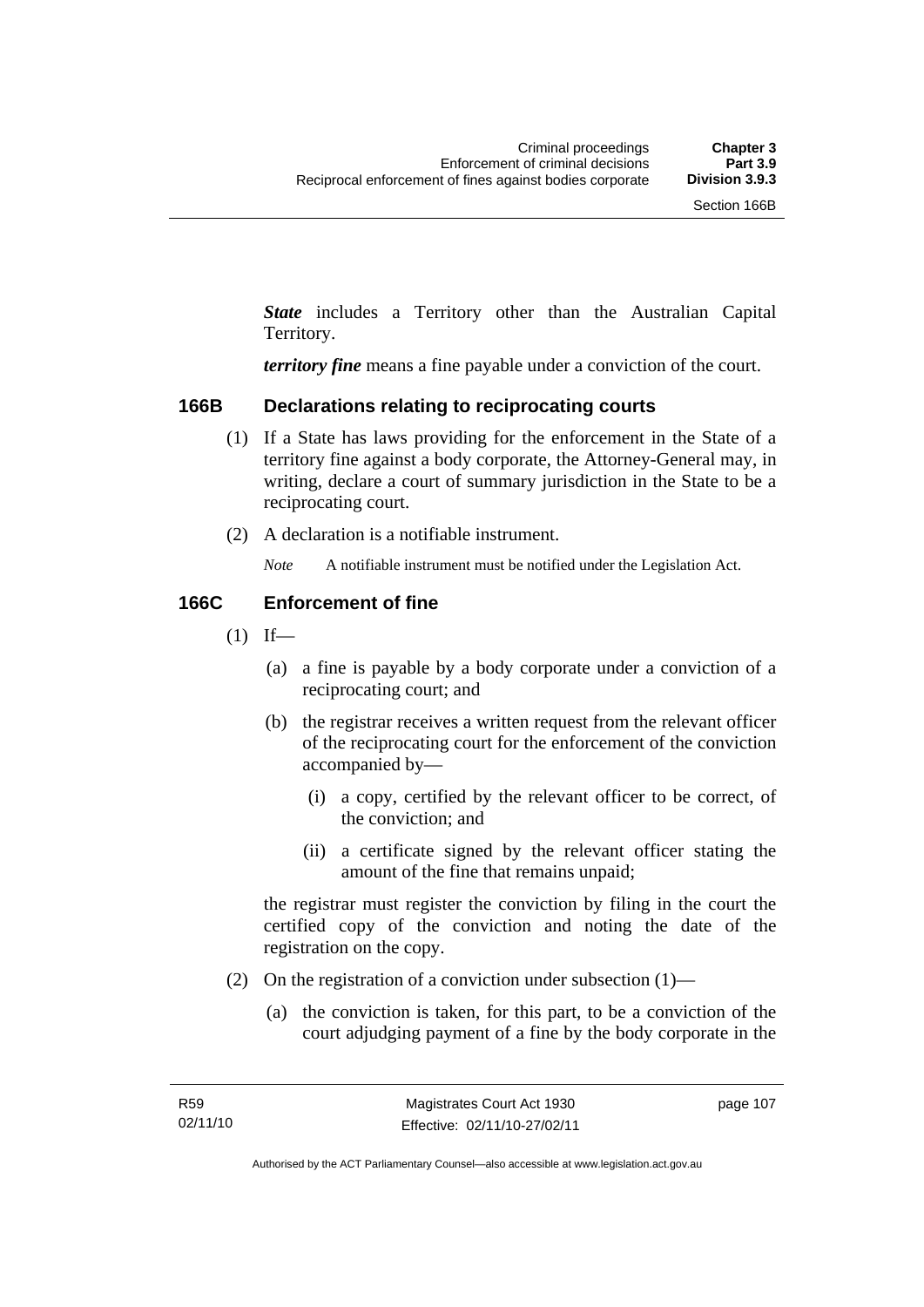***State*** includes a Territory other than the Australian Capital Territory.

***territory fine*** means a fine payable under a conviction of the court.

### 166B Declarations relating to reciprocating courts

(1) If a State has laws providing for the enforcement in the State of a territory fine against a body corporate, the Attorney-General may, in writing, declare a court of summary jurisdiction in the State to be a reciprocating court.

(2) A declaration is a notifiable instrument.

*Note* A notifiable instrument must be notified under the Legislation Act.

### 166C Enforcement of fine

(1) If—

(a) a fine is payable by a body corporate under a conviction of a reciprocating court; and

(b) the registrar receives a written request from the relevant officer of the reciprocating court for the enforcement of the conviction accompanied by—

(i) a copy, certified by the relevant officer to be correct, of the conviction; and

(ii) a certificate signed by the relevant officer stating the amount of the fine that remains unpaid;

the registrar must register the conviction by filing in the court the certified copy of the conviction and noting the date of the registration on the copy.

(2) On the registration of a conviction under subsection (1)—

(a) the conviction is taken, for this part, to be a conviction of the court adjudging payment of a fine by the body corporate in the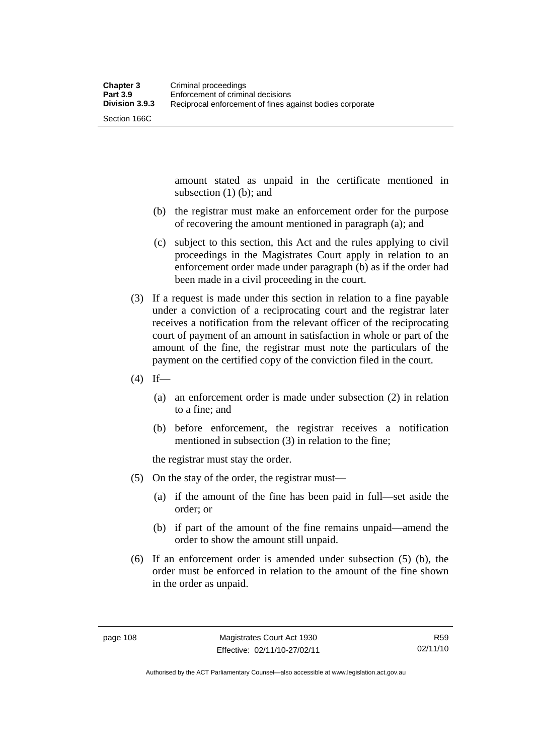amount stated as unpaid in the certificate mentioned in subsection (1) (b); and

(b) the registrar must make an enforcement order for the purpose of recovering the amount mentioned in paragraph (a); and

(c) subject to this section, this Act and the rules applying to civil proceedings in the Magistrates Court apply in relation to an enforcement order made under paragraph (b) as if the order had been made in a civil proceeding in the court.

(3) If a request is made under this section in relation to a fine payable under a conviction of a reciprocating court and the registrar later receives a notification from the relevant officer of the reciprocating court of payment of an amount in satisfaction in whole or part of the amount of the fine, the registrar must note the particulars of the payment on the certified copy of the conviction filed in the court.

(4) If—

(a) an enforcement order is made under subsection (2) in relation to a fine; and

(b) before enforcement, the registrar receives a notification mentioned in subsection (3) in relation to the fine;

the registrar must stay the order.

(5) On the stay of the order, the registrar must—

(a) if the amount of the fine has been paid in full—set aside the order; or

(b) if part of the amount of the fine remains unpaid—amend the order to show the amount still unpaid.

(6) If an enforcement order is amended under subsection (5) (b), the order must be enforced in relation to the amount of the fine shown in the order as unpaid.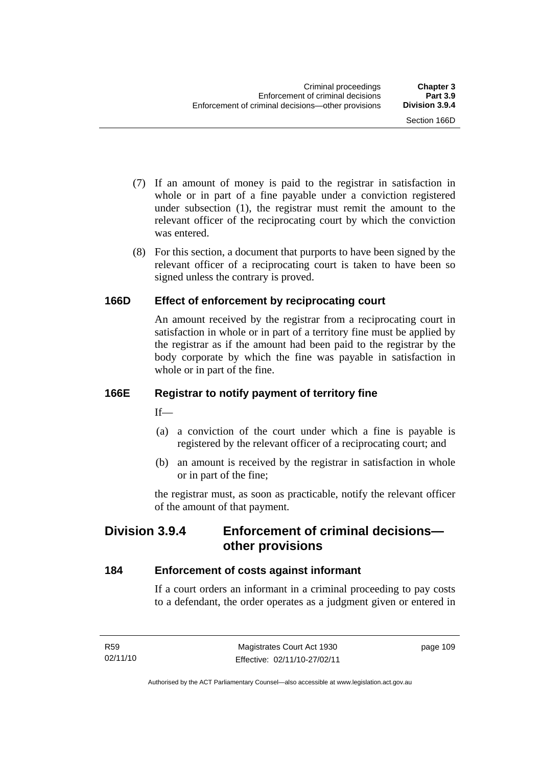(7) If an amount of money is paid to the registrar in satisfaction in whole or in part of a fine payable under a conviction registered under subsection (1), the registrar must remit the amount to the relevant officer of the reciprocating court by which the conviction was entered.

(8) For this section, a document that purports to have been signed by the relevant officer of a reciprocating court is taken to have been so signed unless the contrary is proved.

### 166D Effect of enforcement by reciprocating court

An amount received by the registrar from a reciprocating court in satisfaction in whole or in part of a territory fine must be applied by the registrar as if the amount had been paid to the registrar by the body corporate by which the fine was payable in satisfaction in whole or in part of the fine.

### 166E Registrar to notify payment of territory fine

If—

(a) a conviction of the court under which a fine is payable is registered by the relevant officer of a reciprocating court; and

(b) an amount is received by the registrar in satisfaction in whole or in part of the fine;

the registrar must, as soon as practicable, notify the relevant officer of the amount of that payment.

## Division 3.9.4 Enforcement of criminal decisions—other provisions

### 184 Enforcement of costs against informant

If a court orders an informant in a criminal proceeding to pay costs to a defendant, the order operates as a judgment given or entered in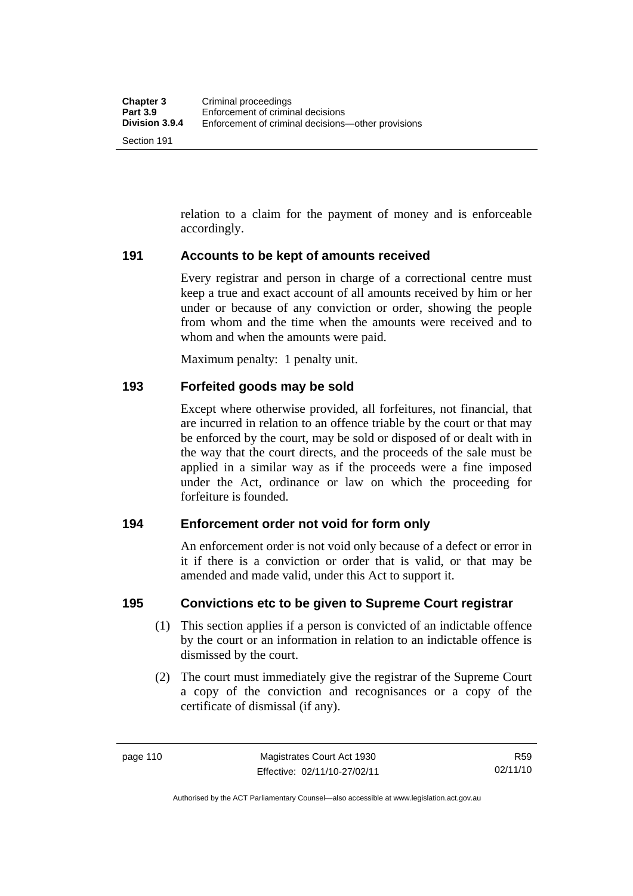relation to a claim for the payment of money and is enforceable accordingly.

## 191 Accounts to be kept of amounts received

Every registrar and person in charge of a correctional centre must keep a true and exact account of all amounts received by him or her under or because of any conviction or order, showing the people from whom and the time when the amounts were received and to whom and when the amounts were paid.

Maximum penalty: 1 penalty unit.

## 193 Forfeited goods may be sold

Except where otherwise provided, all forfeitures, not financial, that are incurred in relation to an offence triable by the court or that may be enforced by the court, may be sold or disposed of or dealt with in the way that the court directs, and the proceeds of the sale must be applied in a similar way as if the proceeds were a fine imposed under the Act, ordinance or law on which the proceeding for forfeiture is founded.

## 194 Enforcement order not void for form only

An enforcement order is not void only because of a defect or error in it if there is a conviction or order that is valid, or that may be amended and made valid, under this Act to support it.

## 195 Convictions etc to be given to Supreme Court registrar

(1) This section applies if a person is convicted of an indictable offence by the court or an information in relation to an indictable offence is dismissed by the court.

(2) The court must immediately give the registrar of the Supreme Court a copy of the conviction and recognisances or a copy of the certificate of dismissal (if any).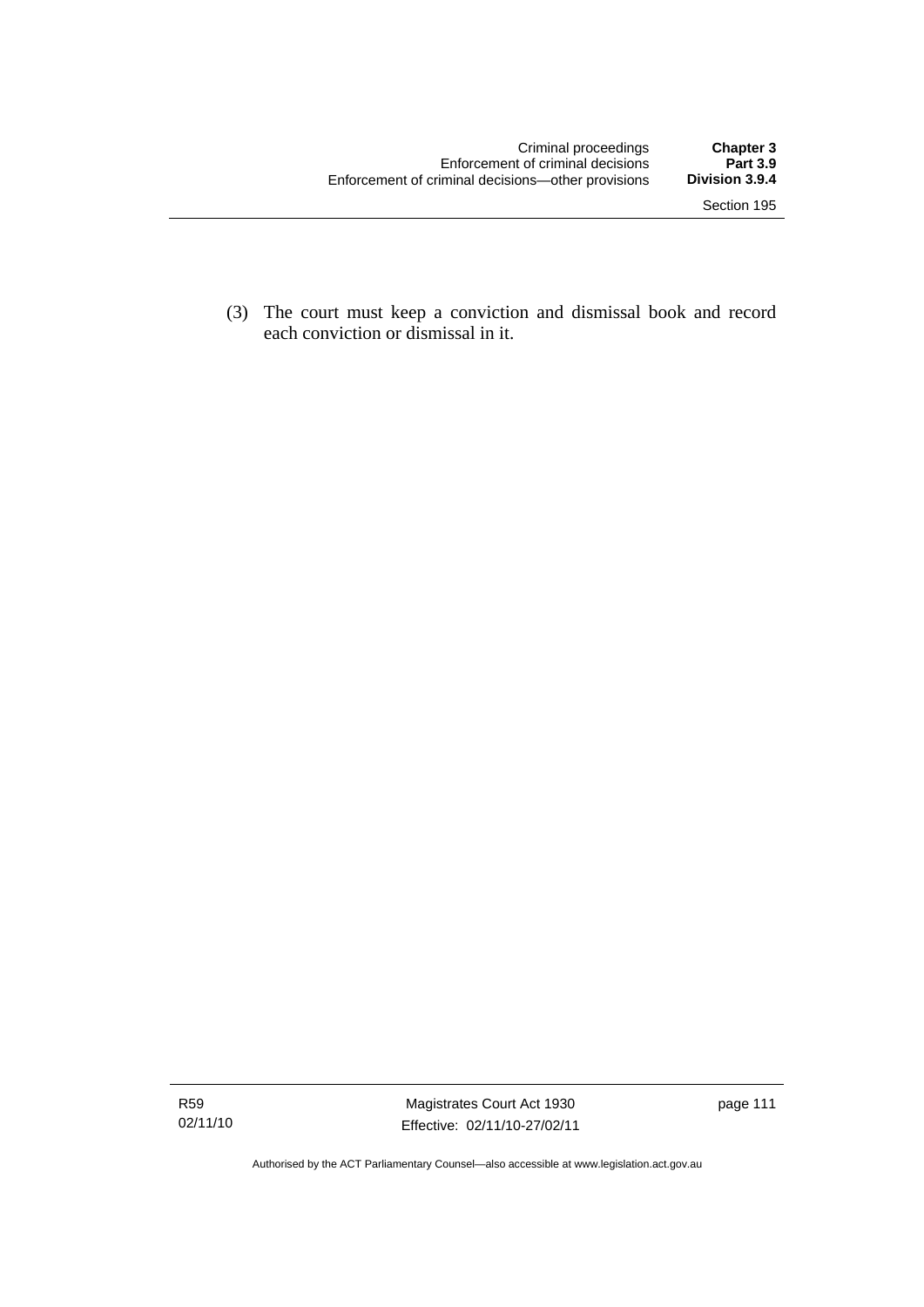(3) The court must keep a conviction and dismissal book and record each conviction or dismissal in it.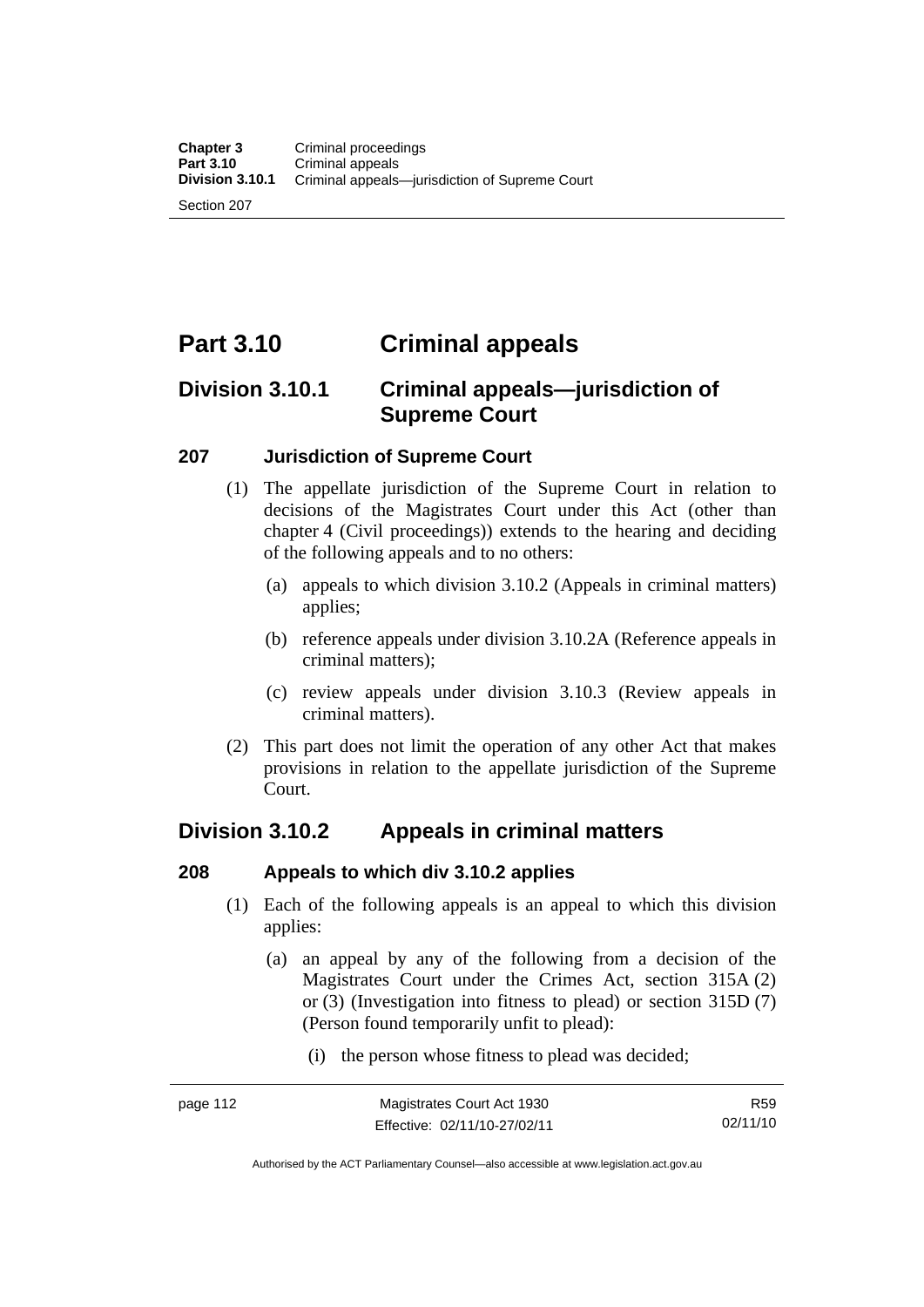# Part 3.10 Criminal appeals

## Division 3.10.1 Criminal appeals—jurisdiction of Supreme Court

### 207 Jurisdiction of Supreme Court

(1) The appellate jurisdiction of the Supreme Court in relation to decisions of the Magistrates Court under this Act (other than chapter 4 (Civil proceedings)) extends to the hearing and deciding of the following appeals and to no others:

(a) appeals to which division 3.10.2 (Appeals in criminal matters) applies;

(b) reference appeals under division 3.10.2A (Reference appeals in criminal matters);

(c) review appeals under division 3.10.3 (Review appeals in criminal matters).

(2) This part does not limit the operation of any other Act that makes provisions in relation to the appellate jurisdiction of the Supreme Court.

## Division 3.10.2 Appeals in criminal matters

### 208 Appeals to which div 3.10.2 applies

(1) Each of the following appeals is an appeal to which this division applies:

(a) an appeal by any of the following from a decision of the Magistrates Court under the Crimes Act, section 315A (2) or (3) (Investigation into fitness to plead) or section 315D (7) (Person found temporarily unfit to plead):

(i) the person whose fitness to plead was decided;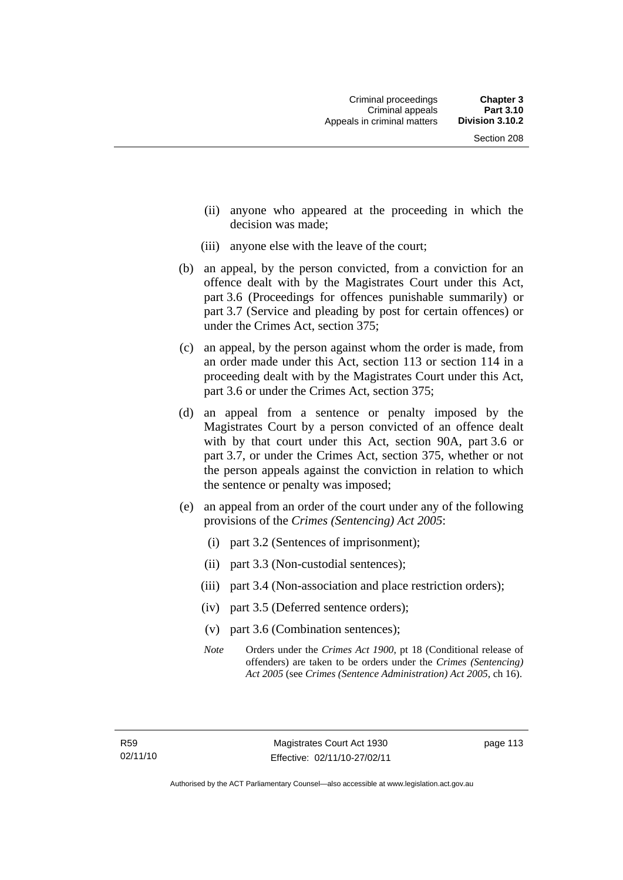(ii) anyone who appeared at the proceeding in which the decision was made;

(iii) anyone else with the leave of the court;

(b) an appeal, by the person convicted, from a conviction for an offence dealt with by the Magistrates Court under this Act, part 3.6 (Proceedings for offences punishable summarily) or part 3.7 (Service and pleading by post for certain offences) or under the Crimes Act, section 375;

(c) an appeal, by the person against whom the order is made, from an order made under this Act, section 113 or section 114 in a proceeding dealt with by the Magistrates Court under this Act, part 3.6 or under the Crimes Act, section 375;

(d) an appeal from a sentence or penalty imposed by the Magistrates Court by a person convicted of an offence dealt with by that court under this Act, section 90A, part 3.6 or part 3.7, or under the Crimes Act, section 375, whether or not the person appeals against the conviction in relation to which the sentence or penalty was imposed;

(e) an appeal from an order of the court under any of the following provisions of the *Crimes (Sentencing) Act 2005*:

(i) part 3.2 (Sentences of imprisonment);

(ii) part 3.3 (Non-custodial sentences);

(iii) part 3.4 (Non-association and place restriction orders);

(iv) part 3.5 (Deferred sentence orders);

(v) part 3.6 (Combination sentences);

*Note* Orders under the *Crimes Act 1900*, pt 18 (Conditional release of offenders) are taken to be orders under the *Crimes (Sentencing) Act 2005* (see *Crimes (Sentence Administration) Act 2005*, ch 16).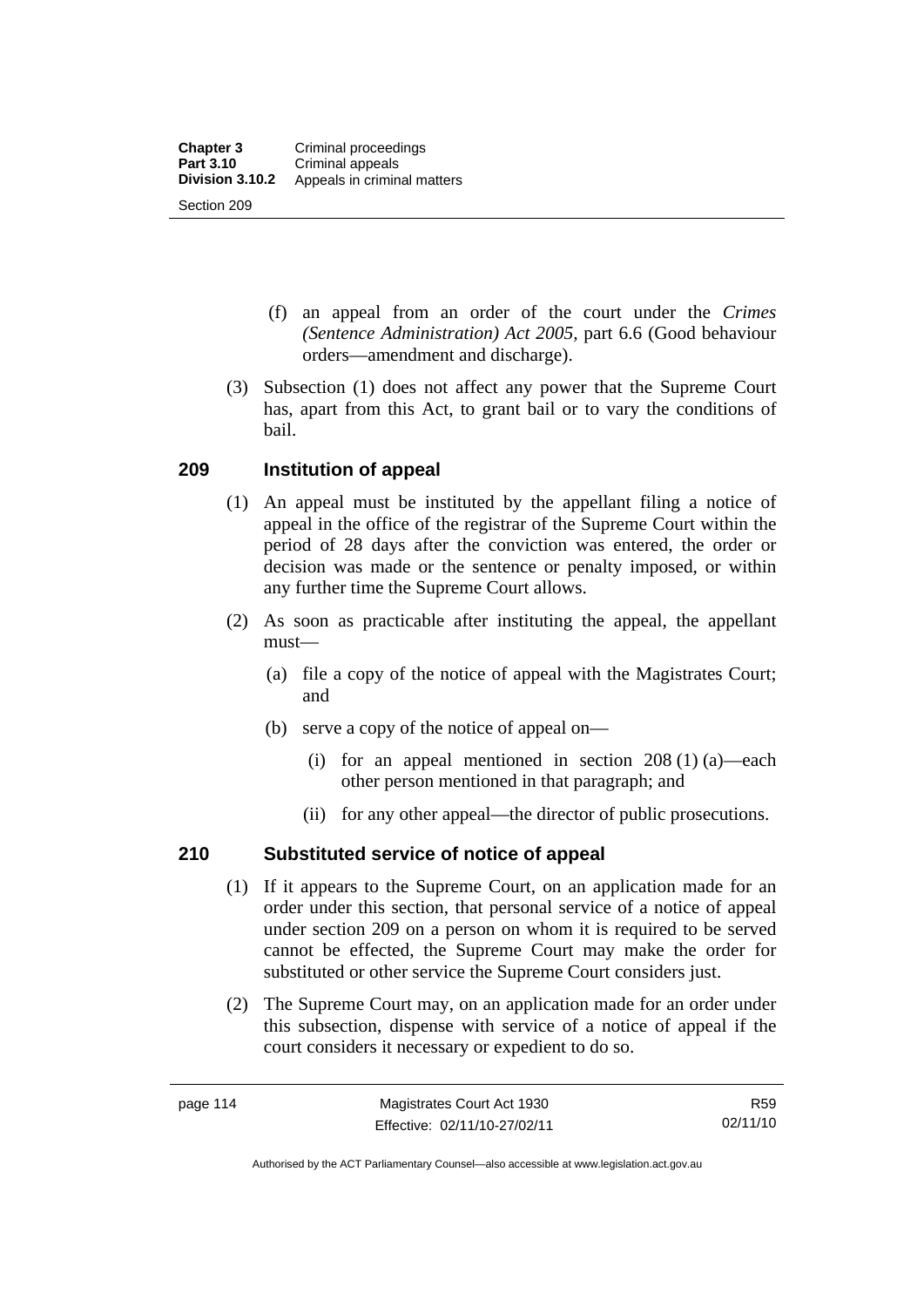(f) an appeal from an order of the court under the *Crimes (Sentence Administration) Act 2005*, part 6.6 (Good behaviour orders—amendment and discharge).

(3) Subsection (1) does not affect any power that the Supreme Court has, apart from this Act, to grant bail or to vary the conditions of bail.

## 209 Institution of appeal

(1) An appeal must be instituted by the appellant filing a notice of appeal in the office of the registrar of the Supreme Court within the period of 28 days after the conviction was entered, the order or decision was made or the sentence or penalty imposed, or within any further time the Supreme Court allows.

(2) As soon as practicable after instituting the appeal, the appellant must—

(a) file a copy of the notice of appeal with the Magistrates Court; and

(b) serve a copy of the notice of appeal on—

(i) for an appeal mentioned in section 208 (1) (a)—each other person mentioned in that paragraph; and

(ii) for any other appeal—the director of public prosecutions.

## 210 Substituted service of notice of appeal

(1) If it appears to the Supreme Court, on an application made for an order under this section, that personal service of a notice of appeal under section 209 on a person on whom it is required to be served cannot be effected, the Supreme Court may make the order for substituted or other service the Supreme Court considers just.

(2) The Supreme Court may, on an application made for an order under this subsection, dispense with service of a notice of appeal if the court considers it necessary or expedient to do so.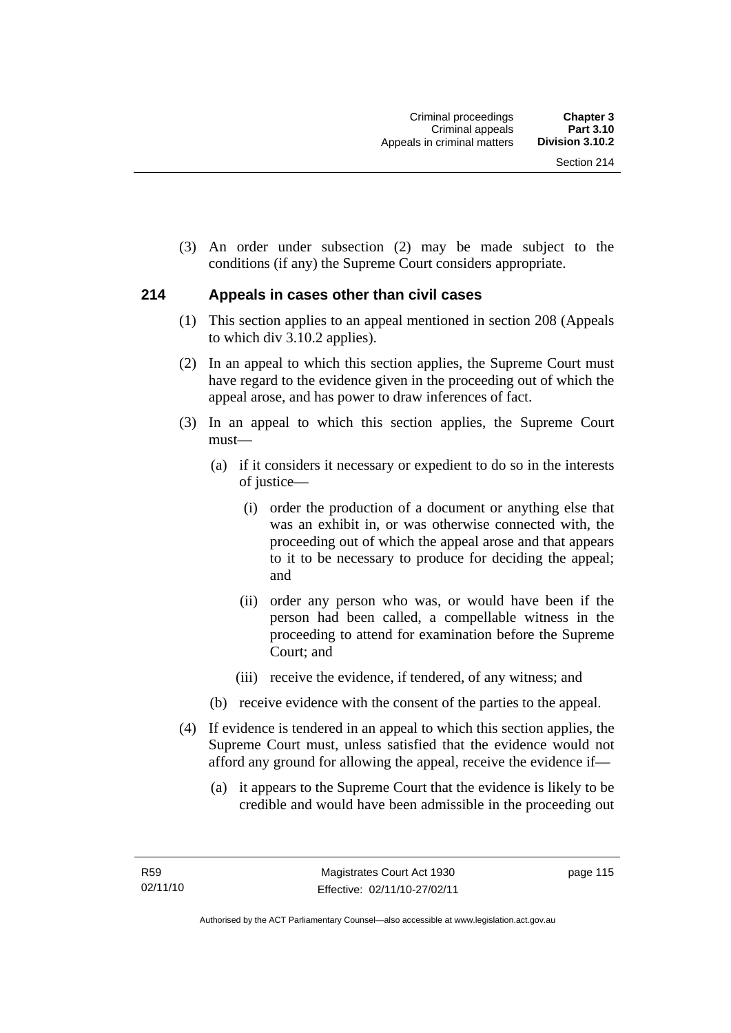(3) An order under subsection (2) may be made subject to the conditions (if any) the Supreme Court considers appropriate.

## 214 Appeals in cases other than civil cases

(1) This section applies to an appeal mentioned in section 208 (Appeals to which div 3.10.2 applies).

(2) In an appeal to which this section applies, the Supreme Court must have regard to the evidence given in the proceeding out of which the appeal arose, and has power to draw inferences of fact.

(3) In an appeal to which this section applies, the Supreme Court must—

(a) if it considers it necessary or expedient to do so in the interests of justice—

(i) order the production of a document or anything else that was an exhibit in, or was otherwise connected with, the proceeding out of which the appeal arose and that appears to it to be necessary to produce for deciding the appeal; and

(ii) order any person who was, or would have been if the person had been called, a compellable witness in the proceeding to attend for examination before the Supreme Court; and

(iii) receive the evidence, if tendered, of any witness; and

(b) receive evidence with the consent of the parties to the appeal.

(4) If evidence is tendered in an appeal to which this section applies, the Supreme Court must, unless satisfied that the evidence would not afford any ground for allowing the appeal, receive the evidence if—

(a) it appears to the Supreme Court that the evidence is likely to be credible and would have been admissible in the proceeding out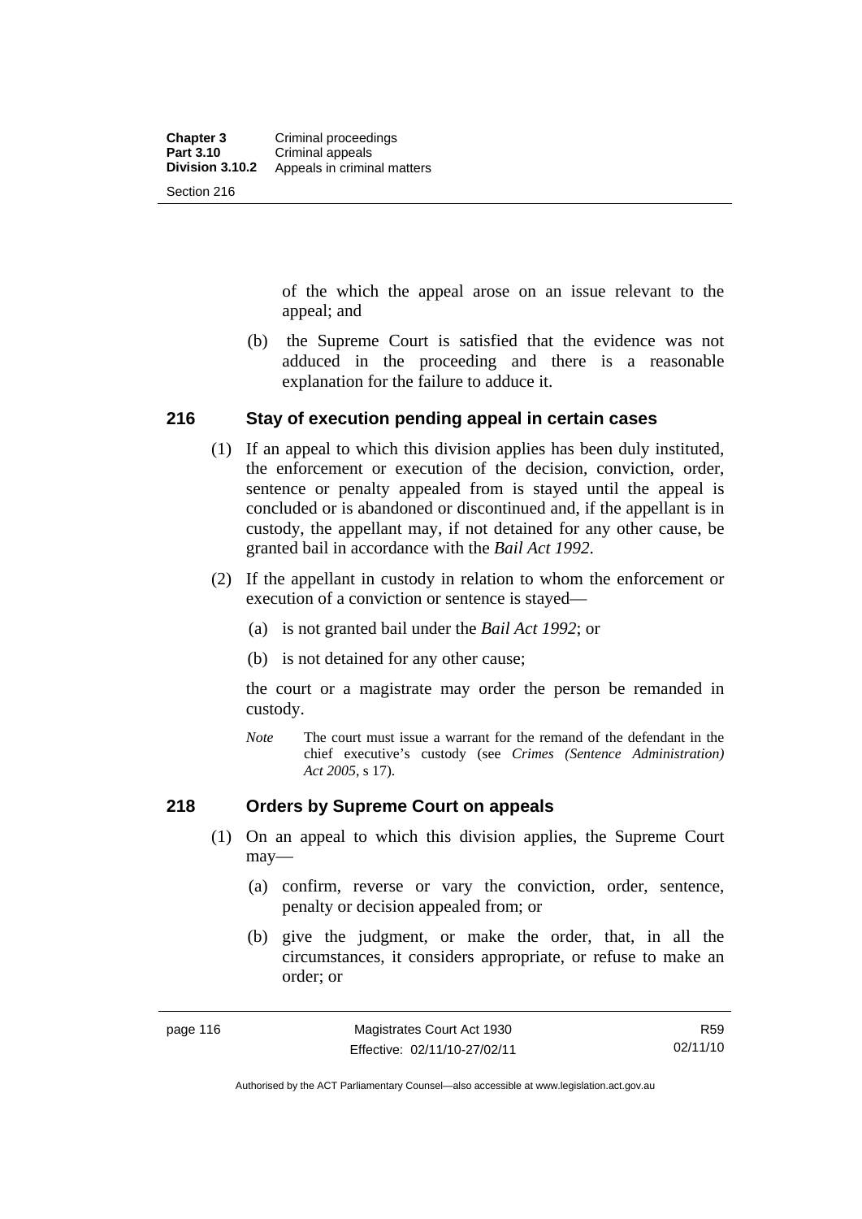of the which the appeal arose on an issue relevant to the appeal; and

(b) the Supreme Court is satisfied that the evidence was not adduced in the proceeding and there is a reasonable explanation for the failure to adduce it.

## 216 Stay of execution pending appeal in certain cases

(1) If an appeal to which this division applies has been duly instituted, the enforcement or execution of the decision, conviction, order, sentence or penalty appealed from is stayed until the appeal is concluded or is abandoned or discontinued and, if the appellant is in custody, the appellant may, if not detained for any other cause, be granted bail in accordance with the *Bail Act 1992*.

(2) If the appellant in custody in relation to whom the enforcement or execution of a conviction or sentence is stayed—

(a) is not granted bail under the *Bail Act 1992*; or

(b) is not detained for any other cause;

the court or a magistrate may order the person be remanded in custody.

*Note* The court must issue a warrant for the remand of the defendant in the chief executive's custody (see *Crimes (Sentence Administration) Act 2005*, s 17).

## 218 Orders by Supreme Court on appeals

(1) On an appeal to which this division applies, the Supreme Court may—

(a) confirm, reverse or vary the conviction, order, sentence, penalty or decision appealed from; or

(b) give the judgment, or make the order, that, in all the circumstances, it considers appropriate, or refuse to make an order; or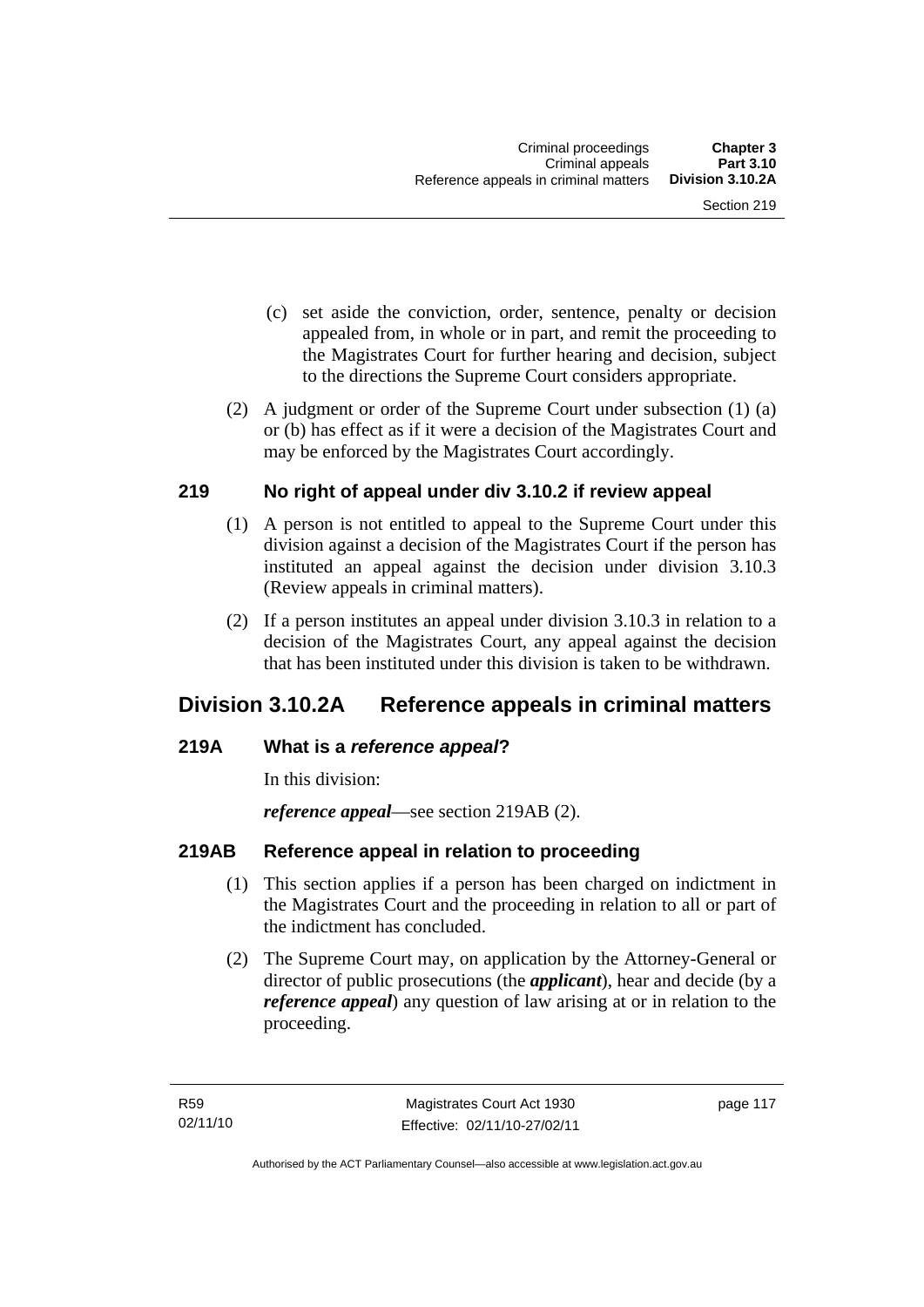(c) set aside the conviction, order, sentence, penalty or decision appealed from, in whole or in part, and remit the proceeding to the Magistrates Court for further hearing and decision, subject to the directions the Supreme Court considers appropriate.

(2) A judgment or order of the Supreme Court under subsection (1) (a) or (b) has effect as if it were a decision of the Magistrates Court and may be enforced by the Magistrates Court accordingly.

### 219 No right of appeal under div 3.10.2 if review appeal

(1) A person is not entitled to appeal to the Supreme Court under this division against a decision of the Magistrates Court if the person has instituted an appeal against the decision under division 3.10.3 (Review appeals in criminal matters).

(2) If a person institutes an appeal under division 3.10.3 in relation to a decision of the Magistrates Court, any appeal against the decision that has been instituted under this division is taken to be withdrawn.

## Division 3.10.2A Reference appeals in criminal matters

### 219A What is a *reference appeal*?

In this division:

***reference appeal***—see section 219AB (2).

### 219AB Reference appeal in relation to proceeding

(1) This section applies if a person has been charged on indictment in the Magistrates Court and the proceeding in relation to all or part of the indictment has concluded.

(2) The Supreme Court may, on application by the Attorney-General or director of public prosecutions (the ***applicant***), hear and decide (by a ***reference appeal***) any question of law arising at or in relation to the proceeding.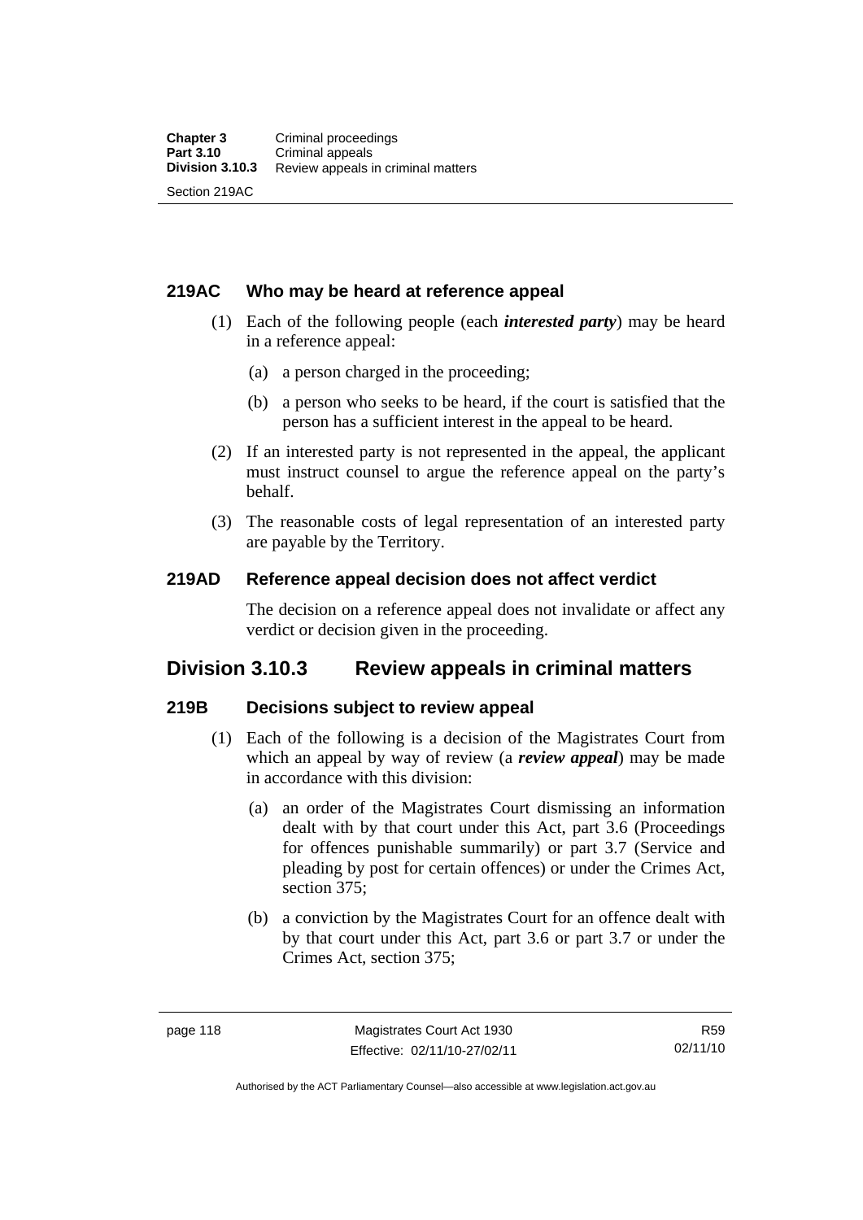### 219AC Who may be heard at reference appeal

(1) Each of the following people (each ***interested party***) may be heard in a reference appeal:

(a) a person charged in the proceeding;

(b) a person who seeks to be heard, if the court is satisfied that the person has a sufficient interest in the appeal to be heard.

(2) If an interested party is not represented in the appeal, the applicant must instruct counsel to argue the reference appeal on the party's behalf.

(3) The reasonable costs of legal representation of an interested party are payable by the Territory.

### 219AD Reference appeal decision does not affect verdict

The decision on a reference appeal does not invalidate or affect any verdict or decision given in the proceeding.

## Division 3.10.3 Review appeals in criminal matters

### 219B Decisions subject to review appeal

(1) Each of the following is a decision of the Magistrates Court from which an appeal by way of review (a ***review appeal***) may be made in accordance with this division:

(a) an order of the Magistrates Court dismissing an information dealt with by that court under this Act, part 3.6 (Proceedings for offences punishable summarily) or part 3.7 (Service and pleading by post for certain offences) or under the Crimes Act, section 375;

(b) a conviction by the Magistrates Court for an offence dealt with by that court under this Act, part 3.6 or part 3.7 or under the Crimes Act, section 375;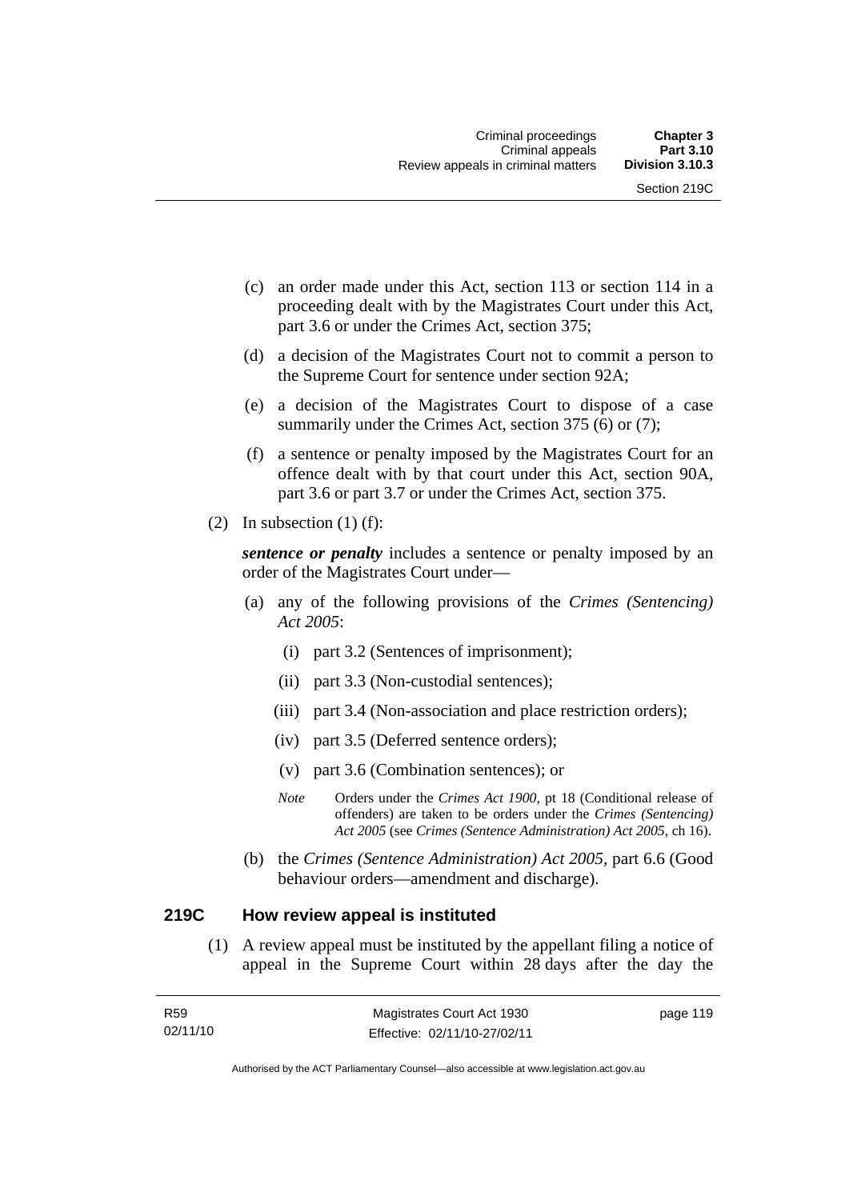(c) an order made under this Act, section 113 or section 114 in a proceeding dealt with by the Magistrates Court under this Act, part 3.6 or under the Crimes Act, section 375;

(d) a decision of the Magistrates Court not to commit a person to the Supreme Court for sentence under section 92A;

(e) a decision of the Magistrates Court to dispose of a case summarily under the Crimes Act, section 375 (6) or (7);

(f) a sentence or penalty imposed by the Magistrates Court for an offence dealt with by that court under this Act, section 90A, part 3.6 or part 3.7 or under the Crimes Act, section 375.

(2) In subsection (1) (f):

***sentence or penalty*** includes a sentence or penalty imposed by an order of the Magistrates Court under—

(a) any of the following provisions of the *Crimes (Sentencing) Act 2005*:

(i) part 3.2 (Sentences of imprisonment);

(ii) part 3.3 (Non-custodial sentences);

(iii) part 3.4 (Non-association and place restriction orders);

(iv) part 3.5 (Deferred sentence orders);

(v) part 3.6 (Combination sentences); or

*Note* Orders under the *Crimes Act 1900*, pt 18 (Conditional release of offenders) are taken to be orders under the *Crimes (Sentencing) Act 2005* (see *Crimes (Sentence Administration) Act 2005*, ch 16).

(b) the *Crimes (Sentence Administration) Act 2005*, part 6.6 (Good behaviour orders—amendment and discharge).

## 219C How review appeal is instituted

(1) A review appeal must be instituted by the appellant filing a notice of appeal in the Supreme Court within 28 days after the day the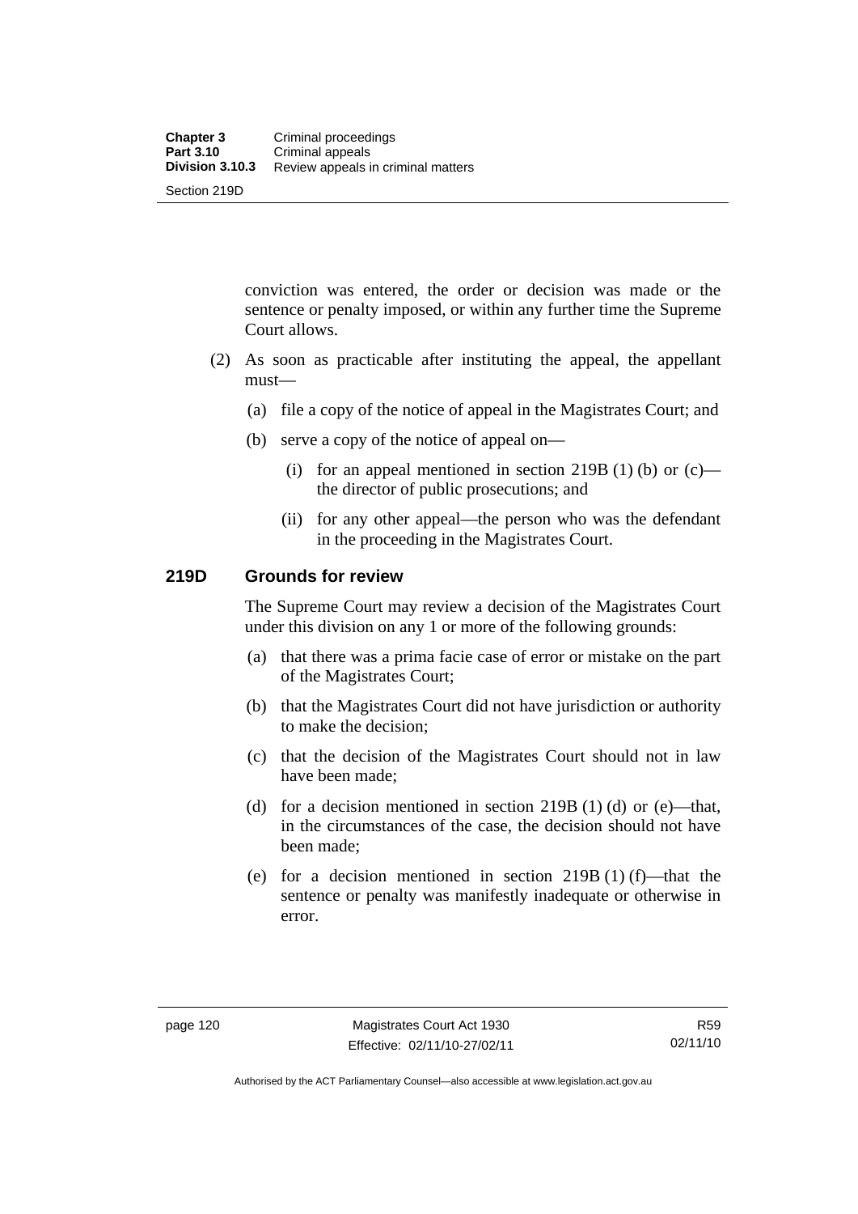conviction was entered, the order or decision was made or the sentence or penalty imposed, or within any further time the Supreme Court allows.

(2) As soon as practicable after instituting the appeal, the appellant must—

(a) file a copy of the notice of appeal in the Magistrates Court; and

(b) serve a copy of the notice of appeal on—

(i) for an appeal mentioned in section 219B (1) (b) or (c)—the director of public prosecutions; and

(ii) for any other appeal—the person who was the defendant in the proceeding in the Magistrates Court.

### 219D Grounds for review

The Supreme Court may review a decision of the Magistrates Court under this division on any 1 or more of the following grounds:

(a) that there was a prima facie case of error or mistake on the part of the Magistrates Court;

(b) that the Magistrates Court did not have jurisdiction or authority to make the decision;

(c) that the decision of the Magistrates Court should not in law have been made;

(d) for a decision mentioned in section 219B (1) (d) or (e)—that, in the circumstances of the case, the decision should not have been made;

(e) for a decision mentioned in section 219B (1) (f)—that the sentence or penalty was manifestly inadequate or otherwise in error.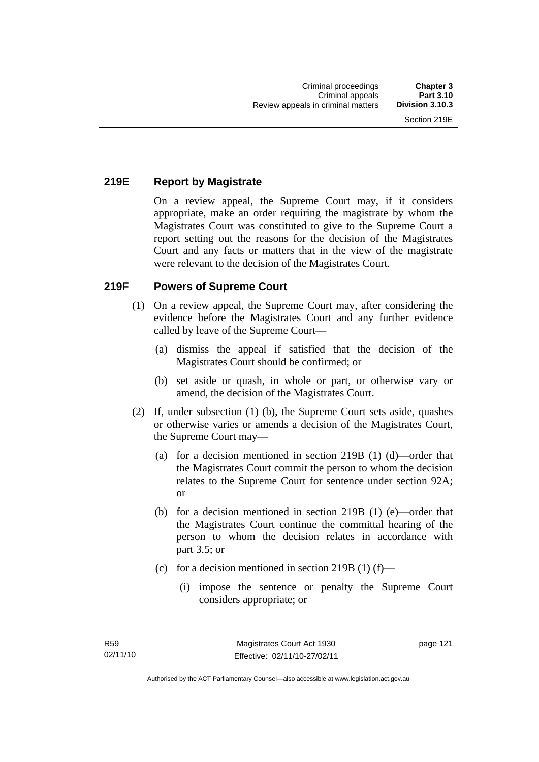## 219E Report by Magistrate

On a review appeal, the Supreme Court may, if it considers appropriate, make an order requiring the magistrate by whom the Magistrates Court was constituted to give to the Supreme Court a report setting out the reasons for the decision of the Magistrates Court and any facts or matters that in the view of the magistrate were relevant to the decision of the Magistrates Court.

## 219F Powers of Supreme Court

(1) On a review appeal, the Supreme Court may, after considering the evidence before the Magistrates Court and any further evidence called by leave of the Supreme Court—

(a) dismiss the appeal if satisfied that the decision of the Magistrates Court should be confirmed; or

(b) set aside or quash, in whole or part, or otherwise vary or amend, the decision of the Magistrates Court.

(2) If, under subsection (1) (b), the Supreme Court sets aside, quashes or otherwise varies or amends a decision of the Magistrates Court, the Supreme Court may—

(a) for a decision mentioned in section 219B (1) (d)—order that the Magistrates Court commit the person to whom the decision relates to the Supreme Court for sentence under section 92A; or

(b) for a decision mentioned in section 219B (1) (e)—order that the Magistrates Court continue the committal hearing of the person to whom the decision relates in accordance with part 3.5; or

(c) for a decision mentioned in section 219B (1) (f)—

(i) impose the sentence or penalty the Supreme Court considers appropriate; or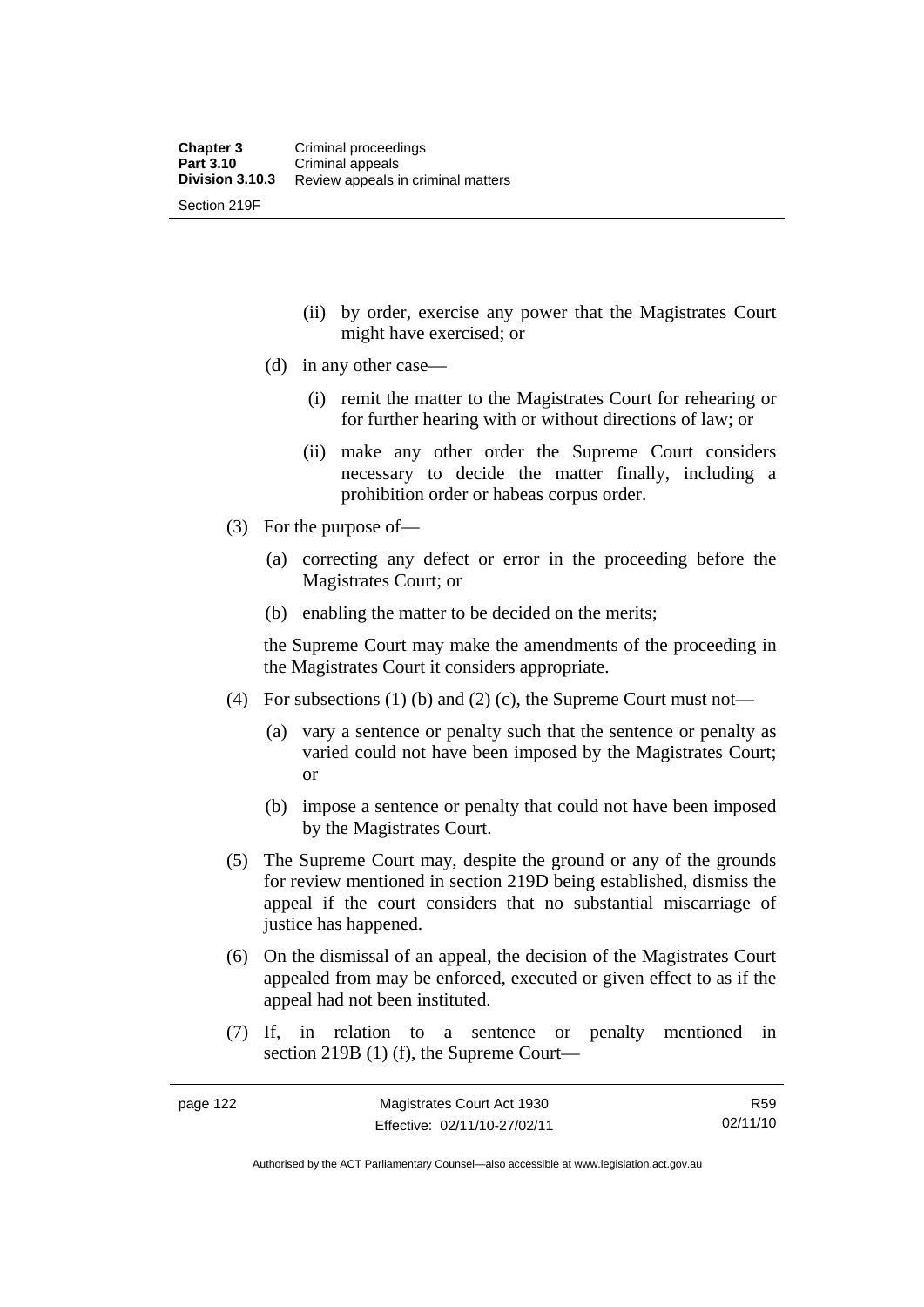(ii) by order, exercise any power that the Magistrates Court might have exercised; or

(d) in any other case—

(i) remit the matter to the Magistrates Court for rehearing or for further hearing with or without directions of law; or

(ii) make any other order the Supreme Court considers necessary to decide the matter finally, including a prohibition order or habeas corpus order.

(3) For the purpose of—

(a) correcting any defect or error in the proceeding before the Magistrates Court; or

(b) enabling the matter to be decided on the merits;

the Supreme Court may make the amendments of the proceeding in the Magistrates Court it considers appropriate.

(4) For subsections (1) (b) and (2) (c), the Supreme Court must not—

(a) vary a sentence or penalty such that the sentence or penalty as varied could not have been imposed by the Magistrates Court; or

(b) impose a sentence or penalty that could not have been imposed by the Magistrates Court.

(5) The Supreme Court may, despite the ground or any of the grounds for review mentioned in section 219D being established, dismiss the appeal if the court considers that no substantial miscarriage of justice has happened.

(6) On the dismissal of an appeal, the decision of the Magistrates Court appealed from may be enforced, executed or given effect to as if the appeal had not been instituted.

(7) If, in relation to a sentence or penalty mentioned in section 219B (1) (f), the Supreme Court—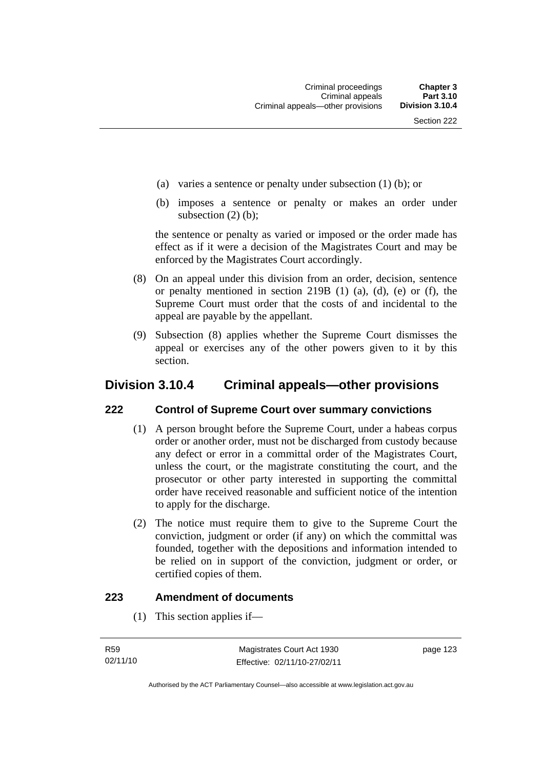(a) varies a sentence or penalty under subsection (1) (b); or

(b) imposes a sentence or penalty or makes an order under subsection (2) (b);

the sentence or penalty as varied or imposed or the order made has effect as if it were a decision of the Magistrates Court and may be enforced by the Magistrates Court accordingly.

(8) On an appeal under this division from an order, decision, sentence or penalty mentioned in section 219B (1) (a), (d), (e) or (f), the Supreme Court must order that the costs of and incidental to the appeal are payable by the appellant.

(9) Subsection (8) applies whether the Supreme Court dismisses the appeal or exercises any of the other powers given to it by this section.

## Division 3.10.4 Criminal appeals—other provisions

### 222 Control of Supreme Court over summary convictions

(1) A person brought before the Supreme Court, under a habeas corpus order or another order, must not be discharged from custody because any defect or error in a committal order of the Magistrates Court, unless the court, or the magistrate constituting the court, and the prosecutor or other party interested in supporting the committal order have received reasonable and sufficient notice of the intention to apply for the discharge.

(2) The notice must require them to give to the Supreme Court the conviction, judgment or order (if any) on which the committal was founded, together with the depositions and information intended to be relied on in support of the conviction, judgment or order, or certified copies of them.

### 223 Amendment of documents

(1) This section applies if—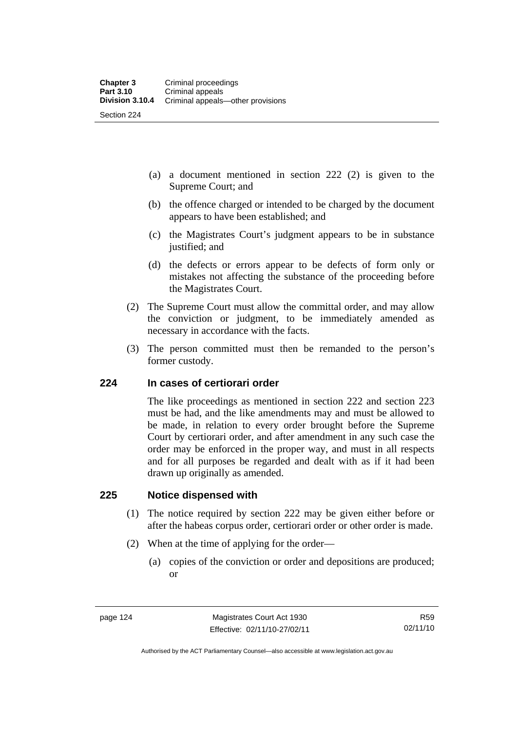(a) a document mentioned in section 222 (2) is given to the Supreme Court; and

(b) the offence charged or intended to be charged by the document appears to have been established; and

(c) the Magistrates Court's judgment appears to be in substance justified; and

(d) the defects or errors appear to be defects of form only or mistakes not affecting the substance of the proceeding before the Magistrates Court.

(2) The Supreme Court must allow the committal order, and may allow the conviction or judgment, to be immediately amended as necessary in accordance with the facts.

(3) The person committed must then be remanded to the person's former custody.

## 224 In cases of certiorari order

The like proceedings as mentioned in section 222 and section 223 must be had, and the like amendments may and must be allowed to be made, in relation to every order brought before the Supreme Court by certiorari order, and after amendment in any such case the order may be enforced in the proper way, and must in all respects and for all purposes be regarded and dealt with as if it had been drawn up originally as amended.

## 225 Notice dispensed with

(1) The notice required by section 222 may be given either before or after the habeas corpus order, certiorari order or other order is made.

(2) When at the time of applying for the order—

(a) copies of the conviction or order and depositions are produced; or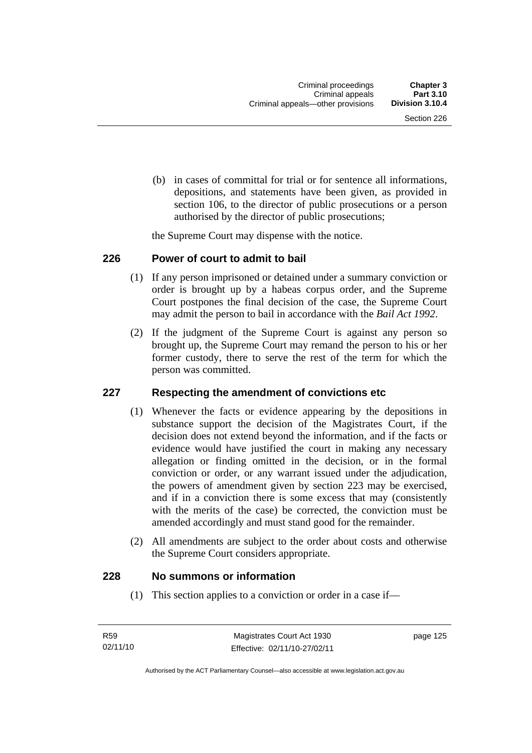(b) in cases of committal for trial or for sentence all informations, depositions, and statements have been given, as provided in section 106, to the director of public prosecutions or a person authorised by the director of public prosecutions;

the Supreme Court may dispense with the notice.

## 226 Power of court to admit to bail

(1) If any person imprisoned or detained under a summary conviction or order is brought up by a habeas corpus order, and the Supreme Court postpones the final decision of the case, the Supreme Court may admit the person to bail in accordance with the *Bail Act 1992*.

(2) If the judgment of the Supreme Court is against any person so brought up, the Supreme Court may remand the person to his or her former custody, there to serve the rest of the term for which the person was committed.

## 227 Respecting the amendment of convictions etc

(1) Whenever the facts or evidence appearing by the depositions in substance support the decision of the Magistrates Court, if the decision does not extend beyond the information, and if the facts or evidence would have justified the court in making any necessary allegation or finding omitted in the decision, or in the formal conviction or order, or any warrant issued under the adjudication, the powers of amendment given by section 223 may be exercised, and if in a conviction there is some excess that may (consistently with the merits of the case) be corrected, the conviction must be amended accordingly and must stand good for the remainder.

(2) All amendments are subject to the order about costs and otherwise the Supreme Court considers appropriate.

## 228 No summons or information

(1) This section applies to a conviction or order in a case if—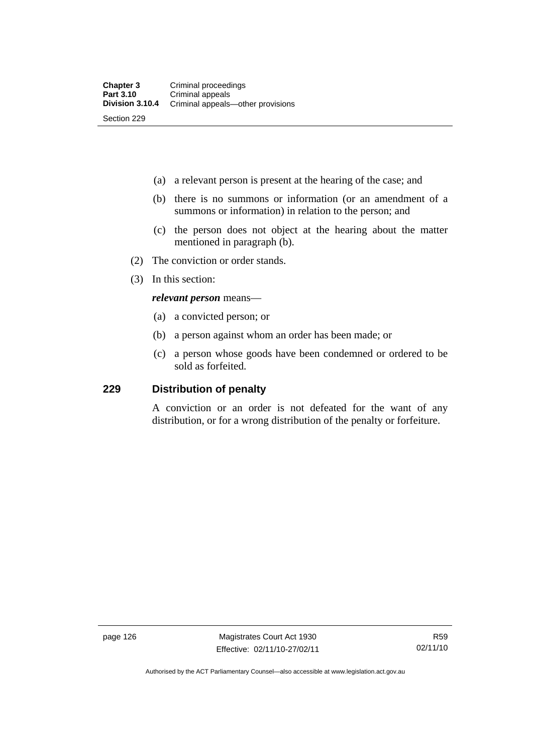(a) a relevant person is present at the hearing of the case; and

(b) there is no summons or information (or an amendment of a summons or information) in relation to the person; and

(c) the person does not object at the hearing about the matter mentioned in paragraph (b).

(2) The conviction or order stands.

(3) In this section:

***relevant person*** means—

(a) a convicted person; or

(b) a person against whom an order has been made; or

(c) a person whose goods have been condemned or ordered to be sold as forfeited.

## 229 Distribution of penalty

A conviction or an order is not defeated for the want of any distribution, or for a wrong distribution of the penalty or forfeiture.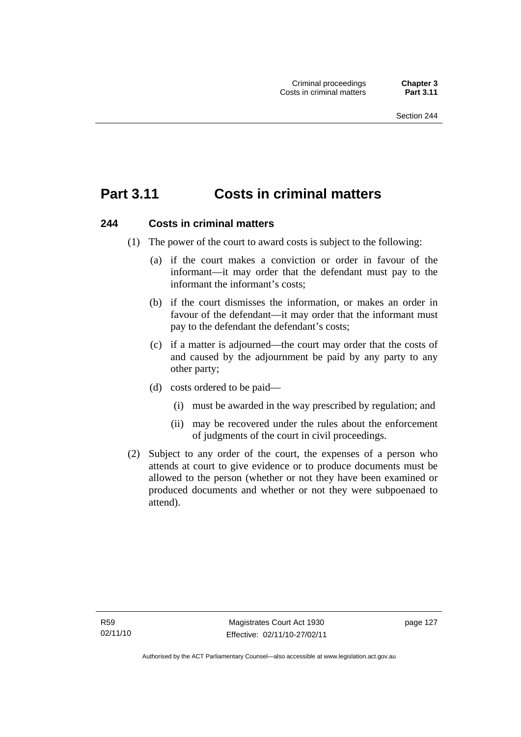# Part 3.11 Costs in criminal matters

### 244 Costs in criminal matters

(1) The power of the court to award costs is subject to the following:

- (a) if the court makes a conviction or order in favour of the informant—it may order that the defendant must pay to the informant the informant's costs;
- (b) if the court dismisses the information, or makes an order in favour of the defendant—it may order that the informant must pay to the defendant the defendant's costs;
- (c) if a matter is adjourned—the court may order that the costs of and caused by the adjournment be paid by any party to any other party;
- (d) costs ordered to be paid—
  - (i) must be awarded in the way prescribed by regulation; and
  - (ii) may be recovered under the rules about the enforcement of judgments of the court in civil proceedings.

(2) Subject to any order of the court, the expenses of a person who attends at court to give evidence or to produce documents must be allowed to the person (whether or not they have been examined or produced documents and whether or not they were subpoenaed to attend).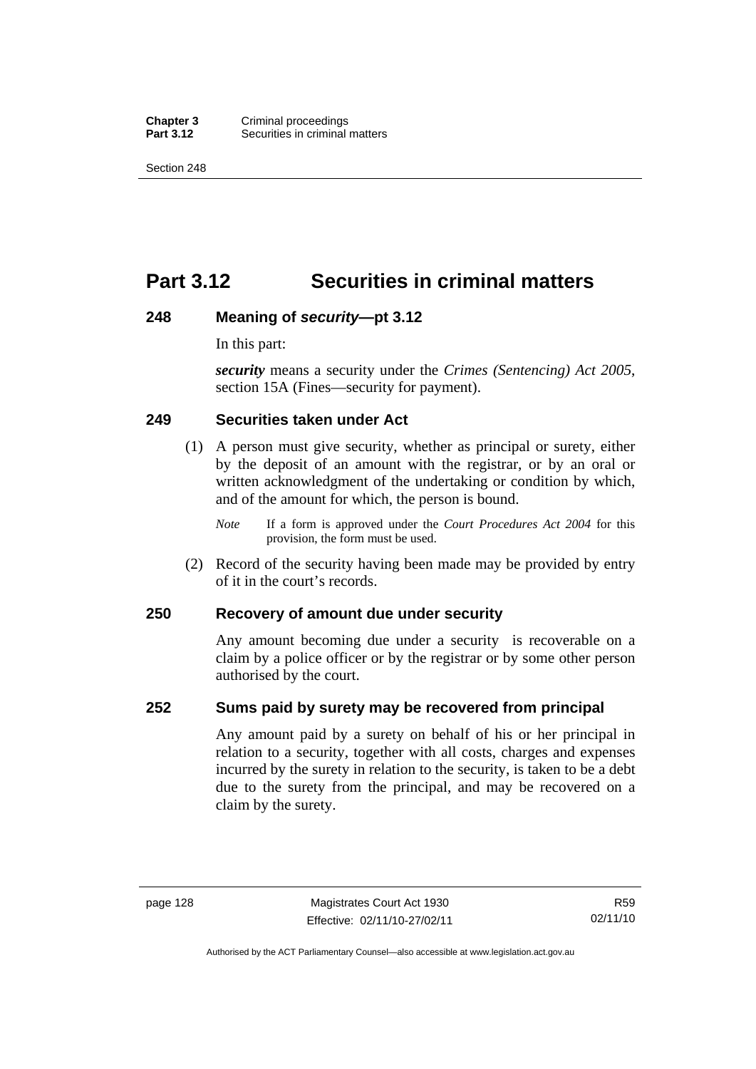# Part 3.12 Securities in criminal matters

## 248 Meaning of *security*—pt 3.12

In this part:

***security*** means a security under the *Crimes (Sentencing) Act 2005*, section 15A (Fines—security for payment).

## 249 Securities taken under Act

(1) A person must give security, whether as principal or surety, either by the deposit of an amount with the registrar, or by an oral or written acknowledgment of the undertaking or condition by which, and of the amount for which, the person is bound.

*Note* If a form is approved under the *Court Procedures Act 2004* for this provision, the form must be used.

(2) Record of the security having been made may be provided by entry of it in the court's records.

## 250 Recovery of amount due under security

Any amount becoming due under a security is recoverable on a claim by a police officer or by the registrar or by some other person authorised by the court.

## 252 Sums paid by surety may be recovered from principal

Any amount paid by a surety on behalf of his or her principal in relation to a security, together with all costs, charges and expenses incurred by the surety in relation to the security, is taken to be a debt due to the surety from the principal, and may be recovered on a claim by the surety.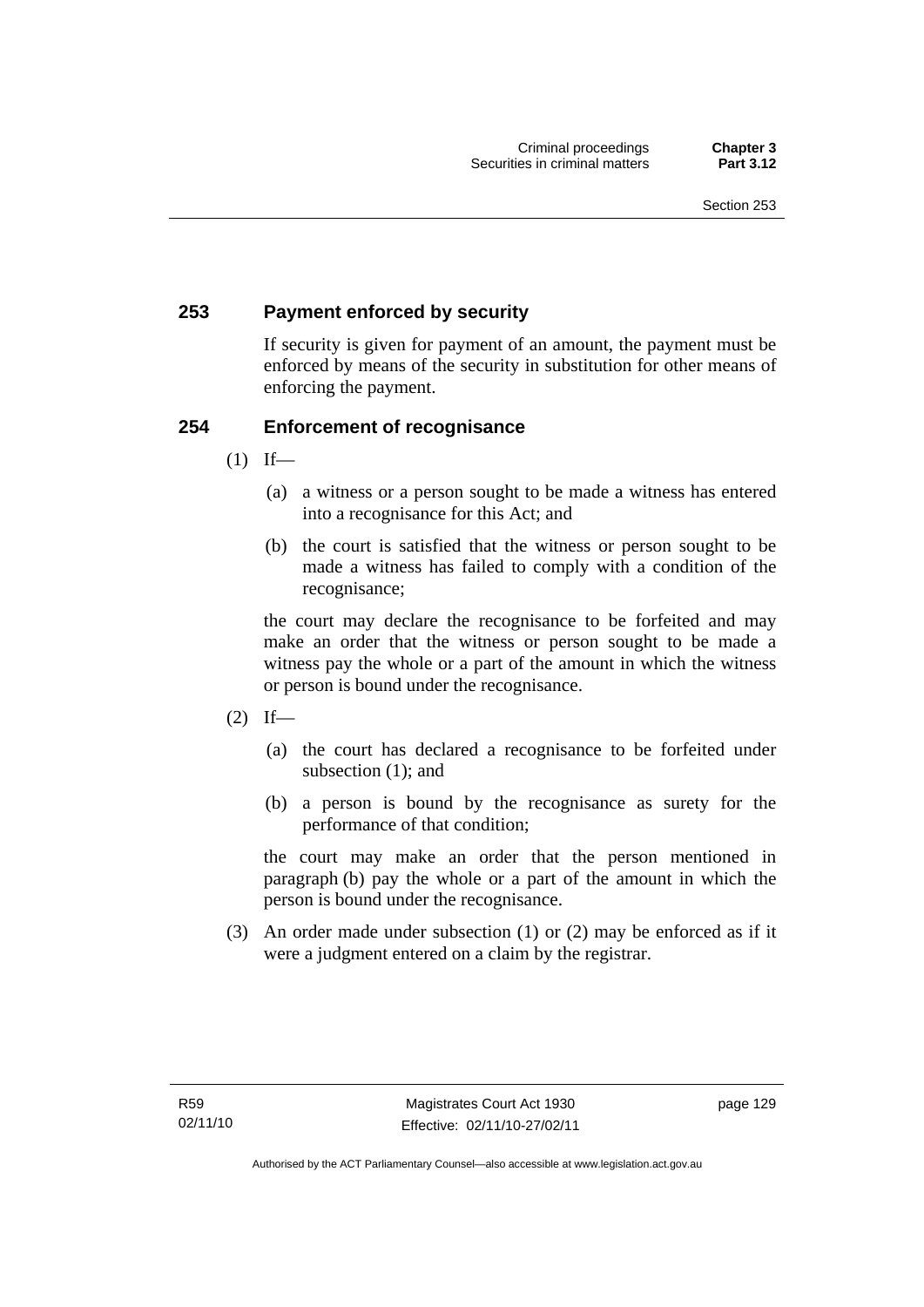### 253 Payment enforced by security

If security is given for payment of an amount, the payment must be enforced by means of the security in substitution for other means of enforcing the payment.

### 254 Enforcement of recognisance

(1) If—

(a) a witness or a person sought to be made a witness has entered into a recognisance for this Act; and

(b) the court is satisfied that the witness or person sought to be made a witness has failed to comply with a condition of the recognisance;

the court may declare the recognisance to be forfeited and may make an order that the witness or person sought to be made a witness pay the whole or a part of the amount in which the witness or person is bound under the recognisance.

(2) If—

(a) the court has declared a recognisance to be forfeited under subsection (1); and

(b) a person is bound by the recognisance as surety for the performance of that condition;

the court may make an order that the person mentioned in paragraph (b) pay the whole or a part of the amount in which the person is bound under the recognisance.

(3) An order made under subsection (1) or (2) may be enforced as if it were a judgment entered on a claim by the registrar.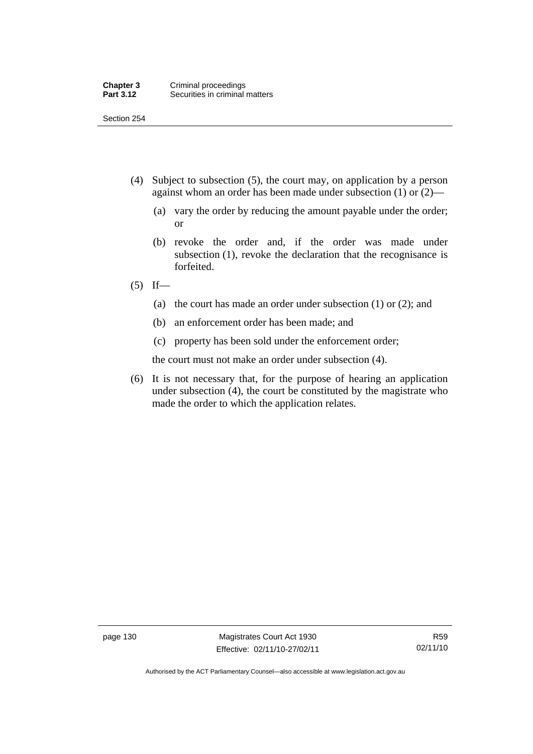(4) Subject to subsection (5), the court may, on application by a person against whom an order has been made under subsection (1) or (2)—

(a) vary the order by reducing the amount payable under the order; or

(b) revoke the order and, if the order was made under subsection (1), revoke the declaration that the recognisance is forfeited.

(5) If—

(a) the court has made an order under subsection (1) or (2); and

(b) an enforcement order has been made; and

(c) property has been sold under the enforcement order;

the court must not make an order under subsection (4).

(6) It is not necessary that, for the purpose of hearing an application under subsection (4), the court be constituted by the magistrate who made the order to which the application relates.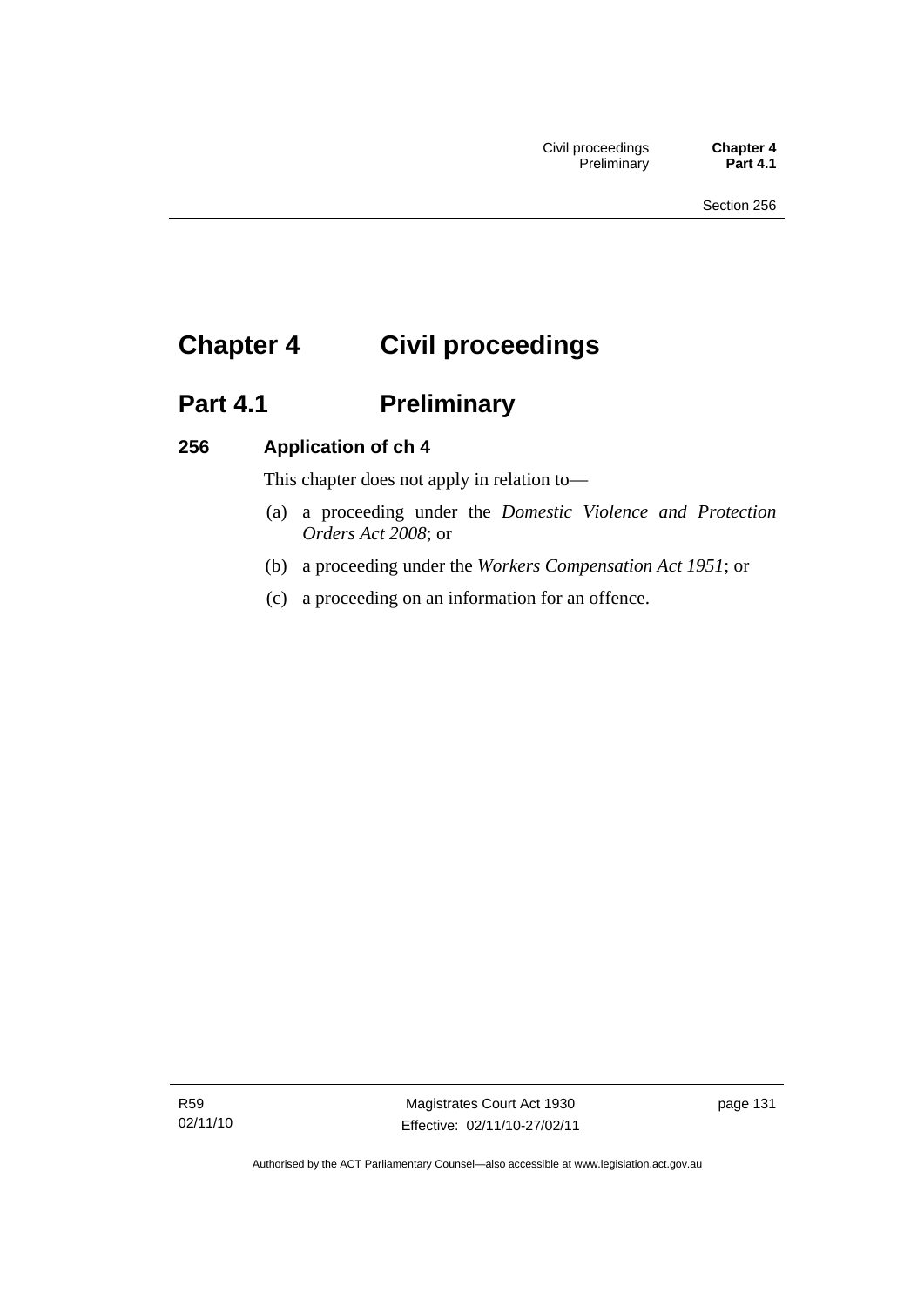# Chapter 4 Civil proceedings

## Part 4.1 Preliminary

### 256 Application of ch 4

This chapter does not apply in relation to—

(a) a proceeding under the *Domestic Violence and Protection Orders Act 2008*; or

(b) a proceeding under the *Workers Compensation Act 1951*; or

(c) a proceeding on an information for an offence.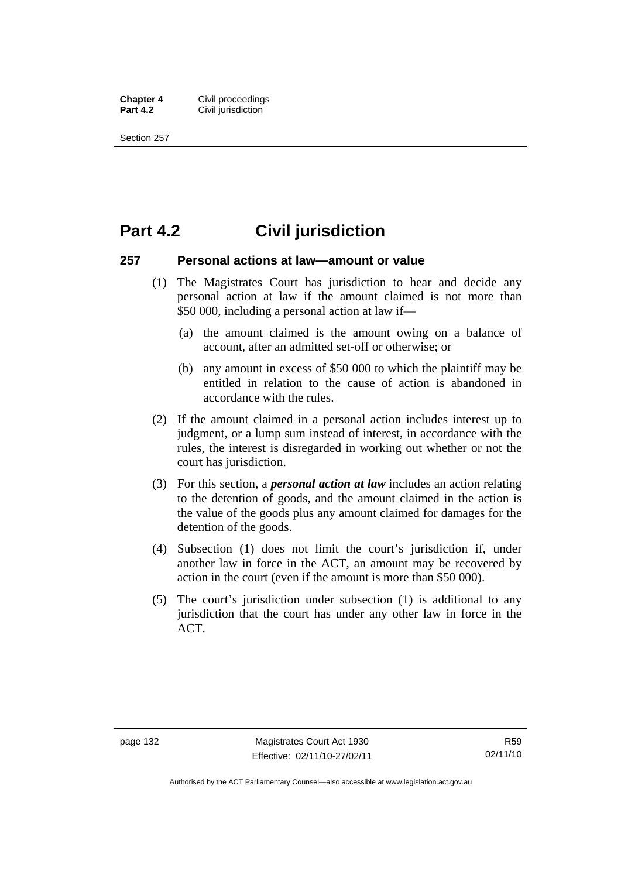# Part 4.2 Civil jurisdiction

## 257 Personal actions at law—amount or value

(1) The Magistrates Court has jurisdiction to hear and decide any personal action at law if the amount claimed is not more than $50 000, including a personal action at law if—

(a) the amount claimed is the amount owing on a balance of account, after an admitted set-off or otherwise; or

(b) any amount in excess of $50 000 to which the plaintiff may be entitled in relation to the cause of action is abandoned in accordance with the rules.

(2) If the amount claimed in a personal action includes interest up to judgment, or a lump sum instead of interest, in accordance with the rules, the interest is disregarded in working out whether or not the court has jurisdiction.

(3) For this section, a ***personal action at law*** includes an action relating to the detention of goods, and the amount claimed in the action is the value of the goods plus any amount claimed for damages for the detention of the goods.

(4) Subsection (1) does not limit the court's jurisdiction if, under another law in force in the ACT, an amount may be recovered by action in the court (even if the amount is more than $50 000).

(5) The court's jurisdiction under subsection (1) is additional to any jurisdiction that the court has under any other law in force in the ACT.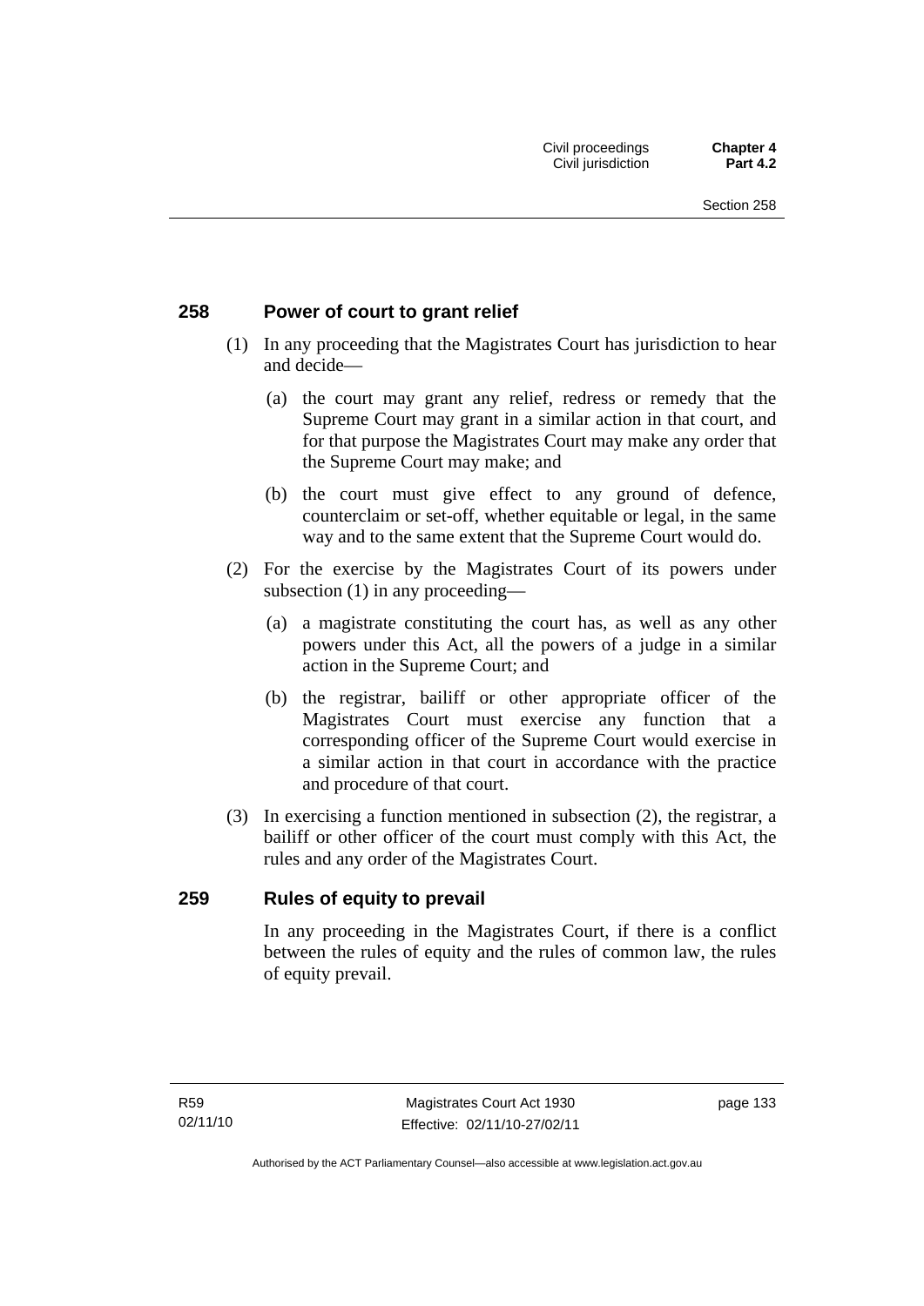## 258 Power of court to grant relief

(1) In any proceeding that the Magistrates Court has jurisdiction to hear and decide—

(a) the court may grant any relief, redress or remedy that the Supreme Court may grant in a similar action in that court, and for that purpose the Magistrates Court may make any order that the Supreme Court may make; and

(b) the court must give effect to any ground of defence, counterclaim or set-off, whether equitable or legal, in the same way and to the same extent that the Supreme Court would do.

(2) For the exercise by the Magistrates Court of its powers under subsection (1) in any proceeding—

(a) a magistrate constituting the court has, as well as any other powers under this Act, all the powers of a judge in a similar action in the Supreme Court; and

(b) the registrar, bailiff or other appropriate officer of the Magistrates Court must exercise any function that a corresponding officer of the Supreme Court would exercise in a similar action in that court in accordance with the practice and procedure of that court.

(3) In exercising a function mentioned in subsection (2), the registrar, a bailiff or other officer of the court must comply with this Act, the rules and any order of the Magistrates Court.

## 259 Rules of equity to prevail

In any proceeding in the Magistrates Court, if there is a conflict between the rules of equity and the rules of common law, the rules of equity prevail.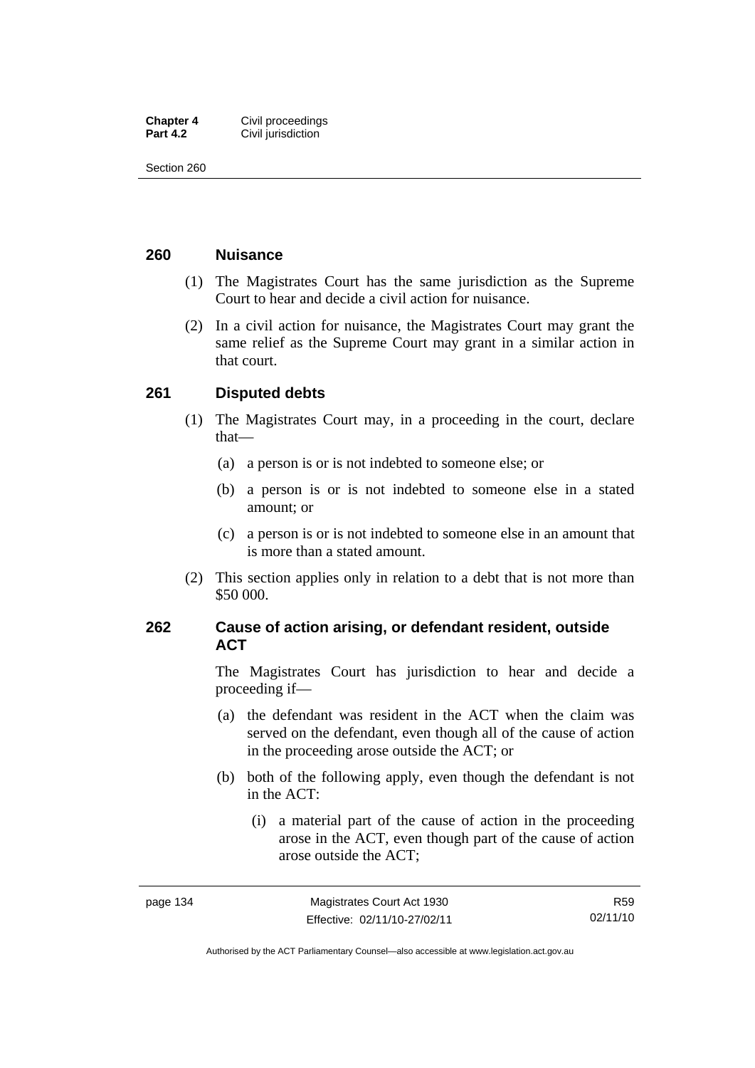## 260 Nuisance

(1) The Magistrates Court has the same jurisdiction as the Supreme Court to hear and decide a civil action for nuisance.

(2) In a civil action for nuisance, the Magistrates Court may grant the same relief as the Supreme Court may grant in a similar action in that court.

## 261 Disputed debts

(1) The Magistrates Court may, in a proceeding in the court, declare that—

- (a) a person is or is not indebted to someone else; or
- (b) a person is or is not indebted to someone else in a stated amount; or
- (c) a person is or is not indebted to someone else in an amount that is more than a stated amount.

(2) This section applies only in relation to a debt that is not more than $50 000.

## 262 Cause of action arising, or defendant resident, outside ACT

The Magistrates Court has jurisdiction to hear and decide a proceeding if—

- (a) the defendant was resident in the ACT when the claim was served on the defendant, even though all of the cause of action in the proceeding arose outside the ACT; or
- (b) both of the following apply, even though the defendant is not in the ACT:
  - (i) a material part of the cause of action in the proceeding arose in the ACT, even though part of the cause of action arose outside the ACT;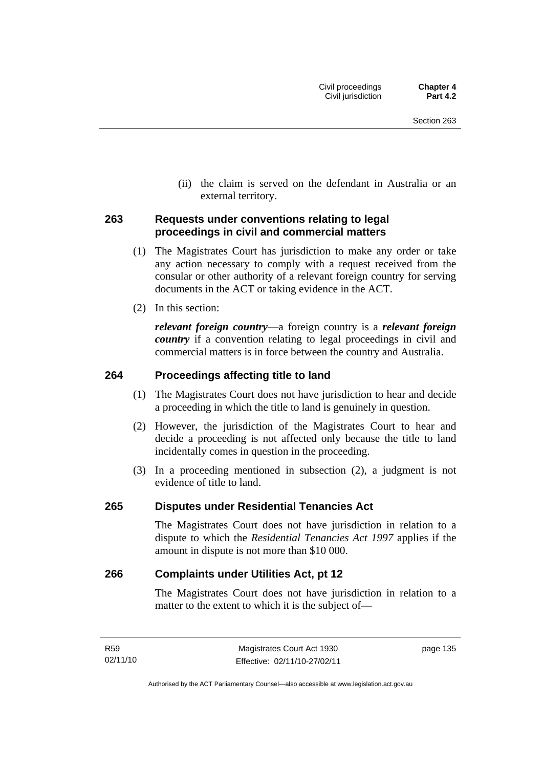(ii) the claim is served on the defendant in Australia or an external territory.

### 263 Requests under conventions relating to legal proceedings in civil and commercial matters

(1) The Magistrates Court has jurisdiction to make any order or take any action necessary to comply with a request received from the consular or other authority of a relevant foreign country for serving documents in the ACT or taking evidence in the ACT.

(2) In this section:

***relevant foreign country***—a foreign country is a ***relevant foreign country*** if a convention relating to legal proceedings in civil and commercial matters is in force between the country and Australia.

### 264 Proceedings affecting title to land

(1) The Magistrates Court does not have jurisdiction to hear and decide a proceeding in which the title to land is genuinely in question.

(2) However, the jurisdiction of the Magistrates Court to hear and decide a proceeding is not affected only because the title to land incidentally comes in question in the proceeding.

(3) In a proceeding mentioned in subsection (2), a judgment is not evidence of title to land.

### 265 Disputes under Residential Tenancies Act

The Magistrates Court does not have jurisdiction in relation to a dispute to which the *Residential Tenancies Act 1997* applies if the amount in dispute is not more than $10 000.

### 266 Complaints under Utilities Act, pt 12

The Magistrates Court does not have jurisdiction in relation to a matter to the extent to which it is the subject of—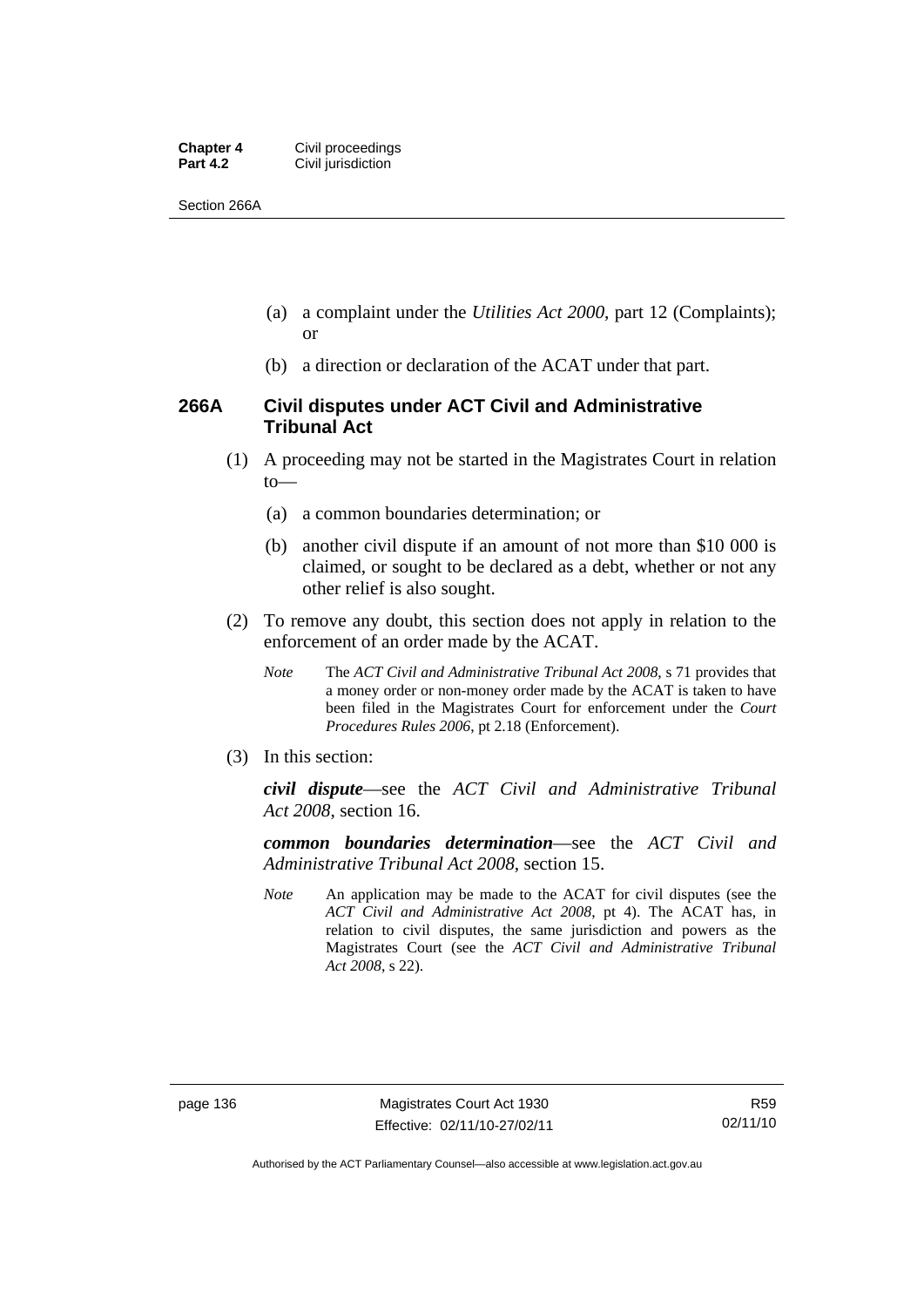(a) a complaint under the *Utilities Act 2000*, part 12 (Complaints); or

(b) a direction or declaration of the ACAT under that part.

### 266A Civil disputes under ACT Civil and Administrative Tribunal Act

(1) A proceeding may not be started in the Magistrates Court in relation to—

(a) a common boundaries determination; or

(b) another civil dispute if an amount of not more than $10 000 is claimed, or sought to be declared as a debt, whether or not any other relief is also sought.

(2) To remove any doubt, this section does not apply in relation to the enforcement of an order made by the ACAT.

*Note* The *ACT Civil and Administrative Tribunal Act 2008*, s 71 provides that a money order or non-money order made by the ACAT is taken to have been filed in the Magistrates Court for enforcement under the *Court Procedures Rules 2006*, pt 2.18 (Enforcement).

(3) In this section:

***civil dispute***—see the *ACT Civil and Administrative Tribunal Act 2008*, section 16.

***common boundaries determination***—see the *ACT Civil and Administrative Tribunal Act 2008*, section 15.

*Note* An application may be made to the ACAT for civil disputes (see the *ACT Civil and Administrative Act 2008*, pt 4). The ACAT has, in relation to civil disputes, the same jurisdiction and powers as the Magistrates Court (see the *ACT Civil and Administrative Tribunal Act 2008*, s 22).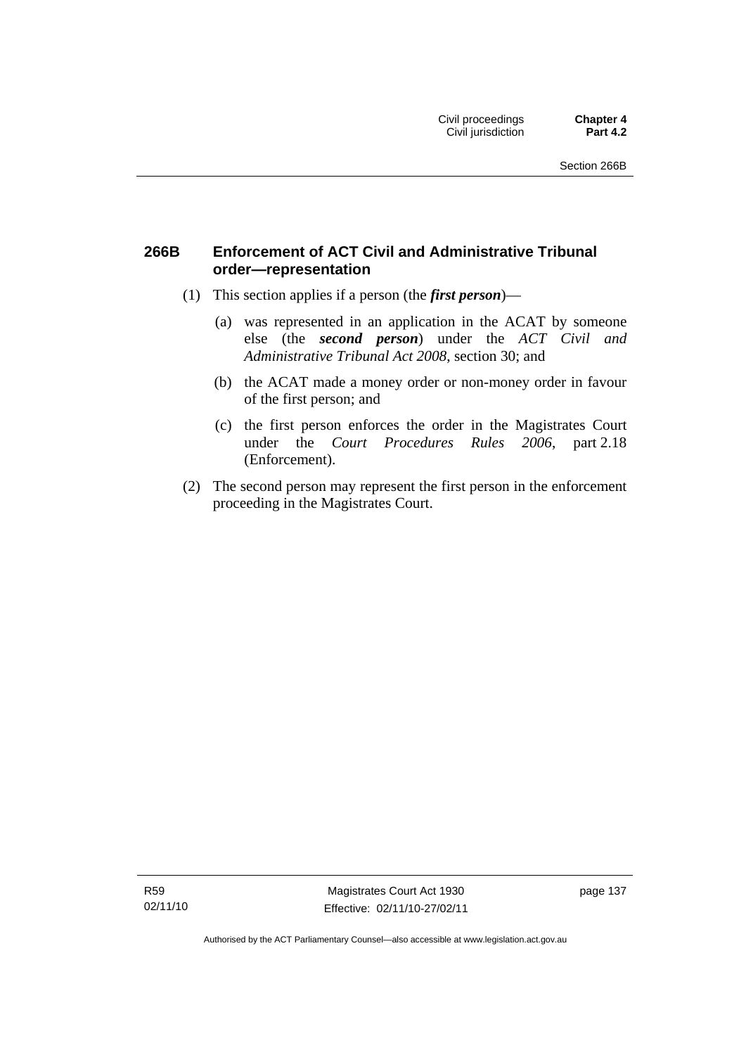## 266B Enforcement of ACT Civil and Administrative Tribunal order—representation

(1) This section applies if a person (the ***first person***)—

(a) was represented in an application in the ACAT by someone else (the ***second person***) under the *ACT Civil and Administrative Tribunal Act 2008*, section 30; and

(b) the ACAT made a money order or non-money order in favour of the first person; and

(c) the first person enforces the order in the Magistrates Court under the *Court Procedures Rules 2006*, part 2.18 (Enforcement).

(2) The second person may represent the first person in the enforcement proceeding in the Magistrates Court.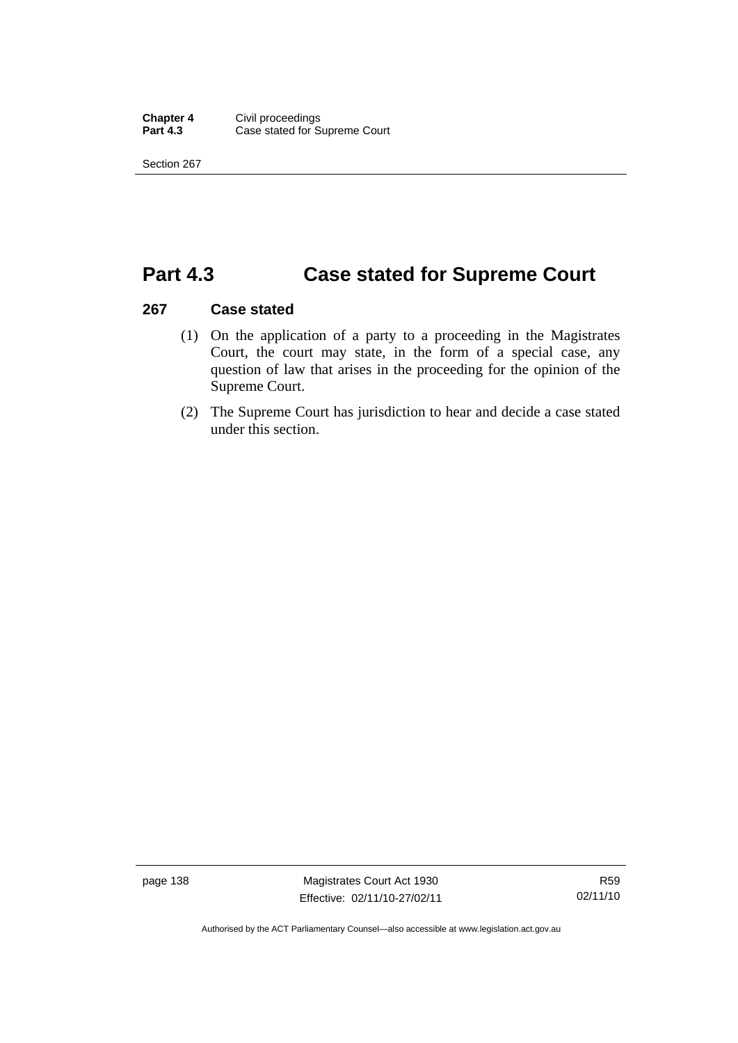# Part 4.3 Case stated for Supreme Court

## 267 Case stated

(1) On the application of a party to a proceeding in the Magistrates Court, the court may state, in the form of a special case, any question of law that arises in the proceeding for the opinion of the Supreme Court.

(2) The Supreme Court has jurisdiction to hear and decide a case stated under this section.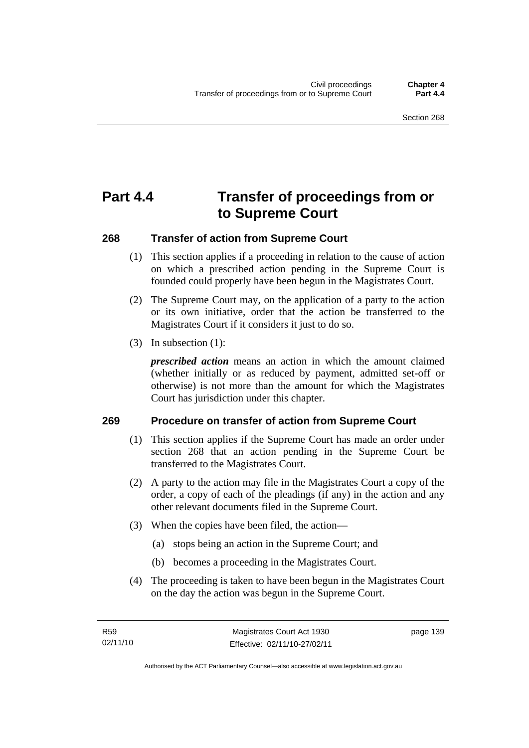# Part 4.4 Transfer of proceedings from or to Supreme Court

## 268 Transfer of action from Supreme Court

(1) This section applies if a proceeding in relation to the cause of action on which a prescribed action pending in the Supreme Court is founded could properly have been begun in the Magistrates Court.

(2) The Supreme Court may, on the application of a party to the action or its own initiative, order that the action be transferred to the Magistrates Court if it considers it just to do so.

(3) In subsection (1):

***prescribed action*** means an action in which the amount claimed (whether initially or as reduced by payment, admitted set-off or otherwise) is not more than the amount for which the Magistrates Court has jurisdiction under this chapter.

## 269 Procedure on transfer of action from Supreme Court

(1) This section applies if the Supreme Court has made an order under section 268 that an action pending in the Supreme Court be transferred to the Magistrates Court.

(2) A party to the action may file in the Magistrates Court a copy of the order, a copy of each of the pleadings (if any) in the action and any other relevant documents filed in the Supreme Court.

(3) When the copies have been filed, the action—

(a) stops being an action in the Supreme Court; and

(b) becomes a proceeding in the Magistrates Court.

(4) The proceeding is taken to have been begun in the Magistrates Court on the day the action was begun in the Supreme Court.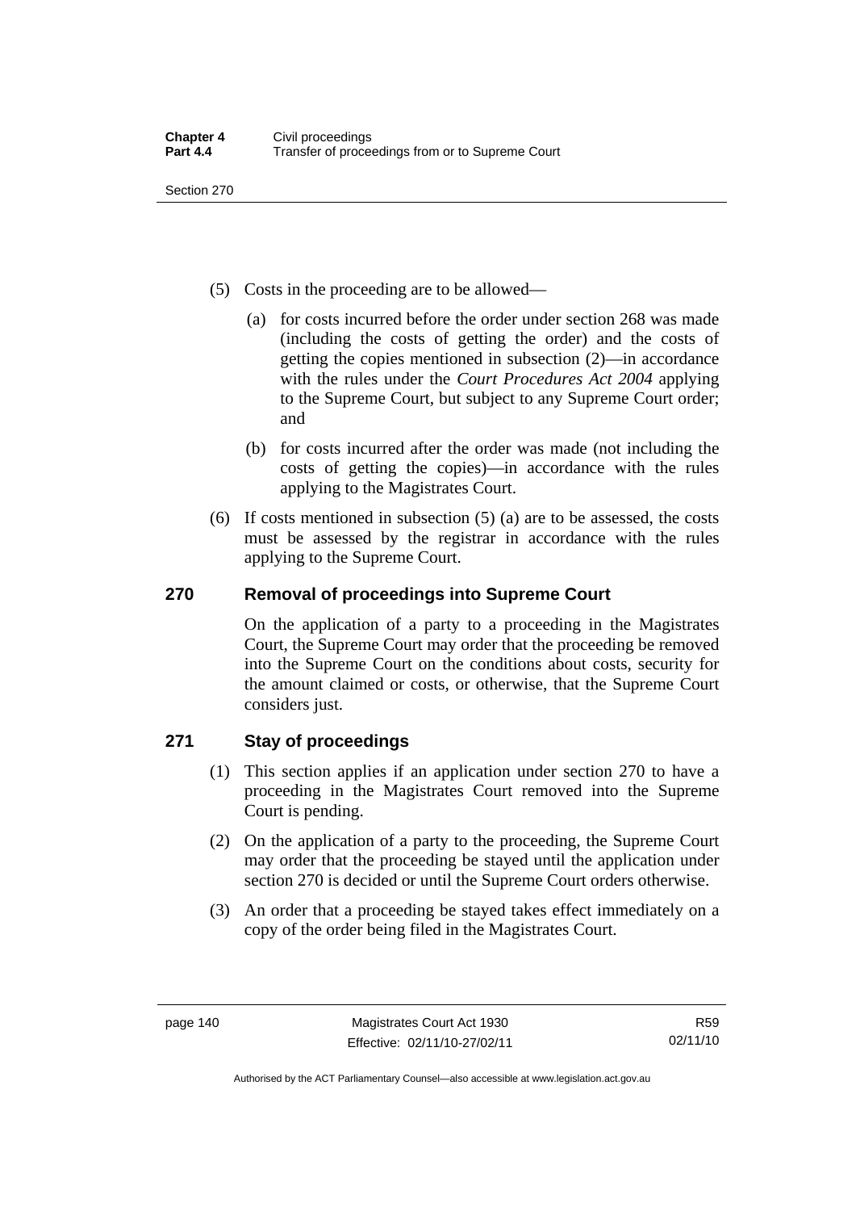(5) Costs in the proceeding are to be allowed—

(a) for costs incurred before the order under section 268 was made (including the costs of getting the order) and the costs of getting the copies mentioned in subsection (2)—in accordance with the rules under the *Court Procedures Act 2004* applying to the Supreme Court, but subject to any Supreme Court order; and

(b) for costs incurred after the order was made (not including the costs of getting the copies)—in accordance with the rules applying to the Magistrates Court.

(6) If costs mentioned in subsection (5) (a) are to be assessed, the costs must be assessed by the registrar in accordance with the rules applying to the Supreme Court.

## 270 Removal of proceedings into Supreme Court

On the application of a party to a proceeding in the Magistrates Court, the Supreme Court may order that the proceeding be removed into the Supreme Court on the conditions about costs, security for the amount claimed or costs, or otherwise, that the Supreme Court considers just.

## 271 Stay of proceedings

(1) This section applies if an application under section 270 to have a proceeding in the Magistrates Court removed into the Supreme Court is pending.

(2) On the application of a party to the proceeding, the Supreme Court may order that the proceeding be stayed until the application under section 270 is decided or until the Supreme Court orders otherwise.

(3) An order that a proceeding be stayed takes effect immediately on a copy of the order being filed in the Magistrates Court.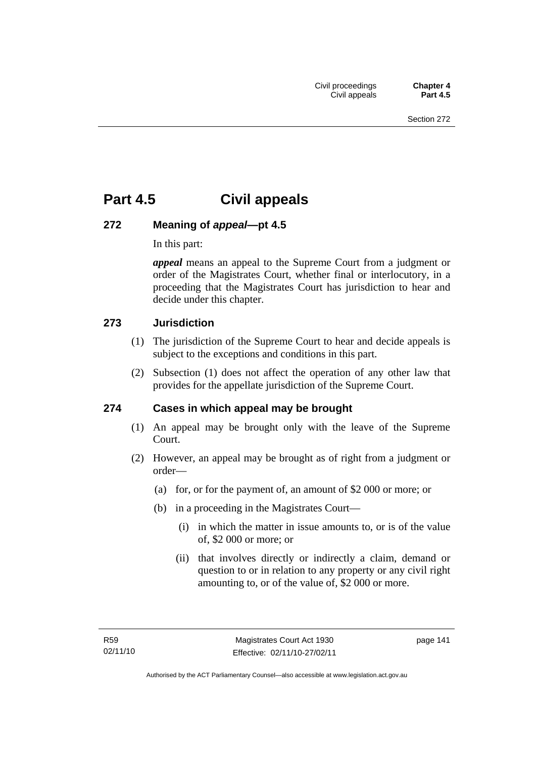# Part 4.5 Civil appeals

## 272 Meaning of *appeal*—pt 4.5

In this part:

***appeal*** means an appeal to the Supreme Court from a judgment or order of the Magistrates Court, whether final or interlocutory, in a proceeding that the Magistrates Court has jurisdiction to hear and decide under this chapter.

## 273 Jurisdiction

(1) The jurisdiction of the Supreme Court to hear and decide appeals is subject to the exceptions and conditions in this part.

(2) Subsection (1) does not affect the operation of any other law that provides for the appellate jurisdiction of the Supreme Court.

## 274 Cases in which appeal may be brought

(1) An appeal may be brought only with the leave of the Supreme Court.

(2) However, an appeal may be brought as of right from a judgment or order—

(a) for, or for the payment of, an amount of $2 000 or more; or

(b) in a proceeding in the Magistrates Court—

(i) in which the matter in issue amounts to, or is of the value of, $2 000 or more; or

(ii) that involves directly or indirectly a claim, demand or question to or in relation to any property or any civil right amounting to, or of the value of, $2 000 or more.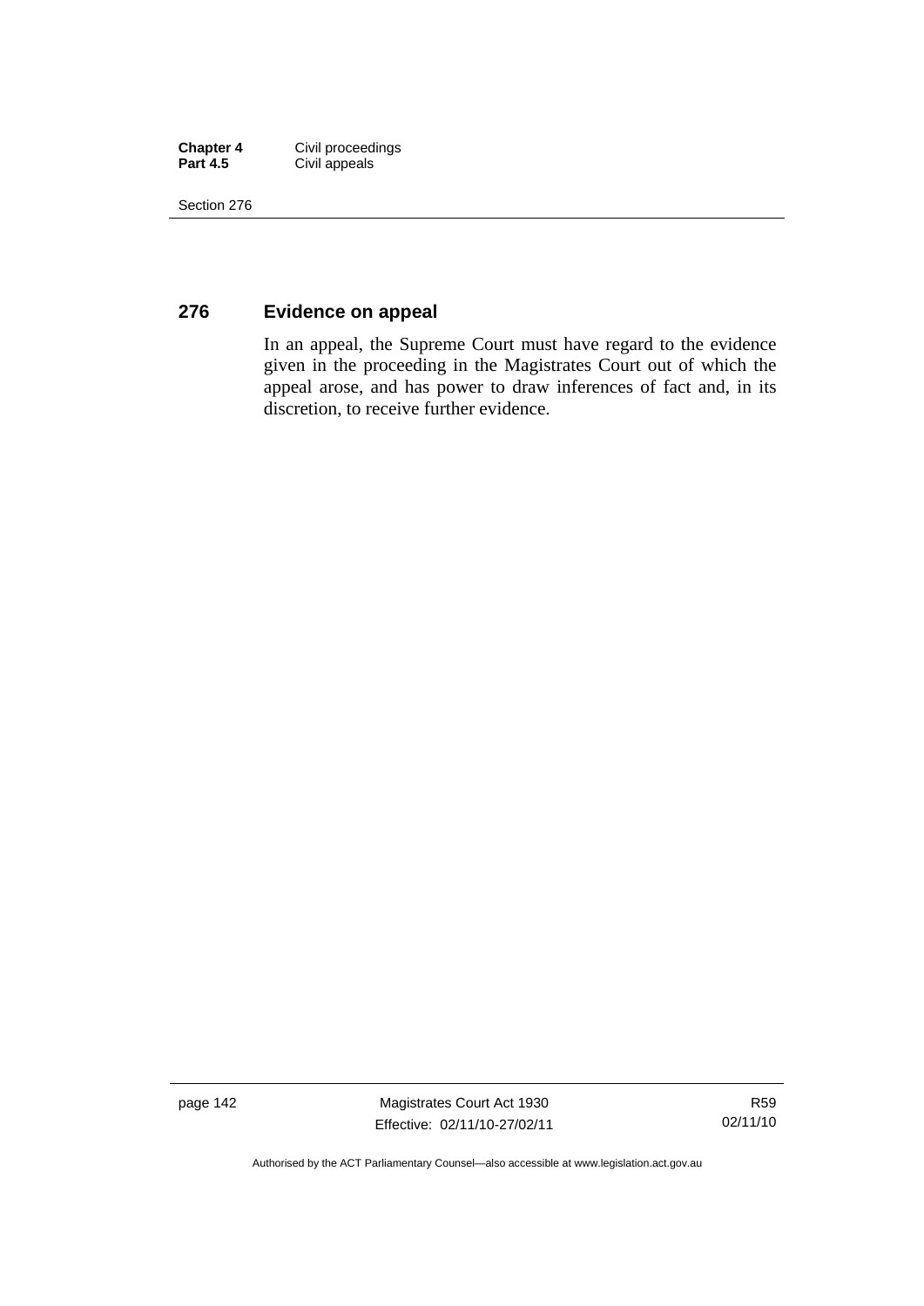## 276 Evidence on appeal

In an appeal, the Supreme Court must have regard to the evidence given in the proceeding in the Magistrates Court out of which the appeal arose, and has power to draw inferences of fact and, in its discretion, to receive further evidence.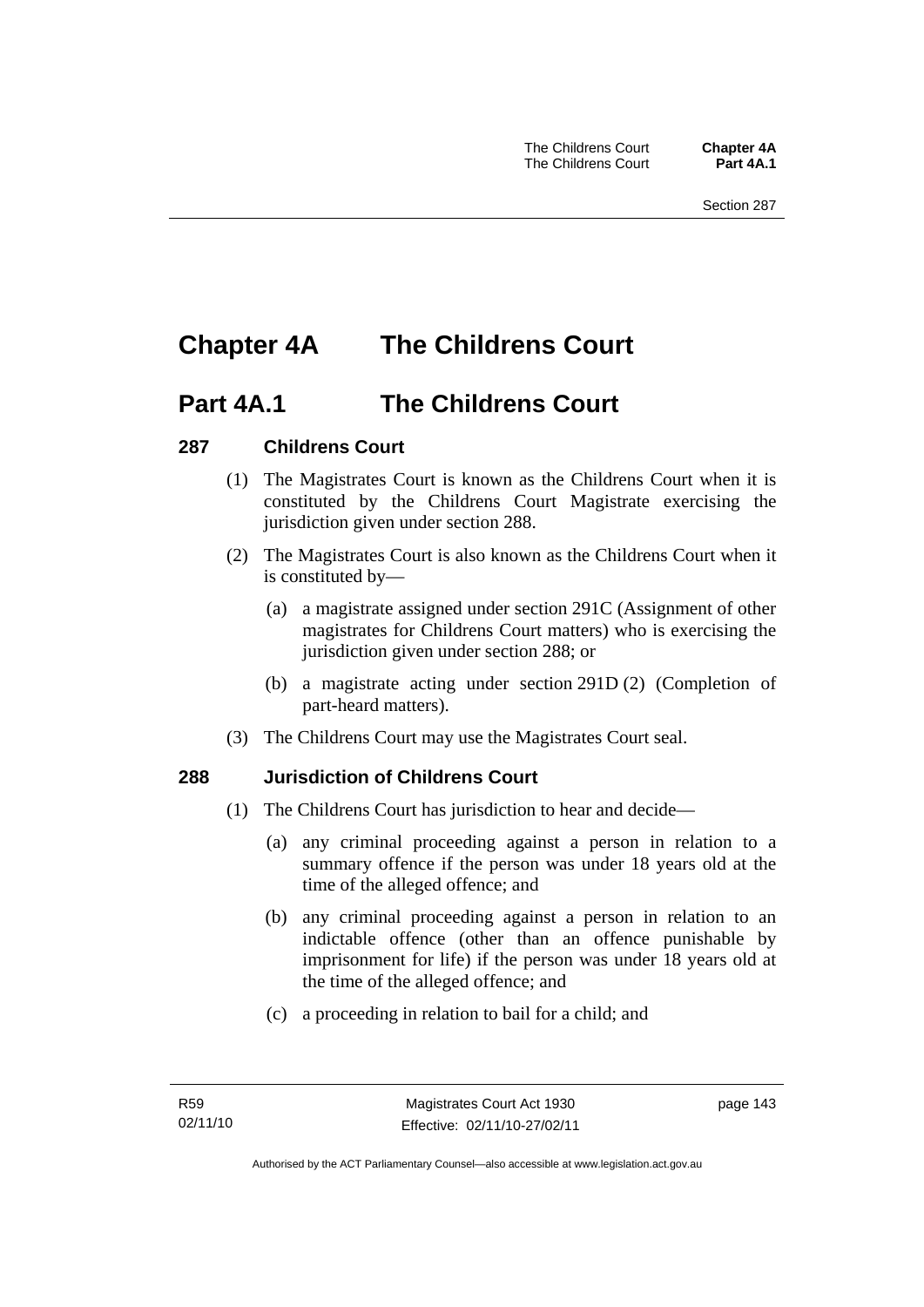# Chapter 4A The Childrens Court

## Part 4A.1 The Childrens Court

### 287 Childrens Court

(1) The Magistrates Court is known as the Childrens Court when it is constituted by the Childrens Court Magistrate exercising the jurisdiction given under section 288.

(2) The Magistrates Court is also known as the Childrens Court when it is constituted by—

(a) a magistrate assigned under section 291C (Assignment of other magistrates for Childrens Court matters) who is exercising the jurisdiction given under section 288; or

(b) a magistrate acting under section 291D (2) (Completion of part-heard matters).

(3) The Childrens Court may use the Magistrates Court seal.

### 288 Jurisdiction of Childrens Court

(1) The Childrens Court has jurisdiction to hear and decide—

(a) any criminal proceeding against a person in relation to a summary offence if the person was under 18 years old at the time of the alleged offence; and

(b) any criminal proceeding against a person in relation to an indictable offence (other than an offence punishable by imprisonment for life) if the person was under 18 years old at the time of the alleged offence; and

(c) a proceeding in relation to bail for a child; and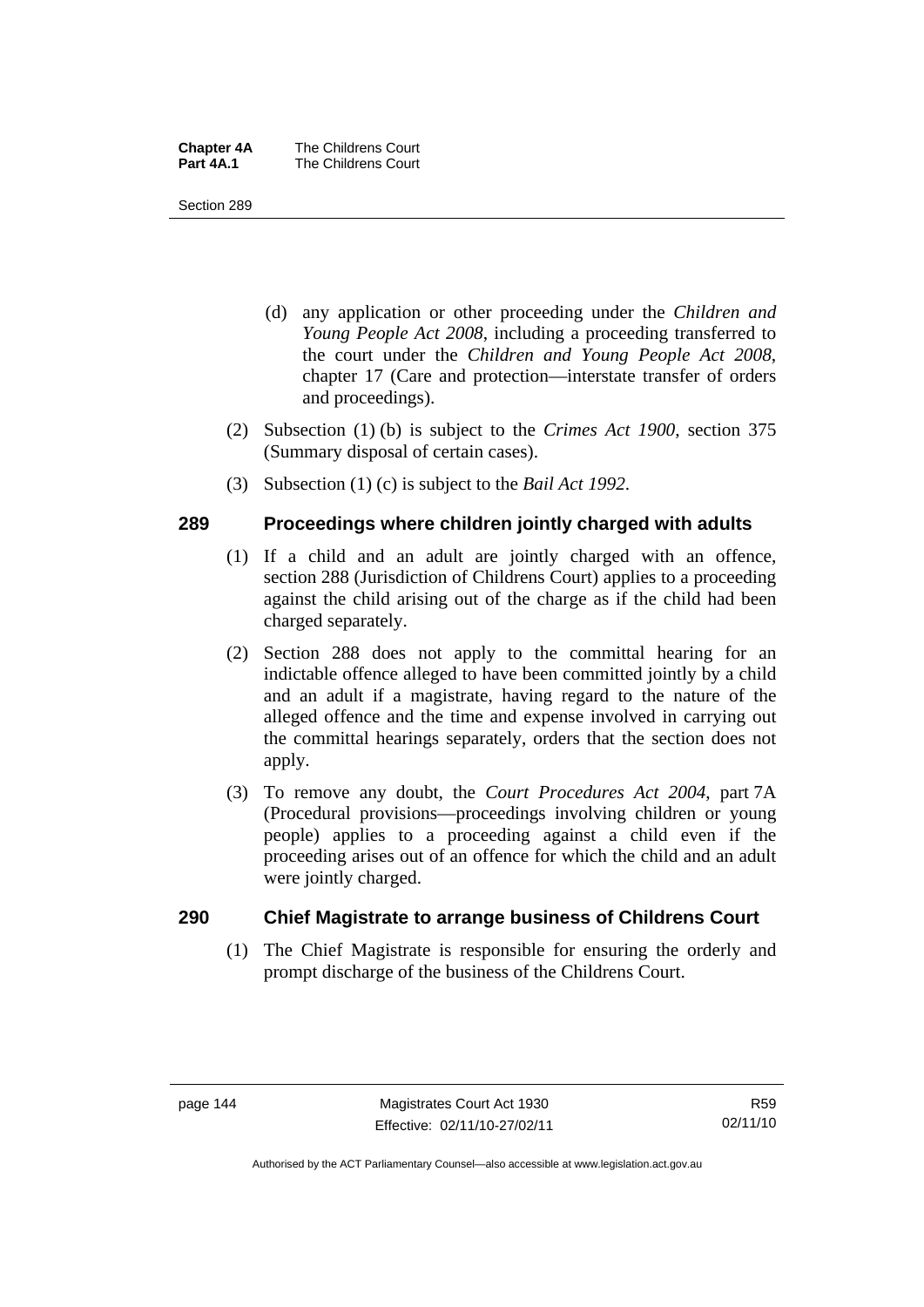(d) any application or other proceeding under the *Children and Young People Act 2008*, including a proceeding transferred to the court under the *Children and Young People Act 2008*, chapter 17 (Care and protection—interstate transfer of orders and proceedings).

(2) Subsection (1) (b) is subject to the *Crimes Act 1900*, section 375 (Summary disposal of certain cases).

(3) Subsection (1) (c) is subject to the *Bail Act 1992*.

## 289 Proceedings where children jointly charged with adults

(1) If a child and an adult are jointly charged with an offence, section 288 (Jurisdiction of Childrens Court) applies to a proceeding against the child arising out of the charge as if the child had been charged separately.

(2) Section 288 does not apply to the committal hearing for an indictable offence alleged to have been committed jointly by a child and an adult if a magistrate, having regard to the nature of the alleged offence and the time and expense involved in carrying out the committal hearings separately, orders that the section does not apply.

(3) To remove any doubt, the *Court Procedures Act 2004*, part 7A (Procedural provisions—proceedings involving children or young people) applies to a proceeding against a child even if the proceeding arises out of an offence for which the child and an adult were jointly charged.

## 290 Chief Magistrate to arrange business of Childrens Court

(1) The Chief Magistrate is responsible for ensuring the orderly and prompt discharge of the business of the Childrens Court.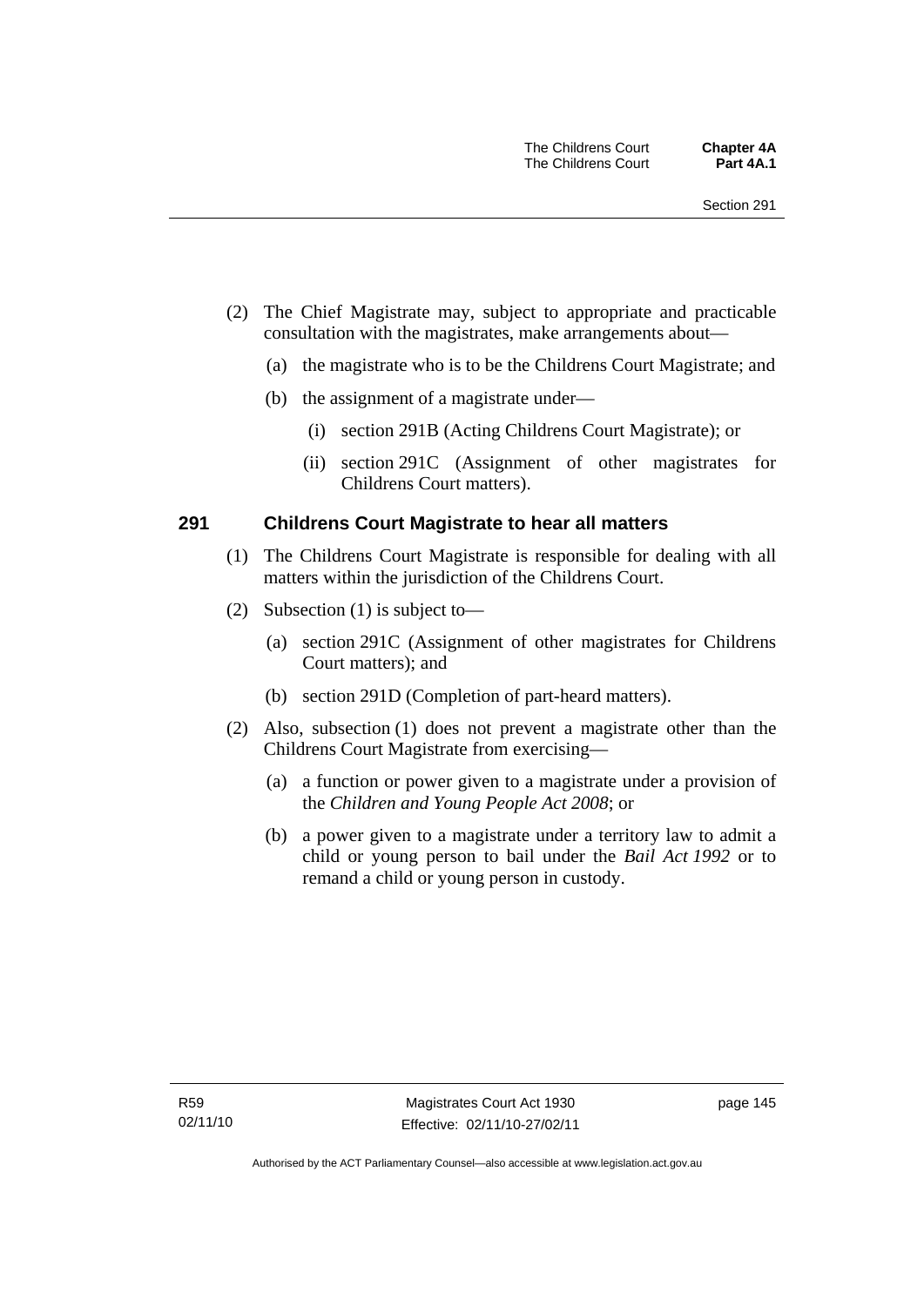(2) The Chief Magistrate may, subject to appropriate and practicable consultation with the magistrates, make arrangements about—

(a) the magistrate who is to be the Childrens Court Magistrate; and

(b) the assignment of a magistrate under—

(i) section 291B (Acting Childrens Court Magistrate); or

(ii) section 291C (Assignment of other magistrates for Childrens Court matters).

## 291 Childrens Court Magistrate to hear all matters

(1) The Childrens Court Magistrate is responsible for dealing with all matters within the jurisdiction of the Childrens Court.

(2) Subsection (1) is subject to—

(a) section 291C (Assignment of other magistrates for Childrens Court matters); and

(b) section 291D (Completion of part-heard matters).

(2) Also, subsection (1) does not prevent a magistrate other than the Childrens Court Magistrate from exercising—

(a) a function or power given to a magistrate under a provision of the *Children and Young People Act 2008*; or

(b) a power given to a magistrate under a territory law to admit a child or young person to bail under the *Bail Act 1992* or to remand a child or young person in custody.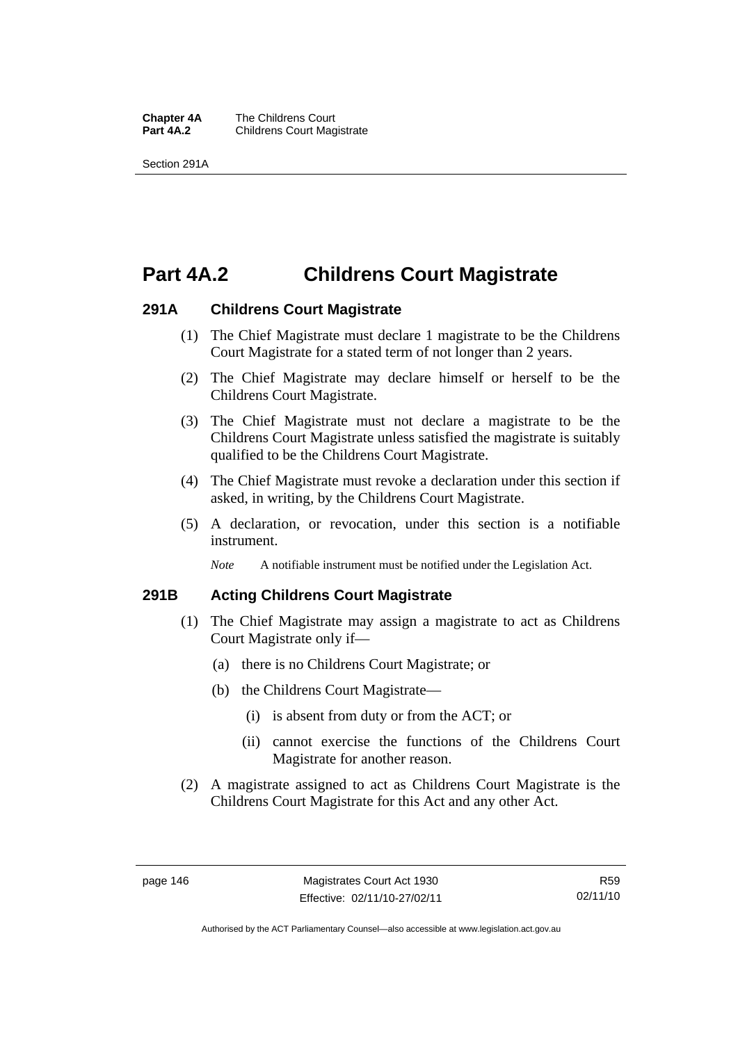# Part 4A.2 Childrens Court Magistrate

### 291A Childrens Court Magistrate

(1) The Chief Magistrate must declare 1 magistrate to be the Childrens Court Magistrate for a stated term of not longer than 2 years.

(2) The Chief Magistrate may declare himself or herself to be the Childrens Court Magistrate.

(3) The Chief Magistrate must not declare a magistrate to be the Childrens Court Magistrate unless satisfied the magistrate is suitably qualified to be the Childrens Court Magistrate.

(4) The Chief Magistrate must revoke a declaration under this section if asked, in writing, by the Childrens Court Magistrate.

(5) A declaration, or revocation, under this section is a notifiable instrument.

*Note* A notifiable instrument must be notified under the Legislation Act.

### 291B Acting Childrens Court Magistrate

(1) The Chief Magistrate may assign a magistrate to act as Childrens Court Magistrate only if—

(a) there is no Childrens Court Magistrate; or

(b) the Childrens Court Magistrate—

(i) is absent from duty or from the ACT; or

(ii) cannot exercise the functions of the Childrens Court Magistrate for another reason.

(2) A magistrate assigned to act as Childrens Court Magistrate is the Childrens Court Magistrate for this Act and any other Act.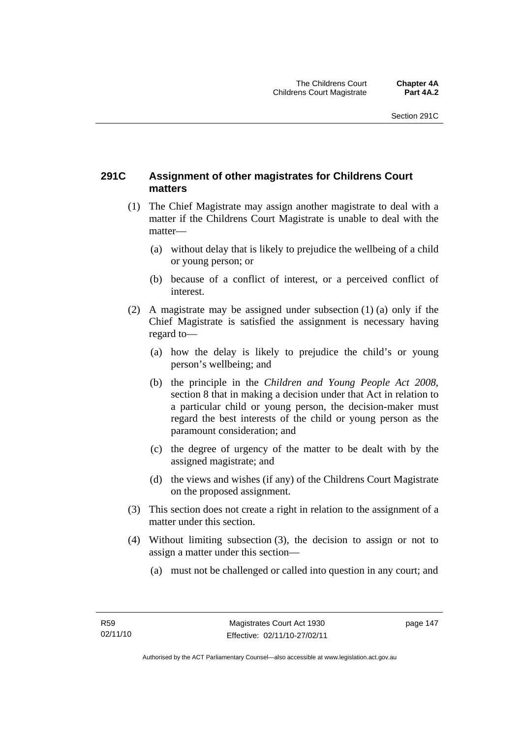## 291C Assignment of other magistrates for Childrens Court matters

(1) The Chief Magistrate may assign another magistrate to deal with a matter if the Childrens Court Magistrate is unable to deal with the matter—

(a) without delay that is likely to prejudice the wellbeing of a child or young person; or

(b) because of a conflict of interest, or a perceived conflict of interest.

(2) A magistrate may be assigned under subsection (1) (a) only if the Chief Magistrate is satisfied the assignment is necessary having regard to—

(a) how the delay is likely to prejudice the child's or young person's wellbeing; and

(b) the principle in the *Children and Young People Act 2008*, section 8 that in making a decision under that Act in relation to a particular child or young person, the decision-maker must regard the best interests of the child or young person as the paramount consideration; and

(c) the degree of urgency of the matter to be dealt with by the assigned magistrate; and

(d) the views and wishes (if any) of the Childrens Court Magistrate on the proposed assignment.

(3) This section does not create a right in relation to the assignment of a matter under this section.

(4) Without limiting subsection (3), the decision to assign or not to assign a matter under this section—

(a) must not be challenged or called into question in any court; and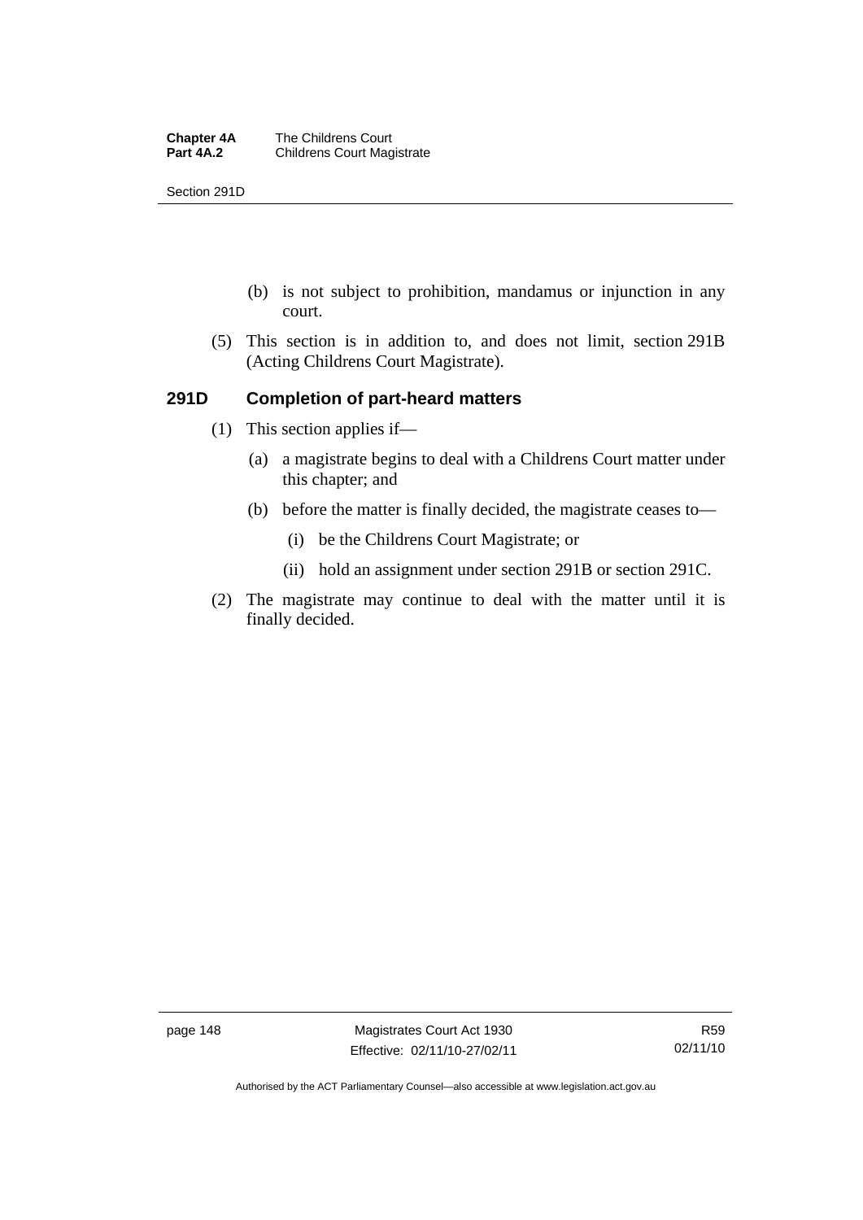(b) is not subject to prohibition, mandamus or injunction in any court.

(5) This section is in addition to, and does not limit, section 291B (Acting Childrens Court Magistrate).

## 291D Completion of part-heard matters

(1) This section applies if—

(a) a magistrate begins to deal with a Childrens Court matter under this chapter; and

(b) before the matter is finally decided, the magistrate ceases to—

(i) be the Childrens Court Magistrate; or

(ii) hold an assignment under section 291B or section 291C.

(2) The magistrate may continue to deal with the matter until it is finally decided.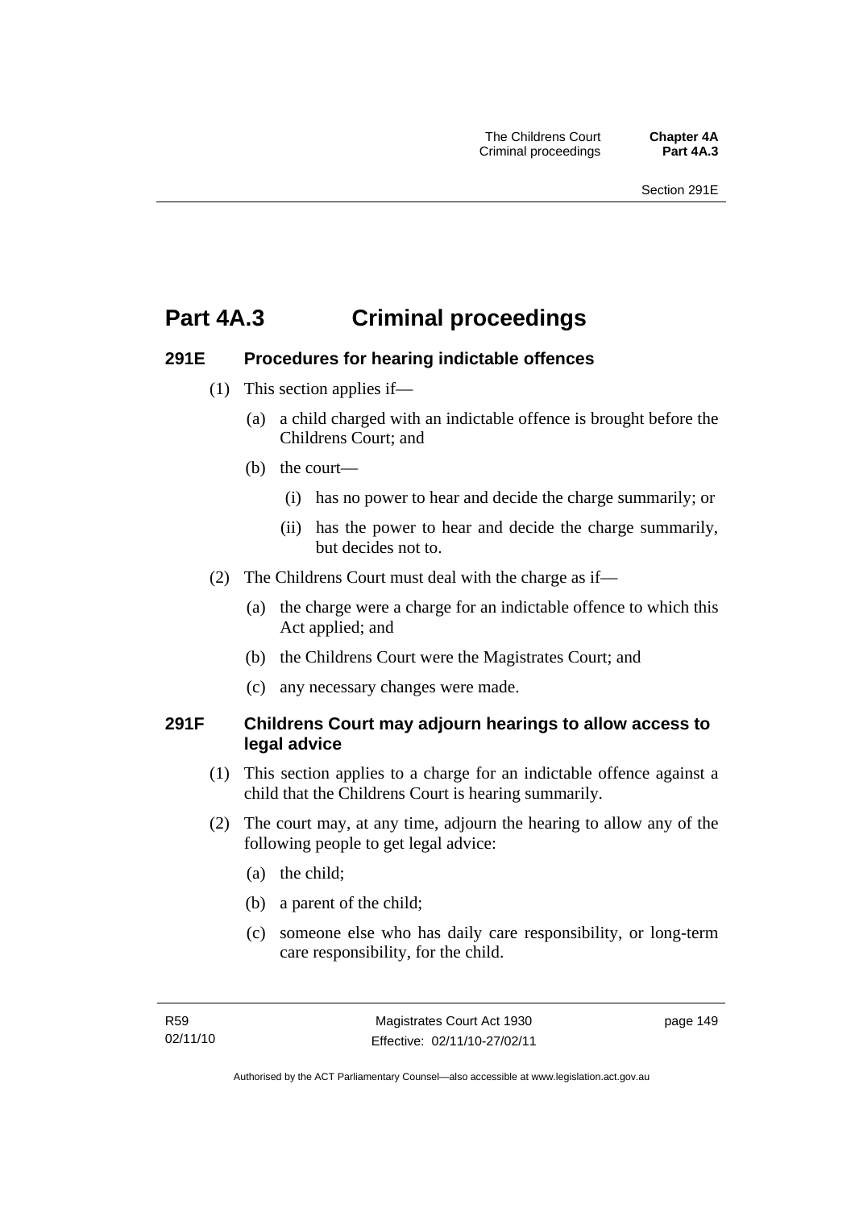# Part 4A.3 Criminal proceedings

## 291E Procedures for hearing indictable offences

(1) This section applies if—

(a) a child charged with an indictable offence is brought before the Childrens Court; and

(b) the court—

(i) has no power to hear and decide the charge summarily; or

(ii) has the power to hear and decide the charge summarily, but decides not to.

(2) The Childrens Court must deal with the charge as if—

(a) the charge were a charge for an indictable offence to which this Act applied; and

(b) the Childrens Court were the Magistrates Court; and

(c) any necessary changes were made.

## 291F Childrens Court may adjourn hearings to allow access to legal advice

(1) This section applies to a charge for an indictable offence against a child that the Childrens Court is hearing summarily.

(2) The court may, at any time, adjourn the hearing to allow any of the following people to get legal advice:

(a) the child;

(b) a parent of the child;

(c) someone else who has daily care responsibility, or long-term care responsibility, for the child.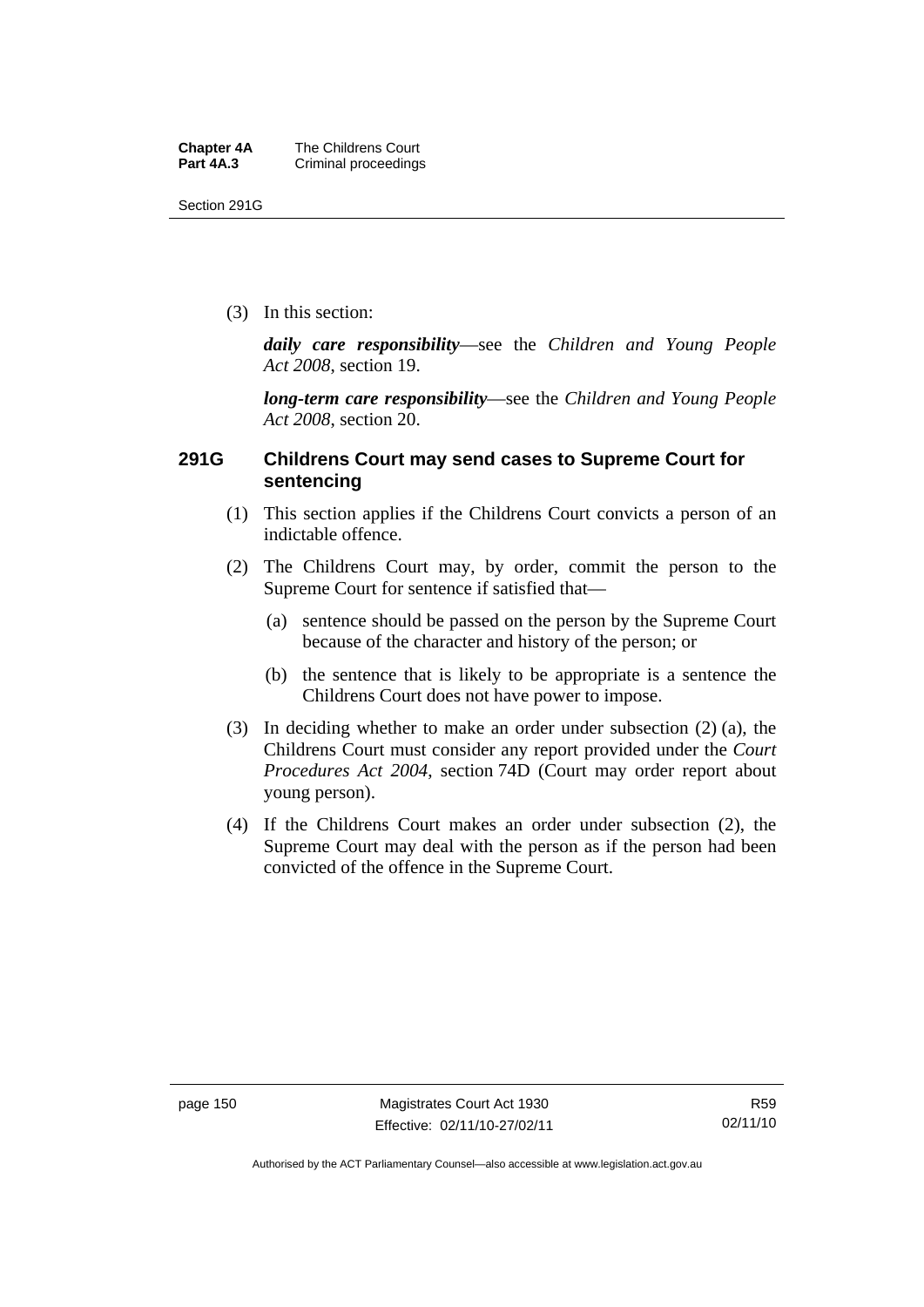(3) In this section:

***daily care responsibility***—see the *Children and Young People Act 2008*, section 19.

***long-term care responsibility***—see the *Children and Young People Act 2008*, section 20.

### 291G Childrens Court may send cases to Supreme Court for sentencing

(1) This section applies if the Childrens Court convicts a person of an indictable offence.

(2) The Childrens Court may, by order, commit the person to the Supreme Court for sentence if satisfied that—

(a) sentence should be passed on the person by the Supreme Court because of the character and history of the person; or

(b) the sentence that is likely to be appropriate is a sentence the Childrens Court does not have power to impose.

(3) In deciding whether to make an order under subsection (2) (a), the Childrens Court must consider any report provided under the *Court Procedures Act 2004*, section 74D (Court may order report about young person).

(4) If the Childrens Court makes an order under subsection (2), the Supreme Court may deal with the person as if the person had been convicted of the offence in the Supreme Court.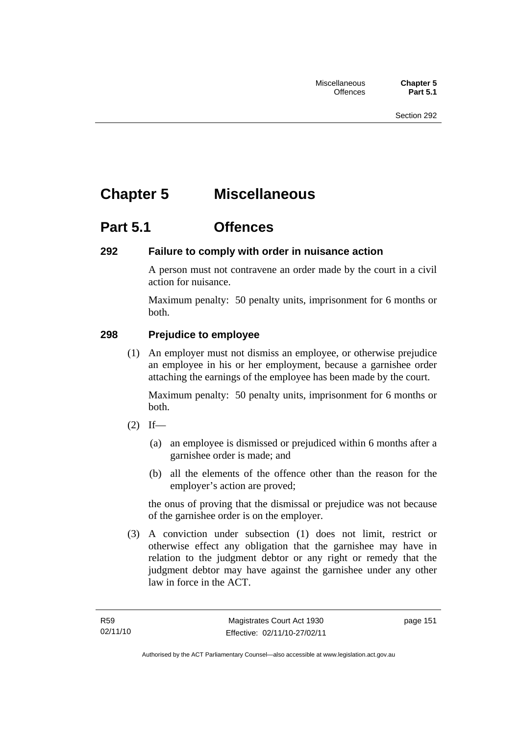# Chapter 5 Miscellaneous

## Part 5.1 Offences

### 292 Failure to comply with order in nuisance action

A person must not contravene an order made by the court in a civil action for nuisance.

Maximum penalty: 50 penalty units, imprisonment for 6 months or both.

### 298 Prejudice to employee

(1) An employer must not dismiss an employee, or otherwise prejudice an employee in his or her employment, because a garnishee order attaching the earnings of the employee has been made by the court.

Maximum penalty: 50 penalty units, imprisonment for 6 months or both.

(2) If—

(a) an employee is dismissed or prejudiced within 6 months after a garnishee order is made; and

(b) all the elements of the offence other than the reason for the employer's action are proved;

the onus of proving that the dismissal or prejudice was not because of the garnishee order is on the employer.

(3) A conviction under subsection (1) does not limit, restrict or otherwise effect any obligation that the garnishee may have in relation to the judgment debtor or any right or remedy that the judgment debtor may have against the garnishee under any other law in force in the ACT.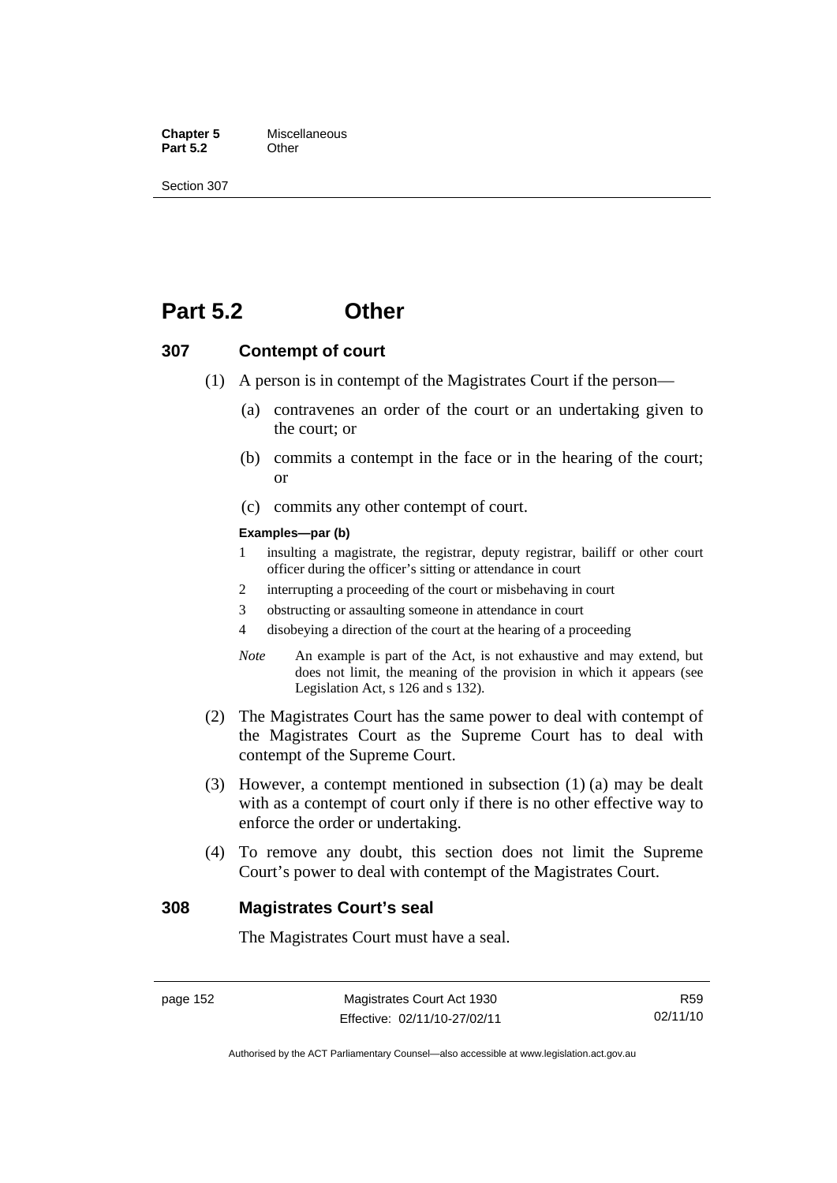# Part 5.2 Other

## 307 Contempt of court

(1) A person is in contempt of the Magistrates Court if the person—

(a) contravenes an order of the court or an undertaking given to the court; or

(b) commits a contempt in the face or in the hearing of the court; or

(c) commits any other contempt of court.

**Examples—par (b)**

1 insulting a magistrate, the registrar, deputy registrar, bailiff or other court officer during the officer's sitting or attendance in court

2 interrupting a proceeding of the court or misbehaving in court

3 obstructing or assaulting someone in attendance in court

4 disobeying a direction of the court at the hearing of a proceeding

*Note* An example is part of the Act, is not exhaustive and may extend, but does not limit, the meaning of the provision in which it appears (see Legislation Act, s 126 and s 132).

(2) The Magistrates Court has the same power to deal with contempt of the Magistrates Court as the Supreme Court has to deal with contempt of the Supreme Court.

(3) However, a contempt mentioned in subsection (1) (a) may be dealt with as a contempt of court only if there is no other effective way to enforce the order or undertaking.

(4) To remove any doubt, this section does not limit the Supreme Court's power to deal with contempt of the Magistrates Court.

## 308 Magistrates Court's seal

The Magistrates Court must have a seal.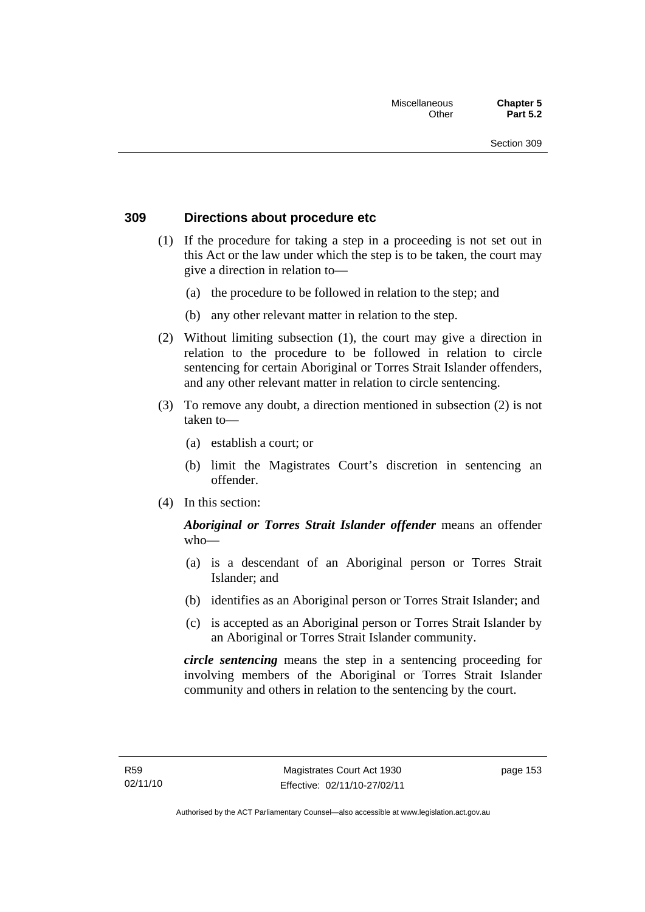## 309 Directions about procedure etc

(1) If the procedure for taking a step in a proceeding is not set out in this Act or the law under which the step is to be taken, the court may give a direction in relation to—

(a) the procedure to be followed in relation to the step; and

(b) any other relevant matter in relation to the step.

(2) Without limiting subsection (1), the court may give a direction in relation to the procedure to be followed in relation to circle sentencing for certain Aboriginal or Torres Strait Islander offenders, and any other relevant matter in relation to circle sentencing.

(3) To remove any doubt, a direction mentioned in subsection (2) is not taken to—

(a) establish a court; or

(b) limit the Magistrates Court's discretion in sentencing an offender.

(4) In this section:

***Aboriginal or Torres Strait Islander offender*** means an offender who—

(a) is a descendant of an Aboriginal person or Torres Strait Islander; and

(b) identifies as an Aboriginal person or Torres Strait Islander; and

(c) is accepted as an Aboriginal person or Torres Strait Islander by an Aboriginal or Torres Strait Islander community.

***circle sentencing*** means the step in a sentencing proceeding for involving members of the Aboriginal or Torres Strait Islander community and others in relation to the sentencing by the court.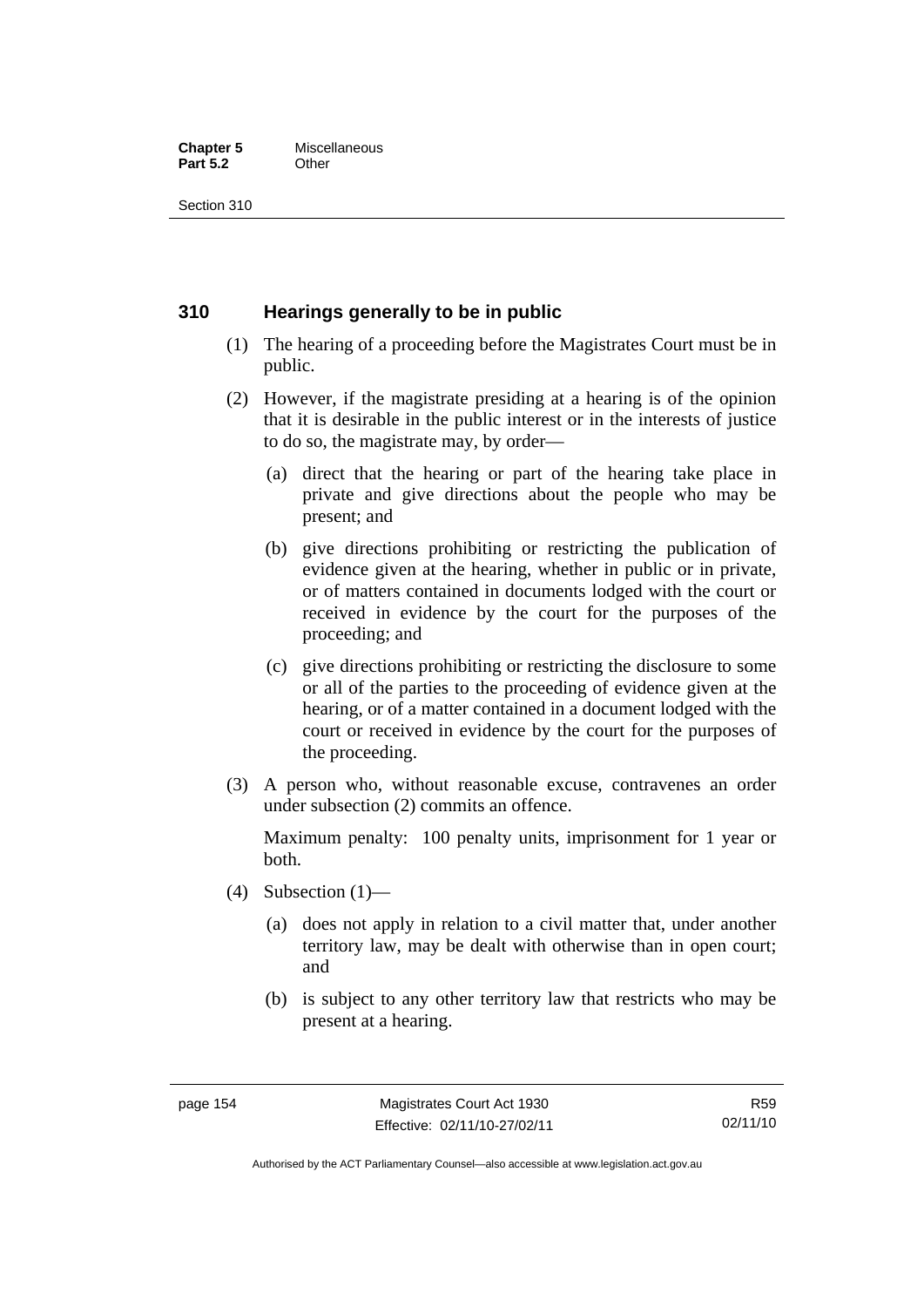## 310 Hearings generally to be in public

(1) The hearing of a proceeding before the Magistrates Court must be in public.

(2) However, if the magistrate presiding at a hearing is of the opinion that it is desirable in the public interest or in the interests of justice to do so, the magistrate may, by order—

(a) direct that the hearing or part of the hearing take place in private and give directions about the people who may be present; and

(b) give directions prohibiting or restricting the publication of evidence given at the hearing, whether in public or in private, or of matters contained in documents lodged with the court or received in evidence by the court for the purposes of the proceeding; and

(c) give directions prohibiting or restricting the disclosure to some or all of the parties to the proceeding of evidence given at the hearing, or of a matter contained in a document lodged with the court or received in evidence by the court for the purposes of the proceeding.

(3) A person who, without reasonable excuse, contravenes an order under subsection (2) commits an offence.

Maximum penalty: 100 penalty units, imprisonment for 1 year or both.

(4) Subsection (1)—

(a) does not apply in relation to a civil matter that, under another territory law, may be dealt with otherwise than in open court; and

(b) is subject to any other territory law that restricts who may be present at a hearing.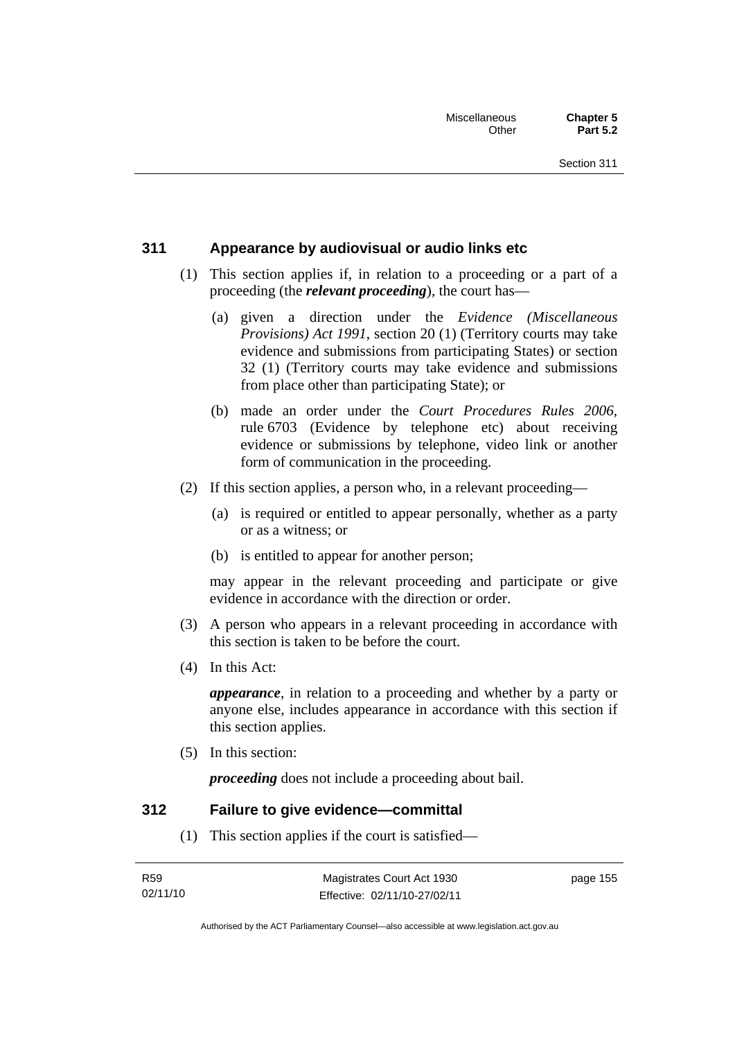## 311 Appearance by audiovisual or audio links etc

(1) This section applies if, in relation to a proceeding or a part of a proceeding (the ***relevant proceeding***), the court has—

(a) given a direction under the *Evidence (Miscellaneous Provisions) Act 1991*, section 20 (1) (Territory courts may take evidence and submissions from participating States) or section 32 (1) (Territory courts may take evidence and submissions from place other than participating State); or

(b) made an order under the *Court Procedures Rules 2006*, rule 6703 (Evidence by telephone etc) about receiving evidence or submissions by telephone, video link or another form of communication in the proceeding.

(2) If this section applies, a person who, in a relevant proceeding—

(a) is required or entitled to appear personally, whether as a party or as a witness; or

(b) is entitled to appear for another person;

may appear in the relevant proceeding and participate or give evidence in accordance with the direction or order.

(3) A person who appears in a relevant proceeding in accordance with this section is taken to be before the court.

(4) In this Act:

***appearance***, in relation to a proceeding and whether by a party or anyone else, includes appearance in accordance with this section if this section applies.

(5) In this section:

***proceeding*** does not include a proceeding about bail.

## 312 Failure to give evidence—committal

(1) This section applies if the court is satisfied—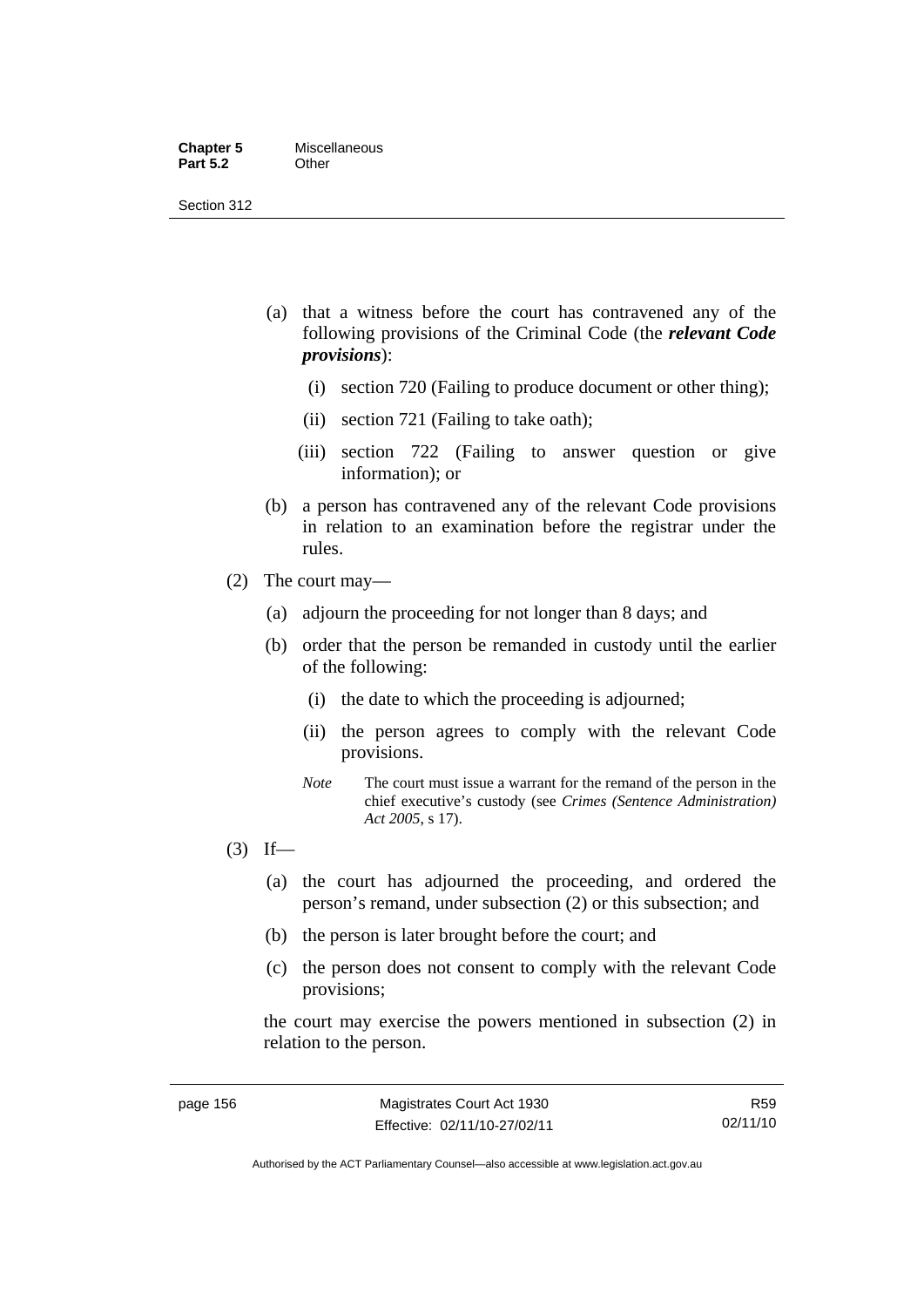(a) that a witness before the court has contravened any of the following provisions of the Criminal Code (the ***relevant Code provisions***):

   (i) section 720 (Failing to produce document or other thing);

   (ii) section 721 (Failing to take oath);

   (iii) section 722 (Failing to answer question or give information); or

(b) a person has contravened any of the relevant Code provisions in relation to an examination before the registrar under the rules.

(2) The court may—

(a) adjourn the proceeding for not longer than 8 days; and

(b) order that the person be remanded in custody until the earlier of the following:

   (i) the date to which the proceeding is adjourned;

   (ii) the person agrees to comply with the relevant Code provisions.

*Note* The court must issue a warrant for the remand of the person in the chief executive's custody (see *Crimes (Sentence Administration) Act 2005*, s 17).

(3) If—

(a) the court has adjourned the proceeding, and ordered the person's remand, under subsection (2) or this subsection; and

(b) the person is later brought before the court; and

(c) the person does not consent to comply with the relevant Code provisions;

the court may exercise the powers mentioned in subsection (2) in relation to the person.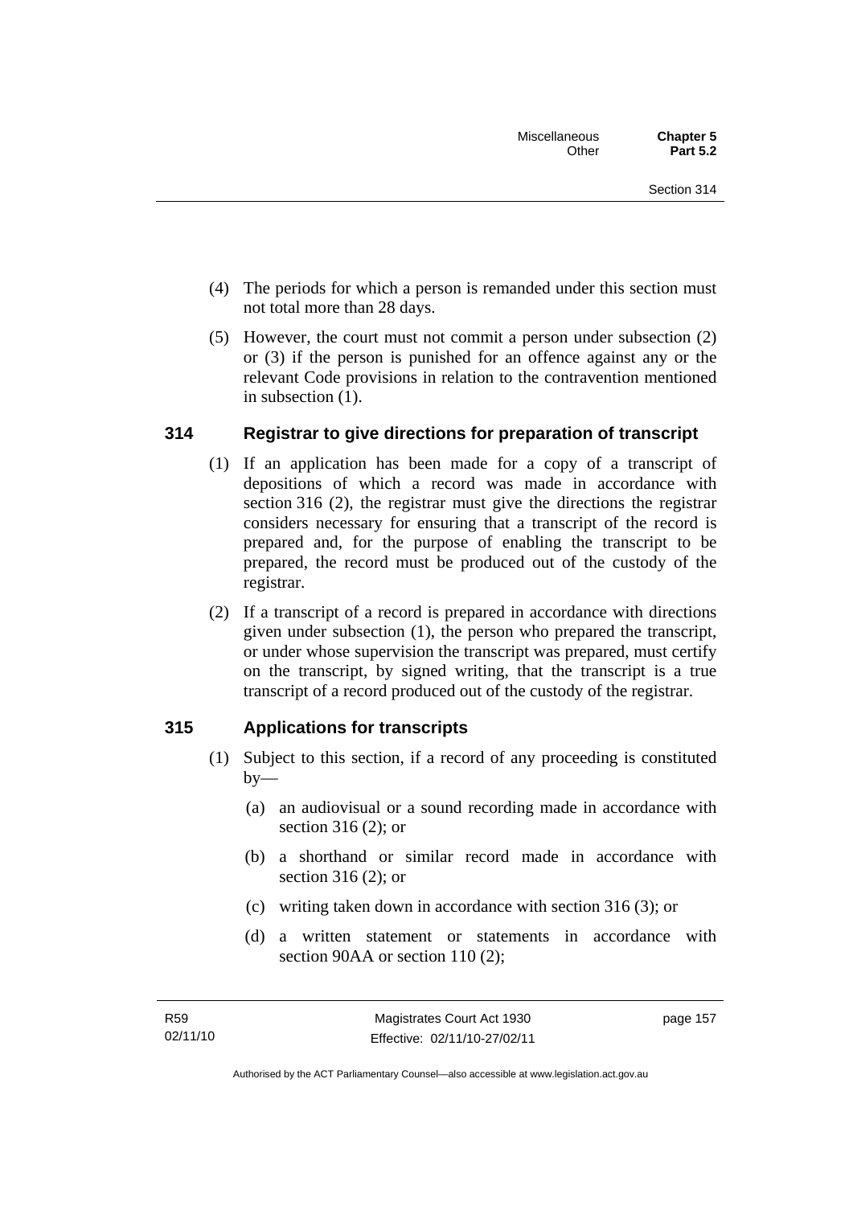(4) The periods for which a person is remanded under this section must not total more than 28 days.

(5) However, the court must not commit a person under subsection (2) or (3) if the person is punished for an offence against any or the relevant Code provisions in relation to the contravention mentioned in subsection (1).

## 314 Registrar to give directions for preparation of transcript

(1) If an application has been made for a copy of a transcript of depositions of which a record was made in accordance with section 316 (2), the registrar must give the directions the registrar considers necessary for ensuring that a transcript of the record is prepared and, for the purpose of enabling the transcript to be prepared, the record must be produced out of the custody of the registrar.

(2) If a transcript of a record is prepared in accordance with directions given under subsection (1), the person who prepared the transcript, or under whose supervision the transcript was prepared, must certify on the transcript, by signed writing, that the transcript is a true transcript of a record produced out of the custody of the registrar.

## 315 Applications for transcripts

(1) Subject to this section, if a record of any proceeding is constituted by—

(a) an audiovisual or a sound recording made in accordance with section 316 (2); or

(b) a shorthand or similar record made in accordance with section 316 (2); or

(c) writing taken down in accordance with section 316 (3); or

(d) a written statement or statements in accordance with section 90AA or section 110 (2);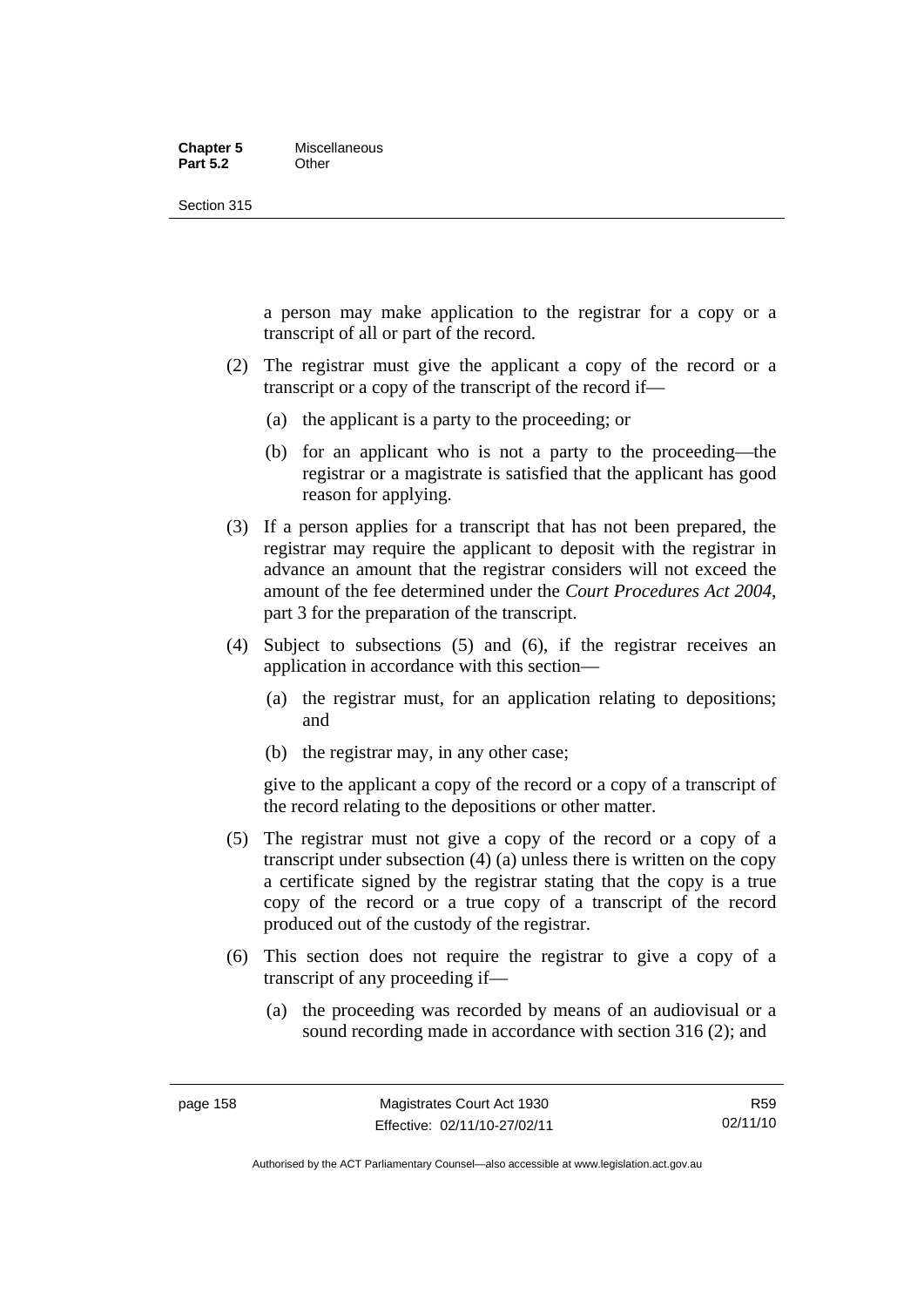a person may make application to the registrar for a copy or a transcript of all or part of the record.

(2) The registrar must give the applicant a copy of the record or a transcript or a copy of the transcript of the record if—

(a) the applicant is a party to the proceeding; or

(b) for an applicant who is not a party to the proceeding—the registrar or a magistrate is satisfied that the applicant has good reason for applying.

(3) If a person applies for a transcript that has not been prepared, the registrar may require the applicant to deposit with the registrar in advance an amount that the registrar considers will not exceed the amount of the fee determined under the *Court Procedures Act 2004*, part 3 for the preparation of the transcript.

(4) Subject to subsections (5) and (6), if the registrar receives an application in accordance with this section—

(a) the registrar must, for an application relating to depositions; and

(b) the registrar may, in any other case;

give to the applicant a copy of the record or a copy of a transcript of the record relating to the depositions or other matter.

(5) The registrar must not give a copy of the record or a copy of a transcript under subsection (4) (a) unless there is written on the copy a certificate signed by the registrar stating that the copy is a true copy of the record or a true copy of a transcript of the record produced out of the custody of the registrar.

(6) This section does not require the registrar to give a copy of a transcript of any proceeding if—

(a) the proceeding was recorded by means of an audiovisual or a sound recording made in accordance with section 316 (2); and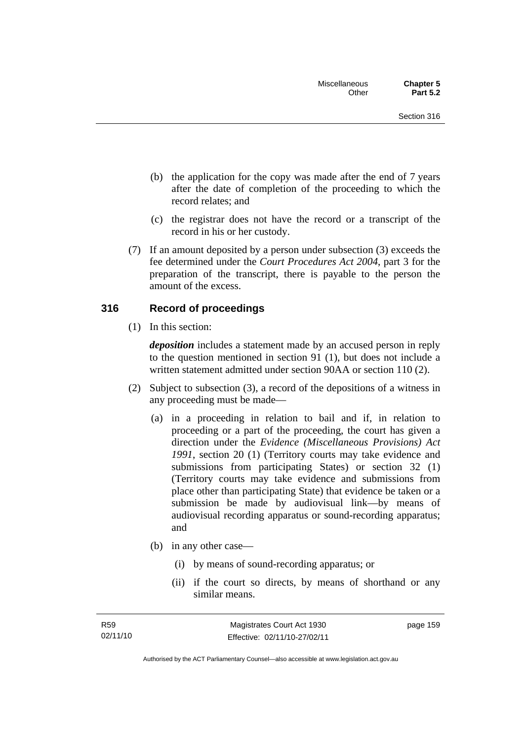(b) the application for the copy was made after the end of 7 years after the date of completion of the proceeding to which the record relates; and

(c) the registrar does not have the record or a transcript of the record in his or her custody.

(7) If an amount deposited by a person under subsection (3) exceeds the fee determined under the *Court Procedures Act 2004*, part 3 for the preparation of the transcript, there is payable to the person the amount of the excess.

## 316 Record of proceedings

(1) In this section:

***deposition*** includes a statement made by an accused person in reply to the question mentioned in section 91 (1), but does not include a written statement admitted under section 90AA or section 110 (2).

(2) Subject to subsection (3), a record of the depositions of a witness in any proceeding must be made—

(a) in a proceeding in relation to bail and if, in relation to proceeding or a part of the proceeding, the court has given a direction under the *Evidence (Miscellaneous Provisions) Act 1991*, section 20 (1) (Territory courts may take evidence and submissions from participating States) or section 32 (1) (Territory courts may take evidence and submissions from place other than participating State) that evidence be taken or a submission be made by audiovisual link—by means of audiovisual recording apparatus or sound-recording apparatus; and

(b) in any other case—

(i) by means of sound-recording apparatus; or

(ii) if the court so directs, by means of shorthand or any similar means.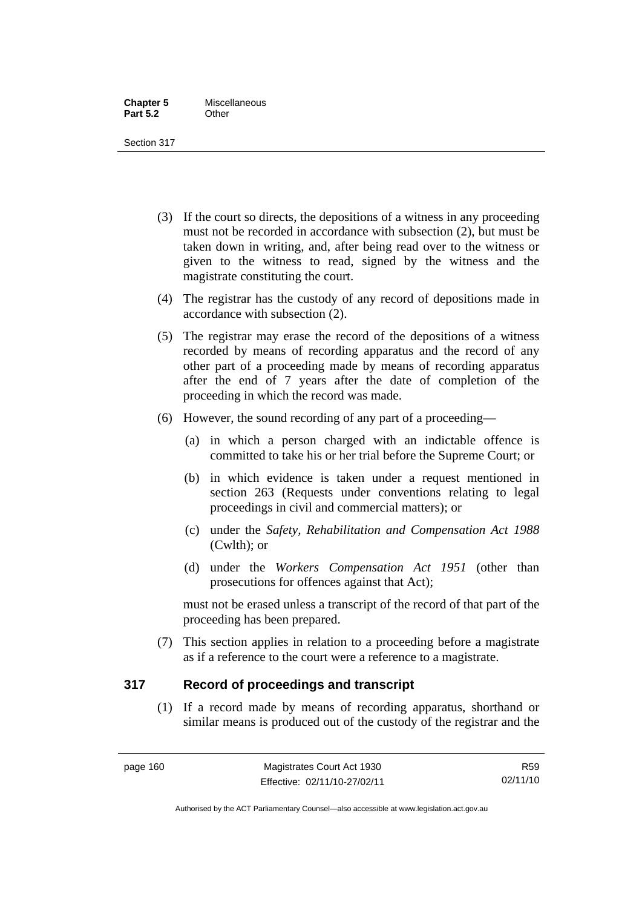(3) If the court so directs, the depositions of a witness in any proceeding must not be recorded in accordance with subsection (2), but must be taken down in writing, and, after being read over to the witness or given to the witness to read, signed by the witness and the magistrate constituting the court.

(4) The registrar has the custody of any record of depositions made in accordance with subsection (2).

(5) The registrar may erase the record of the depositions of a witness recorded by means of recording apparatus and the record of any other part of a proceeding made by means of recording apparatus after the end of 7 years after the date of completion of the proceeding in which the record was made.

(6) However, the sound recording of any part of a proceeding—

(a) in which a person charged with an indictable offence is committed to take his or her trial before the Supreme Court; or

(b) in which evidence is taken under a request mentioned in section 263 (Requests under conventions relating to legal proceedings in civil and commercial matters); or

(c) under the *Safety, Rehabilitation and Compensation Act 1988* (Cwlth); or

(d) under the *Workers Compensation Act 1951* (other than prosecutions for offences against that Act);

must not be erased unless a transcript of the record of that part of the proceeding has been prepared.

(7) This section applies in relation to a proceeding before a magistrate as if a reference to the court were a reference to a magistrate.

## 317 Record of proceedings and transcript

(1) If a record made by means of recording apparatus, shorthand or similar means is produced out of the custody of the registrar and the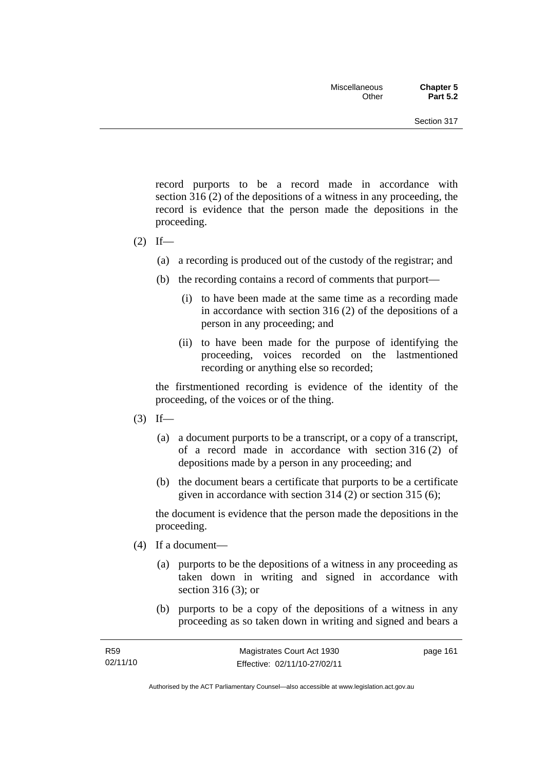record purports to be a record made in accordance with section 316 (2) of the depositions of a witness in any proceeding, the record is evidence that the person made the depositions in the proceeding.

(2) If—

(a) a recording is produced out of the custody of the registrar; and

(b) the recording contains a record of comments that purport—

(i) to have been made at the same time as a recording made in accordance with section 316 (2) of the depositions of a person in any proceeding; and

(ii) to have been made for the purpose of identifying the proceeding, voices recorded on the lastmentioned recording or anything else so recorded;

the firstmentioned recording is evidence of the identity of the proceeding, of the voices or of the thing.

(3) If—

(a) a document purports to be a transcript, or a copy of a transcript, of a record made in accordance with section 316 (2) of depositions made by a person in any proceeding; and

(b) the document bears a certificate that purports to be a certificate given in accordance with section 314 (2) or section 315 (6);

the document is evidence that the person made the depositions in the proceeding.

(4) If a document—

(a) purports to be the depositions of a witness in any proceeding as taken down in writing and signed in accordance with section 316 (3); or

(b) purports to be a copy of the depositions of a witness in any proceeding as so taken down in writing and signed and bears a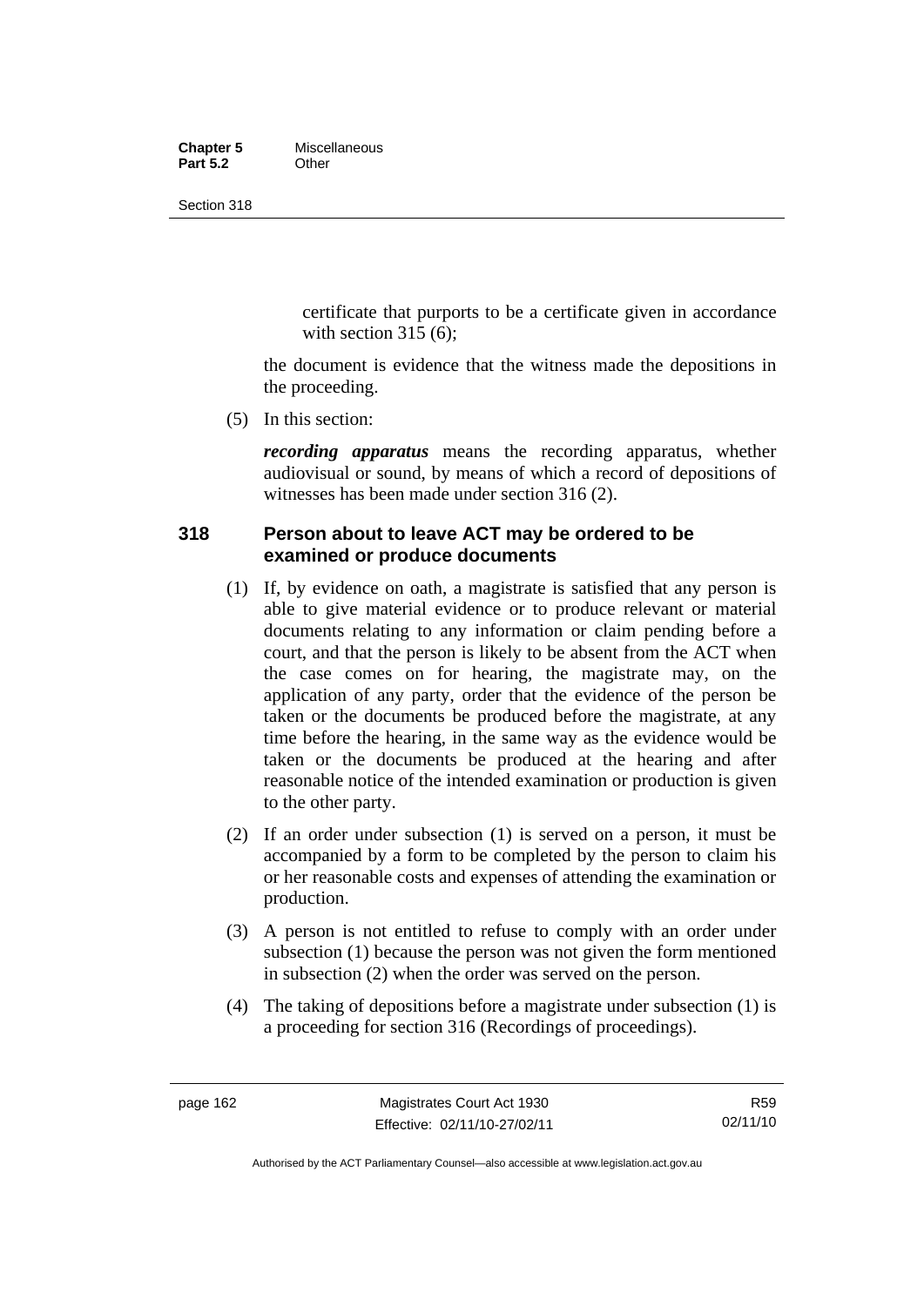certificate that purports to be a certificate given in accordance with section 315 (6);

the document is evidence that the witness made the depositions in the proceeding.

(5) In this section:

***recording apparatus*** means the recording apparatus, whether audiovisual or sound, by means of which a record of depositions of witnesses has been made under section 316 (2).

### 318 Person about to leave ACT may be ordered to be examined or produce documents

(1) If, by evidence on oath, a magistrate is satisfied that any person is able to give material evidence or to produce relevant or material documents relating to any information or claim pending before a court, and that the person is likely to be absent from the ACT when the case comes on for hearing, the magistrate may, on the application of any party, order that the evidence of the person be taken or the documents be produced before the magistrate, at any time before the hearing, in the same way as the evidence would be taken or the documents be produced at the hearing and after reasonable notice of the intended examination or production is given to the other party.

(2) If an order under subsection (1) is served on a person, it must be accompanied by a form to be completed by the person to claim his or her reasonable costs and expenses of attending the examination or production.

(3) A person is not entitled to refuse to comply with an order under subsection (1) because the person was not given the form mentioned in subsection (2) when the order was served on the person.

(4) The taking of depositions before a magistrate under subsection (1) is a proceeding for section 316 (Recordings of proceedings).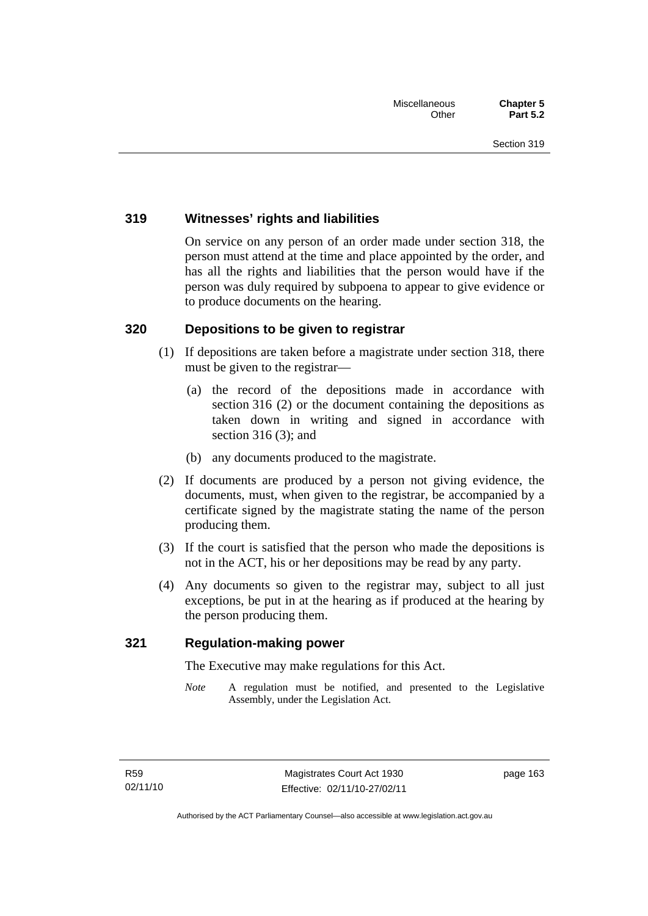### 319 Witnesses' rights and liabilities

On service on any person of an order made under section 318, the person must attend at the time and place appointed by the order, and has all the rights and liabilities that the person would have if the person was duly required by subpoena to appear to give evidence or to produce documents on the hearing.

### 320 Depositions to be given to registrar

(1) If depositions are taken before a magistrate under section 318, there must be given to the registrar—

(a) the record of the depositions made in accordance with section 316 (2) or the document containing the depositions as taken down in writing and signed in accordance with section 316 (3); and

(b) any documents produced to the magistrate.

(2) If documents are produced by a person not giving evidence, the documents, must, when given to the registrar, be accompanied by a certificate signed by the magistrate stating the name of the person producing them.

(3) If the court is satisfied that the person who made the depositions is not in the ACT, his or her depositions may be read by any party.

(4) Any documents so given to the registrar may, subject to all just exceptions, be put in at the hearing as if produced at the hearing by the person producing them.

### 321 Regulation-making power

The Executive may make regulations for this Act.

*Note* A regulation must be notified, and presented to the Legislative Assembly, under the Legislation Act.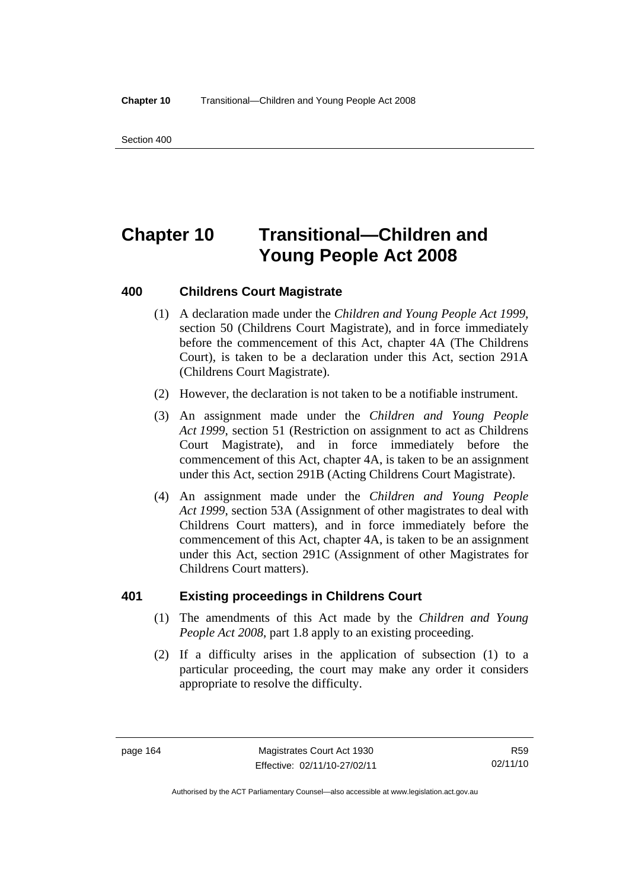# Chapter 10 Transitional—Children and Young People Act 2008

### 400 Childrens Court Magistrate

(1) A declaration made under the *Children and Young People Act 1999*, section 50 (Childrens Court Magistrate), and in force immediately before the commencement of this Act, chapter 4A (The Childrens Court), is taken to be a declaration under this Act, section 291A (Childrens Court Magistrate).

(2) However, the declaration is not taken to be a notifiable instrument.

(3) An assignment made under the *Children and Young People Act 1999*, section 51 (Restriction on assignment to act as Childrens Court Magistrate), and in force immediately before the commencement of this Act, chapter 4A, is taken to be an assignment under this Act, section 291B (Acting Childrens Court Magistrate).

(4) An assignment made under the *Children and Young People Act 1999*, section 53A (Assignment of other magistrates to deal with Childrens Court matters), and in force immediately before the commencement of this Act, chapter 4A, is taken to be an assignment under this Act, section 291C (Assignment of other Magistrates for Childrens Court matters).

### 401 Existing proceedings in Childrens Court

(1) The amendments of this Act made by the *Children and Young People Act 2008*, part 1.8 apply to an existing proceeding.

(2) If a difficulty arises in the application of subsection (1) to a particular proceeding, the court may make any order it considers appropriate to resolve the difficulty.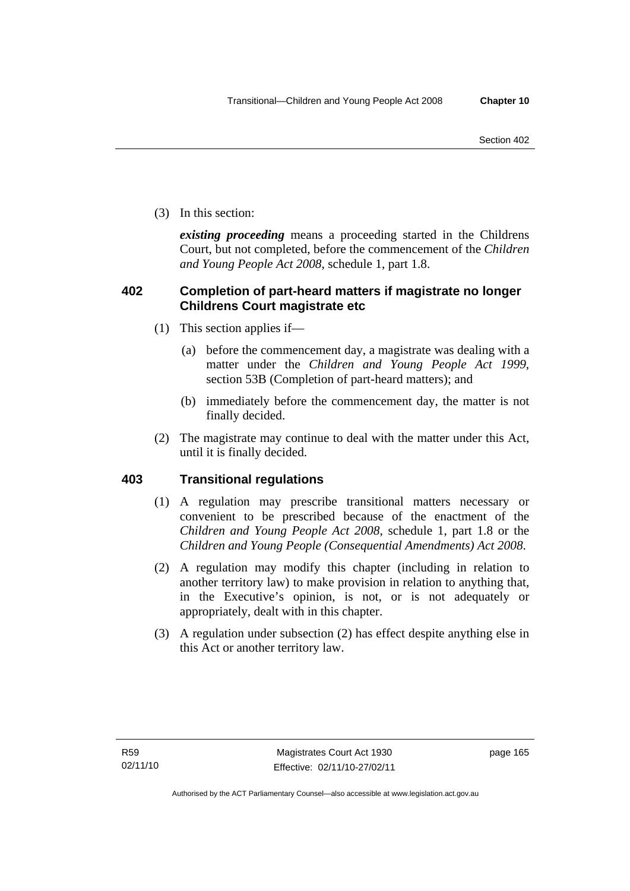(3) In this section:

***existing proceeding*** means a proceeding started in the Childrens Court, but not completed, before the commencement of the *Children and Young People Act 2008*, schedule 1, part 1.8.

## 402 Completion of part-heard matters if magistrate no longer Childrens Court magistrate etc

(1) This section applies if—

(a) before the commencement day, a magistrate was dealing with a matter under the *Children and Young People Act 1999*, section 53B (Completion of part-heard matters); and

(b) immediately before the commencement day, the matter is not finally decided.

(2) The magistrate may continue to deal with the matter under this Act, until it is finally decided.

## 403 Transitional regulations

(1) A regulation may prescribe transitional matters necessary or convenient to be prescribed because of the enactment of the *Children and Young People Act 2008*, schedule 1, part 1.8 or the *Children and Young People (Consequential Amendments) Act 2008*.

(2) A regulation may modify this chapter (including in relation to another territory law) to make provision in relation to anything that, in the Executive's opinion, is not, or is not adequately or appropriately, dealt with in this chapter.

(3) A regulation under subsection (2) has effect despite anything else in this Act or another territory law.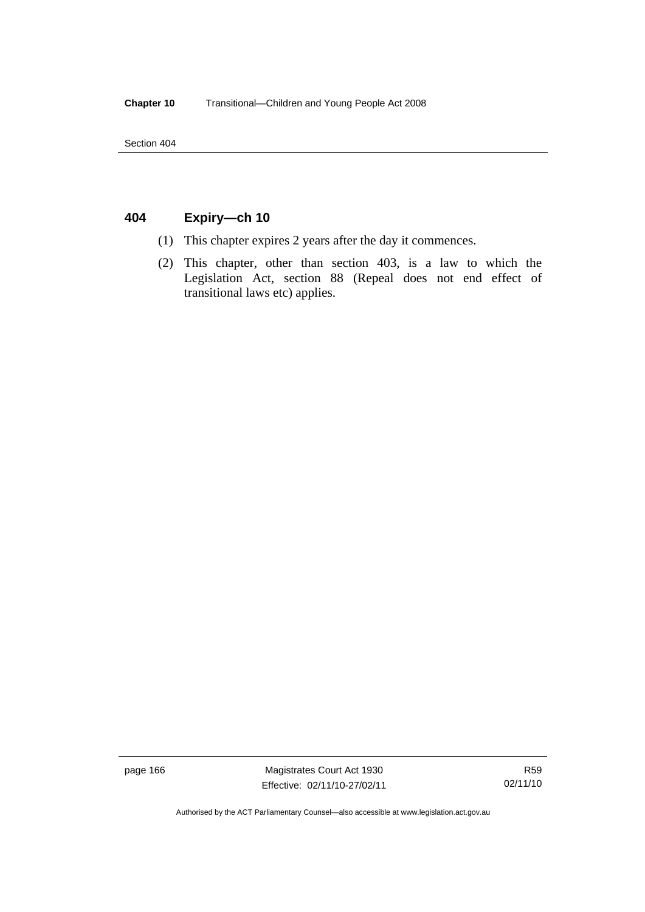## 404 Expiry—ch 10

(1) This chapter expires 2 years after the day it commences.

(2) This chapter, other than section 403, is a law to which the Legislation Act, section 88 (Repeal does not end effect of transitional laws etc) applies.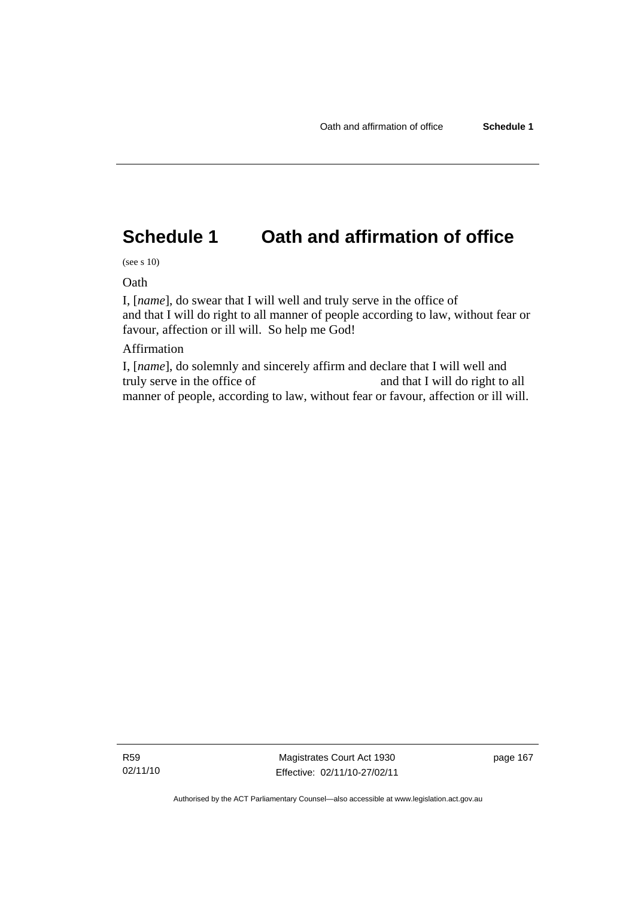# Schedule 1 Oath and affirmation of office

(see s 10)

Oath

I, [*name*], do swear that I will well and truly serve in the office of and that I will do right to all manner of people according to law, without fear or favour, affection or ill will. So help me God!

Affirmation

I, [*name*], do solemnly and sincerely affirm and declare that I will well and truly serve in the office of and that I will do right to all manner of people, according to law, without fear or favour, affection or ill will.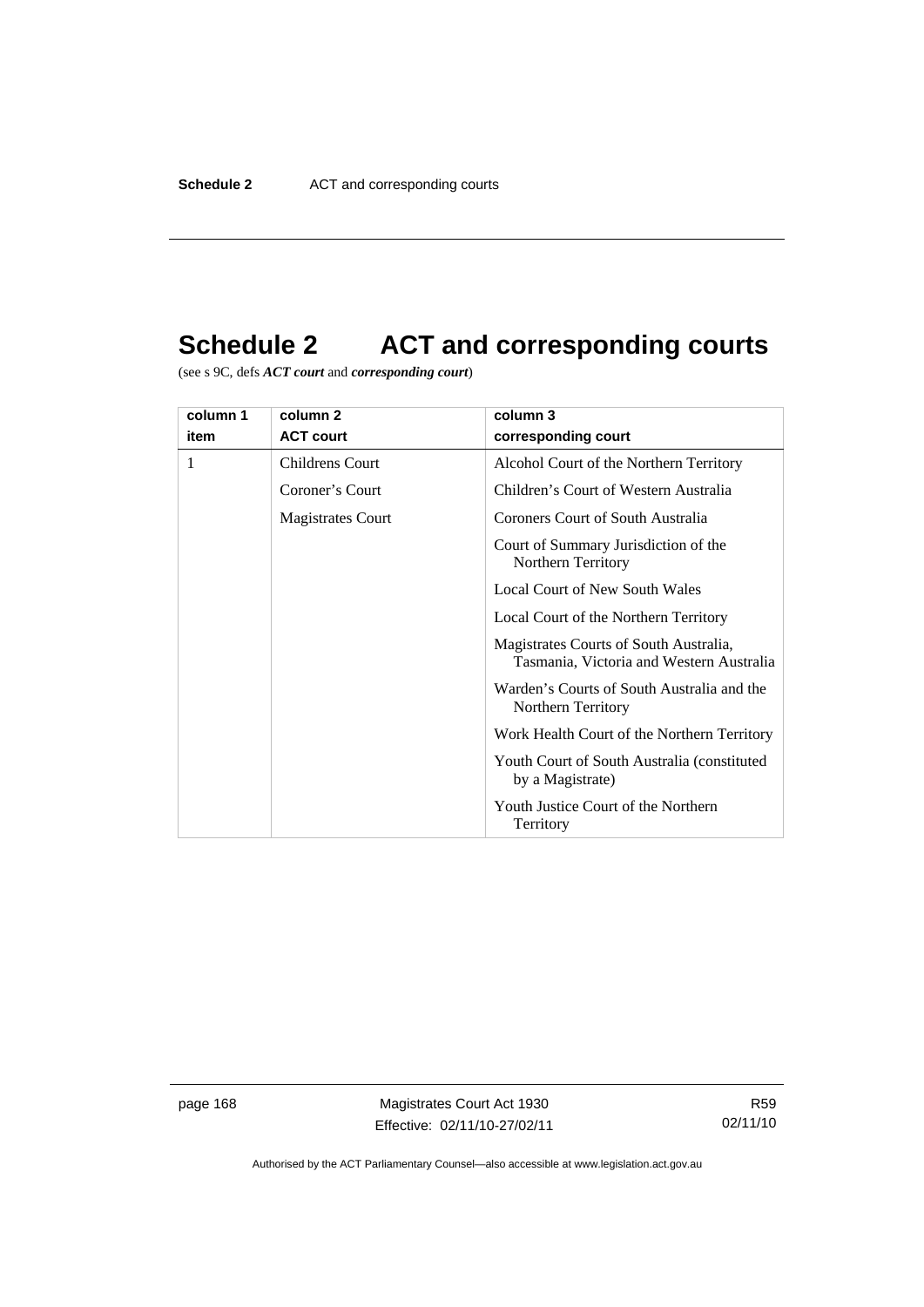# Schedule 2 ACT and corresponding courts

(see s 9C, defs ***ACT court*** and ***corresponding court***)

| column 1<br>item | column 2<br>ACT court | column 3<br>corresponding court |
|---|---|---|
| 1 | Childrens Court<br>Coroner's Court<br>Magistrates Court | Alcohol Court of the Northern Territory<br>Children's Court of Western Australia<br>Coroners Court of South Australia<br>Court of Summary Jurisdiction of the Northern Territory<br>Local Court of New South Wales<br>Local Court of the Northern Territory<br>Magistrates Courts of South Australia, Tasmania, Victoria and Western Australia<br>Warden's Courts of South Australia and the Northern Territory<br>Work Health Court of the Northern Territory<br>Youth Court of South Australia (constituted by a Magistrate)<br>Youth Justice Court of the Northern Territory |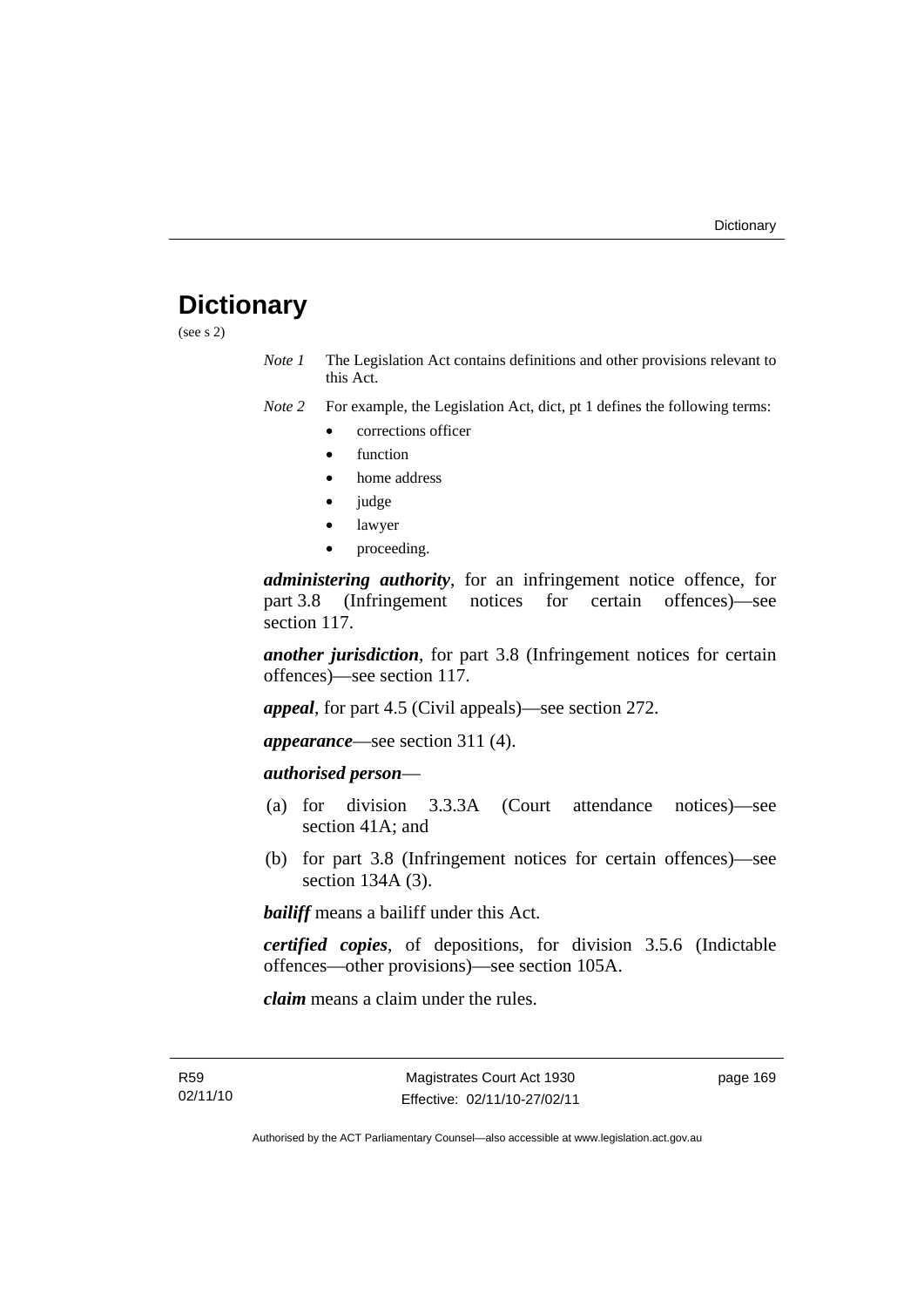# Dictionary

(see s 2)

*Note 1* The Legislation Act contains definitions and other provisions relevant to this Act.

*Note 2* For example, the Legislation Act, dict, pt 1 defines the following terms:

- corrections officer
- function
- home address
- judge
- lawyer
- proceeding.

***administering authority***, for an infringement notice offence, for part 3.8 (Infringement notices for certain offences)—see section 117.

***another jurisdiction***, for part 3.8 (Infringement notices for certain offences)—see section 117.

***appeal***, for part 4.5 (Civil appeals)—see section 272.

***appearance***—see section 311 (4).

***authorised person***—

(a) for division 3.3.3A (Court attendance notices)—see section 41A; and

(b) for part 3.8 (Infringement notices for certain offences)—see section 134A (3).

***bailiff*** means a bailiff under this Act.

***certified copies***, of depositions, for division 3.5.6 (Indictable offences—other provisions)—see section 105A.

***claim*** means a claim under the rules.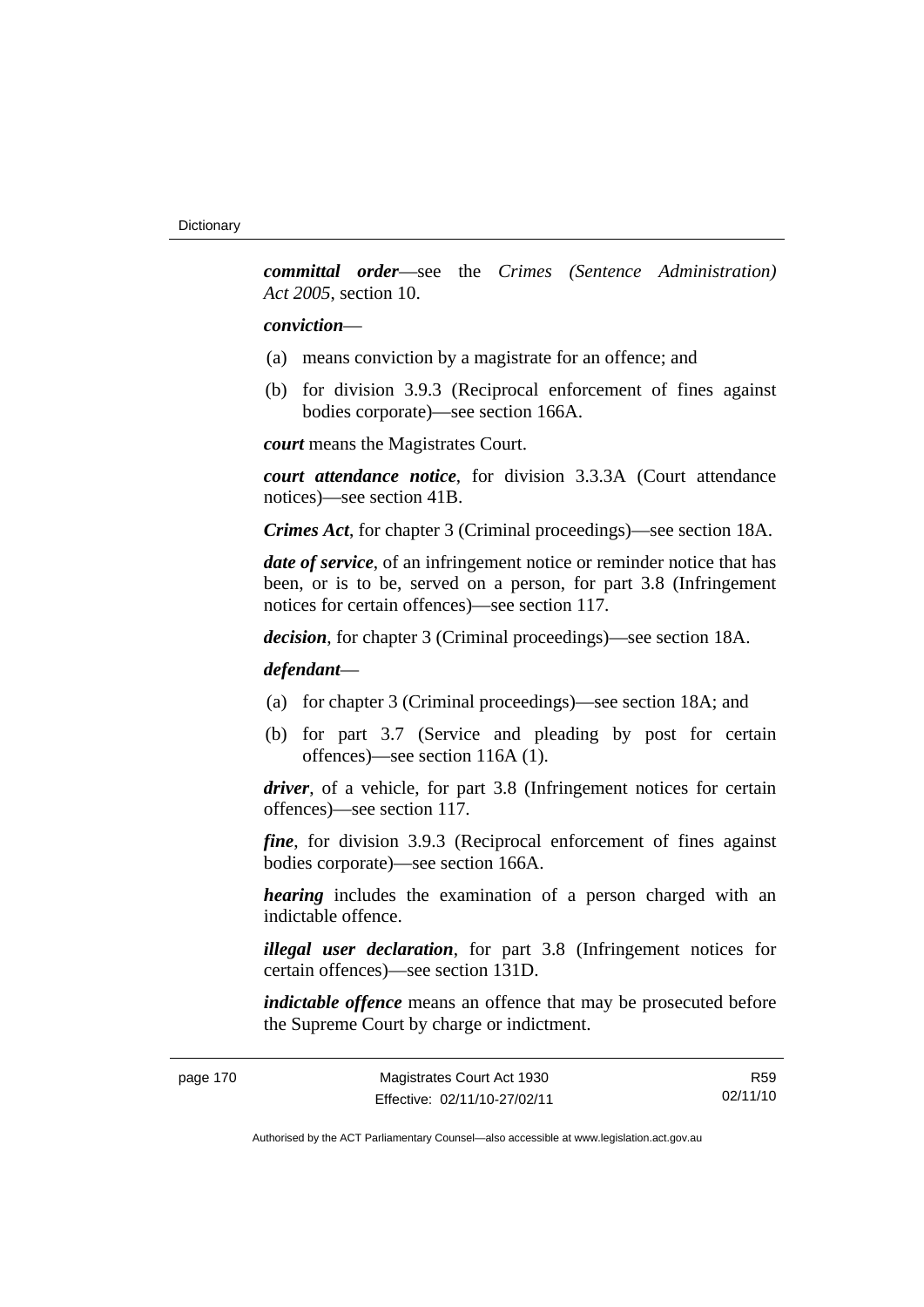***committal order***—see the *Crimes (Sentence Administration) Act 2005*, section 10.

***conviction***—

- (a) means conviction by a magistrate for an offence; and
- (b) for division 3.9.3 (Reciprocal enforcement of fines against bodies corporate)—see section 166A.

***court*** means the Magistrates Court.

***court attendance notice***, for division 3.3.3A (Court attendance notices)—see section 41B.

***Crimes Act***, for chapter 3 (Criminal proceedings)—see section 18A.

***date of service***, of an infringement notice or reminder notice that has been, or is to be, served on a person, for part 3.8 (Infringement notices for certain offences)—see section 117.

***decision***, for chapter 3 (Criminal proceedings)—see section 18A.

***defendant***—

- (a) for chapter 3 (Criminal proceedings)—see section 18A; and
- (b) for part 3.7 (Service and pleading by post for certain offences)—see section 116A (1).

***driver***, of a vehicle, for part 3.8 (Infringement notices for certain offences)—see section 117.

***fine***, for division 3.9.3 (Reciprocal enforcement of fines against bodies corporate)—see section 166A.

***hearing*** includes the examination of a person charged with an indictable offence.

***illegal user declaration***, for part 3.8 (Infringement notices for certain offences)—see section 131D.

***indictable offence*** means an offence that may be prosecuted before the Supreme Court by charge or indictment.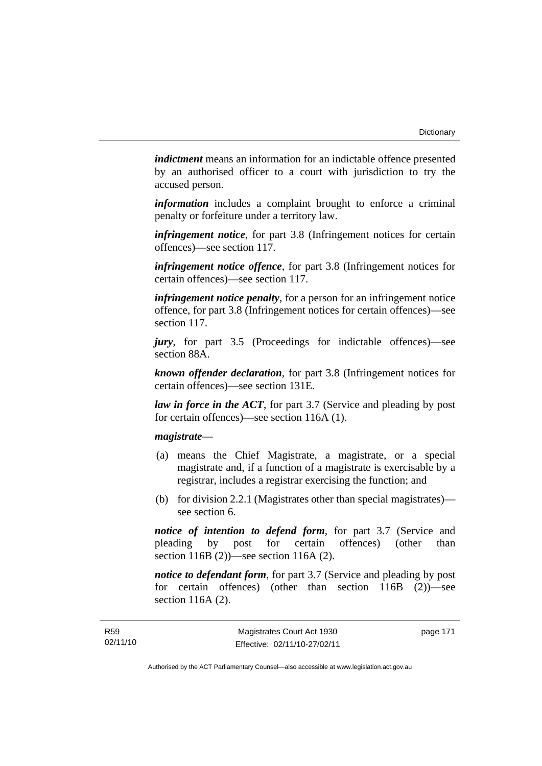***indictment*** means an information for an indictable offence presented by an authorised officer to a court with jurisdiction to try the accused person.

***information*** includes a complaint brought to enforce a criminal penalty or forfeiture under a territory law.

***infringement notice***, for part 3.8 (Infringement notices for certain offences)—see section 117.

***infringement notice offence***, for part 3.8 (Infringement notices for certain offences)—see section 117.

***infringement notice penalty***, for a person for an infringement notice offence, for part 3.8 (Infringement notices for certain offences)—see section 117.

***jury***, for part 3.5 (Proceedings for indictable offences)—see section 88A.

***known offender declaration***, for part 3.8 (Infringement notices for certain offences)—see section 131E.

***law in force in the ACT***, for part 3.7 (Service and pleading by post for certain offences)—see section 116A (1).

***magistrate***—

(a) means the Chief Magistrate, a magistrate, or a special magistrate and, if a function of a magistrate is exercisable by a registrar, includes a registrar exercising the function; and

(b) for division 2.2.1 (Magistrates other than special magistrates)—see section 6.

***notice of intention to defend form***, for part 3.7 (Service and pleading by post for certain offences) (other than section 116B (2))—see section 116A (2).

***notice to defendant form***, for part 3.7 (Service and pleading by post for certain offences) (other than section 116B (2))—see section 116A (2).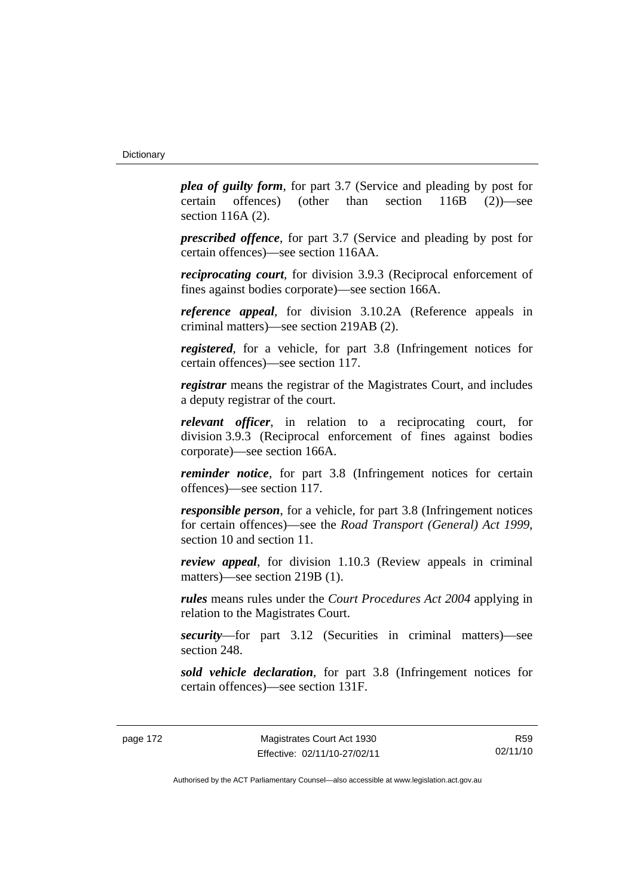***plea of guilty form***, for part 3.7 (Service and pleading by post for certain offences) (other than section 116B (2))—see section 116A (2).

***prescribed offence***, for part 3.7 (Service and pleading by post for certain offences)—see section 116AA.

***reciprocating court***, for division 3.9.3 (Reciprocal enforcement of fines against bodies corporate)—see section 166A.

***reference appeal***, for division 3.10.2A (Reference appeals in criminal matters)—see section 219AB (2).

***registered***, for a vehicle, for part 3.8 (Infringement notices for certain offences)—see section 117.

***registrar*** means the registrar of the Magistrates Court, and includes a deputy registrar of the court.

***relevant officer***, in relation to a reciprocating court, for division 3.9.3 (Reciprocal enforcement of fines against bodies corporate)—see section 166A.

***reminder notice***, for part 3.8 (Infringement notices for certain offences)—see section 117.

***responsible person***, for a vehicle, for part 3.8 (Infringement notices for certain offences)—see the *Road Transport (General) Act 1999*, section 10 and section 11.

***review appeal***, for division 1.10.3 (Review appeals in criminal matters)—see section 219B (1).

***rules*** means rules under the *Court Procedures Act 2004* applying in relation to the Magistrates Court.

***security***—for part 3.12 (Securities in criminal matters)—see section 248.

***sold vehicle declaration***, for part 3.8 (Infringement notices for certain offences)—see section 131F.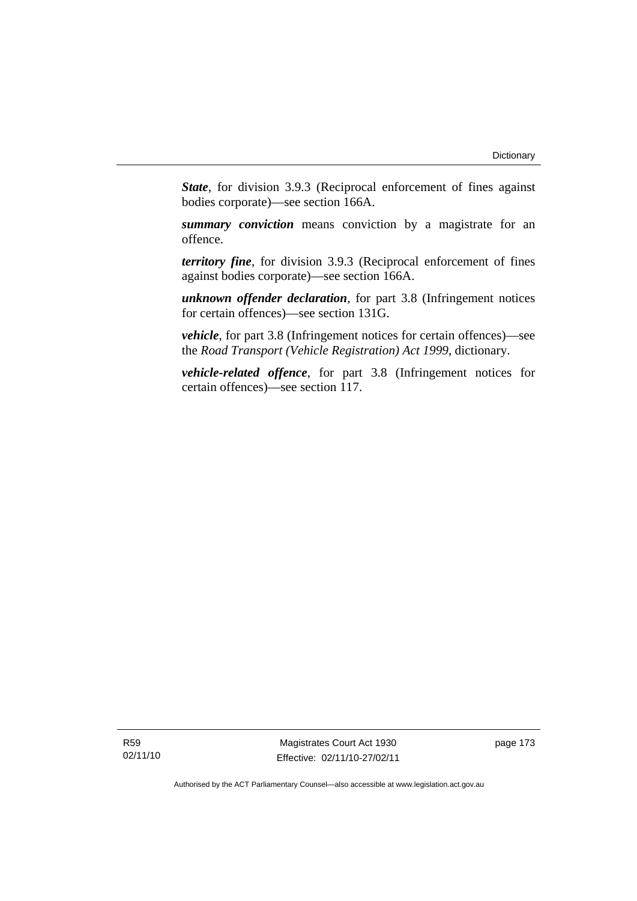***State***, for division 3.9.3 (Reciprocal enforcement of fines against bodies corporate)—see section 166A.

***summary conviction*** means conviction by a magistrate for an offence.

***territory fine***, for division 3.9.3 (Reciprocal enforcement of fines against bodies corporate)—see section 166A.

***unknown offender declaration***, for part 3.8 (Infringement notices for certain offences)—see section 131G.

***vehicle***, for part 3.8 (Infringement notices for certain offences)—see the *Road Transport (Vehicle Registration) Act 1999*, dictionary.

***vehicle-related offence***, for part 3.8 (Infringement notices for certain offences)—see section 117.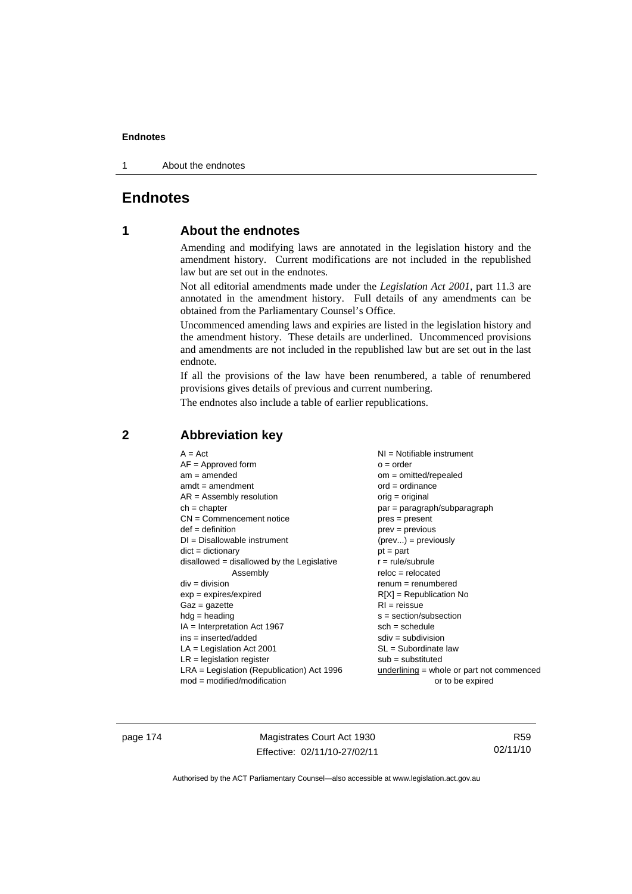# Endnotes

## 1 About the endnotes

Amending and modifying laws are annotated in the legislation history and the amendment history. Current modifications are not included in the republished law but are set out in the endnotes.

Not all editorial amendments made under the *Legislation Act 2001*, part 11.3 are annotated in the amendment history. Full details of any amendments can be obtained from the Parliamentary Counsel's Office.

Uncommenced amending laws and expiries are listed in the legislation history and the amendment history. These details are underlined. Uncommenced provisions and amendments are not included in the republished law but are set out in the last endnote.

If all the provisions of the law have been renumbered, a table of renumbered provisions gives details of previous and current numbering.

The endnotes also include a table of earlier republications.

## 2 Abbreviation key

A = Act
AF = Approved form
am = amended
amdt = amendment
AR = Assembly resolution
ch = chapter
CN = Commencement notice
def = definition
DI = Disallowable instrument
dict = dictionary
disallowed = disallowed by the Legislative Assembly
div = division
exp = expires/expired
Gaz = gazette
hdg = heading
IA = Interpretation Act 1967
ins = inserted/added
LA = Legislation Act 2001
LR = legislation register
LRA = Legislation (Republication) Act 1996
mod = modified/modification
NI = Notifiable instrument
o = order
om = omitted/repealed
ord = ordinance
orig = original
par = paragraph/subparagraph
pres = present
prev = previous
(prev...) = previously
pt = part
r = rule/subrule
reloc = relocated
renum = renumbered
R[X] = Republication No
RI = reissue
s = section/subsection
sch = schedule
sdiv = subdivision
SL = Subordinate law
sub = substituted
underlining = whole or part not commenced or to be expired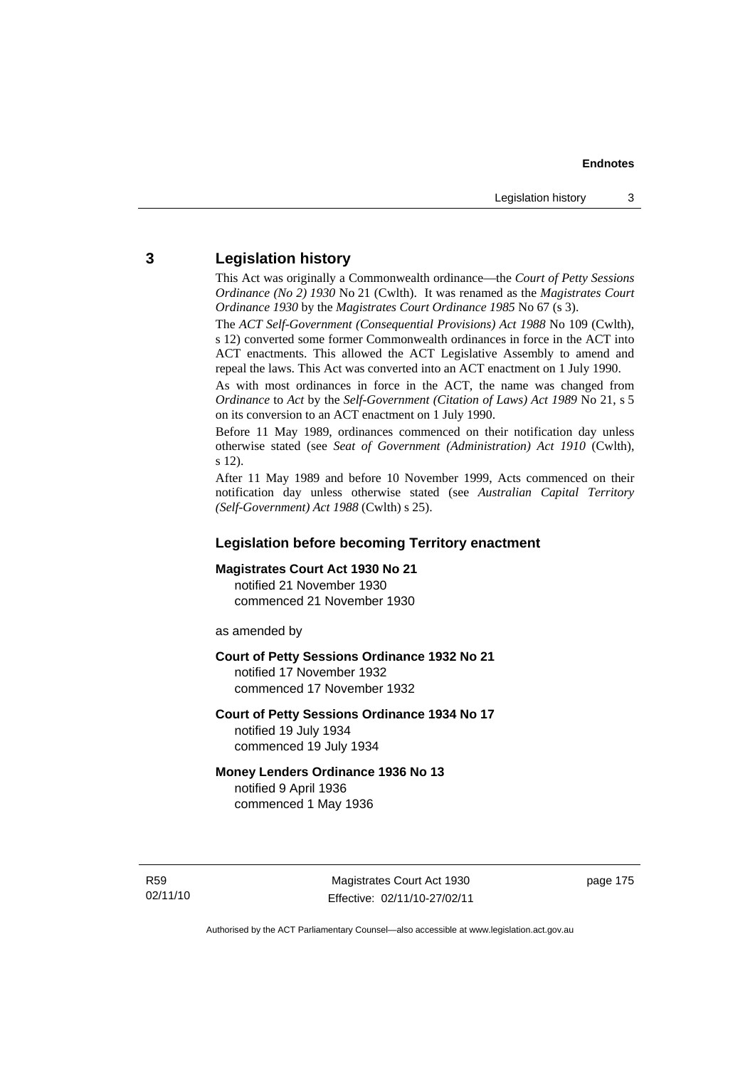## 3 Legislation history

This Act was originally a Commonwealth ordinance—the *Court of Petty Sessions Ordinance (No 2) 1930* No 21 (Cwlth). It was renamed as the *Magistrates Court Ordinance 1930* by the *Magistrates Court Ordinance 1985* No 67 (s 3).

The *ACT Self-Government (Consequential Provisions) Act 1988* No 109 (Cwlth), s 12) converted some former Commonwealth ordinances in force in the ACT into ACT enactments. This allowed the ACT Legislative Assembly to amend and repeal the laws. This Act was converted into an ACT enactment on 1 July 1990.

As with most ordinances in force in the ACT, the name was changed from *Ordinance* to *Act* by the *Self-Government (Citation of Laws) Act 1989* No 21, s 5 on its conversion to an ACT enactment on 1 July 1990.

Before 11 May 1989, ordinances commenced on their notification day unless otherwise stated (see *Seat of Government (Administration) Act 1910* (Cwlth), s 12).

After 11 May 1989 and before 10 November 1999, Acts commenced on their notification day unless otherwise stated (see *Australian Capital Territory (Self-Government) Act 1988* (Cwlth) s 25).

### Legislation before becoming Territory enactment

**Magistrates Court Act 1930 No 21**
notified 21 November 1930
commenced 21 November 1930

as amended by

**Court of Petty Sessions Ordinance 1932 No 21**
notified 17 November 1932
commenced 17 November 1932

**Court of Petty Sessions Ordinance 1934 No 17**
notified 19 July 1934
commenced 19 July 1934

**Money Lenders Ordinance 1936 No 13**
notified 9 April 1936
commenced 1 May 1936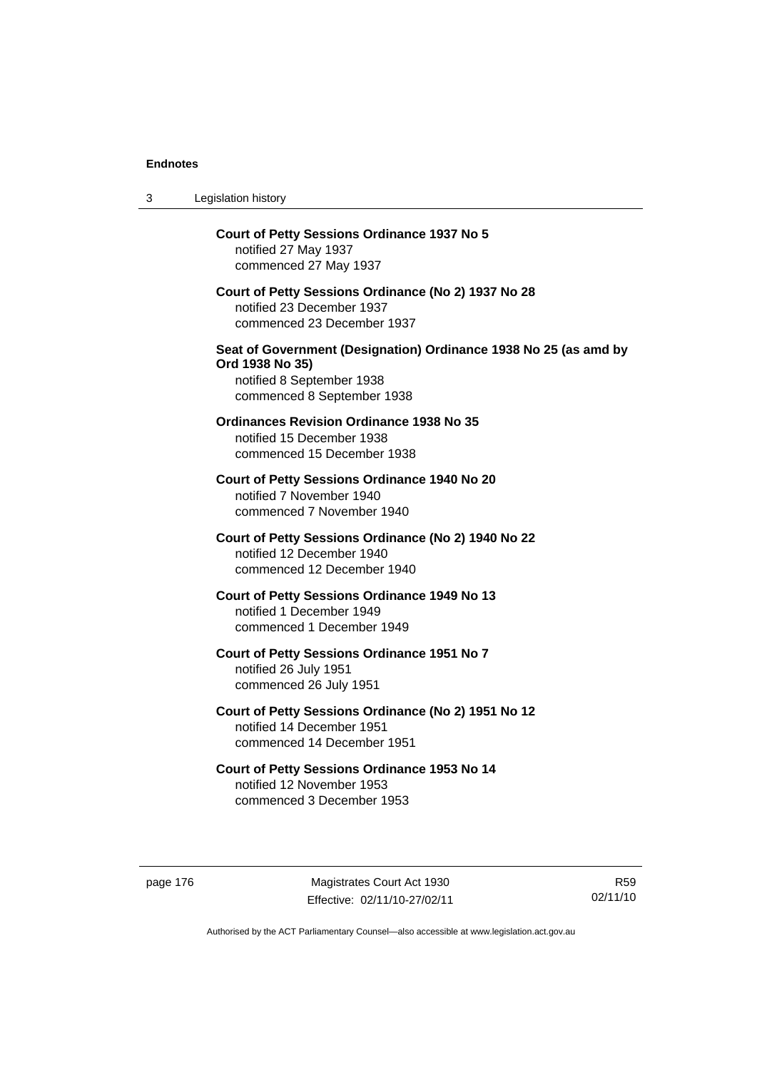**Court of Petty Sessions Ordinance 1937 No 5**
notified 27 May 1937
commenced 27 May 1937

**Court of Petty Sessions Ordinance (No 2) 1937 No 28**
notified 23 December 1937
commenced 23 December 1937

**Seat of Government (Designation) Ordinance 1938 No 25 (as amd by Ord 1938 No 35)**
notified 8 September 1938
commenced 8 September 1938

**Ordinances Revision Ordinance 1938 No 35**
notified 15 December 1938
commenced 15 December 1938

**Court of Petty Sessions Ordinance 1940 No 20**
notified 7 November 1940
commenced 7 November 1940

**Court of Petty Sessions Ordinance (No 2) 1940 No 22**
notified 12 December 1940
commenced 12 December 1940

**Court of Petty Sessions Ordinance 1949 No 13**
notified 1 December 1949
commenced 1 December 1949

**Court of Petty Sessions Ordinance 1951 No 7**
notified 26 July 1951
commenced 26 July 1951

**Court of Petty Sessions Ordinance (No 2) 1951 No 12**
notified 14 December 1951
commenced 14 December 1951

**Court of Petty Sessions Ordinance 1953 No 14**
notified 12 November 1953
commenced 3 December 1953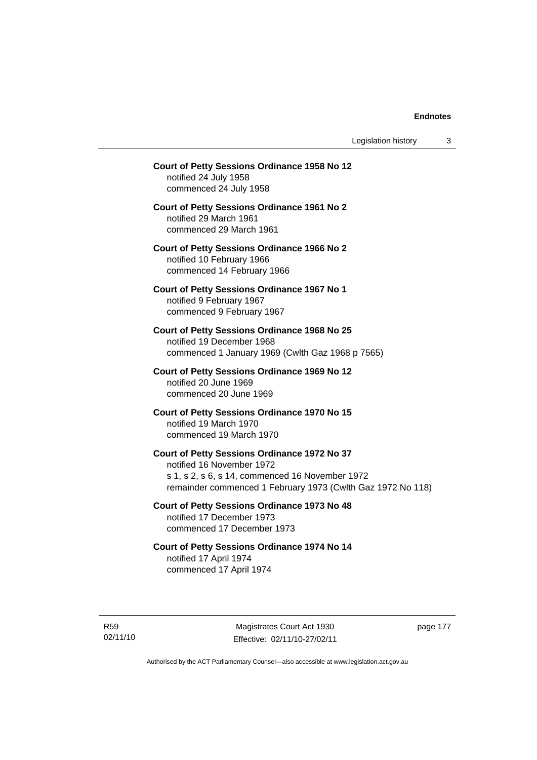**Court of Petty Sessions Ordinance 1958 No 12**
notified 24 July 1958
commenced 24 July 1958

**Court of Petty Sessions Ordinance 1961 No 2**
notified 29 March 1961
commenced 29 March 1961

**Court of Petty Sessions Ordinance 1966 No 2**
notified 10 February 1966
commenced 14 February 1966

**Court of Petty Sessions Ordinance 1967 No 1**
notified 9 February 1967
commenced 9 February 1967

**Court of Petty Sessions Ordinance 1968 No 25**
notified 19 December 1968
commenced 1 January 1969 (Cwlth Gaz 1968 p 7565)

**Court of Petty Sessions Ordinance 1969 No 12**
notified 20 June 1969
commenced 20 June 1969

**Court of Petty Sessions Ordinance 1970 No 15**
notified 19 March 1970
commenced 19 March 1970

**Court of Petty Sessions Ordinance 1972 No 37**
notified 16 November 1972
s 1, s 2, s 6, s 14, commenced 16 November 1972
remainder commenced 1 February 1973 (Cwlth Gaz 1972 No 118)

**Court of Petty Sessions Ordinance 1973 No 48**
notified 17 December 1973
commenced 17 December 1973

**Court of Petty Sessions Ordinance 1974 No 14**
notified 17 April 1974
commenced 17 April 1974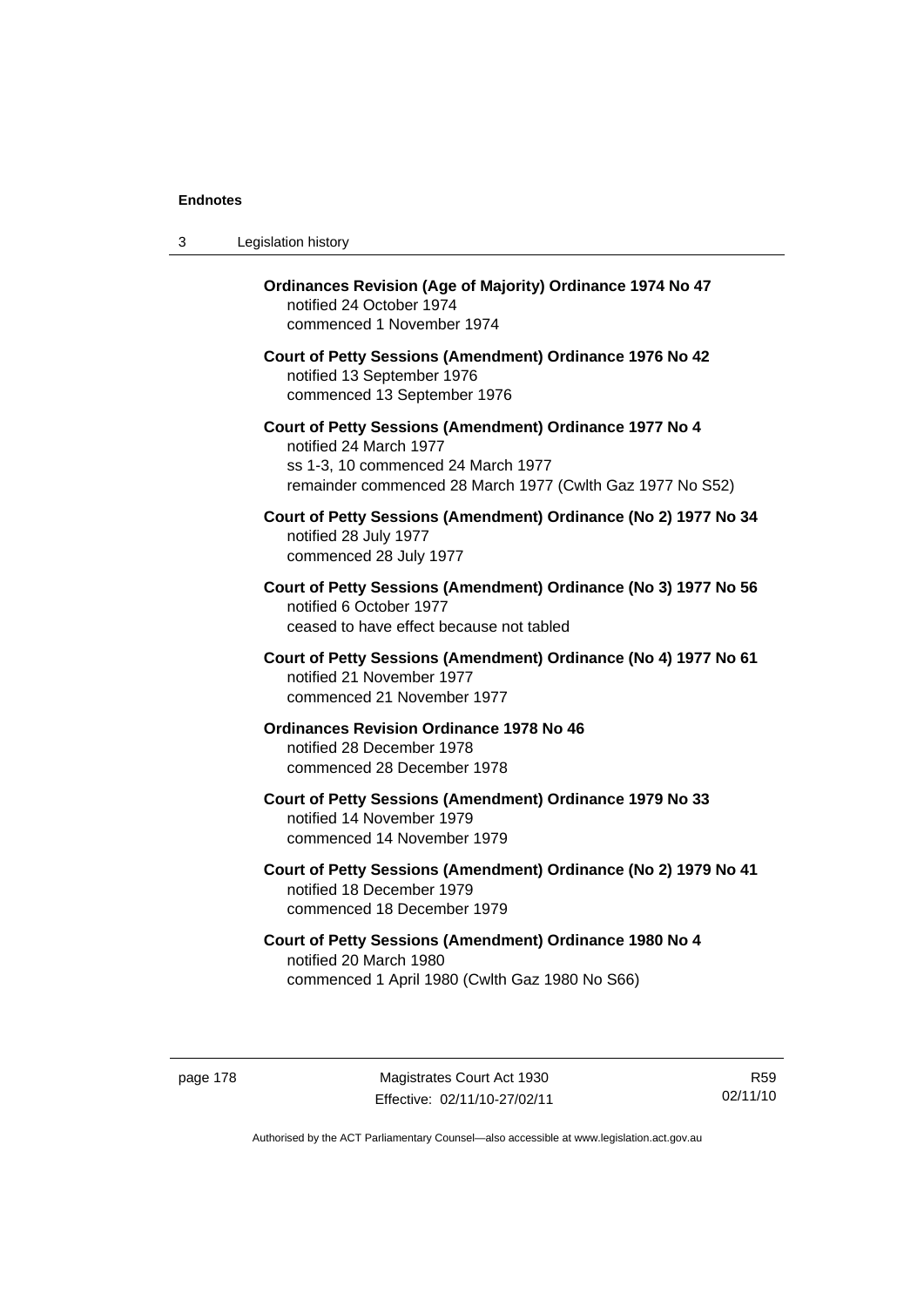**Ordinances Revision (Age of Majority) Ordinance 1974 No 47**
notified 24 October 1974
commenced 1 November 1974

**Court of Petty Sessions (Amendment) Ordinance 1976 No 42**
notified 13 September 1976
commenced 13 September 1976

**Court of Petty Sessions (Amendment) Ordinance 1977 No 4**
notified 24 March 1977
ss 1-3, 10 commenced 24 March 1977
remainder commenced 28 March 1977 (Cwlth Gaz 1977 No S52)

**Court of Petty Sessions (Amendment) Ordinance (No 2) 1977 No 34**
notified 28 July 1977
commenced 28 July 1977

**Court of Petty Sessions (Amendment) Ordinance (No 3) 1977 No 56**
notified 6 October 1977
ceased to have effect because not tabled

**Court of Petty Sessions (Amendment) Ordinance (No 4) 1977 No 61**
notified 21 November 1977
commenced 21 November 1977

**Ordinances Revision Ordinance 1978 No 46**
notified 28 December 1978
commenced 28 December 1978

**Court of Petty Sessions (Amendment) Ordinance 1979 No 33**
notified 14 November 1979
commenced 14 November 1979

**Court of Petty Sessions (Amendment) Ordinance (No 2) 1979 No 41**
notified 18 December 1979
commenced 18 December 1979

**Court of Petty Sessions (Amendment) Ordinance 1980 No 4**
notified 20 March 1980
commenced 1 April 1980 (Cwlth Gaz 1980 No S66)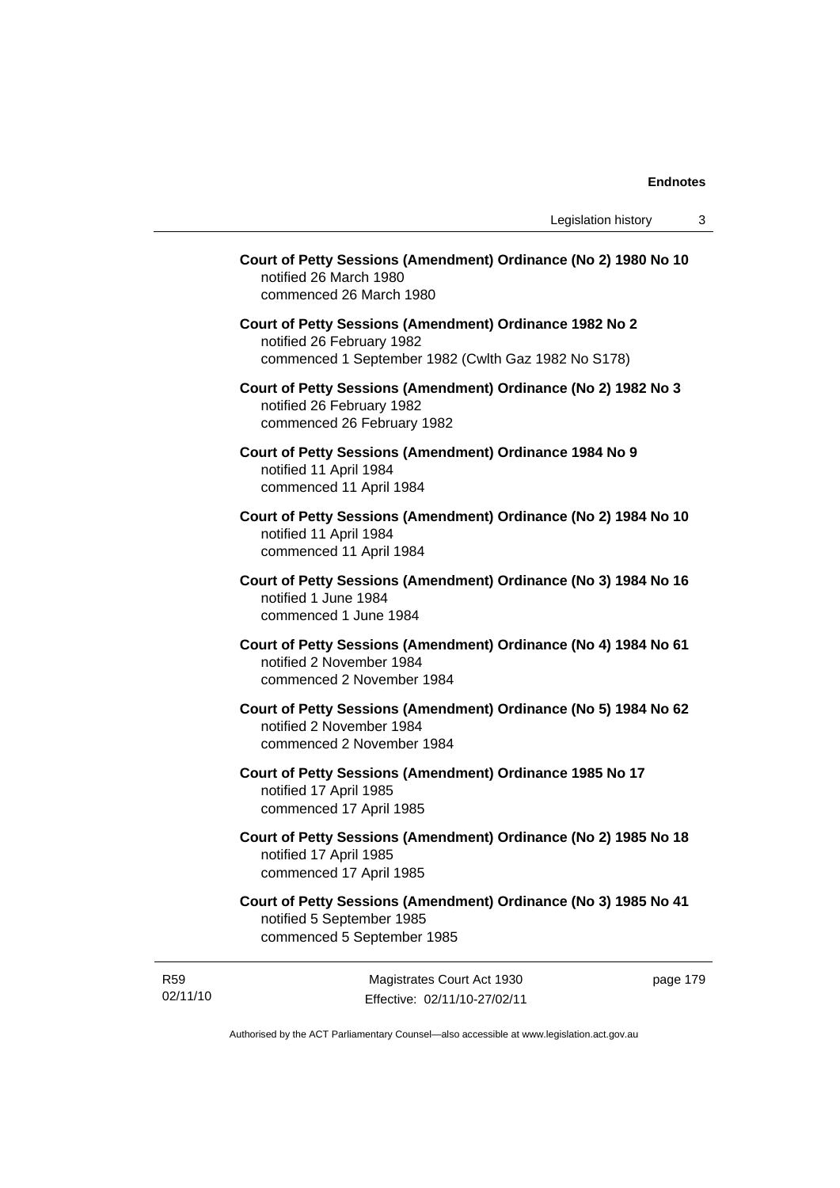**Court of Petty Sessions (Amendment) Ordinance (No 2) 1980 No 10**
notified 26 March 1980
commenced 26 March 1980

**Court of Petty Sessions (Amendment) Ordinance 1982 No 2**
notified 26 February 1982
commenced 1 September 1982 (Cwlth Gaz 1982 No S178)

**Court of Petty Sessions (Amendment) Ordinance (No 2) 1982 No 3**
notified 26 February 1982
commenced 26 February 1982

**Court of Petty Sessions (Amendment) Ordinance 1984 No 9**
notified 11 April 1984
commenced 11 April 1984

**Court of Petty Sessions (Amendment) Ordinance (No 2) 1984 No 10**
notified 11 April 1984
commenced 11 April 1984

**Court of Petty Sessions (Amendment) Ordinance (No 3) 1984 No 16**
notified 1 June 1984
commenced 1 June 1984

**Court of Petty Sessions (Amendment) Ordinance (No 4) 1984 No 61**
notified 2 November 1984
commenced 2 November 1984

**Court of Petty Sessions (Amendment) Ordinance (No 5) 1984 No 62**
notified 2 November 1984
commenced 2 November 1984

**Court of Petty Sessions (Amendment) Ordinance 1985 No 17**
notified 17 April 1985
commenced 17 April 1985

**Court of Petty Sessions (Amendment) Ordinance (No 2) 1985 No 18**
notified 17 April 1985
commenced 17 April 1985

**Court of Petty Sessions (Amendment) Ordinance (No 3) 1985 No 41**
notified 5 September 1985
commenced 5 September 1985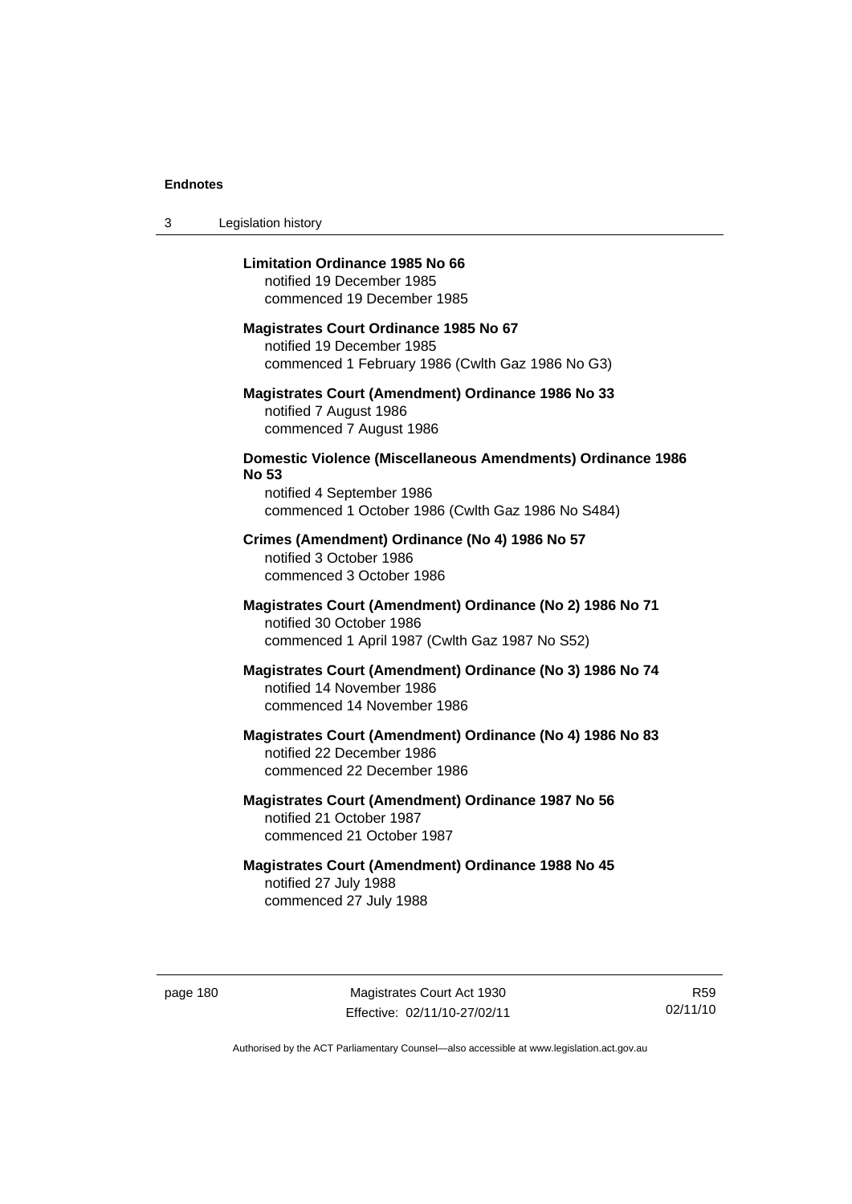**Limitation Ordinance 1985 No 66**
notified 19 December 1985
commenced 19 December 1985

**Magistrates Court Ordinance 1985 No 67**
notified 19 December 1985
commenced 1 February 1986 (Cwlth Gaz 1986 No G3)

**Magistrates Court (Amendment) Ordinance 1986 No 33**
notified 7 August 1986
commenced 7 August 1986

**Domestic Violence (Miscellaneous Amendments) Ordinance 1986 No 53**
notified 4 September 1986
commenced 1 October 1986 (Cwlth Gaz 1986 No S484)

**Crimes (Amendment) Ordinance (No 4) 1986 No 57**
notified 3 October 1986
commenced 3 October 1986

**Magistrates Court (Amendment) Ordinance (No 2) 1986 No 71**
notified 30 October 1986
commenced 1 April 1987 (Cwlth Gaz 1987 No S52)

**Magistrates Court (Amendment) Ordinance (No 3) 1986 No 74**
notified 14 November 1986
commenced 14 November 1986

**Magistrates Court (Amendment) Ordinance (No 4) 1986 No 83**
notified 22 December 1986
commenced 22 December 1986

**Magistrates Court (Amendment) Ordinance 1987 No 56**
notified 21 October 1987
commenced 21 October 1987

**Magistrates Court (Amendment) Ordinance 1988 No 45**
notified 27 July 1988
commenced 27 July 1988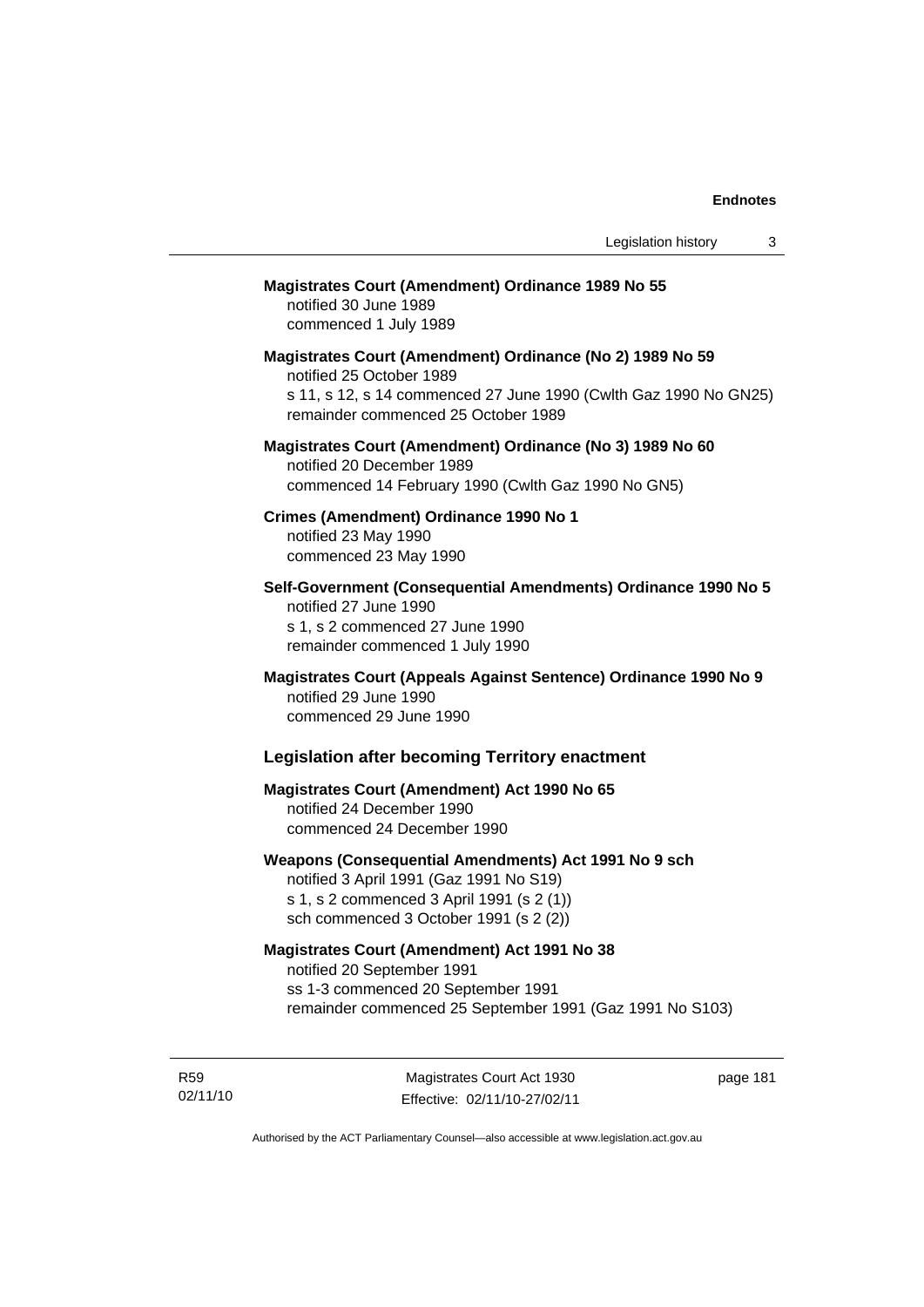**Magistrates Court (Amendment) Ordinance 1989 No 55**
notified 30 June 1989
commenced 1 July 1989

**Magistrates Court (Amendment) Ordinance (No 2) 1989 No 59**
notified 25 October 1989
s 11, s 12, s 14 commenced 27 June 1990 (Cwlth Gaz 1990 No GN25)
remainder commenced 25 October 1989

**Magistrates Court (Amendment) Ordinance (No 3) 1989 No 60**
notified 20 December 1989
commenced 14 February 1990 (Cwlth Gaz 1990 No GN5)

**Crimes (Amendment) Ordinance 1990 No 1**
notified 23 May 1990
commenced 23 May 1990

**Self-Government (Consequential Amendments) Ordinance 1990 No 5**
notified 27 June 1990
s 1, s 2 commenced 27 June 1990
remainder commenced 1 July 1990

**Magistrates Court (Appeals Against Sentence) Ordinance 1990 No 9**
notified 29 June 1990
commenced 29 June 1990

### Legislation after becoming Territory enactment

**Magistrates Court (Amendment) Act 1990 No 65**
notified 24 December 1990
commenced 24 December 1990

**Weapons (Consequential Amendments) Act 1991 No 9 sch**
notified 3 April 1991 (Gaz 1991 No S19)
s 1, s 2 commenced 3 April 1991 (s 2 (1))
sch commenced 3 October 1991 (s 2 (2))

**Magistrates Court (Amendment) Act 1991 No 38**
notified 20 September 1991
ss 1-3 commenced 20 September 1991
remainder commenced 25 September 1991 (Gaz 1991 No S103)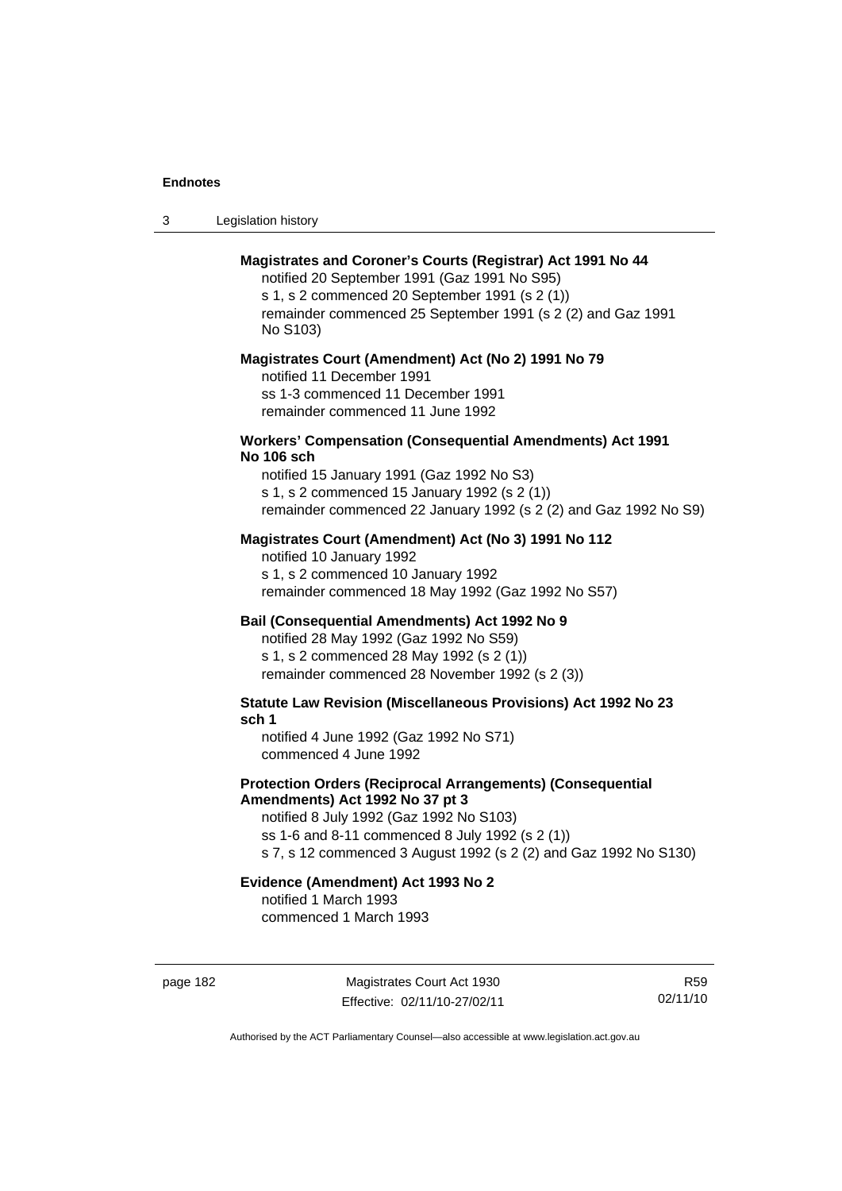**Magistrates and Coroner's Courts (Registrar) Act 1991 No 44**

notified 20 September 1991 (Gaz 1991 No S95)
s 1, s 2 commenced 20 September 1991 (s 2 (1))
remainder commenced 25 September 1991 (s 2 (2) and Gaz 1991 No S103)

**Magistrates Court (Amendment) Act (No 2) 1991 No 79**

notified 11 December 1991
ss 1-3 commenced 11 December 1991
remainder commenced 11 June 1992

**Workers' Compensation (Consequential Amendments) Act 1991 No 106 sch**

notified 15 January 1991 (Gaz 1992 No S3)
s 1, s 2 commenced 15 January 1992 (s 2 (1))
remainder commenced 22 January 1992 (s 2 (2) and Gaz 1992 No S9)

**Magistrates Court (Amendment) Act (No 3) 1991 No 112**

notified 10 January 1992
s 1, s 2 commenced 10 January 1992
remainder commenced 18 May 1992 (Gaz 1992 No S57)

**Bail (Consequential Amendments) Act 1992 No 9**

notified 28 May 1992 (Gaz 1992 No S59)
s 1, s 2 commenced 28 May 1992 (s 2 (1))
remainder commenced 28 November 1992 (s 2 (3))

**Statute Law Revision (Miscellaneous Provisions) Act 1992 No 23 sch 1**

notified 4 June 1992 (Gaz 1992 No S71)
commenced 4 June 1992

**Protection Orders (Reciprocal Arrangements) (Consequential Amendments) Act 1992 No 37 pt 3**

notified 8 July 1992 (Gaz 1992 No S103)
ss 1-6 and 8-11 commenced 8 July 1992 (s 2 (1))
s 7, s 12 commenced 3 August 1992 (s 2 (2) and Gaz 1992 No S130)

**Evidence (Amendment) Act 1993 No 2**

notified 1 March 1993
commenced 1 March 1993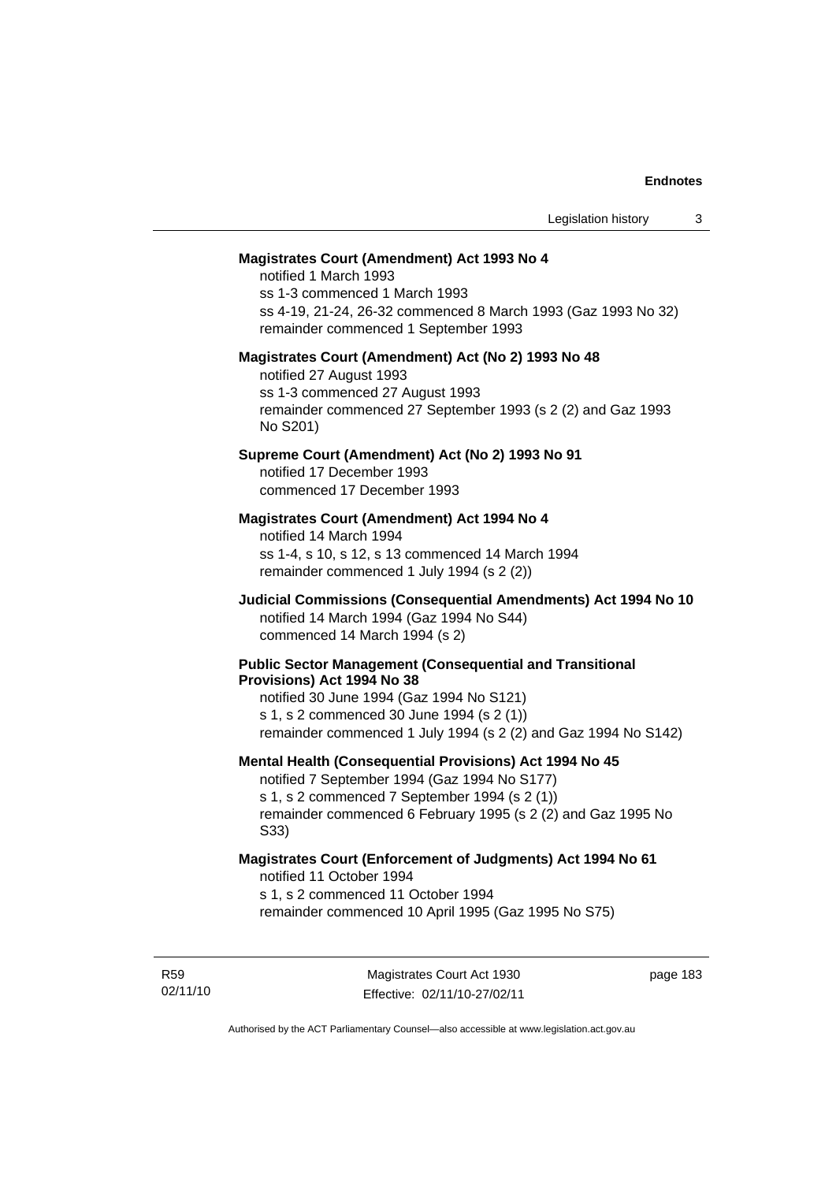**Magistrates Court (Amendment) Act 1993 No 4**

notified 1 March 1993
ss 1-3 commenced 1 March 1993
ss 4-19, 21-24, 26-32 commenced 8 March 1993 (Gaz 1993 No 32)
remainder commenced 1 September 1993

**Magistrates Court (Amendment) Act (No 2) 1993 No 48**

notified 27 August 1993
ss 1-3 commenced 27 August 1993
remainder commenced 27 September 1993 (s 2 (2) and Gaz 1993 No S201)

**Supreme Court (Amendment) Act (No 2) 1993 No 91**

notified 17 December 1993
commenced 17 December 1993

**Magistrates Court (Amendment) Act 1994 No 4**

notified 14 March 1994
ss 1-4, s 10, s 12, s 13 commenced 14 March 1994
remainder commenced 1 July 1994 (s 2 (2))

**Judicial Commissions (Consequential Amendments) Act 1994 No 10**

notified 14 March 1994 (Gaz 1994 No S44)
commenced 14 March 1994 (s 2)

**Public Sector Management (Consequential and Transitional Provisions) Act 1994 No 38**

notified 30 June 1994 (Gaz 1994 No S121)
s 1, s 2 commenced 30 June 1994 (s 2 (1))
remainder commenced 1 July 1994 (s 2 (2) and Gaz 1994 No S142)

**Mental Health (Consequential Provisions) Act 1994 No 45**

notified 7 September 1994 (Gaz 1994 No S177)
s 1, s 2 commenced 7 September 1994 (s 2 (1))
remainder commenced 6 February 1995 (s 2 (2) and Gaz 1995 No S33)

**Magistrates Court (Enforcement of Judgments) Act 1994 No 61**

notified 11 October 1994
s 1, s 2 commenced 11 October 1994
remainder commenced 10 April 1995 (Gaz 1995 No S75)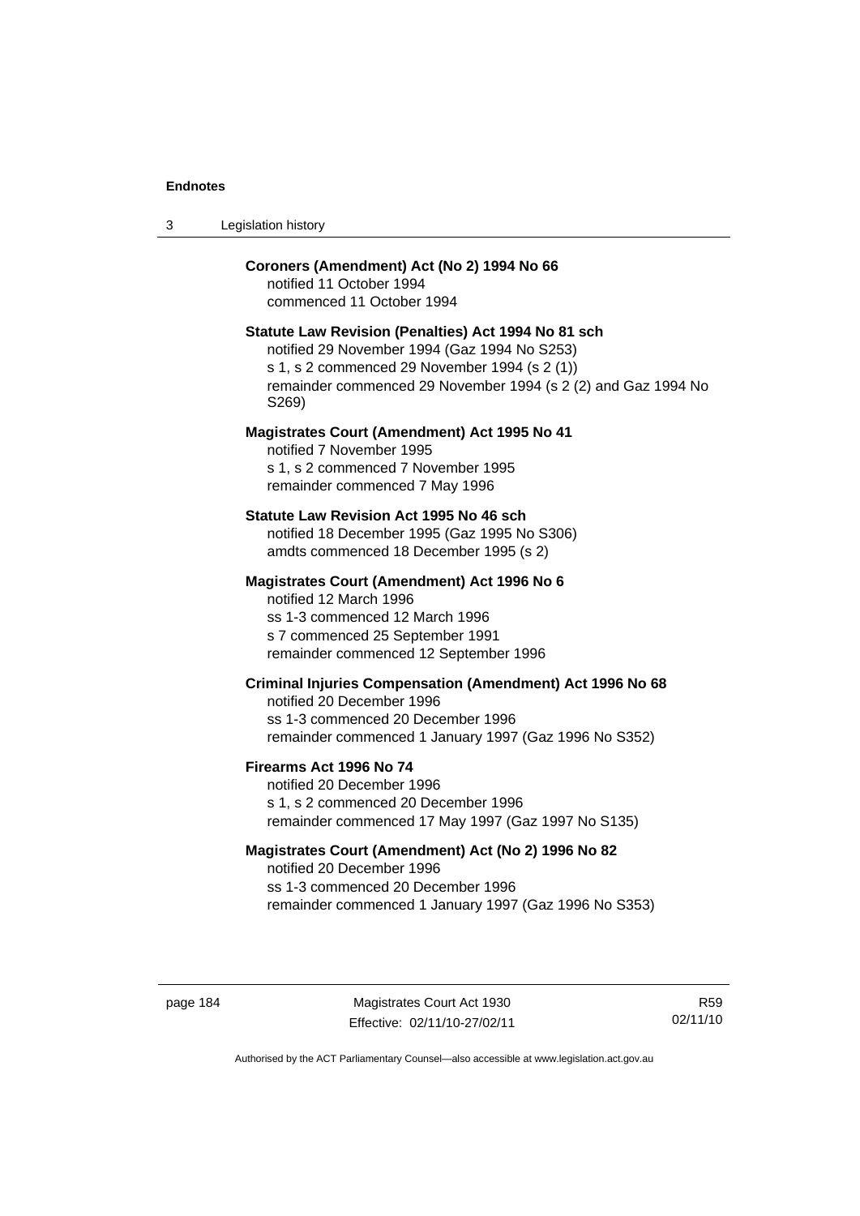**Coroners (Amendment) Act (No 2) 1994 No 66**
notified 11 October 1994
commenced 11 October 1994

**Statute Law Revision (Penalties) Act 1994 No 81 sch**
notified 29 November 1994 (Gaz 1994 No S253)
s 1, s 2 commenced 29 November 1994 (s 2 (1))
remainder commenced 29 November 1994 (s 2 (2) and Gaz 1994 No S269)

**Magistrates Court (Amendment) Act 1995 No 41**
notified 7 November 1995
s 1, s 2 commenced 7 November 1995
remainder commenced 7 May 1996

**Statute Law Revision Act 1995 No 46 sch**
notified 18 December 1995 (Gaz 1995 No S306)
amdts commenced 18 December 1995 (s 2)

**Magistrates Court (Amendment) Act 1996 No 6**
notified 12 March 1996
ss 1-3 commenced 12 March 1996
s 7 commenced 25 September 1991
remainder commenced 12 September 1996

**Criminal Injuries Compensation (Amendment) Act 1996 No 68**
notified 20 December 1996
ss 1-3 commenced 20 December 1996
remainder commenced 1 January 1997 (Gaz 1996 No S352)

**Firearms Act 1996 No 74**
notified 20 December 1996
s 1, s 2 commenced 20 December 1996
remainder commenced 17 May 1997 (Gaz 1997 No S135)

**Magistrates Court (Amendment) Act (No 2) 1996 No 82**
notified 20 December 1996
ss 1-3 commenced 20 December 1996
remainder commenced 1 January 1997 (Gaz 1996 No S353)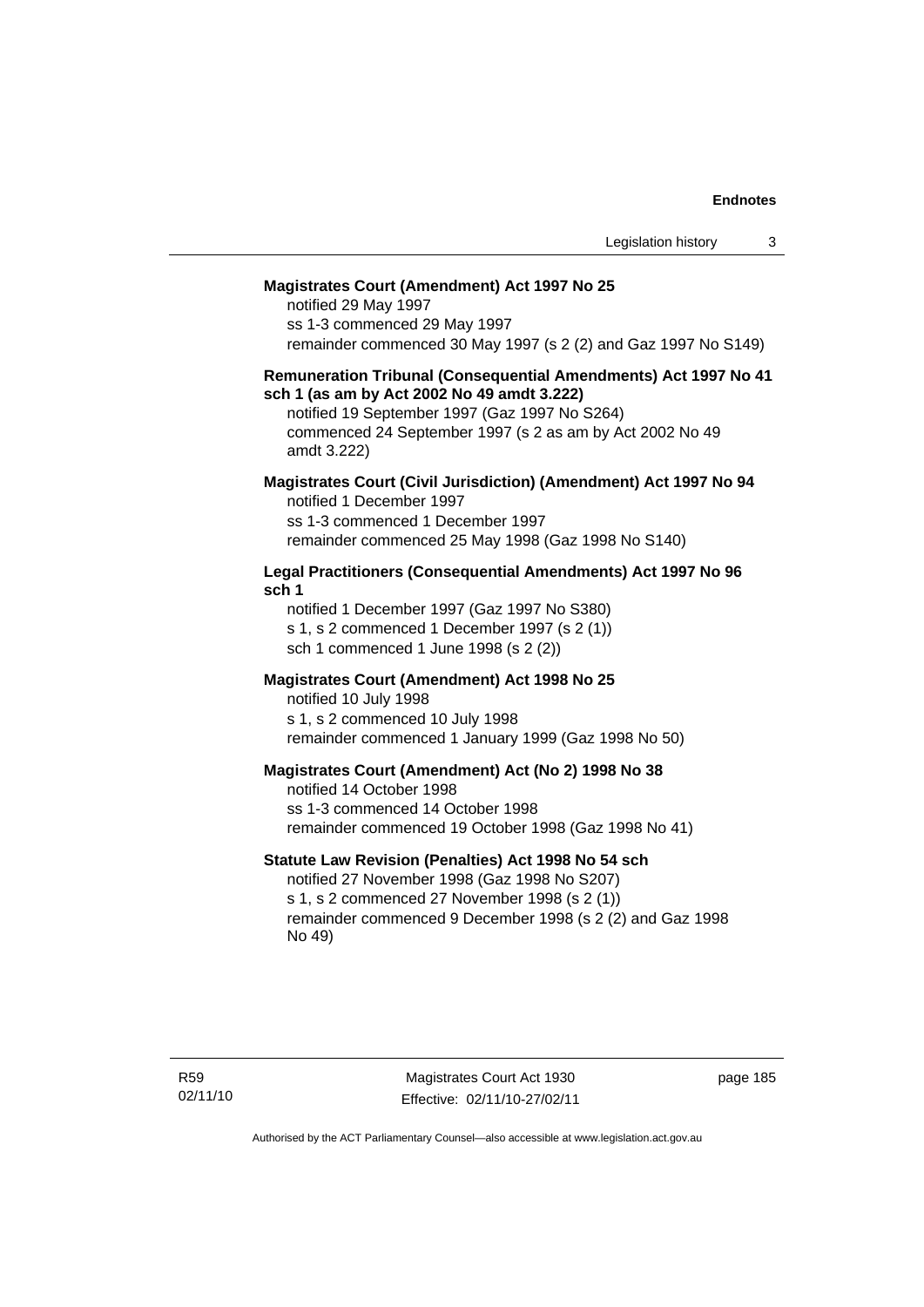**Magistrates Court (Amendment) Act 1997 No 25**

notified 29 May 1997

ss 1-3 commenced 29 May 1997

remainder commenced 30 May 1997 (s 2 (2) and Gaz 1997 No S149)

**Remuneration Tribunal (Consequential Amendments) Act 1997 No 41 sch 1 (as am by Act 2002 No 49 amdt 3.222)**

notified 19 September 1997 (Gaz 1997 No S264)

commenced 24 September 1997 (s 2 as am by Act 2002 No 49 amdt 3.222)

**Magistrates Court (Civil Jurisdiction) (Amendment) Act 1997 No 94**

notified 1 December 1997

ss 1-3 commenced 1 December 1997

remainder commenced 25 May 1998 (Gaz 1998 No S140)

**Legal Practitioners (Consequential Amendments) Act 1997 No 96 sch 1**

notified 1 December 1997 (Gaz 1997 No S380)

s 1, s 2 commenced 1 December 1997 (s 2 (1))

sch 1 commenced 1 June 1998 (s 2 (2))

**Magistrates Court (Amendment) Act 1998 No 25**

notified 10 July 1998

s 1, s 2 commenced 10 July 1998

remainder commenced 1 January 1999 (Gaz 1998 No 50)

**Magistrates Court (Amendment) Act (No 2) 1998 No 38**

notified 14 October 1998

ss 1-3 commenced 14 October 1998

remainder commenced 19 October 1998 (Gaz 1998 No 41)

**Statute Law Revision (Penalties) Act 1998 No 54 sch**

notified 27 November 1998 (Gaz 1998 No S207)

s 1, s 2 commenced 27 November 1998 (s 2 (1))

remainder commenced 9 December 1998 (s 2 (2) and Gaz 1998 No 49)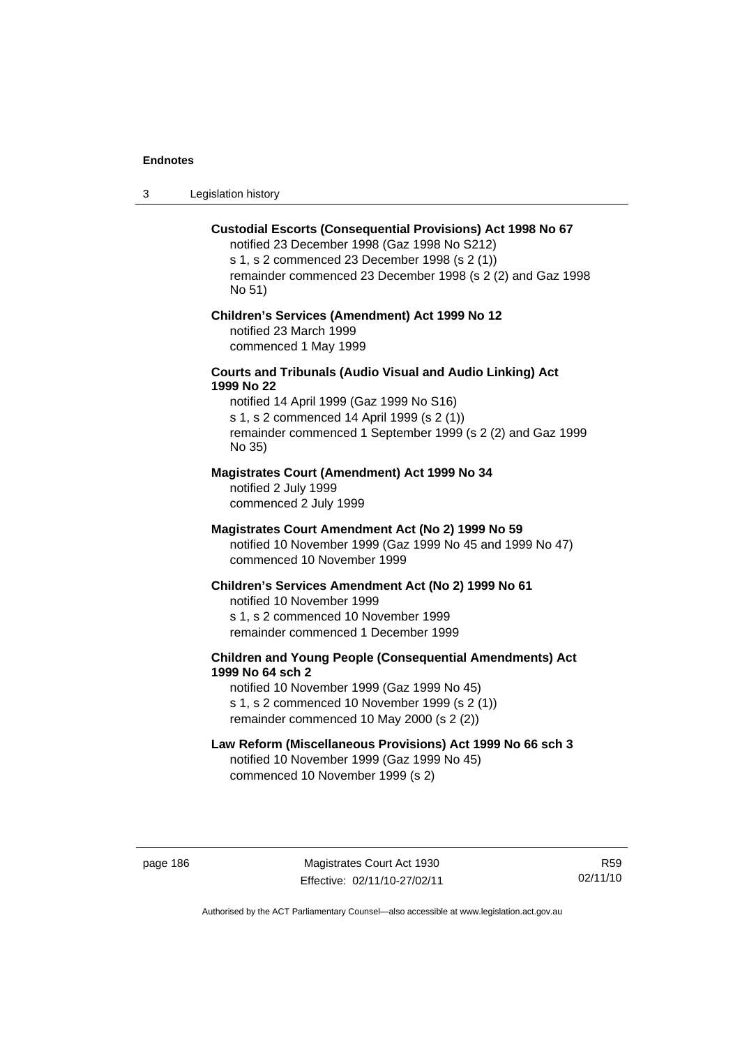**Custodial Escorts (Consequential Provisions) Act 1998 No 67**

notified 23 December 1998 (Gaz 1998 No S212)
s 1, s 2 commenced 23 December 1998 (s 2 (1))
remainder commenced 23 December 1998 (s 2 (2) and Gaz 1998 No 51)

**Children's Services (Amendment) Act 1999 No 12**

notified 23 March 1999
commenced 1 May 1999

**Courts and Tribunals (Audio Visual and Audio Linking) Act 1999 No 22**

notified 14 April 1999 (Gaz 1999 No S16)
s 1, s 2 commenced 14 April 1999 (s 2 (1))
remainder commenced 1 September 1999 (s 2 (2) and Gaz 1999 No 35)

**Magistrates Court (Amendment) Act 1999 No 34**

notified 2 July 1999
commenced 2 July 1999

**Magistrates Court Amendment Act (No 2) 1999 No 59**

notified 10 November 1999 (Gaz 1999 No 45 and 1999 No 47)
commenced 10 November 1999

**Children's Services Amendment Act (No 2) 1999 No 61**

notified 10 November 1999
s 1, s 2 commenced 10 November 1999
remainder commenced 1 December 1999

**Children and Young People (Consequential Amendments) Act 1999 No 64 sch 2**

notified 10 November 1999 (Gaz 1999 No 45)
s 1, s 2 commenced 10 November 1999 (s 2 (1))
remainder commenced 10 May 2000 (s 2 (2))

**Law Reform (Miscellaneous Provisions) Act 1999 No 66 sch 3**

notified 10 November 1999 (Gaz 1999 No 45)
commenced 10 November 1999 (s 2)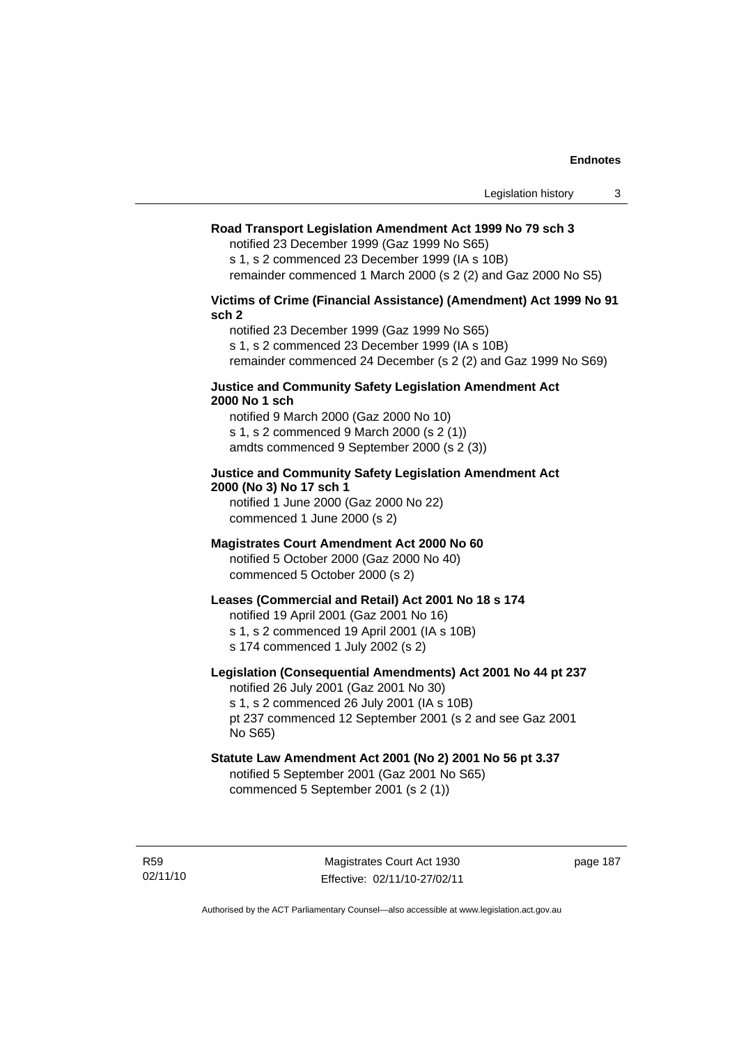**Road Transport Legislation Amendment Act 1999 No 79 sch 3**

notified 23 December 1999 (Gaz 1999 No S65)
s 1, s 2 commenced 23 December 1999 (IA s 10B)
remainder commenced 1 March 2000 (s 2 (2) and Gaz 2000 No S5)

**Victims of Crime (Financial Assistance) (Amendment) Act 1999 No 91 sch 2**

notified 23 December 1999 (Gaz 1999 No S65)
s 1, s 2 commenced 23 December 1999 (IA s 10B)
remainder commenced 24 December (s 2 (2) and Gaz 1999 No S69)

**Justice and Community Safety Legislation Amendment Act 2000 No 1 sch**

notified 9 March 2000 (Gaz 2000 No 10)
s 1, s 2 commenced 9 March 2000 (s 2 (1))
amdts commenced 9 September 2000 (s 2 (3))

**Justice and Community Safety Legislation Amendment Act 2000 (No 3) No 17 sch 1**

notified 1 June 2000 (Gaz 2000 No 22)
commenced 1 June 2000 (s 2)

**Magistrates Court Amendment Act 2000 No 60**

notified 5 October 2000 (Gaz 2000 No 40)
commenced 5 October 2000 (s 2)

**Leases (Commercial and Retail) Act 2001 No 18 s 174**

notified 19 April 2001 (Gaz 2001 No 16)
s 1, s 2 commenced 19 April 2001 (IA s 10B)
s 174 commenced 1 July 2002 (s 2)

**Legislation (Consequential Amendments) Act 2001 No 44 pt 237**

notified 26 July 2001 (Gaz 2001 No 30)
s 1, s 2 commenced 26 July 2001 (IA s 10B)
pt 237 commenced 12 September 2001 (s 2 and see Gaz 2001 No S65)

**Statute Law Amendment Act 2001 (No 2) 2001 No 56 pt 3.37**

notified 5 September 2001 (Gaz 2001 No S65)
commenced 5 September 2001 (s 2 (1))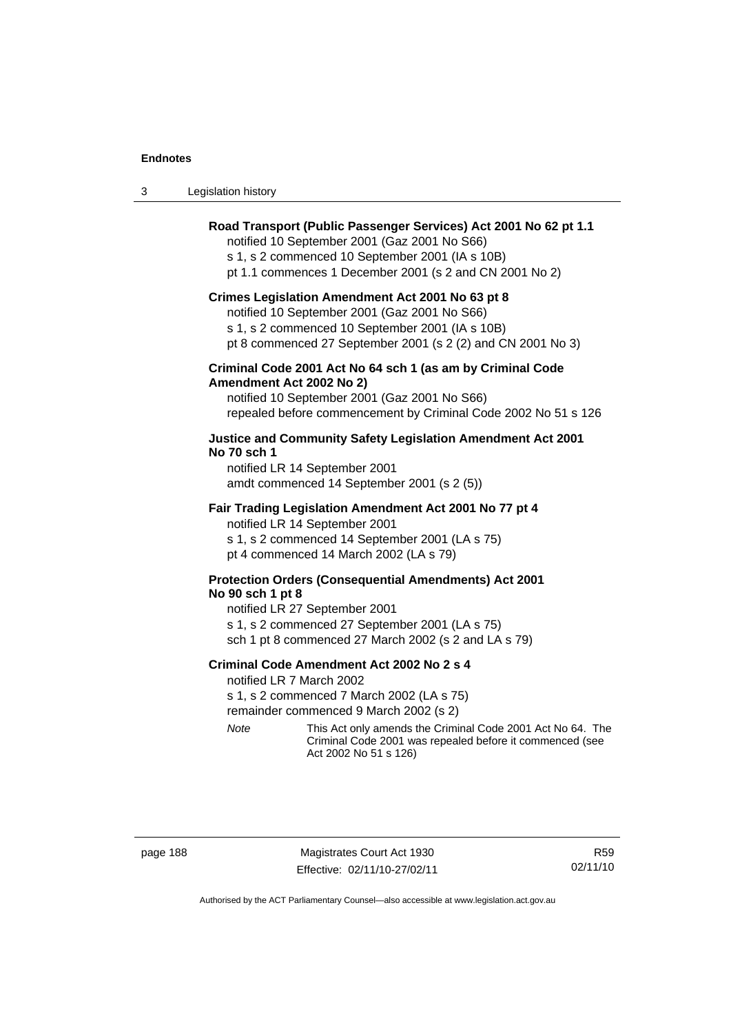**Road Transport (Public Passenger Services) Act 2001 No 62 pt 1.1**

notified 10 September 2001 (Gaz 2001 No S66)
s 1, s 2 commenced 10 September 2001 (IA s 10B)
pt 1.1 commences 1 December 2001 (s 2 and CN 2001 No 2)

**Crimes Legislation Amendment Act 2001 No 63 pt 8**

notified 10 September 2001 (Gaz 2001 No S66)
s 1, s 2 commenced 10 September 2001 (IA s 10B)
pt 8 commenced 27 September 2001 (s 2 (2) and CN 2001 No 3)

**Criminal Code 2001 Act No 64 sch 1 (as am by Criminal Code Amendment Act 2002 No 2)**

notified 10 September 2001 (Gaz 2001 No S66)
repealed before commencement by Criminal Code 2002 No 51 s 126

**Justice and Community Safety Legislation Amendment Act 2001 No 70 sch 1**

notified LR 14 September 2001
amdt commenced 14 September 2001 (s 2 (5))

**Fair Trading Legislation Amendment Act 2001 No 77 pt 4**

notified LR 14 September 2001
s 1, s 2 commenced 14 September 2001 (LA s 75)
pt 4 commenced 14 March 2002 (LA s 79)

**Protection Orders (Consequential Amendments) Act 2001 No 90 sch 1 pt 8**

notified LR 27 September 2001
s 1, s 2 commenced 27 September 2001 (LA s 75)
sch 1 pt 8 commenced 27 March 2002 (s 2 and LA s 79)

**Criminal Code Amendment Act 2002 No 2 s 4**

notified LR 7 March 2002
s 1, s 2 commenced 7 March 2002 (LA s 75)
remainder commenced 9 March 2002 (s 2)

*Note* This Act only amends the Criminal Code 2001 Act No 64. The Criminal Code 2001 was repealed before it commenced (see Act 2002 No 51 s 126)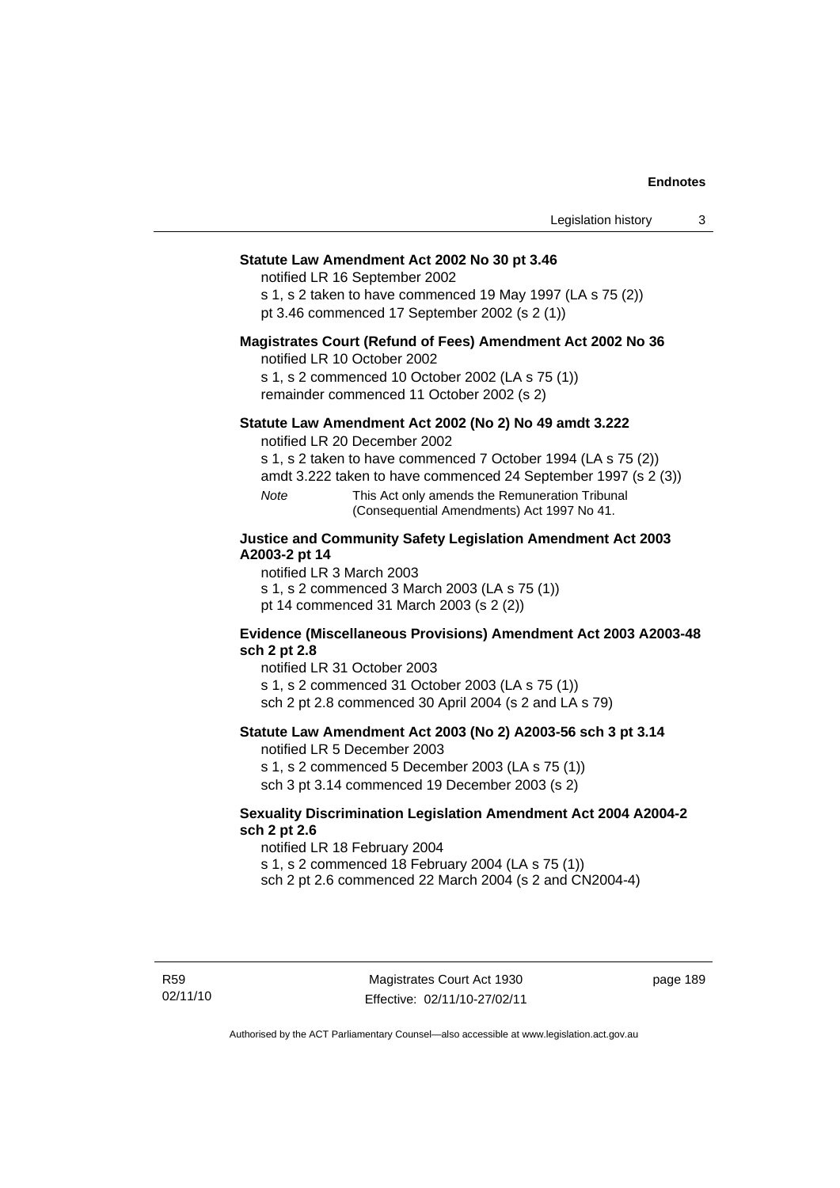**Statute Law Amendment Act 2002 No 30 pt 3.46**

notified LR 16 September 2002

s 1, s 2 taken to have commenced 19 May 1997 (LA s 75 (2))

pt 3.46 commenced 17 September 2002 (s 2 (1))

**Magistrates Court (Refund of Fees) Amendment Act 2002 No 36**

notified LR 10 October 2002

s 1, s 2 commenced 10 October 2002 (LA s 75 (1))

remainder commenced 11 October 2002 (s 2)

**Statute Law Amendment Act 2002 (No 2) No 49 amdt 3.222**

notified LR 20 December 2002

s 1, s 2 taken to have commenced 7 October 1994 (LA s 75 (2))

amdt 3.222 taken to have commenced 24 September 1997 (s 2 (3))

*Note* This Act only amends the Remuneration Tribunal (Consequential Amendments) Act 1997 No 41.

**Justice and Community Safety Legislation Amendment Act 2003 A2003-2 pt 14**

notified LR 3 March 2003

s 1, s 2 commenced 3 March 2003 (LA s 75 (1))

pt 14 commenced 31 March 2003 (s 2 (2))

**Evidence (Miscellaneous Provisions) Amendment Act 2003 A2003-48 sch 2 pt 2.8**

notified LR 31 October 2003

s 1, s 2 commenced 31 October 2003 (LA s 75 (1))

sch 2 pt 2.8 commenced 30 April 2004 (s 2 and LA s 79)

**Statute Law Amendment Act 2003 (No 2) A2003-56 sch 3 pt 3.14**

notified LR 5 December 2003

s 1, s 2 commenced 5 December 2003 (LA s 75 (1))

sch 3 pt 3.14 commenced 19 December 2003 (s 2)

**Sexuality Discrimination Legislation Amendment Act 2004 A2004-2 sch 2 pt 2.6**

notified LR 18 February 2004

s 1, s 2 commenced 18 February 2004 (LA s 75 (1))

sch 2 pt 2.6 commenced 22 March 2004 (s 2 and CN2004-4)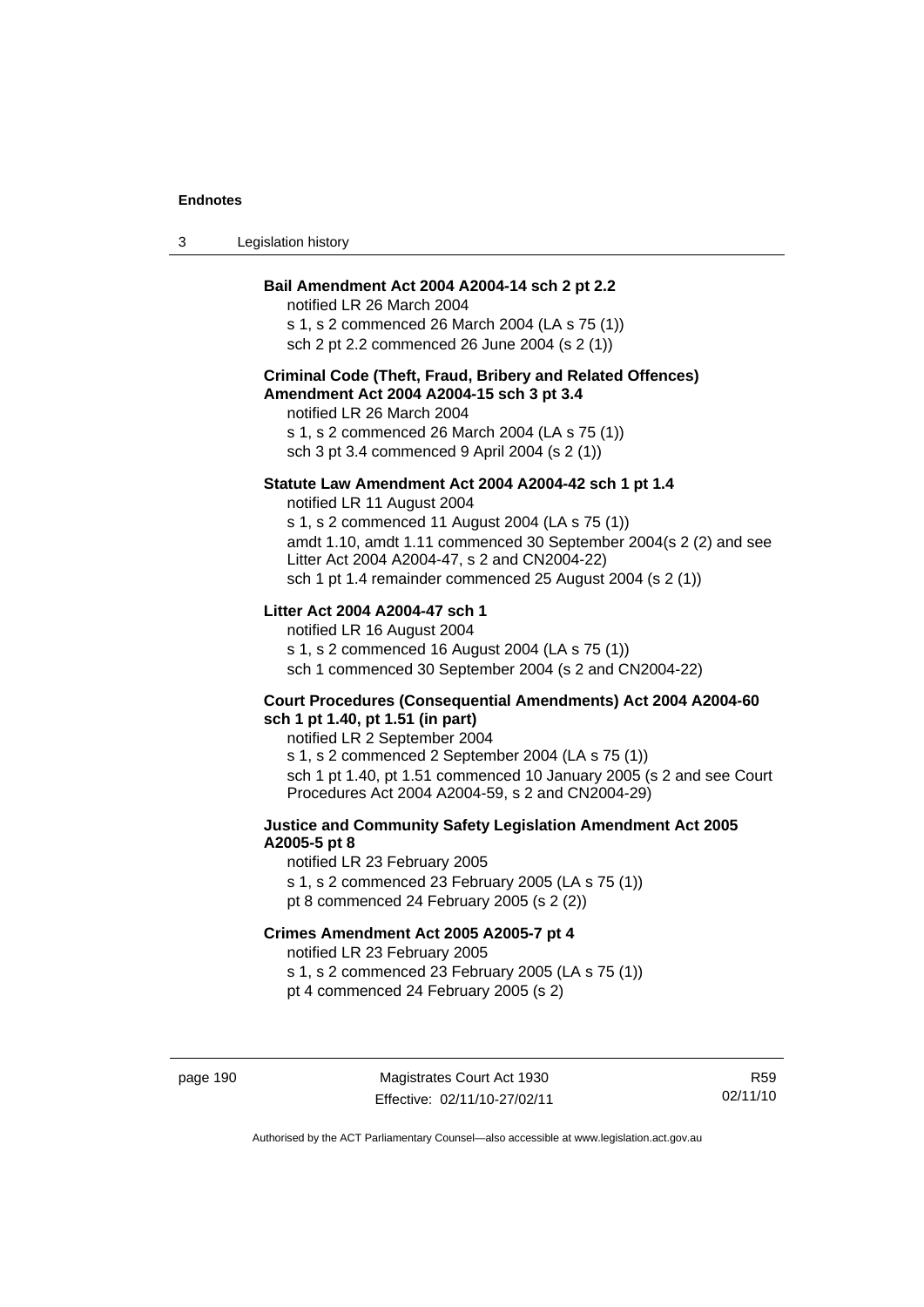**Bail Amendment Act 2004 A2004-14 sch 2 pt 2.2**

notified LR 26 March 2004

s 1, s 2 commenced 26 March 2004 (LA s 75 (1))

sch 2 pt 2.2 commenced 26 June 2004 (s 2 (1))

**Criminal Code (Theft, Fraud, Bribery and Related Offences) Amendment Act 2004 A2004-15 sch 3 pt 3.4**

notified LR 26 March 2004

s 1, s 2 commenced 26 March 2004 (LA s 75 (1))

sch 3 pt 3.4 commenced 9 April 2004 (s 2 (1))

**Statute Law Amendment Act 2004 A2004-42 sch 1 pt 1.4**

notified LR 11 August 2004

s 1, s 2 commenced 11 August 2004 (LA s 75 (1))

amdt 1.10, amdt 1.11 commenced 30 September 2004(s 2 (2) and see Litter Act 2004 A2004-47, s 2 and CN2004-22)

sch 1 pt 1.4 remainder commenced 25 August 2004 (s 2 (1))

**Litter Act 2004 A2004-47 sch 1**

notified LR 16 August 2004

s 1, s 2 commenced 16 August 2004 (LA s 75 (1))

sch 1 commenced 30 September 2004 (s 2 and CN2004-22)

**Court Procedures (Consequential Amendments) Act 2004 A2004-60 sch 1 pt 1.40, pt 1.51 (in part)**

notified LR 2 September 2004

s 1, s 2 commenced 2 September 2004 (LA s 75 (1))

sch 1 pt 1.40, pt 1.51 commenced 10 January 2005 (s 2 and see Court Procedures Act 2004 A2004-59, s 2 and CN2004-29)

**Justice and Community Safety Legislation Amendment Act 2005 A2005-5 pt 8**

notified LR 23 February 2005

s 1, s 2 commenced 23 February 2005 (LA s 75 (1))

pt 8 commenced 24 February 2005 (s 2 (2))

**Crimes Amendment Act 2005 A2005-7 pt 4**

notified LR 23 February 2005

s 1, s 2 commenced 23 February 2005 (LA s 75 (1))

pt 4 commenced 24 February 2005 (s 2)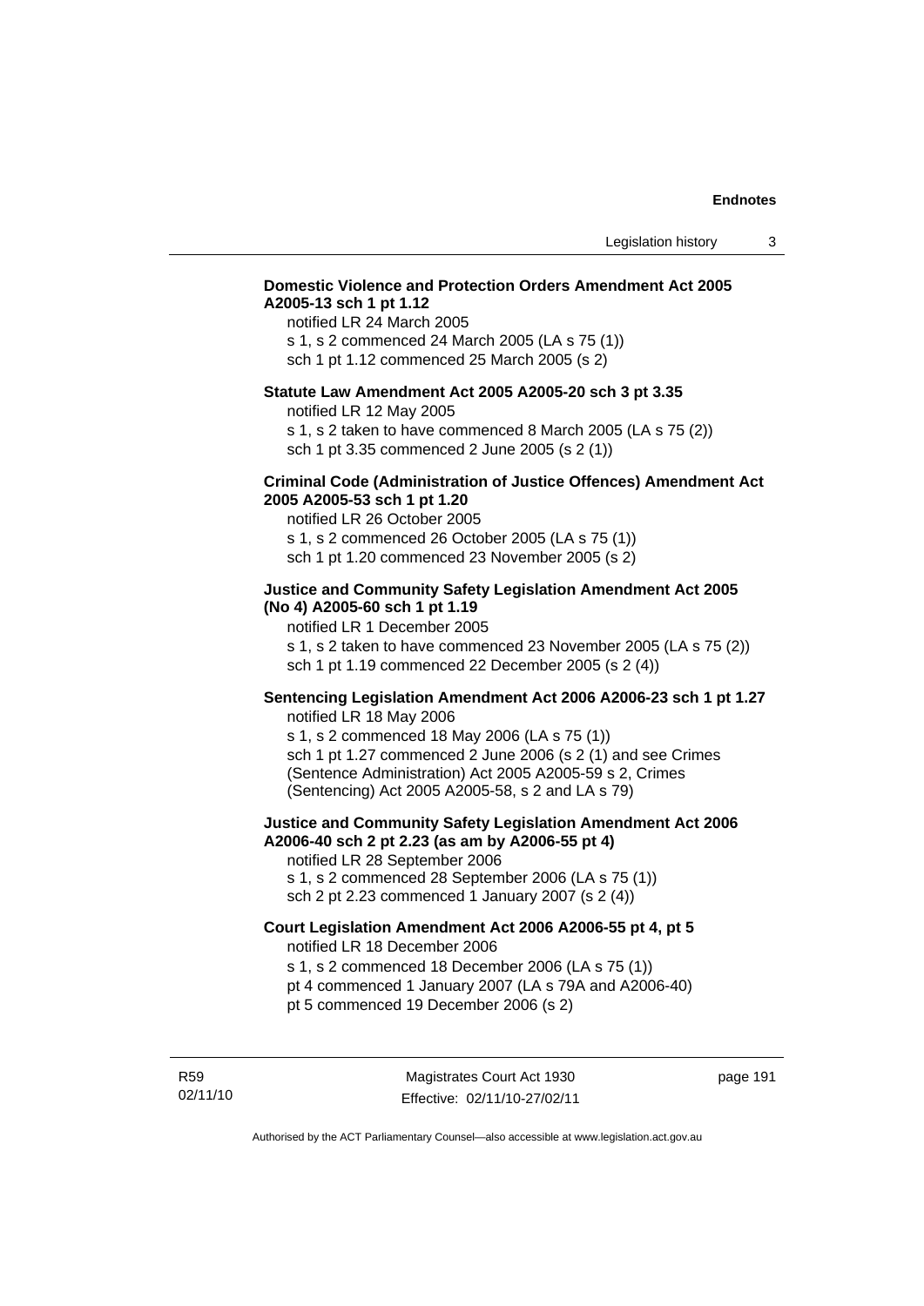**Domestic Violence and Protection Orders Amendment Act 2005 A2005-13 sch 1 pt 1.12**

notified LR 24 March 2005
s 1, s 2 commenced 24 March 2005 (LA s 75 (1))
sch 1 pt 1.12 commenced 25 March 2005 (s 2)

**Statute Law Amendment Act 2005 A2005-20 sch 3 pt 3.35**

notified LR 12 May 2005
s 1, s 2 taken to have commenced 8 March 2005 (LA s 75 (2))
sch 1 pt 3.35 commenced 2 June 2005 (s 2 (1))

**Criminal Code (Administration of Justice Offences) Amendment Act 2005 A2005-53 sch 1 pt 1.20**

notified LR 26 October 2005
s 1, s 2 commenced 26 October 2005 (LA s 75 (1))
sch 1 pt 1.20 commenced 23 November 2005 (s 2)

**Justice and Community Safety Legislation Amendment Act 2005 (No 4) A2005-60 sch 1 pt 1.19**

notified LR 1 December 2005
s 1, s 2 taken to have commenced 23 November 2005 (LA s 75 (2))
sch 1 pt 1.19 commenced 22 December 2005 (s 2 (4))

**Sentencing Legislation Amendment Act 2006 A2006-23 sch 1 pt 1.27**

notified LR 18 May 2006
s 1, s 2 commenced 18 May 2006 (LA s 75 (1))
sch 1 pt 1.27 commenced 2 June 2006 (s 2 (1) and see Crimes (Sentence Administration) Act 2005 A2005-59 s 2, Crimes (Sentencing) Act 2005 A2005-58, s 2 and LA s 79)

**Justice and Community Safety Legislation Amendment Act 2006 A2006-40 sch 2 pt 2.23 (as am by A2006-55 pt 4)**

notified LR 28 September 2006
s 1, s 2 commenced 28 September 2006 (LA s 75 (1))
sch 2 pt 2.23 commenced 1 January 2007 (s 2 (4))

**Court Legislation Amendment Act 2006 A2006-55 pt 4, pt 5**

notified LR 18 December 2006
s 1, s 2 commenced 18 December 2006 (LA s 75 (1))
pt 4 commenced 1 January 2007 (LA s 79A and A2006-40)
pt 5 commenced 19 December 2006 (s 2)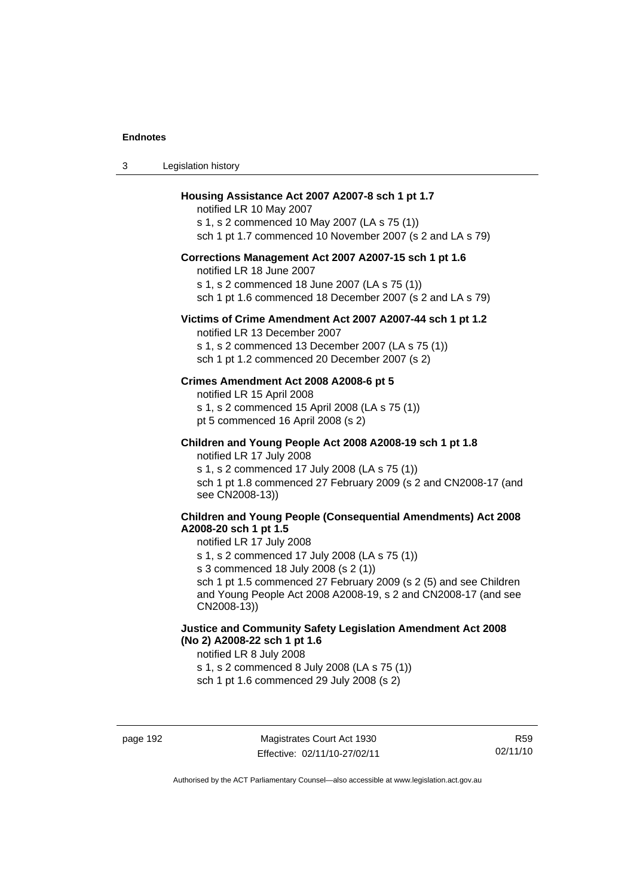**Housing Assistance Act 2007 A2007-8 sch 1 pt 1.7**

notified LR 10 May 2007

s 1, s 2 commenced 10 May 2007 (LA s 75 (1))

sch 1 pt 1.7 commenced 10 November 2007 (s 2 and LA s 79)

**Corrections Management Act 2007 A2007-15 sch 1 pt 1.6**

notified LR 18 June 2007

s 1, s 2 commenced 18 June 2007 (LA s 75 (1))

sch 1 pt 1.6 commenced 18 December 2007 (s 2 and LA s 79)

**Victims of Crime Amendment Act 2007 A2007-44 sch 1 pt 1.2**

notified LR 13 December 2007

s 1, s 2 commenced 13 December 2007 (LA s 75 (1))

sch 1 pt 1.2 commenced 20 December 2007 (s 2)

**Crimes Amendment Act 2008 A2008-6 pt 5**

notified LR 15 April 2008

s 1, s 2 commenced 15 April 2008 (LA s 75 (1))

pt 5 commenced 16 April 2008 (s 2)

**Children and Young People Act 2008 A2008-19 sch 1 pt 1.8**

notified LR 17 July 2008

s 1, s 2 commenced 17 July 2008 (LA s 75 (1))

sch 1 pt 1.8 commenced 27 February 2009 (s 2 and CN2008-17 (and see CN2008-13))

**Children and Young People (Consequential Amendments) Act 2008 A2008-20 sch 1 pt 1.5**

notified LR 17 July 2008

s 1, s 2 commenced 17 July 2008 (LA s 75 (1))

s 3 commenced 18 July 2008 (s 2 (1))

sch 1 pt 1.5 commenced 27 February 2009 (s 2 (5) and see Children and Young People Act 2008 A2008-19, s 2 and CN2008-17 (and see CN2008-13))

**Justice and Community Safety Legislation Amendment Act 2008 (No 2) A2008-22 sch 1 pt 1.6**

notified LR 8 July 2008

s 1, s 2 commenced 8 July 2008 (LA s 75 (1))

sch 1 pt 1.6 commenced 29 July 2008 (s 2)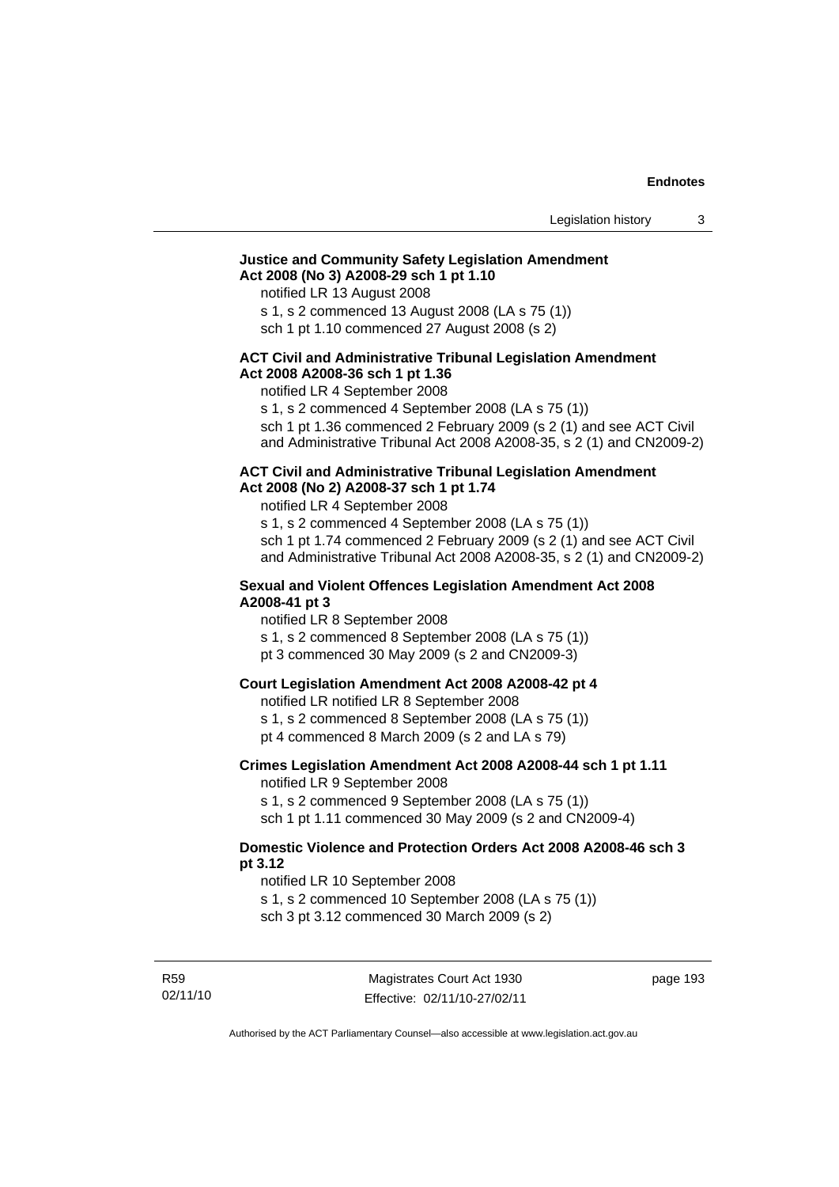**Justice and Community Safety Legislation Amendment Act 2008 (No 3) A2008-29 sch 1 pt 1.10**

notified LR 13 August 2008

s 1, s 2 commenced 13 August 2008 (LA s 75 (1))

sch 1 pt 1.10 commenced 27 August 2008 (s 2)

**ACT Civil and Administrative Tribunal Legislation Amendment Act 2008 A2008-36 sch 1 pt 1.36**

notified LR 4 September 2008

s 1, s 2 commenced 4 September 2008 (LA s 75 (1))

sch 1 pt 1.36 commenced 2 February 2009 (s 2 (1) and see ACT Civil and Administrative Tribunal Act 2008 A2008-35, s 2 (1) and CN2009-2)

**ACT Civil and Administrative Tribunal Legislation Amendment Act 2008 (No 2) A2008-37 sch 1 pt 1.74**

notified LR 4 September 2008

s 1, s 2 commenced 4 September 2008 (LA s 75 (1))

sch 1 pt 1.74 commenced 2 February 2009 (s 2 (1) and see ACT Civil and Administrative Tribunal Act 2008 A2008-35, s 2 (1) and CN2009-2)

**Sexual and Violent Offences Legislation Amendment Act 2008 A2008-41 pt 3**

notified LR 8 September 2008

s 1, s 2 commenced 8 September 2008 (LA s 75 (1))

pt 3 commenced 30 May 2009 (s 2 and CN2009-3)

**Court Legislation Amendment Act 2008 A2008-42 pt 4**

notified LR notified LR 8 September 2008

s 1, s 2 commenced 8 September 2008 (LA s 75 (1))

pt 4 commenced 8 March 2009 (s 2 and LA s 79)

**Crimes Legislation Amendment Act 2008 A2008-44 sch 1 pt 1.11**

notified LR 9 September 2008

s 1, s 2 commenced 9 September 2008 (LA s 75 (1))

sch 1 pt 1.11 commenced 30 May 2009 (s 2 and CN2009-4)

**Domestic Violence and Protection Orders Act 2008 A2008-46 sch 3 pt 3.12**

notified LR 10 September 2008

s 1, s 2 commenced 10 September 2008 (LA s 75 (1))

sch 3 pt 3.12 commenced 30 March 2009 (s 2)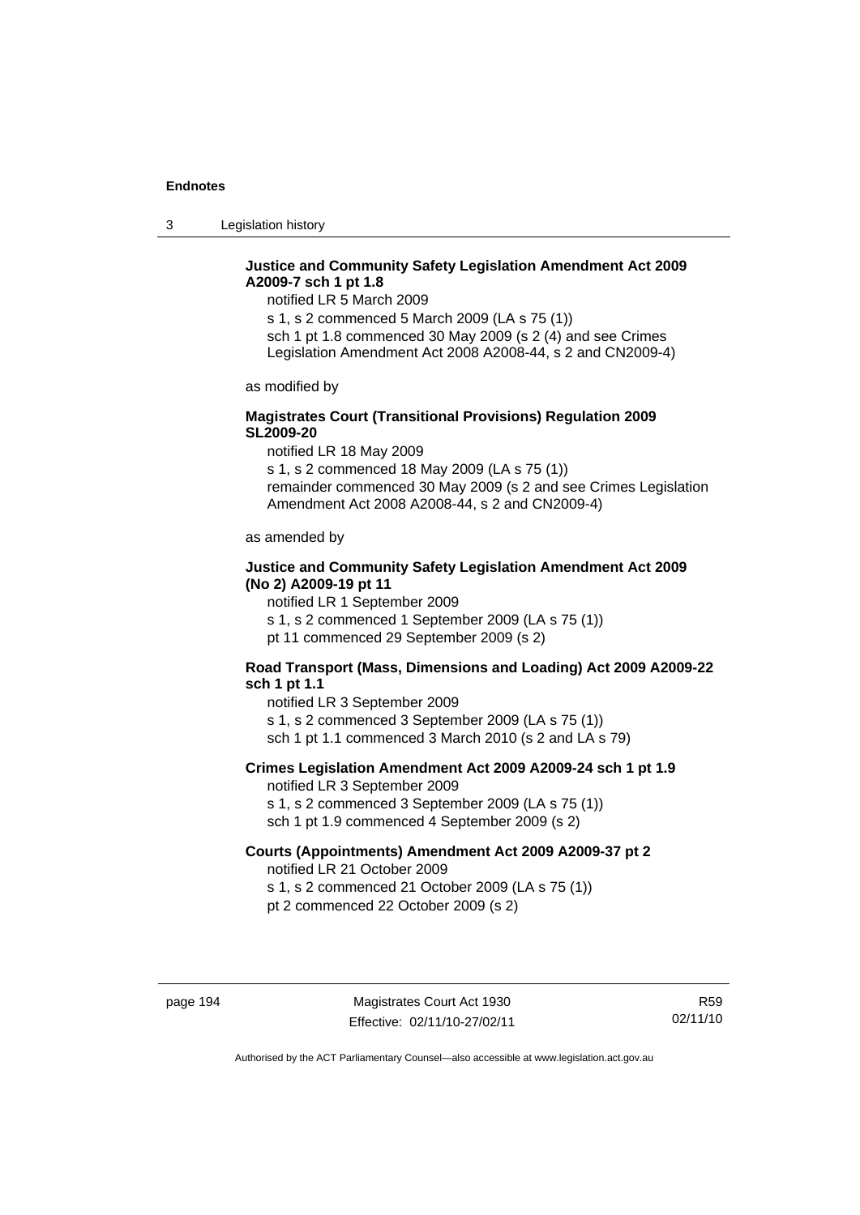**Justice and Community Safety Legislation Amendment Act 2009 A2009-7 sch 1 pt 1.8**

notified LR 5 March 2009

s 1, s 2 commenced 5 March 2009 (LA s 75 (1))

sch 1 pt 1.8 commenced 30 May 2009 (s 2 (4) and see Crimes Legislation Amendment Act 2008 A2008-44, s 2 and CN2009-4)

as modified by

**Magistrates Court (Transitional Provisions) Regulation 2009 SL2009-20**

notified LR 18 May 2009

s 1, s 2 commenced 18 May 2009 (LA s 75 (1))

remainder commenced 30 May 2009 (s 2 and see Crimes Legislation Amendment Act 2008 A2008-44, s 2 and CN2009-4)

as amended by

**Justice and Community Safety Legislation Amendment Act 2009 (No 2) A2009-19 pt 11**

notified LR 1 September 2009

s 1, s 2 commenced 1 September 2009 (LA s 75 (1))

pt 11 commenced 29 September 2009 (s 2)

**Road Transport (Mass, Dimensions and Loading) Act 2009 A2009-22 sch 1 pt 1.1**

notified LR 3 September 2009

s 1, s 2 commenced 3 September 2009 (LA s 75 (1))

sch 1 pt 1.1 commenced 3 March 2010 (s 2 and LA s 79)

**Crimes Legislation Amendment Act 2009 A2009-24 sch 1 pt 1.9**

notified LR 3 September 2009

s 1, s 2 commenced 3 September 2009 (LA s 75 (1))

sch 1 pt 1.9 commenced 4 September 2009 (s 2)

**Courts (Appointments) Amendment Act 2009 A2009-37 pt 2**

notified LR 21 October 2009

s 1, s 2 commenced 21 October 2009 (LA s 75 (1))

pt 2 commenced 22 October 2009 (s 2)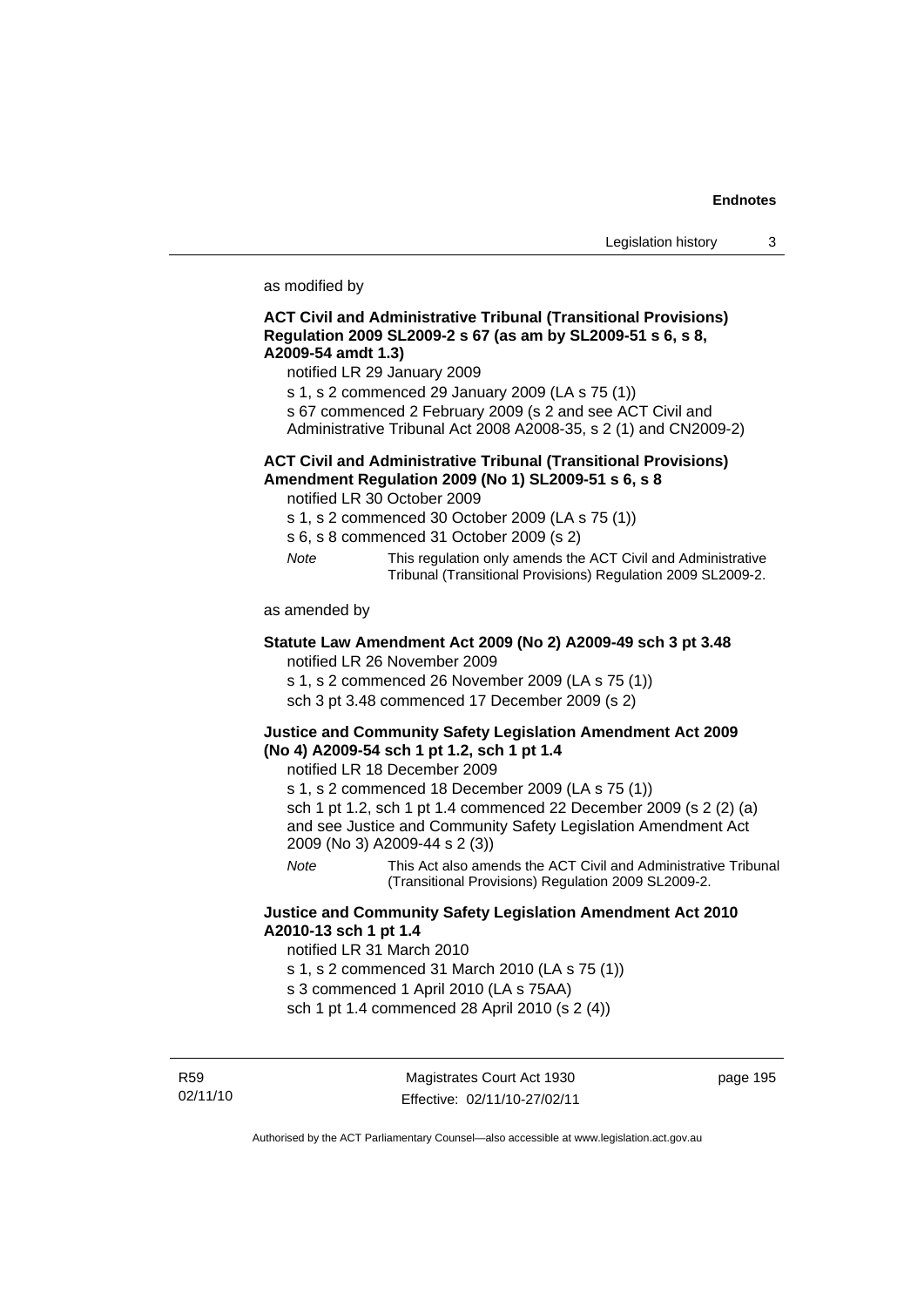as modified by

**ACT Civil and Administrative Tribunal (Transitional Provisions) Regulation 2009 SL2009-2 s 67 (as am by SL2009-51 s 6, s 8, A2009-54 amdt 1.3)**

notified LR 29 January 2009

s 1, s 2 commenced 29 January 2009 (LA s 75 (1))

s 67 commenced 2 February 2009 (s 2 and see ACT Civil and Administrative Tribunal Act 2008 A2008-35, s 2 (1) and CN2009-2)

**ACT Civil and Administrative Tribunal (Transitional Provisions) Amendment Regulation 2009 (No 1) SL2009-51 s 6, s 8**

notified LR 30 October 2009

s 1, s 2 commenced 30 October 2009 (LA s 75 (1))

s 6, s 8 commenced 31 October 2009 (s 2)

*Note* This regulation only amends the ACT Civil and Administrative Tribunal (Transitional Provisions) Regulation 2009 SL2009-2.

as amended by

**Statute Law Amendment Act 2009 (No 2) A2009-49 sch 3 pt 3.48**

notified LR 26 November 2009

s 1, s 2 commenced 26 November 2009 (LA s 75 (1))

sch 3 pt 3.48 commenced 17 December 2009 (s 2)

**Justice and Community Safety Legislation Amendment Act 2009 (No 4) A2009-54 sch 1 pt 1.2, sch 1 pt 1.4**

notified LR 18 December 2009

s 1, s 2 commenced 18 December 2009 (LA s 75 (1))

sch 1 pt 1.2, sch 1 pt 1.4 commenced 22 December 2009 (s 2 (2) (a) and see Justice and Community Safety Legislation Amendment Act 2009 (No 3) A2009-44 s 2 (3))

*Note* This Act also amends the ACT Civil and Administrative Tribunal (Transitional Provisions) Regulation 2009 SL2009-2.

**Justice and Community Safety Legislation Amendment Act 2010 A2010-13 sch 1 pt 1.4**

notified LR 31 March 2010

s 1, s 2 commenced 31 March 2010 (LA s 75 (1))

s 3 commenced 1 April 2010 (LA s 75AA)

sch 1 pt 1.4 commenced 28 April 2010 (s 2 (4))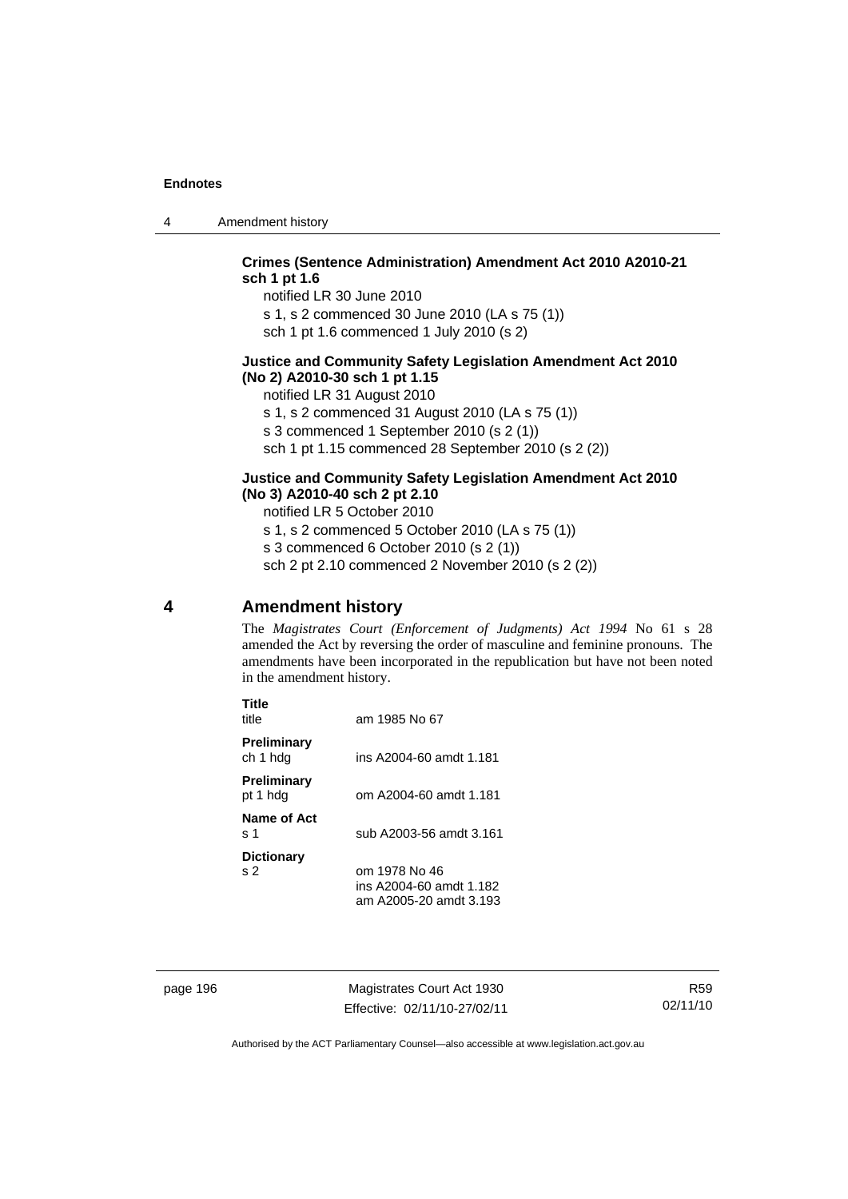**Crimes (Sentence Administration) Amendment Act 2010 A2010-21 sch 1 pt 1.6**

notified LR 30 June 2010

s 1, s 2 commenced 30 June 2010 (LA s 75 (1))

sch 1 pt 1.6 commenced 1 July 2010 (s 2)

**Justice and Community Safety Legislation Amendment Act 2010 (No 2) A2010-30 sch 1 pt 1.15**

notified LR 31 August 2010

s 1, s 2 commenced 31 August 2010 (LA s 75 (1))

s 3 commenced 1 September 2010 (s 2 (1))

sch 1 pt 1.15 commenced 28 September 2010 (s 2 (2))

**Justice and Community Safety Legislation Amendment Act 2010 (No 3) A2010-40 sch 2 pt 2.10**

notified LR 5 October 2010

s 1, s 2 commenced 5 October 2010 (LA s 75 (1))

s 3 commenced 6 October 2010 (s 2 (1))

sch 2 pt 2.10 commenced 2 November 2010 (s 2 (2))

## 4 Amendment history

The *Magistrates Court (Enforcement of Judgments) Act 1994* No 61 s 28 amended the Act by reversing the order of masculine and feminine pronouns. The amendments have been incorporated in the republication but have not been noted in the amendment history.

**Title**
title — am 1985 No 67

**Preliminary**
ch 1 hdg — ins A2004-60 amdt 1.181

**Preliminary**
pt 1 hdg — om A2004-60 amdt 1.181

**Name of Act**
s 1 — sub A2003-56 amdt 3.161

**Dictionary**
s 2 — om 1978 No 46
ins A2004-60 amdt 1.182
am A2005-20 amdt 3.193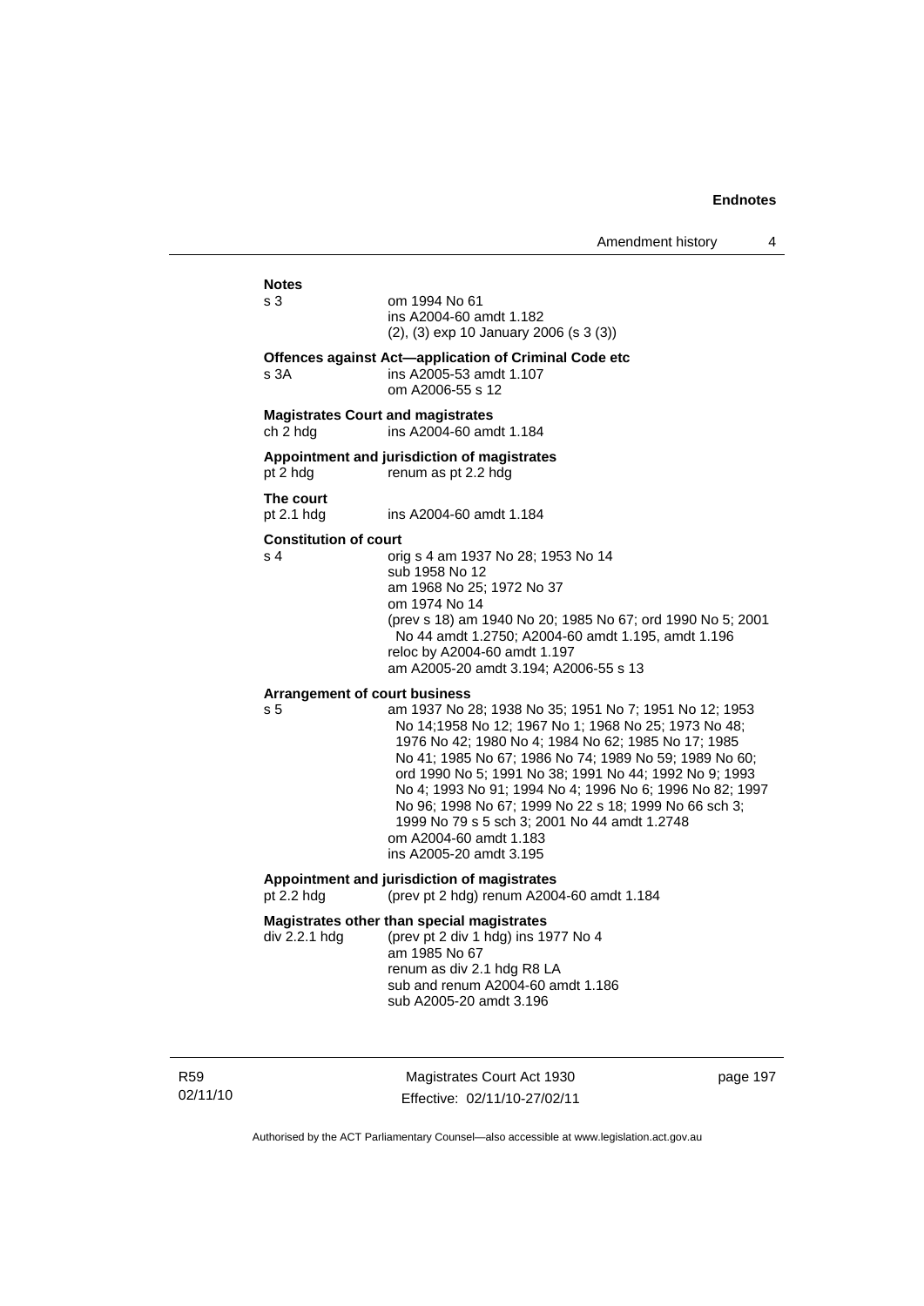**Notes**

s 3 — om 1994 No 61
ins A2004-60 amdt 1.182
(2), (3) exp 10 January 2006 (s 3 (3))

**Offences against Act—application of Criminal Code etc**

s 3A — ins A2005-53 amdt 1.107
om A2006-55 s 12

**Magistrates Court and magistrates**

ch 2 hdg — ins A2004-60 amdt 1.184

**Appointment and jurisdiction of magistrates**

pt 2 hdg — renum as pt 2.2 hdg

**The court**

pt 2.1 hdg — ins A2004-60 amdt 1.184

**Constitution of court**

s 4 — orig s 4 am 1937 No 28; 1953 No 14
sub 1958 No 12
am 1968 No 25; 1972 No 37
om 1974 No 14
(prev s 18) am 1940 No 20; 1985 No 67; ord 1990 No 5; 2001 No 44 amdt 1.2750; A2004-60 amdt 1.195, amdt 1.196
reloc by A2004-60 amdt 1.197
am A2005-20 amdt 3.194; A2006-55 s 13

**Arrangement of court business**

s 5 — am 1937 No 28; 1938 No 35; 1951 No 7; 1951 No 12; 1953 No 14;1958 No 12; 1967 No 1; 1968 No 25; 1973 No 48; 1976 No 42; 1980 No 4; 1984 No 62; 1985 No 17; 1985 No 41; 1985 No 67; 1986 No 74; 1989 No 59; 1989 No 60; ord 1990 No 5; 1991 No 38; 1991 No 44; 1992 No 9; 1993 No 4; 1993 No 91; 1994 No 4; 1996 No 6; 1996 No 82; 1997 No 96; 1998 No 67; 1999 No 22 s 18; 1999 No 66 sch 3; 1999 No 79 s 5 sch 3; 2001 No 44 amdt 1.2748
om A2004-60 amdt 1.183
ins A2005-20 amdt 3.195

**Appointment and jurisdiction of magistrates**

pt 2.2 hdg — (prev pt 2 hdg) renum A2004-60 amdt 1.184

**Magistrates other than special magistrates**

div 2.2.1 hdg — (prev pt 2 div 1 hdg) ins 1977 No 4
am 1985 No 67
renum as div 2.1 hdg R8 LA
sub and renum A2004-60 amdt 1.186
sub A2005-20 amdt 3.196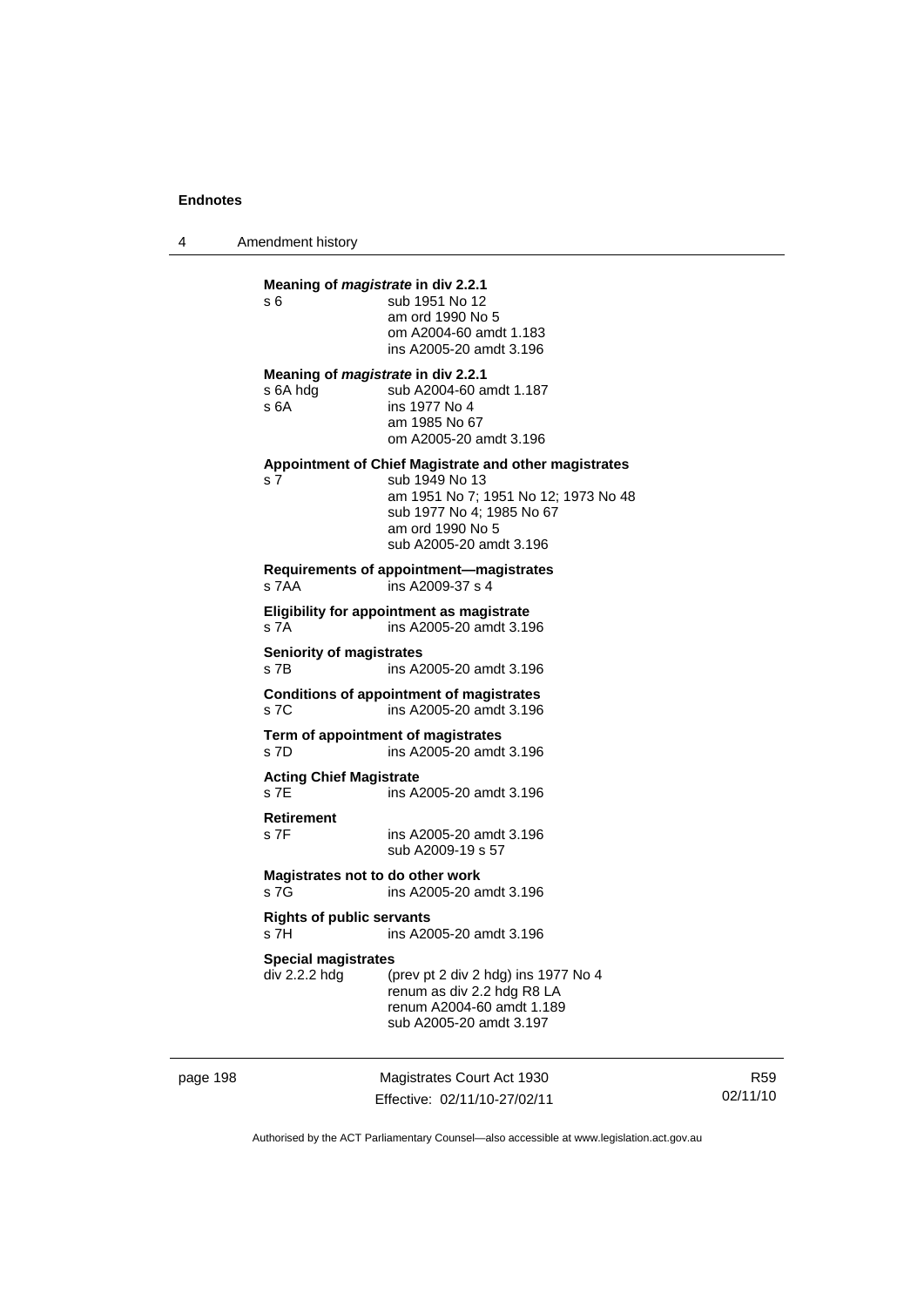**Meaning of *magistrate* in div 2.2.1**

| | |
|---|---|
| s 6 | sub 1951 No 12<br>am ord 1990 No 5<br>om A2004-60 amdt 1.183<br>ins A2005-20 amdt 3.196 |

**Meaning of *magistrate* in div 2.2.1**

| | |
|---|---|
| s 6A hdg | sub A2004-60 amdt 1.187 |
| s 6A | ins 1977 No 4<br>am 1985 No 67<br>om A2005-20 amdt 3.196 |

**Appointment of Chief Magistrate and other magistrates**

| | |
|---|---|
| s 7 | sub 1949 No 13<br>am 1951 No 7; 1951 No 12; 1973 No 48<br>sub 1977 No 4; 1985 No 67<br>am ord 1990 No 5<br>sub A2005-20 amdt 3.196 |

**Requirements of appointment—magistrates**

| | |
|---|---|
| s 7AA | ins A2009-37 s 4 |

**Eligibility for appointment as magistrate**

| | |
|---|---|
| s 7A | ins A2005-20 amdt 3.196 |

**Seniority of magistrates**

| | |
|---|---|
| s 7B | ins A2005-20 amdt 3.196 |

**Conditions of appointment of magistrates**

| | |
|---|---|
| s 7C | ins A2005-20 amdt 3.196 |

**Term of appointment of magistrates**

| | |
|---|---|
| s 7D | ins A2005-20 amdt 3.196 |

**Acting Chief Magistrate**

| | |
|---|---|
| s 7E | ins A2005-20 amdt 3.196 |

**Retirement**

| | |
|---|---|
| s 7F | ins A2005-20 amdt 3.196<br>sub A2009-19 s 57 |

**Magistrates not to do other work**

| | |
|---|---|
| s 7G | ins A2005-20 amdt 3.196 |

**Rights of public servants**

| | |
|---|---|
| s 7H | ins A2005-20 amdt 3.196 |

**Special magistrates**

| | |
|---|---|
| div 2.2.2 hdg | (prev pt 2 div 2 hdg) ins 1977 No 4<br>renum as div 2.2 hdg R8 LA<br>renum A2004-60 amdt 1.189<br>sub A2005-20 amdt 3.197 |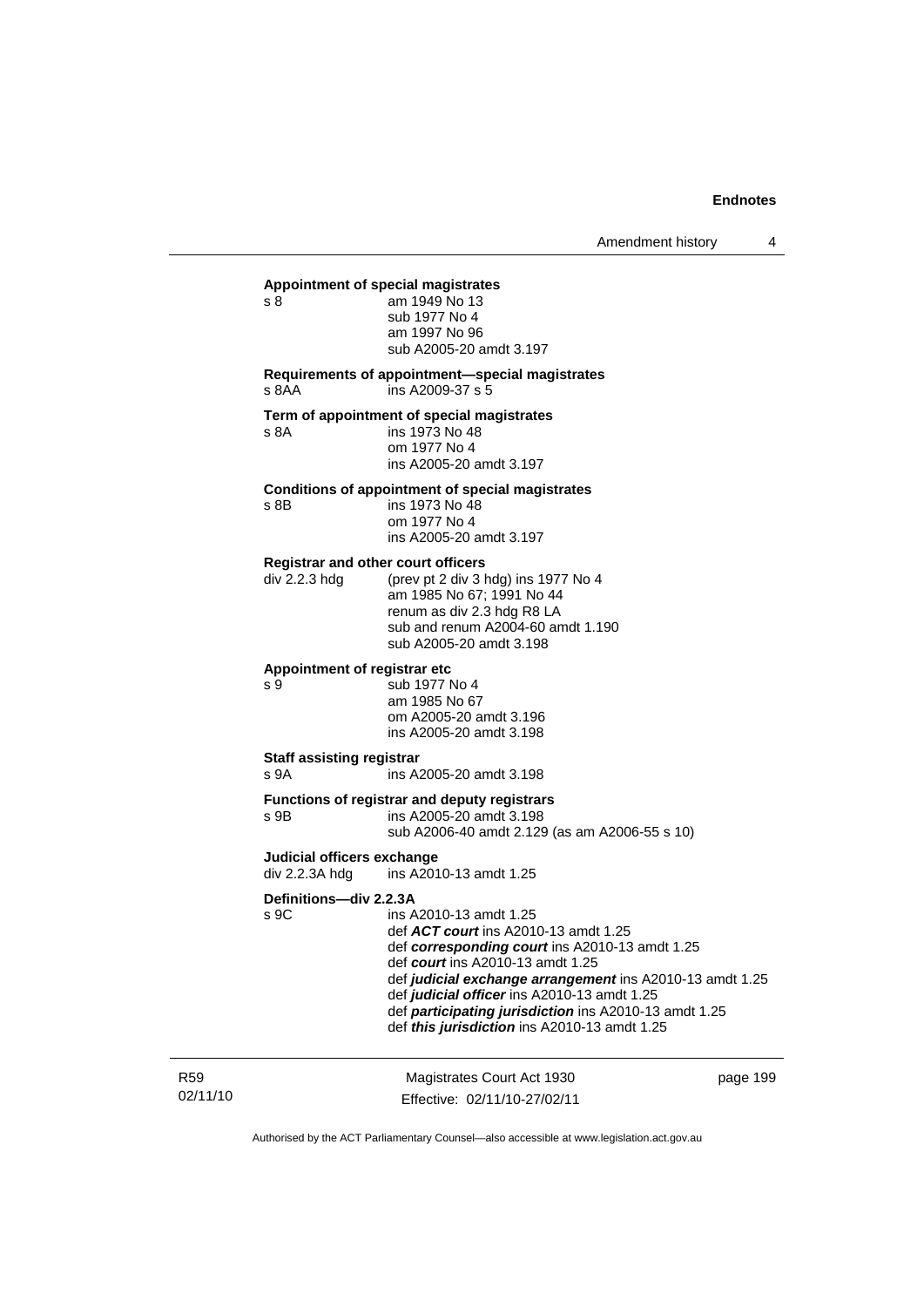**Appointment of special magistrates**

s 8 am 1949 No 13
sub 1977 No 4
am 1997 No 96
sub A2005-20 amdt 3.197

**Requirements of appointment—special magistrates**

s 8AA ins A2009-37 s 5

**Term of appointment of special magistrates**

s 8A ins 1973 No 48
om 1977 No 4
ins A2005-20 amdt 3.197

**Conditions of appointment of special magistrates**

s 8B ins 1973 No 48
om 1977 No 4
ins A2005-20 amdt 3.197

**Registrar and other court officers**

div 2.2.3 hdg (prev pt 2 div 3 hdg) ins 1977 No 4
am 1985 No 67; 1991 No 44
renum as div 2.3 hdg R8 LA
sub and renum A2004-60 amdt 1.190
sub A2005-20 amdt 3.198

**Appointment of registrar etc**

s 9 sub 1977 No 4
am 1985 No 67
om A2005-20 amdt 3.196
ins A2005-20 amdt 3.198

**Staff assisting registrar**

s 9A ins A2005-20 amdt 3.198

**Functions of registrar and deputy registrars**

s 9B ins A2005-20 amdt 3.198
sub A2006-40 amdt 2.129 (as am A2006-55 s 10)

**Judicial officers exchange**

div 2.2.3A hdg ins A2010-13 amdt 1.25

**Definitions—div 2.2.3A**

s 9C ins A2010-13 amdt 1.25
def ***ACT court*** ins A2010-13 amdt 1.25
def ***corresponding court*** ins A2010-13 amdt 1.25
def ***court*** ins A2010-13 amdt 1.25
def ***judicial exchange arrangement*** ins A2010-13 amdt 1.25
def ***judicial officer*** ins A2010-13 amdt 1.25
def ***participating jurisdiction*** ins A2010-13 amdt 1.25
def ***this jurisdiction*** ins A2010-13 amdt 1.25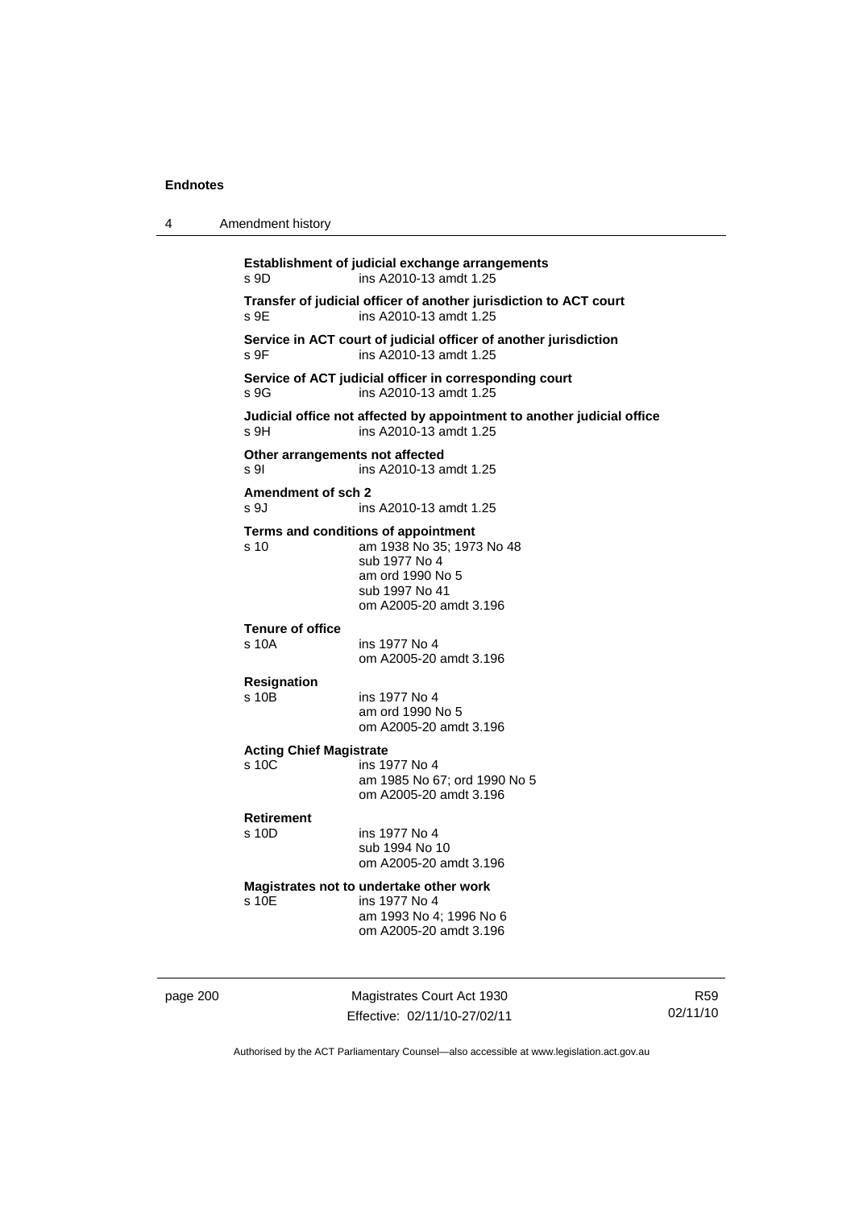**Establishment of judicial exchange arrangements**
s 9D ins A2010-13 amdt 1.25

**Transfer of judicial officer of another jurisdiction to ACT court**
s 9E ins A2010-13 amdt 1.25

**Service in ACT court of judicial officer of another jurisdiction**
s 9F ins A2010-13 amdt 1.25

**Service of ACT judicial officer in corresponding court**
s 9G ins A2010-13 amdt 1.25

**Judicial office not affected by appointment to another judicial office**
s 9H ins A2010-13 amdt 1.25

**Other arrangements not affected**
s 9I ins A2010-13 amdt 1.25

**Amendment of sch 2**
s 9J ins A2010-13 amdt 1.25

**Terms and conditions of appointment**
s 10 am 1938 No 35; 1973 No 48
sub 1977 No 4
am ord 1990 No 5
sub 1997 No 41
om A2005-20 amdt 3.196

**Tenure of office**
s 10A ins 1977 No 4
om A2005-20 amdt 3.196

**Resignation**
s 10B ins 1977 No 4
am ord 1990 No 5
om A2005-20 amdt 3.196

**Acting Chief Magistrate**
s 10C ins 1977 No 4
am 1985 No 67; ord 1990 No 5
om A2005-20 amdt 3.196

**Retirement**
s 10D ins 1977 No 4
sub 1994 No 10
om A2005-20 amdt 3.196

**Magistrates not to undertake other work**
s 10E ins 1977 No 4
am 1993 No 4; 1996 No 6
om A2005-20 amdt 3.196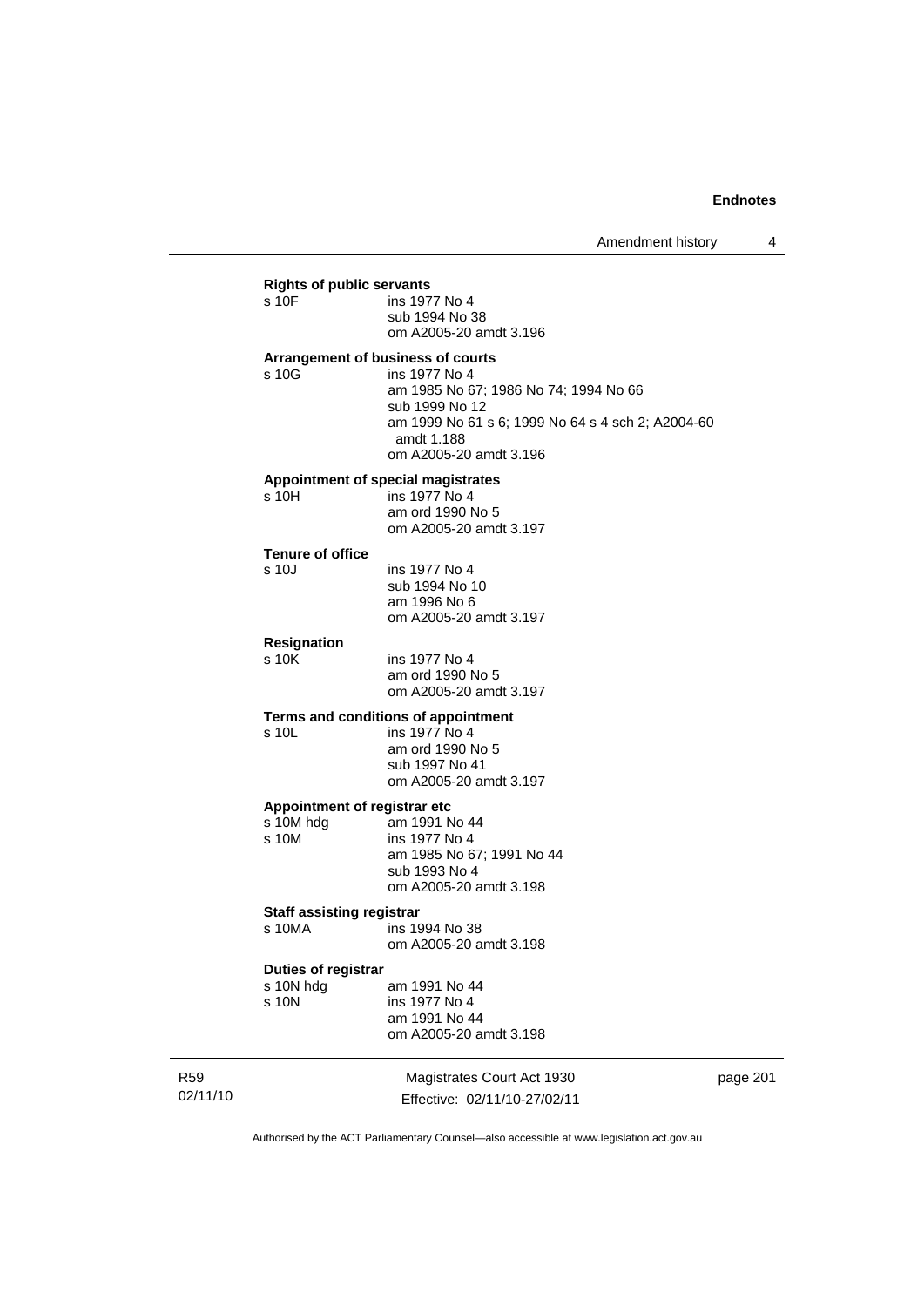**Rights of public servants**

s 10F ins 1977 No 4
sub 1994 No 38
om A2005-20 amdt 3.196

**Arrangement of business of courts**

s 10G ins 1977 No 4
am 1985 No 67; 1986 No 74; 1994 No 66
sub 1999 No 12
am 1999 No 61 s 6; 1999 No 64 s 4 sch 2; A2004-60 amdt 1.188
om A2005-20 amdt 3.196

**Appointment of special magistrates**

s 10H ins 1977 No 4
am ord 1990 No 5
om A2005-20 amdt 3.197

**Tenure of office**

s 10J ins 1977 No 4
sub 1994 No 10
am 1996 No 6
om A2005-20 amdt 3.197

**Resignation**

s 10K ins 1977 No 4
am ord 1990 No 5
om A2005-20 amdt 3.197

**Terms and conditions of appointment**

s 10L ins 1977 No 4
am ord 1990 No 5
sub 1997 No 41
om A2005-20 amdt 3.197

**Appointment of registrar etc**

s 10M hdg am 1991 No 44
s 10M ins 1977 No 4
am 1985 No 67; 1991 No 44
sub 1993 No 4
om A2005-20 amdt 3.198

**Staff assisting registrar**

s 10MA ins 1994 No 38
om A2005-20 amdt 3.198

**Duties of registrar**

s 10N hdg am 1991 No 44
s 10N ins 1977 No 4
am 1991 No 44
om A2005-20 amdt 3.198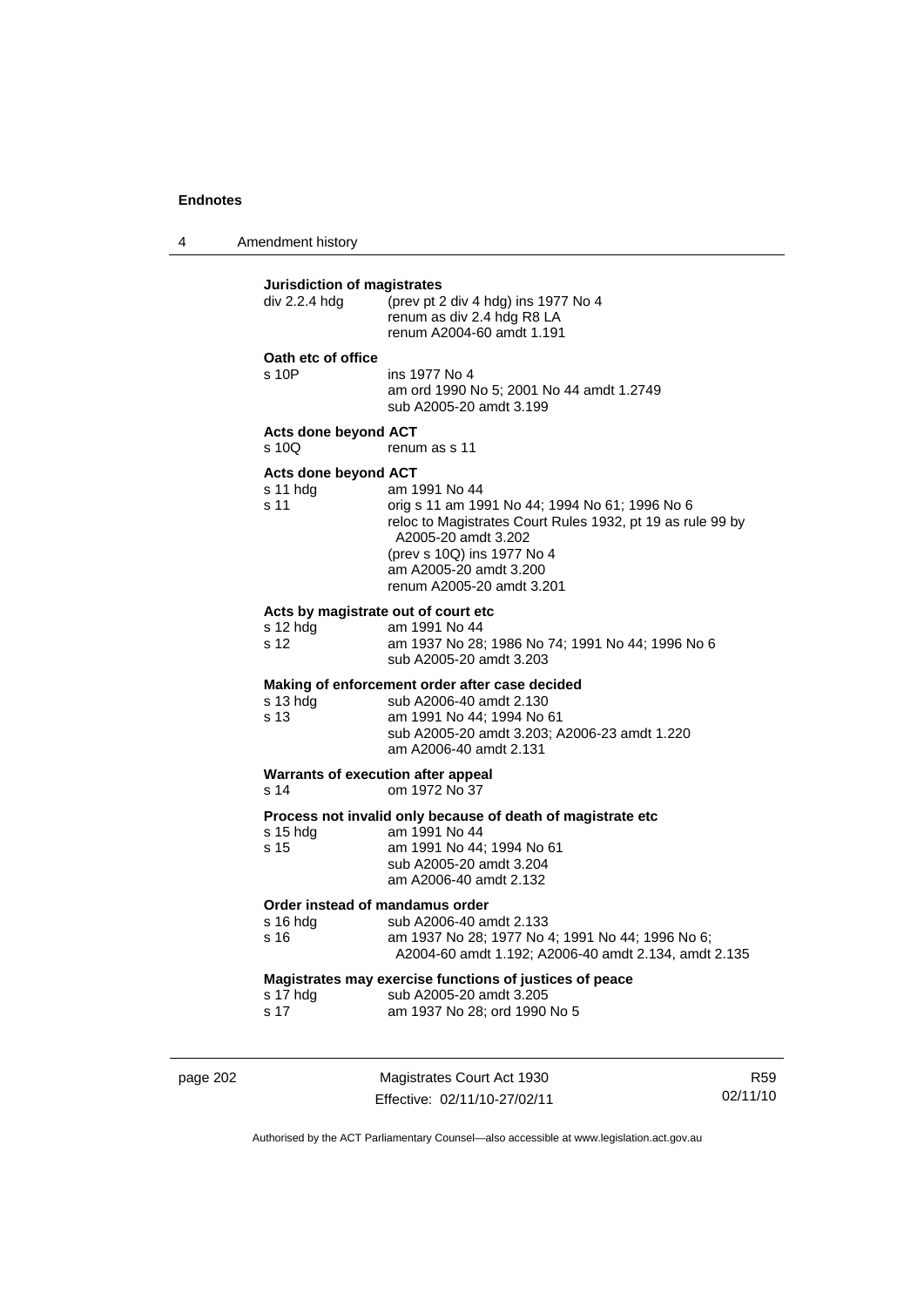**Jurisdiction of magistrates**

div 2.2.4 hdg (prev pt 2 div 4 hdg) ins 1977 No 4
renum as div 2.4 hdg R8 LA
renum A2004-60 amdt 1.191

**Oath etc of office**

s 10P ins 1977 No 4
am ord 1990 No 5; 2001 No 44 amdt 1.2749
sub A2005-20 amdt 3.199

**Acts done beyond ACT**

s 10Q renum as s 11

**Acts done beyond ACT**

s 11 hdg am 1991 No 44

s 11 orig s 11 am 1991 No 44; 1994 No 61; 1996 No 6
reloc to Magistrates Court Rules 1932, pt 19 as rule 99 by A2005-20 amdt 3.202
(prev s 10Q) ins 1977 No 4
am A2005-20 amdt 3.200
renum A2005-20 amdt 3.201

**Acts by magistrate out of court etc**

s 12 hdg am 1991 No 44

s 12 am 1937 No 28; 1986 No 74; 1991 No 44; 1996 No 6
sub A2005-20 amdt 3.203

**Making of enforcement order after case decided**

s 13 hdg sub A2006-40 amdt 2.130

s 13 am 1991 No 44; 1994 No 61
sub A2005-20 amdt 3.203; A2006-23 amdt 1.220
am A2006-40 amdt 2.131

**Warrants of execution after appeal**

s 14 om 1972 No 37

**Process not invalid only because of death of magistrate etc**

s 15 hdg am 1991 No 44

s 15 am 1991 No 44; 1994 No 61
sub A2005-20 amdt 3.204
am A2006-40 amdt 2.132

**Order instead of mandamus order**

s 16 hdg sub A2006-40 amdt 2.133

s 16 am 1937 No 28; 1977 No 4; 1991 No 44; 1996 No 6; A2004-60 amdt 1.192; A2006-40 amdt 2.134, amdt 2.135

**Magistrates may exercise functions of justices of peace**

s 17 hdg sub A2005-20 amdt 3.205

s 17 am 1937 No 28; ord 1990 No 5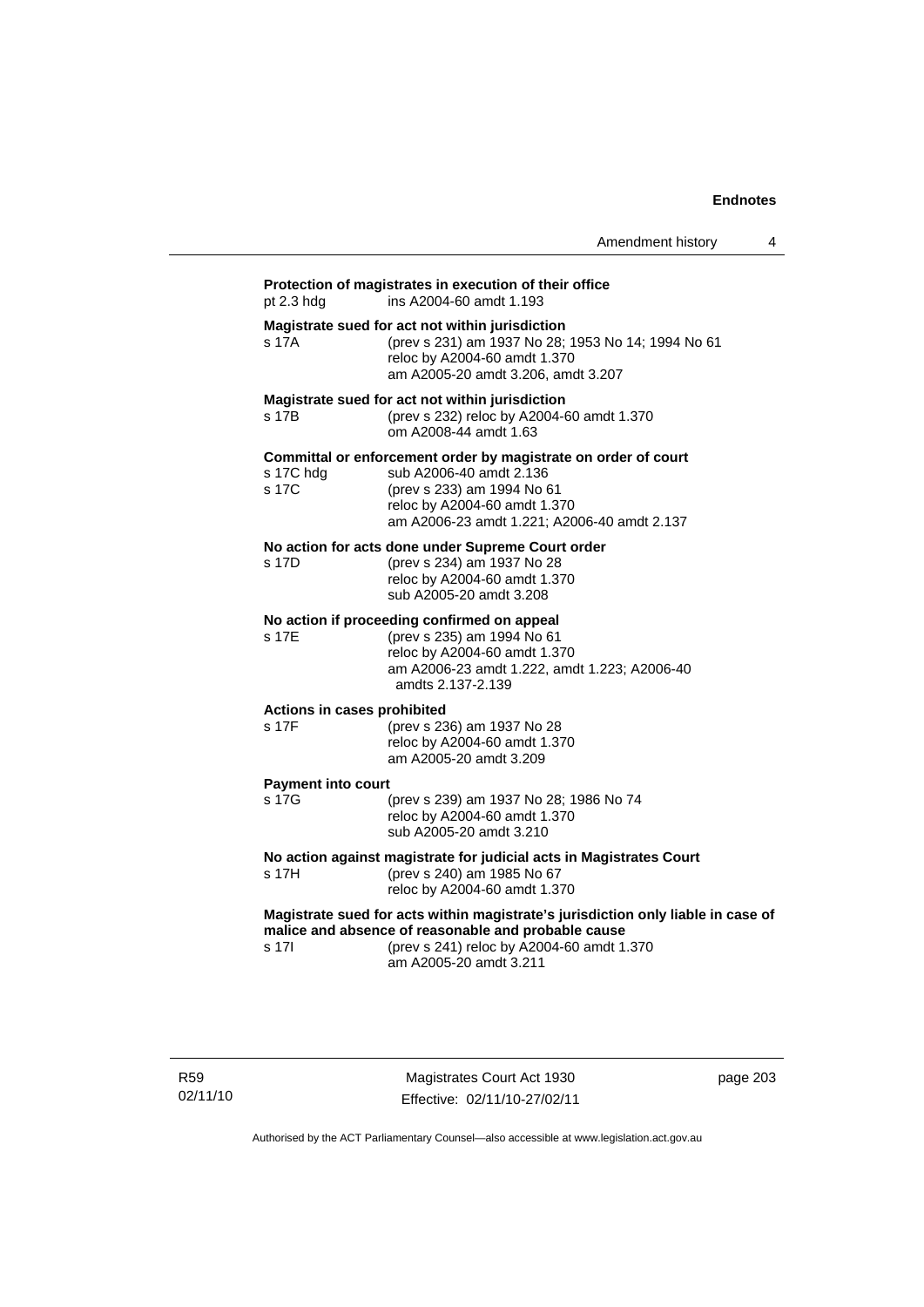**Protection of magistrates in execution of their office**

pt 2.3 hdg ins A2004-60 amdt 1.193

**Magistrate sued for act not within jurisdiction**

s 17A (prev s 231) am 1937 No 28; 1953 No 14; 1994 No 61
reloc by A2004-60 amdt 1.370
am A2005-20 amdt 3.206, amdt 3.207

**Magistrate sued for act not within jurisdiction**

s 17B (prev s 232) reloc by A2004-60 amdt 1.370
om A2008-44 amdt 1.63

**Committal or enforcement order by magistrate on order of court**

s 17C hdg sub A2006-40 amdt 2.136
s 17C (prev s 233) am 1994 No 61
reloc by A2004-60 amdt 1.370
am A2006-23 amdt 1.221; A2006-40 amdt 2.137

**No action for acts done under Supreme Court order**

s 17D (prev s 234) am 1937 No 28
reloc by A2004-60 amdt 1.370
sub A2005-20 amdt 3.208

**No action if proceeding confirmed on appeal**

s 17E (prev s 235) am 1994 No 61
reloc by A2004-60 amdt 1.370
am A2006-23 amdt 1.222, amdt 1.223; A2006-40 amdts 2.137-2.139

**Actions in cases prohibited**

s 17F (prev s 236) am 1937 No 28
reloc by A2004-60 amdt 1.370
am A2005-20 amdt 3.209

**Payment into court**

s 17G (prev s 239) am 1937 No 28; 1986 No 74
reloc by A2004-60 amdt 1.370
sub A2005-20 amdt 3.210

**No action against magistrate for judicial acts in Magistrates Court**

s 17H (prev s 240) am 1985 No 67
reloc by A2004-60 amdt 1.370

**Magistrate sued for acts within magistrate's jurisdiction only liable in case of malice and absence of reasonable and probable cause**

s 17I (prev s 241) reloc by A2004-60 amdt 1.370
am A2005-20 amdt 3.211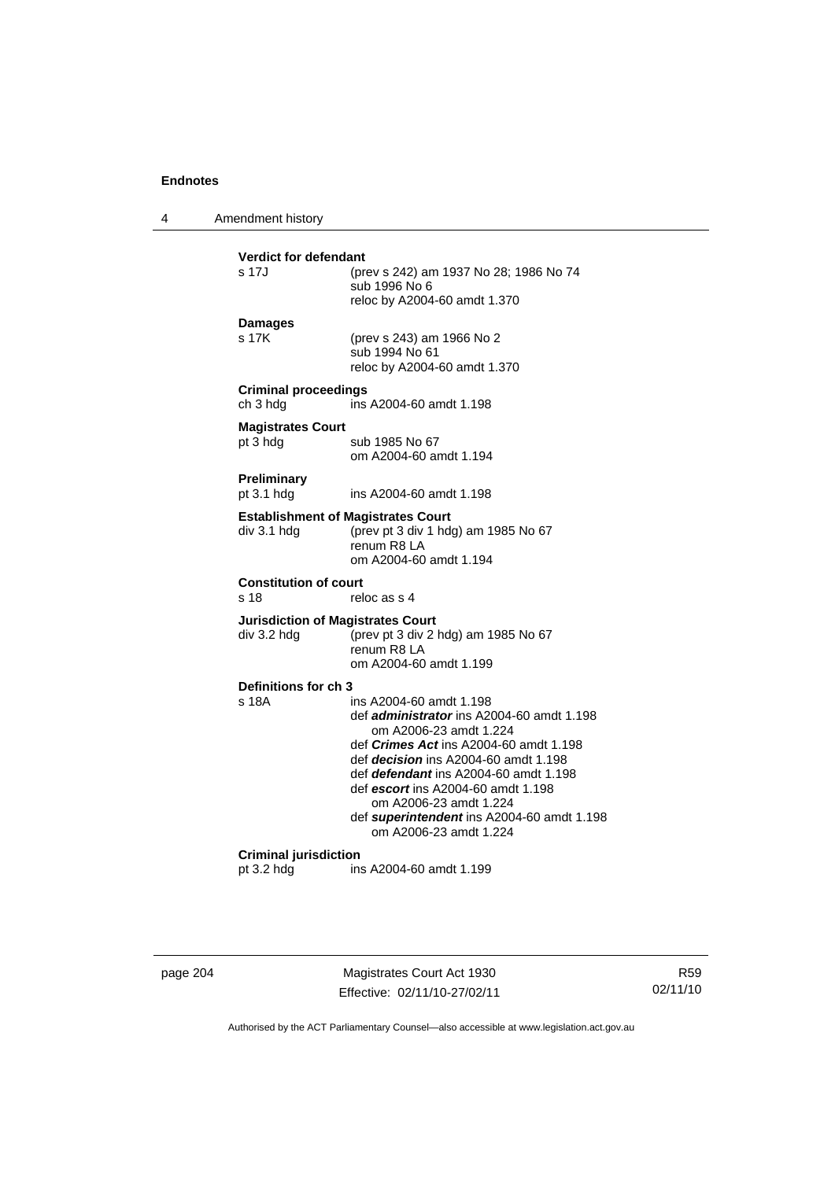**Verdict for defendant**

s 17J (prev s 242) am 1937 No 28; 1986 No 74
sub 1996 No 6
reloc by A2004-60 amdt 1.370

**Damages**

s 17K (prev s 243) am 1966 No 2
sub 1994 No 61
reloc by A2004-60 amdt 1.370

**Criminal proceedings**

ch 3 hdg ins A2004-60 amdt 1.198

**Magistrates Court**

pt 3 hdg sub 1985 No 67
om A2004-60 amdt 1.194

**Preliminary**

pt 3.1 hdg ins A2004-60 amdt 1.198

**Establishment of Magistrates Court**

div 3.1 hdg (prev pt 3 div 1 hdg) am 1985 No 67
renum R8 LA
om A2004-60 amdt 1.194

**Constitution of court**

s 18 reloc as s 4

**Jurisdiction of Magistrates Court**

div 3.2 hdg (prev pt 3 div 2 hdg) am 1985 No 67
renum R8 LA
om A2004-60 amdt 1.199

**Definitions for ch 3**

s 18A ins A2004-60 amdt 1.198
def ***administrator*** ins A2004-60 amdt 1.198
om A2006-23 amdt 1.224
def ***Crimes Act*** ins A2004-60 amdt 1.198
def ***decision*** ins A2004-60 amdt 1.198
def ***defendant*** ins A2004-60 amdt 1.198
def ***escort*** ins A2004-60 amdt 1.198
om A2006-23 amdt 1.224
def ***superintendent*** ins A2004-60 amdt 1.198
om A2006-23 amdt 1.224

**Criminal jurisdiction**

pt 3.2 hdg ins A2004-60 amdt 1.199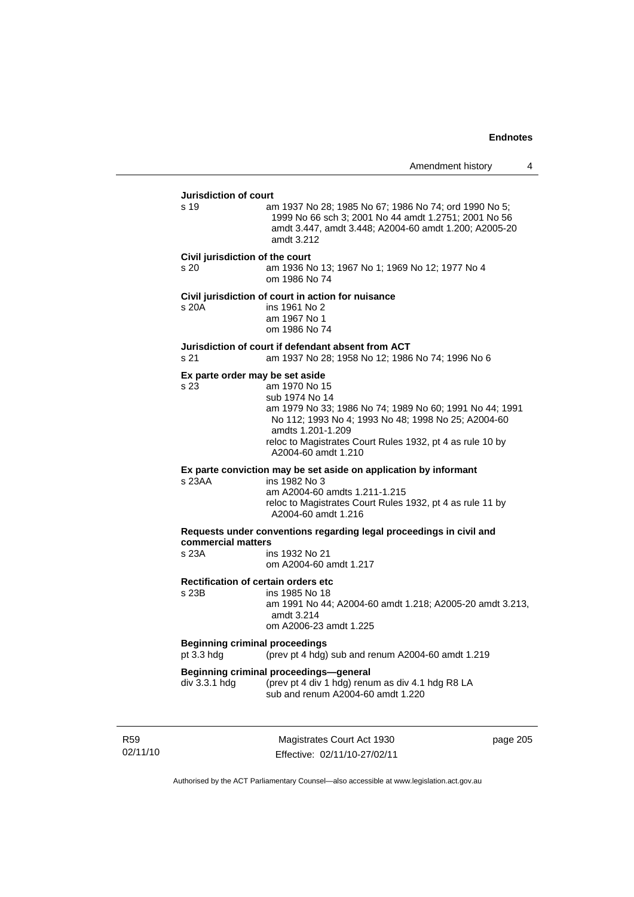**Jurisdiction of court**

s 19 am 1937 No 28; 1985 No 67; 1986 No 74; ord 1990 No 5; 1999 No 66 sch 3; 2001 No 44 amdt 1.2751; 2001 No 56 amdt 3.447, amdt 3.448; A2004-60 amdt 1.200; A2005-20 amdt 3.212

**Civil jurisdiction of the court**

s 20 am 1936 No 13; 1967 No 1; 1969 No 12; 1977 No 4
om 1986 No 74

**Civil jurisdiction of court in action for nuisance**

s 20A ins 1961 No 2
am 1967 No 1
om 1986 No 74

**Jurisdiction of court if defendant absent from ACT**

s 21 am 1937 No 28; 1958 No 12; 1986 No 74; 1996 No 6

**Ex parte order may be set aside**

s 23 am 1970 No 15
sub 1974 No 14
am 1979 No 33; 1986 No 74; 1989 No 60; 1991 No 44; 1991 No 112; 1993 No 4; 1993 No 48; 1998 No 25; A2004-60 amdts 1.201-1.209
reloc to Magistrates Court Rules 1932, pt 4 as rule 10 by A2004-60 amdt 1.210

**Ex parte conviction may be set aside on application by informant**

s 23AA ins 1982 No 3
am A2004-60 amdts 1.211-1.215
reloc to Magistrates Court Rules 1932, pt 4 as rule 11 by A2004-60 amdt 1.216

**Requests under conventions regarding legal proceedings in civil and commercial matters**

s 23A ins 1932 No 21
om A2004-60 amdt 1.217

**Rectification of certain orders etc**

s 23B ins 1985 No 18
am 1991 No 44; A2004-60 amdt 1.218; A2005-20 amdt 3.213, amdt 3.214
om A2006-23 amdt 1.225

**Beginning criminal proceedings**

pt 3.3 hdg (prev pt 4 hdg) sub and renum A2004-60 amdt 1.219

**Beginning criminal proceedings—general**

div 3.3.1 hdg (prev pt 4 div 1 hdg) renum as div 4.1 hdg R8 LA
sub and renum A2004-60 amdt 1.220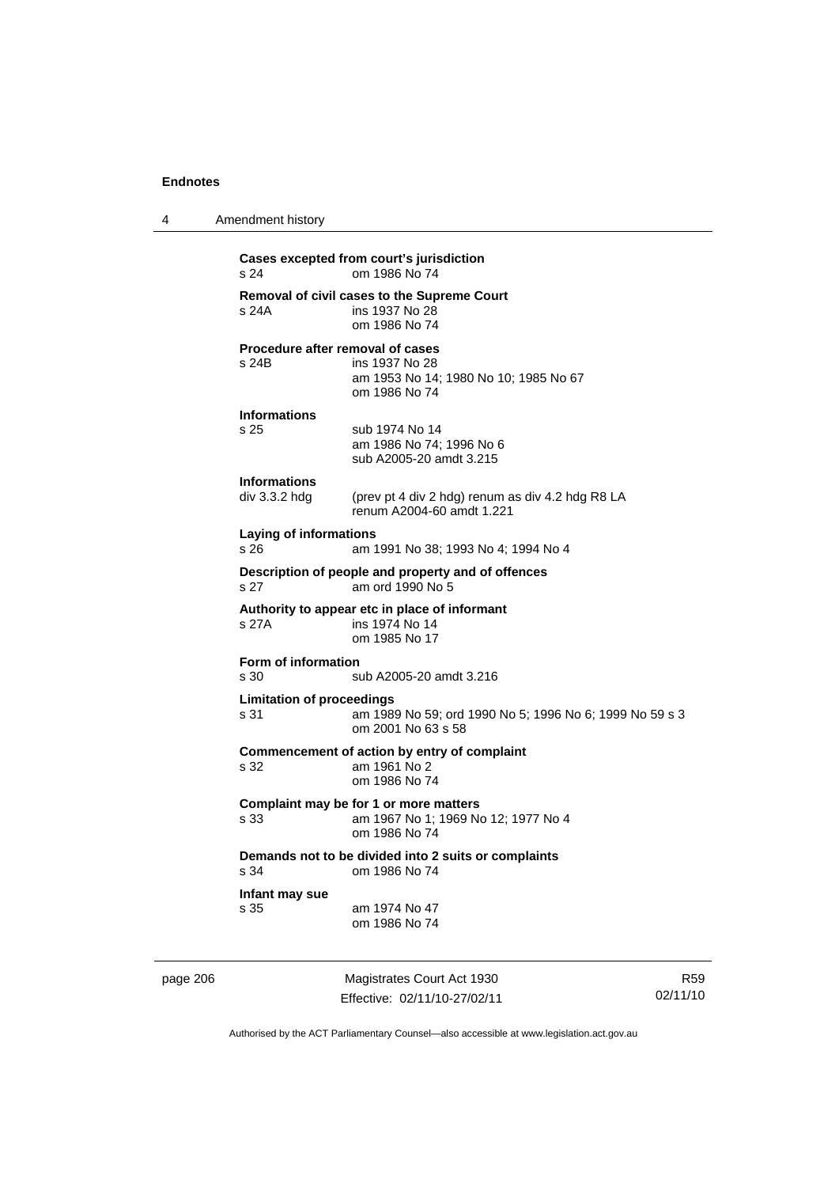**Cases excepted from court's jurisdiction**
s 24 om 1986 No 74

**Removal of civil cases to the Supreme Court**
s 24A ins 1937 No 28
om 1986 No 74

**Procedure after removal of cases**
s 24B ins 1937 No 28
am 1953 No 14; 1980 No 10; 1985 No 67
om 1986 No 74

**Informations**
s 25 sub 1974 No 14
am 1986 No 74; 1996 No 6
sub A2005-20 amdt 3.215

**Informations**
div 3.3.2 hdg (prev pt 4 div 2 hdg) renum as div 4.2 hdg R8 LA
renum A2004-60 amdt 1.221

**Laying of informations**
s 26 am 1991 No 38; 1993 No 4; 1994 No 4

**Description of people and property and of offences**
s 27 am ord 1990 No 5

**Authority to appear etc in place of informant**
s 27A ins 1974 No 14
om 1985 No 17

**Form of information**
s 30 sub A2005-20 amdt 3.216

**Limitation of proceedings**
s 31 am 1989 No 59; ord 1990 No 5; 1996 No 6; 1999 No 59 s 3
om 2001 No 63 s 58

**Commencement of action by entry of complaint**
s 32 am 1961 No 2
om 1986 No 74

**Complaint may be for 1 or more matters**
s 33 am 1967 No 1; 1969 No 12; 1977 No 4
om 1986 No 74

**Demands not to be divided into 2 suits or complaints**
s 34 om 1986 No 74

**Infant may sue**
s 35 am 1974 No 47
om 1986 No 74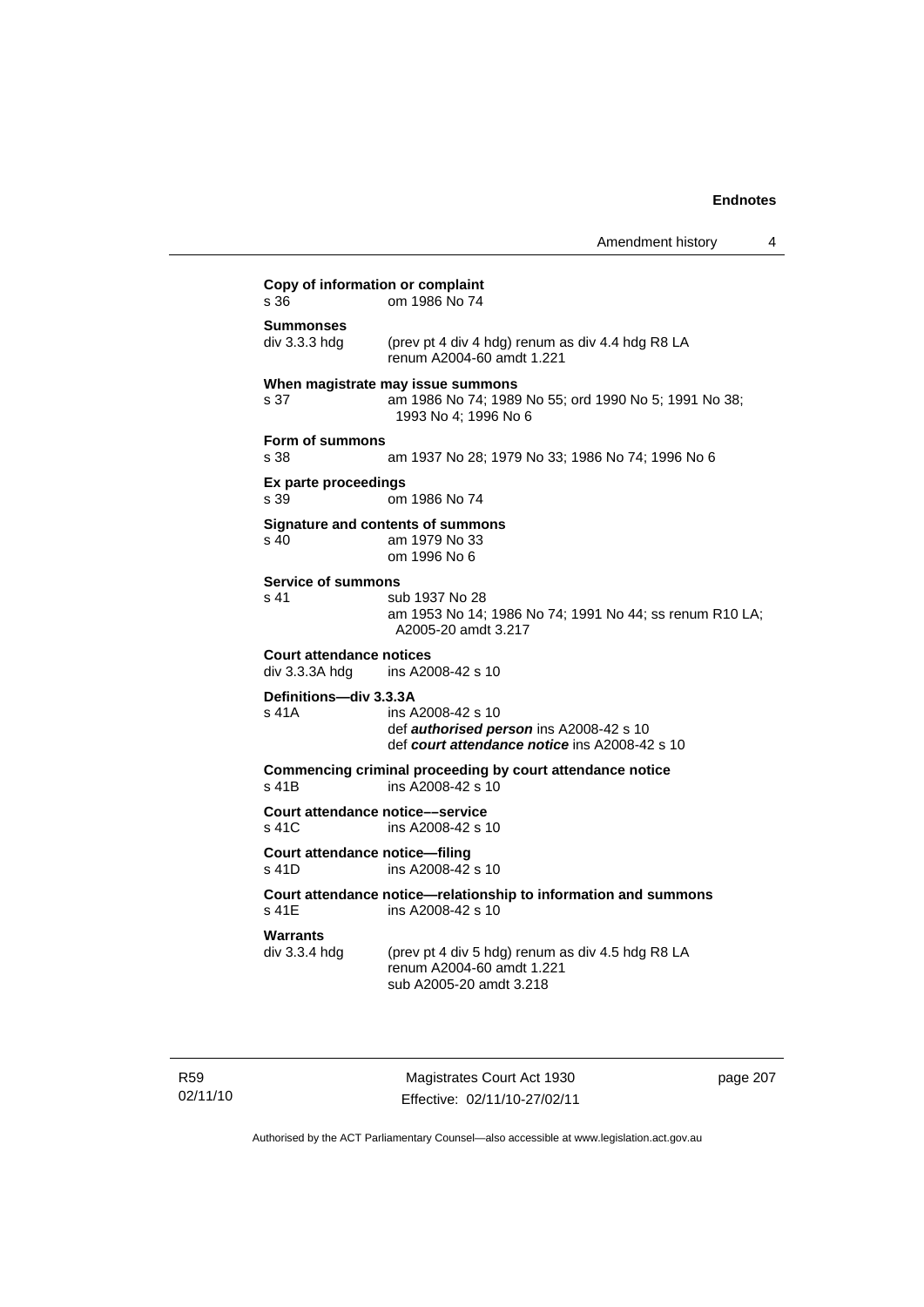**Copy of information or complaint**

s 36 om 1986 No 74

**Summonses**

div 3.3.3 hdg (prev pt 4 div 4 hdg) renum as div 4.4 hdg R8 LA
renum A2004-60 amdt 1.221

**When magistrate may issue summons**

s 37 am 1986 No 74; 1989 No 55; ord 1990 No 5; 1991 No 38; 1993 No 4; 1996 No 6

**Form of summons**

s 38 am 1937 No 28; 1979 No 33; 1986 No 74; 1996 No 6

**Ex parte proceedings**

s 39 om 1986 No 74

**Signature and contents of summons**

s 40 am 1979 No 33
om 1996 No 6

**Service of summons**

s 41 sub 1937 No 28
am 1953 No 14; 1986 No 74; 1991 No 44; ss renum R10 LA; A2005-20 amdt 3.217

**Court attendance notices**

div 3.3.3A hdg ins A2008-42 s 10

**Definitions—div 3.3.3A**

s 41A ins A2008-42 s 10
def ***authorised person*** ins A2008-42 s 10
def ***court attendance notice*** ins A2008-42 s 10

**Commencing criminal proceeding by court attendance notice**

s 41B ins A2008-42 s 10

**Court attendance notice––service**

s 41C ins A2008-42 s 10

**Court attendance notice—filing**

s 41D ins A2008-42 s 10

**Court attendance notice—relationship to information and summons**

s 41E ins A2008-42 s 10

**Warrants**

div 3.3.4 hdg (prev pt 4 div 5 hdg) renum as div 4.5 hdg R8 LA
renum A2004-60 amdt 1.221
sub A2005-20 amdt 3.218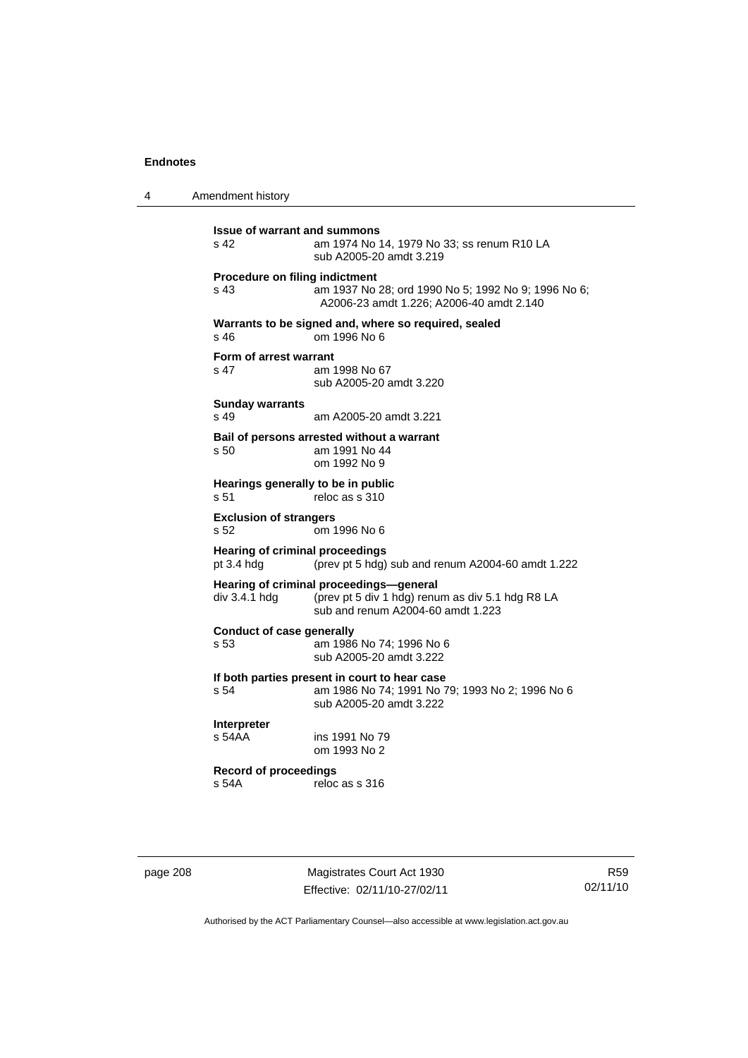**Issue of warrant and summons**
s 42 am 1974 No 14, 1979 No 33; ss renum R10 LA
sub A2005-20 amdt 3.219

**Procedure on filing indictment**
s 43 am 1937 No 28; ord 1990 No 5; 1992 No 9; 1996 No 6; A2006-23 amdt 1.226; A2006-40 amdt 2.140

**Warrants to be signed and, where so required, sealed**
s 46 om 1996 No 6

**Form of arrest warrant**
s 47 am 1998 No 67
sub A2005-20 amdt 3.220

**Sunday warrants**
s 49 am A2005-20 amdt 3.221

**Bail of persons arrested without a warrant**
s 50 am 1991 No 44
om 1992 No 9

**Hearings generally to be in public**
s 51 reloc as s 310

**Exclusion of strangers**
s 52 om 1996 No 6

**Hearing of criminal proceedings**
pt 3.4 hdg (prev pt 5 hdg) sub and renum A2004-60 amdt 1.222

**Hearing of criminal proceedings—general**
div 3.4.1 hdg (prev pt 5 div 1 hdg) renum as div 5.1 hdg R8 LA
sub and renum A2004-60 amdt 1.223

**Conduct of case generally**
s 53 am 1986 No 74; 1996 No 6
sub A2005-20 amdt 3.222

**If both parties present in court to hear case**
s 54 am 1986 No 74; 1991 No 79; 1993 No 2; 1996 No 6
sub A2005-20 amdt 3.222

**Interpreter**
s 54AA ins 1991 No 79
om 1993 No 2

**Record of proceedings**
s 54A reloc as s 316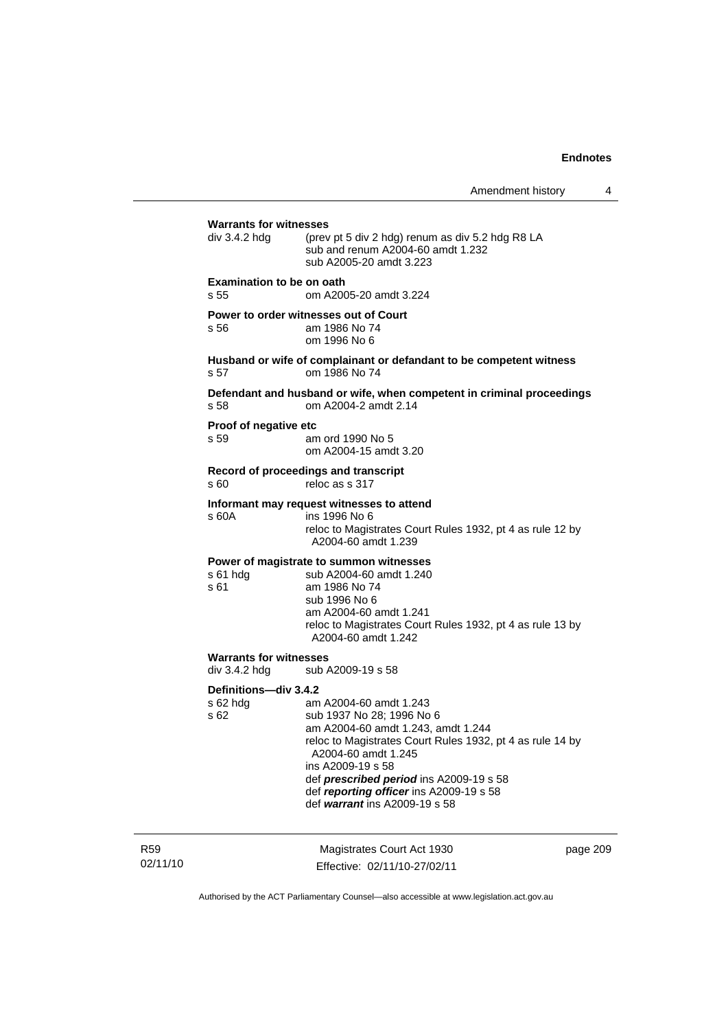**Warrants for witnesses**

div 3.4.2 hdg (prev pt 5 div 2 hdg) renum as div 5.2 hdg R8 LA
sub and renum A2004-60 amdt 1.232
sub A2005-20 amdt 3.223

**Examination to be on oath**

s 55 om A2005-20 amdt 3.224

**Power to order witnesses out of Court**

s 56 am 1986 No 74
om 1996 No 6

**Husband or wife of complainant or defandant to be competent witness**

s 57 om 1986 No 74

**Defendant and husband or wife, when competent in criminal proceedings**

s 58 om A2004-2 amdt 2.14

**Proof of negative etc**

s 59 am ord 1990 No 5
om A2004-15 amdt 3.20

**Record of proceedings and transcript**

s 60 reloc as s 317

**Informant may request witnesses to attend**

s 60A ins 1996 No 6
reloc to Magistrates Court Rules 1932, pt 4 as rule 12 by A2004-60 amdt 1.239

**Power of magistrate to summon witnesses**

s 61 hdg sub A2004-60 amdt 1.240
s 61 am 1986 No 74
sub 1996 No 6
am A2004-60 amdt 1.241
reloc to Magistrates Court Rules 1932, pt 4 as rule 13 by A2004-60 amdt 1.242

**Warrants for witnesses**

div 3.4.2 hdg sub A2009-19 s 58

**Definitions—div 3.4.2**

s 62 hdg am A2004-60 amdt 1.243
s 62 sub 1937 No 28; 1996 No 6
am A2004-60 amdt 1.243, amdt 1.244
reloc to Magistrates Court Rules 1932, pt 4 as rule 14 by A2004-60 amdt 1.245
ins A2009-19 s 58
def ***prescribed period*** ins A2009-19 s 58
def ***reporting officer*** ins A2009-19 s 58
def ***warrant*** ins A2009-19 s 58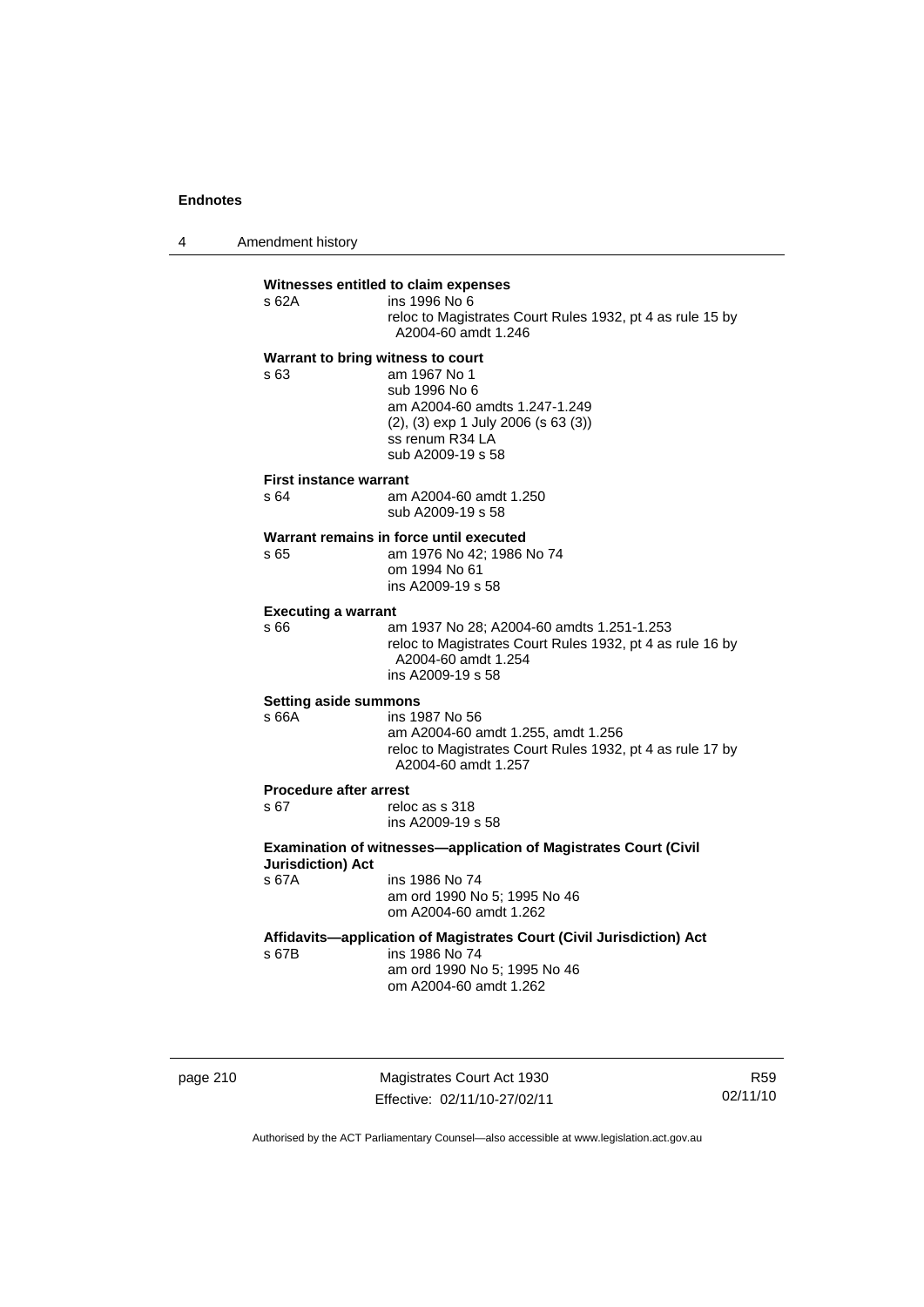**Witnesses entitled to claim expenses**

s 62A ins 1996 No 6
reloc to Magistrates Court Rules 1932, pt 4 as rule 15 by A2004-60 amdt 1.246

**Warrant to bring witness to court**

s 63 am 1967 No 1
sub 1996 No 6
am A2004-60 amdts 1.247-1.249
(2), (3) exp 1 July 2006 (s 63 (3))
ss renum R34 LA
sub A2009-19 s 58

**First instance warrant**

s 64 am A2004-60 amdt 1.250
sub A2009-19 s 58

**Warrant remains in force until executed**

s 65 am 1976 No 42; 1986 No 74
om 1994 No 61
ins A2009-19 s 58

**Executing a warrant**

s 66 am 1937 No 28; A2004-60 amdts 1.251-1.253
reloc to Magistrates Court Rules 1932, pt 4 as rule 16 by A2004-60 amdt 1.254
ins A2009-19 s 58

**Setting aside summons**

s 66A ins 1987 No 56
am A2004-60 amdt 1.255, amdt 1.256
reloc to Magistrates Court Rules 1932, pt 4 as rule 17 by A2004-60 amdt 1.257

**Procedure after arrest**

s 67 reloc as s 318
ins A2009-19 s 58

**Examination of witnesses—application of Magistrates Court (Civil Jurisdiction) Act**

s 67A ins 1986 No 74
am ord 1990 No 5; 1995 No 46
om A2004-60 amdt 1.262

**Affidavits—application of Magistrates Court (Civil Jurisdiction) Act**

s 67B ins 1986 No 74
am ord 1990 No 5; 1995 No 46
om A2004-60 amdt 1.262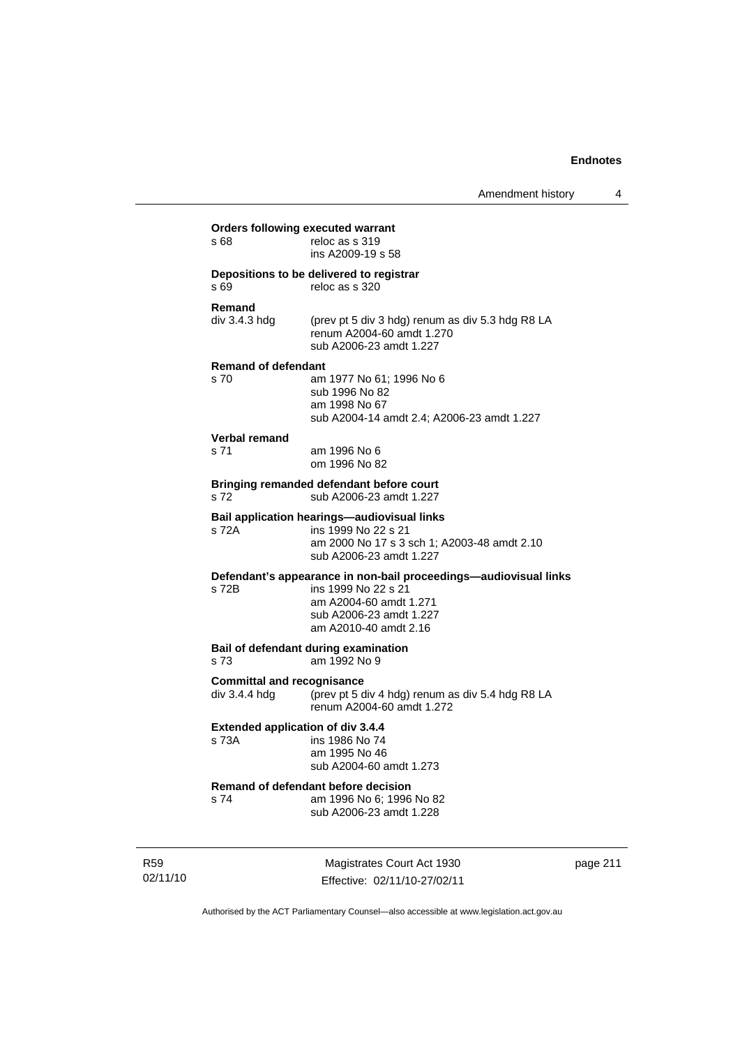**Orders following executed warrant**

s 68 reloc as s 319
ins A2009-19 s 58

**Depositions to be delivered to registrar**

s 69 reloc as s 320

**Remand**

div 3.4.3 hdg (prev pt 5 div 3 hdg) renum as div 5.3 hdg R8 LA
renum A2004-60 amdt 1.270
sub A2006-23 amdt 1.227

**Remand of defendant**

s 70 am 1977 No 61; 1996 No 6
sub 1996 No 82
am 1998 No 67
sub A2004-14 amdt 2.4; A2006-23 amdt 1.227

**Verbal remand**

s 71 am 1996 No 6
om 1996 No 82

**Bringing remanded defendant before court**

s 72 sub A2006-23 amdt 1.227

**Bail application hearings—audiovisual links**

s 72A ins 1999 No 22 s 21
am 2000 No 17 s 3 sch 1; A2003-48 amdt 2.10
sub A2006-23 amdt 1.227

**Defendant's appearance in non-bail proceedings—audiovisual links**

s 72B ins 1999 No 22 s 21
am A2004-60 amdt 1.271
sub A2006-23 amdt 1.227
am A2010-40 amdt 2.16

**Bail of defendant during examination**

s 73 am 1992 No 9

**Committal and recognisance**

div 3.4.4 hdg (prev pt 5 div 4 hdg) renum as div 5.4 hdg R8 LA
renum A2004-60 amdt 1.272

**Extended application of div 3.4.4**

s 73A ins 1986 No 74
am 1995 No 46
sub A2004-60 amdt 1.273

**Remand of defendant before decision**

s 74 am 1996 No 6; 1996 No 82
sub A2006-23 amdt 1.228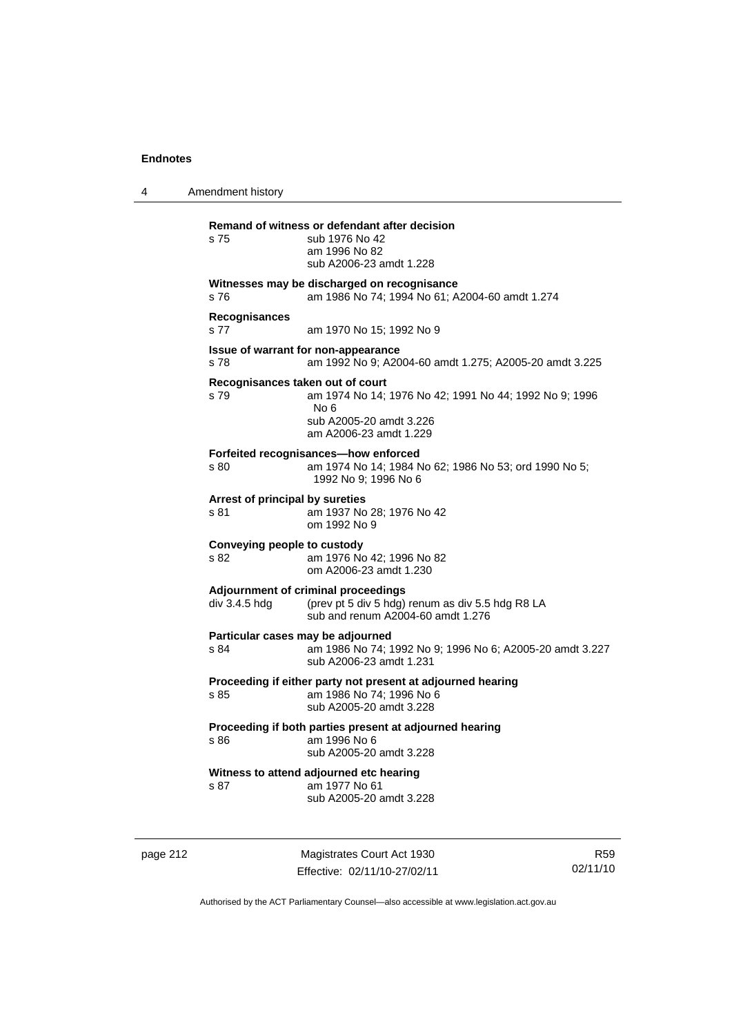**Remand of witness or defendant after decision**
s 75 sub 1976 No 42
am 1996 No 82
sub A2006-23 amdt 1.228

**Witnesses may be discharged on recognisance**
s 76 am 1986 No 74; 1994 No 61; A2004-60 amdt 1.274

**Recognisances**
s 77 am 1970 No 15; 1992 No 9

**Issue of warrant for non-appearance**
s 78 am 1992 No 9; A2004-60 amdt 1.275; A2005-20 amdt 3.225

**Recognisances taken out of court**
s 79 am 1974 No 14; 1976 No 42; 1991 No 44; 1992 No 9; 1996 No 6
sub A2005-20 amdt 3.226
am A2006-23 amdt 1.229

**Forfeited recognisances—how enforced**
s 80 am 1974 No 14; 1984 No 62; 1986 No 53; ord 1990 No 5; 1992 No 9; 1996 No 6

**Arrest of principal by sureties**
s 81 am 1937 No 28; 1976 No 42
om 1992 No 9

**Conveying people to custody**
s 82 am 1976 No 42; 1996 No 82
om A2006-23 amdt 1.230

**Adjournment of criminal proceedings**
div 3.4.5 hdg (prev pt 5 div 5 hdg) renum as div 5.5 hdg R8 LA
sub and renum A2004-60 amdt 1.276

**Particular cases may be adjourned**
s 84 am 1986 No 74; 1992 No 9; 1996 No 6; A2005-20 amdt 3.227
sub A2006-23 amdt 1.231

**Proceeding if either party not present at adjourned hearing**
s 85 am 1986 No 74; 1996 No 6
sub A2005-20 amdt 3.228

**Proceeding if both parties present at adjourned hearing**
s 86 am 1996 No 6
sub A2005-20 amdt 3.228

**Witness to attend adjourned etc hearing**
s 87 am 1977 No 61
sub A2005-20 amdt 3.228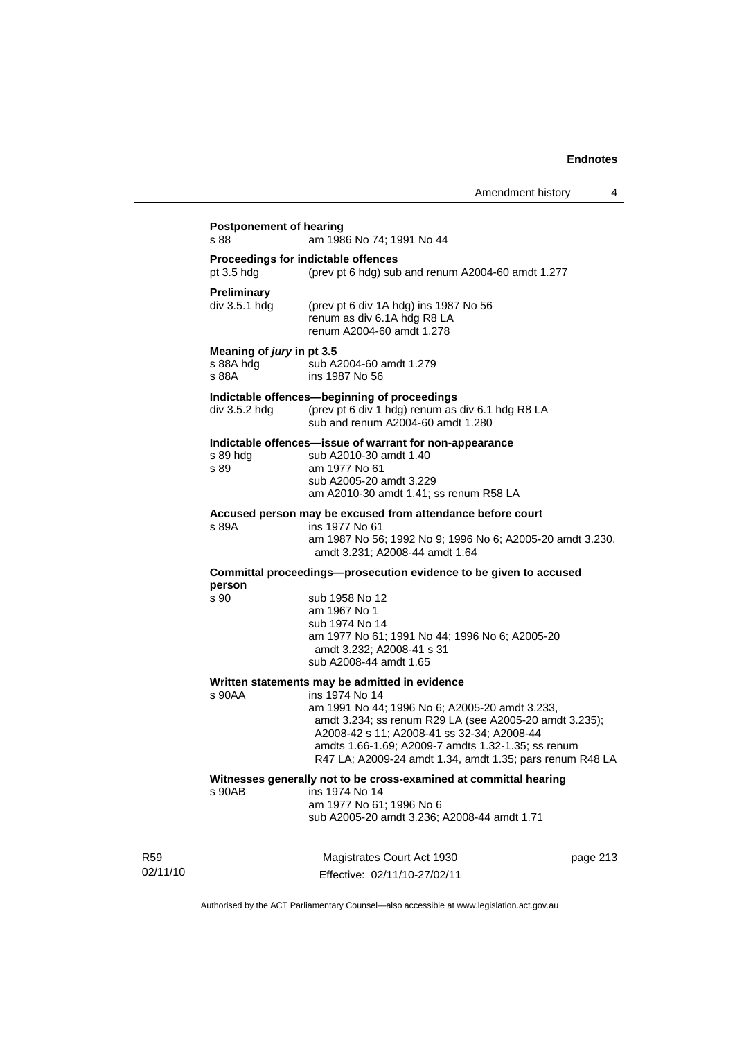**Postponement of hearing**

s 88 am 1986 No 74; 1991 No 44

**Proceedings for indictable offences**

pt 3.5 hdg (prev pt 6 hdg) sub and renum A2004-60 amdt 1.277

**Preliminary**

div 3.5.1 hdg (prev pt 6 div 1A hdg) ins 1987 No 56
renum as div 6.1A hdg R8 LA
renum A2004-60 amdt 1.278

**Meaning of *jury* in pt 3.5**

s 88A hdg sub A2004-60 amdt 1.279
s 88A ins 1987 No 56

**Indictable offences—beginning of proceedings**

div 3.5.2 hdg (prev pt 6 div 1 hdg) renum as div 6.1 hdg R8 LA
sub and renum A2004-60 amdt 1.280

**Indictable offences—issue of warrant for non-appearance**

s 89 hdg sub A2010-30 amdt 1.40
s 89 am 1977 No 61
sub A2005-20 amdt 3.229
am A2010-30 amdt 1.41; ss renum R58 LA

**Accused person may be excused from attendance before court**

s 89A ins 1977 No 61
am 1987 No 56; 1992 No 9; 1996 No 6; A2005-20 amdt 3.230, amdt 3.231; A2008-44 amdt 1.64

**Committal proceedings—prosecution evidence to be given to accused person**

s 90 sub 1958 No 12
am 1967 No 1
sub 1974 No 14
am 1977 No 61; 1991 No 44; 1996 No 6; A2005-20 amdt 3.232; A2008-41 s 31
sub A2008-44 amdt 1.65

**Written statements may be admitted in evidence**

s 90AA ins 1974 No 14
am 1991 No 44; 1996 No 6; A2005-20 amdt 3.233, amdt 3.234; ss renum R29 LA (see A2005-20 amdt 3.235); A2008-42 s 11; A2008-41 ss 32-34; A2008-44 amdts 1.66-1.69; A2009-7 amdts 1.32-1.35; ss renum R47 LA; A2009-24 amdt 1.34, amdt 1.35; pars renum R48 LA

**Witnesses generally not to be cross-examined at committal hearing**

s 90AB ins 1974 No 14
am 1977 No 61; 1996 No 6
sub A2005-20 amdt 3.236; A2008-44 amdt 1.71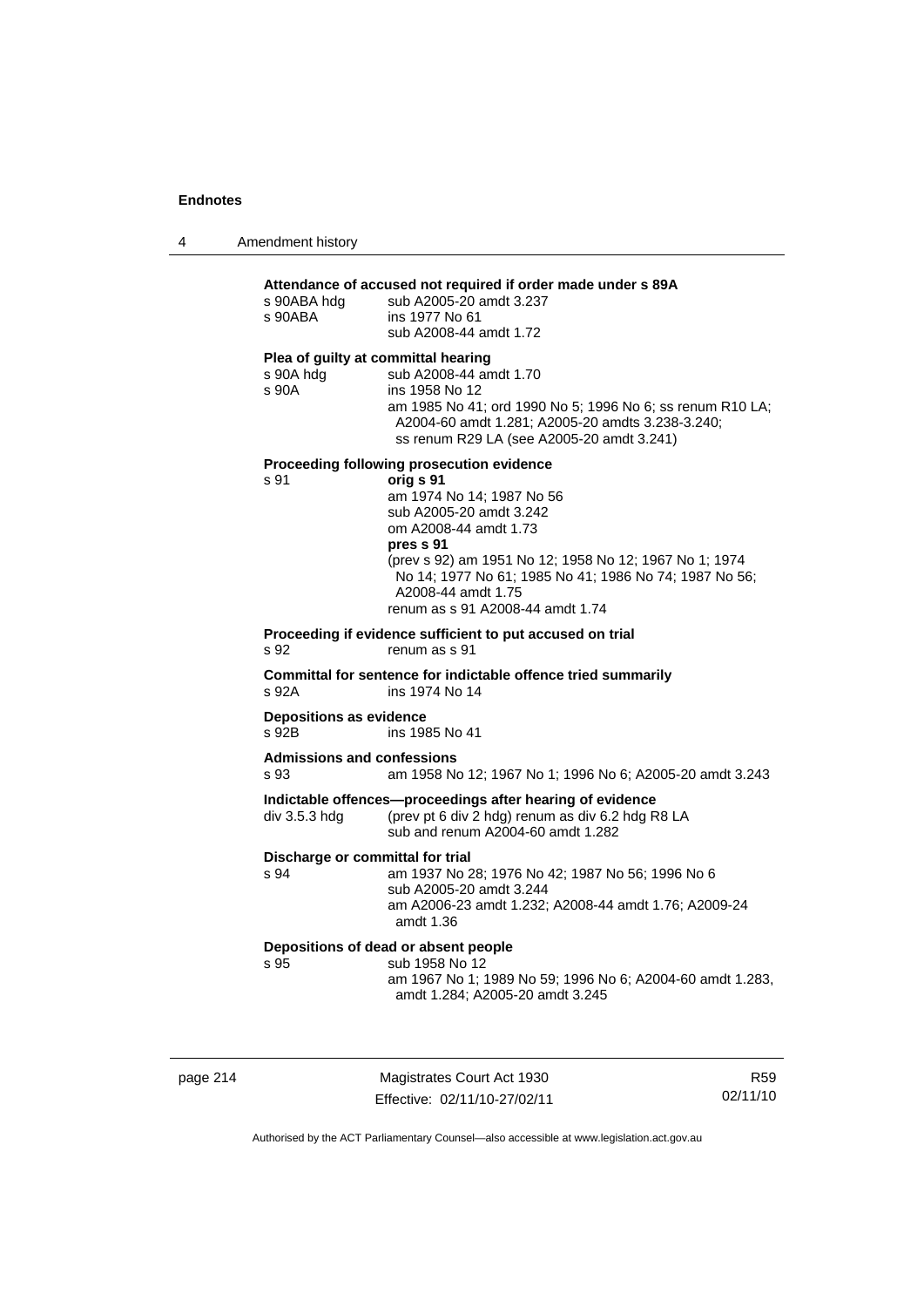**Attendance of accused not required if order made under s 89A**

s 90ABA hdg sub A2005-20 amdt 3.237
s 90ABA ins 1977 No 61
sub A2008-44 amdt 1.72

**Plea of guilty at committal hearing**

s 90A hdg sub A2008-44 amdt 1.70
s 90A ins 1958 No 12
am 1985 No 41; ord 1990 No 5; 1996 No 6; ss renum R10 LA; A2004-60 amdt 1.281; A2005-20 amdts 3.238-3.240; ss renum R29 LA (see A2005-20 amdt 3.241)

**Proceeding following prosecution evidence**

s 91 **orig s 91**
am 1974 No 14; 1987 No 56
sub A2005-20 amdt 3.242
om A2008-44 amdt 1.73
**pres s 91**
(prev s 92) am 1951 No 12; 1958 No 12; 1967 No 1; 1974 No 14; 1977 No 61; 1985 No 41; 1986 No 74; 1987 No 56; A2008-44 amdt 1.75
renum as s 91 A2008-44 amdt 1.74

**Proceeding if evidence sufficient to put accused on trial**

s 92 renum as s 91

**Committal for sentence for indictable offence tried summarily**

s 92A ins 1974 No 14

**Depositions as evidence**

s 92B ins 1985 No 41

**Admissions and confessions**

s 93 am 1958 No 12; 1967 No 1; 1996 No 6; A2005-20 amdt 3.243

**Indictable offences—proceedings after hearing of evidence**

div 3.5.3 hdg (prev pt 6 div 2 hdg) renum as div 6.2 hdg R8 LA
sub and renum A2004-60 amdt 1.282

**Discharge or committal for trial**

s 94 am 1937 No 28; 1976 No 42; 1987 No 56; 1996 No 6
sub A2005-20 amdt 3.244
am A2006-23 amdt 1.232; A2008-44 amdt 1.76; A2009-24 amdt 1.36

**Depositions of dead or absent people**

s 95 sub 1958 No 12
am 1967 No 1; 1989 No 59; 1996 No 6; A2004-60 amdt 1.283, amdt 1.284; A2005-20 amdt 3.245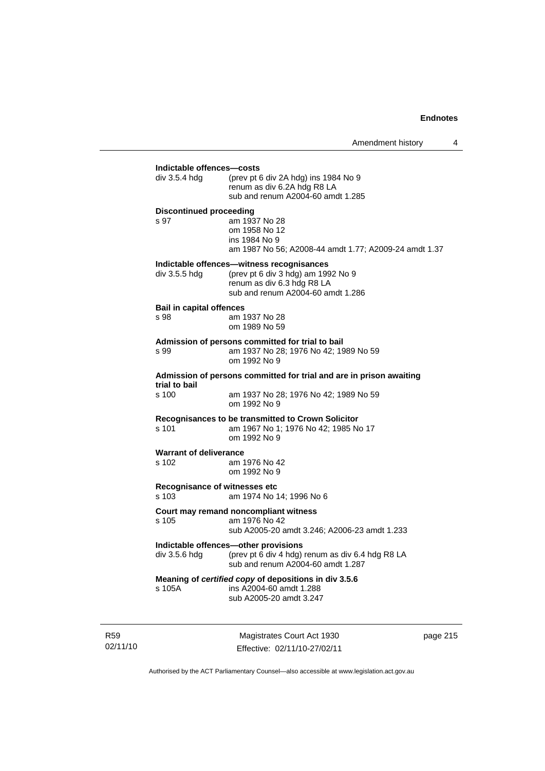**Indictable offences—costs**

div 3.5.4 hdg (prev pt 6 div 2A hdg) ins 1984 No 9
renum as div 6.2A hdg R8 LA
sub and renum A2004-60 amdt 1.285

**Discontinued proceeding**

s 97 am 1937 No 28
om 1958 No 12
ins 1984 No 9
am 1987 No 56; A2008-44 amdt 1.77; A2009-24 amdt 1.37

**Indictable offences—witness recognisances**

div 3.5.5 hdg (prev pt 6 div 3 hdg) am 1992 No 9
renum as div 6.3 hdg R8 LA
sub and renum A2004-60 amdt 1.286

**Bail in capital offences**

s 98 am 1937 No 28
om 1989 No 59

**Admission of persons committed for trial to bail**

s 99 am 1937 No 28; 1976 No 42; 1989 No 59
om 1992 No 9

**Admission of persons committed for trial and are in prison awaiting trial to bail**

s 100 am 1937 No 28; 1976 No 42; 1989 No 59
om 1992 No 9

**Recognisances to be transmitted to Crown Solicitor**

s 101 am 1967 No 1; 1976 No 42; 1985 No 17
om 1992 No 9

**Warrant of deliverance**

s 102 am 1976 No 42
om 1992 No 9

**Recognisance of witnesses etc**

s 103 am 1974 No 14; 1996 No 6

**Court may remand noncompliant witness**

s 105 am 1976 No 42
sub A2005-20 amdt 3.246; A2006-23 amdt 1.233

**Indictable offences—other provisions**

div 3.5.6 hdg (prev pt 6 div 4 hdg) renum as div 6.4 hdg R8 LA
sub and renum A2004-60 amdt 1.287

**Meaning of *certified copy* of depositions in div 3.5.6**

s 105A ins A2004-60 amdt 1.288
sub A2005-20 amdt 3.247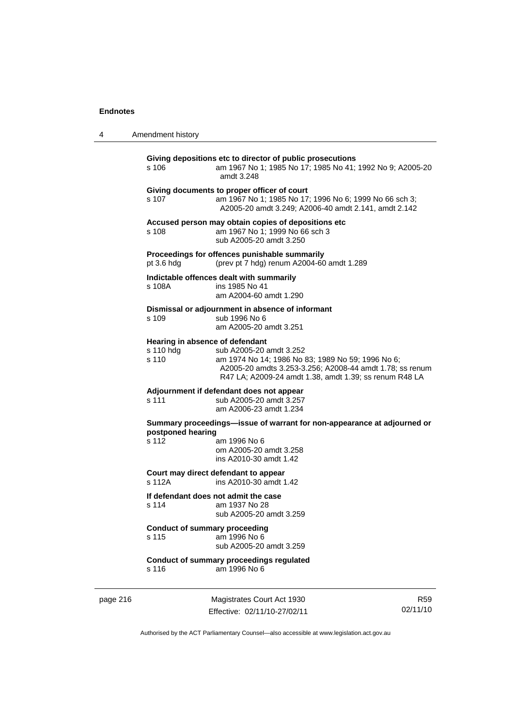**Giving depositions etc to director of public prosecutions**

s 106 am 1967 No 1; 1985 No 17; 1985 No 41; 1992 No 9; A2005-20 amdt 3.248

**Giving documents to proper officer of court**

s 107 am 1967 No 1; 1985 No 17; 1996 No 6; 1999 No 66 sch 3; A2005-20 amdt 3.249; A2006-40 amdt 2.141, amdt 2.142

**Accused person may obtain copies of depositions etc**

s 108 am 1967 No 1; 1999 No 66 sch 3
sub A2005-20 amdt 3.250

**Proceedings for offences punishable summarily**

pt 3.6 hdg (prev pt 7 hdg) renum A2004-60 amdt 1.289

**Indictable offences dealt with summarily**

s 108A ins 1985 No 41
am A2004-60 amdt 1.290

**Dismissal or adjournment in absence of informant**

s 109 sub 1996 No 6
am A2005-20 amdt 3.251

**Hearing in absence of defendant**

s 110 hdg sub A2005-20 amdt 3.252

s 110 am 1974 No 14; 1986 No 83; 1989 No 59; 1996 No 6; A2005-20 amdts 3.253-3.256; A2008-44 amdt 1.78; ss renum R47 LA; A2009-24 amdt 1.38, amdt 1.39; ss renum R48 LA

**Adjournment if defendant does not appear**

s 111 sub A2005-20 amdt 3.257
am A2006-23 amdt 1.234

**Summary proceedings—issue of warrant for non-appearance at adjourned or postponed hearing**

s 112 am 1996 No 6
om A2005-20 amdt 3.258
ins A2010-30 amdt 1.42

**Court may direct defendant to appear**

s 112A ins A2010-30 amdt 1.42

**If defendant does not admit the case**

s 114 am 1937 No 28
sub A2005-20 amdt 3.259

**Conduct of summary proceeding**

s 115 am 1996 No 6
sub A2005-20 amdt 3.259

**Conduct of summary proceedings regulated**

s 116 am 1996 No 6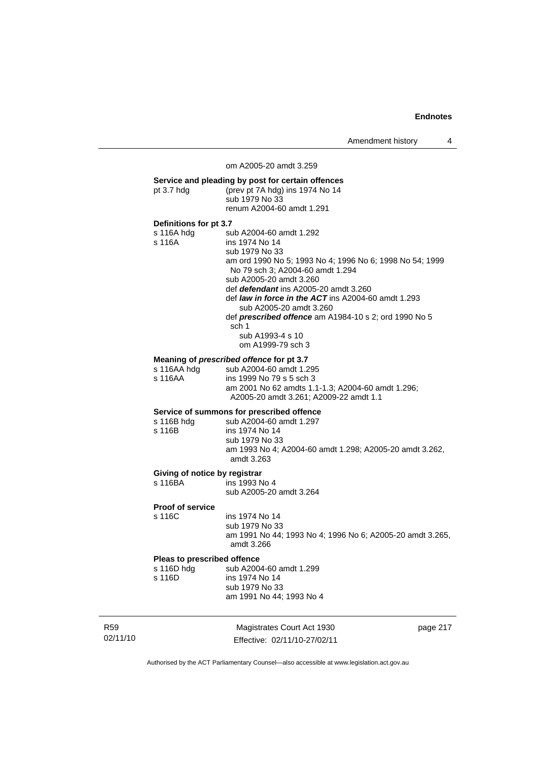om A2005-20 amdt 3.259

**Service and pleading by post for certain offences**

pt 3.7 hdg (prev pt 7A hdg) ins 1974 No 14
sub 1979 No 33
renum A2004-60 amdt 1.291

**Definitions for pt 3.7**

s 116A hdg sub A2004-60 amdt 1.292
s 116A ins 1974 No 14
sub 1979 No 33
am ord 1990 No 5; 1993 No 4; 1996 No 6; 1998 No 54; 1999 No 79 sch 3; A2004-60 amdt 1.294
sub A2005-20 amdt 3.260
def ***defendant*** ins A2005-20 amdt 3.260
def ***law in force in the ACT*** ins A2004-60 amdt 1.293
sub A2005-20 amdt 3.260
def ***prescribed offence*** am A1984-10 s 2; ord 1990 No 5 sch 1
sub A1993-4 s 10
om A1999-79 sch 3

**Meaning of *prescribed offence* for pt 3.7**

s 116AA hdg sub A2004-60 amdt 1.295
s 116AA ins 1999 No 79 s 5 sch 3
am 2001 No 62 amdts 1.1-1.3; A2004-60 amdt 1.296; A2005-20 amdt 3.261; A2009-22 amdt 1.1

**Service of summons for prescribed offence**

s 116B hdg sub A2004-60 amdt 1.297
s 116B ins 1974 No 14
sub 1979 No 33
am 1993 No 4; A2004-60 amdt 1.298; A2005-20 amdt 3.262, amdt 3.263

**Giving of notice by registrar**

s 116BA ins 1993 No 4
sub A2005-20 amdt 3.264

**Proof of service**

s 116C ins 1974 No 14
sub 1979 No 33
am 1991 No 44; 1993 No 4; 1996 No 6; A2005-20 amdt 3.265, amdt 3.266

**Pleas to prescribed offence**

s 116D hdg sub A2004-60 amdt 1.299
s 116D ins 1974 No 14
sub 1979 No 33
am 1991 No 44; 1993 No 4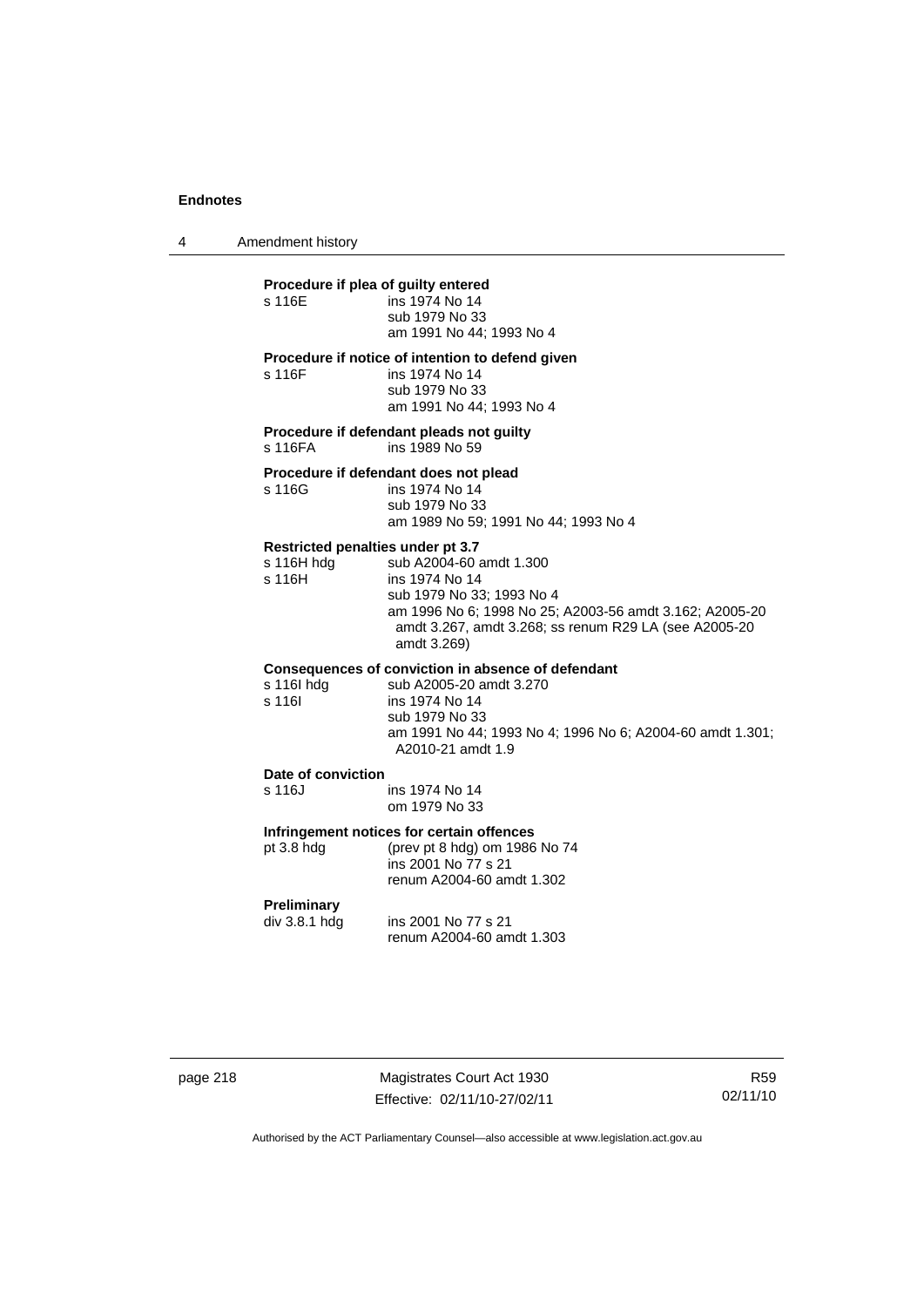**Procedure if plea of guilty entered**

s 116E — ins 1974 No 14
sub 1979 No 33
am 1991 No 44; 1993 No 4

**Procedure if notice of intention to defend given**

s 116F — ins 1974 No 14
sub 1979 No 33
am 1991 No 44; 1993 No 4

**Procedure if defendant pleads not guilty**

s 116FA — ins 1989 No 59

**Procedure if defendant does not plead**

s 116G — ins 1974 No 14
sub 1979 No 33
am 1989 No 59; 1991 No 44; 1993 No 4

**Restricted penalties under pt 3.7**

s 116H hdg — sub A2004-60 amdt 1.300

s 116H — ins 1974 No 14
sub 1979 No 33; 1993 No 4
am 1996 No 6; 1998 No 25; A2003-56 amdt 3.162; A2005-20 amdt 3.267, amdt 3.268; ss renum R29 LA (see A2005-20 amdt 3.269)

**Consequences of conviction in absence of defendant**

s 116I hdg — sub A2005-20 amdt 3.270

s 116I — ins 1974 No 14
sub 1979 No 33
am 1991 No 44; 1993 No 4; 1996 No 6; A2004-60 amdt 1.301; A2010-21 amdt 1.9

**Date of conviction**

s 116J — ins 1974 No 14
om 1979 No 33

**Infringement notices for certain offences**

pt 3.8 hdg — (prev pt 8 hdg) om 1986 No 74
ins 2001 No 77 s 21
renum A2004-60 amdt 1.302

**Preliminary**

div 3.8.1 hdg — ins 2001 No 77 s 21
renum A2004-60 amdt 1.303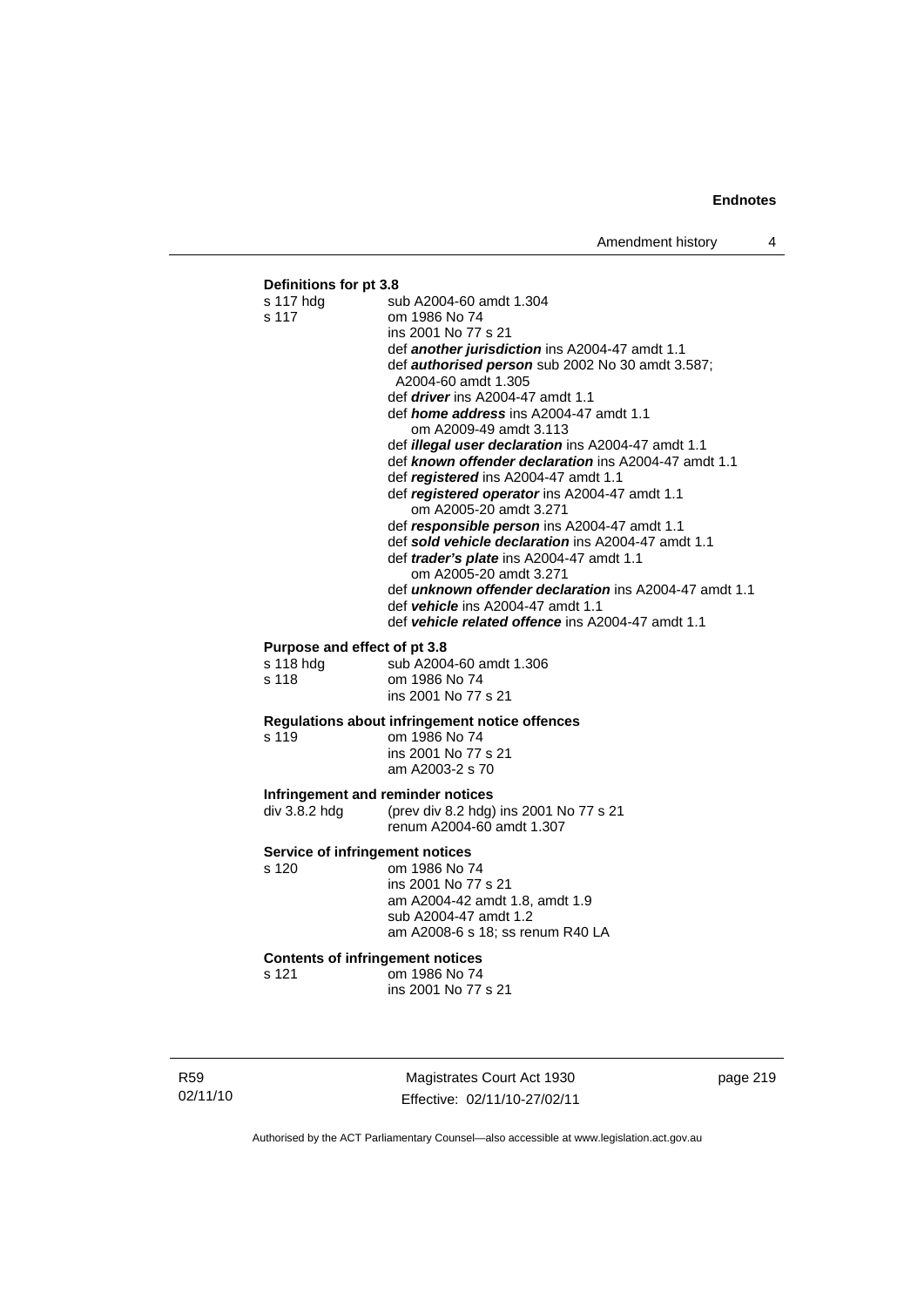**Definitions for pt 3.8**

s 117 hdg sub A2004-60 amdt 1.304

s 117 om 1986 No 74
ins 2001 No 77 s 21
def ***another jurisdiction*** ins A2004-47 amdt 1.1
def ***authorised person*** sub 2002 No 30 amdt 3.587; A2004-60 amdt 1.305
def ***driver*** ins A2004-47 amdt 1.1
def ***home address*** ins A2004-47 amdt 1.1
om A2009-49 amdt 3.113
def ***illegal user declaration*** ins A2004-47 amdt 1.1
def ***known offender declaration*** ins A2004-47 amdt 1.1
def ***registered*** ins A2004-47 amdt 1.1
def ***registered operator*** ins A2004-47 amdt 1.1
om A2005-20 amdt 3.271
def ***responsible person*** ins A2004-47 amdt 1.1
def ***sold vehicle declaration*** ins A2004-47 amdt 1.1
def ***trader's plate*** ins A2004-47 amdt 1.1
om A2005-20 amdt 3.271
def ***unknown offender declaration*** ins A2004-47 amdt 1.1
def ***vehicle*** ins A2004-47 amdt 1.1
def ***vehicle related offence*** ins A2004-47 amdt 1.1

**Purpose and effect of pt 3.8**

s 118 hdg sub A2004-60 amdt 1.306

s 118 om 1986 No 74
ins 2001 No 77 s 21

**Regulations about infringement notice offences**

s 119 om 1986 No 74
ins 2001 No 77 s 21
am A2003-2 s 70

**Infringement and reminder notices**

div 3.8.2 hdg (prev div 8.2 hdg) ins 2001 No 77 s 21
renum A2004-60 amdt 1.307

**Service of infringement notices**

s 120 om 1986 No 74
ins 2001 No 77 s 21
am A2004-42 amdt 1.8, amdt 1.9
sub A2004-47 amdt 1.2
am A2008-6 s 18; ss renum R40 LA

**Contents of infringement notices**

s 121 om 1986 No 74
ins 2001 No 77 s 21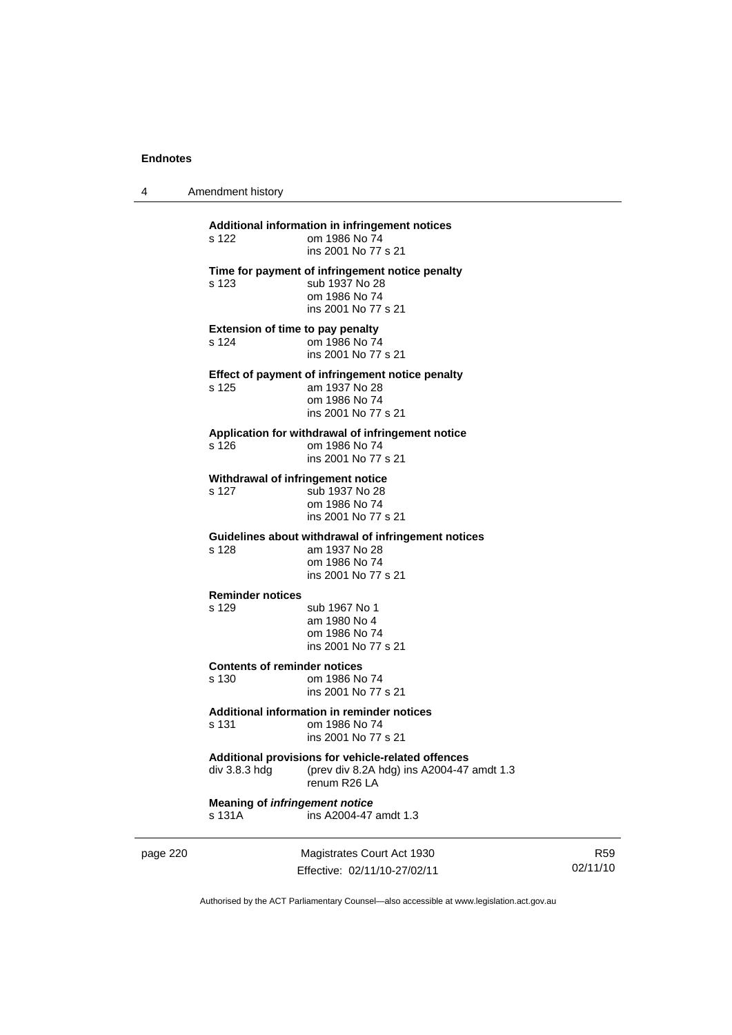**Additional information in infringement notices**
s 122 om 1986 No 74
ins 2001 No 77 s 21

**Time for payment of infringement notice penalty**
s 123 sub 1937 No 28
om 1986 No 74
ins 2001 No 77 s 21

**Extension of time to pay penalty**
s 124 om 1986 No 74
ins 2001 No 77 s 21

**Effect of payment of infringement notice penalty**
s 125 am 1937 No 28
om 1986 No 74
ins 2001 No 77 s 21

**Application for withdrawal of infringement notice**
s 126 om 1986 No 74
ins 2001 No 77 s 21

**Withdrawal of infringement notice**
s 127 sub 1937 No 28
om 1986 No 74
ins 2001 No 77 s 21

**Guidelines about withdrawal of infringement notices**
s 128 am 1937 No 28
om 1986 No 74
ins 2001 No 77 s 21

**Reminder notices**
s 129 sub 1967 No 1
am 1980 No 4
om 1986 No 74
ins 2001 No 77 s 21

**Contents of reminder notices**
s 130 om 1986 No 74
ins 2001 No 77 s 21

**Additional information in reminder notices**
s 131 om 1986 No 74
ins 2001 No 77 s 21

**Additional provisions for vehicle-related offences**
div 3.8.3 hdg (prev div 8.2A hdg) ins A2004-47 amdt 1.3
renum R26 LA

**Meaning of *infringement notice***
s 131A ins A2004-47 amdt 1.3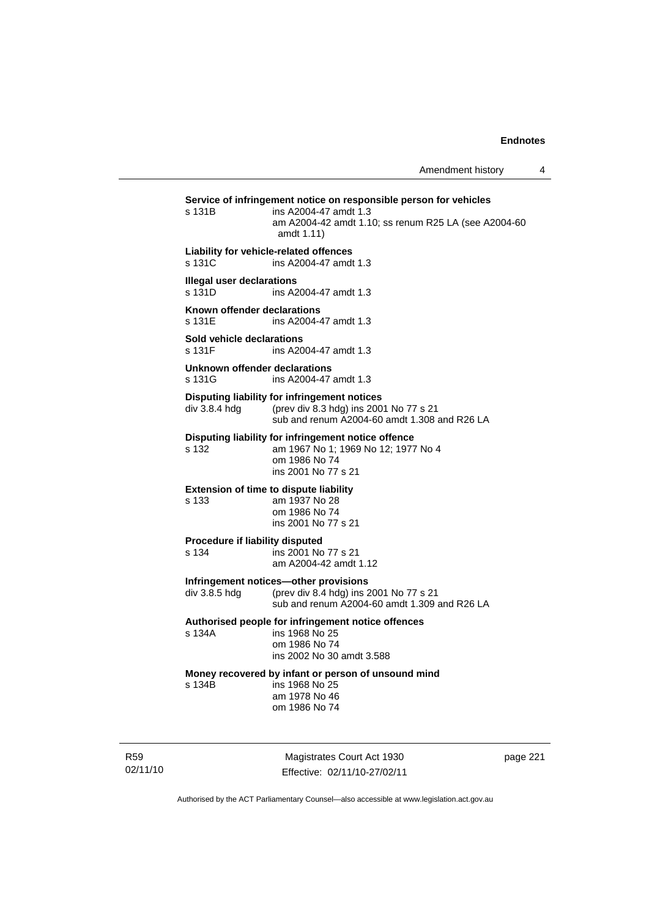**Service of infringement notice on responsible person for vehicles**
s 131B ins A2004-47 amdt 1.3
am A2004-42 amdt 1.10; ss renum R25 LA (see A2004-60 amdt 1.11)

**Liability for vehicle-related offences**
s 131C ins A2004-47 amdt 1.3

**Illegal user declarations**
s 131D ins A2004-47 amdt 1.3

**Known offender declarations**
s 131E ins A2004-47 amdt 1.3

**Sold vehicle declarations**
s 131F ins A2004-47 amdt 1.3

**Unknown offender declarations**
s 131G ins A2004-47 amdt 1.3

**Disputing liability for infringement notices**
div 3.8.4 hdg (prev div 8.3 hdg) ins 2001 No 77 s 21
sub and renum A2004-60 amdt 1.308 and R26 LA

**Disputing liability for infringement notice offence**
s 132 am 1967 No 1; 1969 No 12; 1977 No 4
om 1986 No 74
ins 2001 No 77 s 21

**Extension of time to dispute liability**
s 133 am 1937 No 28
om 1986 No 74
ins 2001 No 77 s 21

**Procedure if liability disputed**
s 134 ins 2001 No 77 s 21
am A2004-42 amdt 1.12

**Infringement notices—other provisions**
div 3.8.5 hdg (prev div 8.4 hdg) ins 2001 No 77 s 21
sub and renum A2004-60 amdt 1.309 and R26 LA

**Authorised people for infringement notice offences**
s 134A ins 1968 No 25
om 1986 No 74
ins 2002 No 30 amdt 3.588

**Money recovered by infant or person of unsound mind**
s 134B ins 1968 No 25
am 1978 No 46
om 1986 No 74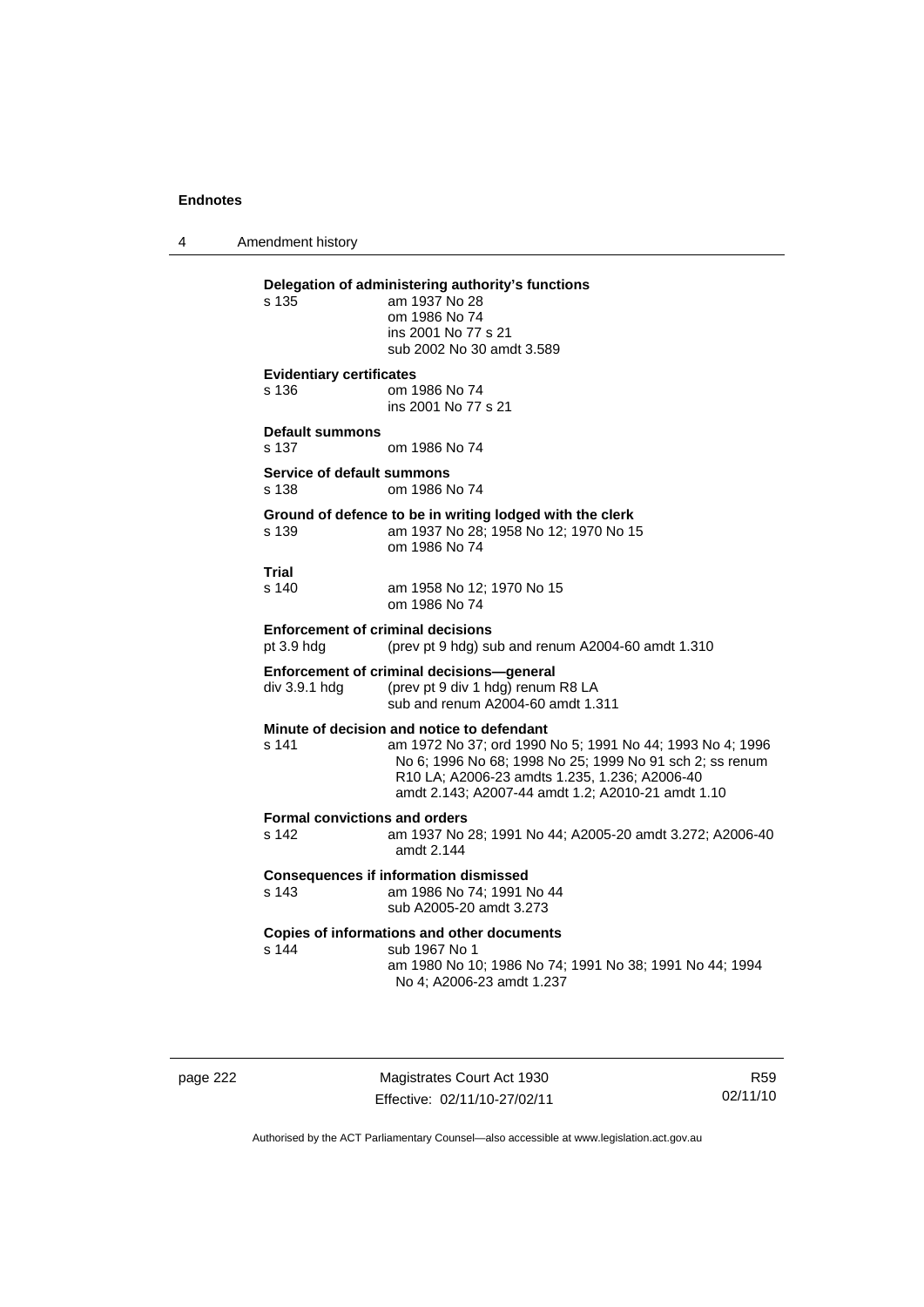**Delegation of administering authority's functions**
s 135 am 1937 No 28
om 1986 No 74
ins 2001 No 77 s 21
sub 2002 No 30 amdt 3.589

**Evidentiary certificates**
s 136 om 1986 No 74
ins 2001 No 77 s 21

**Default summons**
s 137 om 1986 No 74

**Service of default summons**
s 138 om 1986 No 74

**Ground of defence to be in writing lodged with the clerk**
s 139 am 1937 No 28; 1958 No 12; 1970 No 15
om 1986 No 74

**Trial**
s 140 am 1958 No 12; 1970 No 15
om 1986 No 74

**Enforcement of criminal decisions**
pt 3.9 hdg (prev pt 9 hdg) sub and renum A2004-60 amdt 1.310

**Enforcement of criminal decisions—general**
div 3.9.1 hdg (prev pt 9 div 1 hdg) renum R8 LA
sub and renum A2004-60 amdt 1.311

**Minute of decision and notice to defendant**
s 141 am 1972 No 37; ord 1990 No 5; 1991 No 44; 1993 No 4; 1996 No 6; 1996 No 68; 1998 No 25; 1999 No 91 sch 2; ss renum R10 LA; A2006-23 amdts 1.235, 1.236; A2006-40 amdt 2.143; A2007-44 amdt 1.2; A2010-21 amdt 1.10

**Formal convictions and orders**
s 142 am 1937 No 28; 1991 No 44; A2005-20 amdt 3.272; A2006-40 amdt 2.144

**Consequences if information dismissed**
s 143 am 1986 No 74; 1991 No 44
sub A2005-20 amdt 3.273

**Copies of informations and other documents**
s 144 sub 1967 No 1
am 1980 No 10; 1986 No 74; 1991 No 38; 1991 No 44; 1994 No 4; A2006-23 amdt 1.237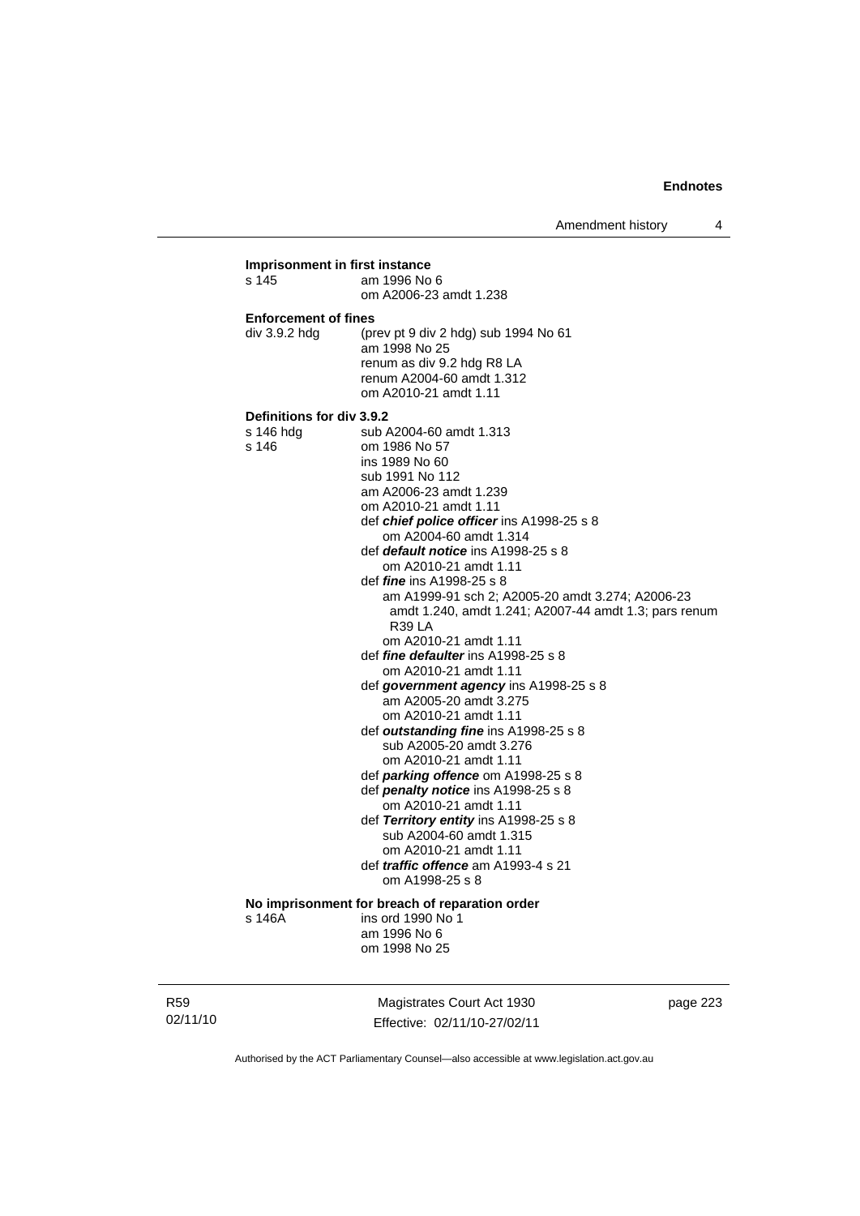**Imprisonment in first instance**

s 145 am 1996 No 6
om A2006-23 amdt 1.238

**Enforcement of fines**

div 3.9.2 hdg (prev pt 9 div 2 hdg) sub 1994 No 61
am 1998 No 25
renum as div 9.2 hdg R8 LA
renum A2004-60 amdt 1.312
om A2010-21 amdt 1.11

**Definitions for div 3.9.2**

s 146 hdg sub A2004-60 amdt 1.313

s 146 om 1986 No 57
ins 1989 No 60
sub 1991 No 112
am A2006-23 amdt 1.239
om A2010-21 amdt 1.11
def ***chief police officer*** ins A1998-25 s 8
om A2004-60 amdt 1.314
def ***default notice*** ins A1998-25 s 8
om A2010-21 amdt 1.11
def ***fine*** ins A1998-25 s 8
am A1999-91 sch 2; A2005-20 amdt 3.274; A2006-23 amdt 1.240, amdt 1.241; A2007-44 amdt 1.3; pars renum R39 LA
om A2010-21 amdt 1.11
def ***fine defaulter*** ins A1998-25 s 8
om A2010-21 amdt 1.11
def ***government agency*** ins A1998-25 s 8
am A2005-20 amdt 3.275
om A2010-21 amdt 1.11
def ***outstanding fine*** ins A1998-25 s 8
sub A2005-20 amdt 3.276
om A2010-21 amdt 1.11
def ***parking offence*** om A1998-25 s 8
def ***penalty notice*** ins A1998-25 s 8
om A2010-21 amdt 1.11
def ***Territory entity*** ins A1998-25 s 8
sub A2004-60 amdt 1.315
om A2010-21 amdt 1.11
def ***traffic offence*** am A1993-4 s 21
om A1998-25 s 8

**No imprisonment for breach of reparation order**

s 146A ins ord 1990 No 1
am 1996 No 6
om 1998 No 25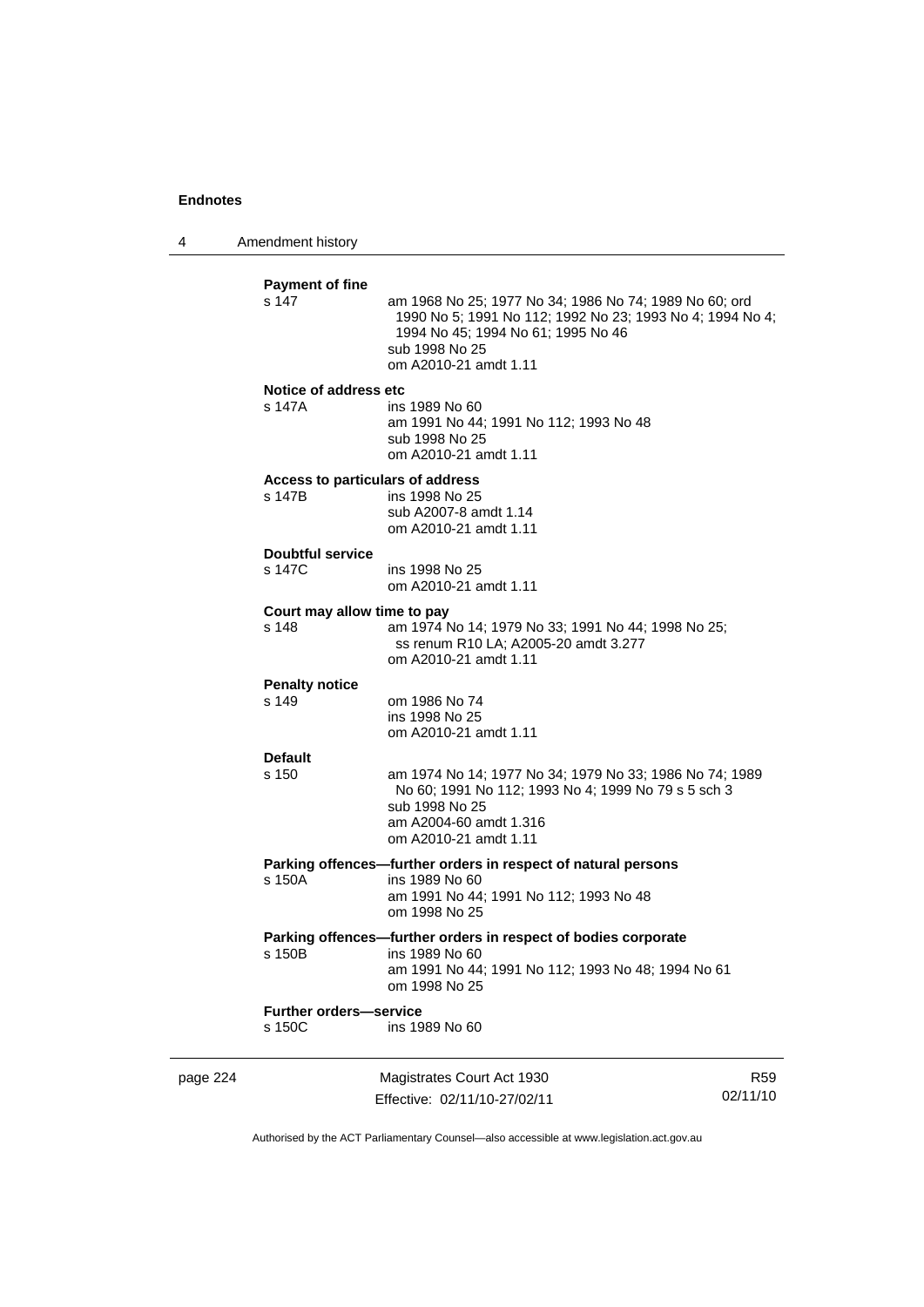**Payment of fine**

s 147 am 1968 No 25; 1977 No 34; 1986 No 74; 1989 No 60; ord 1990 No 5; 1991 No 112; 1992 No 23; 1993 No 4; 1994 No 4; 1994 No 45; 1994 No 61; 1995 No 46
sub 1998 No 25
om A2010-21 amdt 1.11

**Notice of address etc**

s 147A ins 1989 No 60
am 1991 No 44; 1991 No 112; 1993 No 48
sub 1998 No 25
om A2010-21 amdt 1.11

**Access to particulars of address**

s 147B ins 1998 No 25
sub A2007-8 amdt 1.14
om A2010-21 amdt 1.11

**Doubtful service**

s 147C ins 1998 No 25
om A2010-21 amdt 1.11

**Court may allow time to pay**

s 148 am 1974 No 14; 1979 No 33; 1991 No 44; 1998 No 25; ss renum R10 LA; A2005-20 amdt 3.277
om A2010-21 amdt 1.11

**Penalty notice**

s 149 om 1986 No 74
ins 1998 No 25
om A2010-21 amdt 1.11

**Default**

s 150 am 1974 No 14; 1977 No 34; 1979 No 33; 1986 No 74; 1989 No 60; 1991 No 112; 1993 No 4; 1999 No 79 s 5 sch 3
sub 1998 No 25
am A2004-60 amdt 1.316
om A2010-21 amdt 1.11

**Parking offences—further orders in respect of natural persons**

s 150A ins 1989 No 60
am 1991 No 44; 1991 No 112; 1993 No 48
om 1998 No 25

**Parking offences—further orders in respect of bodies corporate**

s 150B ins 1989 No 60
am 1991 No 44; 1991 No 112; 1993 No 48; 1994 No 61
om 1998 No 25

**Further orders—service**

s 150C ins 1989 No 60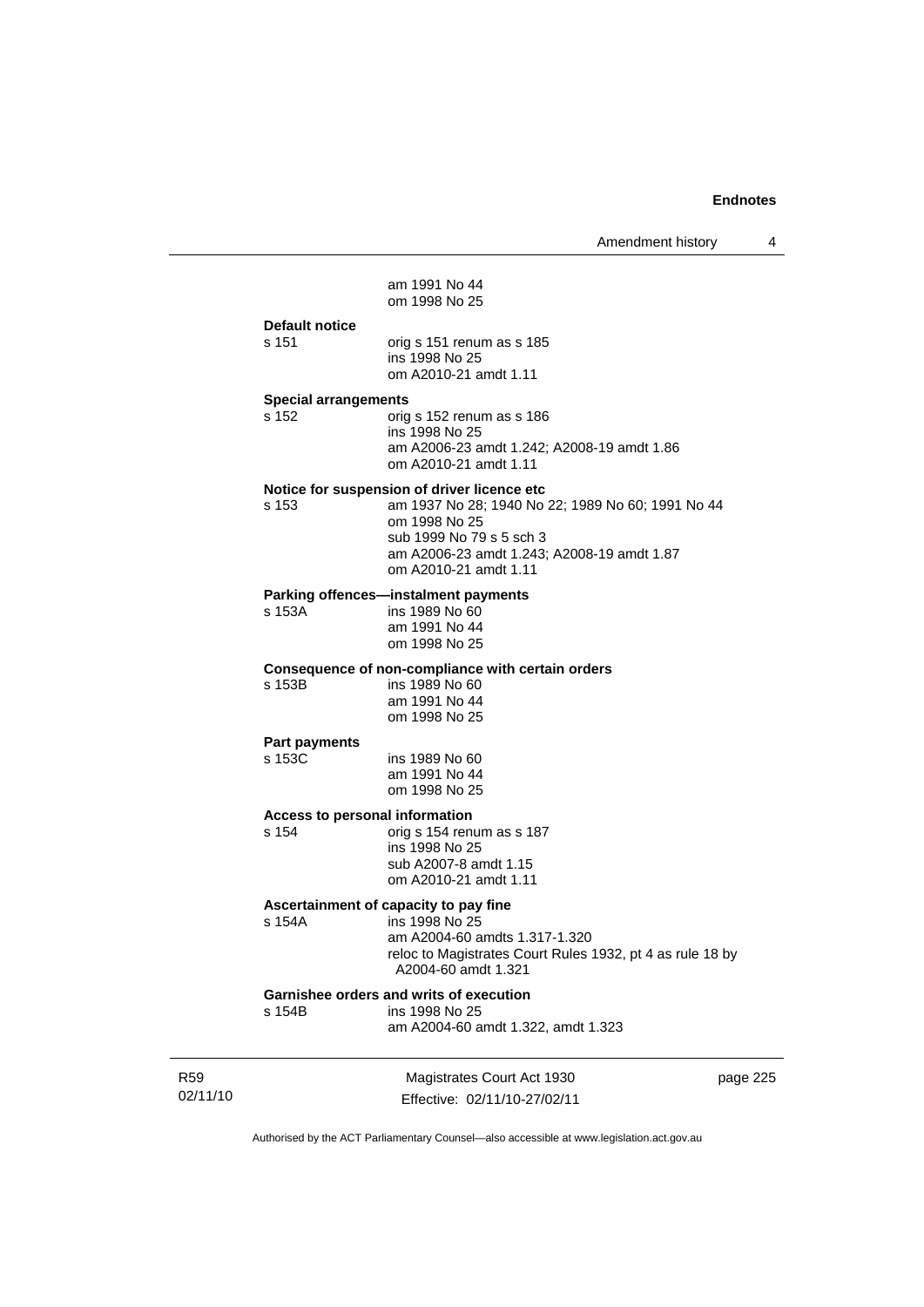am 1991 No 44
om 1998 No 25

**Default notice**

s 151 orig s 151 renum as s 185
ins 1998 No 25
om A2010-21 amdt 1.11

**Special arrangements**

s 152 orig s 152 renum as s 186
ins 1998 No 25
am A2006-23 amdt 1.242; A2008-19 amdt 1.86
om A2010-21 amdt 1.11

**Notice for suspension of driver licence etc**

s 153 am 1937 No 28; 1940 No 22; 1989 No 60; 1991 No 44
om 1998 No 25
sub 1999 No 79 s 5 sch 3
am A2006-23 amdt 1.243; A2008-19 amdt 1.87
om A2010-21 amdt 1.11

**Parking offences—instalment payments**

s 153A ins 1989 No 60
am 1991 No 44
om 1998 No 25

**Consequence of non-compliance with certain orders**

s 153B ins 1989 No 60
am 1991 No 44
om 1998 No 25

**Part payments**

s 153C ins 1989 No 60
am 1991 No 44
om 1998 No 25

**Access to personal information**

s 154 orig s 154 renum as s 187
ins 1998 No 25
sub A2007-8 amdt 1.15
om A2010-21 amdt 1.11

**Ascertainment of capacity to pay fine**

s 154A ins 1998 No 25
am A2004-60 amdts 1.317-1.320
reloc to Magistrates Court Rules 1932, pt 4 as rule 18 by A2004-60 amdt 1.321

**Garnishee orders and writs of execution**

s 154B ins 1998 No 25
am A2004-60 amdt 1.322, amdt 1.323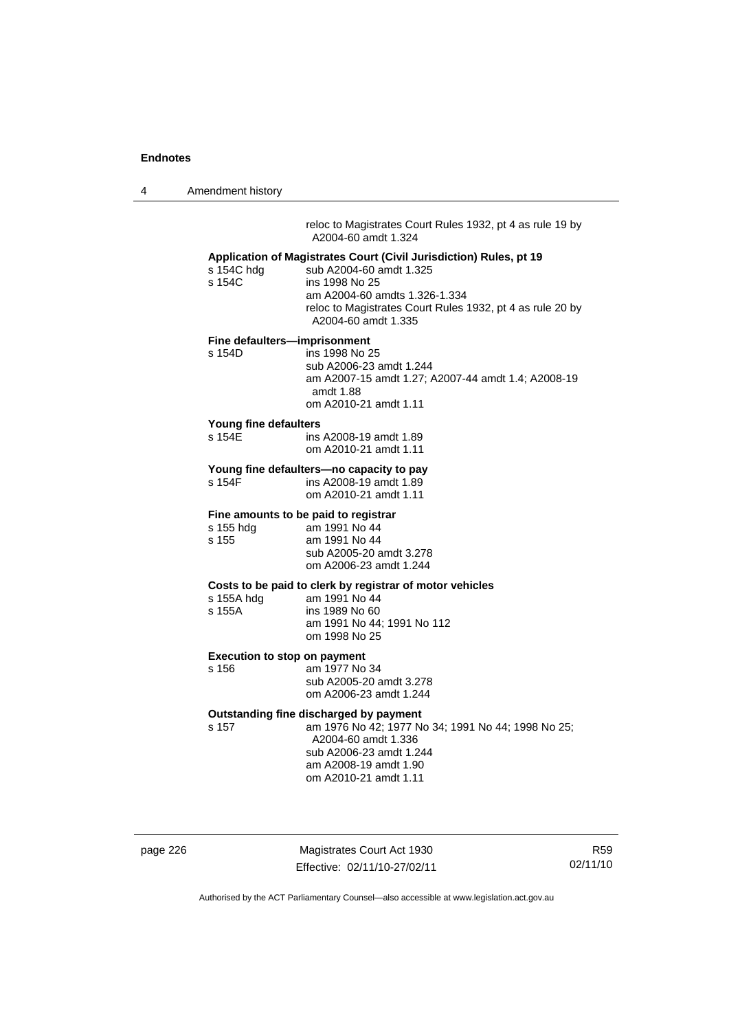reloc to Magistrates Court Rules 1932, pt 4 as rule 19 by A2004-60 amdt 1.324

**Application of Magistrates Court (Civil Jurisdiction) Rules, pt 19**

s 154C hdg sub A2004-60 amdt 1.325
s 154C ins 1998 No 25
am A2004-60 amdts 1.326-1.334
reloc to Magistrates Court Rules 1932, pt 4 as rule 20 by A2004-60 amdt 1.335

**Fine defaulters—imprisonment**

s 154D ins 1998 No 25
sub A2006-23 amdt 1.244
am A2007-15 amdt 1.27; A2007-44 amdt 1.4; A2008-19 amdt 1.88
om A2010-21 amdt 1.11

**Young fine defaulters**

s 154E ins A2008-19 amdt 1.89
om A2010-21 amdt 1.11

**Young fine defaulters—no capacity to pay**

s 154F ins A2008-19 amdt 1.89
om A2010-21 amdt 1.11

**Fine amounts to be paid to registrar**

s 155 hdg am 1991 No 44
s 155 am 1991 No 44
sub A2005-20 amdt 3.278
om A2006-23 amdt 1.244

**Costs to be paid to clerk by registrar of motor vehicles**

s 155A hdg am 1991 No 44
s 155A ins 1989 No 60
am 1991 No 44; 1991 No 112
om 1998 No 25

**Execution to stop on payment**

s 156 am 1977 No 34
sub A2005-20 amdt 3.278
om A2006-23 amdt 1.244

**Outstanding fine discharged by payment**

s 157 am 1976 No 42; 1977 No 34; 1991 No 44; 1998 No 25; A2004-60 amdt 1.336
sub A2006-23 amdt 1.244
am A2008-19 amdt 1.90
om A2010-21 amdt 1.11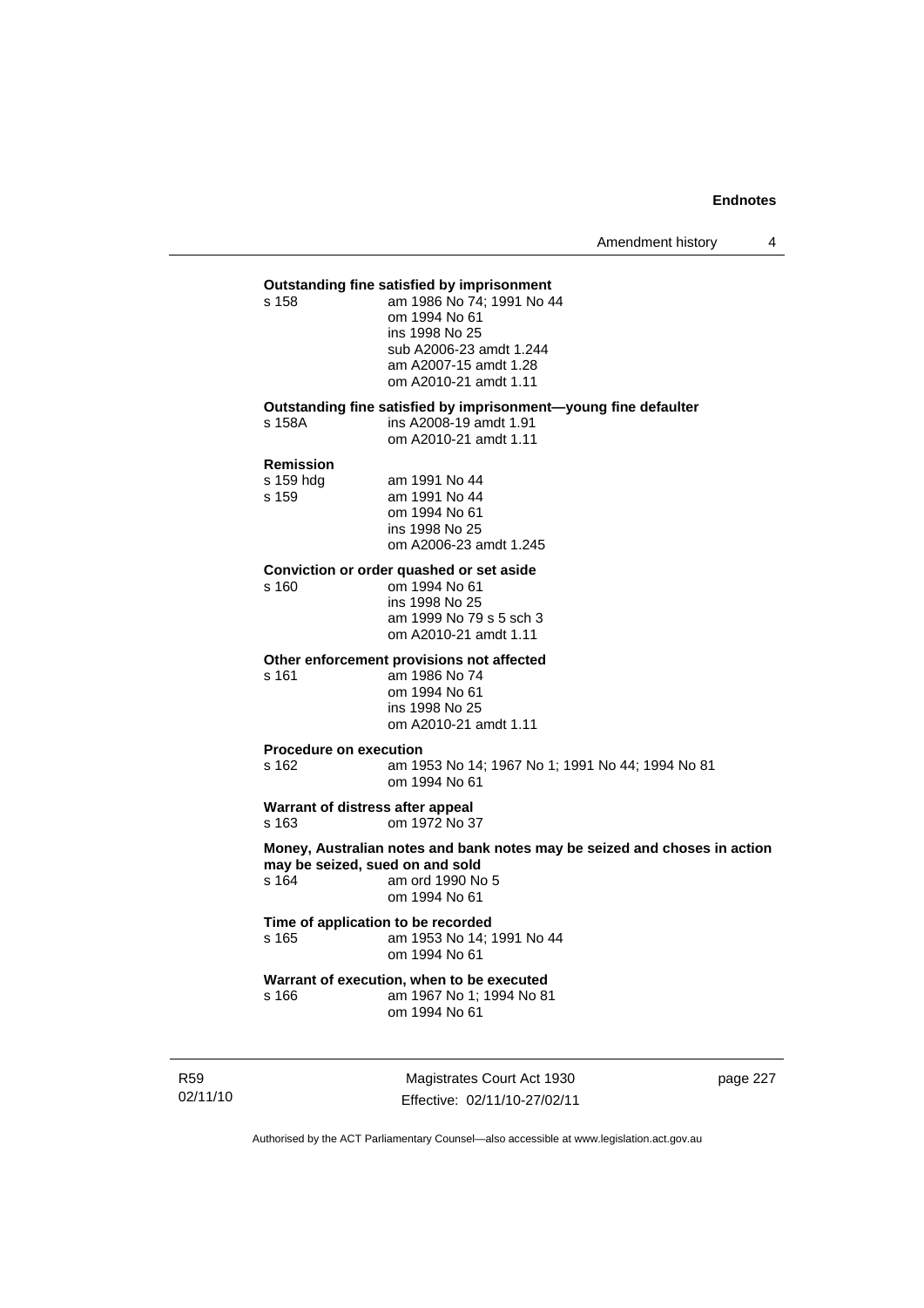**Outstanding fine satisfied by imprisonment**

s 158 am 1986 No 74; 1991 No 44
om 1994 No 61
ins 1998 No 25
sub A2006-23 amdt 1.244
am A2007-15 amdt 1.28
om A2010-21 amdt 1.11

**Outstanding fine satisfied by imprisonment—young fine defaulter**

s 158A ins A2008-19 amdt 1.91
om A2010-21 amdt 1.11

**Remission**

s 159 hdg am 1991 No 44
s 159 am 1991 No 44
om 1994 No 61
ins 1998 No 25
om A2006-23 amdt 1.245

**Conviction or order quashed or set aside**

s 160 om 1994 No 61
ins 1998 No 25
am 1999 No 79 s 5 sch 3
om A2010-21 amdt 1.11

**Other enforcement provisions not affected**

s 161 am 1986 No 74
om 1994 No 61
ins 1998 No 25
om A2010-21 amdt 1.11

**Procedure on execution**

s 162 am 1953 No 14; 1967 No 1; 1991 No 44; 1994 No 81
om 1994 No 61

**Warrant of distress after appeal**

s 163 om 1972 No 37

**Money, Australian notes and bank notes may be seized and choses in action may be seized, sued on and sold**

s 164 am ord 1990 No 5
om 1994 No 61

**Time of application to be recorded**

s 165 am 1953 No 14; 1991 No 44
om 1994 No 61

**Warrant of execution, when to be executed**

s 166 am 1967 No 1; 1994 No 81
om 1994 No 61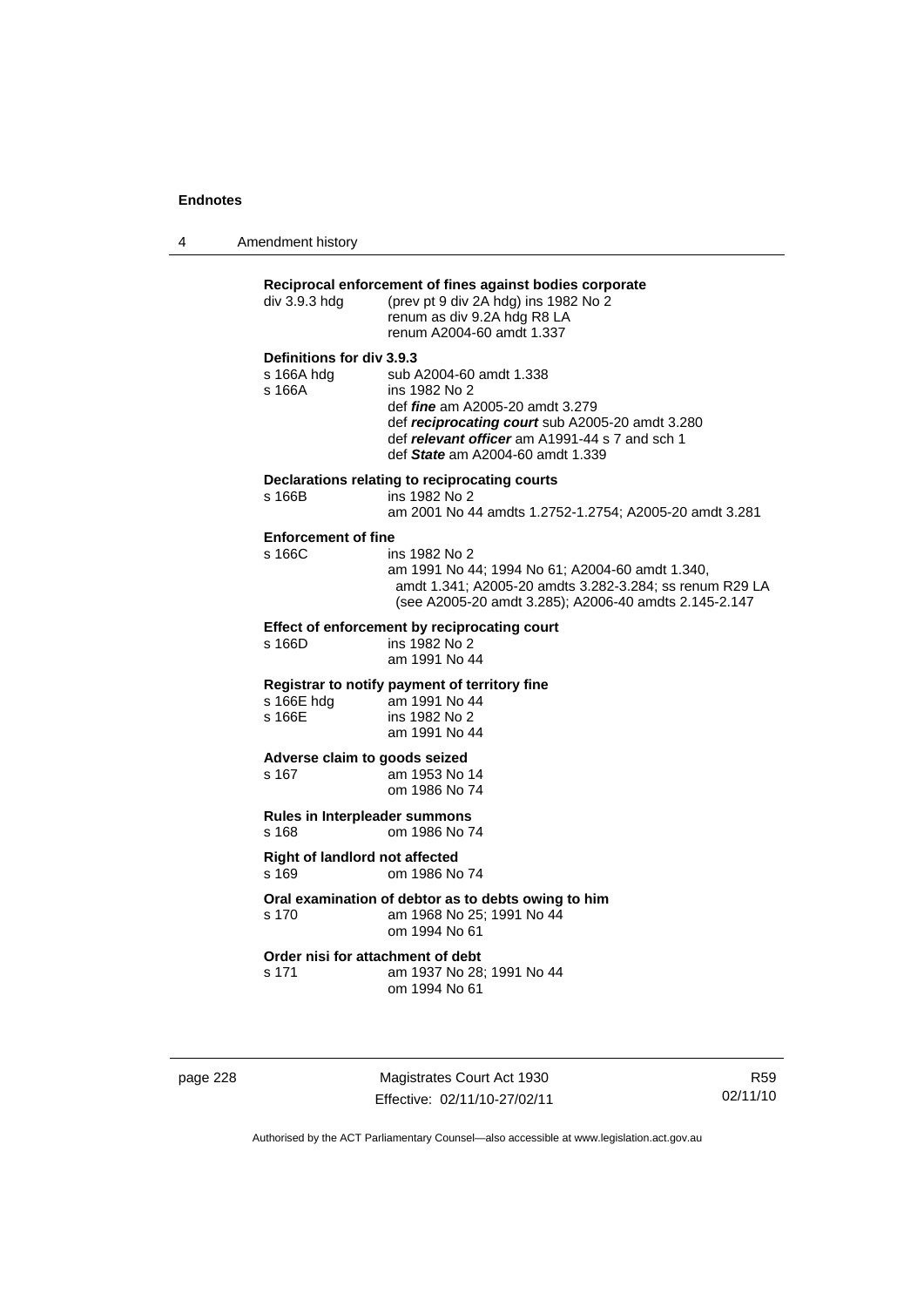**Reciprocal enforcement of fines against bodies corporate**

div 3.9.3 hdg (prev pt 9 div 2A hdg) ins 1982 No 2
renum as div 9.2A hdg R8 LA
renum A2004-60 amdt 1.337

**Definitions for div 3.9.3**

s 166A hdg sub A2004-60 amdt 1.338

s 166A ins 1982 No 2
def ***fine*** am A2005-20 amdt 3.279
def ***reciprocating court*** sub A2005-20 amdt 3.280
def ***relevant officer*** am A1991-44 s 7 and sch 1
def ***State*** am A2004-60 amdt 1.339

**Declarations relating to reciprocating courts**

s 166B ins 1982 No 2
am 2001 No 44 amdts 1.2752-1.2754; A2005-20 amdt 3.281

**Enforcement of fine**

s 166C ins 1982 No 2
am 1991 No 44; 1994 No 61; A2004-60 amdt 1.340, amdt 1.341; A2005-20 amdts 3.282-3.284; ss renum R29 LA (see A2005-20 amdt 3.285); A2006-40 amdts 2.145-2.147

**Effect of enforcement by reciprocating court**

s 166D ins 1982 No 2
am 1991 No 44

**Registrar to notify payment of territory fine**

s 166E hdg am 1991 No 44

s 166E ins 1982 No 2
am 1991 No 44

**Adverse claim to goods seized**

s 167 am 1953 No 14
om 1986 No 74

**Rules in Interpleader summons**

s 168 om 1986 No 74

**Right of landlord not affected**

s 169 om 1986 No 74

**Oral examination of debtor as to debts owing to him**

s 170 am 1968 No 25; 1991 No 44
om 1994 No 61

**Order nisi for attachment of debt**

s 171 am 1937 No 28; 1991 No 44
om 1994 No 61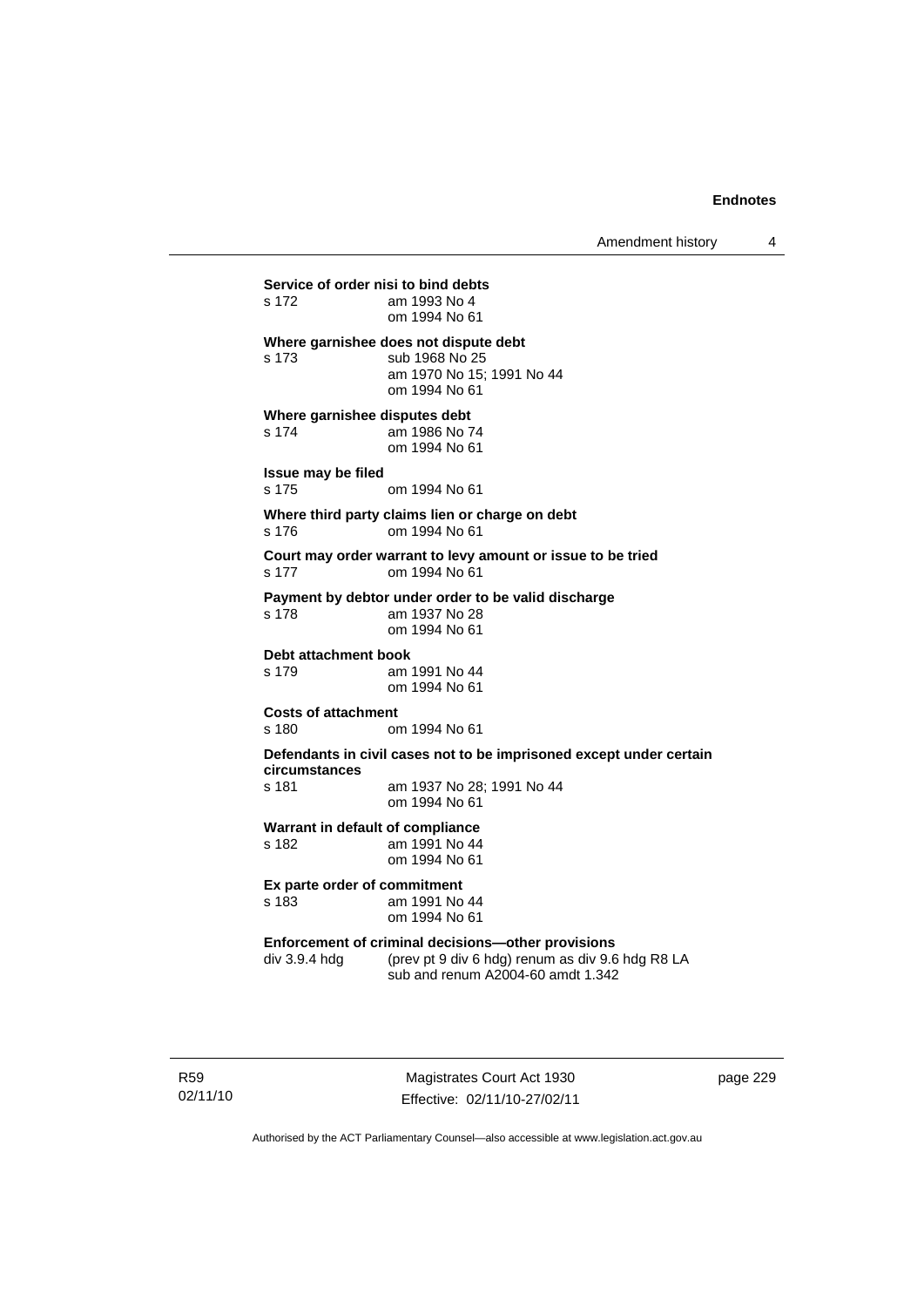**Service of order nisi to bind debts**

s 172 am 1993 No 4
om 1994 No 61

**Where garnishee does not dispute debt**

s 173 sub 1968 No 25
am 1970 No 15; 1991 No 44
om 1994 No 61

**Where garnishee disputes debt**

s 174 am 1986 No 74
om 1994 No 61

**Issue may be filed**

s 175 om 1994 No 61

**Where third party claims lien or charge on debt**

s 176 om 1994 No 61

**Court may order warrant to levy amount or issue to be tried**

s 177 om 1994 No 61

**Payment by debtor under order to be valid discharge**

s 178 am 1937 No 28
om 1994 No 61

**Debt attachment book**

s 179 am 1991 No 44
om 1994 No 61

**Costs of attachment**

s 180 om 1994 No 61

**Defendants in civil cases not to be imprisoned except under certain circumstances**

s 181 am 1937 No 28; 1991 No 44
om 1994 No 61

**Warrant in default of compliance**

s 182 am 1991 No 44
om 1994 No 61

**Ex parte order of commitment**

s 183 am 1991 No 44
om 1994 No 61

**Enforcement of criminal decisions—other provisions**

div 3.9.4 hdg (prev pt 9 div 6 hdg) renum as div 9.6 hdg R8 LA
sub and renum A2004-60 amdt 1.342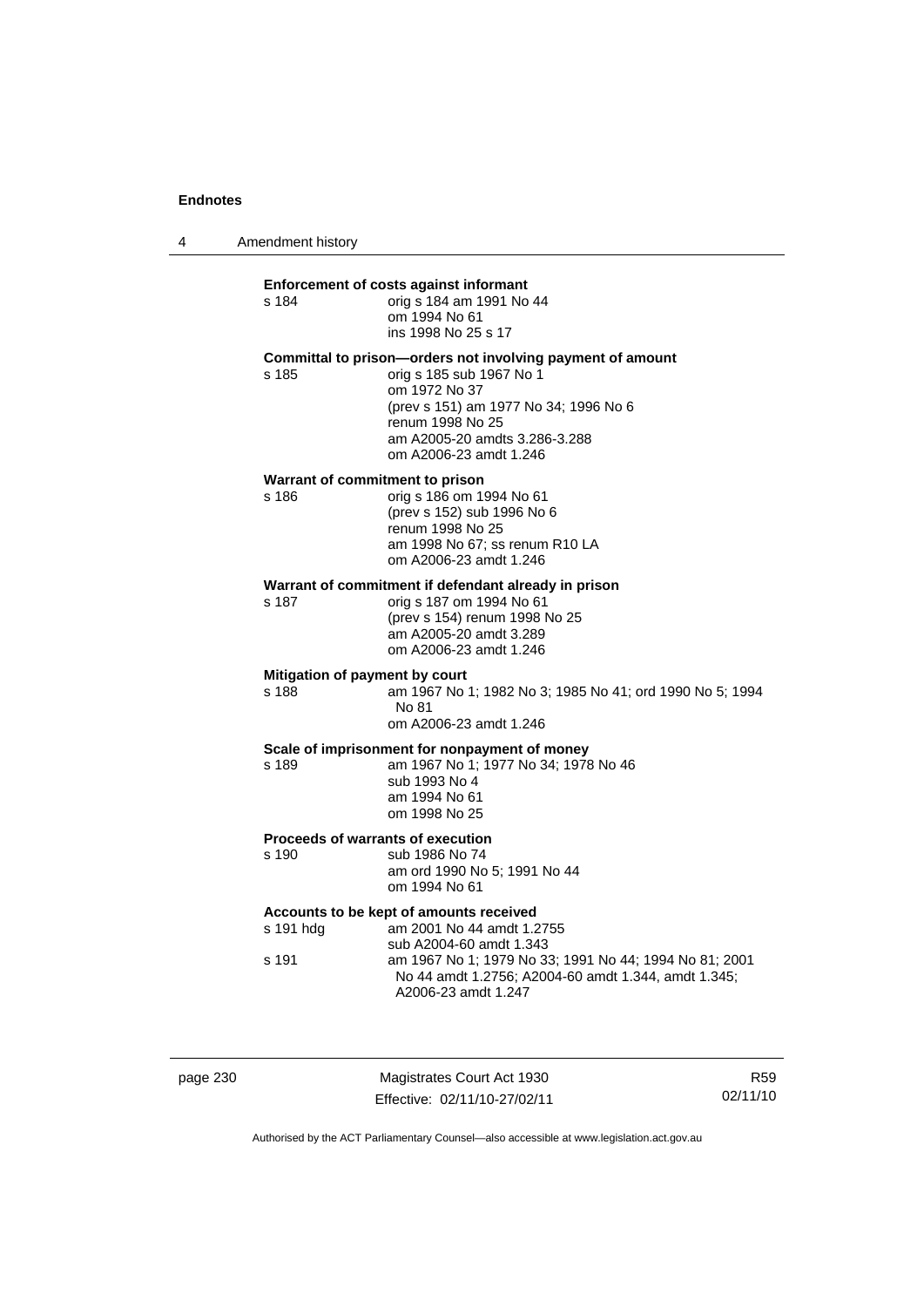**Enforcement of costs against informant**

| | |
|---|---|
| s 184 | orig s 184 am 1991 No 44<br>om 1994 No 61<br>ins 1998 No 25 s 17 |

**Committal to prison—orders not involving payment of amount**

| | |
|---|---|
| s 185 | orig s 185 sub 1967 No 1<br>om 1972 No 37<br>(prev s 151) am 1977 No 34; 1996 No 6<br>renum 1998 No 25<br>am A2005-20 amdts 3.286-3.288<br>om A2006-23 amdt 1.246 |

**Warrant of commitment to prison**

| | |
|---|---|
| s 186 | orig s 186 om 1994 No 61<br>(prev s 152) sub 1996 No 6<br>renum 1998 No 25<br>am 1998 No 67; ss renum R10 LA<br>om A2006-23 amdt 1.246 |

**Warrant of commitment if defendant already in prison**

| | |
|---|---|
| s 187 | orig s 187 om 1994 No 61<br>(prev s 154) renum 1998 No 25<br>am A2005-20 amdt 3.289<br>om A2006-23 amdt 1.246 |

**Mitigation of payment by court**

| | |
|---|---|
| s 188 | am 1967 No 1; 1982 No 3; 1985 No 41; ord 1990 No 5; 1994 No 81<br>om A2006-23 amdt 1.246 |

**Scale of imprisonment for nonpayment of money**

| | |
|---|---|
| s 189 | am 1967 No 1; 1977 No 34; 1978 No 46<br>sub 1993 No 4<br>am 1994 No 61<br>om 1998 No 25 |

**Proceeds of warrants of execution**

| | |
|---|---|
| s 190 | sub 1986 No 74<br>am ord 1990 No 5; 1991 No 44<br>om 1994 No 61 |

**Accounts to be kept of amounts received**

| | |
|---|---|
| s 191 hdg | am 2001 No 44 amdt 1.2755<br>sub A2004-60 amdt 1.343 |
| s 191 | am 1967 No 1; 1979 No 33; 1991 No 44; 1994 No 81; 2001 No 44 amdt 1.2756; A2004-60 amdt 1.344, amdt 1.345; A2006-23 amdt 1.247 |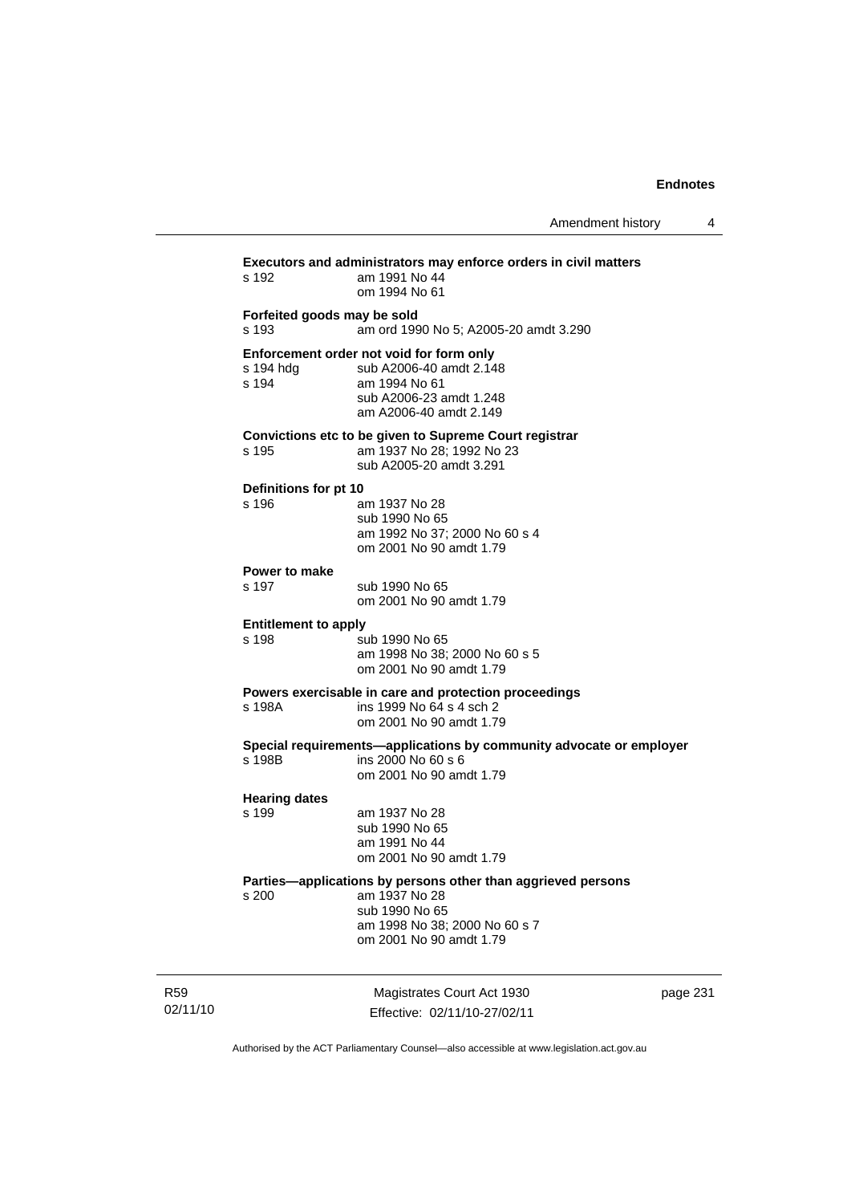**Executors and administrators may enforce orders in civil matters**

s 192 am 1991 No 44
om 1994 No 61

**Forfeited goods may be sold**

s 193 am ord 1990 No 5; A2005-20 amdt 3.290

**Enforcement order not void for form only**

s 194 hdg sub A2006-40 amdt 2.148
s 194 am 1994 No 61
sub A2006-23 amdt 1.248
am A2006-40 amdt 2.149

**Convictions etc to be given to Supreme Court registrar**

s 195 am 1937 No 28; 1992 No 23
sub A2005-20 amdt 3.291

**Definitions for pt 10**

s 196 am 1937 No 28
sub 1990 No 65
am 1992 No 37; 2000 No 60 s 4
om 2001 No 90 amdt 1.79

**Power to make**

s 197 sub 1990 No 65
om 2001 No 90 amdt 1.79

**Entitlement to apply**

s 198 sub 1990 No 65
am 1998 No 38; 2000 No 60 s 5
om 2001 No 90 amdt 1.79

**Powers exercisable in care and protection proceedings**

s 198A ins 1999 No 64 s 4 sch 2
om 2001 No 90 amdt 1.79

**Special requirements—applications by community advocate or employer**

s 198B ins 2000 No 60 s 6
om 2001 No 90 amdt 1.79

**Hearing dates**

s 199 am 1937 No 28
sub 1990 No 65
am 1991 No 44
om 2001 No 90 amdt 1.79

**Parties—applications by persons other than aggrieved persons**

s 200 am 1937 No 28
sub 1990 No 65
am 1998 No 38; 2000 No 60 s 7
om 2001 No 90 amdt 1.79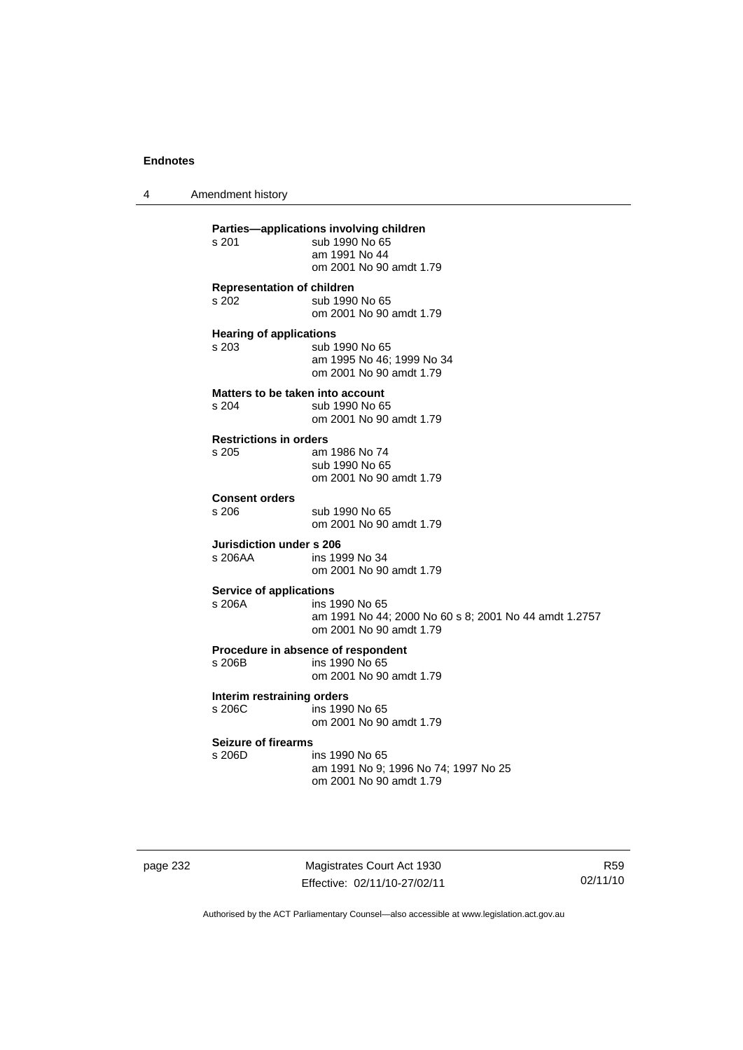**Parties—applications involving children**

s 201 sub 1990 No 65
am 1991 No 44
om 2001 No 90 amdt 1.79

**Representation of children**

s 202 sub 1990 No 65
om 2001 No 90 amdt 1.79

**Hearing of applications**

s 203 sub 1990 No 65
am 1995 No 46; 1999 No 34
om 2001 No 90 amdt 1.79

**Matters to be taken into account**

s 204 sub 1990 No 65
om 2001 No 90 amdt 1.79

**Restrictions in orders**

s 205 am 1986 No 74
sub 1990 No 65
om 2001 No 90 amdt 1.79

**Consent orders**

s 206 sub 1990 No 65
om 2001 No 90 amdt 1.79

**Jurisdiction under s 206**

s 206AA ins 1999 No 34
om 2001 No 90 amdt 1.79

**Service of applications**

s 206A ins 1990 No 65
am 1991 No 44; 2000 No 60 s 8; 2001 No 44 amdt 1.2757
om 2001 No 90 amdt 1.79

**Procedure in absence of respondent**

s 206B ins 1990 No 65
om 2001 No 90 amdt 1.79

**Interim restraining orders**

s 206C ins 1990 No 65
om 2001 No 90 amdt 1.79

**Seizure of firearms**

s 206D ins 1990 No 65
am 1991 No 9; 1996 No 74; 1997 No 25
om 2001 No 90 amdt 1.79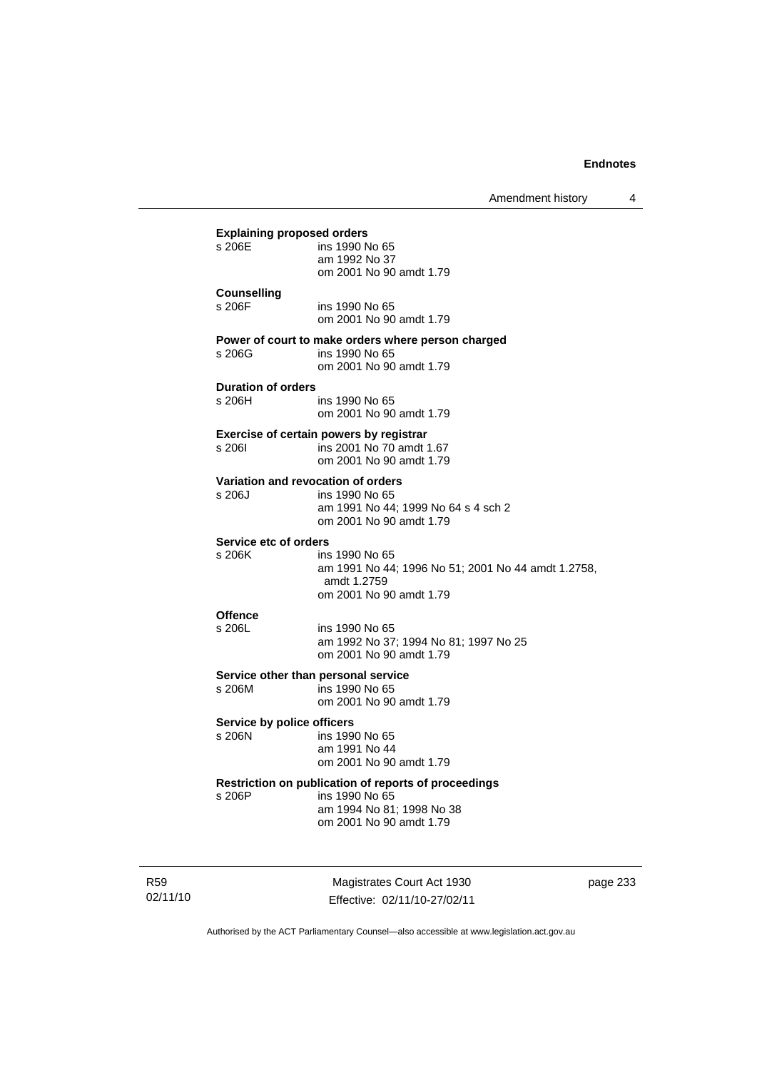**Explaining proposed orders**

s 206E — ins 1990 No 65
am 1992 No 37
om 2001 No 90 amdt 1.79

**Counselling**

s 206F — ins 1990 No 65
om 2001 No 90 amdt 1.79

**Power of court to make orders where person charged**

s 206G — ins 1990 No 65
om 2001 No 90 amdt 1.79

**Duration of orders**

s 206H — ins 1990 No 65
om 2001 No 90 amdt 1.79

**Exercise of certain powers by registrar**

s 206I — ins 2001 No 70 amdt 1.67
om 2001 No 90 amdt 1.79

**Variation and revocation of orders**

s 206J — ins 1990 No 65
am 1991 No 44; 1999 No 64 s 4 sch 2
om 2001 No 90 amdt 1.79

**Service etc of orders**

s 206K — ins 1990 No 65
am 1991 No 44; 1996 No 51; 2001 No 44 amdt 1.2758, amdt 1.2759
om 2001 No 90 amdt 1.79

**Offence**

s 206L — ins 1990 No 65
am 1992 No 37; 1994 No 81; 1997 No 25
om 2001 No 90 amdt 1.79

**Service other than personal service**

s 206M — ins 1990 No 65
om 2001 No 90 amdt 1.79

**Service by police officers**

s 206N — ins 1990 No 65
am 1991 No 44
om 2001 No 90 amdt 1.79

**Restriction on publication of reports of proceedings**

s 206P — ins 1990 No 65
am 1994 No 81; 1998 No 38
om 2001 No 90 amdt 1.79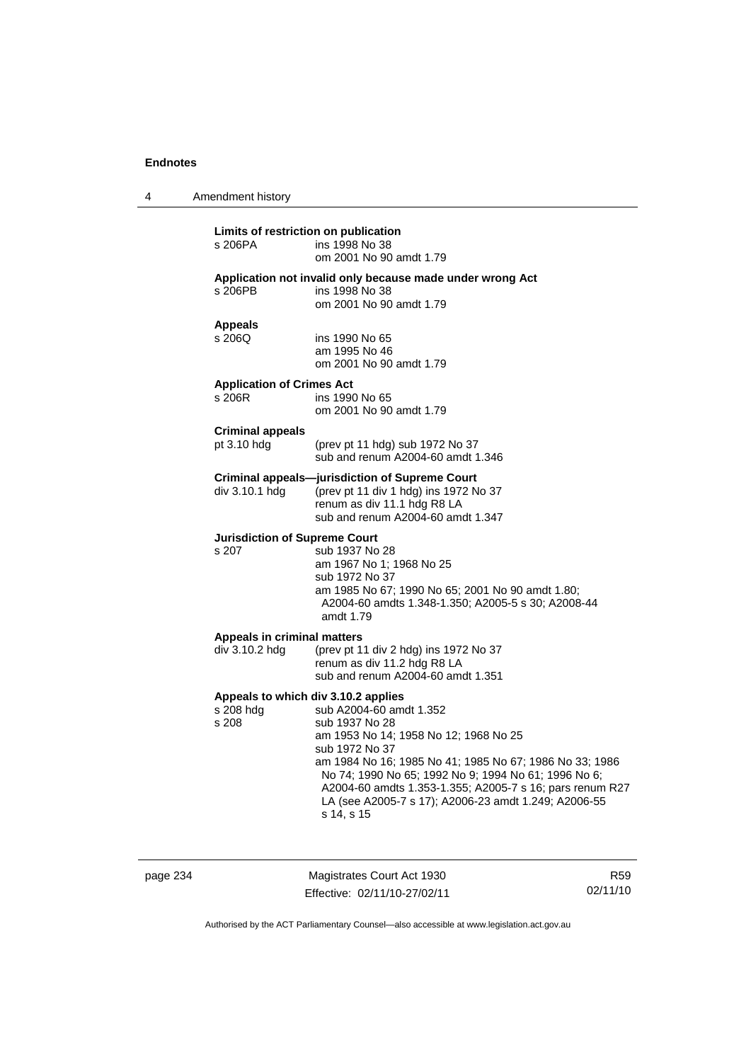**Limits of restriction on publication**

s 206PA ins 1998 No 38
om 2001 No 90 amdt 1.79

**Application not invalid only because made under wrong Act**

s 206PB ins 1998 No 38
om 2001 No 90 amdt 1.79

**Appeals**

s 206Q ins 1990 No 65
am 1995 No 46
om 2001 No 90 amdt 1.79

**Application of Crimes Act**

s 206R ins 1990 No 65
om 2001 No 90 amdt 1.79

**Criminal appeals**

pt 3.10 hdg (prev pt 11 hdg) sub 1972 No 37
sub and renum A2004-60 amdt 1.346

**Criminal appeals—jurisdiction of Supreme Court**

div 3.10.1 hdg (prev pt 11 div 1 hdg) ins 1972 No 37
renum as div 11.1 hdg R8 LA
sub and renum A2004-60 amdt 1.347

**Jurisdiction of Supreme Court**

s 207 sub 1937 No 28
am 1967 No 1; 1968 No 25
sub 1972 No 37
am 1985 No 67; 1990 No 65; 2001 No 90 amdt 1.80; A2004-60 amdts 1.348-1.350; A2005-5 s 30; A2008-44 amdt 1.79

**Appeals in criminal matters**

div 3.10.2 hdg (prev pt 11 div 2 hdg) ins 1972 No 37
renum as div 11.2 hdg R8 LA
sub and renum A2004-60 amdt 1.351

**Appeals to which div 3.10.2 applies**

s 208 hdg sub A2004-60 amdt 1.352

s 208 sub 1937 No 28
am 1953 No 14; 1958 No 12; 1968 No 25
sub 1972 No 37
am 1984 No 16; 1985 No 41; 1985 No 67; 1986 No 33; 1986 No 74; 1990 No 65; 1992 No 9; 1994 No 61; 1996 No 6; A2004-60 amdts 1.353-1.355; A2005-7 s 16; pars renum R27 LA (see A2005-7 s 17); A2006-23 amdt 1.249; A2006-55 s 14, s 15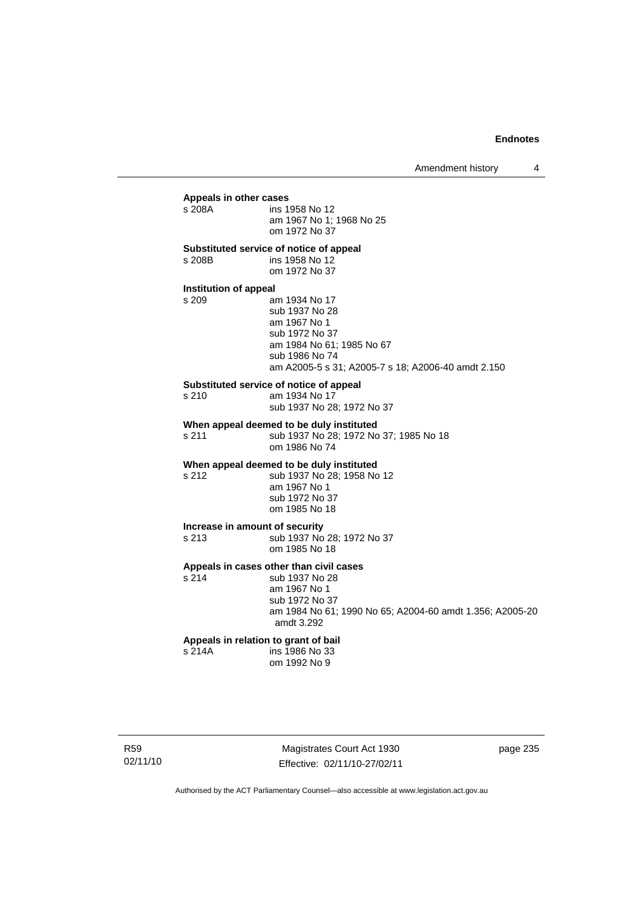**Appeals in other cases**

s 208A ins 1958 No 12
am 1967 No 1; 1968 No 25
om 1972 No 37

**Substituted service of notice of appeal**

s 208B ins 1958 No 12
om 1972 No 37

**Institution of appeal**

s 209 am 1934 No 17
sub 1937 No 28
am 1967 No 1
sub 1972 No 37
am 1984 No 61; 1985 No 67
sub 1986 No 74
am A2005-5 s 31; A2005-7 s 18; A2006-40 amdt 2.150

**Substituted service of notice of appeal**

s 210 am 1934 No 17
sub 1937 No 28; 1972 No 37

**When appeal deemed to be duly instituted**

s 211 sub 1937 No 28; 1972 No 37; 1985 No 18
om 1986 No 74

**When appeal deemed to be duly instituted**

s 212 sub 1937 No 28; 1958 No 12
am 1967 No 1
sub 1972 No 37
om 1985 No 18

**Increase in amount of security**

s 213 sub 1937 No 28; 1972 No 37
om 1985 No 18

**Appeals in cases other than civil cases**

s 214 sub 1937 No 28
am 1967 No 1
sub 1972 No 37
am 1984 No 61; 1990 No 65; A2004-60 amdt 1.356; A2005-20 amdt 3.292

**Appeals in relation to grant of bail**

s 214A ins 1986 No 33
om 1992 No 9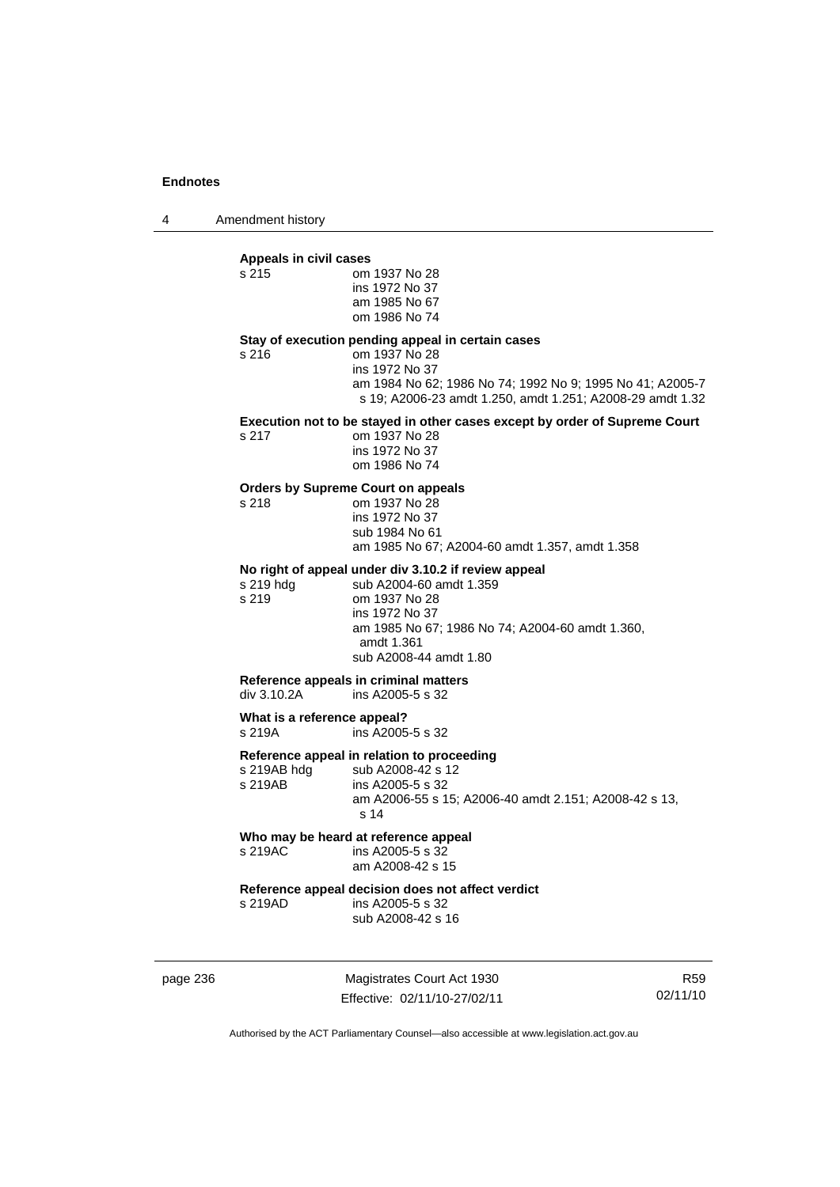**Appeals in civil cases**

s 215 om 1937 No 28
ins 1972 No 37
am 1985 No 67
om 1986 No 74

**Stay of execution pending appeal in certain cases**

s 216 om 1937 No 28
ins 1972 No 37
am 1984 No 62; 1986 No 74; 1992 No 9; 1995 No 41; A2005-7 s 19; A2006-23 amdt 1.250, amdt 1.251; A2008-29 amdt 1.32

**Execution not to be stayed in other cases except by order of Supreme Court**

s 217 om 1937 No 28
ins 1972 No 37
om 1986 No 74

**Orders by Supreme Court on appeals**

s 218 om 1937 No 28
ins 1972 No 37
sub 1984 No 61
am 1985 No 67; A2004-60 amdt 1.357, amdt 1.358

**No right of appeal under div 3.10.2 if review appeal**

s 219 hdg sub A2004-60 amdt 1.359
s 219 om 1937 No 28
ins 1972 No 37
am 1985 No 67; 1986 No 74; A2004-60 amdt 1.360, amdt 1.361
sub A2008-44 amdt 1.80

**Reference appeals in criminal matters**

div 3.10.2A ins A2005-5 s 32

**What is a reference appeal?**

s 219A ins A2005-5 s 32

**Reference appeal in relation to proceeding**

s 219AB hdg sub A2008-42 s 12
s 219AB ins A2005-5 s 32
am A2006-55 s 15; A2006-40 amdt 2.151; A2008-42 s 13, s 14

**Who may be heard at reference appeal**

s 219AC ins A2005-5 s 32
am A2008-42 s 15

**Reference appeal decision does not affect verdict**

s 219AD ins A2005-5 s 32
sub A2008-42 s 16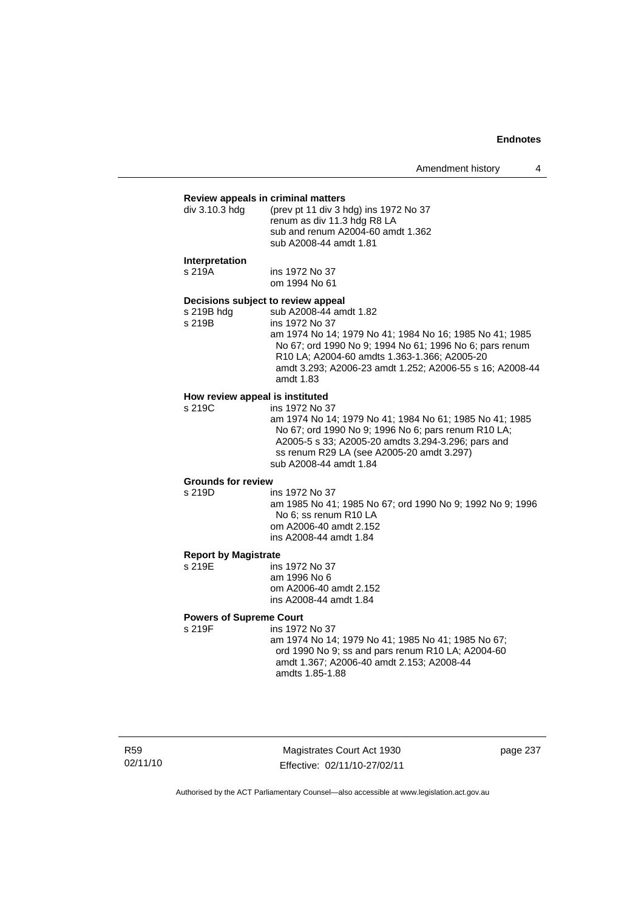**Review appeals in criminal matters**

div 3.10.3 hdg (prev pt 11 div 3 hdg) ins 1972 No 37
renum as div 11.3 hdg R8 LA
sub and renum A2004-60 amdt 1.362
sub A2008-44 amdt 1.81

**Interpretation**

s 219A ins 1972 No 37
om 1994 No 61

**Decisions subject to review appeal**

s 219B hdg sub A2008-44 amdt 1.82

s 219B ins 1972 No 37
am 1974 No 14; 1979 No 41; 1984 No 16; 1985 No 41; 1985 No 67; ord 1990 No 9; 1994 No 61; 1996 No 6; pars renum R10 LA; A2004-60 amdts 1.363-1.366; A2005-20 amdt 3.293; A2006-23 amdt 1.252; A2006-55 s 16; A2008-44 amdt 1.83

**How review appeal is instituted**

s 219C ins 1972 No 37
am 1974 No 14; 1979 No 41; 1984 No 61; 1985 No 41; 1985 No 67; ord 1990 No 9; 1996 No 6; pars renum R10 LA; A2005-5 s 33; A2005-20 amdts 3.294-3.296; pars and ss renum R29 LA (see A2005-20 amdt 3.297)
sub A2008-44 amdt 1.84

**Grounds for review**

s 219D ins 1972 No 37
am 1985 No 41; 1985 No 67; ord 1990 No 9; 1992 No 9; 1996 No 6; ss renum R10 LA
om A2006-40 amdt 2.152
ins A2008-44 amdt 1.84

**Report by Magistrate**

s 219E ins 1972 No 37
am 1996 No 6
om A2006-40 amdt 2.152
ins A2008-44 amdt 1.84

**Powers of Supreme Court**

s 219F ins 1972 No 37
am 1974 No 14; 1979 No 41; 1985 No 41; 1985 No 67; ord 1990 No 9; ss and pars renum R10 LA; A2004-60 amdt 1.367; A2006-40 amdt 2.153; A2008-44 amdts 1.85-1.88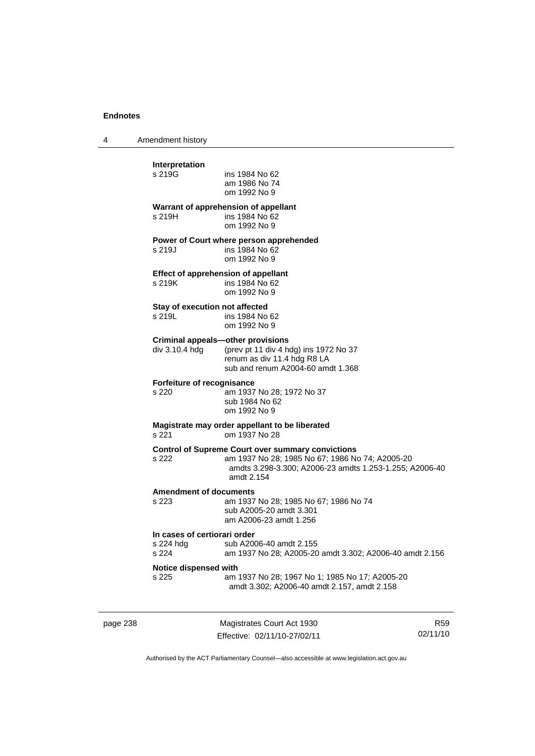**Interpretation**

s 219G ins 1984 No 62
am 1986 No 74
om 1992 No 9

**Warrant of apprehension of appellant**

s 219H ins 1984 No 62
om 1992 No 9

**Power of Court where person apprehended**

s 219J ins 1984 No 62
om 1992 No 9

**Effect of apprehension of appellant**

s 219K ins 1984 No 62
om 1992 No 9

**Stay of execution not affected**

s 219L ins 1984 No 62
om 1992 No 9

**Criminal appeals—other provisions**

div 3.10.4 hdg (prev pt 11 div 4 hdg) ins 1972 No 37
renum as div 11.4 hdg R8 LA
sub and renum A2004-60 amdt 1.368

**Forfeiture of recognisance**

s 220 am 1937 No 28; 1972 No 37
sub 1984 No 62
om 1992 No 9

**Magistrate may order appellant to be liberated**

s 221 om 1937 No 28

**Control of Supreme Court over summary convictions**

s 222 am 1937 No 28; 1985 No 67; 1986 No 74; A2005-20 amdts 3.298-3.300; A2006-23 amdts 1.253-1.255; A2006-40 amdt 2.154

**Amendment of documents**

s 223 am 1937 No 28; 1985 No 67; 1986 No 74
sub A2005-20 amdt 3.301
am A2006-23 amdt 1.256

**In cases of certiorari order**

s 224 hdg sub A2006-40 amdt 2.155
s 224 am 1937 No 28; A2005-20 amdt 3.302; A2006-40 amdt 2.156

**Notice dispensed with**

s 225 am 1937 No 28; 1967 No 1; 1985 No 17; A2005-20 amdt 3.302; A2006-40 amdt 2.157, amdt 2.158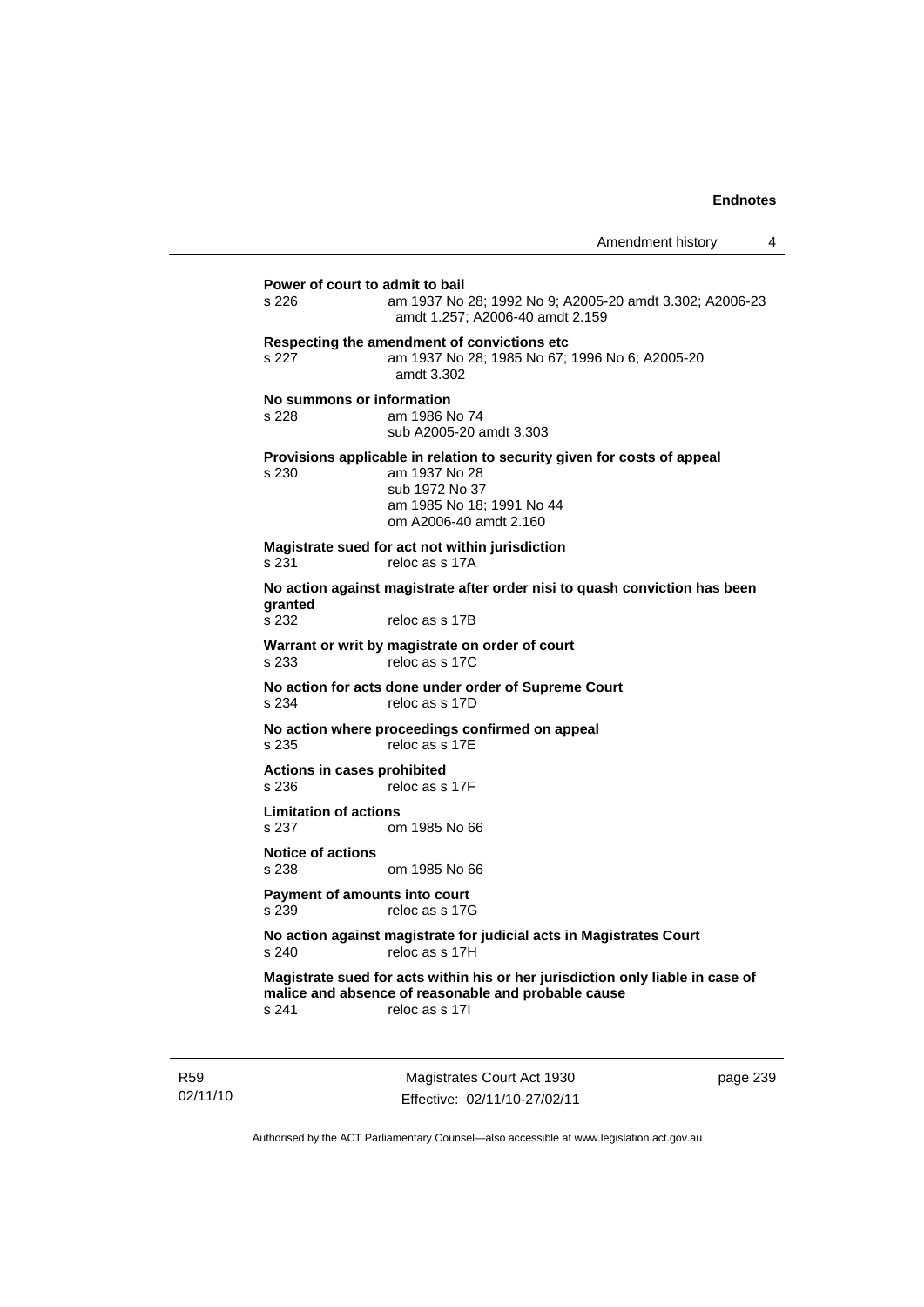**Power of court to admit to bail**
s 226 am 1937 No 28; 1992 No 9; A2005-20 amdt 3.302; A2006-23 amdt 1.257; A2006-40 amdt 2.159

**Respecting the amendment of convictions etc**
s 227 am 1937 No 28; 1985 No 67; 1996 No 6; A2005-20 amdt 3.302

**No summons or information**
s 228 am 1986 No 74
sub A2005-20 amdt 3.303

**Provisions applicable in relation to security given for costs of appeal**
s 230 am 1937 No 28
sub 1972 No 37
am 1985 No 18; 1991 No 44
om A2006-40 amdt 2.160

**Magistrate sued for act not within jurisdiction**
s 231 reloc as s 17A

**No action against magistrate after order nisi to quash conviction has been granted**
s 232 reloc as s 17B

**Warrant or writ by magistrate on order of court**
s 233 reloc as s 17C

**No action for acts done under order of Supreme Court**
s 234 reloc as s 17D

**No action where proceedings confirmed on appeal**
s 235 reloc as s 17E

**Actions in cases prohibited**
s 236 reloc as s 17F

**Limitation of actions**
s 237 om 1985 No 66

**Notice of actions**
s 238 om 1985 No 66

**Payment of amounts into court**
s 239 reloc as s 17G

**No action against magistrate for judicial acts in Magistrates Court**
s 240 reloc as s 17H

**Magistrate sued for acts within his or her jurisdiction only liable in case of malice and absence of reasonable and probable cause**
s 241 reloc as s 17I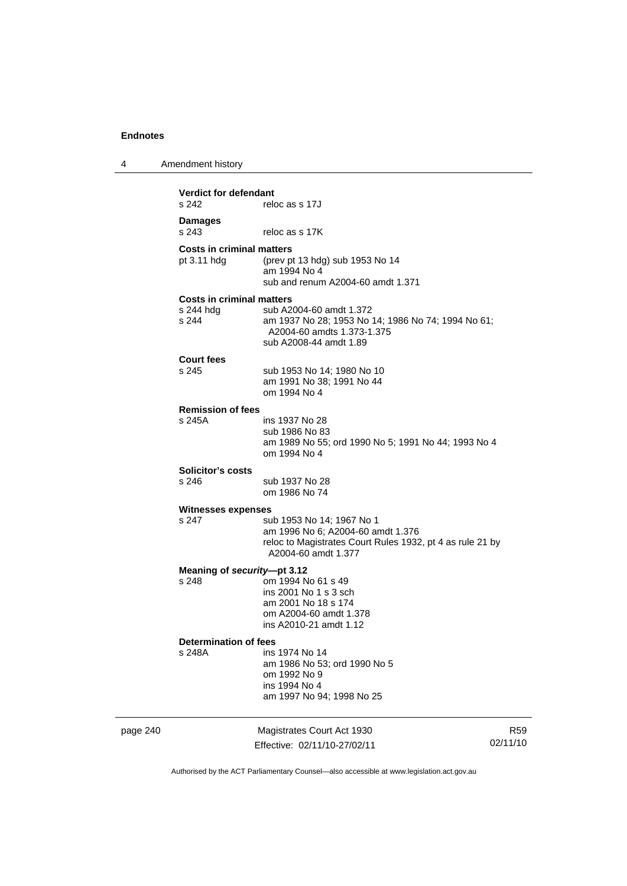**Verdict for defendant**
s 242 reloc as s 17J

**Damages**
s 243 reloc as s 17K

**Costs in criminal matters**
pt 3.11 hdg (prev pt 13 hdg) sub 1953 No 14
am 1994 No 4
sub and renum A2004-60 amdt 1.371

**Costs in criminal matters**
s 244 hdg sub A2004-60 amdt 1.372
s 244 am 1937 No 28; 1953 No 14; 1986 No 74; 1994 No 61; A2004-60 amdts 1.373-1.375
sub A2008-44 amdt 1.89

**Court fees**
s 245 sub 1953 No 14; 1980 No 10
am 1991 No 38; 1991 No 44
om 1994 No 4

**Remission of fees**
s 245A ins 1937 No 28
sub 1986 No 83
am 1989 No 55; ord 1990 No 5; 1991 No 44; 1993 No 4
om 1994 No 4

**Solicitor's costs**
s 246 sub 1937 No 28
om 1986 No 74

**Witnesses expenses**
s 247 sub 1953 No 14; 1967 No 1
am 1996 No 6; A2004-60 amdt 1.376
reloc to Magistrates Court Rules 1932, pt 4 as rule 21 by A2004-60 amdt 1.377

**Meaning of *security*—pt 3.12**
s 248 om 1994 No 61 s 49
ins 2001 No 1 s 3 sch
am 2001 No 18 s 174
om A2004-60 amdt 1.378
ins A2010-21 amdt 1.12

**Determination of fees**
s 248A ins 1974 No 14
am 1986 No 53; ord 1990 No 5
om 1992 No 9
ins 1994 No 4
am 1997 No 94; 1998 No 25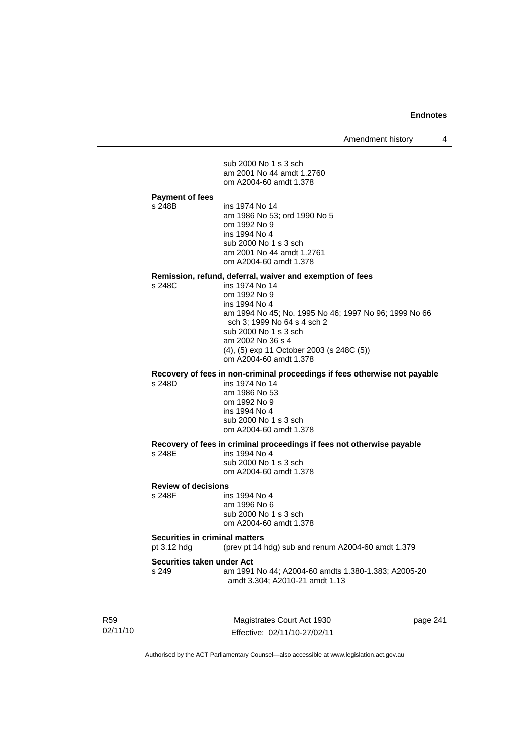sub 2000 No 1 s 3 sch
am 2001 No 44 amdt 1.2760
om A2004-60 amdt 1.378

**Payment of fees**

s 248B ins 1974 No 14
am 1986 No 53; ord 1990 No 5
om 1992 No 9
ins 1994 No 4
sub 2000 No 1 s 3 sch
am 2001 No 44 amdt 1.2761
om A2004-60 amdt 1.378

**Remission, refund, deferral, waiver and exemption of fees**

s 248C ins 1974 No 14
om 1992 No 9
ins 1994 No 4
am 1994 No 45; No. 1995 No 46; 1997 No 96; 1999 No 66 sch 3; 1999 No 64 s 4 sch 2
sub 2000 No 1 s 3 sch
am 2002 No 36 s 4
(4), (5) exp 11 October 2003 (s 248C (5))
om A2004-60 amdt 1.378

**Recovery of fees in non-criminal proceedings if fees otherwise not payable**

s 248D ins 1974 No 14
am 1986 No 53
om 1992 No 9
ins 1994 No 4
sub 2000 No 1 s 3 sch
om A2004-60 amdt 1.378

**Recovery of fees in criminal proceedings if fees not otherwise payable**

s 248E ins 1994 No 4
sub 2000 No 1 s 3 sch
om A2004-60 amdt 1.378

**Review of decisions**

s 248F ins 1994 No 4
am 1996 No 6
sub 2000 No 1 s 3 sch
om A2004-60 amdt 1.378

**Securities in criminal matters**

pt 3.12 hdg (prev pt 14 hdg) sub and renum A2004-60 amdt 1.379

**Securities taken under Act**

s 249 am 1991 No 44; A2004-60 amdts 1.380-1.383; A2005-20 amdt 3.304; A2010-21 amdt 1.13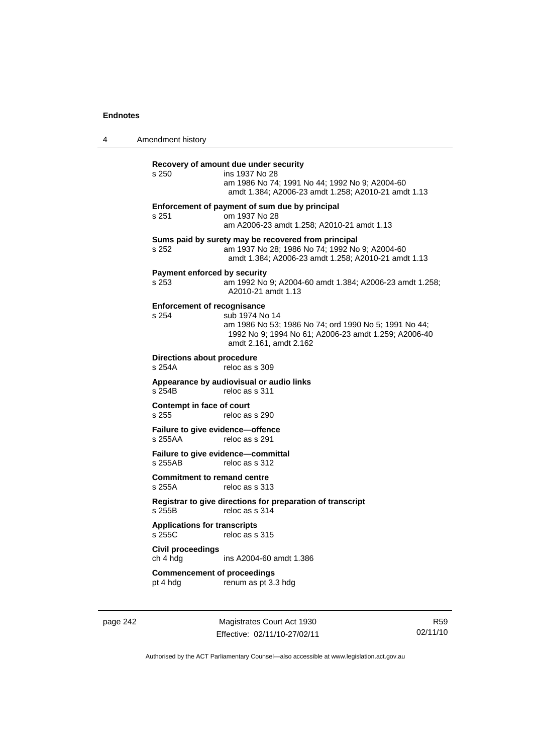**Recovery of amount due under security**

s 250 ins 1937 No 28
am 1986 No 74; 1991 No 44; 1992 No 9; A2004-60 amdt 1.384; A2006-23 amdt 1.258; A2010-21 amdt 1.13

**Enforcement of payment of sum due by principal**

s 251 om 1937 No 28
am A2006-23 amdt 1.258; A2010-21 amdt 1.13

**Sums paid by surety may be recovered from principal**

s 252 am 1937 No 28; 1986 No 74; 1992 No 9; A2004-60 amdt 1.384; A2006-23 amdt 1.258; A2010-21 amdt 1.13

**Payment enforced by security**

s 253 am 1992 No 9; A2004-60 amdt 1.384; A2006-23 amdt 1.258; A2010-21 amdt 1.13

**Enforcement of recognisance**

s 254 sub 1974 No 14
am 1986 No 53; 1986 No 74; ord 1990 No 5; 1991 No 44; 1992 No 9; 1994 No 61; A2006-23 amdt 1.259; A2006-40 amdt 2.161, amdt 2.162

**Directions about procedure**

s 254A reloc as s 309

**Appearance by audiovisual or audio links**

s 254B reloc as s 311

**Contempt in face of court**

s 255 reloc as s 290

**Failure to give evidence—offence**

s 255AA reloc as s 291

**Failure to give evidence—committal**

s 255AB reloc as s 312

**Commitment to remand centre**

s 255A reloc as s 313

**Registrar to give directions for preparation of transcript**

s 255B reloc as s 314

**Applications for transcripts**

s 255C reloc as s 315

**Civil proceedings**

ch 4 hdg ins A2004-60 amdt 1.386

**Commencement of proceedings**

pt 4 hdg renum as pt 3.3 hdg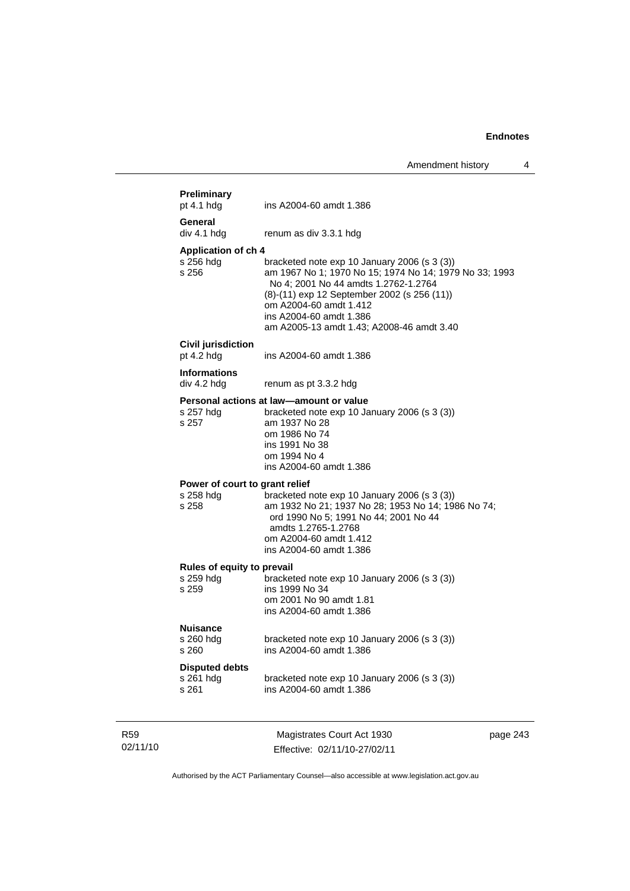**Preliminary**
pt 4.1 hdg ins A2004-60 amdt 1.386

**General**
div 4.1 hdg renum as div 3.3.1 hdg

**Application of ch 4**
s 256 hdg bracketed note exp 10 January 2006 (s 3 (3))
s 256 am 1967 No 1; 1970 No 15; 1974 No 14; 1979 No 33; 1993 No 4; 2001 No 44 amdts 1.2762-1.2764
(8)-(11) exp 12 September 2002 (s 256 (11))
om A2004-60 amdt 1.412
ins A2004-60 amdt 1.386
am A2005-13 amdt 1.43; A2008-46 amdt 3.40

**Civil jurisdiction**
pt 4.2 hdg ins A2004-60 amdt 1.386

**Informations**
div 4.2 hdg renum as pt 3.3.2 hdg

**Personal actions at law—amount or value**
s 257 hdg bracketed note exp 10 January 2006 (s 3 (3))
s 257 am 1937 No 28
om 1986 No 74
ins 1991 No 38
om 1994 No 4
ins A2004-60 amdt 1.386

**Power of court to grant relief**
s 258 hdg bracketed note exp 10 January 2006 (s 3 (3))
s 258 am 1932 No 21; 1937 No 28; 1953 No 14; 1986 No 74; ord 1990 No 5; 1991 No 44; 2001 No 44 amdts 1.2765-1.2768
om A2004-60 amdt 1.412
ins A2004-60 amdt 1.386

**Rules of equity to prevail**
s 259 hdg bracketed note exp 10 January 2006 (s 3 (3))
s 259 ins 1999 No 34
om 2001 No 90 amdt 1.81
ins A2004-60 amdt 1.386

**Nuisance**
s 260 hdg bracketed note exp 10 January 2006 (s 3 (3))
s 260 ins A2004-60 amdt 1.386

**Disputed debts**
s 261 hdg bracketed note exp 10 January 2006 (s 3 (3))
s 261 ins A2004-60 amdt 1.386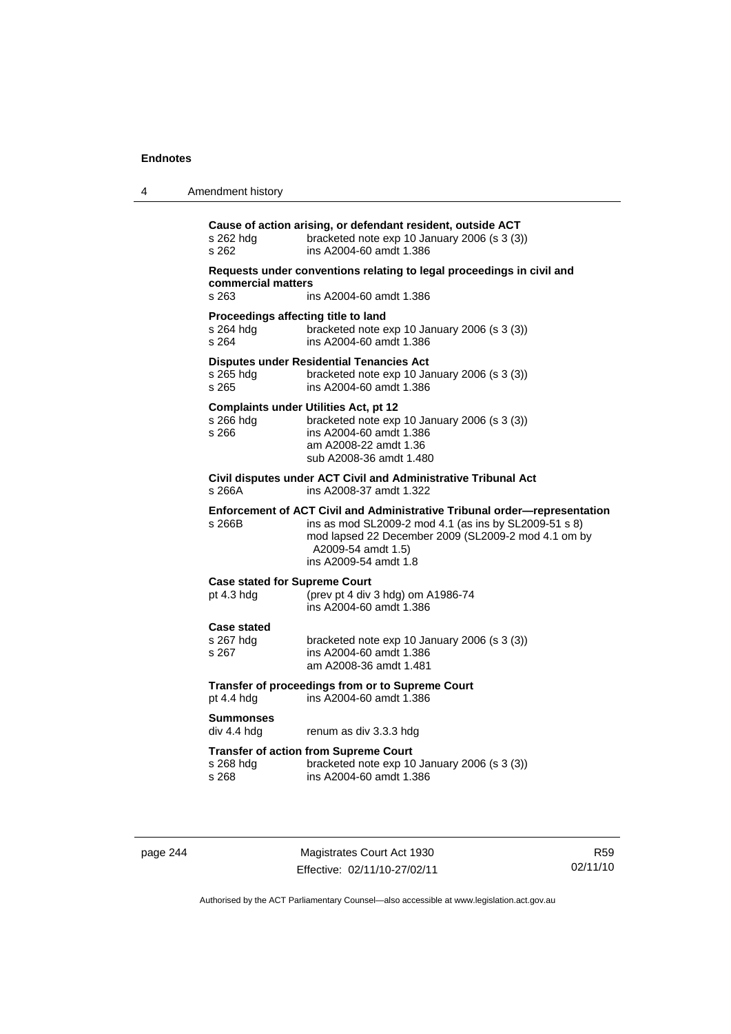**Cause of action arising, or defendant resident, outside ACT**
s 262 hdg bracketed note exp 10 January 2006 (s 3 (3))
s 262 ins A2004-60 amdt 1.386

**Requests under conventions relating to legal proceedings in civil and commercial matters**
s 263 ins A2004-60 amdt 1.386

**Proceedings affecting title to land**
s 264 hdg bracketed note exp 10 January 2006 (s 3 (3))
s 264 ins A2004-60 amdt 1.386

**Disputes under Residential Tenancies Act**
s 265 hdg bracketed note exp 10 January 2006 (s 3 (3))
s 265 ins A2004-60 amdt 1.386

**Complaints under Utilities Act, pt 12**
s 266 hdg bracketed note exp 10 January 2006 (s 3 (3))
s 266 ins A2004-60 amdt 1.386
am A2008-22 amdt 1.36
sub A2008-36 amdt 1.480

**Civil disputes under ACT Civil and Administrative Tribunal Act**
s 266A ins A2008-37 amdt 1.322

**Enforcement of ACT Civil and Administrative Tribunal order—representation**
s 266B ins as mod SL2009-2 mod 4.1 (as ins by SL2009-51 s 8)
mod lapsed 22 December 2009 (SL2009-2 mod 4.1 om by A2009-54 amdt 1.5)
ins A2009-54 amdt 1.8

**Case stated for Supreme Court**
pt 4.3 hdg (prev pt 4 div 3 hdg) om A1986-74
ins A2004-60 amdt 1.386

**Case stated**
s 267 hdg bracketed note exp 10 January 2006 (s 3 (3))
s 267 ins A2004-60 amdt 1.386
am A2008-36 amdt 1.481

**Transfer of proceedings from or to Supreme Court**
pt 4.4 hdg ins A2004-60 amdt 1.386

**Summonses**
div 4.4 hdg renum as div 3.3.3 hdg

**Transfer of action from Supreme Court**
s 268 hdg bracketed note exp 10 January 2006 (s 3 (3))
s 268 ins A2004-60 amdt 1.386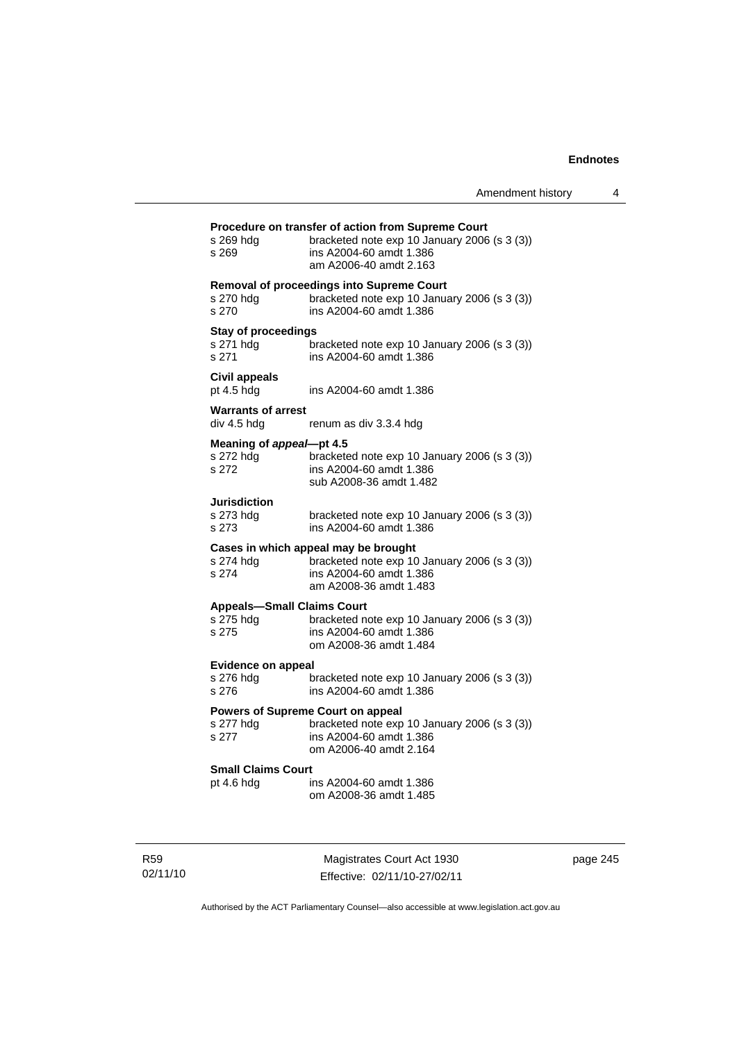**Procedure on transfer of action from Supreme Court**

s 269 hdg bracketed note exp 10 January 2006 (s 3 (3))
s 269 ins A2004-60 amdt 1.386
am A2006-40 amdt 2.163

**Removal of proceedings into Supreme Court**

s 270 hdg bracketed note exp 10 January 2006 (s 3 (3))
s 270 ins A2004-60 amdt 1.386

**Stay of proceedings**

s 271 hdg bracketed note exp 10 January 2006 (s 3 (3))
s 271 ins A2004-60 amdt 1.386

**Civil appeals**

pt 4.5 hdg ins A2004-60 amdt 1.386

**Warrants of arrest**

div 4.5 hdg renum as div 3.3.4 hdg

**Meaning of *appeal*—pt 4.5**

s 272 hdg bracketed note exp 10 January 2006 (s 3 (3))
s 272 ins A2004-60 amdt 1.386
sub A2008-36 amdt 1.482

**Jurisdiction**

s 273 hdg bracketed note exp 10 January 2006 (s 3 (3))
s 273 ins A2004-60 amdt 1.386

**Cases in which appeal may be brought**

s 274 hdg bracketed note exp 10 January 2006 (s 3 (3))
s 274 ins A2004-60 amdt 1.386
am A2008-36 amdt 1.483

**Appeals—Small Claims Court**

s 275 hdg bracketed note exp 10 January 2006 (s 3 (3))
s 275 ins A2004-60 amdt 1.386
om A2008-36 amdt 1.484

**Evidence on appeal**

s 276 hdg bracketed note exp 10 January 2006 (s 3 (3))
s 276 ins A2004-60 amdt 1.386

**Powers of Supreme Court on appeal**

s 277 hdg bracketed note exp 10 January 2006 (s 3 (3))
s 277 ins A2004-60 amdt 1.386
om A2006-40 amdt 2.164

**Small Claims Court**

pt 4.6 hdg ins A2004-60 amdt 1.386
om A2008-36 amdt 1.485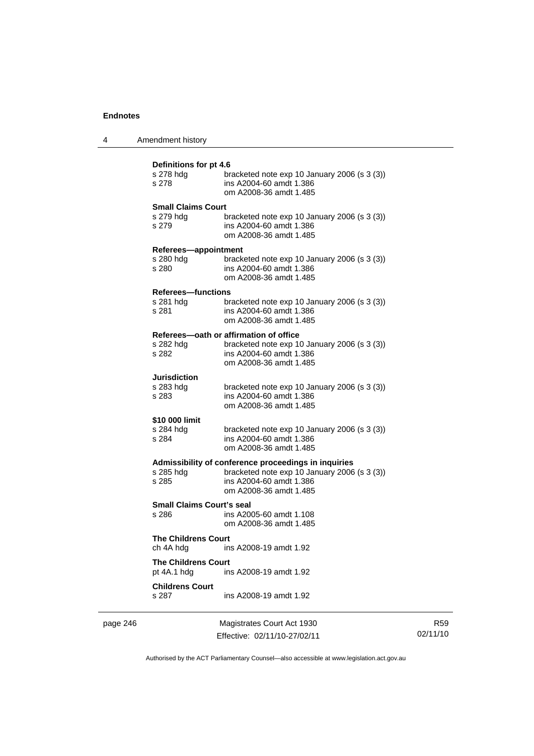**Definitions for pt 4.6**

s 278 hdg bracketed note exp 10 January 2006 (s 3 (3))
s 278 ins A2004-60 amdt 1.386
om A2008-36 amdt 1.485

**Small Claims Court**

s 279 hdg bracketed note exp 10 January 2006 (s 3 (3))
s 279 ins A2004-60 amdt 1.386
om A2008-36 amdt 1.485

**Referees—appointment**

s 280 hdg bracketed note exp 10 January 2006 (s 3 (3))
s 280 ins A2004-60 amdt 1.386
om A2008-36 amdt 1.485

**Referees—functions**

s 281 hdg bracketed note exp 10 January 2006 (s 3 (3))
s 281 ins A2004-60 amdt 1.386
om A2008-36 amdt 1.485

**Referees—oath or affirmation of office**

s 282 hdg bracketed note exp 10 January 2006 (s 3 (3))
s 282 ins A2004-60 amdt 1.386
om A2008-36 amdt 1.485

**Jurisdiction**

s 283 hdg bracketed note exp 10 January 2006 (s 3 (3))
s 283 ins A2004-60 amdt 1.386
om A2008-36 amdt 1.485

**$10 000 limit**

s 284 hdg bracketed note exp 10 January 2006 (s 3 (3))
s 284 ins A2004-60 amdt 1.386
om A2008-36 amdt 1.485

**Admissibility of conference proceedings in inquiries**

s 285 hdg bracketed note exp 10 January 2006 (s 3 (3))
s 285 ins A2004-60 amdt 1.386
om A2008-36 amdt 1.485

**Small Claims Court's seal**

s 286 ins A2005-60 amdt 1.108
om A2008-36 amdt 1.485

**The Childrens Court**

ch 4A hdg ins A2008-19 amdt 1.92

**The Childrens Court**

pt 4A.1 hdg ins A2008-19 amdt 1.92

**Childrens Court**

s 287 ins A2008-19 amdt 1.92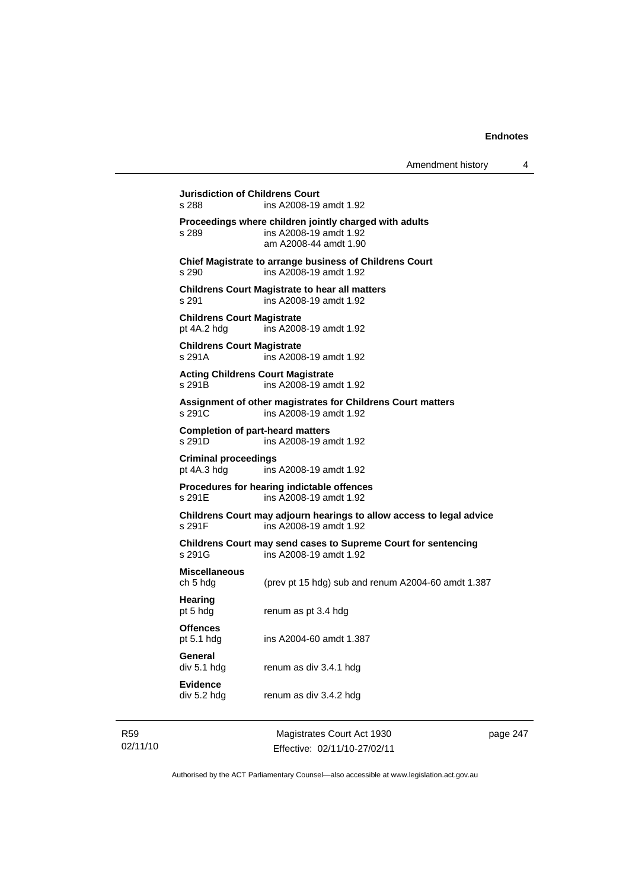**Jurisdiction of Childrens Court**
s 288 ins A2008-19 amdt 1.92

**Proceedings where children jointly charged with adults**
s 289 ins A2008-19 amdt 1.92
am A2008-44 amdt 1.90

**Chief Magistrate to arrange business of Childrens Court**
s 290 ins A2008-19 amdt 1.92

**Childrens Court Magistrate to hear all matters**
s 291 ins A2008-19 amdt 1.92

**Childrens Court Magistrate**
pt 4A.2 hdg ins A2008-19 amdt 1.92

**Childrens Court Magistrate**
s 291A ins A2008-19 amdt 1.92

**Acting Childrens Court Magistrate**
s 291B ins A2008-19 amdt 1.92

**Assignment of other magistrates for Childrens Court matters**
s 291C ins A2008-19 amdt 1.92

**Completion of part-heard matters**
s 291D ins A2008-19 amdt 1.92

**Criminal proceedings**
pt 4A.3 hdg ins A2008-19 amdt 1.92

**Procedures for hearing indictable offences**
s 291E ins A2008-19 amdt 1.92

**Childrens Court may adjourn hearings to allow access to legal advice**
s 291F ins A2008-19 amdt 1.92

**Childrens Court may send cases to Supreme Court for sentencing**
s 291G ins A2008-19 amdt 1.92

**Miscellaneous**
ch 5 hdg (prev pt 15 hdg) sub and renum A2004-60 amdt 1.387

**Hearing**
pt 5 hdg renum as pt 3.4 hdg

**Offences**
pt 5.1 hdg ins A2004-60 amdt 1.387

**General**
div 5.1 hdg renum as div 3.4.1 hdg

**Evidence**
div 5.2 hdg renum as div 3.4.2 hdg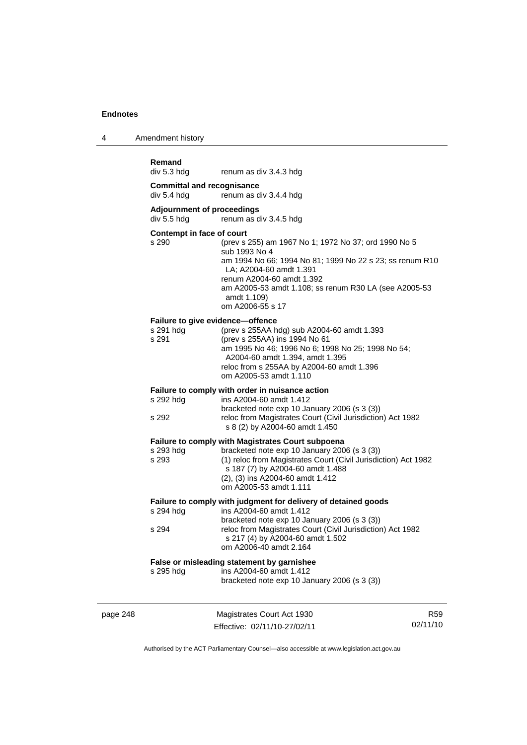**Remand**

div 5.3 hdg renum as div 3.4.3 hdg

**Committal and recognisance**

div 5.4 hdg renum as div 3.4.4 hdg

**Adjournment of proceedings**

div 5.5 hdg renum as div 3.4.5 hdg

**Contempt in face of court**

s 290 (prev s 255) am 1967 No 1; 1972 No 37; ord 1990 No 5
sub 1993 No 4
am 1994 No 66; 1994 No 81; 1999 No 22 s 23; ss renum R10 LA; A2004-60 amdt 1.391
renum A2004-60 amdt 1.392
am A2005-53 amdt 1.108; ss renum R30 LA (see A2005-53 amdt 1.109)
om A2006-55 s 17

**Failure to give evidence—offence**

s 291 hdg (prev s 255AA hdg) sub A2004-60 amdt 1.393
s 291 (prev s 255AA) ins 1994 No 61
am 1995 No 46; 1996 No 6; 1998 No 25; 1998 No 54; A2004-60 amdt 1.394, amdt 1.395
reloc from s 255AA by A2004-60 amdt 1.396
om A2005-53 amdt 1.110

**Failure to comply with order in nuisance action**

s 292 hdg ins A2004-60 amdt 1.412
bracketed note exp 10 January 2006 (s 3 (3))
s 292 reloc from Magistrates Court (Civil Jurisdiction) Act 1982 s 8 (2) by A2004-60 amdt 1.450

**Failure to comply with Magistrates Court subpoena**

s 293 hdg bracketed note exp 10 January 2006 (s 3 (3))
s 293 (1) reloc from Magistrates Court (Civil Jurisdiction) Act 1982 s 187 (7) by A2004-60 amdt 1.488
(2), (3) ins A2004-60 amdt 1.412
om A2005-53 amdt 1.111

**Failure to comply with judgment for delivery of detained goods**

s 294 hdg ins A2004-60 amdt 1.412
bracketed note exp 10 January 2006 (s 3 (3))
s 294 reloc from Magistrates Court (Civil Jurisdiction) Act 1982 s 217 (4) by A2004-60 amdt 1.502
om A2006-40 amdt 2.164

**False or misleading statement by garnishee**

s 295 hdg ins A2004-60 amdt 1.412
bracketed note exp 10 January 2006 (s 3 (3))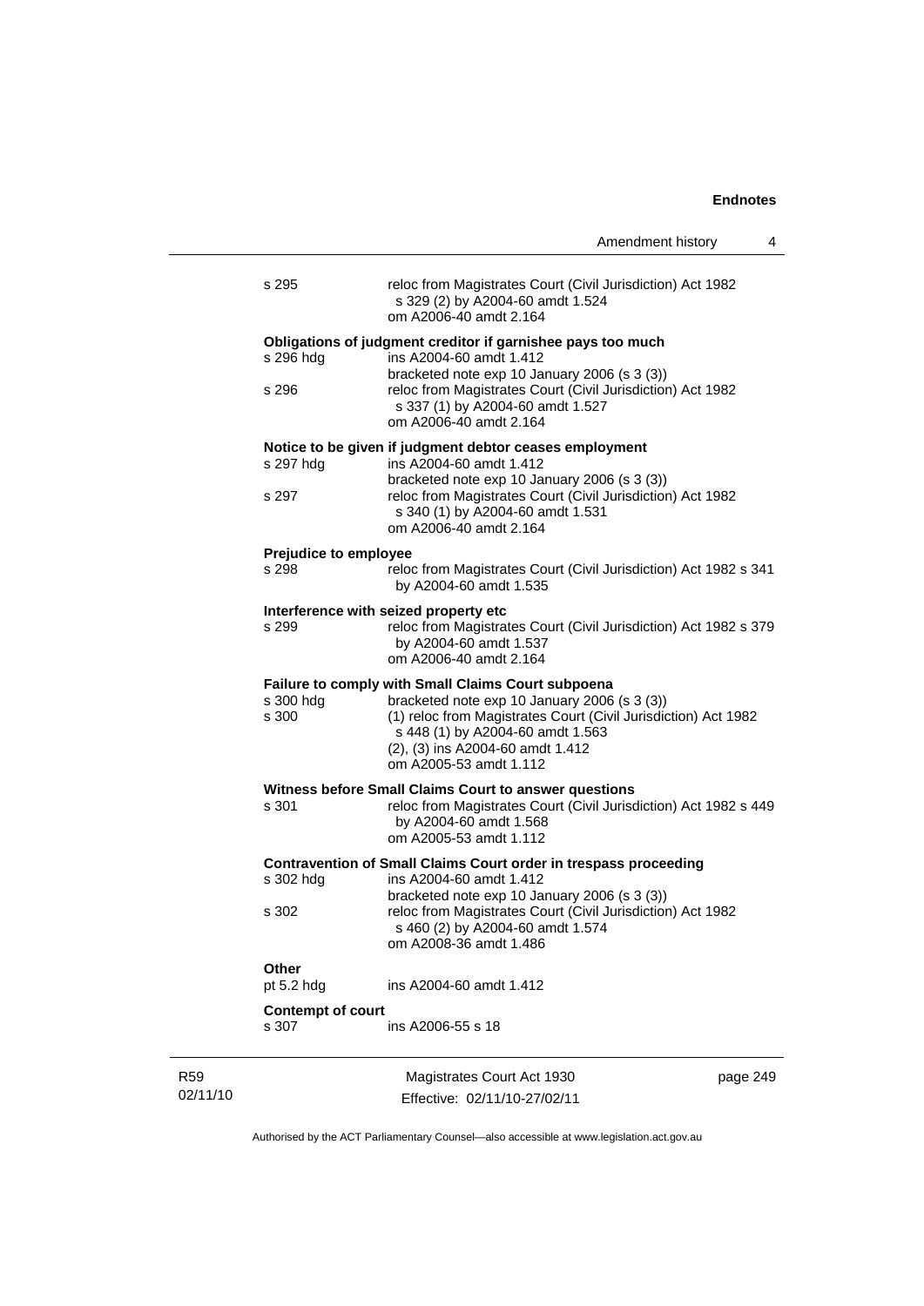| | |
|---|---|
| s 295 | reloc from Magistrates Court (Civil Jurisdiction) Act 1982 s 329 (2) by A2004-60 amdt 1.524<br>om A2006-40 amdt 2.164 |

**Obligations of judgment creditor if garnishee pays too much**

| | |
|---|---|
| s 296 hdg | ins A2004-60 amdt 1.412<br>bracketed note exp 10 January 2006 (s 3 (3)) |
| s 296 | reloc from Magistrates Court (Civil Jurisdiction) Act 1982 s 337 (1) by A2004-60 amdt 1.527<br>om A2006-40 amdt 2.164 |

**Notice to be given if judgment debtor ceases employment**

| | |
|---|---|
| s 297 hdg | ins A2004-60 amdt 1.412<br>bracketed note exp 10 January 2006 (s 3 (3)) |
| s 297 | reloc from Magistrates Court (Civil Jurisdiction) Act 1982 s 340 (1) by A2004-60 amdt 1.531<br>om A2006-40 amdt 2.164 |

**Prejudice to employee**

| | |
|---|---|
| s 298 | reloc from Magistrates Court (Civil Jurisdiction) Act 1982 s 341 by A2004-60 amdt 1.535 |

**Interference with seized property etc**

| | |
|---|---|
| s 299 | reloc from Magistrates Court (Civil Jurisdiction) Act 1982 s 379 by A2004-60 amdt 1.537<br>om A2006-40 amdt 2.164 |

**Failure to comply with Small Claims Court subpoena**

| | |
|---|---|
| s 300 hdg | bracketed note exp 10 January 2006 (s 3 (3)) |
| s 300 | (1) reloc from Magistrates Court (Civil Jurisdiction) Act 1982 s 448 (1) by A2004-60 amdt 1.563<br>(2), (3) ins A2004-60 amdt 1.412<br>om A2005-53 amdt 1.112 |

**Witness before Small Claims Court to answer questions**

| | |
|---|---|
| s 301 | reloc from Magistrates Court (Civil Jurisdiction) Act 1982 s 449 by A2004-60 amdt 1.568<br>om A2005-53 amdt 1.112 |

**Contravention of Small Claims Court order in trespass proceeding**

| | |
|---|---|
| s 302 hdg | ins A2004-60 amdt 1.412<br>bracketed note exp 10 January 2006 (s 3 (3)) |
| s 302 | reloc from Magistrates Court (Civil Jurisdiction) Act 1982 s 460 (2) by A2004-60 amdt 1.574<br>om A2008-36 amdt 1.486 |

**Other**

| | |
|---|---|
| pt 5.2 hdg | ins A2004-60 amdt 1.412 |

**Contempt of court**

| | |
|---|---|
| s 307 | ins A2006-55 s 18 |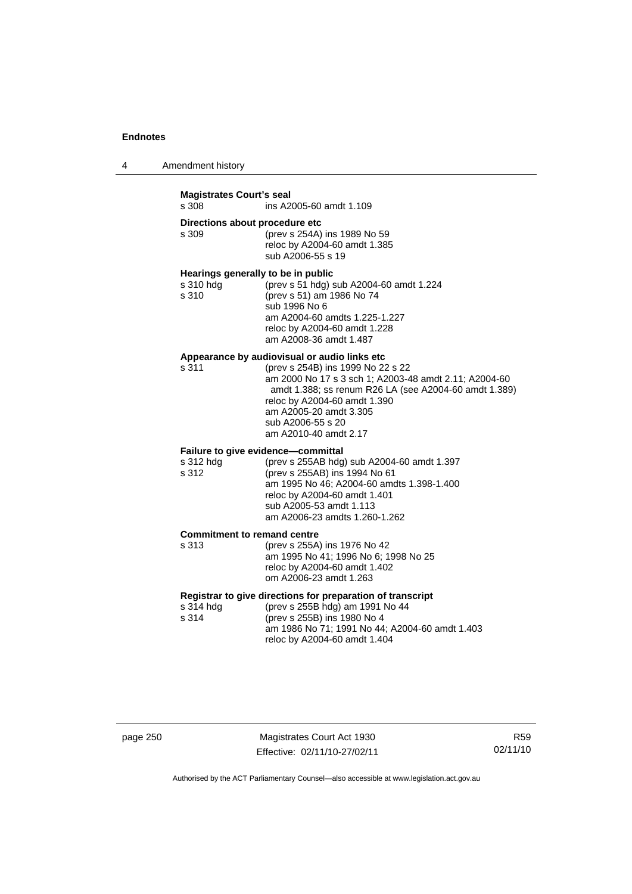**Magistrates Court's seal**

s 308 ins A2005-60 amdt 1.109

**Directions about procedure etc**

s 309 (prev s 254A) ins 1989 No 59
reloc by A2004-60 amdt 1.385
sub A2006-55 s 19

**Hearings generally to be in public**

s 310 hdg (prev s 51 hdg) sub A2004-60 amdt 1.224
s 310 (prev s 51) am 1986 No 74
sub 1996 No 6
am A2004-60 amdts 1.225-1.227
reloc by A2004-60 amdt 1.228
am A2008-36 amdt 1.487

**Appearance by audiovisual or audio links etc**

s 311 (prev s 254B) ins 1999 No 22 s 22
am 2000 No 17 s 3 sch 1; A2003-48 amdt 2.11; A2004-60 amdt 1.388; ss renum R26 LA (see A2004-60 amdt 1.389)
reloc by A2004-60 amdt 1.390
am A2005-20 amdt 3.305
sub A2006-55 s 20
am A2010-40 amdt 2.17

**Failure to give evidence—committal**

s 312 hdg (prev s 255AB hdg) sub A2004-60 amdt 1.397
s 312 (prev s 255AB) ins 1994 No 61
am 1995 No 46; A2004-60 amdts 1.398-1.400
reloc by A2004-60 amdt 1.401
sub A2005-53 amdt 1.113
am A2006-23 amdts 1.260-1.262

**Commitment to remand centre**

s 313 (prev s 255A) ins 1976 No 42
am 1995 No 41; 1996 No 6; 1998 No 25
reloc by A2004-60 amdt 1.402
om A2006-23 amdt 1.263

**Registrar to give directions for preparation of transcript**

s 314 hdg (prev s 255B hdg) am 1991 No 44
s 314 (prev s 255B) ins 1980 No 4
am 1986 No 71; 1991 No 44; A2004-60 amdt 1.403
reloc by A2004-60 amdt 1.404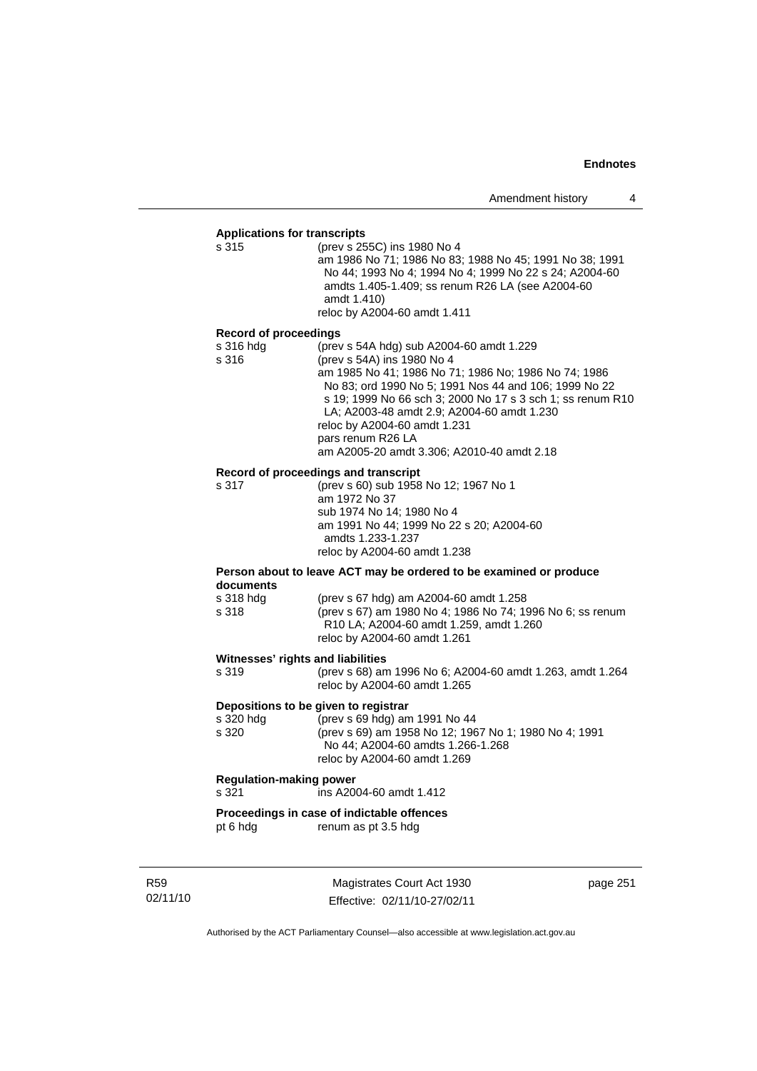**Applications for transcripts**

s 315 (prev s 255C) ins 1980 No 4
am 1986 No 71; 1986 No 83; 1988 No 45; 1991 No 38; 1991 No 44; 1993 No 4; 1994 No 4; 1999 No 22 s 24; A2004-60 amdts 1.405-1.409; ss renum R26 LA (see A2004-60 amdt 1.410)
reloc by A2004-60 amdt 1.411

**Record of proceedings**

s 316 hdg (prev s 54A hdg) sub A2004-60 amdt 1.229
s 316 (prev s 54A) ins 1980 No 4
am 1985 No 41; 1986 No 71; 1986 No; 1986 No 74; 1986 No 83; ord 1990 No 5; 1991 Nos 44 and 106; 1999 No 22 s 19; 1999 No 66 sch 3; 2000 No 17 s 3 sch 1; ss renum R10 LA; A2003-48 amdt 2.9; A2004-60 amdt 1.230
reloc by A2004-60 amdt 1.231
pars renum R26 LA
am A2005-20 amdt 3.306; A2010-40 amdt 2.18

**Record of proceedings and transcript**

s 317 (prev s 60) sub 1958 No 12; 1967 No 1
am 1972 No 37
sub 1974 No 14; 1980 No 4
am 1991 No 44; 1999 No 22 s 20; A2004-60 amdts 1.233-1.237
reloc by A2004-60 amdt 1.238

**Person about to leave ACT may be ordered to be examined or produce documents**

s 318 hdg (prev s 67 hdg) am A2004-60 amdt 1.258
s 318 (prev s 67) am 1980 No 4; 1986 No 74; 1996 No 6; ss renum R10 LA; A2004-60 amdt 1.259, amdt 1.260
reloc by A2004-60 amdt 1.261

**Witnesses' rights and liabilities**

s 319 (prev s 68) am 1996 No 6; A2004-60 amdt 1.263, amdt 1.264
reloc by A2004-60 amdt 1.265

**Depositions to be given to registrar**

s 320 hdg (prev s 69 hdg) am 1991 No 44
s 320 (prev s 69) am 1958 No 12; 1967 No 1; 1980 No 4; 1991 No 44; A2004-60 amdts 1.266-1.268
reloc by A2004-60 amdt 1.269

**Regulation-making power**

s 321 ins A2004-60 amdt 1.412

**Proceedings in case of indictable offences**

pt 6 hdg renum as pt 3.5 hdg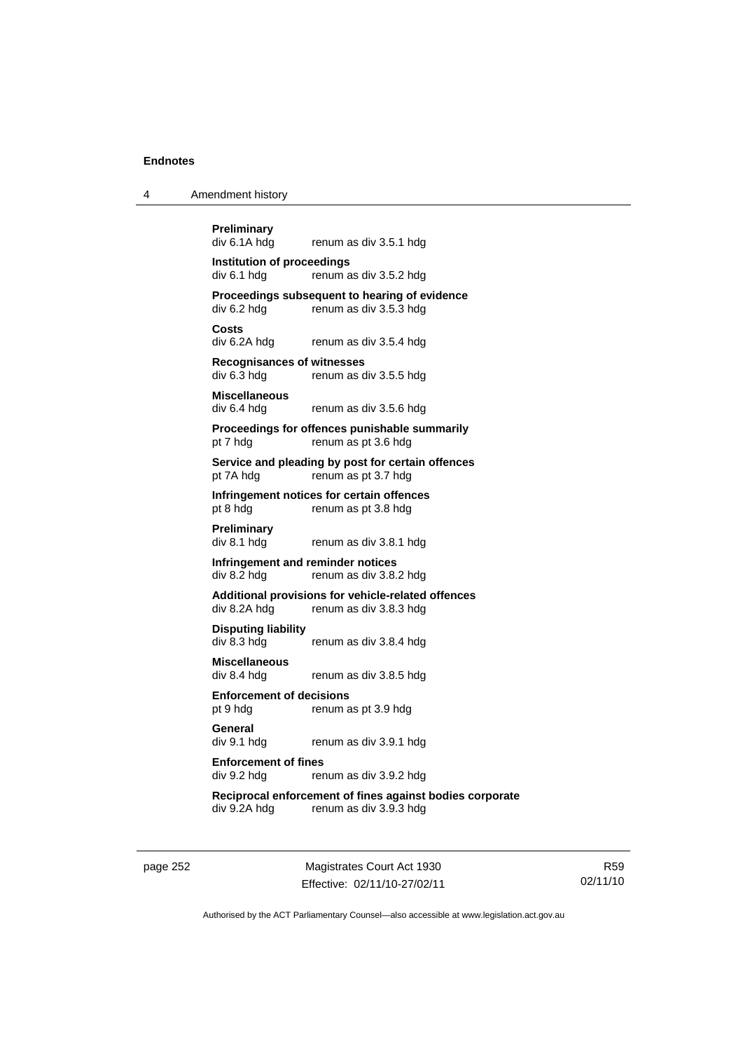**Preliminary**
div 6.1A hdg renum as div 3.5.1 hdg

**Institution of proceedings**
div 6.1 hdg renum as div 3.5.2 hdg

**Proceedings subsequent to hearing of evidence**
div 6.2 hdg renum as div 3.5.3 hdg

**Costs**
div 6.2A hdg renum as div 3.5.4 hdg

**Recognisances of witnesses**
div 6.3 hdg renum as div 3.5.5 hdg

**Miscellaneous**
div 6.4 hdg renum as div 3.5.6 hdg

**Proceedings for offences punishable summarily**
pt 7 hdg renum as pt 3.6 hdg

**Service and pleading by post for certain offences**
pt 7A hdg renum as pt 3.7 hdg

**Infringement notices for certain offences**
pt 8 hdg renum as pt 3.8 hdg

**Preliminary**
div 8.1 hdg renum as div 3.8.1 hdg

**Infringement and reminder notices**
div 8.2 hdg renum as div 3.8.2 hdg

**Additional provisions for vehicle-related offences**
div 8.2A hdg renum as div 3.8.3 hdg

**Disputing liability**
div 8.3 hdg renum as div 3.8.4 hdg

**Miscellaneous**
div 8.4 hdg renum as div 3.8.5 hdg

**Enforcement of decisions**
pt 9 hdg renum as pt 3.9 hdg

**General**
div 9.1 hdg renum as div 3.9.1 hdg

**Enforcement of fines**
div 9.2 hdg renum as div 3.9.2 hdg

**Reciprocal enforcement of fines against bodies corporate**
div 9.2A hdg renum as div 3.9.3 hdg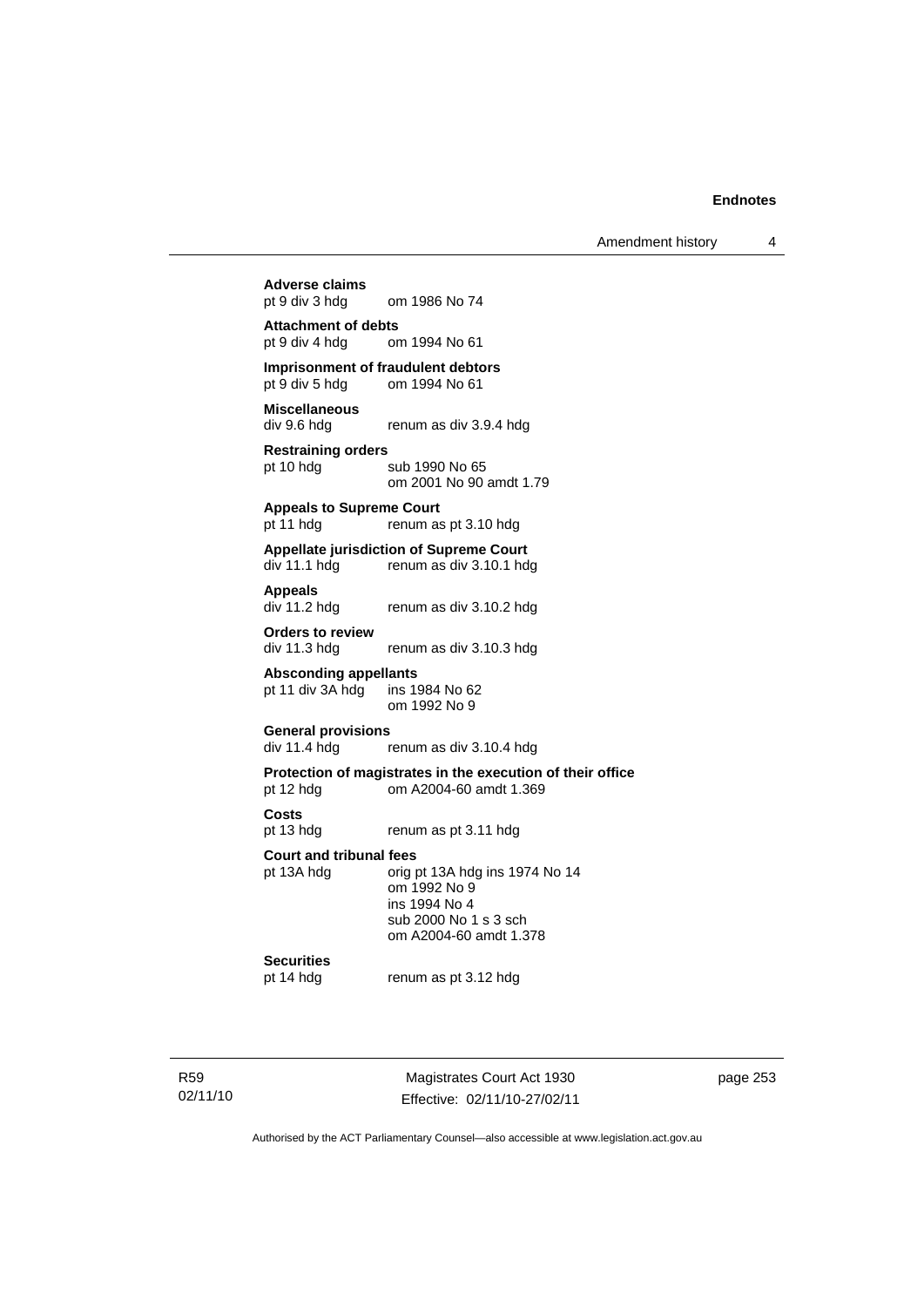**Adverse claims**
pt 9 div 3 hdg om 1986 No 74

**Attachment of debts**
pt 9 div 4 hdg om 1994 No 61

**Imprisonment of fraudulent debtors**
pt 9 div 5 hdg om 1994 No 61

**Miscellaneous**
div 9.6 hdg renum as div 3.9.4 hdg

**Restraining orders**
pt 10 hdg sub 1990 No 65
om 2001 No 90 amdt 1.79

**Appeals to Supreme Court**
pt 11 hdg renum as pt 3.10 hdg

**Appellate jurisdiction of Supreme Court**
div 11.1 hdg renum as div 3.10.1 hdg

**Appeals**
div 11.2 hdg renum as div 3.10.2 hdg

**Orders to review**
div 11.3 hdg renum as div 3.10.3 hdg

**Absconding appellants**
pt 11 div 3A hdg ins 1984 No 62
om 1992 No 9

**General provisions**
div 11.4 hdg renum as div 3.10.4 hdg

**Protection of magistrates in the execution of their office**
pt 12 hdg om A2004-60 amdt 1.369

**Costs**
pt 13 hdg renum as pt 3.11 hdg

**Court and tribunal fees**
pt 13A hdg orig pt 13A hdg ins 1974 No 14
om 1992 No 9
ins 1994 No 4
sub 2000 No 1 s 3 sch
om A2004-60 amdt 1.378

**Securities**
pt 14 hdg renum as pt 3.12 hdg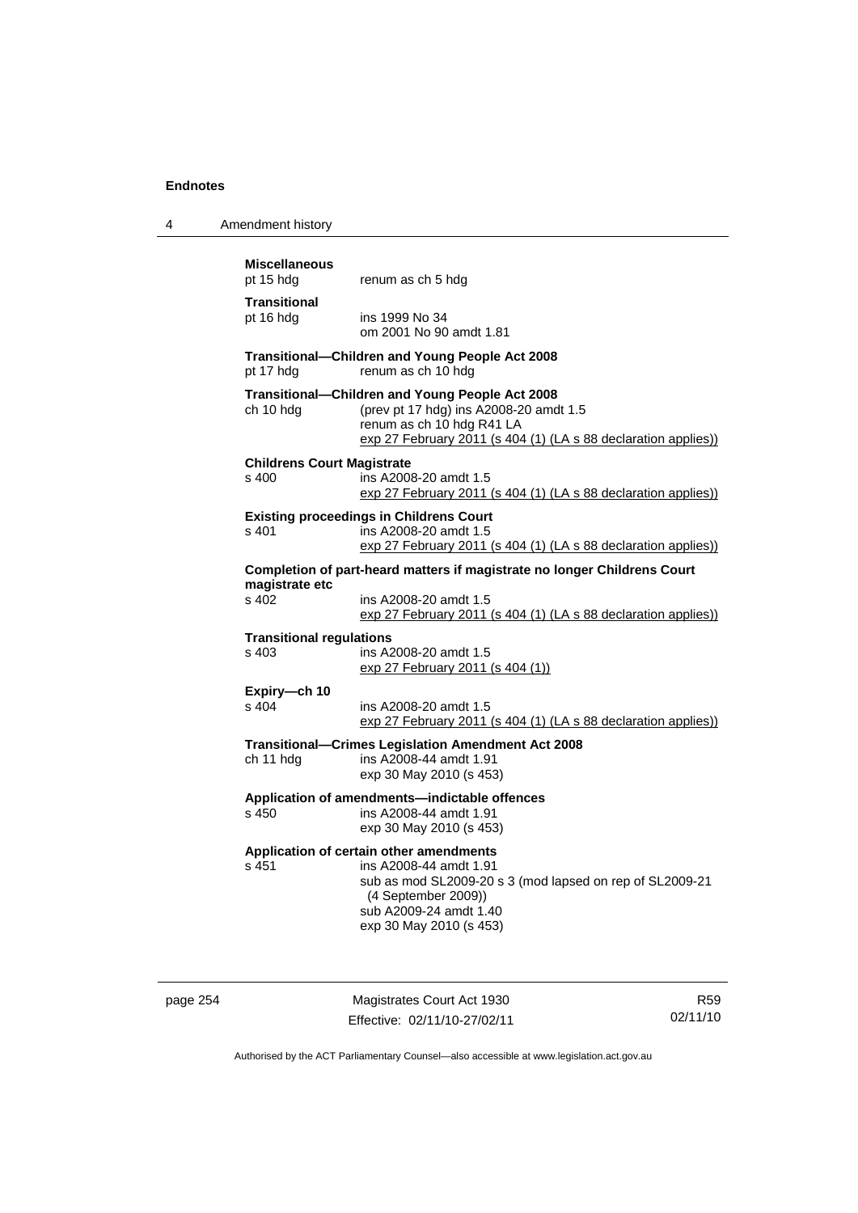**Miscellaneous**
pt 15 hdg — renum as ch 5 hdg

**Transitional**
pt 16 hdg — ins 1999 No 34
om 2001 No 90 amdt 1.81

**Transitional—Children and Young People Act 2008**
pt 17 hdg — renum as ch 10 hdg

**Transitional—Children and Young People Act 2008**
ch 10 hdg — (prev pt 17 hdg) ins A2008-20 amdt 1.5
renum as ch 10 hdg R41 LA
exp 27 February 2011 (s 404 (1) (LA s 88 declaration applies))

**Childrens Court Magistrate**
s 400 — ins A2008-20 amdt 1.5
exp 27 February 2011 (s 404 (1) (LA s 88 declaration applies))

**Existing proceedings in Childrens Court**
s 401 — ins A2008-20 amdt 1.5
exp 27 February 2011 (s 404 (1) (LA s 88 declaration applies))

**Completion of part-heard matters if magistrate no longer Childrens Court magistrate etc**
s 402 — ins A2008-20 amdt 1.5
exp 27 February 2011 (s 404 (1) (LA s 88 declaration applies))

**Transitional regulations**
s 403 — ins A2008-20 amdt 1.5
exp 27 February 2011 (s 404 (1))

**Expiry—ch 10**
s 404 — ins A2008-20 amdt 1.5
exp 27 February 2011 (s 404 (1) (LA s 88 declaration applies))

**Transitional—Crimes Legislation Amendment Act 2008**
ch 11 hdg — ins A2008-44 amdt 1.91
exp 30 May 2010 (s 453)

**Application of amendments—indictable offences**
s 450 — ins A2008-44 amdt 1.91
exp 30 May 2010 (s 453)

**Application of certain other amendments**
s 451 — ins A2008-44 amdt 1.91
sub as mod SL2009-20 s 3 (mod lapsed on rep of SL2009-21 (4 September 2009))
sub A2009-24 amdt 1.40
exp 30 May 2010 (s 453)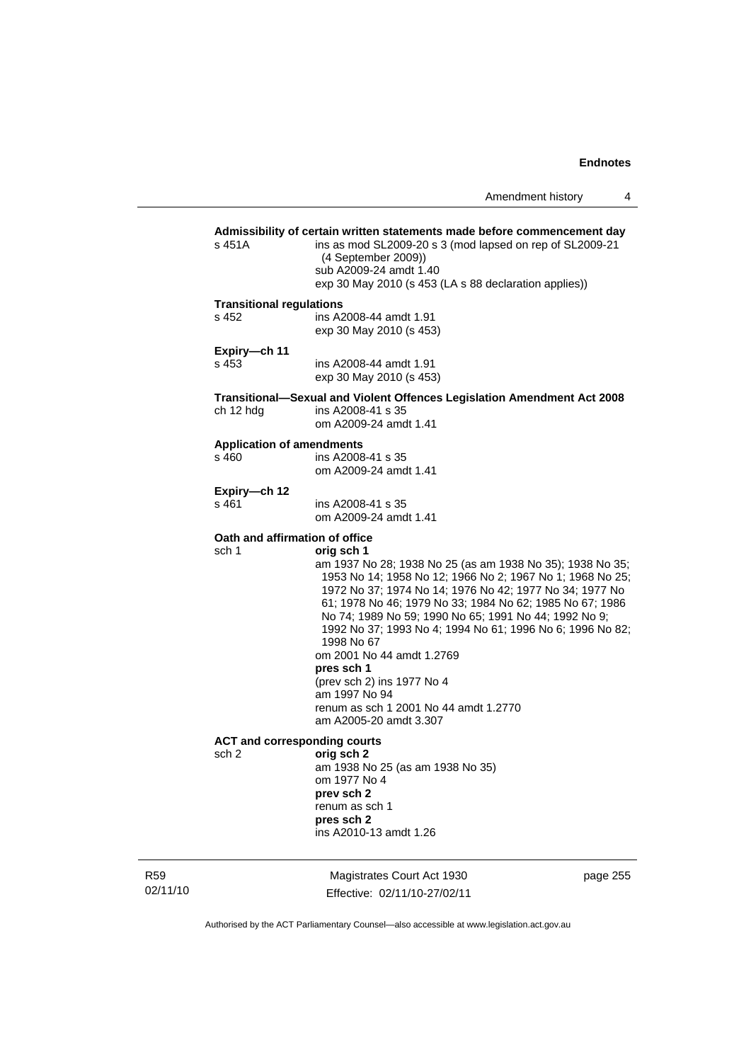**Admissibility of certain written statements made before commencement day**

s 451A ins as mod SL2009-20 s 3 (mod lapsed on rep of SL2009-21 (4 September 2009))
sub A2009-24 amdt 1.40
exp 30 May 2010 (s 453 (LA s 88 declaration applies))

**Transitional regulations**

s 452 ins A2008-44 amdt 1.91
exp 30 May 2010 (s 453)

**Expiry—ch 11**

s 453 ins A2008-44 amdt 1.91
exp 30 May 2010 (s 453)

**Transitional—Sexual and Violent Offences Legislation Amendment Act 2008**

ch 12 hdg ins A2008-41 s 35
om A2009-24 amdt 1.41

**Application of amendments**

s 460 ins A2008-41 s 35
om A2009-24 amdt 1.41

**Expiry—ch 12**

s 461 ins A2008-41 s 35
om A2009-24 amdt 1.41

**Oath and affirmation of office**

sch 1 **orig sch 1**
am 1937 No 28; 1938 No 25 (as am 1938 No 35); 1938 No 35; 1953 No 14; 1958 No 12; 1966 No 2; 1967 No 1; 1968 No 25; 1972 No 37; 1974 No 14; 1976 No 42; 1977 No 34; 1977 No 61; 1978 No 46; 1979 No 33; 1984 No 62; 1985 No 67; 1986 No 74; 1989 No 59; 1990 No 65; 1991 No 44; 1992 No 9; 1992 No 37; 1993 No 4; 1994 No 61; 1996 No 6; 1996 No 82; 1998 No 67
om 2001 No 44 amdt 1.2769
**pres sch 1**
(prev sch 2) ins 1977 No 4
am 1997 No 94
renum as sch 1 2001 No 44 amdt 1.2770
am A2005-20 amdt 3.307

**ACT and corresponding courts**

sch 2 **orig sch 2**
am 1938 No 25 (as am 1938 No 35)
om 1977 No 4
**prev sch 2**
renum as sch 1
**pres sch 2**
ins A2010-13 amdt 1.26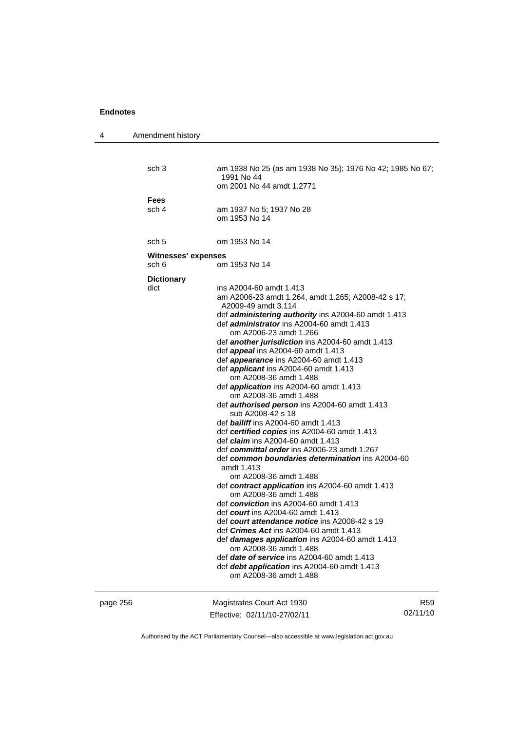| | |
|---|---|
| sch 3 | am 1938 No 25 (as am 1938 No 35); 1976 No 42; 1985 No 67; 1991 No 44<br>om 2001 No 44 amdt 1.2771 |

**Fees**

| | |
|---|---|
| sch 4 | am 1937 No 5; 1937 No 28<br>om 1953 No 14 |
| sch 5 | om 1953 No 14 |

**Witnesses' expenses**

| | |
|---|---|
| sch 6 | om 1953 No 14 |

**Dictionary**

dict — ins A2004-60 amdt 1.413
am A2006-23 amdt 1.264, amdt 1.265; A2008-42 s 17; A2009-49 amdt 3.114
def ***administering authority*** ins A2004-60 amdt 1.413
def ***administrator*** ins A2004-60 amdt 1.413
om A2006-23 amdt 1.266
def ***another jurisdiction*** ins A2004-60 amdt 1.413
def ***appeal*** ins A2004-60 amdt 1.413
def ***appearance*** ins A2004-60 amdt 1.413
def ***applicant*** ins A2004-60 amdt 1.413
om A2008-36 amdt 1.488
def ***application*** ins A2004-60 amdt 1.413
om A2008-36 amdt 1.488
def ***authorised person*** ins A2004-60 amdt 1.413
sub A2008-42 s 18
def ***bailiff*** ins A2004-60 amdt 1.413
def ***certified copies*** ins A2004-60 amdt 1.413
def ***claim*** ins A2004-60 amdt 1.413
def ***committal order*** ins A2006-23 amdt 1.267
def ***common boundaries determination*** ins A2004-60 amdt 1.413
om A2008-36 amdt 1.488
def ***contract application*** ins A2004-60 amdt 1.413
om A2008-36 amdt 1.488
def ***conviction*** ins A2004-60 amdt 1.413
def ***court*** ins A2004-60 amdt 1.413
def ***court attendance notice*** ins A2008-42 s 19
def ***Crimes Act*** ins A2004-60 amdt 1.413
def ***damages application*** ins A2004-60 amdt 1.413
om A2008-36 amdt 1.488
def ***date of service*** ins A2004-60 amdt 1.413
def ***debt application*** ins A2004-60 amdt 1.413
om A2008-36 amdt 1.488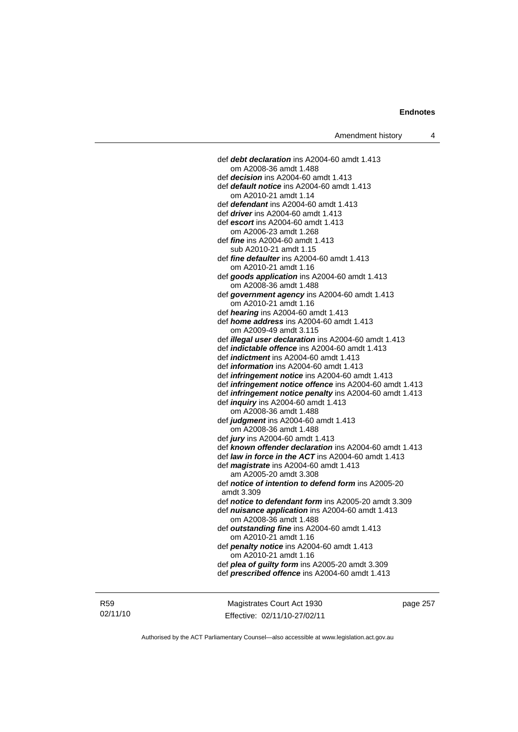def ***debt declaration*** ins A2004-60 amdt 1.413
om A2008-36 amdt 1.488
def ***decision*** ins A2004-60 amdt 1.413
def ***default notice*** ins A2004-60 amdt 1.413
om A2010-21 amdt 1.14
def ***defendant*** ins A2004-60 amdt 1.413
def ***driver*** ins A2004-60 amdt 1.413
def ***escort*** ins A2004-60 amdt 1.413
om A2006-23 amdt 1.268
def ***fine*** ins A2004-60 amdt 1.413
sub A2010-21 amdt 1.15
def ***fine defaulter*** ins A2004-60 amdt 1.413
om A2010-21 amdt 1.16
def ***goods application*** ins A2004-60 amdt 1.413
om A2008-36 amdt 1.488
def ***government agency*** ins A2004-60 amdt 1.413
om A2010-21 amdt 1.16
def ***hearing*** ins A2004-60 amdt 1.413
def ***home address*** ins A2004-60 amdt 1.413
om A2009-49 amdt 3.115
def ***illegal user declaration*** ins A2004-60 amdt 1.413
def ***indictable offence*** ins A2004-60 amdt 1.413
def ***indictment*** ins A2004-60 amdt 1.413
def ***information*** ins A2004-60 amdt 1.413
def ***infringement notice*** ins A2004-60 amdt 1.413
def ***infringement notice offence*** ins A2004-60 amdt 1.413
def ***infringement notice penalty*** ins A2004-60 amdt 1.413
def ***inquiry*** ins A2004-60 amdt 1.413
om A2008-36 amdt 1.488
def ***judgment*** ins A2004-60 amdt 1.413
om A2008-36 amdt 1.488
def ***jury*** ins A2004-60 amdt 1.413
def ***known offender declaration*** ins A2004-60 amdt 1.413
def ***law in force in the ACT*** ins A2004-60 amdt 1.413
def ***magistrate*** ins A2004-60 amdt 1.413
am A2005-20 amdt 3.308
def ***notice of intention to defend form*** ins A2005-20 amdt 3.309
def ***notice to defendant form*** ins A2005-20 amdt 3.309
def ***nuisance application*** ins A2004-60 amdt 1.413
om A2008-36 amdt 1.488
def ***outstanding fine*** ins A2004-60 amdt 1.413
om A2010-21 amdt 1.16
def ***penalty notice*** ins A2004-60 amdt 1.413
om A2010-21 amdt 1.16
def ***plea of guilty form*** ins A2005-20 amdt 3.309
def ***prescribed offence*** ins A2004-60 amdt 1.413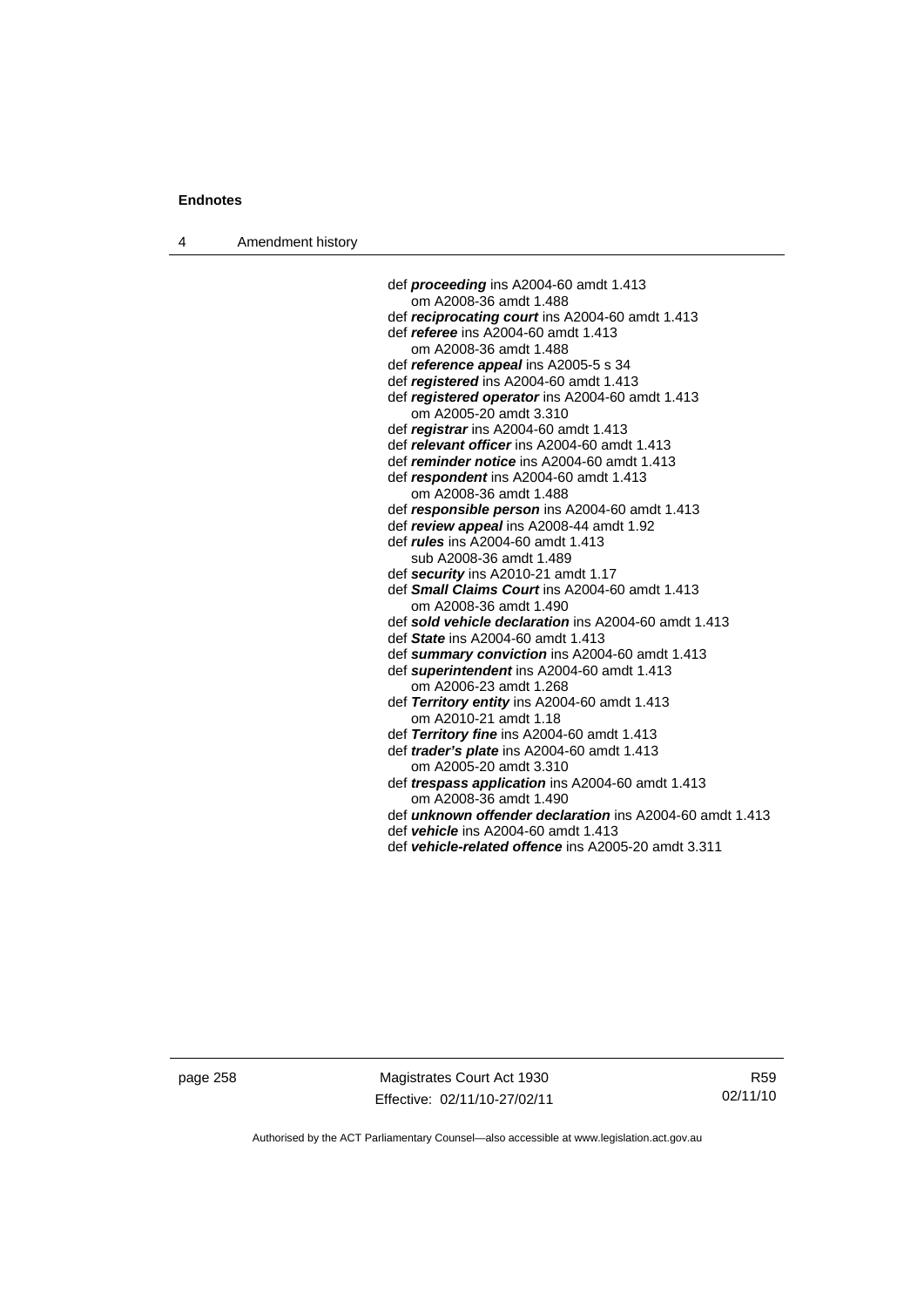def ***proceeding*** ins A2004-60 amdt 1.413
om A2008-36 amdt 1.488
def ***reciprocating court*** ins A2004-60 amdt 1.413
def ***referee*** ins A2004-60 amdt 1.413
om A2008-36 amdt 1.488
def ***reference appeal*** ins A2005-5 s 34
def ***registered*** ins A2004-60 amdt 1.413
def ***registered operator*** ins A2004-60 amdt 1.413
om A2005-20 amdt 3.310
def ***registrar*** ins A2004-60 amdt 1.413
def ***relevant officer*** ins A2004-60 amdt 1.413
def ***reminder notice*** ins A2004-60 amdt 1.413
def ***respondent*** ins A2004-60 amdt 1.413
om A2008-36 amdt 1.488
def ***responsible person*** ins A2004-60 amdt 1.413
def ***review appeal*** ins A2008-44 amdt 1.92
def ***rules*** ins A2004-60 amdt 1.413
sub A2008-36 amdt 1.489
def ***security*** ins A2010-21 amdt 1.17
def ***Small Claims Court*** ins A2004-60 amdt 1.413
om A2008-36 amdt 1.490
def ***sold vehicle declaration*** ins A2004-60 amdt 1.413
def ***State*** ins A2004-60 amdt 1.413
def ***summary conviction*** ins A2004-60 amdt 1.413
def ***superintendent*** ins A2004-60 amdt 1.413
om A2006-23 amdt 1.268
def ***Territory entity*** ins A2004-60 amdt 1.413
om A2010-21 amdt 1.18
def ***Territory fine*** ins A2004-60 amdt 1.413
def ***trader's plate*** ins A2004-60 amdt 1.413
om A2005-20 amdt 3.310
def ***trespass application*** ins A2004-60 amdt 1.413
om A2008-36 amdt 1.490
def ***unknown offender declaration*** ins A2004-60 amdt 1.413
def ***vehicle*** ins A2004-60 amdt 1.413
def ***vehicle-related offence*** ins A2005-20 amdt 3.311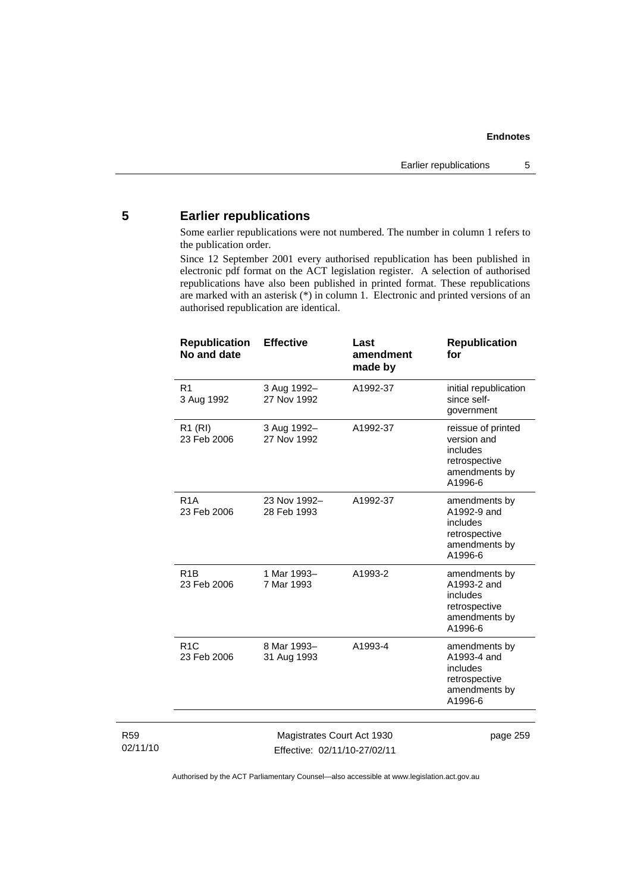## 5 Earlier republications

Some earlier republications were not numbered. The number in column 1 refers to the publication order.

Since 12 September 2001 every authorised republication has been published in electronic pdf format on the ACT legislation register. A selection of authorised republications have also been published in printed format. These republications are marked with an asterisk (*) in column 1. Electronic and printed versions of an authorised republication are identical.

| Republication No and date | Effective | Last amendment made by | Republication for |
|---|---|---|---|
| R1<br>3 Aug 1992 | 3 Aug 1992–<br>27 Nov 1992 | A1992-37 | initial republication since self-government |
| R1 (RI)<br>23 Feb 2006 | 3 Aug 1992–<br>27 Nov 1992 | A1992-37 | reissue of printed version and includes retrospective amendments by A1996-6 |
| R1A<br>23 Feb 2006 | 23 Nov 1992–<br>28 Feb 1993 | A1992-37 | amendments by A1992-9 and includes retrospective amendments by A1996-6 |
| R1B<br>23 Feb 2006 | 1 Mar 1993–<br>7 Mar 1993 | A1993-2 | amendments by A1993-2 and includes retrospective amendments by A1996-6 |
| R1C<br>23 Feb 2006 | 8 Mar 1993–<br>31 Aug 1993 | A1993-4 | amendments by A1993-4 and includes retrospective amendments by A1996-6 |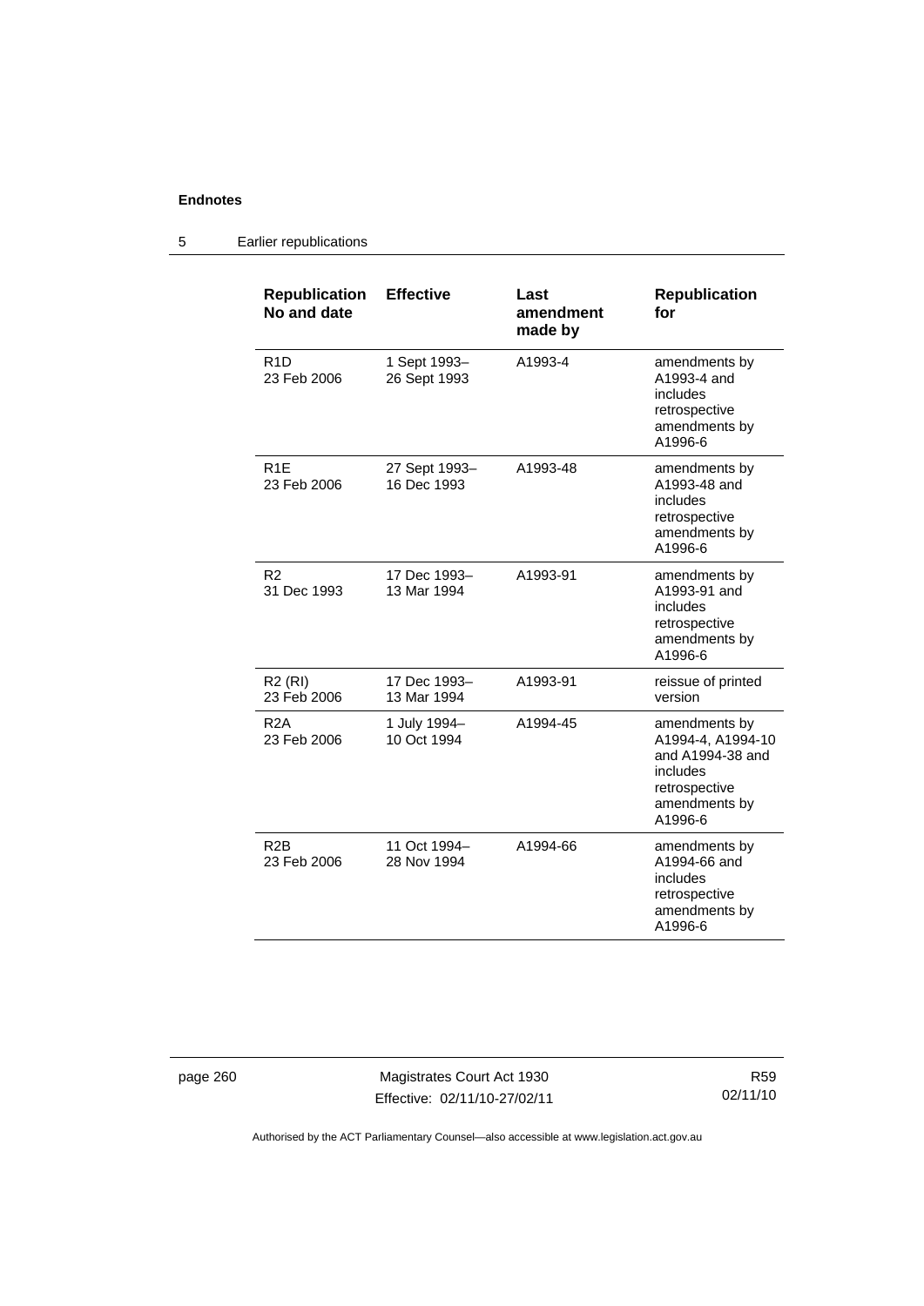## 5 Earlier republications

| Republication No and date | Effective | Last amendment made by | Republication for |
|---|---|---|---|
| R1D<br>23 Feb 2006 | 1 Sept 1993–<br>26 Sept 1993 | A1993-4 | amendments by A1993-4 and includes retrospective amendments by A1996-6 |
| R1E<br>23 Feb 2006 | 27 Sept 1993–<br>16 Dec 1993 | A1993-48 | amendments by A1993-48 and includes retrospective amendments by A1996-6 |
| R2<br>31 Dec 1993 | 17 Dec 1993–<br>13 Mar 1994 | A1993-91 | amendments by A1993-91 and includes retrospective amendments by A1996-6 |
| R2 (RI)<br>23 Feb 2006 | 17 Dec 1993–<br>13 Mar 1994 | A1993-91 | reissue of printed version |
| R2A<br>23 Feb 2006 | 1 July 1994–<br>10 Oct 1994 | A1994-45 | amendments by A1994-4, A1994-10 and A1994-38 and includes retrospective amendments by A1996-6 |
| R2B<br>23 Feb 2006 | 11 Oct 1994–<br>28 Nov 1994 | A1994-66 | amendments by A1994-66 and includes retrospective amendments by A1996-6 |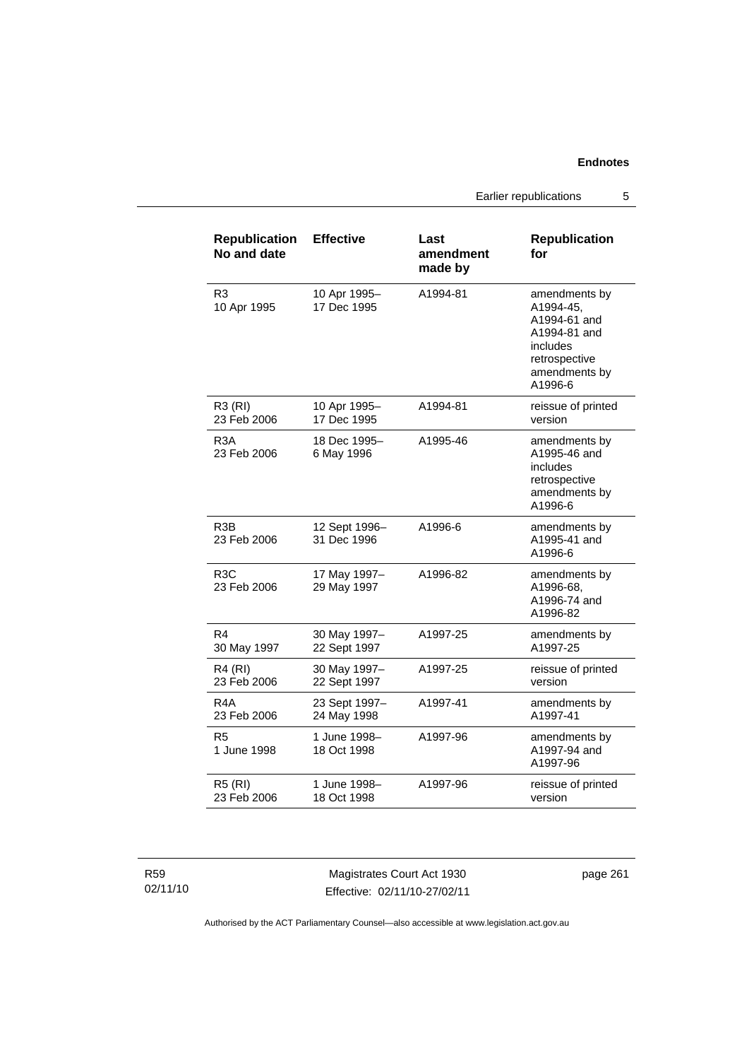| Republication No and date | Effective | Last amendment made by | Republication for |
|---|---|---|---|
| R3 10 Apr 1995 | 10 Apr 1995– 17 Dec 1995 | A1994-81 | amendments by A1994-45, A1994-61 and A1994-81 and includes retrospective amendments by A1996-6 |
| R3 (RI) 23 Feb 2006 | 10 Apr 1995– 17 Dec 1995 | A1994-81 | reissue of printed version |
| R3A 23 Feb 2006 | 18 Dec 1995– 6 May 1996 | A1995-46 | amendments by A1995-46 and includes retrospective amendments by A1996-6 |
| R3B 23 Feb 2006 | 12 Sept 1996– 31 Dec 1996 | A1996-6 | amendments by A1995-41 and A1996-6 |
| R3C 23 Feb 2006 | 17 May 1997– 29 May 1997 | A1996-82 | amendments by A1996-68, A1996-74 and A1996-82 |
| R4 30 May 1997 | 30 May 1997– 22 Sept 1997 | A1997-25 | amendments by A1997-25 |
| R4 (RI) 23 Feb 2006 | 30 May 1997– 22 Sept 1997 | A1997-25 | reissue of printed version |
| R4A 23 Feb 2006 | 23 Sept 1997– 24 May 1998 | A1997-41 | amendments by A1997-41 |
| R5 1 June 1998 | 1 June 1998– 18 Oct 1998 | A1997-96 | amendments by A1997-94 and A1997-96 |
| R5 (RI) 23 Feb 2006 | 1 June 1998– 18 Oct 1998 | A1997-96 | reissue of printed version |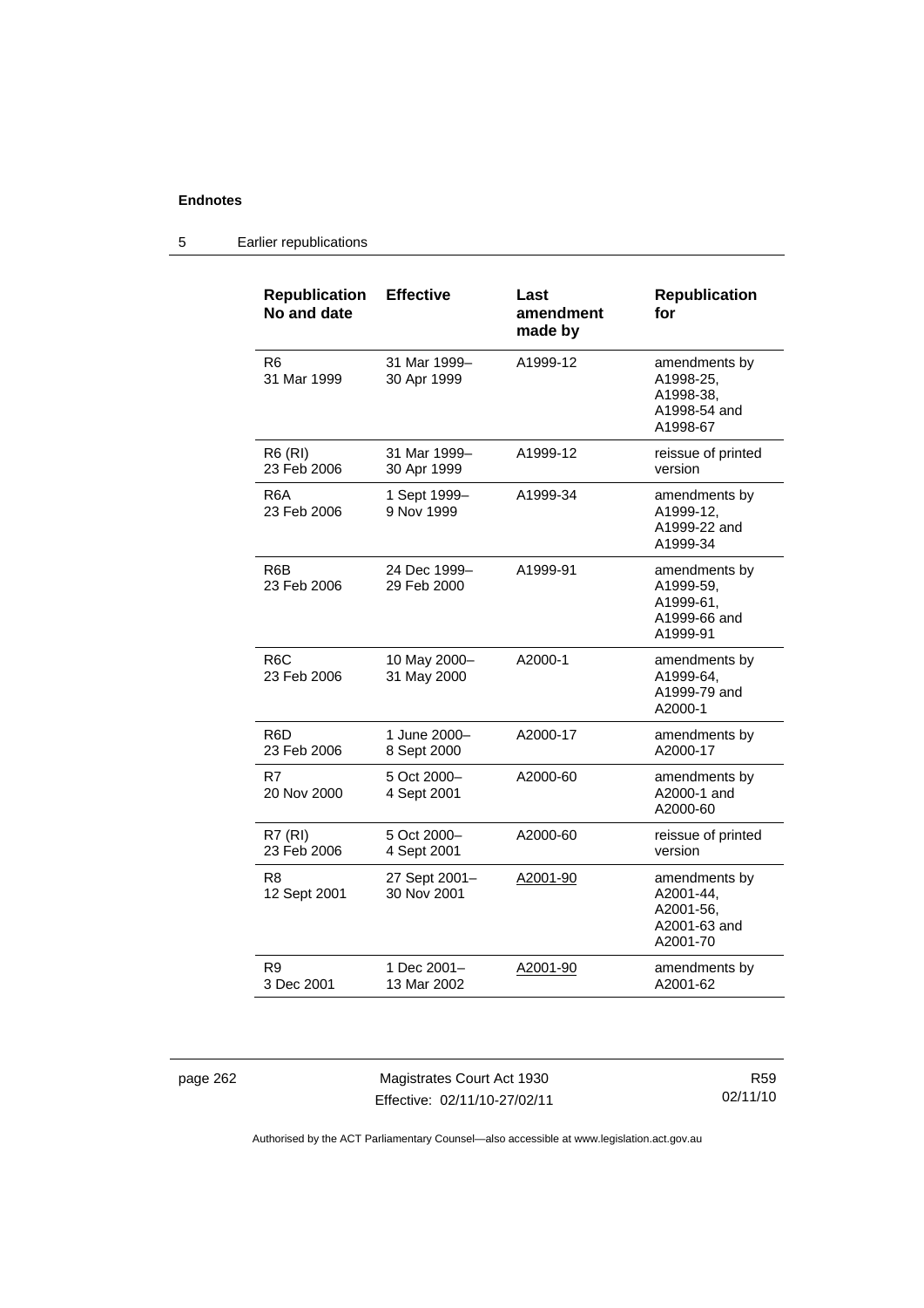## 5 Earlier republications

| Republication No and date | Effective | Last amendment made by | Republication for |
|---|---|---|---|
| R6 31 Mar 1999 | 31 Mar 1999–30 Apr 1999 | A1999-12 | amendments by A1998-25, A1998-38, A1998-54 and A1998-67 |
| R6 (RI) 23 Feb 2006 | 31 Mar 1999–30 Apr 1999 | A1999-12 | reissue of printed version |
| R6A 23 Feb 2006 | 1 Sept 1999–9 Nov 1999 | A1999-34 | amendments by A1999-12, A1999-22 and A1999-34 |
| R6B 23 Feb 2006 | 24 Dec 1999–29 Feb 2000 | A1999-91 | amendments by A1999-59, A1999-61, A1999-66 and A1999-91 |
| R6C 23 Feb 2006 | 10 May 2000–31 May 2000 | A2000-1 | amendments by A1999-64, A1999-79 and A2000-1 |
| R6D 23 Feb 2006 | 1 June 2000–8 Sept 2000 | A2000-17 | amendments by A2000-17 |
| R7 20 Nov 2000 | 5 Oct 2000–4 Sept 2001 | A2000-60 | amendments by A2000-1 and A2000-60 |
| R7 (RI) 23 Feb 2006 | 5 Oct 2000–4 Sept 2001 | A2000-60 | reissue of printed version |
| R8 12 Sept 2001 | 27 Sept 2001–30 Nov 2001 | A2001-90 | amendments by A2001-44, A2001-56, A2001-63 and A2001-70 |
| R9 3 Dec 2001 | 1 Dec 2001–13 Mar 2002 | A2001-90 | amendments by A2001-62 |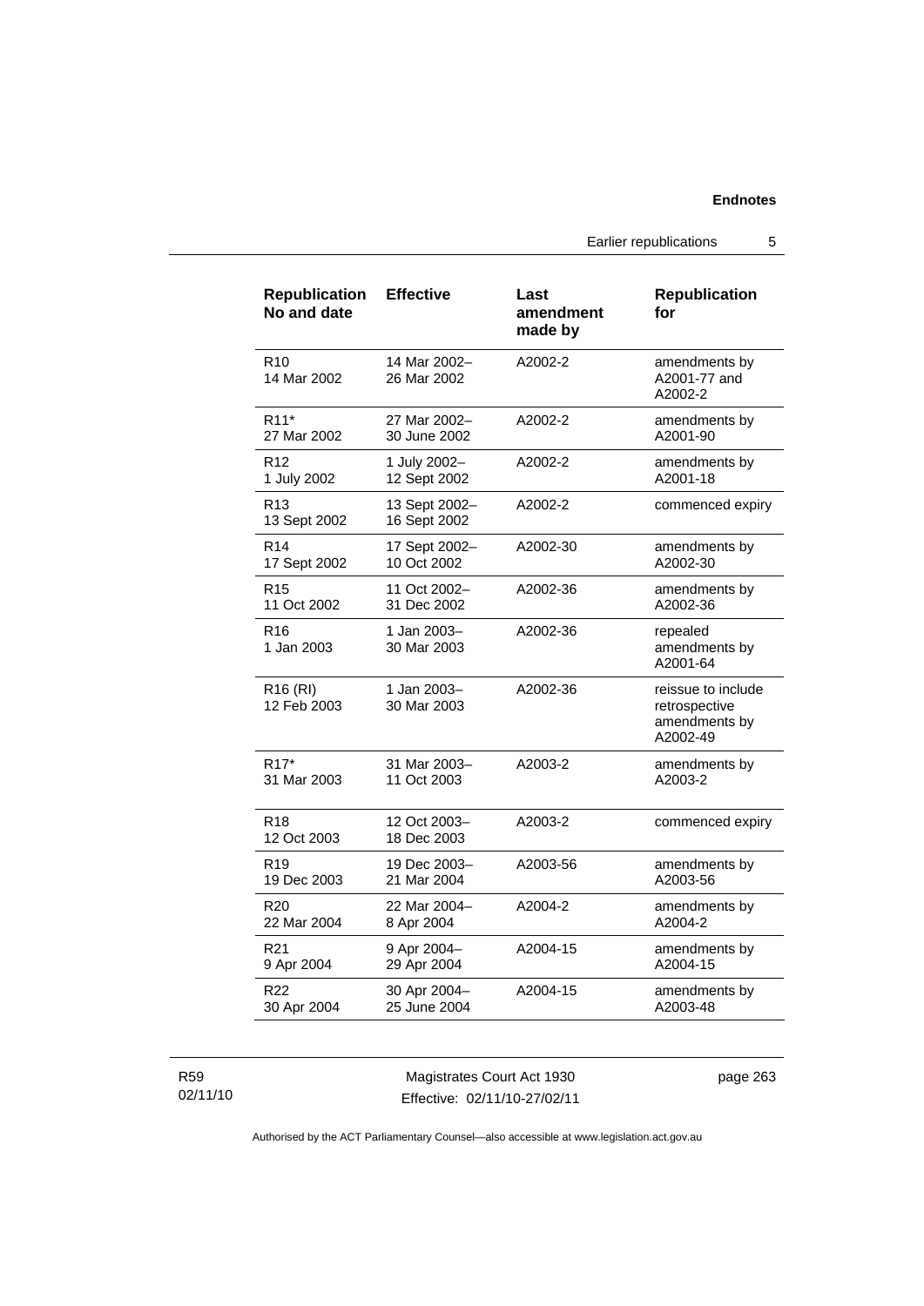| Republication No and date | Effective | Last amendment made by | Republication for |
|---|---|---|---|
| R10<br>14 Mar 2002 | 14 Mar 2002–<br>26 Mar 2002 | A2002-2 | amendments by A2001-77 and A2002-2 |
| R11*<br>27 Mar 2002 | 27 Mar 2002–<br>30 June 2002 | A2002-2 | amendments by A2001-90 |
| R12<br>1 July 2002 | 1 July 2002–<br>12 Sept 2002 | A2002-2 | amendments by A2001-18 |
| R13<br>13 Sept 2002 | 13 Sept 2002–<br>16 Sept 2002 | A2002-2 | commenced expiry |
| R14<br>17 Sept 2002 | 17 Sept 2002–<br>10 Oct 2002 | A2002-30 | amendments by A2002-30 |
| R15<br>11 Oct 2002 | 11 Oct 2002–<br>31 Dec 2002 | A2002-36 | amendments by A2002-36 |
| R16<br>1 Jan 2003 | 1 Jan 2003–<br>30 Mar 2003 | A2002-36 | repealed amendments by A2001-64 |
| R16 (RI)<br>12 Feb 2003 | 1 Jan 2003–<br>30 Mar 2003 | A2002-36 | reissue to include retrospective amendments by A2002-49 |
| R17*<br>31 Mar 2003 | 31 Mar 2003–<br>11 Oct 2003 | A2003-2 | amendments by A2003-2 |
| R18<br>12 Oct 2003 | 12 Oct 2003–<br>18 Dec 2003 | A2003-2 | commenced expiry |
| R19<br>19 Dec 2003 | 19 Dec 2003–<br>21 Mar 2004 | A2003-56 | amendments by A2003-56 |
| R20<br>22 Mar 2004 | 22 Mar 2004–<br>8 Apr 2004 | A2004-2 | amendments by A2004-2 |
| R21<br>9 Apr 2004 | 9 Apr 2004–<br>29 Apr 2004 | A2004-15 | amendments by A2004-15 |
| R22<br>30 Apr 2004 | 30 Apr 2004–<br>25 June 2004 | A2004-15 | amendments by A2003-48 |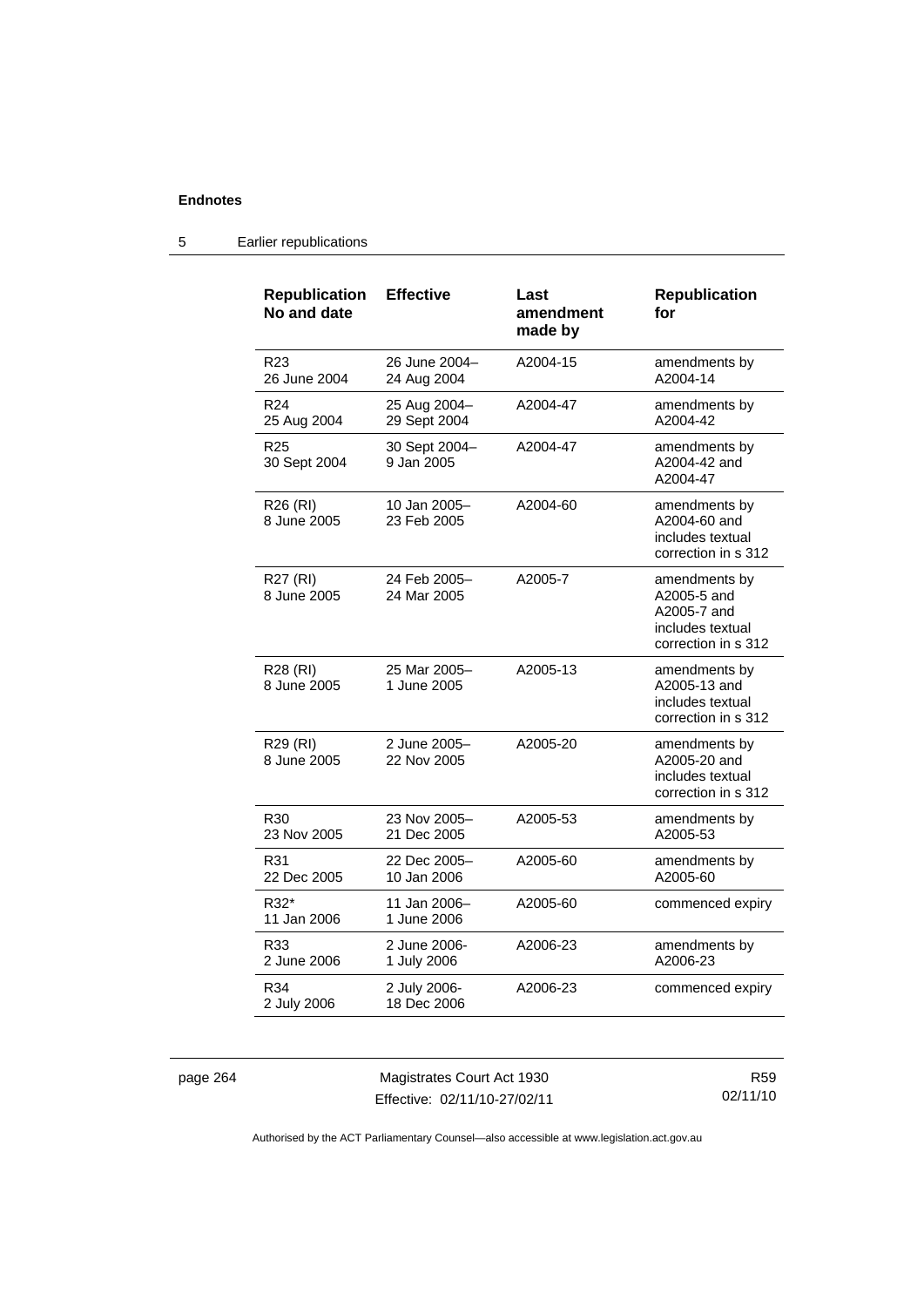## 5 Earlier republications

| Republication No and date | Effective | Last amendment made by | Republication for |
|---|---|---|---|
| R23<br>26 June 2004 | 26 June 2004–<br>24 Aug 2004 | A2004-15 | amendments by A2004-14 |
| R24<br>25 Aug 2004 | 25 Aug 2004–<br>29 Sept 2004 | A2004-47 | amendments by A2004-42 |
| R25<br>30 Sept 2004 | 30 Sept 2004–<br>9 Jan 2005 | A2004-47 | amendments by A2004-42 and A2004-47 |
| R26 (RI)<br>8 June 2005 | 10 Jan 2005–<br>23 Feb 2005 | A2004-60 | amendments by A2004-60 and includes textual correction in s 312 |
| R27 (RI)<br>8 June 2005 | 24 Feb 2005–<br>24 Mar 2005 | A2005-7 | amendments by A2005-5 and A2005-7 and includes textual correction in s 312 |
| R28 (RI)<br>8 June 2005 | 25 Mar 2005–<br>1 June 2005 | A2005-13 | amendments by A2005-13 and includes textual correction in s 312 |
| R29 (RI)<br>8 June 2005 | 2 June 2005–<br>22 Nov 2005 | A2005-20 | amendments by A2005-20 and includes textual correction in s 312 |
| R30<br>23 Nov 2005 | 23 Nov 2005–<br>21 Dec 2005 | A2005-53 | amendments by A2005-53 |
| R31<br>22 Dec 2005 | 22 Dec 2005–<br>10 Jan 2006 | A2005-60 | amendments by A2005-60 |
| R32*<br>11 Jan 2006 | 11 Jan 2006–<br>1 June 2006 | A2005-60 | commenced expiry |
| R33<br>2 June 2006 | 2 June 2006-<br>1 July 2006 | A2006-23 | amendments by A2006-23 |
| R34<br>2 July 2006 | 2 July 2006-<br>18 Dec 2006 | A2006-23 | commenced expiry |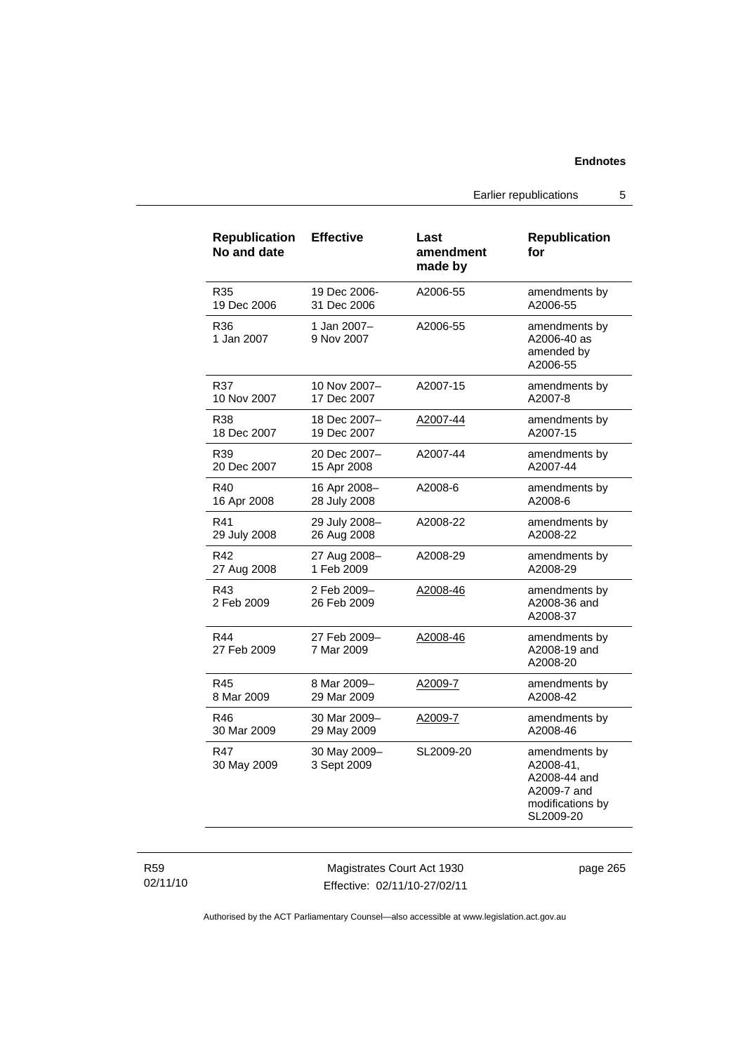| Republication No and date | Effective | Last amendment made by | Republication for |
|---|---|---|---|
| R35 19 Dec 2006 | 19 Dec 2006- 31 Dec 2006 | A2006-55 | amendments by A2006-55 |
| R36 1 Jan 2007 | 1 Jan 2007– 9 Nov 2007 | A2006-55 | amendments by A2006-40 as amended by A2006-55 |
| R37 10 Nov 2007 | 10 Nov 2007– 17 Dec 2007 | A2007-15 | amendments by A2007-8 |
| R38 18 Dec 2007 | 18 Dec 2007– 19 Dec 2007 | A2007-44 | amendments by A2007-15 |
| R39 20 Dec 2007 | 20 Dec 2007– 15 Apr 2008 | A2007-44 | amendments by A2007-44 |
| R40 16 Apr 2008 | 16 Apr 2008– 28 July 2008 | A2008-6 | amendments by A2008-6 |
| R41 29 July 2008 | 29 July 2008– 26 Aug 2008 | A2008-22 | amendments by A2008-22 |
| R42 27 Aug 2008 | 27 Aug 2008– 1 Feb 2009 | A2008-29 | amendments by A2008-29 |
| R43 2 Feb 2009 | 2 Feb 2009– 26 Feb 2009 | A2008-46 | amendments by A2008-36 and A2008-37 |
| R44 27 Feb 2009 | 27 Feb 2009– 7 Mar 2009 | A2008-46 | amendments by A2008-19 and A2008-20 |
| R45 8 Mar 2009 | 8 Mar 2009– 29 Mar 2009 | A2009-7 | amendments by A2008-42 |
| R46 30 Mar 2009 | 30 Mar 2009– 29 May 2009 | A2009-7 | amendments by A2008-46 |
| R47 30 May 2009 | 30 May 2009– 3 Sept 2009 | SL2009-20 | amendments by A2008-41, A2008-44 and A2009-7 and modifications by SL2009-20 |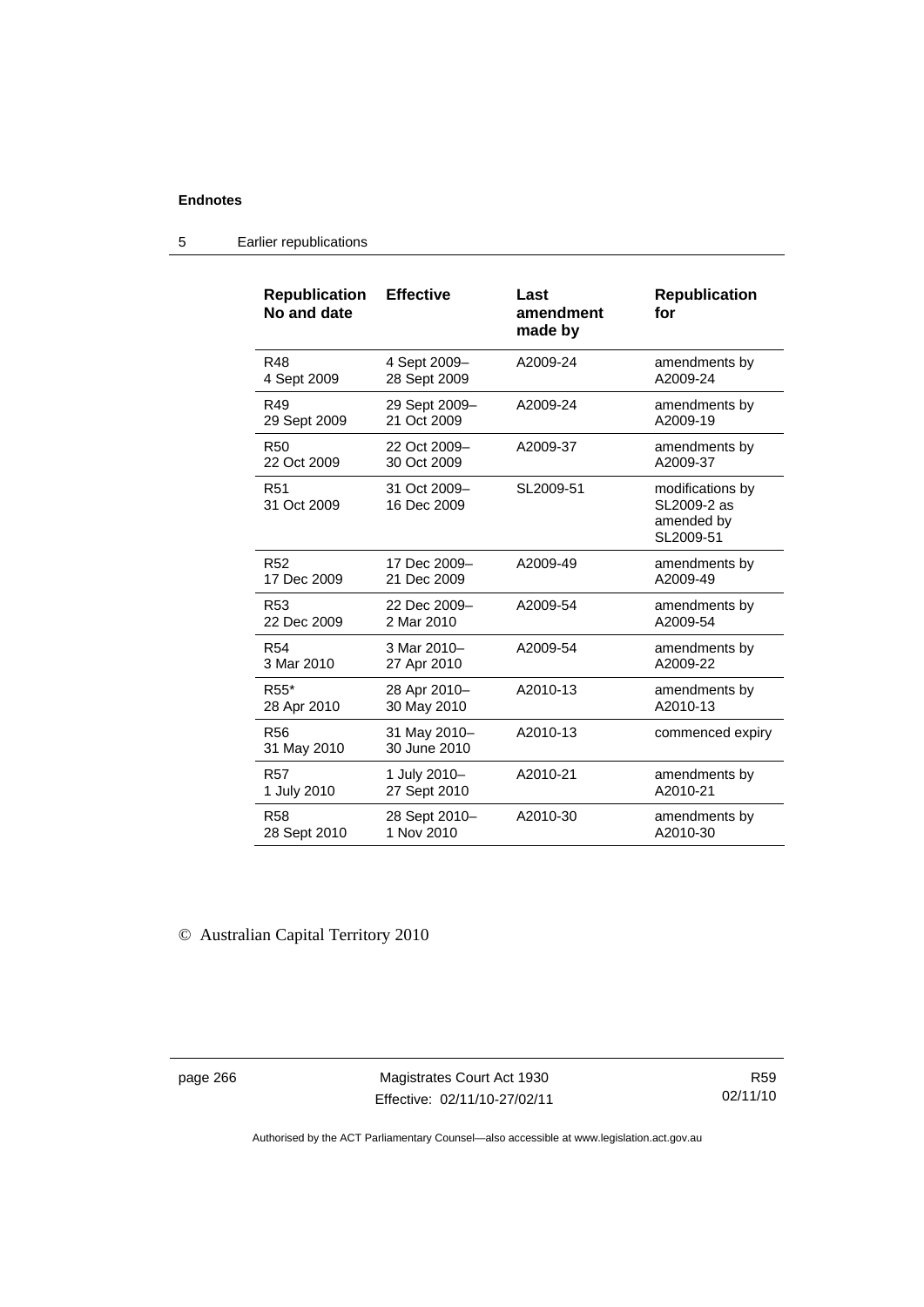**Endnotes**

5 Earlier republications

| Republication No and date | Effective | Last amendment made by | Republication for |
|---|---|---|---|
| R48 4 Sept 2009 | 4 Sept 2009– 28 Sept 2009 | A2009-24 | amendments by A2009-24 |
| R49 29 Sept 2009 | 29 Sept 2009– 21 Oct 2009 | A2009-24 | amendments by A2009-19 |
| R50 22 Oct 2009 | 22 Oct 2009– 30 Oct 2009 | A2009-37 | amendments by A2009-37 |
| R51 31 Oct 2009 | 31 Oct 2009– 16 Dec 2009 | SL2009-51 | modifications by SL2009-2 as amended by SL2009-51 |
| R52 17 Dec 2009 | 17 Dec 2009– 21 Dec 2009 | A2009-49 | amendments by A2009-49 |
| R53 22 Dec 2009 | 22 Dec 2009– 2 Mar 2010 | A2009-54 | amendments by A2009-54 |
| R54 3 Mar 2010 | 3 Mar 2010– 27 Apr 2010 | A2009-54 | amendments by A2009-22 |
| R55* 28 Apr 2010 | 28 Apr 2010– 30 May 2010 | A2010-13 | amendments by A2010-13 |
| R56 31 May 2010 | 31 May 2010– 30 June 2010 | A2010-13 | commenced expiry |
| R57 1 July 2010 | 1 July 2010– 27 Sept 2010 | A2010-21 | amendments by A2010-21 |
| R58 28 Sept 2010 | 28 Sept 2010– 1 Nov 2010 | A2010-30 | amendments by A2010-30 |

© Australian Capital Territory 2010